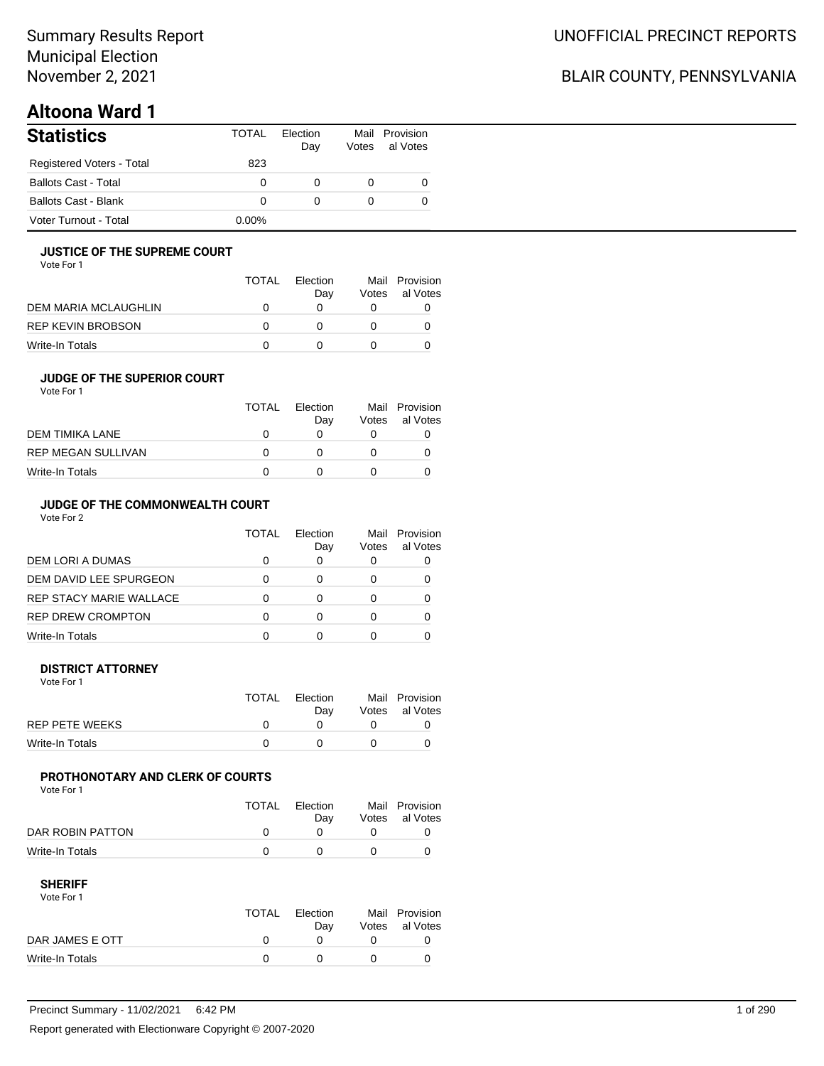# Summary Results Report
Municipal Election
November 2, 2021

UNOFFICIAL PRECINCT REPORTS

BLAIR COUNTY, PENNSYLVANIA

## Altoona Ward 1

### Statistics

| | TOTAL | Election Day | Mail Votes | Provisional Votes |
|---|---|---|---|---|
| Registered Voters - Total | 823 | | | |
| Ballots Cast - Total | 0 | 0 | 0 | 0 |
| Ballots Cast - Blank | 0 | 0 | 0 | 0 |
| Voter Turnout - Total | 0.00% | | | |

#### JUSTICE OF THE SUPREME COURT

Vote For 1

| | TOTAL | Election Day | Mail Votes | Provisional Votes |
|---|---|---|---|---|
| DEM MARIA MCLAUGHLIN | 0 | 0 | 0 | 0 |
| REP KEVIN BROBSON | 0 | 0 | 0 | 0 |
| Write-In Totals | 0 | 0 | 0 | 0 |

#### JUDGE OF THE SUPERIOR COURT

Vote For 1

| | TOTAL | Election Day | Mail Votes | Provisional Votes |
|---|---|---|---|---|
| DEM TIMIKA LANE | 0 | 0 | 0 | 0 |
| REP MEGAN SULLIVAN | 0 | 0 | 0 | 0 |
| Write-In Totals | 0 | 0 | 0 | 0 |

#### JUDGE OF THE COMMONWEALTH COURT

Vote For 2

| | TOTAL | Election Day | Mail Votes | Provisional Votes |
|---|---|---|---|---|
| DEM LORI A DUMAS | 0 | 0 | 0 | 0 |
| DEM DAVID LEE SPURGEON | 0 | 0 | 0 | 0 |
| REP STACY MARIE WALLACE | 0 | 0 | 0 | 0 |
| REP DREW CROMPTON | 0 | 0 | 0 | 0 |
| Write-In Totals | 0 | 0 | 0 | 0 |

#### DISTRICT ATTORNEY

Vote For 1

| | TOTAL | Election Day | Mail Votes | Provisional Votes |
|---|---|---|---|---|
| REP PETE WEEKS | 0 | 0 | 0 | 0 |
| Write-In Totals | 0 | 0 | 0 | 0 |

#### PROTHONOTARY AND CLERK OF COURTS

Vote For 1

| | TOTAL | Election Day | Mail Votes | Provisional Votes |
|---|---|---|---|---|
| DAR ROBIN PATTON | 0 | 0 | 0 | 0 |
| Write-In Totals | 0 | 0 | 0 | 0 |

#### SHERIFF

Vote For 1

| | TOTAL | Election Day | Mail Votes | Provisional Votes |
|---|---|---|---|---|
| DAR JAMES E OTT | 0 | 0 | 0 | 0 |
| Write-In Totals | 0 | 0 | 0 | 0 |

Precinct Summary - 11/02/2021 6:42 PM

Report generated with Electionware Copyright © 2007-2020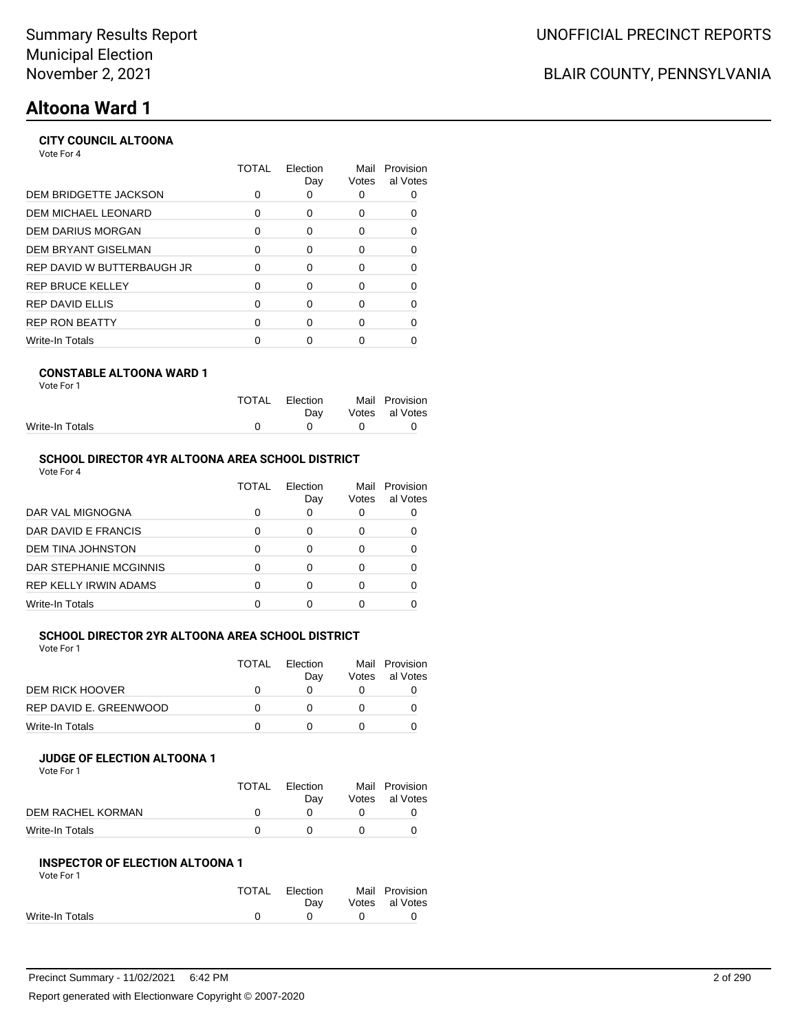# Altoona Ward 1

### CITY COUNCIL ALTOONA

Vote For 4

| | TOTAL | Election Day | Mail Votes | Provisional Votes |
|---|---|---|---|---|
| DEM BRIDGETTE JACKSON | 0 | 0 | 0 | 0 |
| DEM MICHAEL LEONARD | 0 | 0 | 0 | 0 |
| DEM DARIUS MORGAN | 0 | 0 | 0 | 0 |
| DEM BRYANT GISELMAN | 0 | 0 | 0 | 0 |
| REP DAVID W BUTTERBAUGH JR | 0 | 0 | 0 | 0 |
| REP BRUCE KELLEY | 0 | 0 | 0 | 0 |
| REP DAVID ELLIS | 0 | 0 | 0 | 0 |
| REP RON BEATTY | 0 | 0 | 0 | 0 |
| Write-In Totals | 0 | 0 | 0 | 0 |

### CONSTABLE ALTOONA WARD 1

Vote For 1

| | TOTAL | Election Day | Mail Votes | Provisional Votes |
|---|---|---|---|---|
| Write-In Totals | 0 | 0 | 0 | 0 |

### SCHOOL DIRECTOR 4YR ALTOONA AREA SCHOOL DISTRICT

Vote For 4

| | TOTAL | Election Day | Mail Votes | Provisional Votes |
|---|---|---|---|---|
| DAR VAL MIGNOGNA | 0 | 0 | 0 | 0 |
| DAR DAVID E FRANCIS | 0 | 0 | 0 | 0 |
| DEM TINA JOHNSTON | 0 | 0 | 0 | 0 |
| DAR STEPHANIE MCGINNIS | 0 | 0 | 0 | 0 |
| REP KELLY IRWIN ADAMS | 0 | 0 | 0 | 0 |
| Write-In Totals | 0 | 0 | 0 | 0 |

### SCHOOL DIRECTOR 2YR ALTOONA AREA SCHOOL DISTRICT

Vote For 1

| | TOTAL | Election Day | Mail Votes | Provisional Votes |
|---|---|---|---|---|
| DEM RICK HOOVER | 0 | 0 | 0 | 0 |
| REP DAVID E. GREENWOOD | 0 | 0 | 0 | 0 |
| Write-In Totals | 0 | 0 | 0 | 0 |

### JUDGE OF ELECTION ALTOONA 1

Vote For 1

| | TOTAL | Election Day | Mail Votes | Provisional Votes |
|---|---|---|---|---|
| DEM RACHEL KORMAN | 0 | 0 | 0 | 0 |
| Write-In Totals | 0 | 0 | 0 | 0 |

### INSPECTOR OF ELECTION ALTOONA 1

Vote For 1

| | TOTAL | Election Day | Mail Votes | Provisional Votes |
|---|---|---|---|---|
| Write-In Totals | 0 | 0 | 0 | 0 |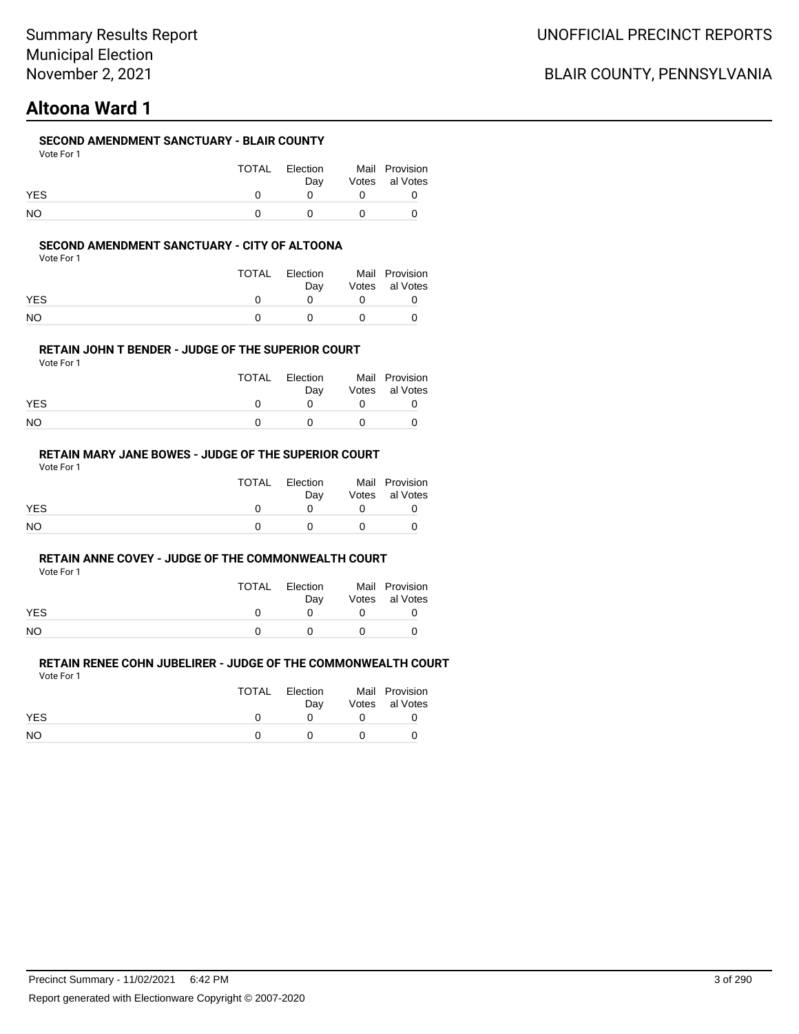Summary Results Report
Municipal Election
November 2, 2021

UNOFFICIAL PRECINCT REPORTS

BLAIR COUNTY, PENNSYLVANIA

# Altoona Ward 1

### SECOND AMENDMENT SANCTUARY - BLAIR COUNTY

Vote For 1

| | TOTAL | Election Day | Mail Votes | Provisional Votes |
|---|---|---|---|---|
| YES | 0 | 0 | 0 | 0 |
| NO | 0 | 0 | 0 | 0 |

### SECOND AMENDMENT SANCTUARY - CITY OF ALTOONA

Vote For 1

| | TOTAL | Election Day | Mail Votes | Provisional Votes |
|---|---|---|---|---|
| YES | 0 | 0 | 0 | 0 |
| NO | 0 | 0 | 0 | 0 |

### RETAIN JOHN T BENDER - JUDGE OF THE SUPERIOR COURT

Vote For 1

| | TOTAL | Election Day | Mail Votes | Provisional Votes |
|---|---|---|---|---|
| YES | 0 | 0 | 0 | 0 |
| NO | 0 | 0 | 0 | 0 |

### RETAIN MARY JANE BOWES - JUDGE OF THE SUPERIOR COURT

Vote For 1

| | TOTAL | Election Day | Mail Votes | Provisional Votes |
|---|---|---|---|---|
| YES | 0 | 0 | 0 | 0 |
| NO | 0 | 0 | 0 | 0 |

### RETAIN ANNE COVEY - JUDGE OF THE COMMONWEALTH COURT

Vote For 1

| | TOTAL | Election Day | Mail Votes | Provisional Votes |
|---|---|---|---|---|
| YES | 0 | 0 | 0 | 0 |
| NO | 0 | 0 | 0 | 0 |

### RETAIN RENEE COHN JUBELIRER - JUDGE OF THE COMMONWEALTH COURT

Vote For 1

| | TOTAL | Election Day | Mail Votes | Provisional Votes |
|---|---|---|---|---|
| YES | 0 | 0 | 0 | 0 |
| NO | 0 | 0 | 0 | 0 |

Precinct Summary - 11/02/2021 6:42 PM

Report generated with Electionware Copyright © 2007-2020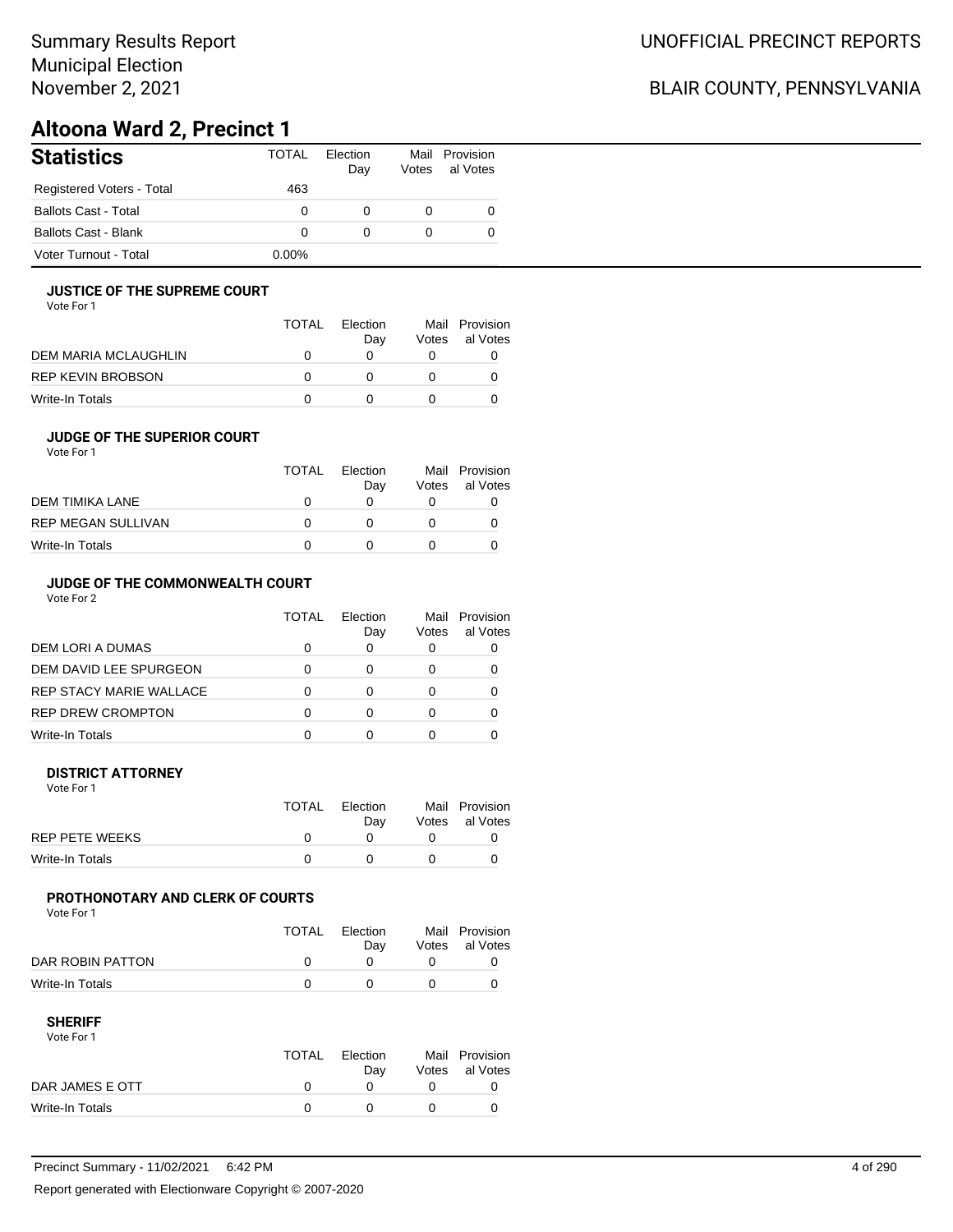Summary Results Report
Municipal Election
November 2, 2021

UNOFFICIAL PRECINCT REPORTS

BLAIR COUNTY, PENNSYLVANIA

# Altoona Ward 2, Precinct 1

## Statistics

| | TOTAL | Election Day | Mail Votes | Provisional Votes |
|---|---|---|---|---|
| Registered Voters - Total | 463 | | | |
| Ballots Cast - Total | 0 | 0 | 0 | 0 |
| Ballots Cast - Blank | 0 | 0 | 0 | 0 |
| Voter Turnout - Total | 0.00% | | | |

### JUSTICE OF THE SUPREME COURT

Vote For 1

| | TOTAL | Election Day | Mail Votes | Provisional Votes |
|---|---|---|---|---|
| DEM MARIA MCLAUGHLIN | 0 | 0 | 0 | 0 |
| REP KEVIN BROBSON | 0 | 0 | 0 | 0 |
| Write-In Totals | 0 | 0 | 0 | 0 |

### JUDGE OF THE SUPERIOR COURT

Vote For 1

| | TOTAL | Election Day | Mail Votes | Provisional Votes |
|---|---|---|---|---|
| DEM TIMIKA LANE | 0 | 0 | 0 | 0 |
| REP MEGAN SULLIVAN | 0 | 0 | 0 | 0 |
| Write-In Totals | 0 | 0 | 0 | 0 |

### JUDGE OF THE COMMONWEALTH COURT

Vote For 2

| | TOTAL | Election Day | Mail Votes | Provisional Votes |
|---|---|---|---|---|
| DEM LORI A DUMAS | 0 | 0 | 0 | 0 |
| DEM DAVID LEE SPURGEON | 0 | 0 | 0 | 0 |
| REP STACY MARIE WALLACE | 0 | 0 | 0 | 0 |
| REP DREW CROMPTON | 0 | 0 | 0 | 0 |
| Write-In Totals | 0 | 0 | 0 | 0 |

### DISTRICT ATTORNEY

Vote For 1

| | TOTAL | Election Day | Mail Votes | Provisional Votes |
|---|---|---|---|---|
| REP PETE WEEKS | 0 | 0 | 0 | 0 |
| Write-In Totals | 0 | 0 | 0 | 0 |

### PROTHONOTARY AND CLERK OF COURTS

Vote For 1

| | TOTAL | Election Day | Mail Votes | Provisional Votes |
|---|---|---|---|---|
| DAR ROBIN PATTON | 0 | 0 | 0 | 0 |
| Write-In Totals | 0 | 0 | 0 | 0 |

### SHERIFF

Vote For 1

| | TOTAL | Election Day | Mail Votes | Provisional Votes |
|---|---|---|---|---|
| DAR JAMES E OTT | 0 | 0 | 0 | 0 |
| Write-In Totals | 0 | 0 | 0 | 0 |

Precinct Summary - 11/02/2021 6:42 PM

Report generated with Electionware Copyright © 2007-2020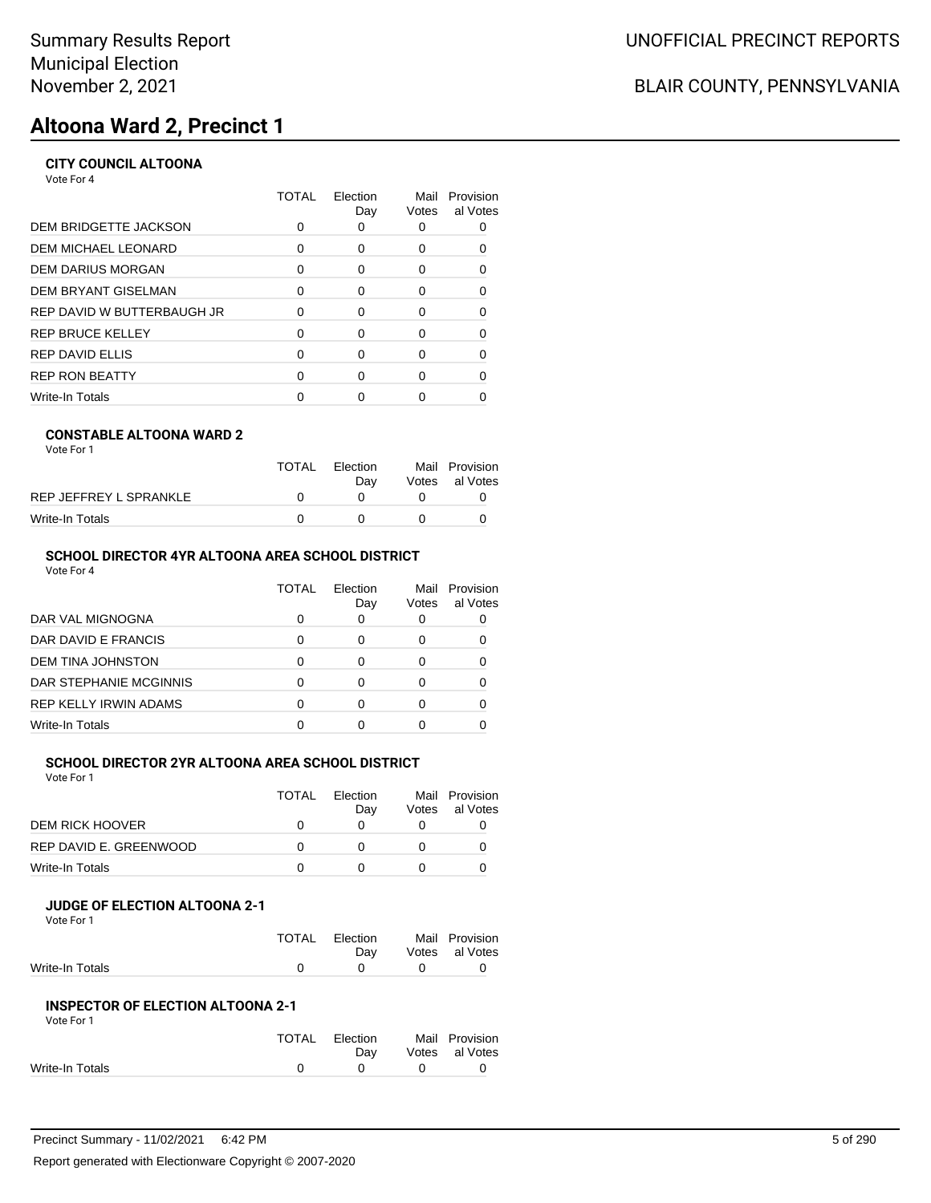Summary Results Report
Municipal Election
November 2, 2021

UNOFFICIAL PRECINCT REPORTS

BLAIR COUNTY, PENNSYLVANIA

# Altoona Ward 2, Precinct 1

### CITY COUNCIL ALTOONA

Vote For 4

| | TOTAL | Election Day | Mail Votes | Provisional Votes |
|---|---|---|---|---|
| DEM BRIDGETTE JACKSON | 0 | 0 | 0 | 0 |
| DEM MICHAEL LEONARD | 0 | 0 | 0 | 0 |
| DEM DARIUS MORGAN | 0 | 0 | 0 | 0 |
| DEM BRYANT GISELMAN | 0 | 0 | 0 | 0 |
| REP DAVID W BUTTERBAUGH JR | 0 | 0 | 0 | 0 |
| REP BRUCE KELLEY | 0 | 0 | 0 | 0 |
| REP DAVID ELLIS | 0 | 0 | 0 | 0 |
| REP RON BEATTY | 0 | 0 | 0 | 0 |
| Write-In Totals | 0 | 0 | 0 | 0 |

### CONSTABLE ALTOONA WARD 2

Vote For 1

| | TOTAL | Election Day | Mail Votes | Provisional Votes |
|---|---|---|---|---|
| REP JEFFREY L SPRANKLE | 0 | 0 | 0 | 0 |
| Write-In Totals | 0 | 0 | 0 | 0 |

### SCHOOL DIRECTOR 4YR ALTOONA AREA SCHOOL DISTRICT

Vote For 4

| | TOTAL | Election Day | Mail Votes | Provisional Votes |
|---|---|---|---|---|
| DAR VAL MIGNOGNA | 0 | 0 | 0 | 0 |
| DAR DAVID E FRANCIS | 0 | 0 | 0 | 0 |
| DEM TINA JOHNSTON | 0 | 0 | 0 | 0 |
| DAR STEPHANIE MCGINNIS | 0 | 0 | 0 | 0 |
| REP KELLY IRWIN ADAMS | 0 | 0 | 0 | 0 |
| Write-In Totals | 0 | 0 | 0 | 0 |

### SCHOOL DIRECTOR 2YR ALTOONA AREA SCHOOL DISTRICT

Vote For 1

| | TOTAL | Election Day | Mail Votes | Provisional Votes |
|---|---|---|---|---|
| DEM RICK HOOVER | 0 | 0 | 0 | 0 |
| REP DAVID E. GREENWOOD | 0 | 0 | 0 | 0 |
| Write-In Totals | 0 | 0 | 0 | 0 |

### JUDGE OF ELECTION ALTOONA 2-1

Vote For 1

| | TOTAL | Election Day | Mail Votes | Provisional Votes |
|---|---|---|---|---|
| Write-In Totals | 0 | 0 | 0 | 0 |

### INSPECTOR OF ELECTION ALTOONA 2-1

Vote For 1

| | TOTAL | Election Day | Mail Votes | Provisional Votes |
|---|---|---|---|---|
| Write-In Totals | 0 | 0 | 0 | 0 |

Precinct Summary - 11/02/2021 6:42 PM

Report generated with Electionware Copyright © 2007-2020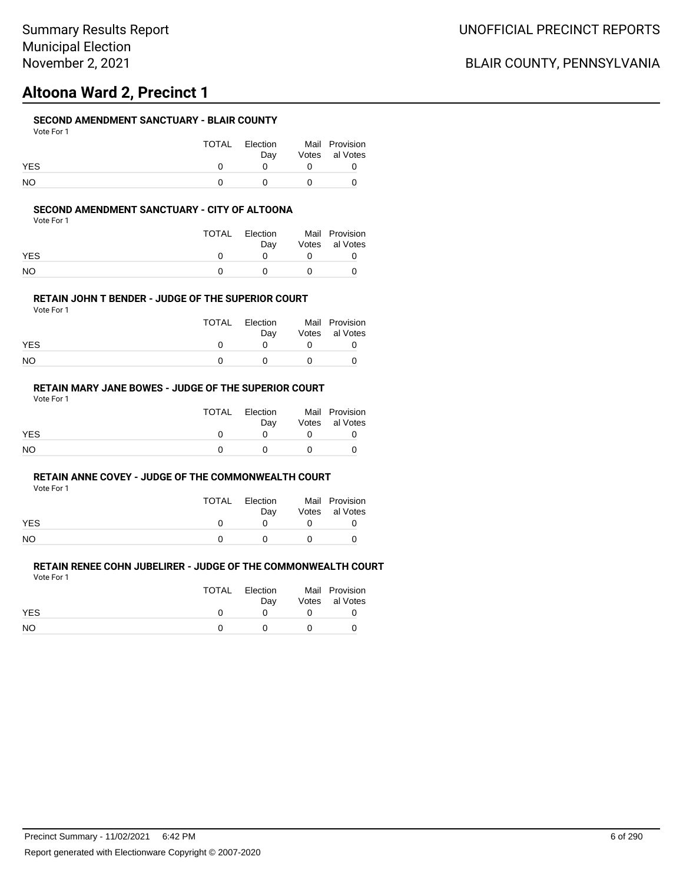Summary Results Report
Municipal Election
November 2, 2021

UNOFFICIAL PRECINCT REPORTS

BLAIR COUNTY, PENNSYLVANIA

# Altoona Ward 2, Precinct 1

### SECOND AMENDMENT SANCTUARY - BLAIR COUNTY

Vote For 1

| | TOTAL | Election Day | Mail Votes | Provisional Votes |
|---|---|---|---|---|
| YES | 0 | 0 | 0 | 0 |
| NO | 0 | 0 | 0 | 0 |

### SECOND AMENDMENT SANCTUARY - CITY OF ALTOONA

Vote For 1

| | TOTAL | Election Day | Mail Votes | Provisional Votes |
|---|---|---|---|---|
| YES | 0 | 0 | 0 | 0 |
| NO | 0 | 0 | 0 | 0 |

### RETAIN JOHN T BENDER - JUDGE OF THE SUPERIOR COURT

Vote For 1

| | TOTAL | Election Day | Mail Votes | Provisional Votes |
|---|---|---|---|---|
| YES | 0 | 0 | 0 | 0 |
| NO | 0 | 0 | 0 | 0 |

### RETAIN MARY JANE BOWES - JUDGE OF THE SUPERIOR COURT

Vote For 1

| | TOTAL | Election Day | Mail Votes | Provisional Votes |
|---|---|---|---|---|
| YES | 0 | 0 | 0 | 0 |
| NO | 0 | 0 | 0 | 0 |

### RETAIN ANNE COVEY - JUDGE OF THE COMMONWEALTH COURT

Vote For 1

| | TOTAL | Election Day | Mail Votes | Provisional Votes |
|---|---|---|---|---|
| YES | 0 | 0 | 0 | 0 |
| NO | 0 | 0 | 0 | 0 |

### RETAIN RENEE COHN JUBELIRER - JUDGE OF THE COMMONWEALTH COURT

Vote For 1

| | TOTAL | Election Day | Mail Votes | Provisional Votes |
|---|---|---|---|---|
| YES | 0 | 0 | 0 | 0 |
| NO | 0 | 0 | 0 | 0 |

Precinct Summary - 11/02/2021 6:42 PM

Report generated with Electionware Copyright © 2007-2020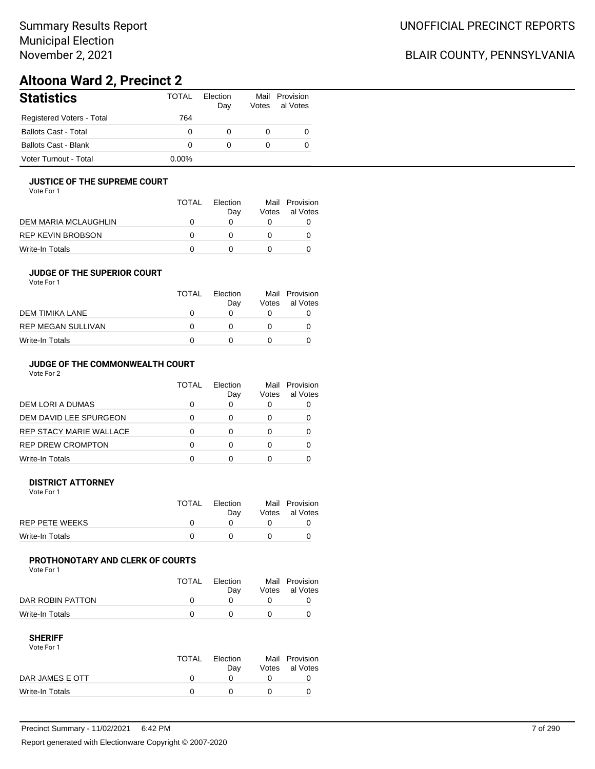Summary Results Report
Municipal Election
November 2, 2021

UNOFFICIAL PRECINCT REPORTS

BLAIR COUNTY, PENNSYLVANIA

# Altoona Ward 2, Precinct 2

## Statistics

| | TOTAL | Election Day | Mail Votes | Provisional Votes |
|---|---|---|---|---|
| Registered Voters - Total | 764 | | | |
| Ballots Cast - Total | 0 | 0 | 0 | 0 |
| Ballots Cast - Blank | 0 | 0 | 0 | 0 |
| Voter Turnout - Total | 0.00% | | | |

### JUSTICE OF THE SUPREME COURT

Vote For 1

| | TOTAL | Election Day | Mail Votes | Provisional Votes |
|---|---|---|---|---|
| DEM MARIA MCLAUGHLIN | 0 | 0 | 0 | 0 |
| REP KEVIN BROBSON | 0 | 0 | 0 | 0 |
| Write-In Totals | 0 | 0 | 0 | 0 |

### JUDGE OF THE SUPERIOR COURT

Vote For 1

| | TOTAL | Election Day | Mail Votes | Provisional Votes |
|---|---|---|---|---|
| DEM TIMIKA LANE | 0 | 0 | 0 | 0 |
| REP MEGAN SULLIVAN | 0 | 0 | 0 | 0 |
| Write-In Totals | 0 | 0 | 0 | 0 |

### JUDGE OF THE COMMONWEALTH COURT

Vote For 2

| | TOTAL | Election Day | Mail Votes | Provisional Votes |
|---|---|---|---|---|
| DEM LORI A DUMAS | 0 | 0 | 0 | 0 |
| DEM DAVID LEE SPURGEON | 0 | 0 | 0 | 0 |
| REP STACY MARIE WALLACE | 0 | 0 | 0 | 0 |
| REP DREW CROMPTON | 0 | 0 | 0 | 0 |
| Write-In Totals | 0 | 0 | 0 | 0 |

### DISTRICT ATTORNEY

Vote For 1

| | TOTAL | Election Day | Mail Votes | Provisional Votes |
|---|---|---|---|---|
| REP PETE WEEKS | 0 | 0 | 0 | 0 |
| Write-In Totals | 0 | 0 | 0 | 0 |

### PROTHONOTARY AND CLERK OF COURTS

Vote For 1

| | TOTAL | Election Day | Mail Votes | Provisional Votes |
|---|---|---|---|---|
| DAR ROBIN PATTON | 0 | 0 | 0 | 0 |
| Write-In Totals | 0 | 0 | 0 | 0 |

### SHERIFF

Vote For 1

| | TOTAL | Election Day | Mail Votes | Provisional Votes |
|---|---|---|---|---|
| DAR JAMES E OTT | 0 | 0 | 0 | 0 |
| Write-In Totals | 0 | 0 | 0 | 0 |

Precinct Summary - 11/02/2021 6:42 PM

Report generated with Electionware Copyright © 2007-2020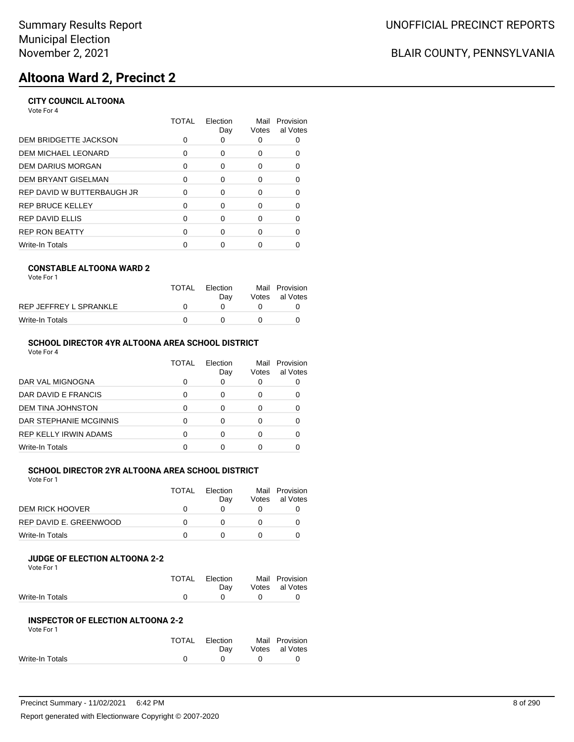Summary Results Report
Municipal Election
November 2, 2021

UNOFFICIAL PRECINCT REPORTS

BLAIR COUNTY, PENNSYLVANIA

# Altoona Ward 2, Precinct 2

### CITY COUNCIL ALTOONA

Vote For 4

| | TOTAL | Election Day | Mail Votes | Provisional Votes |
|---|---|---|---|---|
| DEM BRIDGETTE JACKSON | 0 | 0 | 0 | 0 |
| DEM MICHAEL LEONARD | 0 | 0 | 0 | 0 |
| DEM DARIUS MORGAN | 0 | 0 | 0 | 0 |
| DEM BRYANT GISELMAN | 0 | 0 | 0 | 0 |
| REP DAVID W BUTTERBAUGH JR | 0 | 0 | 0 | 0 |
| REP BRUCE KELLEY | 0 | 0 | 0 | 0 |
| REP DAVID ELLIS | 0 | 0 | 0 | 0 |
| REP RON BEATTY | 0 | 0 | 0 | 0 |
| Write-In Totals | 0 | 0 | 0 | 0 |

### CONSTABLE ALTOONA WARD 2

Vote For 1

| | TOTAL | Election Day | Mail Votes | Provisional Votes |
|---|---|---|---|---|
| REP JEFFREY L SPRANKLE | 0 | 0 | 0 | 0 |
| Write-In Totals | 0 | 0 | 0 | 0 |

### SCHOOL DIRECTOR 4YR ALTOONA AREA SCHOOL DISTRICT

Vote For 4

| | TOTAL | Election Day | Mail Votes | Provisional Votes |
|---|---|---|---|---|
| DAR VAL MIGNOGNA | 0 | 0 | 0 | 0 |
| DAR DAVID E FRANCIS | 0 | 0 | 0 | 0 |
| DEM TINA JOHNSTON | 0 | 0 | 0 | 0 |
| DAR STEPHANIE MCGINNIS | 0 | 0 | 0 | 0 |
| REP KELLY IRWIN ADAMS | 0 | 0 | 0 | 0 |
| Write-In Totals | 0 | 0 | 0 | 0 |

### SCHOOL DIRECTOR 2YR ALTOONA AREA SCHOOL DISTRICT

Vote For 1

| | TOTAL | Election Day | Mail Votes | Provisional Votes |
|---|---|---|---|---|
| DEM RICK HOOVER | 0 | 0 | 0 | 0 |
| REP DAVID E. GREENWOOD | 0 | 0 | 0 | 0 |
| Write-In Totals | 0 | 0 | 0 | 0 |

### JUDGE OF ELECTION ALTOONA 2-2

Vote For 1

| | TOTAL | Election Day | Mail Votes | Provisional Votes |
|---|---|---|---|---|
| Write-In Totals | 0 | 0 | 0 | 0 |

### INSPECTOR OF ELECTION ALTOONA 2-2

Vote For 1

| | TOTAL | Election Day | Mail Votes | Provisional Votes |
|---|---|---|---|---|
| Write-In Totals | 0 | 0 | 0 | 0 |

Precinct Summary - 11/02/2021 6:42 PM

Report generated with Electionware Copyright © 2007-2020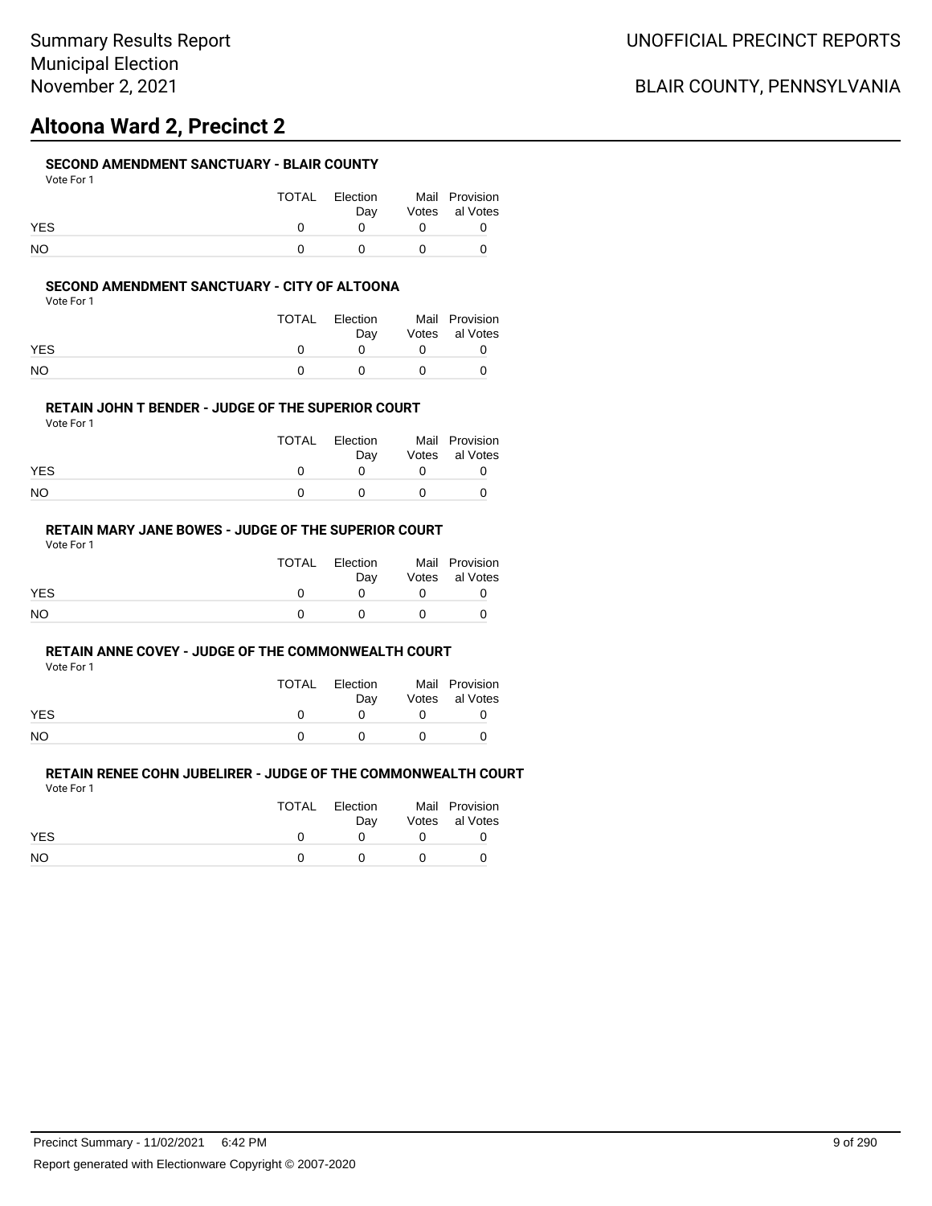Summary Results Report
Municipal Election
November 2, 2021

UNOFFICIAL PRECINCT REPORTS

BLAIR COUNTY, PENNSYLVANIA

# Altoona Ward 2, Precinct 2

### SECOND AMENDMENT SANCTUARY - BLAIR COUNTY

Vote For 1

| | TOTAL | Election Day | Mail Votes | Provisional Votes |
|---|---|---|---|---|
| YES | 0 | 0 | 0 | 0 |
| NO | 0 | 0 | 0 | 0 |

### SECOND AMENDMENT SANCTUARY - CITY OF ALTOONA

Vote For 1

| | TOTAL | Election Day | Mail Votes | Provisional Votes |
|---|---|---|---|---|
| YES | 0 | 0 | 0 | 0 |
| NO | 0 | 0 | 0 | 0 |

### RETAIN JOHN T BENDER - JUDGE OF THE SUPERIOR COURT

Vote For 1

| | TOTAL | Election Day | Mail Votes | Provisional Votes |
|---|---|---|---|---|
| YES | 0 | 0 | 0 | 0 |
| NO | 0 | 0 | 0 | 0 |

### RETAIN MARY JANE BOWES - JUDGE OF THE SUPERIOR COURT

Vote For 1

| | TOTAL | Election Day | Mail Votes | Provisional Votes |
|---|---|---|---|---|
| YES | 0 | 0 | 0 | 0 |
| NO | 0 | 0 | 0 | 0 |

### RETAIN ANNE COVEY - JUDGE OF THE COMMONWEALTH COURT

Vote For 1

| | TOTAL | Election Day | Mail Votes | Provisional Votes |
|---|---|---|---|---|
| YES | 0 | 0 | 0 | 0 |
| NO | 0 | 0 | 0 | 0 |

### RETAIN RENEE COHN JUBELIRER - JUDGE OF THE COMMONWEALTH COURT

Vote For 1

| | TOTAL | Election Day | Mail Votes | Provisional Votes |
|---|---|---|---|---|
| YES | 0 | 0 | 0 | 0 |
| NO | 0 | 0 | 0 | 0 |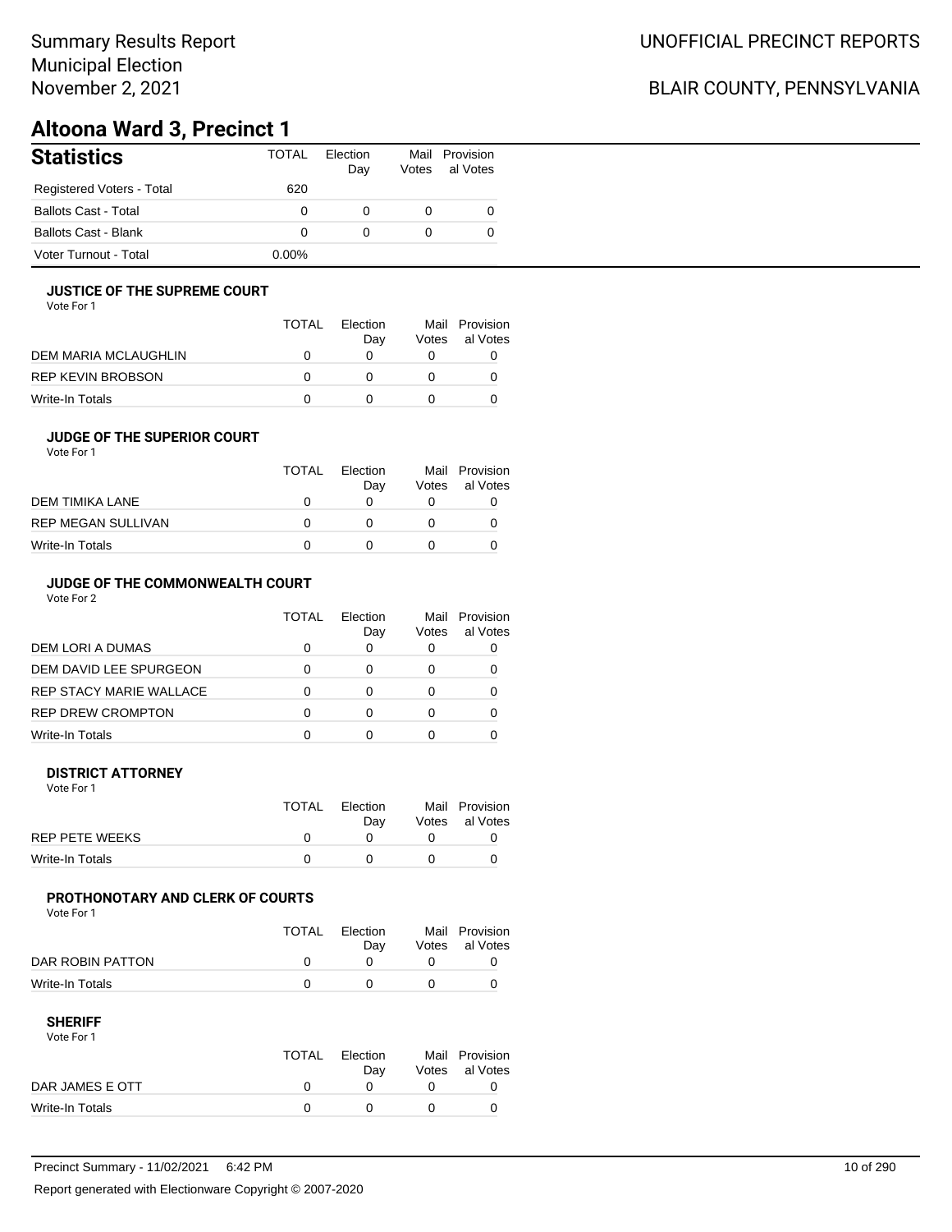Summary Results Report
Municipal Election
November 2, 2021

UNOFFICIAL PRECINCT REPORTS

BLAIR COUNTY, PENNSYLVANIA

# Altoona Ward 3, Precinct 1

## Statistics

| Statistics | TOTAL | Election Day | Mail Votes | Provisional Votes |
|---|---|---|---|---|
| Registered Voters - Total | 620 | | | |
| Ballots Cast - Total | 0 | 0 | 0 | 0 |
| Ballots Cast - Blank | 0 | 0 | 0 | 0 |
| Voter Turnout - Total | 0.00% | | | |

### JUSTICE OF THE SUPREME COURT

Vote For 1

| | TOTAL | Election Day | Mail Votes | Provisional Votes |
|---|---|---|---|---|
| DEM MARIA MCLAUGHLIN | 0 | 0 | 0 | 0 |
| REP KEVIN BROBSON | 0 | 0 | 0 | 0 |
| Write-In Totals | 0 | 0 | 0 | 0 |

### JUDGE OF THE SUPERIOR COURT

Vote For 1

| | TOTAL | Election Day | Mail Votes | Provisional Votes |
|---|---|---|---|---|
| DEM TIMIKA LANE | 0 | 0 | 0 | 0 |
| REP MEGAN SULLIVAN | 0 | 0 | 0 | 0 |
| Write-In Totals | 0 | 0 | 0 | 0 |

### JUDGE OF THE COMMONWEALTH COURT

Vote For 2

| | TOTAL | Election Day | Mail Votes | Provisional Votes |
|---|---|---|---|---|
| DEM LORI A DUMAS | 0 | 0 | 0 | 0 |
| DEM DAVID LEE SPURGEON | 0 | 0 | 0 | 0 |
| REP STACY MARIE WALLACE | 0 | 0 | 0 | 0 |
| REP DREW CROMPTON | 0 | 0 | 0 | 0 |
| Write-In Totals | 0 | 0 | 0 | 0 |

### DISTRICT ATTORNEY

Vote For 1

| | TOTAL | Election Day | Mail Votes | Provisional Votes |
|---|---|---|---|---|
| REP PETE WEEKS | 0 | 0 | 0 | 0 |
| Write-In Totals | 0 | 0 | 0 | 0 |

### PROTHONOTARY AND CLERK OF COURTS

Vote For 1

| | TOTAL | Election Day | Mail Votes | Provisional Votes |
|---|---|---|---|---|
| DAR ROBIN PATTON | 0 | 0 | 0 | 0 |
| Write-In Totals | 0 | 0 | 0 | 0 |

### SHERIFF

Vote For 1

| | TOTAL | Election Day | Mail Votes | Provisional Votes |
|---|---|---|---|---|
| DAR JAMES E OTT | 0 | 0 | 0 | 0 |
| Write-In Totals | 0 | 0 | 0 | 0 |

Precinct Summary - 11/02/2021 6:42 PM

Report generated with Electionware Copyright © 2007-2020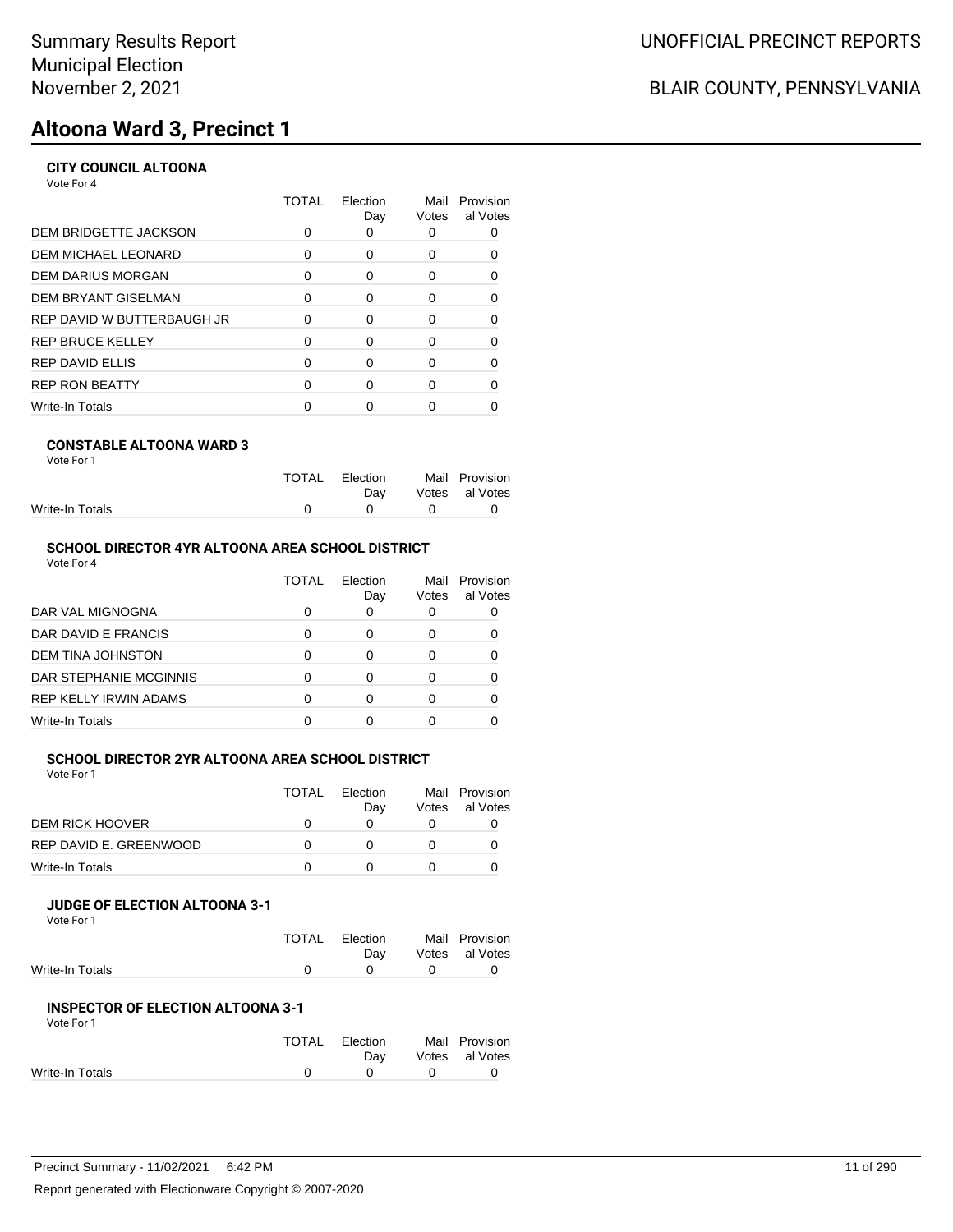Summary Results Report
Municipal Election
November 2, 2021

UNOFFICIAL PRECINCT REPORTS

BLAIR COUNTY, PENNSYLVANIA

# Altoona Ward 3, Precinct 1

### CITY COUNCIL ALTOONA

Vote For 4

| | TOTAL | Election Day | Mail Votes | Provisional Votes |
|---|---|---|---|---|
| DEM BRIDGETTE JACKSON | 0 | 0 | 0 | 0 |
| DEM MICHAEL LEONARD | 0 | 0 | 0 | 0 |
| DEM DARIUS MORGAN | 0 | 0 | 0 | 0 |
| DEM BRYANT GISELMAN | 0 | 0 | 0 | 0 |
| REP DAVID W BUTTERBAUGH JR | 0 | 0 | 0 | 0 |
| REP BRUCE KELLEY | 0 | 0 | 0 | 0 |
| REP DAVID ELLIS | 0 | 0 | 0 | 0 |
| REP RON BEATTY | 0 | 0 | 0 | 0 |
| Write-In Totals | 0 | 0 | 0 | 0 |

### CONSTABLE ALTOONA WARD 3

Vote For 1

| | TOTAL | Election Day | Mail Votes | Provisional Votes |
|---|---|---|---|---|
| Write-In Totals | 0 | 0 | 0 | 0 |

### SCHOOL DIRECTOR 4YR ALTOONA AREA SCHOOL DISTRICT

Vote For 4

| | TOTAL | Election Day | Mail Votes | Provisional Votes |
|---|---|---|---|---|
| DAR VAL MIGNOGNA | 0 | 0 | 0 | 0 |
| DAR DAVID E FRANCIS | 0 | 0 | 0 | 0 |
| DEM TINA JOHNSTON | 0 | 0 | 0 | 0 |
| DAR STEPHANIE MCGINNIS | 0 | 0 | 0 | 0 |
| REP KELLY IRWIN ADAMS | 0 | 0 | 0 | 0 |
| Write-In Totals | 0 | 0 | 0 | 0 |

### SCHOOL DIRECTOR 2YR ALTOONA AREA SCHOOL DISTRICT

Vote For 1

| | TOTAL | Election Day | Mail Votes | Provisional Votes |
|---|---|---|---|---|
| DEM RICK HOOVER | 0 | 0 | 0 | 0 |
| REP DAVID E. GREENWOOD | 0 | 0 | 0 | 0 |
| Write-In Totals | 0 | 0 | 0 | 0 |

### JUDGE OF ELECTION ALTOONA 3-1

Vote For 1

| | TOTAL | Election Day | Mail Votes | Provisional Votes |
|---|---|---|---|---|
| Write-In Totals | 0 | 0 | 0 | 0 |

### INSPECTOR OF ELECTION ALTOONA 3-1

Vote For 1

| | TOTAL | Election Day | Mail Votes | Provisional Votes |
|---|---|---|---|---|
| Write-In Totals | 0 | 0 | 0 | 0 |

Precinct Summary - 11/02/2021 6:42 PM

Report generated with Electionware Copyright © 2007-2020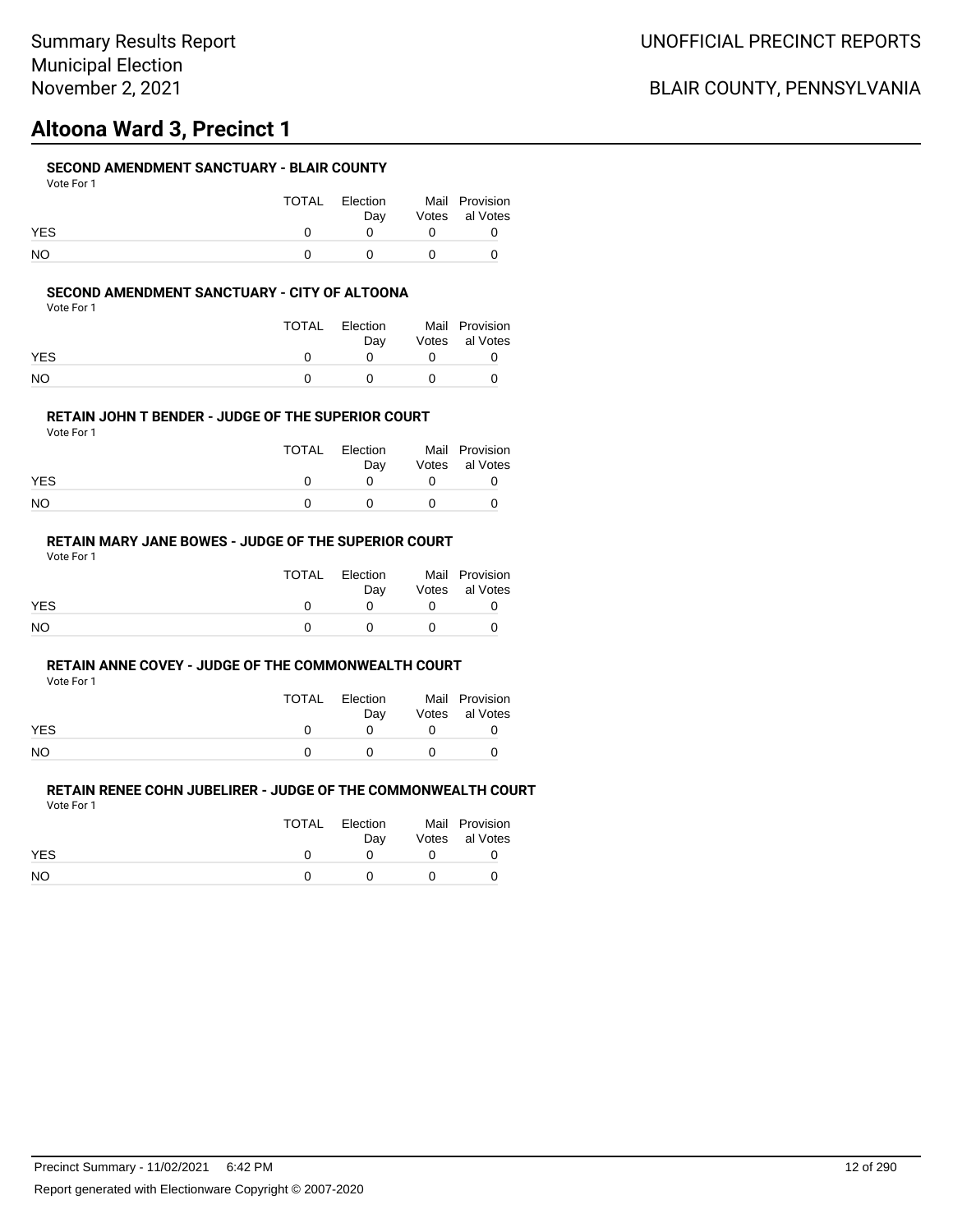Summary Results Report
Municipal Election
November 2, 2021

UNOFFICIAL PRECINCT REPORTS

BLAIR COUNTY, PENNSYLVANIA

# Altoona Ward 3, Precinct 1

### SECOND AMENDMENT SANCTUARY - BLAIR COUNTY

Vote For 1

| | TOTAL | Election Day | Mail Votes | Provisional Votes |
|---|---|---|---|---|
| YES | 0 | 0 | 0 | 0 |
| NO | 0 | 0 | 0 | 0 |

### SECOND AMENDMENT SANCTUARY - CITY OF ALTOONA

Vote For 1

| | TOTAL | Election Day | Mail Votes | Provisional Votes |
|---|---|---|---|---|
| YES | 0 | 0 | 0 | 0 |
| NO | 0 | 0 | 0 | 0 |

### RETAIN JOHN T BENDER - JUDGE OF THE SUPERIOR COURT

Vote For 1

| | TOTAL | Election Day | Mail Votes | Provisional Votes |
|---|---|---|---|---|
| YES | 0 | 0 | 0 | 0 |
| NO | 0 | 0 | 0 | 0 |

### RETAIN MARY JANE BOWES - JUDGE OF THE SUPERIOR COURT

Vote For 1

| | TOTAL | Election Day | Mail Votes | Provisional Votes |
|---|---|---|---|---|
| YES | 0 | 0 | 0 | 0 |
| NO | 0 | 0 | 0 | 0 |

### RETAIN ANNE COVEY - JUDGE OF THE COMMONWEALTH COURT

Vote For 1

| | TOTAL | Election Day | Mail Votes | Provisional Votes |
|---|---|---|---|---|
| YES | 0 | 0 | 0 | 0 |
| NO | 0 | 0 | 0 | 0 |

### RETAIN RENEE COHN JUBELIRER - JUDGE OF THE COMMONWEALTH COURT

Vote For 1

| | TOTAL | Election Day | Mail Votes | Provisional Votes |
|---|---|---|---|---|
| YES | 0 | 0 | 0 | 0 |
| NO | 0 | 0 | 0 | 0 |

Precinct Summary - 11/02/2021 6:42 PM

Report generated with Electionware Copyright © 2007-2020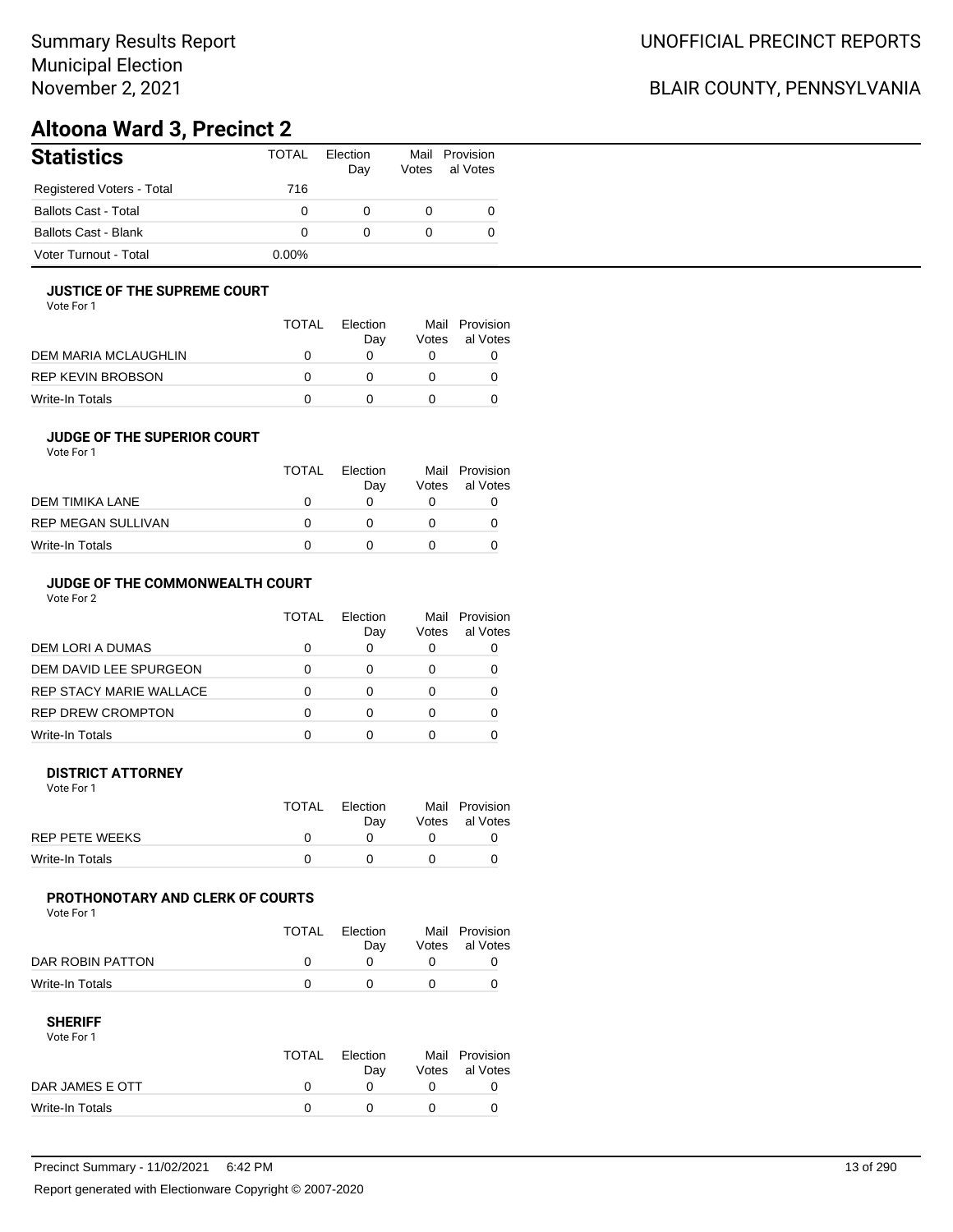Summary Results Report
Municipal Election
November 2, 2021

UNOFFICIAL PRECINCT REPORTS

BLAIR COUNTY, PENNSYLVANIA

# Altoona Ward 3, Precinct 2

## Statistics

| Statistics | TOTAL | Election Day | Mail Votes | Provisional Votes |
|---|---|---|---|---|
| Registered Voters - Total | 716 | | | |
| Ballots Cast - Total | 0 | 0 | 0 | 0 |
| Ballots Cast - Blank | 0 | 0 | 0 | 0 |
| Voter Turnout - Total | 0.00% | | | |

### JUSTICE OF THE SUPREME COURT

Vote For 1

| | TOTAL | Election Day | Mail Votes | Provisional Votes |
|---|---|---|---|---|
| DEM MARIA MCLAUGHLIN | 0 | 0 | 0 | 0 |
| REP KEVIN BROBSON | 0 | 0 | 0 | 0 |
| Write-In Totals | 0 | 0 | 0 | 0 |

### JUDGE OF THE SUPERIOR COURT

Vote For 1

| | TOTAL | Election Day | Mail Votes | Provisional Votes |
|---|---|---|---|---|
| DEM TIMIKA LANE | 0 | 0 | 0 | 0 |
| REP MEGAN SULLIVAN | 0 | 0 | 0 | 0 |
| Write-In Totals | 0 | 0 | 0 | 0 |

### JUDGE OF THE COMMONWEALTH COURT

Vote For 2

| | TOTAL | Election Day | Mail Votes | Provisional Votes |
|---|---|---|---|---|
| DEM LORI A DUMAS | 0 | 0 | 0 | 0 |
| DEM DAVID LEE SPURGEON | 0 | 0 | 0 | 0 |
| REP STACY MARIE WALLACE | 0 | 0 | 0 | 0 |
| REP DREW CROMPTON | 0 | 0 | 0 | 0 |
| Write-In Totals | 0 | 0 | 0 | 0 |

### DISTRICT ATTORNEY

Vote For 1

| | TOTAL | Election Day | Mail Votes | Provisional Votes |
|---|---|---|---|---|
| REP PETE WEEKS | 0 | 0 | 0 | 0 |
| Write-In Totals | 0 | 0 | 0 | 0 |

### PROTHONOTARY AND CLERK OF COURTS

Vote For 1

| | TOTAL | Election Day | Mail Votes | Provisional Votes |
|---|---|---|---|---|
| DAR ROBIN PATTON | 0 | 0 | 0 | 0 |
| Write-In Totals | 0 | 0 | 0 | 0 |

### SHERIFF

Vote For 1

| | TOTAL | Election Day | Mail Votes | Provisional Votes |
|---|---|---|---|---|
| DAR JAMES E OTT | 0 | 0 | 0 | 0 |
| Write-In Totals | 0 | 0 | 0 | 0 |

Precinct Summary - 11/02/2021 6:42 PM

Report generated with Electionware Copyright © 2007-2020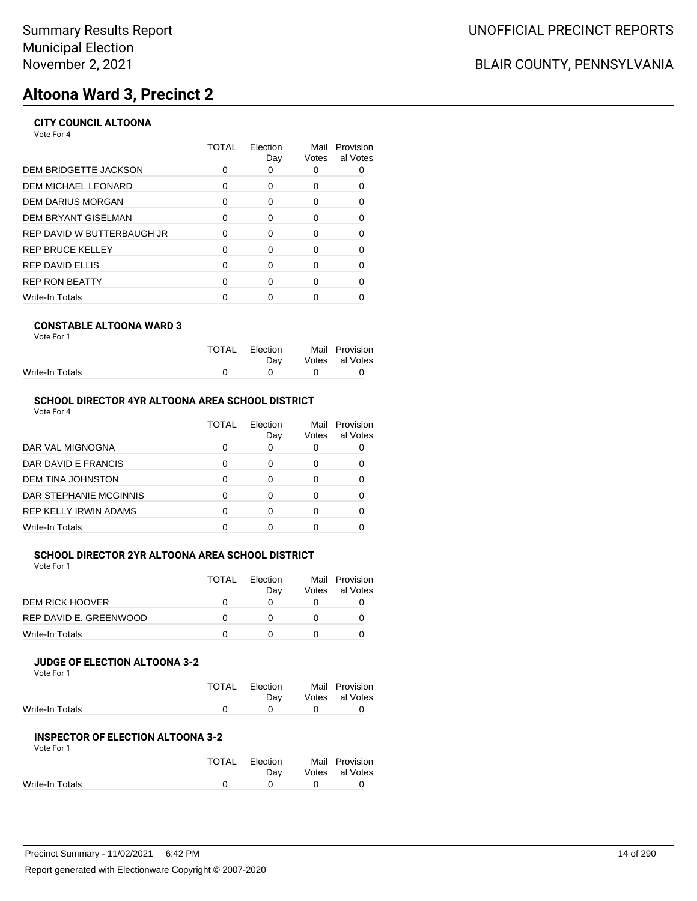Summary Results Report
Municipal Election
November 2, 2021

UNOFFICIAL PRECINCT REPORTS

BLAIR COUNTY, PENNSYLVANIA

# Altoona Ward 3, Precinct 2

### CITY COUNCIL ALTOONA

Vote For 4

| | TOTAL | Election Day | Mail Votes | Provisional Votes |
|---|---|---|---|---|
| DEM BRIDGETTE JACKSON | 0 | 0 | 0 | 0 |
| DEM MICHAEL LEONARD | 0 | 0 | 0 | 0 |
| DEM DARIUS MORGAN | 0 | 0 | 0 | 0 |
| DEM BRYANT GISELMAN | 0 | 0 | 0 | 0 |
| REP DAVID W BUTTERBAUGH JR | 0 | 0 | 0 | 0 |
| REP BRUCE KELLEY | 0 | 0 | 0 | 0 |
| REP DAVID ELLIS | 0 | 0 | 0 | 0 |
| REP RON BEATTY | 0 | 0 | 0 | 0 |
| Write-In Totals | 0 | 0 | 0 | 0 |

### CONSTABLE ALTOONA WARD 3

Vote For 1

| | TOTAL | Election Day | Mail Votes | Provisional Votes |
|---|---|---|---|---|
| Write-In Totals | 0 | 0 | 0 | 0 |

### SCHOOL DIRECTOR 4YR ALTOONA AREA SCHOOL DISTRICT

Vote For 4

| | TOTAL | Election Day | Mail Votes | Provisional Votes |
|---|---|---|---|---|
| DAR VAL MIGNOGNA | 0 | 0 | 0 | 0 |
| DAR DAVID E FRANCIS | 0 | 0 | 0 | 0 |
| DEM TINA JOHNSTON | 0 | 0 | 0 | 0 |
| DAR STEPHANIE MCGINNIS | 0 | 0 | 0 | 0 |
| REP KELLY IRWIN ADAMS | 0 | 0 | 0 | 0 |
| Write-In Totals | 0 | 0 | 0 | 0 |

### SCHOOL DIRECTOR 2YR ALTOONA AREA SCHOOL DISTRICT

Vote For 1

| | TOTAL | Election Day | Mail Votes | Provisional Votes |
|---|---|---|---|---|
| DEM RICK HOOVER | 0 | 0 | 0 | 0 |
| REP DAVID E. GREENWOOD | 0 | 0 | 0 | 0 |
| Write-In Totals | 0 | 0 | 0 | 0 |

### JUDGE OF ELECTION ALTOONA 3-2

Vote For 1

| | TOTAL | Election Day | Mail Votes | Provisional Votes |
|---|---|---|---|---|
| Write-In Totals | 0 | 0 | 0 | 0 |

### INSPECTOR OF ELECTION ALTOONA 3-2

Vote For 1

| | TOTAL | Election Day | Mail Votes | Provisional Votes |
|---|---|---|---|---|
| Write-In Totals | 0 | 0 | 0 | 0 |

Precinct Summary - 11/02/2021 6:42 PM

Report generated with Electionware Copyright © 2007-2020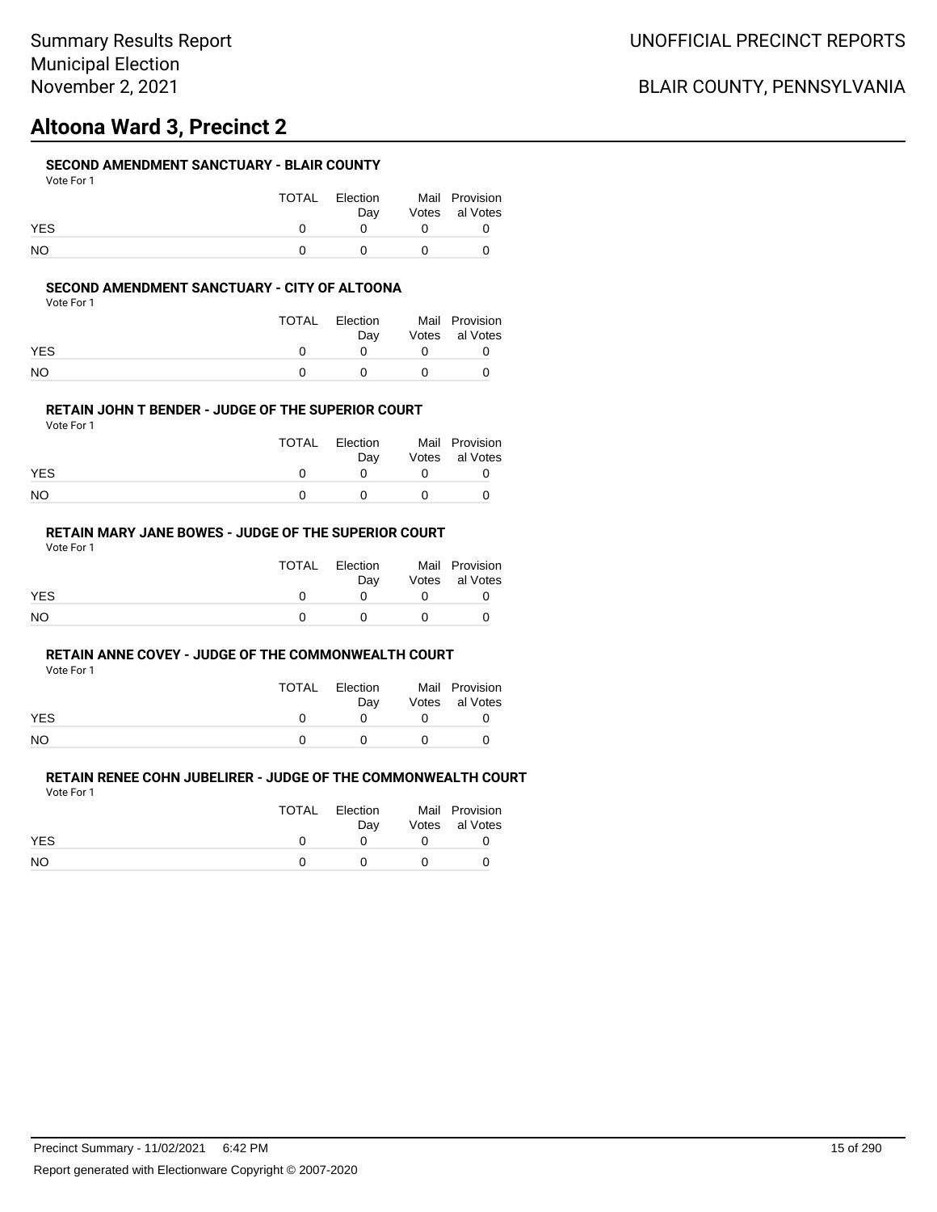Summary Results Report
Municipal Election
November 2, 2021

UNOFFICIAL PRECINCT REPORTS

BLAIR COUNTY, PENNSYLVANIA

# Altoona Ward 3, Precinct 2

### SECOND AMENDMENT SANCTUARY - BLAIR COUNTY

Vote For 1

| | TOTAL | Election Day | Mail Votes | Provisional Votes |
|---|---|---|---|---|
| YES | 0 | 0 | 0 | 0 |
| NO | 0 | 0 | 0 | 0 |

### SECOND AMENDMENT SANCTUARY - CITY OF ALTOONA

Vote For 1

| | TOTAL | Election Day | Mail Votes | Provisional Votes |
|---|---|---|---|---|
| YES | 0 | 0 | 0 | 0 |
| NO | 0 | 0 | 0 | 0 |

### RETAIN JOHN T BENDER - JUDGE OF THE SUPERIOR COURT

Vote For 1

| | TOTAL | Election Day | Mail Votes | Provisional Votes |
|---|---|---|---|---|
| YES | 0 | 0 | 0 | 0 |
| NO | 0 | 0 | 0 | 0 |

### RETAIN MARY JANE BOWES - JUDGE OF THE SUPERIOR COURT

Vote For 1

| | TOTAL | Election Day | Mail Votes | Provisional Votes |
|---|---|---|---|---|
| YES | 0 | 0 | 0 | 0 |
| NO | 0 | 0 | 0 | 0 |

### RETAIN ANNE COVEY - JUDGE OF THE COMMONWEALTH COURT

Vote For 1

| | TOTAL | Election Day | Mail Votes | Provisional Votes |
|---|---|---|---|---|
| YES | 0 | 0 | 0 | 0 |
| NO | 0 | 0 | 0 | 0 |

### RETAIN RENEE COHN JUBELIRER - JUDGE OF THE COMMONWEALTH COURT

Vote For 1

| | TOTAL | Election Day | Mail Votes | Provisional Votes |
|---|---|---|---|---|
| YES | 0 | 0 | 0 | 0 |
| NO | 0 | 0 | 0 | 0 |

Precinct Summary - 11/02/2021 6:42 PM

Report generated with Electionware Copyright © 2007-2020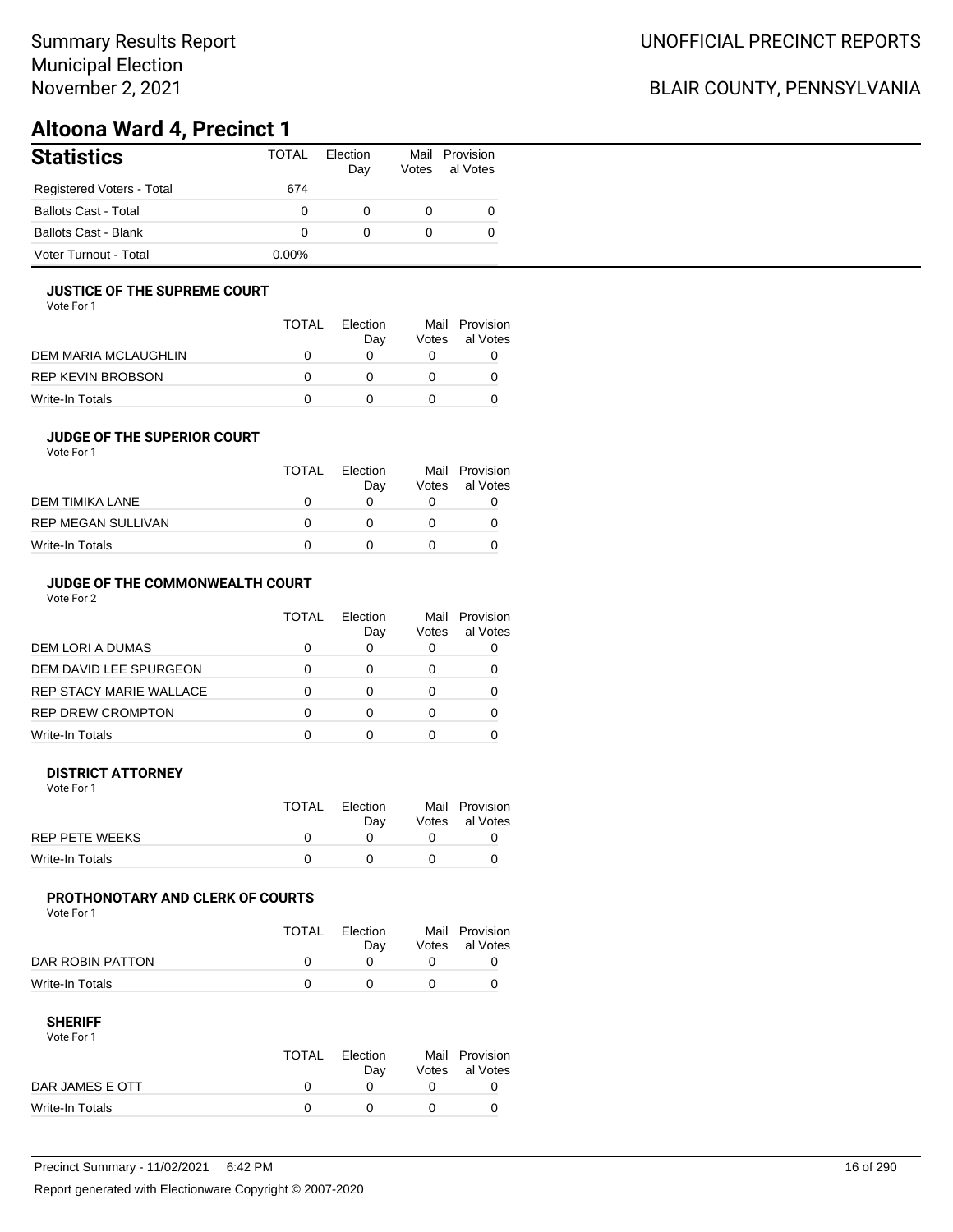Summary Results Report
Municipal Election
November 2, 2021

UNOFFICIAL PRECINCT REPORTS

BLAIR COUNTY, PENNSYLVANIA

# Altoona Ward 4, Precinct 1

| Statistics | TOTAL | Election Day | Mail Votes | Provisional Votes |
|---|---|---|---|---|
| Registered Voters - Total | 674 | | | |
| Ballots Cast - Total | 0 | 0 | 0 | 0 |
| Ballots Cast - Blank | 0 | 0 | 0 | 0 |
| Voter Turnout - Total | 0.00% | | | |

### JUSTICE OF THE SUPREME COURT

Vote For 1

| | TOTAL | Election Day | Mail Votes | Provisional Votes |
|---|---|---|---|---|
| DEM MARIA MCLAUGHLIN | 0 | 0 | 0 | 0 |
| REP KEVIN BROBSON | 0 | 0 | 0 | 0 |
| Write-In Totals | 0 | 0 | 0 | 0 |

### JUDGE OF THE SUPERIOR COURT

Vote For 1

| | TOTAL | Election Day | Mail Votes | Provisional Votes |
|---|---|---|---|---|
| DEM TIMIKA LANE | 0 | 0 | 0 | 0 |
| REP MEGAN SULLIVAN | 0 | 0 | 0 | 0 |
| Write-In Totals | 0 | 0 | 0 | 0 |

### JUDGE OF THE COMMONWEALTH COURT

Vote For 2

| | TOTAL | Election Day | Mail Votes | Provisional Votes |
|---|---|---|---|---|
| DEM LORI A DUMAS | 0 | 0 | 0 | 0 |
| DEM DAVID LEE SPURGEON | 0 | 0 | 0 | 0 |
| REP STACY MARIE WALLACE | 0 | 0 | 0 | 0 |
| REP DREW CROMPTON | 0 | 0 | 0 | 0 |
| Write-In Totals | 0 | 0 | 0 | 0 |

### DISTRICT ATTORNEY

Vote For 1

| | TOTAL | Election Day | Mail Votes | Provisional Votes |
|---|---|---|---|---|
| REP PETE WEEKS | 0 | 0 | 0 | 0 |
| Write-In Totals | 0 | 0 | 0 | 0 |

### PROTHONOTARY AND CLERK OF COURTS

Vote For 1

| | TOTAL | Election Day | Mail Votes | Provisional Votes |
|---|---|---|---|---|
| DAR ROBIN PATTON | 0 | 0 | 0 | 0 |
| Write-In Totals | 0 | 0 | 0 | 0 |

### SHERIFF

Vote For 1

| | TOTAL | Election Day | Mail Votes | Provisional Votes |
|---|---|---|---|---|
| DAR JAMES E OTT | 0 | 0 | 0 | 0 |
| Write-In Totals | 0 | 0 | 0 | 0 |

Precinct Summary - 11/02/2021 6:42 PM

Report generated with Electionware Copyright © 2007-2020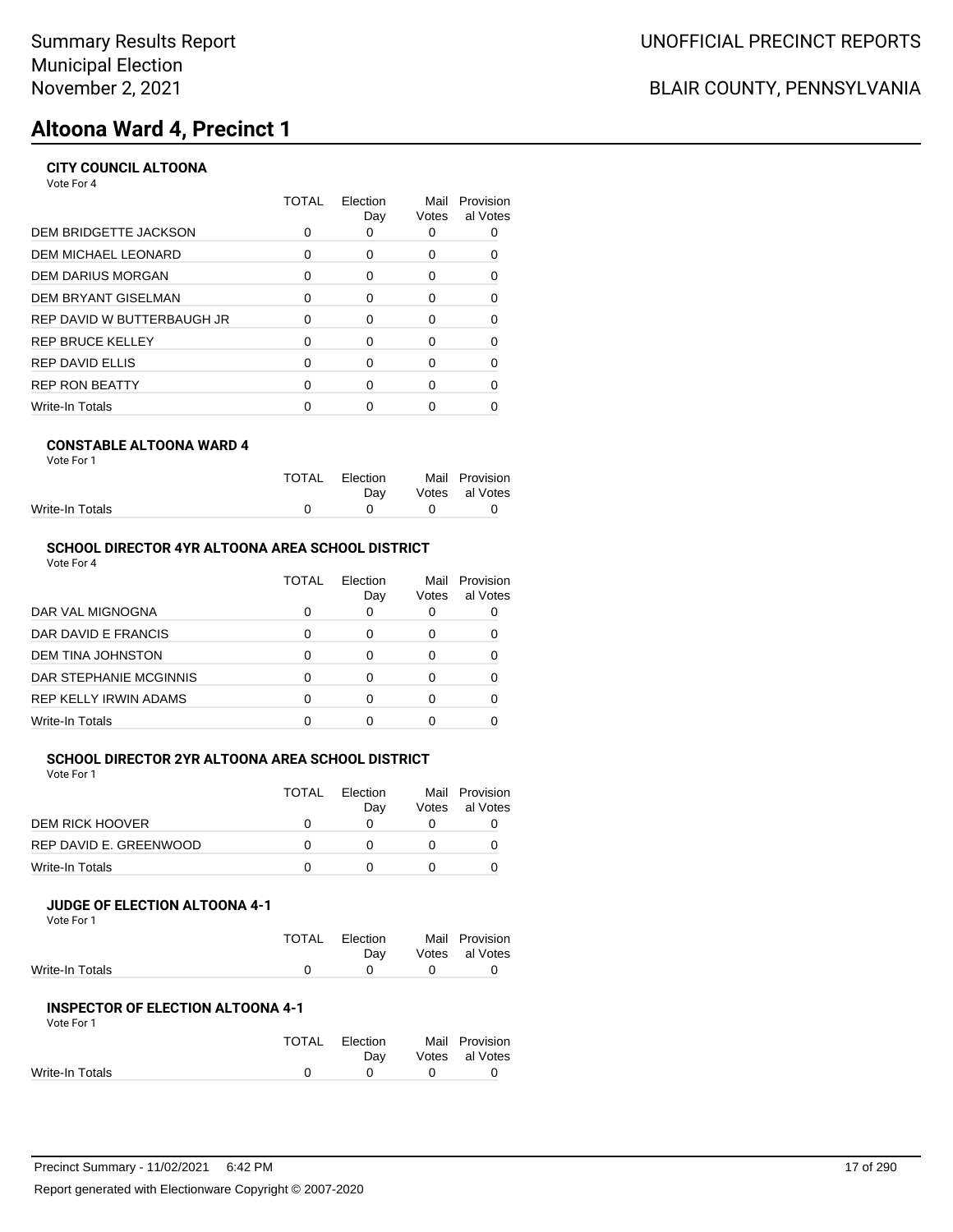Summary Results Report
Municipal Election
November 2, 2021

UNOFFICIAL PRECINCT REPORTS

BLAIR COUNTY, PENNSYLVANIA

# Altoona Ward 4, Precinct 1

### CITY COUNCIL ALTOONA

Vote For 4

| | TOTAL | Election Day | Mail Votes | Provisional Votes |
|---|---|---|---|---|
| DEM BRIDGETTE JACKSON | 0 | 0 | 0 | 0 |
| DEM MICHAEL LEONARD | 0 | 0 | 0 | 0 |
| DEM DARIUS MORGAN | 0 | 0 | 0 | 0 |
| DEM BRYANT GISELMAN | 0 | 0 | 0 | 0 |
| REP DAVID W BUTTERBAUGH JR | 0 | 0 | 0 | 0 |
| REP BRUCE KELLEY | 0 | 0 | 0 | 0 |
| REP DAVID ELLIS | 0 | 0 | 0 | 0 |
| REP RON BEATTY | 0 | 0 | 0 | 0 |
| Write-In Totals | 0 | 0 | 0 | 0 |

### CONSTABLE ALTOONA WARD 4

Vote For 1

| | TOTAL | Election Day | Mail Votes | Provisional Votes |
|---|---|---|---|---|
| Write-In Totals | 0 | 0 | 0 | 0 |

### SCHOOL DIRECTOR 4YR ALTOONA AREA SCHOOL DISTRICT

Vote For 4

| | TOTAL | Election Day | Mail Votes | Provisional Votes |
|---|---|---|---|---|
| DAR VAL MIGNOGNA | 0 | 0 | 0 | 0 |
| DAR DAVID E FRANCIS | 0 | 0 | 0 | 0 |
| DEM TINA JOHNSTON | 0 | 0 | 0 | 0 |
| DAR STEPHANIE MCGINNIS | 0 | 0 | 0 | 0 |
| REP KELLY IRWIN ADAMS | 0 | 0 | 0 | 0 |
| Write-In Totals | 0 | 0 | 0 | 0 |

### SCHOOL DIRECTOR 2YR ALTOONA AREA SCHOOL DISTRICT

Vote For 1

| | TOTAL | Election Day | Mail Votes | Provisional Votes |
|---|---|---|---|---|
| DEM RICK HOOVER | 0 | 0 | 0 | 0 |
| REP DAVID E. GREENWOOD | 0 | 0 | 0 | 0 |
| Write-In Totals | 0 | 0 | 0 | 0 |

### JUDGE OF ELECTION ALTOONA 4-1

Vote For 1

| | TOTAL | Election Day | Mail Votes | Provisional Votes |
|---|---|---|---|---|
| Write-In Totals | 0 | 0 | 0 | 0 |

### INSPECTOR OF ELECTION ALTOONA 4-1

Vote For 1

| | TOTAL | Election Day | Mail Votes | Provisional Votes |
|---|---|---|---|---|
| Write-In Totals | 0 | 0 | 0 | 0 |

Precinct Summary - 11/02/2021 6:42 PM

Report generated with Electionware Copyright © 2007-2020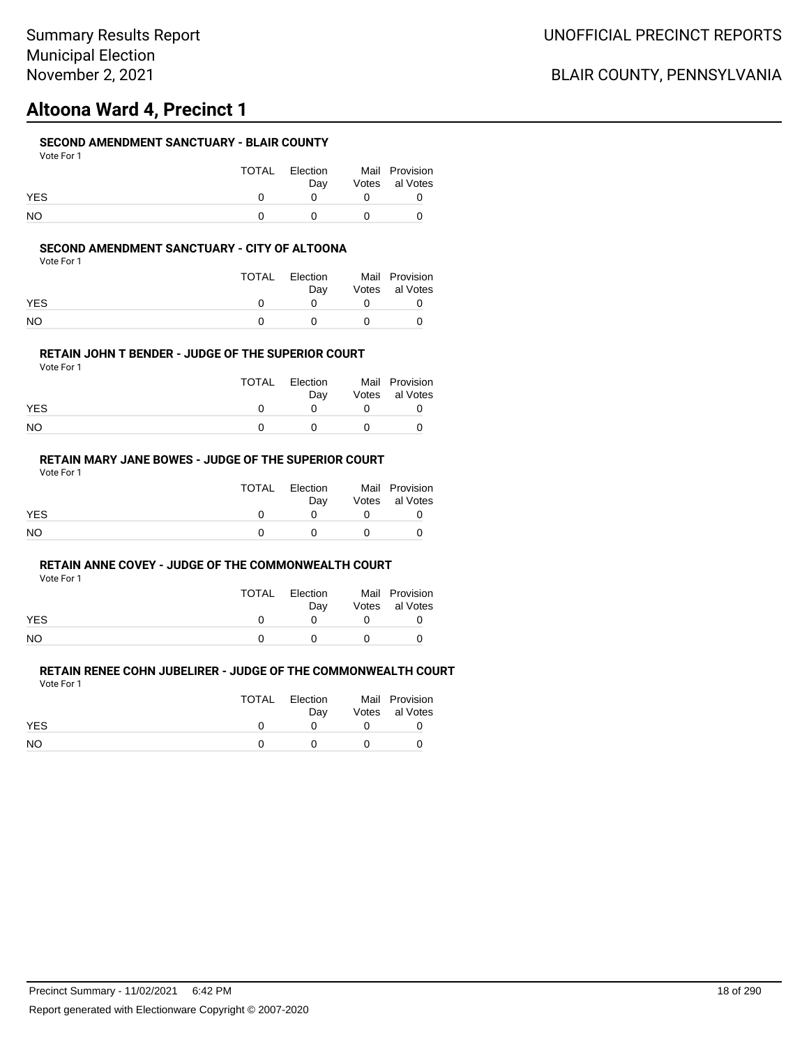Summary Results Report
Municipal Election
November 2, 2021

UNOFFICIAL PRECINCT REPORTS

BLAIR COUNTY, PENNSYLVANIA

# Altoona Ward 4, Precinct 1

### SECOND AMENDMENT SANCTUARY - BLAIR COUNTY

Vote For 1

| | TOTAL | Election Day | Mail Votes | Provisional Votes |
|---|---|---|---|---|
| YES | 0 | 0 | 0 | 0 |
| NO | 0 | 0 | 0 | 0 |

### SECOND AMENDMENT SANCTUARY - CITY OF ALTOONA

Vote For 1

| | TOTAL | Election Day | Mail Votes | Provisional Votes |
|---|---|---|---|---|
| YES | 0 | 0 | 0 | 0 |
| NO | 0 | 0 | 0 | 0 |

### RETAIN JOHN T BENDER - JUDGE OF THE SUPERIOR COURT

Vote For 1

| | TOTAL | Election Day | Mail Votes | Provisional Votes |
|---|---|---|---|---|
| YES | 0 | 0 | 0 | 0 |
| NO | 0 | 0 | 0 | 0 |

### RETAIN MARY JANE BOWES - JUDGE OF THE SUPERIOR COURT

Vote For 1

| | TOTAL | Election Day | Mail Votes | Provisional Votes |
|---|---|---|---|---|
| YES | 0 | 0 | 0 | 0 |
| NO | 0 | 0 | 0 | 0 |

### RETAIN ANNE COVEY - JUDGE OF THE COMMONWEALTH COURT

Vote For 1

| | TOTAL | Election Day | Mail Votes | Provisional Votes |
|---|---|---|---|---|
| YES | 0 | 0 | 0 | 0 |
| NO | 0 | 0 | 0 | 0 |

### RETAIN RENEE COHN JUBELIRER - JUDGE OF THE COMMONWEALTH COURT

Vote For 1

| | TOTAL | Election Day | Mail Votes | Provisional Votes |
|---|---|---|---|---|
| YES | 0 | 0 | 0 | 0 |
| NO | 0 | 0 | 0 | 0 |

Precinct Summary - 11/02/2021 6:42 PM

Report generated with Electionware Copyright © 2007-2020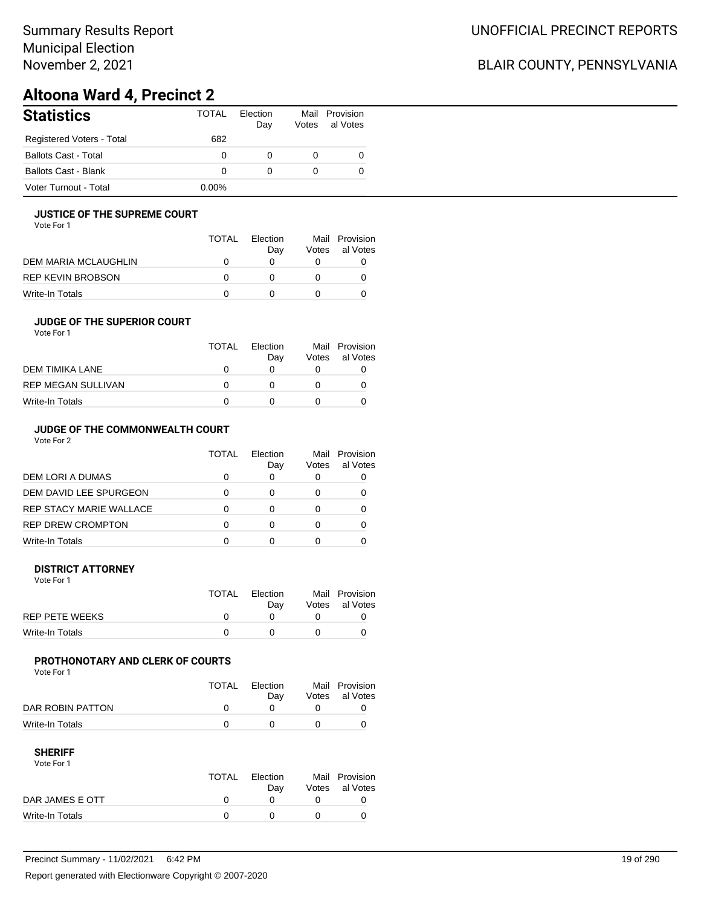Summary Results Report
Municipal Election
November 2, 2021

UNOFFICIAL PRECINCT REPORTS

BLAIR COUNTY, PENNSYLVANIA

# Altoona Ward 4, Precinct 2

## Statistics

| | TOTAL | Election Day | Mail Votes | Provisional Votes |
|---|---|---|---|---|
| Registered Voters - Total | 682 | | | |
| Ballots Cast - Total | 0 | 0 | 0 | 0 |
| Ballots Cast - Blank | 0 | 0 | 0 | 0 |
| Voter Turnout - Total | 0.00% | | | |

### JUSTICE OF THE SUPREME COURT

Vote For 1

| | TOTAL | Election Day | Mail Votes | Provisional Votes |
|---|---|---|---|---|
| DEM MARIA MCLAUGHLIN | 0 | 0 | 0 | 0 |
| REP KEVIN BROBSON | 0 | 0 | 0 | 0 |
| Write-In Totals | 0 | 0 | 0 | 0 |

### JUDGE OF THE SUPERIOR COURT

Vote For 1

| | TOTAL | Election Day | Mail Votes | Provisional Votes |
|---|---|---|---|---|
| DEM TIMIKA LANE | 0 | 0 | 0 | 0 |
| REP MEGAN SULLIVAN | 0 | 0 | 0 | 0 |
| Write-In Totals | 0 | 0 | 0 | 0 |

### JUDGE OF THE COMMONWEALTH COURT

Vote For 2

| | TOTAL | Election Day | Mail Votes | Provisional Votes |
|---|---|---|---|---|
| DEM LORI A DUMAS | 0 | 0 | 0 | 0 |
| DEM DAVID LEE SPURGEON | 0 | 0 | 0 | 0 |
| REP STACY MARIE WALLACE | 0 | 0 | 0 | 0 |
| REP DREW CROMPTON | 0 | 0 | 0 | 0 |
| Write-In Totals | 0 | 0 | 0 | 0 |

### DISTRICT ATTORNEY

Vote For 1

| | TOTAL | Election Day | Mail Votes | Provisional Votes |
|---|---|---|---|---|
| REP PETE WEEKS | 0 | 0 | 0 | 0 |
| Write-In Totals | 0 | 0 | 0 | 0 |

### PROTHONOTARY AND CLERK OF COURTS

Vote For 1

| | TOTAL | Election Day | Mail Votes | Provisional Votes |
|---|---|---|---|---|
| DAR ROBIN PATTON | 0 | 0 | 0 | 0 |
| Write-In Totals | 0 | 0 | 0 | 0 |

### SHERIFF

Vote For 1

| | TOTAL | Election Day | Mail Votes | Provisional Votes |
|---|---|---|---|---|
| DAR JAMES E OTT | 0 | 0 | 0 | 0 |
| Write-In Totals | 0 | 0 | 0 | 0 |

Precinct Summary - 11/02/2021 6:42 PM

Report generated with Electionware Copyright © 2007-2020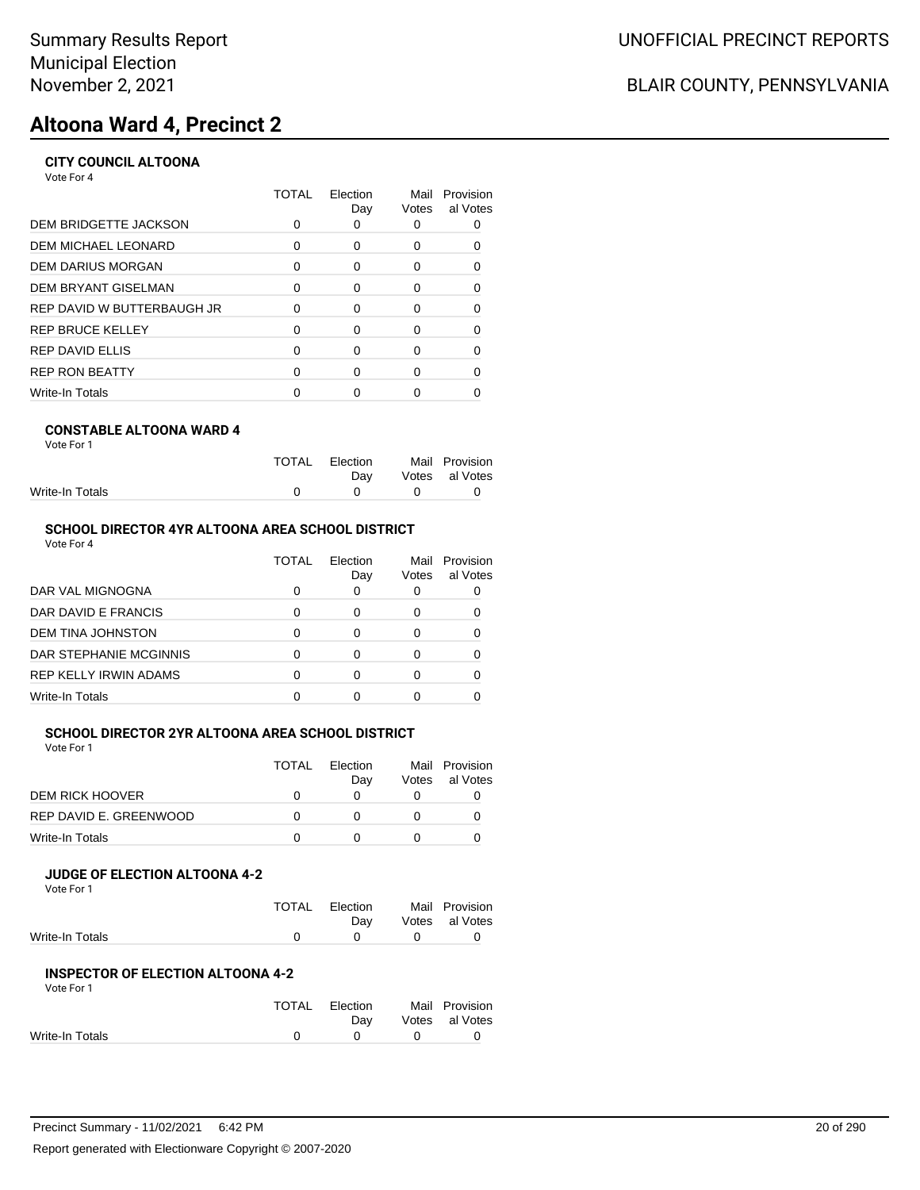Summary Results Report
Municipal Election
November 2, 2021

UNOFFICIAL PRECINCT REPORTS

BLAIR COUNTY, PENNSYLVANIA

# Altoona Ward 4, Precinct 2

### CITY COUNCIL ALTOONA

Vote For 4

| | TOTAL | Election Day | Mail Votes | Provisional Votes |
|---|---|---|---|---|
| DEM BRIDGETTE JACKSON | 0 | 0 | 0 | 0 |
| DEM MICHAEL LEONARD | 0 | 0 | 0 | 0 |
| DEM DARIUS MORGAN | 0 | 0 | 0 | 0 |
| DEM BRYANT GISELMAN | 0 | 0 | 0 | 0 |
| REP DAVID W BUTTERBAUGH JR | 0 | 0 | 0 | 0 |
| REP BRUCE KELLEY | 0 | 0 | 0 | 0 |
| REP DAVID ELLIS | 0 | 0 | 0 | 0 |
| REP RON BEATTY | 0 | 0 | 0 | 0 |
| Write-In Totals | 0 | 0 | 0 | 0 |

### CONSTABLE ALTOONA WARD 4

Vote For 1

| | TOTAL | Election Day | Mail Votes | Provisional Votes |
|---|---|---|---|---|
| Write-In Totals | 0 | 0 | 0 | 0 |

### SCHOOL DIRECTOR 4YR ALTOONA AREA SCHOOL DISTRICT

Vote For 4

| | TOTAL | Election Day | Mail Votes | Provisional Votes |
|---|---|---|---|---|
| DAR VAL MIGNOGNA | 0 | 0 | 0 | 0 |
| DAR DAVID E FRANCIS | 0 | 0 | 0 | 0 |
| DEM TINA JOHNSTON | 0 | 0 | 0 | 0 |
| DAR STEPHANIE MCGINNIS | 0 | 0 | 0 | 0 |
| REP KELLY IRWIN ADAMS | 0 | 0 | 0 | 0 |
| Write-In Totals | 0 | 0 | 0 | 0 |

### SCHOOL DIRECTOR 2YR ALTOONA AREA SCHOOL DISTRICT

Vote For 1

| | TOTAL | Election Day | Mail Votes | Provisional Votes |
|---|---|---|---|---|
| DEM RICK HOOVER | 0 | 0 | 0 | 0 |
| REP DAVID E. GREENWOOD | 0 | 0 | 0 | 0 |
| Write-In Totals | 0 | 0 | 0 | 0 |

### JUDGE OF ELECTION ALTOONA 4-2

Vote For 1

| | TOTAL | Election Day | Mail Votes | Provisional Votes |
|---|---|---|---|---|
| Write-In Totals | 0 | 0 | 0 | 0 |

### INSPECTOR OF ELECTION ALTOONA 4-2

Vote For 1

| | TOTAL | Election Day | Mail Votes | Provisional Votes |
|---|---|---|---|---|
| Write-In Totals | 0 | 0 | 0 | 0 |

Precinct Summary - 11/02/2021 6:42 PM

Report generated with Electionware Copyright © 2007-2020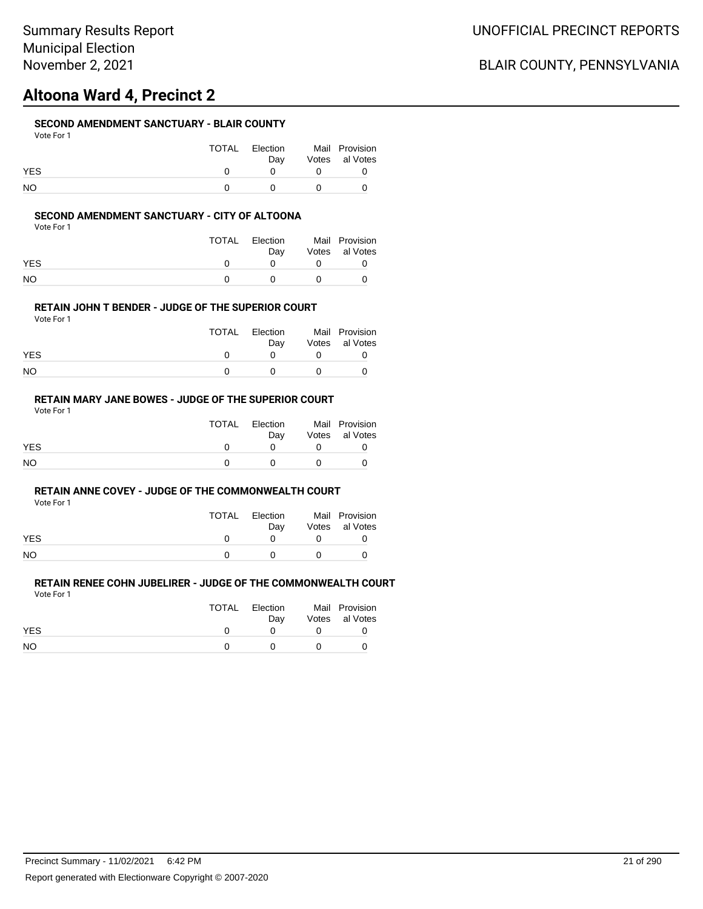Summary Results Report
Municipal Election
November 2, 2021

UNOFFICIAL PRECINCT REPORTS

BLAIR COUNTY, PENNSYLVANIA

# Altoona Ward 4, Precinct 2

### SECOND AMENDMENT SANCTUARY - BLAIR COUNTY

Vote For 1

| | TOTAL | Election Day | Mail Votes | Provisional Votes |
|---|---|---|---|---|
| YES | 0 | 0 | 0 | 0 |
| NO | 0 | 0 | 0 | 0 |

### SECOND AMENDMENT SANCTUARY - CITY OF ALTOONA

Vote For 1

| | TOTAL | Election Day | Mail Votes | Provisional Votes |
|---|---|---|---|---|
| YES | 0 | 0 | 0 | 0 |
| NO | 0 | 0 | 0 | 0 |

### RETAIN JOHN T BENDER - JUDGE OF THE SUPERIOR COURT

Vote For 1

| | TOTAL | Election Day | Mail Votes | Provisional Votes |
|---|---|---|---|---|
| YES | 0 | 0 | 0 | 0 |
| NO | 0 | 0 | 0 | 0 |

### RETAIN MARY JANE BOWES - JUDGE OF THE SUPERIOR COURT

Vote For 1

| | TOTAL | Election Day | Mail Votes | Provisional Votes |
|---|---|---|---|---|
| YES | 0 | 0 | 0 | 0 |
| NO | 0 | 0 | 0 | 0 |

### RETAIN ANNE COVEY - JUDGE OF THE COMMONWEALTH COURT

Vote For 1

| | TOTAL | Election Day | Mail Votes | Provisional Votes |
|---|---|---|---|---|
| YES | 0 | 0 | 0 | 0 |
| NO | 0 | 0 | 0 | 0 |

### RETAIN RENEE COHN JUBELIRER - JUDGE OF THE COMMONWEALTH COURT

Vote For 1

| | TOTAL | Election Day | Mail Votes | Provisional Votes |
|---|---|---|---|---|
| YES | 0 | 0 | 0 | 0 |
| NO | 0 | 0 | 0 | 0 |

Precinct Summary - 11/02/2021 6:42 PM

Report generated with Electionware Copyright © 2007-2020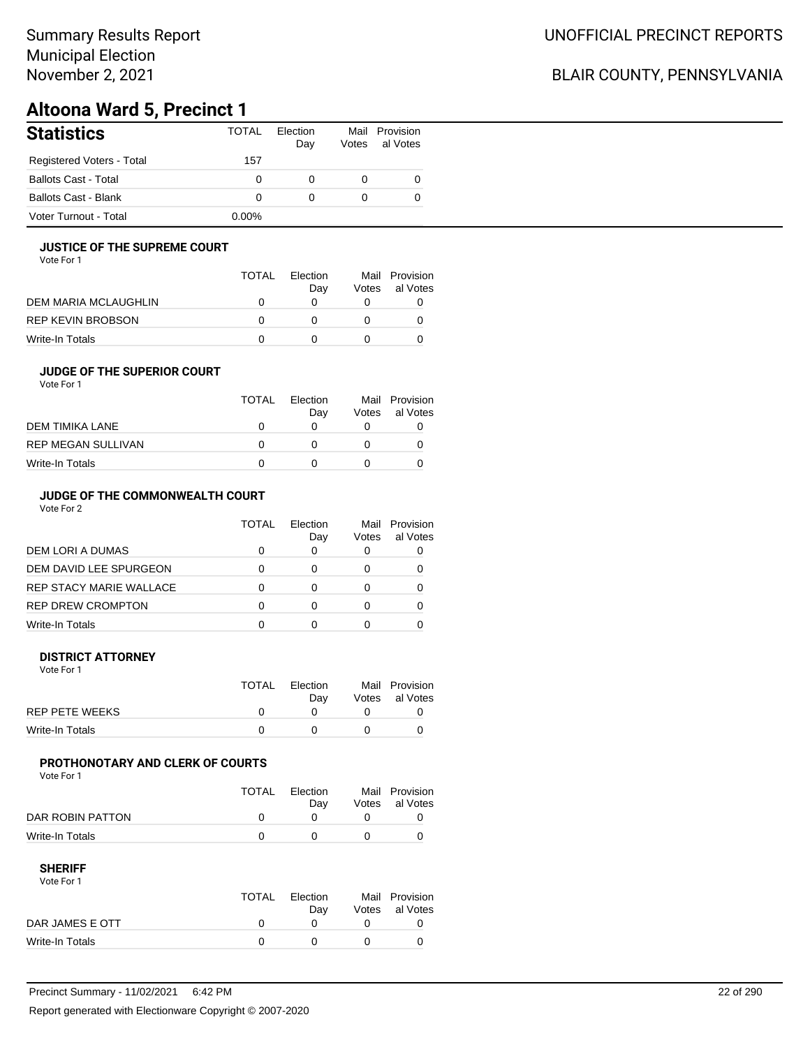Summary Results Report
Municipal Election
November 2, 2021

UNOFFICIAL PRECINCT REPORTS

BLAIR COUNTY, PENNSYLVANIA

# Altoona Ward 5, Precinct 1

## Statistics

| Statistics | TOTAL | Election Day | Mail Votes | Provisional Votes |
|---|---|---|---|---|
| Registered Voters - Total | 157 | | | |
| Ballots Cast - Total | 0 | 0 | 0 | 0 |
| Ballots Cast - Blank | 0 | 0 | 0 | 0 |
| Voter Turnout - Total | 0.00% | | | |

### JUSTICE OF THE SUPREME COURT

Vote For 1

| | TOTAL | Election Day | Mail Votes | Provisional Votes |
|---|---|---|---|---|
| DEM MARIA MCLAUGHLIN | 0 | 0 | 0 | 0 |
| REP KEVIN BROBSON | 0 | 0 | 0 | 0 |
| Write-In Totals | 0 | 0 | 0 | 0 |

### JUDGE OF THE SUPERIOR COURT

Vote For 1

| | TOTAL | Election Day | Mail Votes | Provisional Votes |
|---|---|---|---|---|
| DEM TIMIKA LANE | 0 | 0 | 0 | 0 |
| REP MEGAN SULLIVAN | 0 | 0 | 0 | 0 |
| Write-In Totals | 0 | 0 | 0 | 0 |

### JUDGE OF THE COMMONWEALTH COURT

Vote For 2

| | TOTAL | Election Day | Mail Votes | Provisional Votes |
|---|---|---|---|---|
| DEM LORI A DUMAS | 0 | 0 | 0 | 0 |
| DEM DAVID LEE SPURGEON | 0 | 0 | 0 | 0 |
| REP STACY MARIE WALLACE | 0 | 0 | 0 | 0 |
| REP DREW CROMPTON | 0 | 0 | 0 | 0 |
| Write-In Totals | 0 | 0 | 0 | 0 |

### DISTRICT ATTORNEY

Vote For 1

| | TOTAL | Election Day | Mail Votes | Provisional Votes |
|---|---|---|---|---|
| REP PETE WEEKS | 0 | 0 | 0 | 0 |
| Write-In Totals | 0 | 0 | 0 | 0 |

### PROTHONOTARY AND CLERK OF COURTS

Vote For 1

| | TOTAL | Election Day | Mail Votes | Provisional Votes |
|---|---|---|---|---|
| DAR ROBIN PATTON | 0 | 0 | 0 | 0 |
| Write-In Totals | 0 | 0 | 0 | 0 |

### SHERIFF

Vote For 1

| | TOTAL | Election Day | Mail Votes | Provisional Votes |
|---|---|---|---|---|
| DAR JAMES E OTT | 0 | 0 | 0 | 0 |
| Write-In Totals | 0 | 0 | 0 | 0 |

Precinct Summary - 11/02/2021 6:42 PM

Report generated with Electionware Copyright © 2007-2020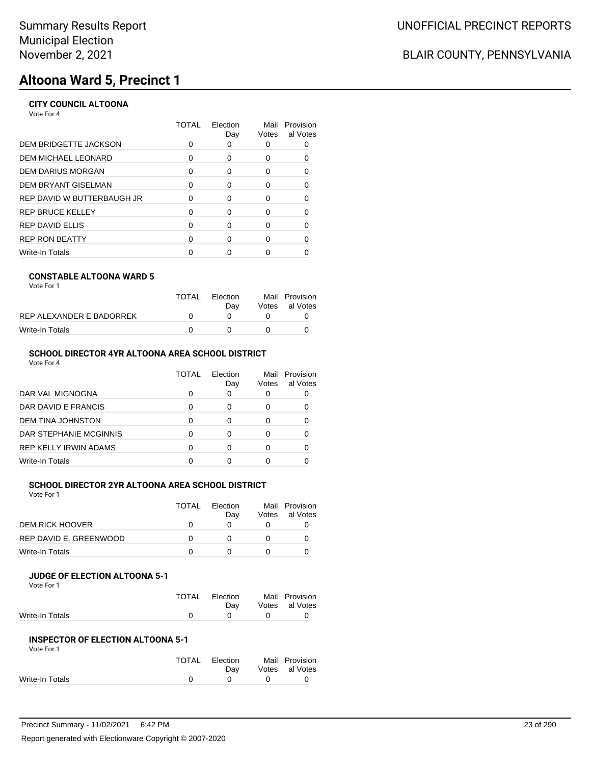Summary Results Report
Municipal Election
November 2, 2021

UNOFFICIAL PRECINCT REPORTS

BLAIR COUNTY, PENNSYLVANIA

# Altoona Ward 5, Precinct 1

### CITY COUNCIL ALTOONA

Vote For 4

| | TOTAL | Election Day | Mail Votes | Provisional Votes |
|---|---|---|---|---|
| DEM BRIDGETTE JACKSON | 0 | 0 | 0 | 0 |
| DEM MICHAEL LEONARD | 0 | 0 | 0 | 0 |
| DEM DARIUS MORGAN | 0 | 0 | 0 | 0 |
| DEM BRYANT GISELMAN | 0 | 0 | 0 | 0 |
| REP DAVID W BUTTERBAUGH JR | 0 | 0 | 0 | 0 |
| REP BRUCE KELLEY | 0 | 0 | 0 | 0 |
| REP DAVID ELLIS | 0 | 0 | 0 | 0 |
| REP RON BEATTY | 0 | 0 | 0 | 0 |
| Write-In Totals | 0 | 0 | 0 | 0 |

### CONSTABLE ALTOONA WARD 5

Vote For 1

| | TOTAL | Election Day | Mail Votes | Provisional Votes |
|---|---|---|---|---|
| REP ALEXANDER E BADORREK | 0 | 0 | 0 | 0 |
| Write-In Totals | 0 | 0 | 0 | 0 |

### SCHOOL DIRECTOR 4YR ALTOONA AREA SCHOOL DISTRICT

Vote For 4

| | TOTAL | Election Day | Mail Votes | Provisional Votes |
|---|---|---|---|---|
| DAR VAL MIGNOGNA | 0 | 0 | 0 | 0 |
| DAR DAVID E FRANCIS | 0 | 0 | 0 | 0 |
| DEM TINA JOHNSTON | 0 | 0 | 0 | 0 |
| DAR STEPHANIE MCGINNIS | 0 | 0 | 0 | 0 |
| REP KELLY IRWIN ADAMS | 0 | 0 | 0 | 0 |
| Write-In Totals | 0 | 0 | 0 | 0 |

### SCHOOL DIRECTOR 2YR ALTOONA AREA SCHOOL DISTRICT

Vote For 1

| | TOTAL | Election Day | Mail Votes | Provisional Votes |
|---|---|---|---|---|
| DEM RICK HOOVER | 0 | 0 | 0 | 0 |
| REP DAVID E. GREENWOOD | 0 | 0 | 0 | 0 |
| Write-In Totals | 0 | 0 | 0 | 0 |

### JUDGE OF ELECTION ALTOONA 5-1

Vote For 1

| | TOTAL | Election Day | Mail Votes | Provisional Votes |
|---|---|---|---|---|
| Write-In Totals | 0 | 0 | 0 | 0 |

### INSPECTOR OF ELECTION ALTOONA 5-1

Vote For 1

| | TOTAL | Election Day | Mail Votes | Provisional Votes |
|---|---|---|---|---|
| Write-In Totals | 0 | 0 | 0 | 0 |

Precinct Summary - 11/02/2021 6:42 PM

Report generated with Electionware Copyright © 2007-2020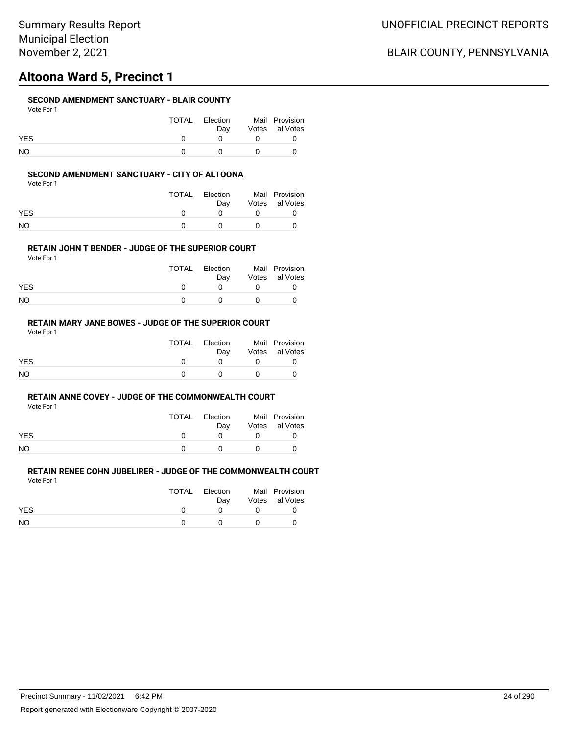Summary Results Report
Municipal Election
November 2, 2021

UNOFFICIAL PRECINCT REPORTS

BLAIR COUNTY, PENNSYLVANIA

# Altoona Ward 5, Precinct 1

### SECOND AMENDMENT SANCTUARY - BLAIR COUNTY

Vote For 1

| | TOTAL | Election Day | Mail Votes | Provisional Votes |
|---|---|---|---|---|
| YES | 0 | 0 | 0 | 0 |
| NO | 0 | 0 | 0 | 0 |

### SECOND AMENDMENT SANCTUARY - CITY OF ALTOONA

Vote For 1

| | TOTAL | Election Day | Mail Votes | Provisional Votes |
|---|---|---|---|---|
| YES | 0 | 0 | 0 | 0 |
| NO | 0 | 0 | 0 | 0 |

### RETAIN JOHN T BENDER - JUDGE OF THE SUPERIOR COURT

Vote For 1

| | TOTAL | Election Day | Mail Votes | Provisional Votes |
|---|---|---|---|---|
| YES | 0 | 0 | 0 | 0 |
| NO | 0 | 0 | 0 | 0 |

### RETAIN MARY JANE BOWES - JUDGE OF THE SUPERIOR COURT

Vote For 1

| | TOTAL | Election Day | Mail Votes | Provisional Votes |
|---|---|---|---|---|
| YES | 0 | 0 | 0 | 0 |
| NO | 0 | 0 | 0 | 0 |

### RETAIN ANNE COVEY - JUDGE OF THE COMMONWEALTH COURT

Vote For 1

| | TOTAL | Election Day | Mail Votes | Provisional Votes |
|---|---|---|---|---|
| YES | 0 | 0 | 0 | 0 |
| NO | 0 | 0 | 0 | 0 |

### RETAIN RENEE COHN JUBELIRER - JUDGE OF THE COMMONWEALTH COURT

Vote For 1

| | TOTAL | Election Day | Mail Votes | Provisional Votes |
|---|---|---|---|---|
| YES | 0 | 0 | 0 | 0 |
| NO | 0 | 0 | 0 | 0 |

Precinct Summary - 11/02/2021 6:42 PM

Report generated with Electionware Copyright © 2007-2020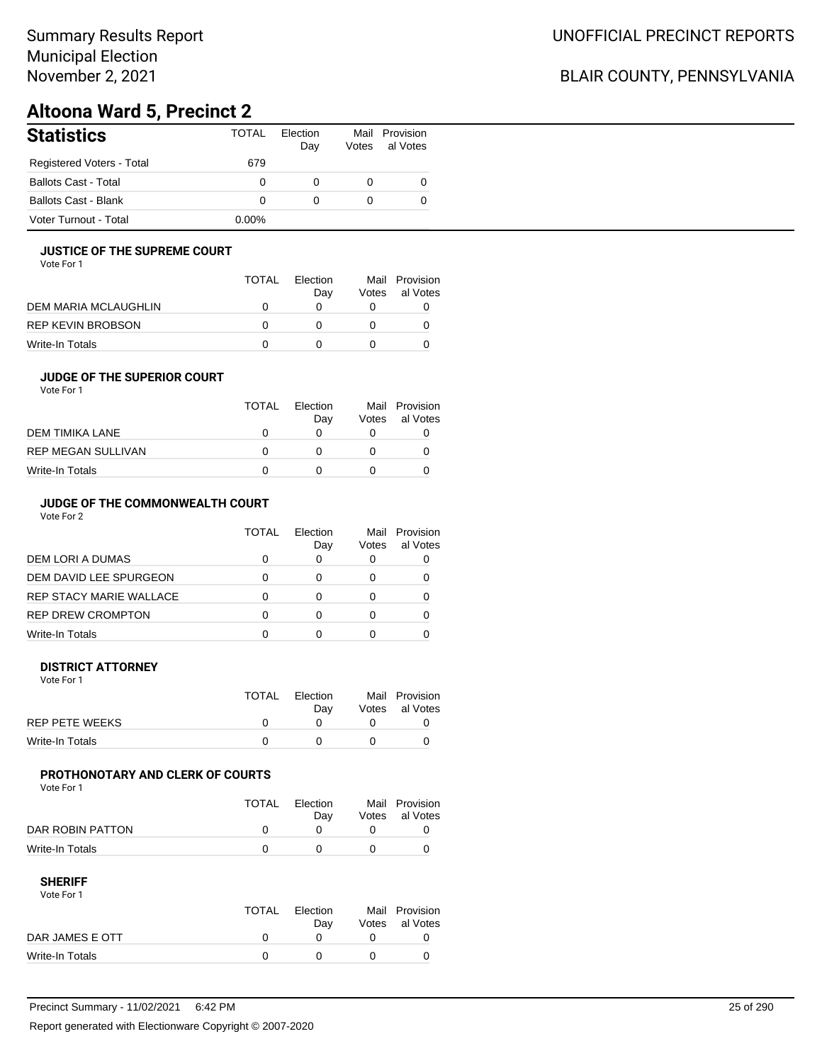Summary Results Report
Municipal Election
November 2, 2021

UNOFFICIAL PRECINCT REPORTS

BLAIR COUNTY, PENNSYLVANIA

# Altoona Ward 5, Precinct 2

## Statistics

| Statistics | TOTAL | Election Day | Mail Votes | Provisional Votes |
|---|---|---|---|---|
| Registered Voters - Total | 679 | | | |
| Ballots Cast - Total | 0 | 0 | 0 | 0 |
| Ballots Cast - Blank | 0 | 0 | 0 | 0 |
| Voter Turnout - Total | 0.00% | | | |

### JUSTICE OF THE SUPREME COURT

Vote For 1

| | TOTAL | Election Day | Mail Votes | Provisional Votes |
|---|---|---|---|---|
| DEM MARIA MCLAUGHLIN | 0 | 0 | 0 | 0 |
| REP KEVIN BROBSON | 0 | 0 | 0 | 0 |
| Write-In Totals | 0 | 0 | 0 | 0 |

### JUDGE OF THE SUPERIOR COURT

Vote For 1

| | TOTAL | Election Day | Mail Votes | Provisional Votes |
|---|---|---|---|---|
| DEM TIMIKA LANE | 0 | 0 | 0 | 0 |
| REP MEGAN SULLIVAN | 0 | 0 | 0 | 0 |
| Write-In Totals | 0 | 0 | 0 | 0 |

### JUDGE OF THE COMMONWEALTH COURT

Vote For 2

| | TOTAL | Election Day | Mail Votes | Provisional Votes |
|---|---|---|---|---|
| DEM LORI A DUMAS | 0 | 0 | 0 | 0 |
| DEM DAVID LEE SPURGEON | 0 | 0 | 0 | 0 |
| REP STACY MARIE WALLACE | 0 | 0 | 0 | 0 |
| REP DREW CROMPTON | 0 | 0 | 0 | 0 |
| Write-In Totals | 0 | 0 | 0 | 0 |

### DISTRICT ATTORNEY

Vote For 1

| | TOTAL | Election Day | Mail Votes | Provisional Votes |
|---|---|---|---|---|
| REP PETE WEEKS | 0 | 0 | 0 | 0 |
| Write-In Totals | 0 | 0 | 0 | 0 |

### PROTHONOTARY AND CLERK OF COURTS

Vote For 1

| | TOTAL | Election Day | Mail Votes | Provisional Votes |
|---|---|---|---|---|
| DAR ROBIN PATTON | 0 | 0 | 0 | 0 |
| Write-In Totals | 0 | 0 | 0 | 0 |

### SHERIFF

Vote For 1

| | TOTAL | Election Day | Mail Votes | Provisional Votes |
|---|---|---|---|---|
| DAR JAMES E OTT | 0 | 0 | 0 | 0 |
| Write-In Totals | 0 | 0 | 0 | 0 |

Precinct Summary - 11/02/2021 6:42 PM

Report generated with Electionware Copyright © 2007-2020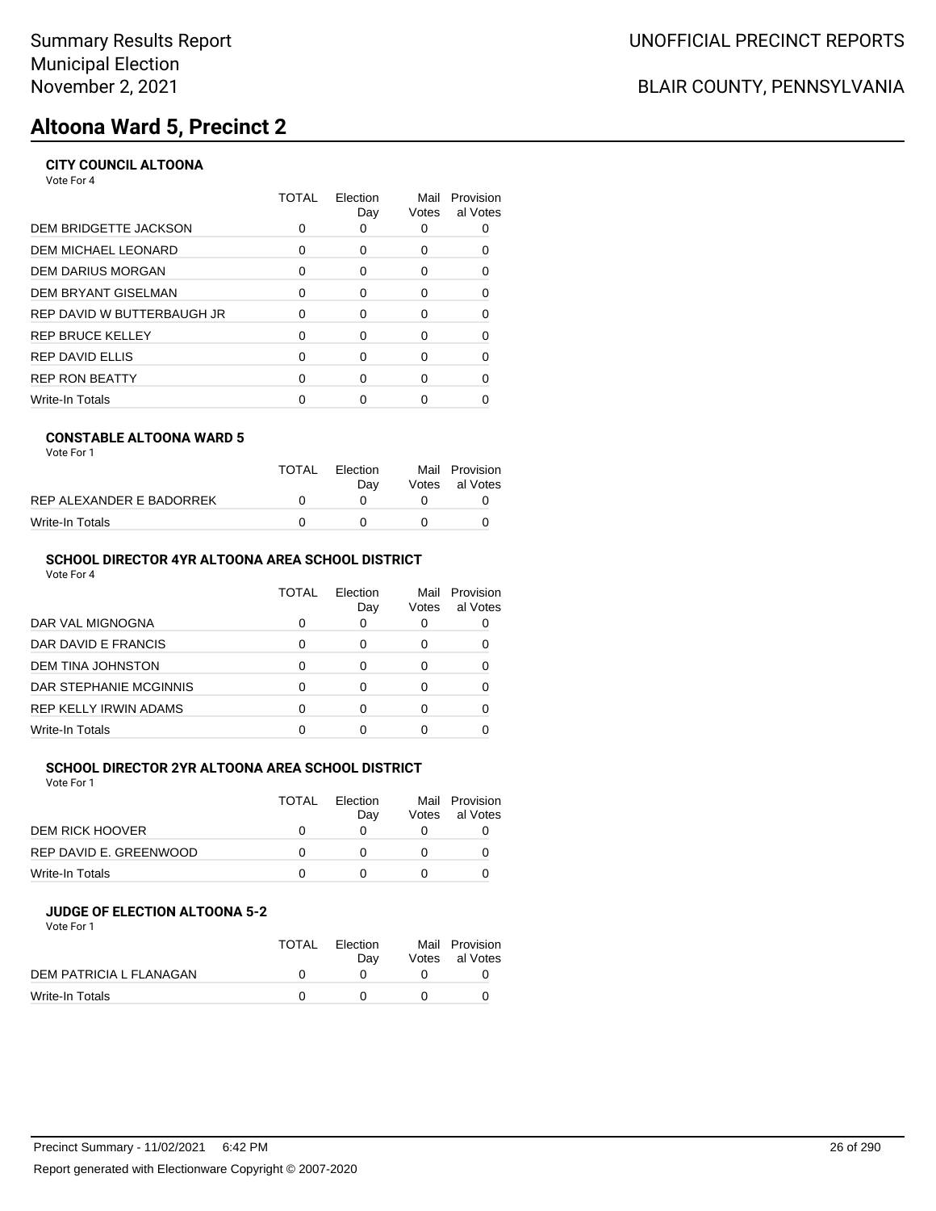Summary Results Report
Municipal Election
November 2, 2021

UNOFFICIAL PRECINCT REPORTS

BLAIR COUNTY, PENNSYLVANIA

# Altoona Ward 5, Precinct 2

### CITY COUNCIL ALTOONA

Vote For 4

| | TOTAL | Election Day | Mail Votes | Provisional Votes |
|---|---|---|---|---|
| DEM BRIDGETTE JACKSON | 0 | 0 | 0 | 0 |
| DEM MICHAEL LEONARD | 0 | 0 | 0 | 0 |
| DEM DARIUS MORGAN | 0 | 0 | 0 | 0 |
| DEM BRYANT GISELMAN | 0 | 0 | 0 | 0 |
| REP DAVID W BUTTERBAUGH JR | 0 | 0 | 0 | 0 |
| REP BRUCE KELLEY | 0 | 0 | 0 | 0 |
| REP DAVID ELLIS | 0 | 0 | 0 | 0 |
| REP RON BEATTY | 0 | 0 | 0 | 0 |
| Write-In Totals | 0 | 0 | 0 | 0 |

### CONSTABLE ALTOONA WARD 5

Vote For 1

| | TOTAL | Election Day | Mail Votes | Provisional Votes |
|---|---|---|---|---|
| REP ALEXANDER E BADORREK | 0 | 0 | 0 | 0 |
| Write-In Totals | 0 | 0 | 0 | 0 |

### SCHOOL DIRECTOR 4YR ALTOONA AREA SCHOOL DISTRICT

Vote For 4

| | TOTAL | Election Day | Mail Votes | Provisional Votes |
|---|---|---|---|---|
| DAR VAL MIGNOGNA | 0 | 0 | 0 | 0 |
| DAR DAVID E FRANCIS | 0 | 0 | 0 | 0 |
| DEM TINA JOHNSTON | 0 | 0 | 0 | 0 |
| DAR STEPHANIE MCGINNIS | 0 | 0 | 0 | 0 |
| REP KELLY IRWIN ADAMS | 0 | 0 | 0 | 0 |
| Write-In Totals | 0 | 0 | 0 | 0 |

### SCHOOL DIRECTOR 2YR ALTOONA AREA SCHOOL DISTRICT

Vote For 1

| | TOTAL | Election Day | Mail Votes | Provisional Votes |
|---|---|---|---|---|
| DEM RICK HOOVER | 0 | 0 | 0 | 0 |
| REP DAVID E. GREENWOOD | 0 | 0 | 0 | 0 |
| Write-In Totals | 0 | 0 | 0 | 0 |

### JUDGE OF ELECTION ALTOONA 5-2

Vote For 1

| | TOTAL | Election Day | Mail Votes | Provisional Votes |
|---|---|---|---|---|
| DEM PATRICIA L FLANAGAN | 0 | 0 | 0 | 0 |
| Write-In Totals | 0 | 0 | 0 | 0 |

Precinct Summary - 11/02/2021 6:42 PM

Report generated with Electionware Copyright © 2007-2020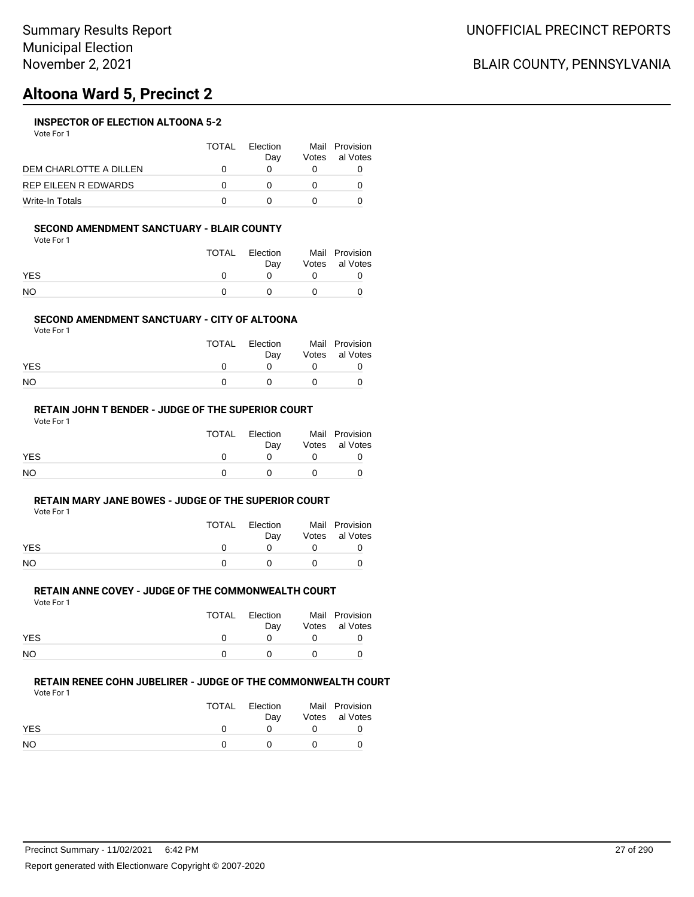Summary Results Report
Municipal Election
November 2, 2021

UNOFFICIAL PRECINCT REPORTS

BLAIR COUNTY, PENNSYLVANIA

# Altoona Ward 5, Precinct 2

### INSPECTOR OF ELECTION ALTOONA 5-2

Vote For 1

| | TOTAL | Election Day | Mail Votes | Provisional Votes |
|---|---|---|---|---|
| DEM CHARLOTTE A DILLEN | 0 | 0 | 0 | 0 |
| REP EILEEN R EDWARDS | 0 | 0 | 0 | 0 |
| Write-In Totals | 0 | 0 | 0 | 0 |

### SECOND AMENDMENT SANCTUARY - BLAIR COUNTY

Vote For 1

| | TOTAL | Election Day | Mail Votes | Provisional Votes |
|---|---|---|---|---|
| YES | 0 | 0 | 0 | 0 |
| NO | 0 | 0 | 0 | 0 |

### SECOND AMENDMENT SANCTUARY - CITY OF ALTOONA

Vote For 1

| | TOTAL | Election Day | Mail Votes | Provisional Votes |
|---|---|---|---|---|
| YES | 0 | 0 | 0 | 0 |
| NO | 0 | 0 | 0 | 0 |

### RETAIN JOHN T BENDER - JUDGE OF THE SUPERIOR COURT

Vote For 1

| | TOTAL | Election Day | Mail Votes | Provisional Votes |
|---|---|---|---|---|
| YES | 0 | 0 | 0 | 0 |
| NO | 0 | 0 | 0 | 0 |

### RETAIN MARY JANE BOWES - JUDGE OF THE SUPERIOR COURT

Vote For 1

| | TOTAL | Election Day | Mail Votes | Provisional Votes |
|---|---|---|---|---|
| YES | 0 | 0 | 0 | 0 |
| NO | 0 | 0 | 0 | 0 |

### RETAIN ANNE COVEY - JUDGE OF THE COMMONWEALTH COURT

Vote For 1

| | TOTAL | Election Day | Mail Votes | Provisional Votes |
|---|---|---|---|---|
| YES | 0 | 0 | 0 | 0 |
| NO | 0 | 0 | 0 | 0 |

### RETAIN RENEE COHN JUBELIRER - JUDGE OF THE COMMONWEALTH COURT

Vote For 1

| | TOTAL | Election Day | Mail Votes | Provisional Votes |
|---|---|---|---|---|
| YES | 0 | 0 | 0 | 0 |
| NO | 0 | 0 | 0 | 0 |

Precinct Summary - 11/02/2021 6:42 PM

Report generated with Electionware Copyright © 2007-2020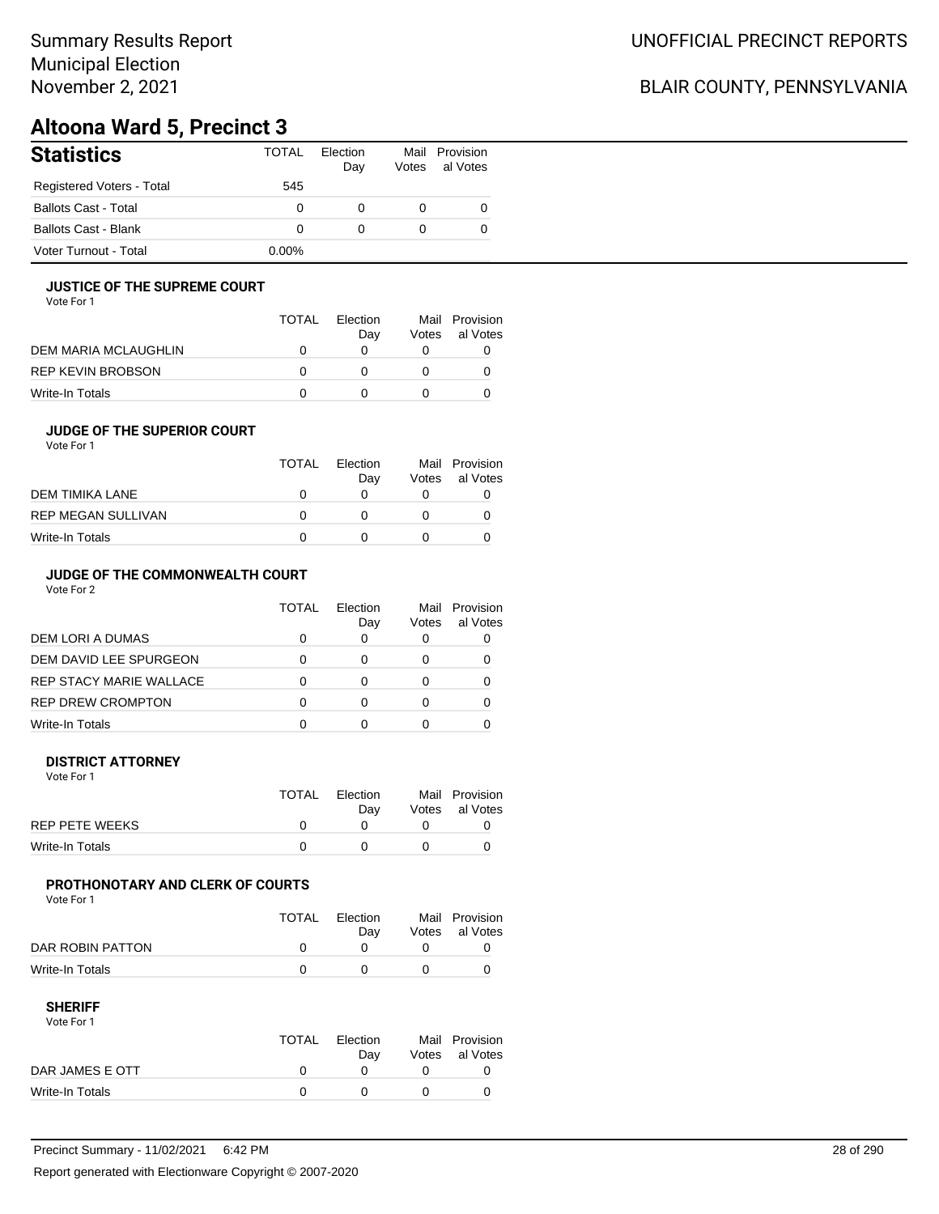Summary Results Report
Municipal Election
November 2, 2021

UNOFFICIAL PRECINCT REPORTS

BLAIR COUNTY, PENNSYLVANIA

# Altoona Ward 5, Precinct 3

## Statistics

| Statistics | TOTAL | Election Day | Mail Votes | Provisional Votes |
|---|---|---|---|---|
| Registered Voters - Total | 545 | | | |
| Ballots Cast - Total | 0 | 0 | 0 | 0 |
| Ballots Cast - Blank | 0 | 0 | 0 | 0 |
| Voter Turnout - Total | 0.00% | | | |

### JUSTICE OF THE SUPREME COURT

Vote For 1

| | TOTAL | Election Day | Mail Votes | Provisional Votes |
|---|---|---|---|---|
| DEM MARIA MCLAUGHLIN | 0 | 0 | 0 | 0 |
| REP KEVIN BROBSON | 0 | 0 | 0 | 0 |
| Write-In Totals | 0 | 0 | 0 | 0 |

### JUDGE OF THE SUPERIOR COURT

Vote For 1

| | TOTAL | Election Day | Mail Votes | Provisional Votes |
|---|---|---|---|---|
| DEM TIMIKA LANE | 0 | 0 | 0 | 0 |
| REP MEGAN SULLIVAN | 0 | 0 | 0 | 0 |
| Write-In Totals | 0 | 0 | 0 | 0 |

### JUDGE OF THE COMMONWEALTH COURT

Vote For 2

| | TOTAL | Election Day | Mail Votes | Provisional Votes |
|---|---|---|---|---|
| DEM LORI A DUMAS | 0 | 0 | 0 | 0 |
| DEM DAVID LEE SPURGEON | 0 | 0 | 0 | 0 |
| REP STACY MARIE WALLACE | 0 | 0 | 0 | 0 |
| REP DREW CROMPTON | 0 | 0 | 0 | 0 |
| Write-In Totals | 0 | 0 | 0 | 0 |

### DISTRICT ATTORNEY

Vote For 1

| | TOTAL | Election Day | Mail Votes | Provisional Votes |
|---|---|---|---|---|
| REP PETE WEEKS | 0 | 0 | 0 | 0 |
| Write-In Totals | 0 | 0 | 0 | 0 |

### PROTHONOTARY AND CLERK OF COURTS

Vote For 1

| | TOTAL | Election Day | Mail Votes | Provisional Votes |
|---|---|---|---|---|
| DAR ROBIN PATTON | 0 | 0 | 0 | 0 |
| Write-In Totals | 0 | 0 | 0 | 0 |

### SHERIFF

Vote For 1

| | TOTAL | Election Day | Mail Votes | Provisional Votes |
|---|---|---|---|---|
| DAR JAMES E OTT | 0 | 0 | 0 | 0 |
| Write-In Totals | 0 | 0 | 0 | 0 |

Precinct Summary - 11/02/2021 6:42 PM

Report generated with Electionware Copyright © 2007-2020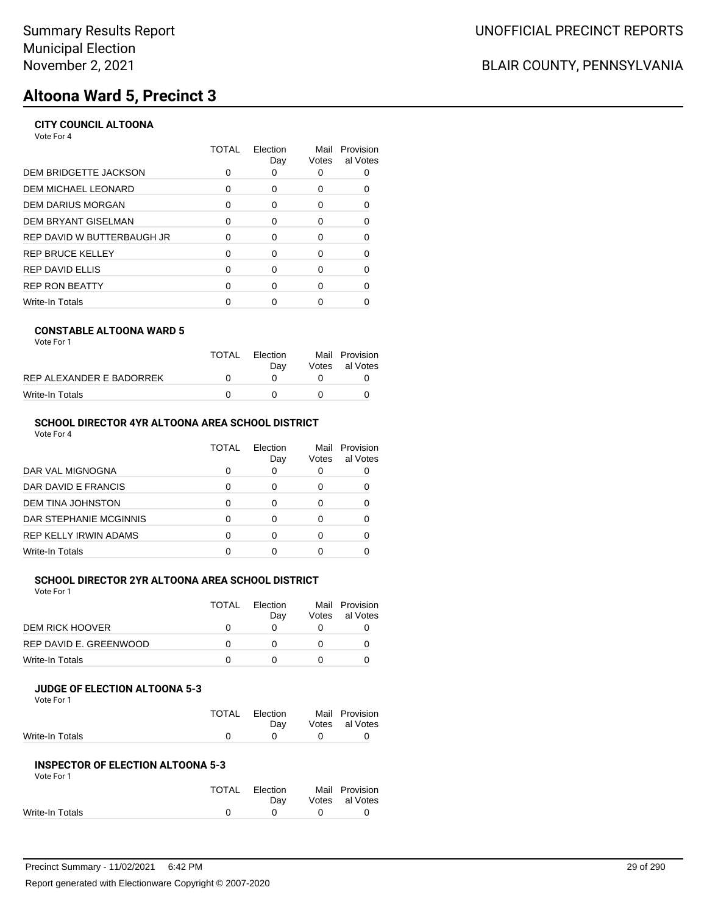Summary Results Report
Municipal Election
November 2, 2021

UNOFFICIAL PRECINCT REPORTS

BLAIR COUNTY, PENNSYLVANIA

# Altoona Ward 5, Precinct 3

### CITY COUNCIL ALTOONA

Vote For 4

| | TOTAL | Election Day | Mail Votes | Provisional Votes |
|---|---|---|---|---|
| DEM BRIDGETTE JACKSON | 0 | 0 | 0 | 0 |
| DEM MICHAEL LEONARD | 0 | 0 | 0 | 0 |
| DEM DARIUS MORGAN | 0 | 0 | 0 | 0 |
| DEM BRYANT GISELMAN | 0 | 0 | 0 | 0 |
| REP DAVID W BUTTERBAUGH JR | 0 | 0 | 0 | 0 |
| REP BRUCE KELLEY | 0 | 0 | 0 | 0 |
| REP DAVID ELLIS | 0 | 0 | 0 | 0 |
| REP RON BEATTY | 0 | 0 | 0 | 0 |
| Write-In Totals | 0 | 0 | 0 | 0 |

### CONSTABLE ALTOONA WARD 5

Vote For 1

| | TOTAL | Election Day | Mail Votes | Provisional Votes |
|---|---|---|---|---|
| REP ALEXANDER E BADORREK | 0 | 0 | 0 | 0 |
| Write-In Totals | 0 | 0 | 0 | 0 |

### SCHOOL DIRECTOR 4YR ALTOONA AREA SCHOOL DISTRICT

Vote For 4

| | TOTAL | Election Day | Mail Votes | Provisional Votes |
|---|---|---|---|---|
| DAR VAL MIGNOGNA | 0 | 0 | 0 | 0 |
| DAR DAVID E FRANCIS | 0 | 0 | 0 | 0 |
| DEM TINA JOHNSTON | 0 | 0 | 0 | 0 |
| DAR STEPHANIE MCGINNIS | 0 | 0 | 0 | 0 |
| REP KELLY IRWIN ADAMS | 0 | 0 | 0 | 0 |
| Write-In Totals | 0 | 0 | 0 | 0 |

### SCHOOL DIRECTOR 2YR ALTOONA AREA SCHOOL DISTRICT

Vote For 1

| | TOTAL | Election Day | Mail Votes | Provisional Votes |
|---|---|---|---|---|
| DEM RICK HOOVER | 0 | 0 | 0 | 0 |
| REP DAVID E. GREENWOOD | 0 | 0 | 0 | 0 |
| Write-In Totals | 0 | 0 | 0 | 0 |

### JUDGE OF ELECTION ALTOONA 5-3

Vote For 1

| | TOTAL | Election Day | Mail Votes | Provisional Votes |
|---|---|---|---|---|
| Write-In Totals | 0 | 0 | 0 | 0 |

### INSPECTOR OF ELECTION ALTOONA 5-3

Vote For 1

| | TOTAL | Election Day | Mail Votes | Provisional Votes |
|---|---|---|---|---|
| Write-In Totals | 0 | 0 | 0 | 0 |

Precinct Summary - 11/02/2021 6:42 PM

Report generated with Electionware Copyright © 2007-2020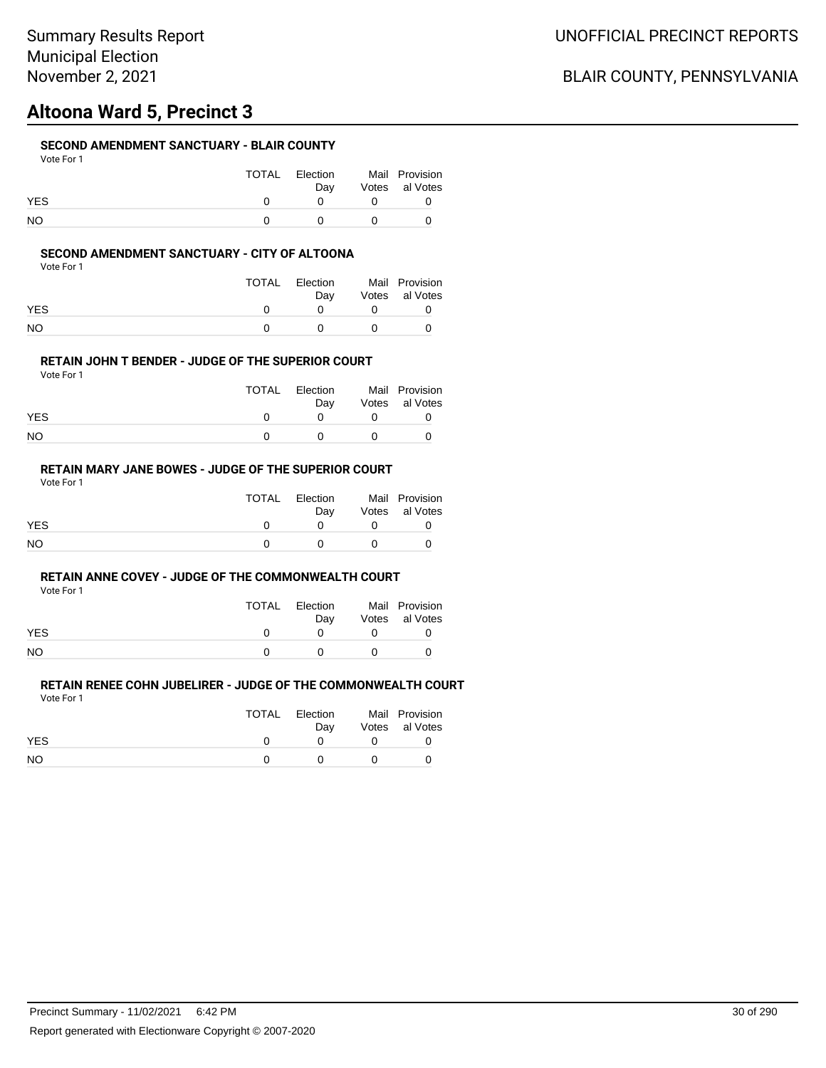Summary Results Report
Municipal Election
November 2, 2021

UNOFFICIAL PRECINCT REPORTS

BLAIR COUNTY, PENNSYLVANIA

# Altoona Ward 5, Precinct 3

### SECOND AMENDMENT SANCTUARY - BLAIR COUNTY

Vote For 1

| | TOTAL | Election Day | Mail Votes | Provisional Votes |
|---|---|---|---|---|
| YES | 0 | 0 | 0 | 0 |
| NO | 0 | 0 | 0 | 0 |

### SECOND AMENDMENT SANCTUARY - CITY OF ALTOONA

Vote For 1

| | TOTAL | Election Day | Mail Votes | Provisional Votes |
|---|---|---|---|---|
| YES | 0 | 0 | 0 | 0 |
| NO | 0 | 0 | 0 | 0 |

### RETAIN JOHN T BENDER - JUDGE OF THE SUPERIOR COURT

Vote For 1

| | TOTAL | Election Day | Mail Votes | Provisional Votes |
|---|---|---|---|---|
| YES | 0 | 0 | 0 | 0 |
| NO | 0 | 0 | 0 | 0 |

### RETAIN MARY JANE BOWES - JUDGE OF THE SUPERIOR COURT

Vote For 1

| | TOTAL | Election Day | Mail Votes | Provisional Votes |
|---|---|---|---|---|
| YES | 0 | 0 | 0 | 0 |
| NO | 0 | 0 | 0 | 0 |

### RETAIN ANNE COVEY - JUDGE OF THE COMMONWEALTH COURT

Vote For 1

| | TOTAL | Election Day | Mail Votes | Provisional Votes |
|---|---|---|---|---|
| YES | 0 | 0 | 0 | 0 |
| NO | 0 | 0 | 0 | 0 |

### RETAIN RENEE COHN JUBELIRER - JUDGE OF THE COMMONWEALTH COURT

Vote For 1

| | TOTAL | Election Day | Mail Votes | Provisional Votes |
|---|---|---|---|---|
| YES | 0 | 0 | 0 | 0 |
| NO | 0 | 0 | 0 | 0 |

Precinct Summary - 11/02/2021 6:42 PM

Report generated with Electionware Copyright © 2007-2020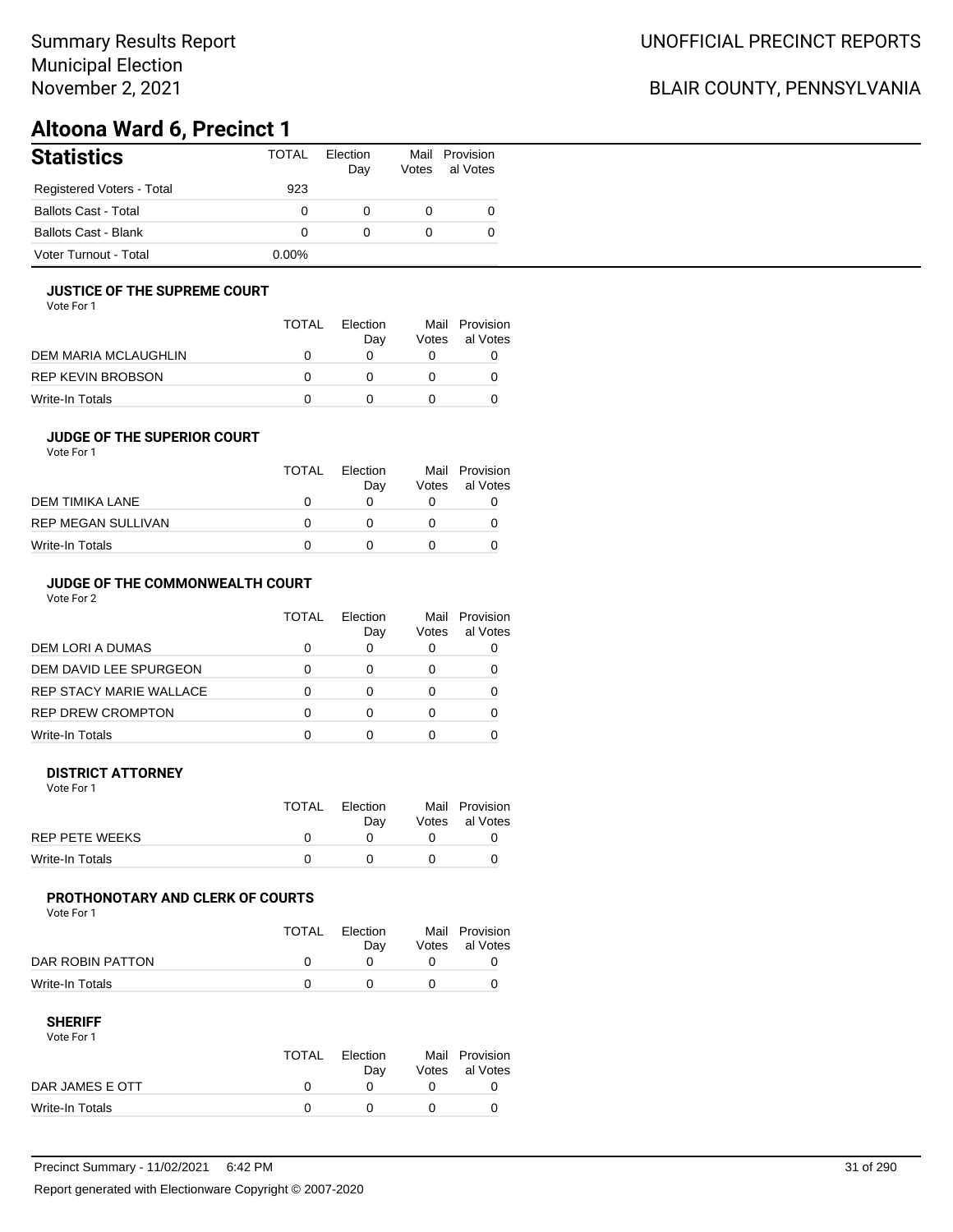Summary Results Report
Municipal Election
November 2, 2021

UNOFFICIAL PRECINCT REPORTS

BLAIR COUNTY, PENNSYLVANIA

# Altoona Ward 6, Precinct 1

## Statistics

| Statistics | TOTAL | Election Day | Mail Votes | Provisional Votes |
|---|---|---|---|---|
| Registered Voters - Total | 923 | | | |
| Ballots Cast - Total | 0 | 0 | 0 | 0 |
| Ballots Cast - Blank | 0 | 0 | 0 | 0 |
| Voter Turnout - Total | 0.00% | | | |

### JUSTICE OF THE SUPREME COURT

Vote For 1

| | TOTAL | Election Day | Mail Votes | Provisional Votes |
|---|---|---|---|---|
| DEM MARIA MCLAUGHLIN | 0 | 0 | 0 | 0 |
| REP KEVIN BROBSON | 0 | 0 | 0 | 0 |
| Write-In Totals | 0 | 0 | 0 | 0 |

### JUDGE OF THE SUPERIOR COURT

Vote For 1

| | TOTAL | Election Day | Mail Votes | Provisional Votes |
|---|---|---|---|---|
| DEM TIMIKA LANE | 0 | 0 | 0 | 0 |
| REP MEGAN SULLIVAN | 0 | 0 | 0 | 0 |
| Write-In Totals | 0 | 0 | 0 | 0 |

### JUDGE OF THE COMMONWEALTH COURT

Vote For 2

| | TOTAL | Election Day | Mail Votes | Provisional Votes |
|---|---|---|---|---|
| DEM LORI A DUMAS | 0 | 0 | 0 | 0 |
| DEM DAVID LEE SPURGEON | 0 | 0 | 0 | 0 |
| REP STACY MARIE WALLACE | 0 | 0 | 0 | 0 |
| REP DREW CROMPTON | 0 | 0 | 0 | 0 |
| Write-In Totals | 0 | 0 | 0 | 0 |

### DISTRICT ATTORNEY

Vote For 1

| | TOTAL | Election Day | Mail Votes | Provisional Votes |
|---|---|---|---|---|
| REP PETE WEEKS | 0 | 0 | 0 | 0 |
| Write-In Totals | 0 | 0 | 0 | 0 |

### PROTHONOTARY AND CLERK OF COURTS

Vote For 1

| | TOTAL | Election Day | Mail Votes | Provisional Votes |
|---|---|---|---|---|
| DAR ROBIN PATTON | 0 | 0 | 0 | 0 |
| Write-In Totals | 0 | 0 | 0 | 0 |

### SHERIFF

Vote For 1

| | TOTAL | Election Day | Mail Votes | Provisional Votes |
|---|---|---|---|---|
| DAR JAMES E OTT | 0 | 0 | 0 | 0 |
| Write-In Totals | 0 | 0 | 0 | 0 |

Precinct Summary - 11/02/2021 6:42 PM

Report generated with Electionware Copyright © 2007-2020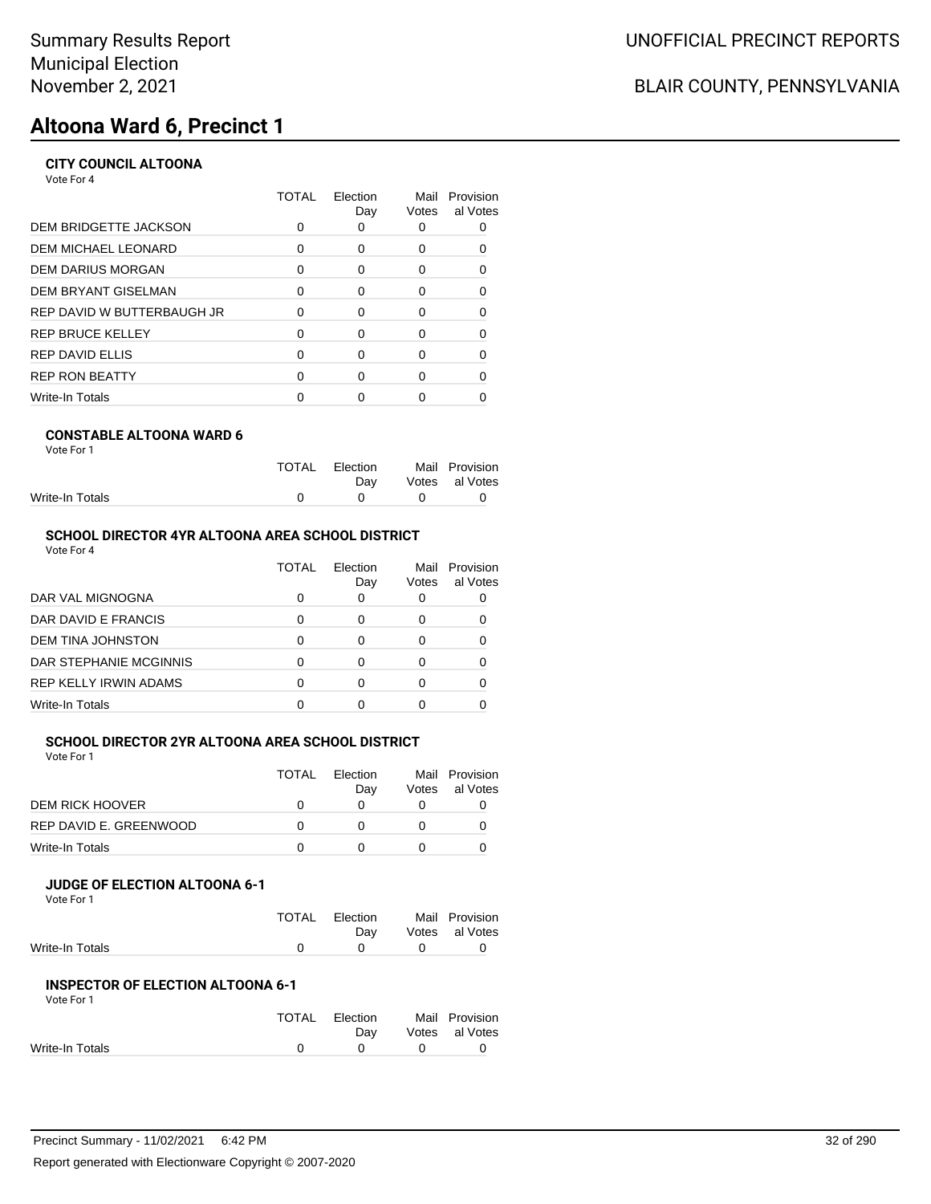Summary Results Report
Municipal Election
November 2, 2021

UNOFFICIAL PRECINCT REPORTS

BLAIR COUNTY, PENNSYLVANIA

# Altoona Ward 6, Precinct 1

### CITY COUNCIL ALTOONA

Vote For 4

| | TOTAL | Election Day | Mail Votes | Provisional Votes |
|---|---|---|---|---|
| DEM BRIDGETTE JACKSON | 0 | 0 | 0 | 0 |
| DEM MICHAEL LEONARD | 0 | 0 | 0 | 0 |
| DEM DARIUS MORGAN | 0 | 0 | 0 | 0 |
| DEM BRYANT GISELMAN | 0 | 0 | 0 | 0 |
| REP DAVID W BUTTERBAUGH JR | 0 | 0 | 0 | 0 |
| REP BRUCE KELLEY | 0 | 0 | 0 | 0 |
| REP DAVID ELLIS | 0 | 0 | 0 | 0 |
| REP RON BEATTY | 0 | 0 | 0 | 0 |
| Write-In Totals | 0 | 0 | 0 | 0 |

### CONSTABLE ALTOONA WARD 6

Vote For 1

| | TOTAL | Election Day | Mail Votes | Provisional Votes |
|---|---|---|---|---|
| Write-In Totals | 0 | 0 | 0 | 0 |

### SCHOOL DIRECTOR 4YR ALTOONA AREA SCHOOL DISTRICT

Vote For 4

| | TOTAL | Election Day | Mail Votes | Provisional Votes |
|---|---|---|---|---|
| DAR VAL MIGNOGNA | 0 | 0 | 0 | 0 |
| DAR DAVID E FRANCIS | 0 | 0 | 0 | 0 |
| DEM TINA JOHNSTON | 0 | 0 | 0 | 0 |
| DAR STEPHANIE MCGINNIS | 0 | 0 | 0 | 0 |
| REP KELLY IRWIN ADAMS | 0 | 0 | 0 | 0 |
| Write-In Totals | 0 | 0 | 0 | 0 |

### SCHOOL DIRECTOR 2YR ALTOONA AREA SCHOOL DISTRICT

Vote For 1

| | TOTAL | Election Day | Mail Votes | Provisional Votes |
|---|---|---|---|---|
| DEM RICK HOOVER | 0 | 0 | 0 | 0 |
| REP DAVID E. GREENWOOD | 0 | 0 | 0 | 0 |
| Write-In Totals | 0 | 0 | 0 | 0 |

### JUDGE OF ELECTION ALTOONA 6-1

Vote For 1

| | TOTAL | Election Day | Mail Votes | Provisional Votes |
|---|---|---|---|---|
| Write-In Totals | 0 | 0 | 0 | 0 |

### INSPECTOR OF ELECTION ALTOONA 6-1

Vote For 1

| | TOTAL | Election Day | Mail Votes | Provisional Votes |
|---|---|---|---|---|
| Write-In Totals | 0 | 0 | 0 | 0 |

Precinct Summary - 11/02/2021 6:42 PM

Report generated with Electionware Copyright © 2007-2020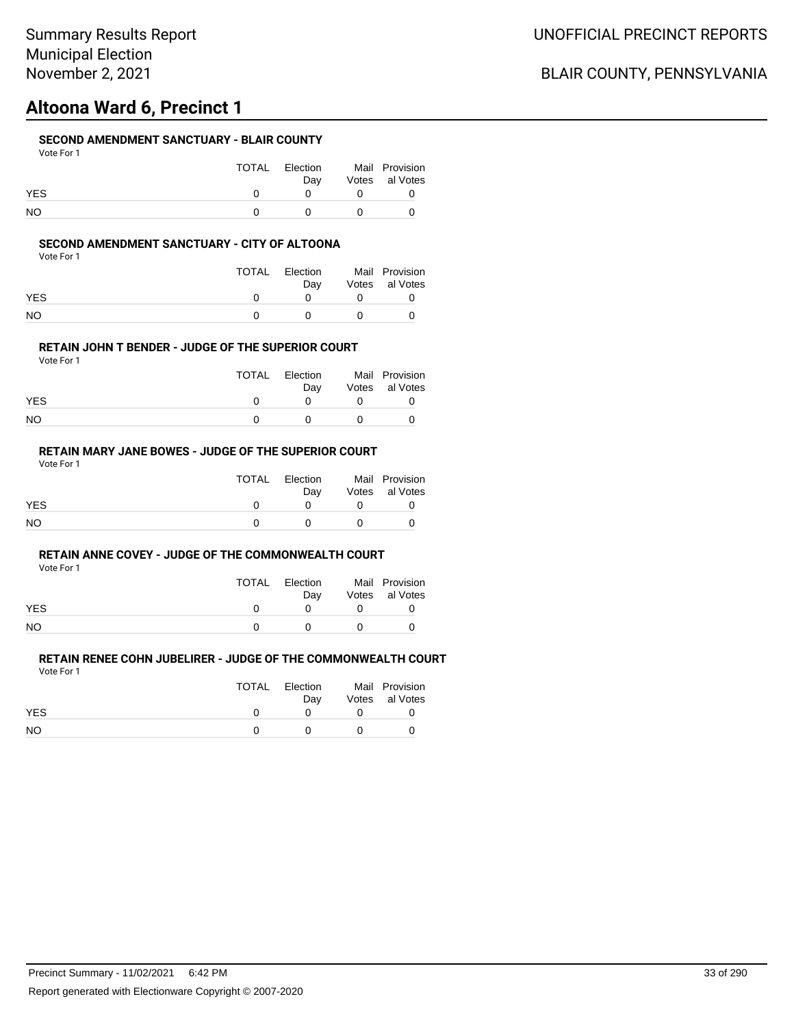Summary Results Report
Municipal Election
November 2, 2021

UNOFFICIAL PRECINCT REPORTS

BLAIR COUNTY, PENNSYLVANIA

# Altoona Ward 6, Precinct 1

### SECOND AMENDMENT SANCTUARY - BLAIR COUNTY

Vote For 1

| | TOTAL | Election Day | Mail Votes | Provisional Votes |
|---|---|---|---|---|
| YES | 0 | 0 | 0 | 0 |
| NO | 0 | 0 | 0 | 0 |

### SECOND AMENDMENT SANCTUARY - CITY OF ALTOONA

Vote For 1

| | TOTAL | Election Day | Mail Votes | Provisional Votes |
|---|---|---|---|---|
| YES | 0 | 0 | 0 | 0 |
| NO | 0 | 0 | 0 | 0 |

### RETAIN JOHN T BENDER - JUDGE OF THE SUPERIOR COURT

Vote For 1

| | TOTAL | Election Day | Mail Votes | Provisional Votes |
|---|---|---|---|---|
| YES | 0 | 0 | 0 | 0 |
| NO | 0 | 0 | 0 | 0 |

### RETAIN MARY JANE BOWES - JUDGE OF THE SUPERIOR COURT

Vote For 1

| | TOTAL | Election Day | Mail Votes | Provisional Votes |
|---|---|---|---|---|
| YES | 0 | 0 | 0 | 0 |
| NO | 0 | 0 | 0 | 0 |

### RETAIN ANNE COVEY - JUDGE OF THE COMMONWEALTH COURT

Vote For 1

| | TOTAL | Election Day | Mail Votes | Provisional Votes |
|---|---|---|---|---|
| YES | 0 | 0 | 0 | 0 |
| NO | 0 | 0 | 0 | 0 |

### RETAIN RENEE COHN JUBELIRER - JUDGE OF THE COMMONWEALTH COURT

Vote For 1

| | TOTAL | Election Day | Mail Votes | Provisional Votes |
|---|---|---|---|---|
| YES | 0 | 0 | 0 | 0 |
| NO | 0 | 0 | 0 | 0 |

Precinct Summary - 11/02/2021 6:42 PM

Report generated with Electionware Copyright © 2007-2020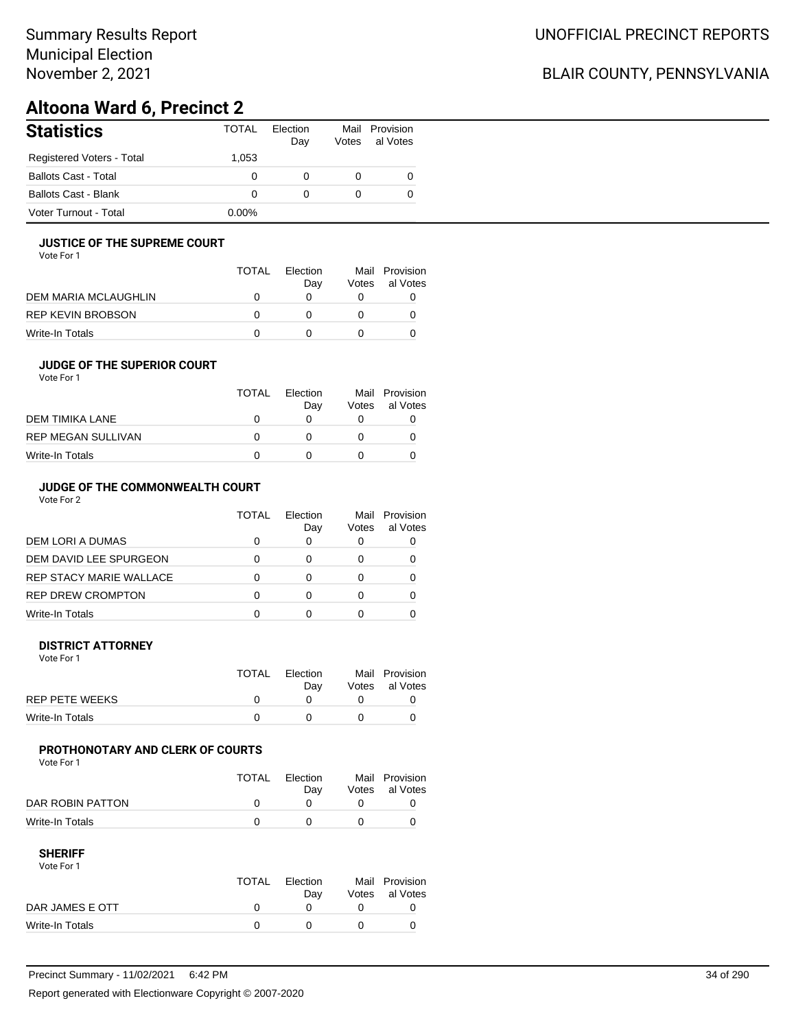Summary Results Report
Municipal Election
November 2, 2021

UNOFFICIAL PRECINCT REPORTS

BLAIR COUNTY, PENNSYLVANIA

# Altoona Ward 6, Precinct 2

## Statistics

| Statistics | TOTAL | Election Day | Mail Votes | Provisional Votes |
|---|---|---|---|---|
| Registered Voters - Total | 1,053 | | | |
| Ballots Cast - Total | 0 | 0 | 0 | 0 |
| Ballots Cast - Blank | 0 | 0 | 0 | 0 |
| Voter Turnout - Total | 0.00% | | | |

### JUSTICE OF THE SUPREME COURT

Vote For 1

| | TOTAL | Election Day | Mail Votes | Provisional Votes |
|---|---|---|---|---|
| DEM MARIA MCLAUGHLIN | 0 | 0 | 0 | 0 |
| REP KEVIN BROBSON | 0 | 0 | 0 | 0 |
| Write-In Totals | 0 | 0 | 0 | 0 |

### JUDGE OF THE SUPERIOR COURT

Vote For 1

| | TOTAL | Election Day | Mail Votes | Provisional Votes |
|---|---|---|---|---|
| DEM TIMIKA LANE | 0 | 0 | 0 | 0 |
| REP MEGAN SULLIVAN | 0 | 0 | 0 | 0 |
| Write-In Totals | 0 | 0 | 0 | 0 |

### JUDGE OF THE COMMONWEALTH COURT

Vote For 2

| | TOTAL | Election Day | Mail Votes | Provisional Votes |
|---|---|---|---|---|
| DEM LORI A DUMAS | 0 | 0 | 0 | 0 |
| DEM DAVID LEE SPURGEON | 0 | 0 | 0 | 0 |
| REP STACY MARIE WALLACE | 0 | 0 | 0 | 0 |
| REP DREW CROMPTON | 0 | 0 | 0 | 0 |
| Write-In Totals | 0 | 0 | 0 | 0 |

### DISTRICT ATTORNEY

Vote For 1

| | TOTAL | Election Day | Mail Votes | Provisional Votes |
|---|---|---|---|---|
| REP PETE WEEKS | 0 | 0 | 0 | 0 |
| Write-In Totals | 0 | 0 | 0 | 0 |

### PROTHONOTARY AND CLERK OF COURTS

Vote For 1

| | TOTAL | Election Day | Mail Votes | Provisional Votes |
|---|---|---|---|---|
| DAR ROBIN PATTON | 0 | 0 | 0 | 0 |
| Write-In Totals | 0 | 0 | 0 | 0 |

### SHERIFF

Vote For 1

| | TOTAL | Election Day | Mail Votes | Provisional Votes |
|---|---|---|---|---|
| DAR JAMES E OTT | 0 | 0 | 0 | 0 |
| Write-In Totals | 0 | 0 | 0 | 0 |

Precinct Summary - 11/02/2021 6:42 PM

Report generated with Electionware Copyright © 2007-2020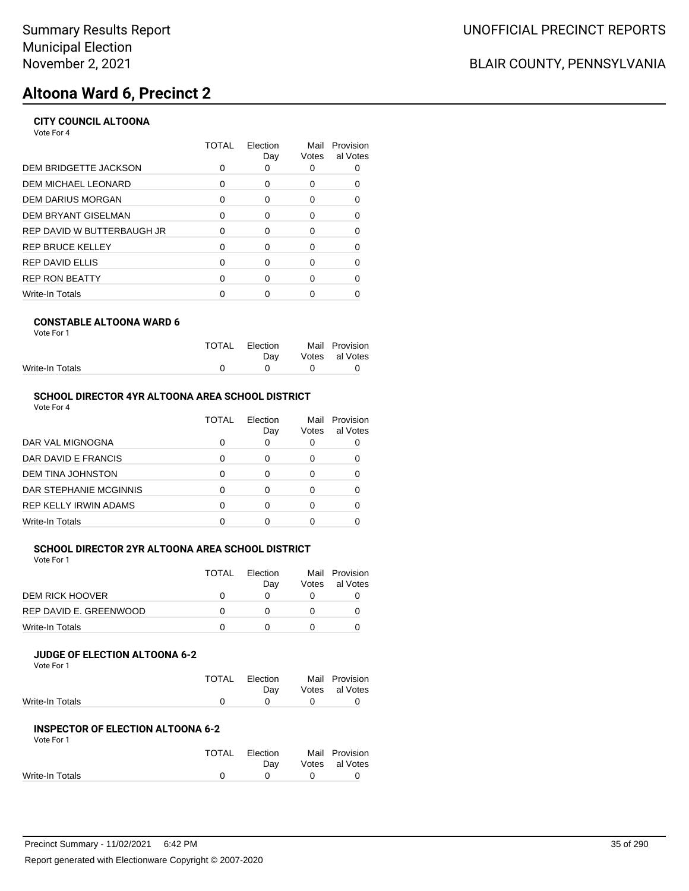Summary Results Report
Municipal Election
November 2, 2021

UNOFFICIAL PRECINCT REPORTS

BLAIR COUNTY, PENNSYLVANIA

# Altoona Ward 6, Precinct 2

### CITY COUNCIL ALTOONA

Vote For 4

| | TOTAL | Election Day | Mail Votes | Provisional Votes |
|---|---|---|---|---|
| DEM BRIDGETTE JACKSON | 0 | 0 | 0 | 0 |
| DEM MICHAEL LEONARD | 0 | 0 | 0 | 0 |
| DEM DARIUS MORGAN | 0 | 0 | 0 | 0 |
| DEM BRYANT GISELMAN | 0 | 0 | 0 | 0 |
| REP DAVID W BUTTERBAUGH JR | 0 | 0 | 0 | 0 |
| REP BRUCE KELLEY | 0 | 0 | 0 | 0 |
| REP DAVID ELLIS | 0 | 0 | 0 | 0 |
| REP RON BEATTY | 0 | 0 | 0 | 0 |
| Write-In Totals | 0 | 0 | 0 | 0 |

### CONSTABLE ALTOONA WARD 6

Vote For 1

| | TOTAL | Election Day | Mail Votes | Provisional Votes |
|---|---|---|---|---|
| Write-In Totals | 0 | 0 | 0 | 0 |

### SCHOOL DIRECTOR 4YR ALTOONA AREA SCHOOL DISTRICT

Vote For 4

| | TOTAL | Election Day | Mail Votes | Provisional Votes |
|---|---|---|---|---|
| DAR VAL MIGNOGNA | 0 | 0 | 0 | 0 |
| DAR DAVID E FRANCIS | 0 | 0 | 0 | 0 |
| DEM TINA JOHNSTON | 0 | 0 | 0 | 0 |
| DAR STEPHANIE MCGINNIS | 0 | 0 | 0 | 0 |
| REP KELLY IRWIN ADAMS | 0 | 0 | 0 | 0 |
| Write-In Totals | 0 | 0 | 0 | 0 |

### SCHOOL DIRECTOR 2YR ALTOONA AREA SCHOOL DISTRICT

Vote For 1

| | TOTAL | Election Day | Mail Votes | Provisional Votes |
|---|---|---|---|---|
| DEM RICK HOOVER | 0 | 0 | 0 | 0 |
| REP DAVID E. GREENWOOD | 0 | 0 | 0 | 0 |
| Write-In Totals | 0 | 0 | 0 | 0 |

### JUDGE OF ELECTION ALTOONA 6-2

Vote For 1

| | TOTAL | Election Day | Mail Votes | Provisional Votes |
|---|---|---|---|---|
| Write-In Totals | 0 | 0 | 0 | 0 |

### INSPECTOR OF ELECTION ALTOONA 6-2

Vote For 1

| | TOTAL | Election Day | Mail Votes | Provisional Votes |
|---|---|---|---|---|
| Write-In Totals | 0 | 0 | 0 | 0 |

Precinct Summary - 11/02/2021 6:42 PM

Report generated with Electionware Copyright © 2007-2020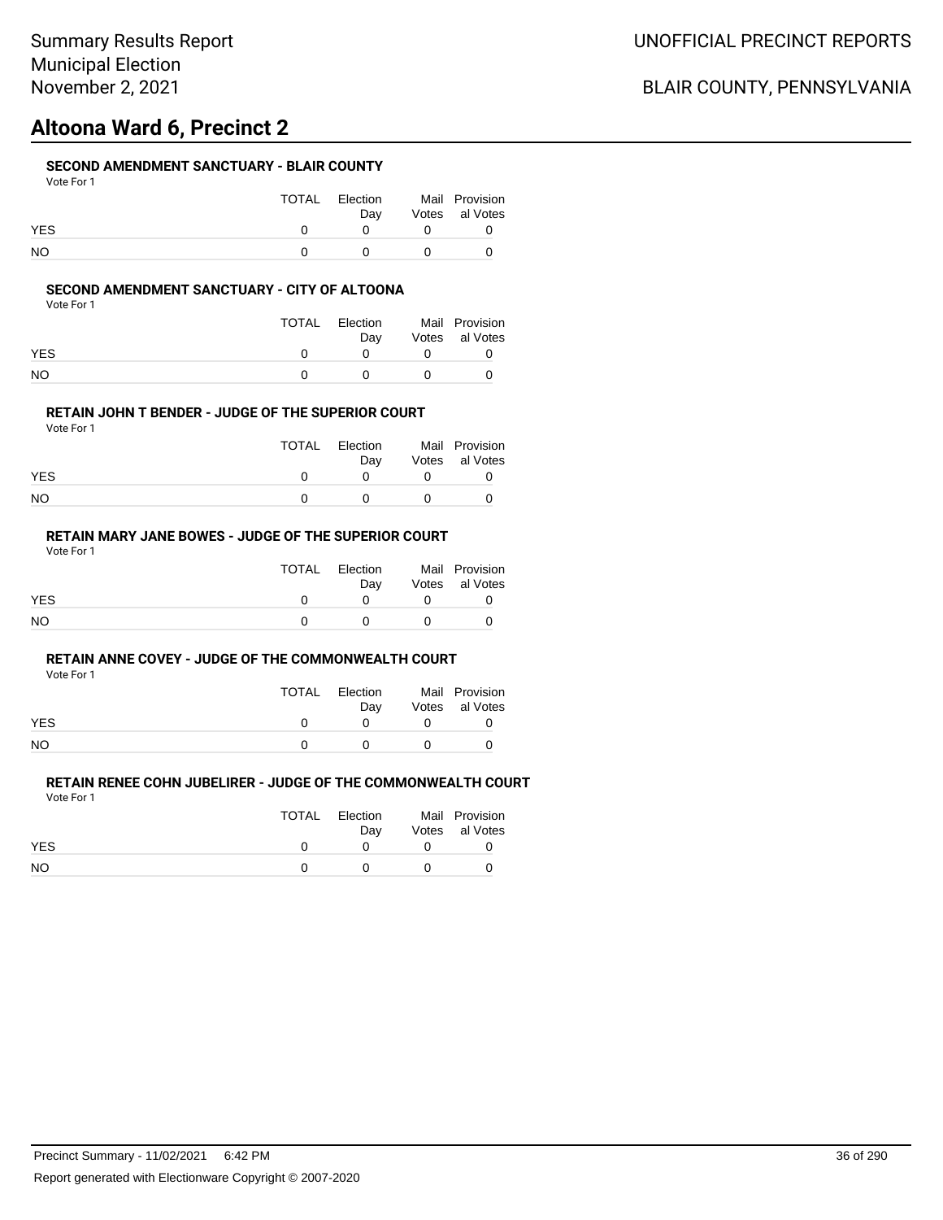Summary Results Report
Municipal Election
November 2, 2021

UNOFFICIAL PRECINCT REPORTS

BLAIR COUNTY, PENNSYLVANIA

# Altoona Ward 6, Precinct 2

### SECOND AMENDMENT SANCTUARY - BLAIR COUNTY

Vote For 1

| | TOTAL | Election Day | Mail Votes | Provisional Votes |
|---|---|---|---|---|
| YES | 0 | 0 | 0 | 0 |
| NO | 0 | 0 | 0 | 0 |

### SECOND AMENDMENT SANCTUARY - CITY OF ALTOONA

Vote For 1

| | TOTAL | Election Day | Mail Votes | Provisional Votes |
|---|---|---|---|---|
| YES | 0 | 0 | 0 | 0 |
| NO | 0 | 0 | 0 | 0 |

### RETAIN JOHN T BENDER - JUDGE OF THE SUPERIOR COURT

Vote For 1

| | TOTAL | Election Day | Mail Votes | Provisional Votes |
|---|---|---|---|---|
| YES | 0 | 0 | 0 | 0 |
| NO | 0 | 0 | 0 | 0 |

### RETAIN MARY JANE BOWES - JUDGE OF THE SUPERIOR COURT

Vote For 1

| | TOTAL | Election Day | Mail Votes | Provisional Votes |
|---|---|---|---|---|
| YES | 0 | 0 | 0 | 0 |
| NO | 0 | 0 | 0 | 0 |

### RETAIN ANNE COVEY - JUDGE OF THE COMMONWEALTH COURT

Vote For 1

| | TOTAL | Election Day | Mail Votes | Provisional Votes |
|---|---|---|---|---|
| YES | 0 | 0 | 0 | 0 |
| NO | 0 | 0 | 0 | 0 |

### RETAIN RENEE COHN JUBELIRER - JUDGE OF THE COMMONWEALTH COURT

Vote For 1

| | TOTAL | Election Day | Mail Votes | Provisional Votes |
|---|---|---|---|---|
| YES | 0 | 0 | 0 | 0 |
| NO | 0 | 0 | 0 | 0 |

Precinct Summary - 11/02/2021 6:42 PM

Report generated with Electionware Copyright © 2007-2020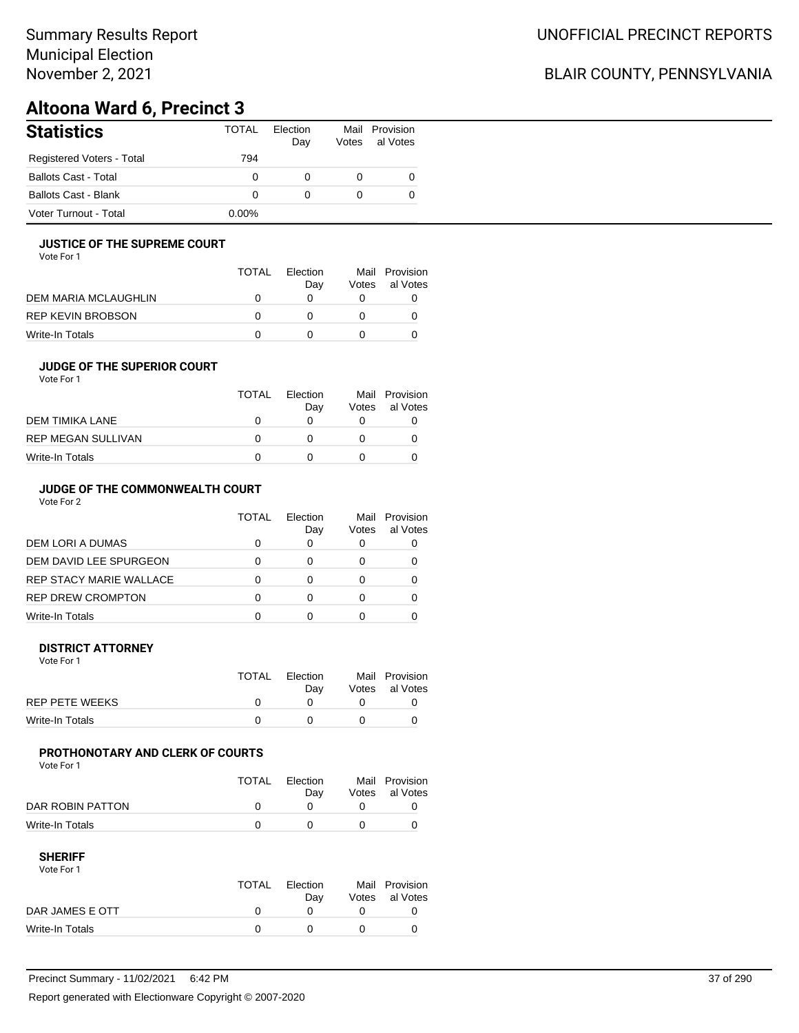Summary Results Report
Municipal Election
November 2, 2021

UNOFFICIAL PRECINCT REPORTS

BLAIR COUNTY, PENNSYLVANIA

# Altoona Ward 6, Precinct 3

| Statistics | TOTAL | Election Day | Mail Votes | Provisional Votes |
|---|---|---|---|---|
| Registered Voters - Total | 794 | | | |
| Ballots Cast - Total | 0 | 0 | 0 | 0 |
| Ballots Cast - Blank | 0 | 0 | 0 | 0 |
| Voter Turnout - Total | 0.00% | | | |

### JUSTICE OF THE SUPREME COURT

Vote For 1

| | TOTAL | Election Day | Mail Votes | Provisional Votes |
|---|---|---|---|---|
| DEM MARIA MCLAUGHLIN | 0 | 0 | 0 | 0 |
| REP KEVIN BROBSON | 0 | 0 | 0 | 0 |
| Write-In Totals | 0 | 0 | 0 | 0 |

### JUDGE OF THE SUPERIOR COURT

Vote For 1

| | TOTAL | Election Day | Mail Votes | Provisional Votes |
|---|---|---|---|---|
| DEM TIMIKA LANE | 0 | 0 | 0 | 0 |
| REP MEGAN SULLIVAN | 0 | 0 | 0 | 0 |
| Write-In Totals | 0 | 0 | 0 | 0 |

### JUDGE OF THE COMMONWEALTH COURT

Vote For 2

| | TOTAL | Election Day | Mail Votes | Provisional Votes |
|---|---|---|---|---|
| DEM LORI A DUMAS | 0 | 0 | 0 | 0 |
| DEM DAVID LEE SPURGEON | 0 | 0 | 0 | 0 |
| REP STACY MARIE WALLACE | 0 | 0 | 0 | 0 |
| REP DREW CROMPTON | 0 | 0 | 0 | 0 |
| Write-In Totals | 0 | 0 | 0 | 0 |

### DISTRICT ATTORNEY

Vote For 1

| | TOTAL | Election Day | Mail Votes | Provisional Votes |
|---|---|---|---|---|
| REP PETE WEEKS | 0 | 0 | 0 | 0 |
| Write-In Totals | 0 | 0 | 0 | 0 |

### PROTHONOTARY AND CLERK OF COURTS

Vote For 1

| | TOTAL | Election Day | Mail Votes | Provisional Votes |
|---|---|---|---|---|
| DAR ROBIN PATTON | 0 | 0 | 0 | 0 |
| Write-In Totals | 0 | 0 | 0 | 0 |

### SHERIFF

Vote For 1

| | TOTAL | Election Day | Mail Votes | Provisional Votes |
|---|---|---|---|---|
| DAR JAMES E OTT | 0 | 0 | 0 | 0 |
| Write-In Totals | 0 | 0 | 0 | 0 |

Precinct Summary - 11/02/2021 6:42 PM

Report generated with Electionware Copyright © 2007-2020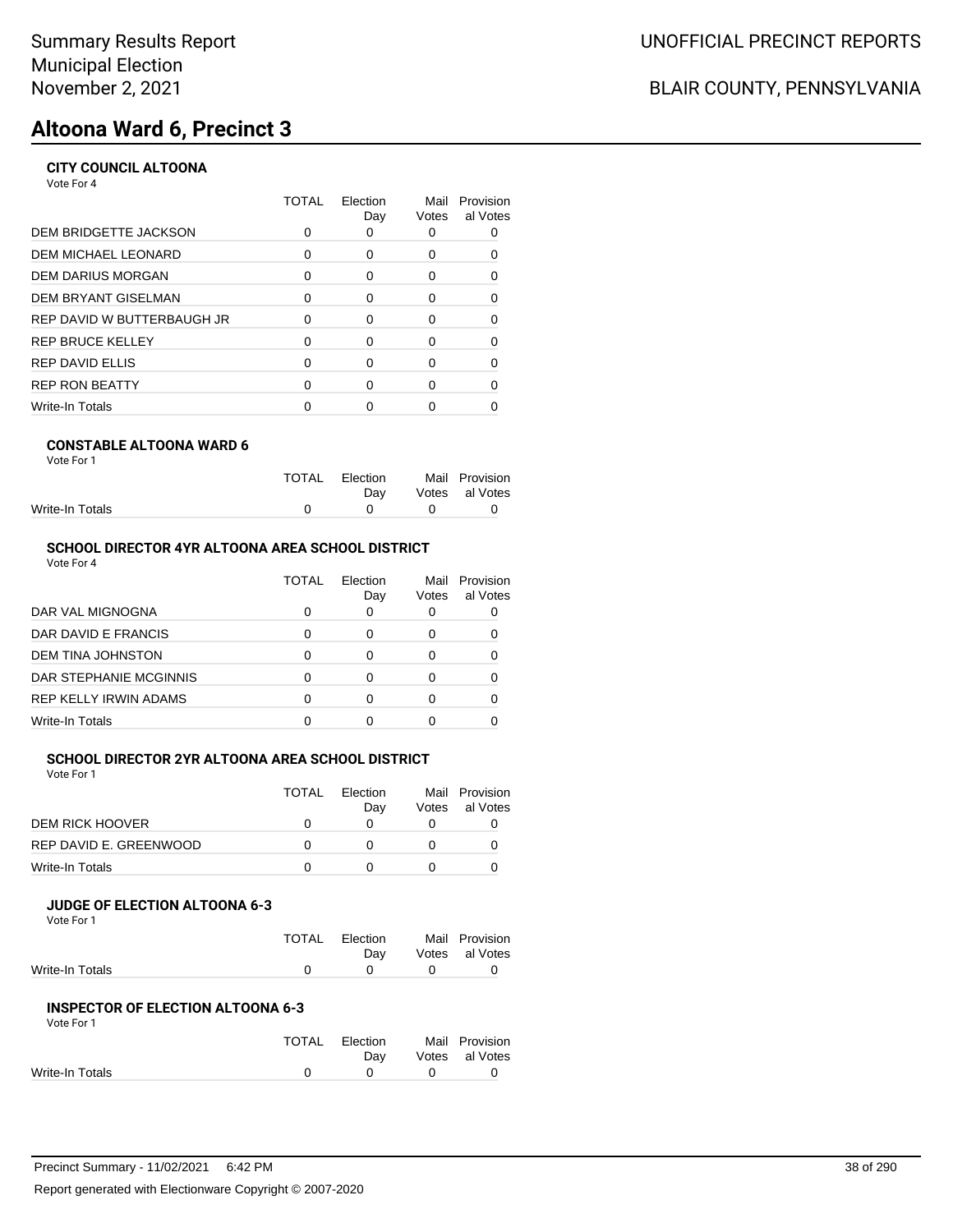Summary Results Report
Municipal Election
November 2, 2021

UNOFFICIAL PRECINCT REPORTS

BLAIR COUNTY, PENNSYLVANIA

# Altoona Ward 6, Precinct 3

### CITY COUNCIL ALTOONA

Vote For 4

| | TOTAL | Election Day | Mail Votes | Provisional Votes |
|---|---|---|---|---|
| DEM BRIDGETTE JACKSON | 0 | 0 | 0 | 0 |
| DEM MICHAEL LEONARD | 0 | 0 | 0 | 0 |
| DEM DARIUS MORGAN | 0 | 0 | 0 | 0 |
| DEM BRYANT GISELMAN | 0 | 0 | 0 | 0 |
| REP DAVID W BUTTERBAUGH JR | 0 | 0 | 0 | 0 |
| REP BRUCE KELLEY | 0 | 0 | 0 | 0 |
| REP DAVID ELLIS | 0 | 0 | 0 | 0 |
| REP RON BEATTY | 0 | 0 | 0 | 0 |
| Write-In Totals | 0 | 0 | 0 | 0 |

### CONSTABLE ALTOONA WARD 6

Vote For 1

| | TOTAL | Election Day | Mail Votes | Provisional Votes |
|---|---|---|---|---|
| Write-In Totals | 0 | 0 | 0 | 0 |

### SCHOOL DIRECTOR 4YR ALTOONA AREA SCHOOL DISTRICT

Vote For 4

| | TOTAL | Election Day | Mail Votes | Provisional Votes |
|---|---|---|---|---|
| DAR VAL MIGNOGNA | 0 | 0 | 0 | 0 |
| DAR DAVID E FRANCIS | 0 | 0 | 0 | 0 |
| DEM TINA JOHNSTON | 0 | 0 | 0 | 0 |
| DAR STEPHANIE MCGINNIS | 0 | 0 | 0 | 0 |
| REP KELLY IRWIN ADAMS | 0 | 0 | 0 | 0 |
| Write-In Totals | 0 | 0 | 0 | 0 |

### SCHOOL DIRECTOR 2YR ALTOONA AREA SCHOOL DISTRICT

Vote For 1

| | TOTAL | Election Day | Mail Votes | Provisional Votes |
|---|---|---|---|---|
| DEM RICK HOOVER | 0 | 0 | 0 | 0 |
| REP DAVID E. GREENWOOD | 0 | 0 | 0 | 0 |
| Write-In Totals | 0 | 0 | 0 | 0 |

### JUDGE OF ELECTION ALTOONA 6-3

Vote For 1

| | TOTAL | Election Day | Mail Votes | Provisional Votes |
|---|---|---|---|---|
| Write-In Totals | 0 | 0 | 0 | 0 |

### INSPECTOR OF ELECTION ALTOONA 6-3

Vote For 1

| | TOTAL | Election Day | Mail Votes | Provisional Votes |
|---|---|---|---|---|
| Write-In Totals | 0 | 0 | 0 | 0 |

Precinct Summary - 11/02/2021 6:42 PM

Report generated with Electionware Copyright © 2007-2020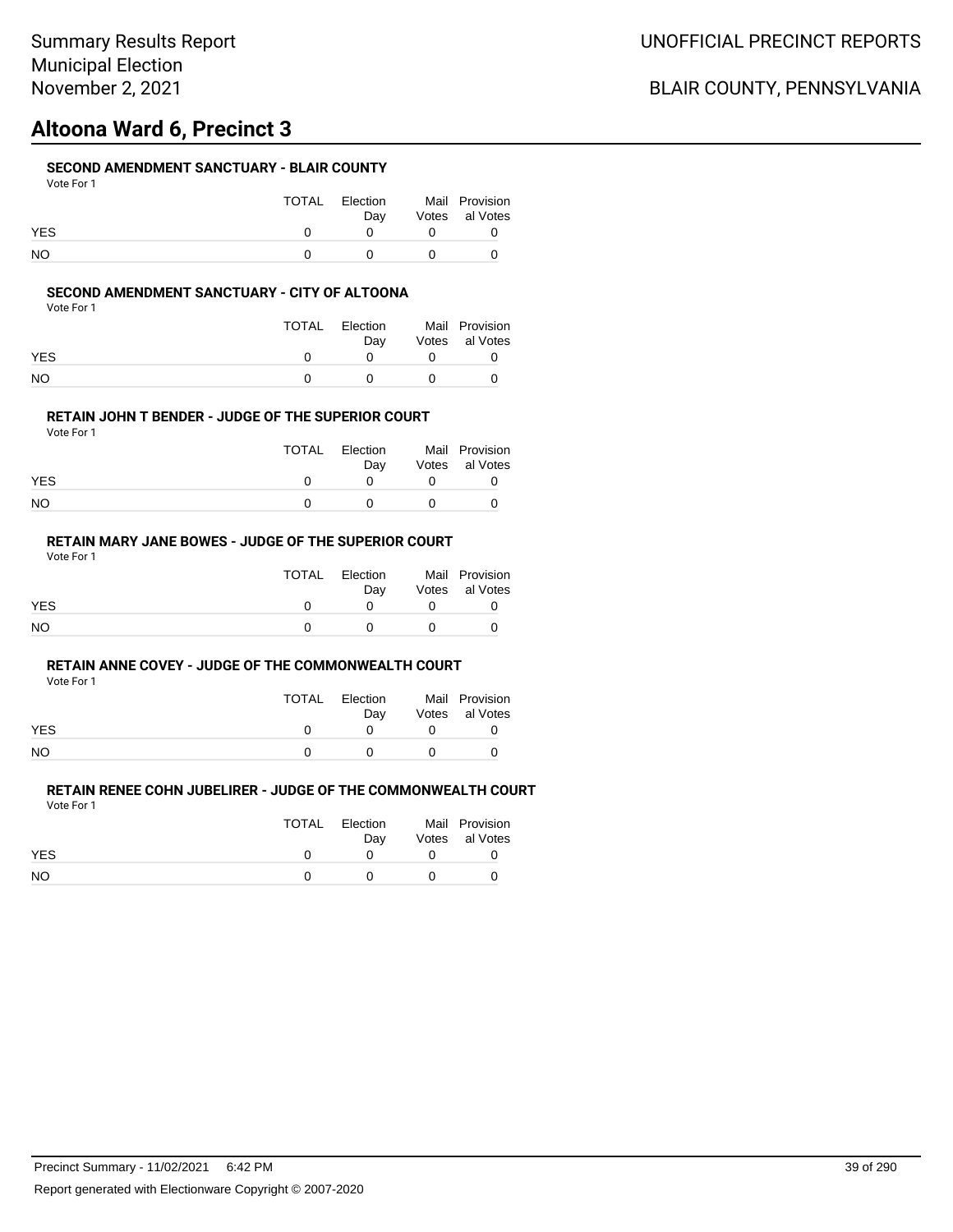Summary Results Report
Municipal Election
November 2, 2021

UNOFFICIAL PRECINCT REPORTS

BLAIR COUNTY, PENNSYLVANIA

# Altoona Ward 6, Precinct 3

### SECOND AMENDMENT SANCTUARY - BLAIR COUNTY

Vote For 1

| | TOTAL | Election Day | Mail Votes | Provisional Votes |
|---|---|---|---|---|
| YES | 0 | 0 | 0 | 0 |
| NO | 0 | 0 | 0 | 0 |

### SECOND AMENDMENT SANCTUARY - CITY OF ALTOONA

Vote For 1

| | TOTAL | Election Day | Mail Votes | Provisional Votes |
|---|---|---|---|---|
| YES | 0 | 0 | 0 | 0 |
| NO | 0 | 0 | 0 | 0 |

### RETAIN JOHN T BENDER - JUDGE OF THE SUPERIOR COURT

Vote For 1

| | TOTAL | Election Day | Mail Votes | Provisional Votes |
|---|---|---|---|---|
| YES | 0 | 0 | 0 | 0 |
| NO | 0 | 0 | 0 | 0 |

### RETAIN MARY JANE BOWES - JUDGE OF THE SUPERIOR COURT

Vote For 1

| | TOTAL | Election Day | Mail Votes | Provisional Votes |
|---|---|---|---|---|
| YES | 0 | 0 | 0 | 0 |
| NO | 0 | 0 | 0 | 0 |

### RETAIN ANNE COVEY - JUDGE OF THE COMMONWEALTH COURT

Vote For 1

| | TOTAL | Election Day | Mail Votes | Provisional Votes |
|---|---|---|---|---|
| YES | 0 | 0 | 0 | 0 |
| NO | 0 | 0 | 0 | 0 |

### RETAIN RENEE COHN JUBELIRER - JUDGE OF THE COMMONWEALTH COURT

Vote For 1

| | TOTAL | Election Day | Mail Votes | Provisional Votes |
|---|---|---|---|---|
| YES | 0 | 0 | 0 | 0 |
| NO | 0 | 0 | 0 | 0 |

Precinct Summary - 11/02/2021 6:42 PM

Report generated with Electionware Copyright © 2007-2020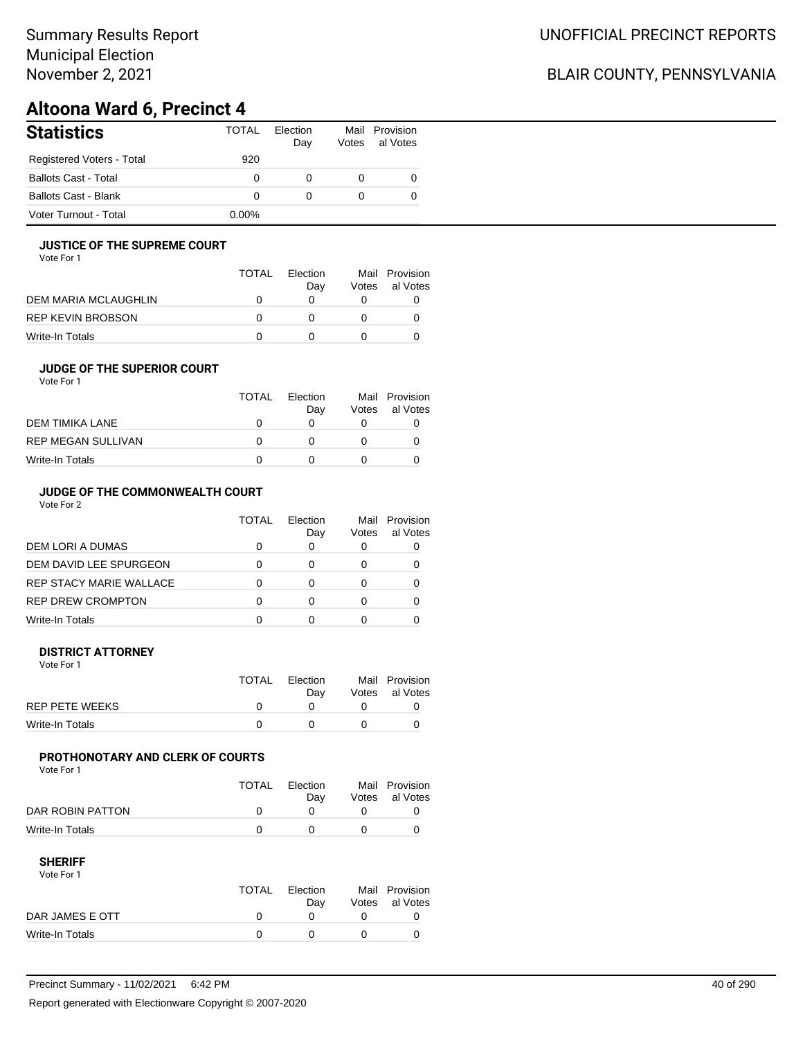Summary Results Report
Municipal Election
November 2, 2021

UNOFFICIAL PRECINCT REPORTS

BLAIR COUNTY, PENNSYLVANIA

# Altoona Ward 6, Precinct 4

## Statistics

| | TOTAL | Election Day | Mail Votes | Provisional Votes |
|---|---|---|---|---|
| Registered Voters - Total | 920 | | | |
| Ballots Cast - Total | 0 | 0 | 0 | 0 |
| Ballots Cast - Blank | 0 | 0 | 0 | 0 |
| Voter Turnout - Total | 0.00% | | | |

### JUSTICE OF THE SUPREME COURT

Vote For 1

| | TOTAL | Election Day | Mail Votes | Provisional Votes |
|---|---|---|---|---|
| DEM MARIA MCLAUGHLIN | 0 | 0 | 0 | 0 |
| REP KEVIN BROBSON | 0 | 0 | 0 | 0 |
| Write-In Totals | 0 | 0 | 0 | 0 |

### JUDGE OF THE SUPERIOR COURT

Vote For 1

| | TOTAL | Election Day | Mail Votes | Provisional Votes |
|---|---|---|---|---|
| DEM TIMIKA LANE | 0 | 0 | 0 | 0 |
| REP MEGAN SULLIVAN | 0 | 0 | 0 | 0 |
| Write-In Totals | 0 | 0 | 0 | 0 |

### JUDGE OF THE COMMONWEALTH COURT

Vote For 2

| | TOTAL | Election Day | Mail Votes | Provisional Votes |
|---|---|---|---|---|
| DEM LORI A DUMAS | 0 | 0 | 0 | 0 |
| DEM DAVID LEE SPURGEON | 0 | 0 | 0 | 0 |
| REP STACY MARIE WALLACE | 0 | 0 | 0 | 0 |
| REP DREW CROMPTON | 0 | 0 | 0 | 0 |
| Write-In Totals | 0 | 0 | 0 | 0 |

### DISTRICT ATTORNEY

Vote For 1

| | TOTAL | Election Day | Mail Votes | Provisional Votes |
|---|---|---|---|---|
| REP PETE WEEKS | 0 | 0 | 0 | 0 |
| Write-In Totals | 0 | 0 | 0 | 0 |

### PROTHONOTARY AND CLERK OF COURTS

Vote For 1

| | TOTAL | Election Day | Mail Votes | Provisional Votes |
|---|---|---|---|---|
| DAR ROBIN PATTON | 0 | 0 | 0 | 0 |
| Write-In Totals | 0 | 0 | 0 | 0 |

### SHERIFF

Vote For 1

| | TOTAL | Election Day | Mail Votes | Provisional Votes |
|---|---|---|---|---|
| DAR JAMES E OTT | 0 | 0 | 0 | 0 |
| Write-In Totals | 0 | 0 | 0 | 0 |

Precinct Summary - 11/02/2021 6:42 PM

Report generated with Electionware Copyright © 2007-2020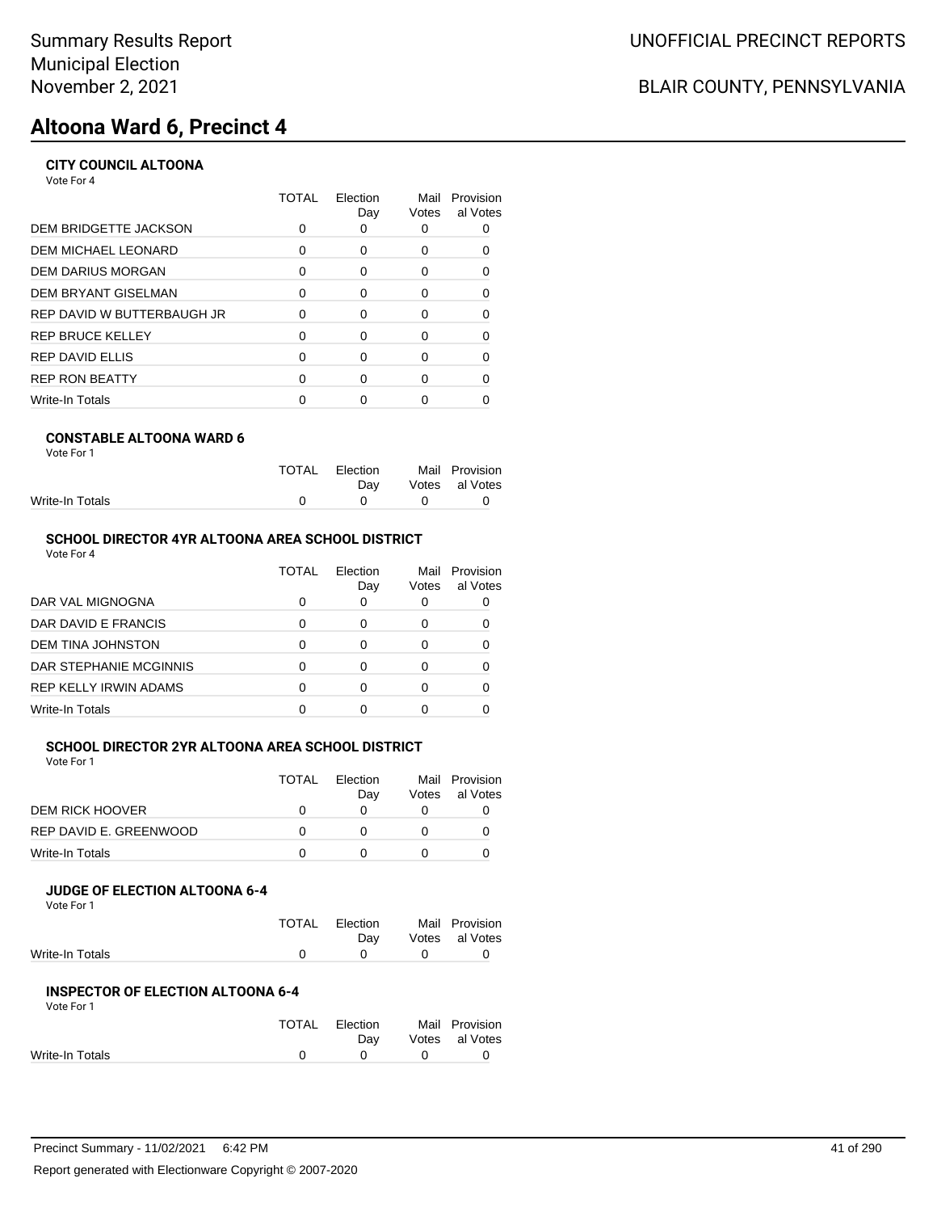Summary Results Report
Municipal Election
November 2, 2021

UNOFFICIAL PRECINCT REPORTS

BLAIR COUNTY, PENNSYLVANIA

# Altoona Ward 6, Precinct 4

### CITY COUNCIL ALTOONA

Vote For 4

| | TOTAL | Election Day | Mail Votes | Provisional Votes |
|---|---|---|---|---|
| DEM BRIDGETTE JACKSON | 0 | 0 | 0 | 0 |
| DEM MICHAEL LEONARD | 0 | 0 | 0 | 0 |
| DEM DARIUS MORGAN | 0 | 0 | 0 | 0 |
| DEM BRYANT GISELMAN | 0 | 0 | 0 | 0 |
| REP DAVID W BUTTERBAUGH JR | 0 | 0 | 0 | 0 |
| REP BRUCE KELLEY | 0 | 0 | 0 | 0 |
| REP DAVID ELLIS | 0 | 0 | 0 | 0 |
| REP RON BEATTY | 0 | 0 | 0 | 0 |
| Write-In Totals | 0 | 0 | 0 | 0 |

### CONSTABLE ALTOONA WARD 6

Vote For 1

| | TOTAL | Election Day | Mail Votes | Provisional Votes |
|---|---|---|---|---|
| Write-In Totals | 0 | 0 | 0 | 0 |

### SCHOOL DIRECTOR 4YR ALTOONA AREA SCHOOL DISTRICT

Vote For 4

| | TOTAL | Election Day | Mail Votes | Provisional Votes |
|---|---|---|---|---|
| DAR VAL MIGNOGNA | 0 | 0 | 0 | 0 |
| DAR DAVID E FRANCIS | 0 | 0 | 0 | 0 |
| DEM TINA JOHNSTON | 0 | 0 | 0 | 0 |
| DAR STEPHANIE MCGINNIS | 0 | 0 | 0 | 0 |
| REP KELLY IRWIN ADAMS | 0 | 0 | 0 | 0 |
| Write-In Totals | 0 | 0 | 0 | 0 |

### SCHOOL DIRECTOR 2YR ALTOONA AREA SCHOOL DISTRICT

Vote For 1

| | TOTAL | Election Day | Mail Votes | Provisional Votes |
|---|---|---|---|---|
| DEM RICK HOOVER | 0 | 0 | 0 | 0 |
| REP DAVID E. GREENWOOD | 0 | 0 | 0 | 0 |
| Write-In Totals | 0 | 0 | 0 | 0 |

### JUDGE OF ELECTION ALTOONA 6-4

Vote For 1

| | TOTAL | Election Day | Mail Votes | Provisional Votes |
|---|---|---|---|---|
| Write-In Totals | 0 | 0 | 0 | 0 |

### INSPECTOR OF ELECTION ALTOONA 6-4

Vote For 1

| | TOTAL | Election Day | Mail Votes | Provisional Votes |
|---|---|---|---|---|
| Write-In Totals | 0 | 0 | 0 | 0 |

Precinct Summary - 11/02/2021 6:42 PM

Report generated with Electionware Copyright © 2007-2020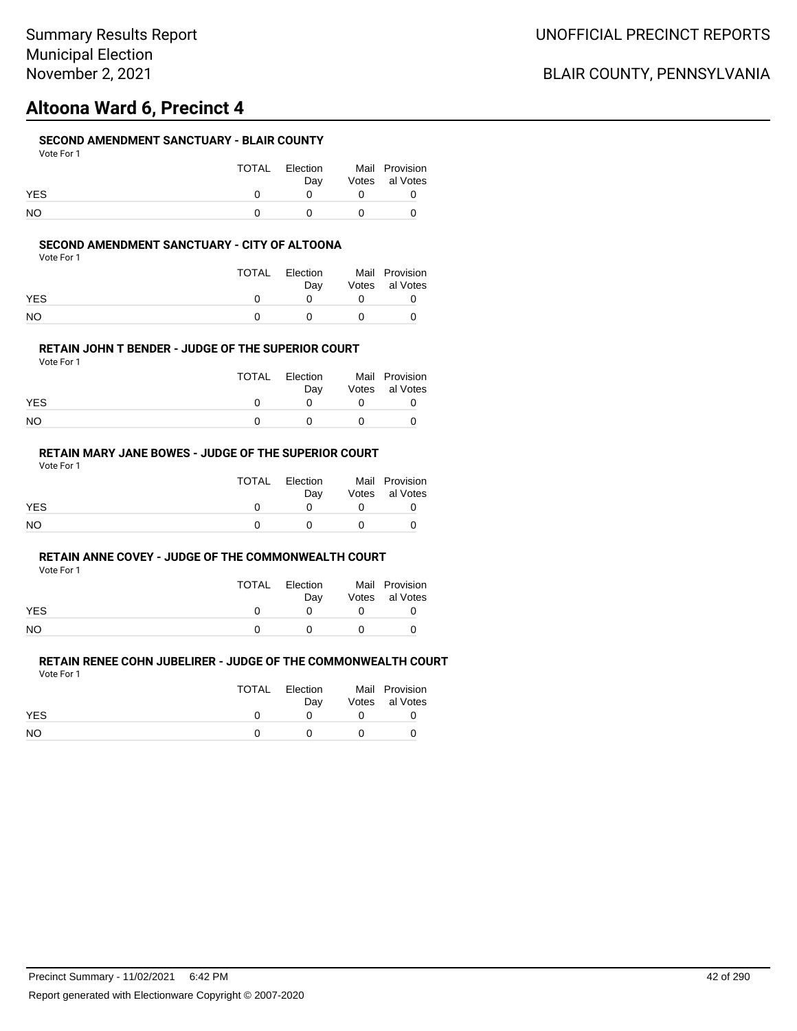Summary Results Report
Municipal Election
November 2, 2021

UNOFFICIAL PRECINCT REPORTS

BLAIR COUNTY, PENNSYLVANIA

# Altoona Ward 6, Precinct 4

### SECOND AMENDMENT SANCTUARY - BLAIR COUNTY

Vote For 1

| | TOTAL | Election Day | Mail Votes | Provisional Votes |
|---|---|---|---|---|
| YES | 0 | 0 | 0 | 0 |
| NO | 0 | 0 | 0 | 0 |

### SECOND AMENDMENT SANCTUARY - CITY OF ALTOONA

Vote For 1

| | TOTAL | Election Day | Mail Votes | Provisional Votes |
|---|---|---|---|---|
| YES | 0 | 0 | 0 | 0 |
| NO | 0 | 0 | 0 | 0 |

### RETAIN JOHN T BENDER - JUDGE OF THE SUPERIOR COURT

Vote For 1

| | TOTAL | Election Day | Mail Votes | Provisional Votes |
|---|---|---|---|---|
| YES | 0 | 0 | 0 | 0 |
| NO | 0 | 0 | 0 | 0 |

### RETAIN MARY JANE BOWES - JUDGE OF THE SUPERIOR COURT

Vote For 1

| | TOTAL | Election Day | Mail Votes | Provisional Votes |
|---|---|---|---|---|
| YES | 0 | 0 | 0 | 0 |
| NO | 0 | 0 | 0 | 0 |

### RETAIN ANNE COVEY - JUDGE OF THE COMMONWEALTH COURT

Vote For 1

| | TOTAL | Election Day | Mail Votes | Provisional Votes |
|---|---|---|---|---|
| YES | 0 | 0 | 0 | 0 |
| NO | 0 | 0 | 0 | 0 |

### RETAIN RENEE COHN JUBELIRER - JUDGE OF THE COMMONWEALTH COURT

Vote For 1

| | TOTAL | Election Day | Mail Votes | Provisional Votes |
|---|---|---|---|---|
| YES | 0 | 0 | 0 | 0 |
| NO | 0 | 0 | 0 | 0 |

Precinct Summary - 11/02/2021 6:42 PM

Report generated with Electionware Copyright © 2007-2020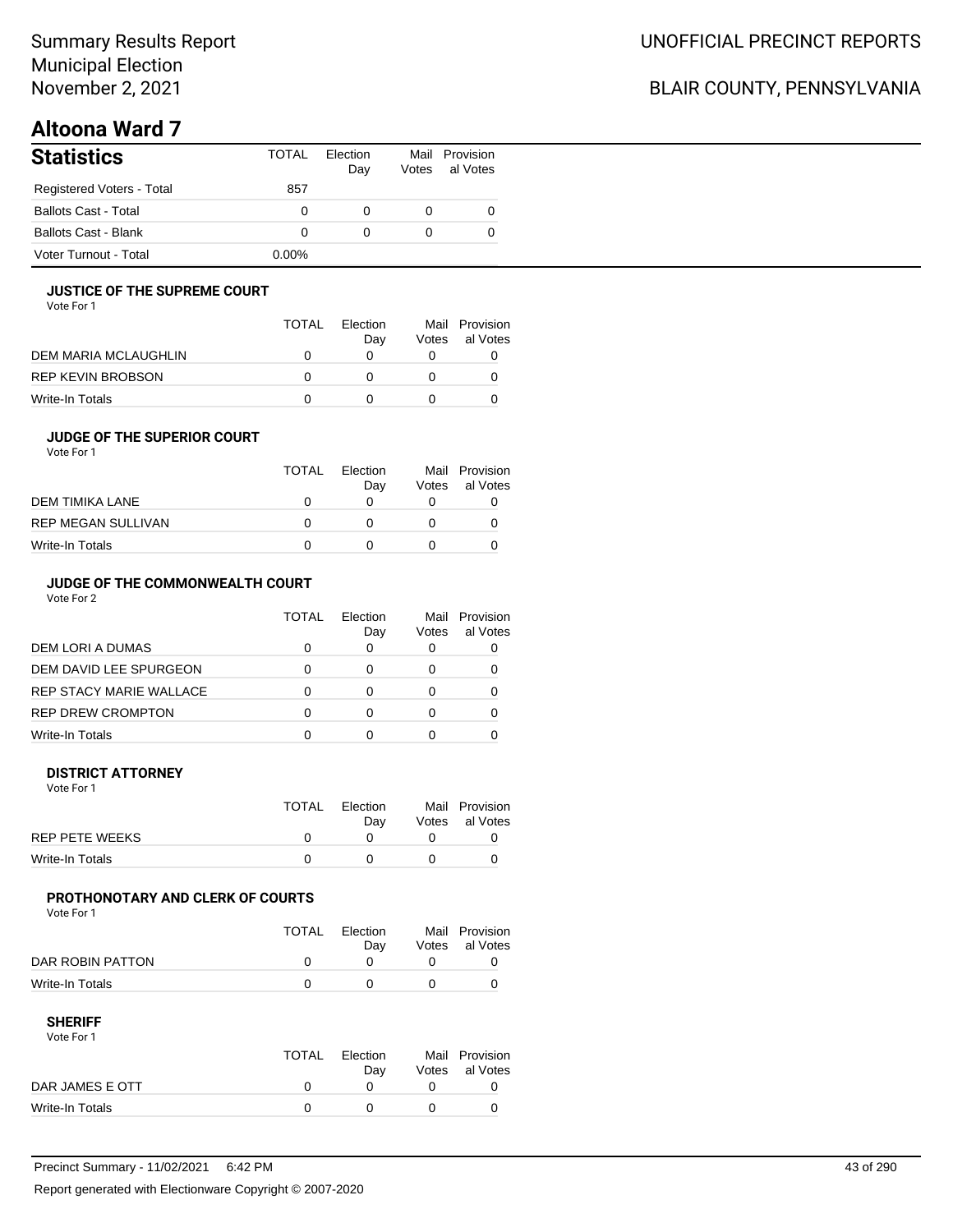Summary Results Report
Municipal Election
November 2, 2021

UNOFFICIAL PRECINCT REPORTS

BLAIR COUNTY, PENNSYLVANIA

# Altoona Ward 7

## Statistics

| | TOTAL | Election Day | Mail Votes | Provisional Votes |
|---|---|---|---|---|
| Registered Voters - Total | 857 | | | |
| Ballots Cast - Total | 0 | 0 | 0 | 0 |
| Ballots Cast - Blank | 0 | 0 | 0 | 0 |
| Voter Turnout - Total | 0.00% | | | |

### JUSTICE OF THE SUPREME COURT

Vote For 1

| | TOTAL | Election Day | Mail Votes | Provisional Votes |
|---|---|---|---|---|
| DEM MARIA MCLAUGHLIN | 0 | 0 | 0 | 0 |
| REP KEVIN BROBSON | 0 | 0 | 0 | 0 |
| Write-In Totals | 0 | 0 | 0 | 0 |

### JUDGE OF THE SUPERIOR COURT

Vote For 1

| | TOTAL | Election Day | Mail Votes | Provisional Votes |
|---|---|---|---|---|
| DEM TIMIKA LANE | 0 | 0 | 0 | 0 |
| REP MEGAN SULLIVAN | 0 | 0 | 0 | 0 |
| Write-In Totals | 0 | 0 | 0 | 0 |

### JUDGE OF THE COMMONWEALTH COURT

Vote For 2

| | TOTAL | Election Day | Mail Votes | Provisional Votes |
|---|---|---|---|---|
| DEM LORI A DUMAS | 0 | 0 | 0 | 0 |
| DEM DAVID LEE SPURGEON | 0 | 0 | 0 | 0 |
| REP STACY MARIE WALLACE | 0 | 0 | 0 | 0 |
| REP DREW CROMPTON | 0 | 0 | 0 | 0 |
| Write-In Totals | 0 | 0 | 0 | 0 |

### DISTRICT ATTORNEY

Vote For 1

| | TOTAL | Election Day | Mail Votes | Provisional Votes |
|---|---|---|---|---|
| REP PETE WEEKS | 0 | 0 | 0 | 0 |
| Write-In Totals | 0 | 0 | 0 | 0 |

### PROTHONOTARY AND CLERK OF COURTS

Vote For 1

| | TOTAL | Election Day | Mail Votes | Provisional Votes |
|---|---|---|---|---|
| DAR ROBIN PATTON | 0 | 0 | 0 | 0 |
| Write-In Totals | 0 | 0 | 0 | 0 |

### SHERIFF

Vote For 1

| | TOTAL | Election Day | Mail Votes | Provisional Votes |
|---|---|---|---|---|
| DAR JAMES E OTT | 0 | 0 | 0 | 0 |
| Write-In Totals | 0 | 0 | 0 | 0 |

Precinct Summary - 11/02/2021 6:42 PM

Report generated with Electionware Copyright © 2007-2020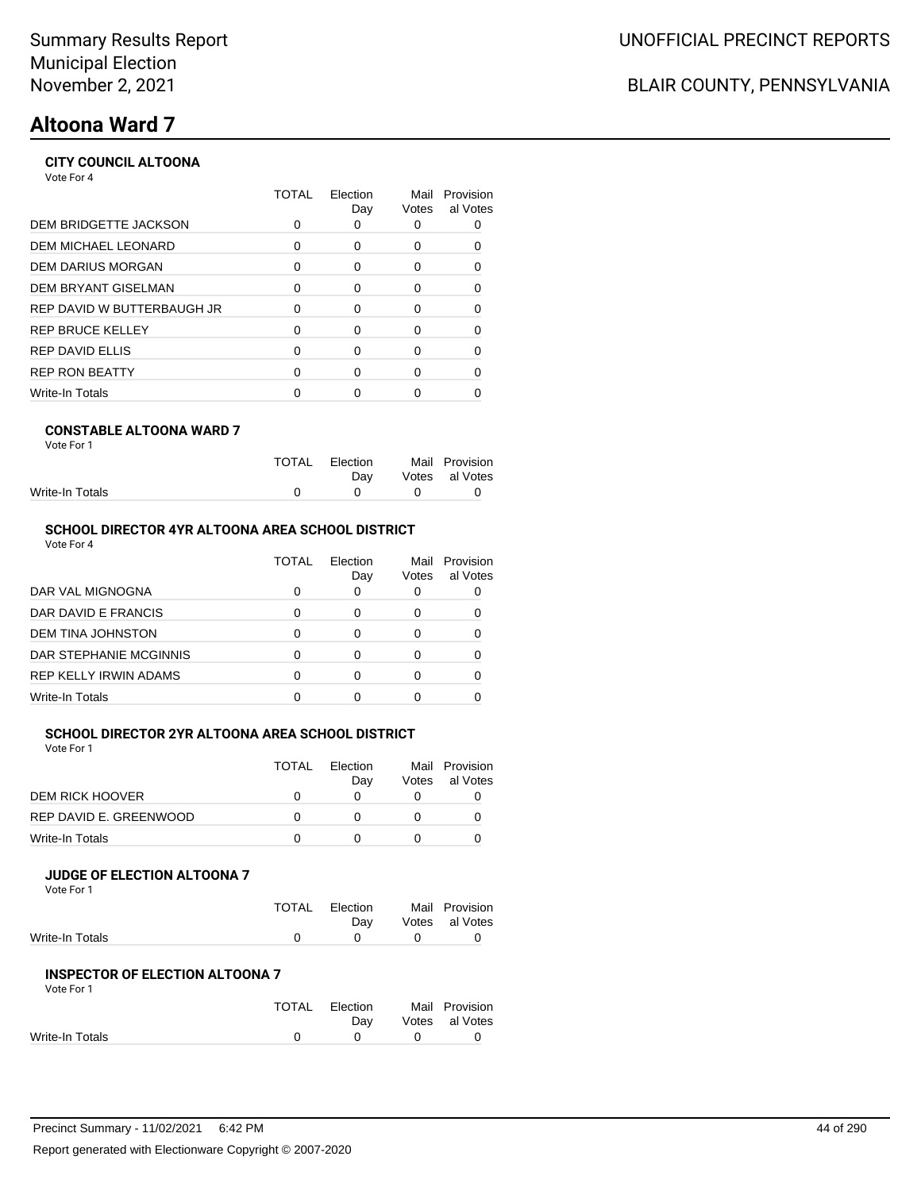Summary Results Report
Municipal Election
November 2, 2021

UNOFFICIAL PRECINCT REPORTS

BLAIR COUNTY, PENNSYLVANIA

# Altoona Ward 7

### CITY COUNCIL ALTOONA

Vote For 4

| | TOTAL | Election Day | Mail Votes | Provisional Votes |
|---|---|---|---|---|
| DEM BRIDGETTE JACKSON | 0 | 0 | 0 | 0 |
| DEM MICHAEL LEONARD | 0 | 0 | 0 | 0 |
| DEM DARIUS MORGAN | 0 | 0 | 0 | 0 |
| DEM BRYANT GISELMAN | 0 | 0 | 0 | 0 |
| REP DAVID W BUTTERBAUGH JR | 0 | 0 | 0 | 0 |
| REP BRUCE KELLEY | 0 | 0 | 0 | 0 |
| REP DAVID ELLIS | 0 | 0 | 0 | 0 |
| REP RON BEATTY | 0 | 0 | 0 | 0 |
| Write-In Totals | 0 | 0 | 0 | 0 |

### CONSTABLE ALTOONA WARD 7

Vote For 1

| | TOTAL | Election Day | Mail Votes | Provisional Votes |
|---|---|---|---|---|
| Write-In Totals | 0 | 0 | 0 | 0 |

### SCHOOL DIRECTOR 4YR ALTOONA AREA SCHOOL DISTRICT

Vote For 4

| | TOTAL | Election Day | Mail Votes | Provisional Votes |
|---|---|---|---|---|
| DAR VAL MIGNOGNA | 0 | 0 | 0 | 0 |
| DAR DAVID E FRANCIS | 0 | 0 | 0 | 0 |
| DEM TINA JOHNSTON | 0 | 0 | 0 | 0 |
| DAR STEPHANIE MCGINNIS | 0 | 0 | 0 | 0 |
| REP KELLY IRWIN ADAMS | 0 | 0 | 0 | 0 |
| Write-In Totals | 0 | 0 | 0 | 0 |

### SCHOOL DIRECTOR 2YR ALTOONA AREA SCHOOL DISTRICT

Vote For 1

| | TOTAL | Election Day | Mail Votes | Provisional Votes |
|---|---|---|---|---|
| DEM RICK HOOVER | 0 | 0 | 0 | 0 |
| REP DAVID E. GREENWOOD | 0 | 0 | 0 | 0 |
| Write-In Totals | 0 | 0 | 0 | 0 |

### JUDGE OF ELECTION ALTOONA 7

Vote For 1

| | TOTAL | Election Day | Mail Votes | Provisional Votes |
|---|---|---|---|---|
| Write-In Totals | 0 | 0 | 0 | 0 |

### INSPECTOR OF ELECTION ALTOONA 7

Vote For 1

| | TOTAL | Election Day | Mail Votes | Provisional Votes |
|---|---|---|---|---|
| Write-In Totals | 0 | 0 | 0 | 0 |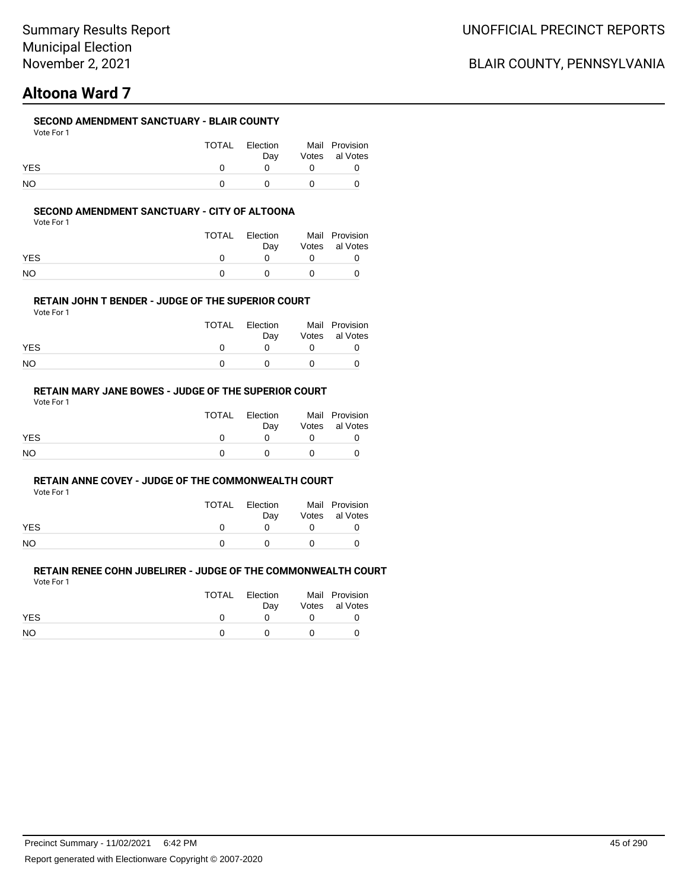Summary Results Report
Municipal Election
November 2, 2021

UNOFFICIAL PRECINCT REPORTS

BLAIR COUNTY, PENNSYLVANIA

# Altoona Ward 7

### SECOND AMENDMENT SANCTUARY - BLAIR COUNTY

Vote For 1

| | TOTAL | Election Day | Mail Votes | Provisional Votes |
|---|---|---|---|---|
| YES | 0 | 0 | 0 | 0 |
| NO | 0 | 0 | 0 | 0 |

### SECOND AMENDMENT SANCTUARY - CITY OF ALTOONA

Vote For 1

| | TOTAL | Election Day | Mail Votes | Provisional Votes |
|---|---|---|---|---|
| YES | 0 | 0 | 0 | 0 |
| NO | 0 | 0 | 0 | 0 |

### RETAIN JOHN T BENDER - JUDGE OF THE SUPERIOR COURT

Vote For 1

| | TOTAL | Election Day | Mail Votes | Provisional Votes |
|---|---|---|---|---|
| YES | 0 | 0 | 0 | 0 |
| NO | 0 | 0 | 0 | 0 |

### RETAIN MARY JANE BOWES - JUDGE OF THE SUPERIOR COURT

Vote For 1

| | TOTAL | Election Day | Mail Votes | Provisional Votes |
|---|---|---|---|---|
| YES | 0 | 0 | 0 | 0 |
| NO | 0 | 0 | 0 | 0 |

### RETAIN ANNE COVEY - JUDGE OF THE COMMONWEALTH COURT

Vote For 1

| | TOTAL | Election Day | Mail Votes | Provisional Votes |
|---|---|---|---|---|
| YES | 0 | 0 | 0 | 0 |
| NO | 0 | 0 | 0 | 0 |

### RETAIN RENEE COHN JUBELIRER - JUDGE OF THE COMMONWEALTH COURT

Vote For 1

| | TOTAL | Election Day | Mail Votes | Provisional Votes |
|---|---|---|---|---|
| YES | 0 | 0 | 0 | 0 |
| NO | 0 | 0 | 0 | 0 |

Precinct Summary - 11/02/2021 6:42 PM

Report generated with Electionware Copyright © 2007-2020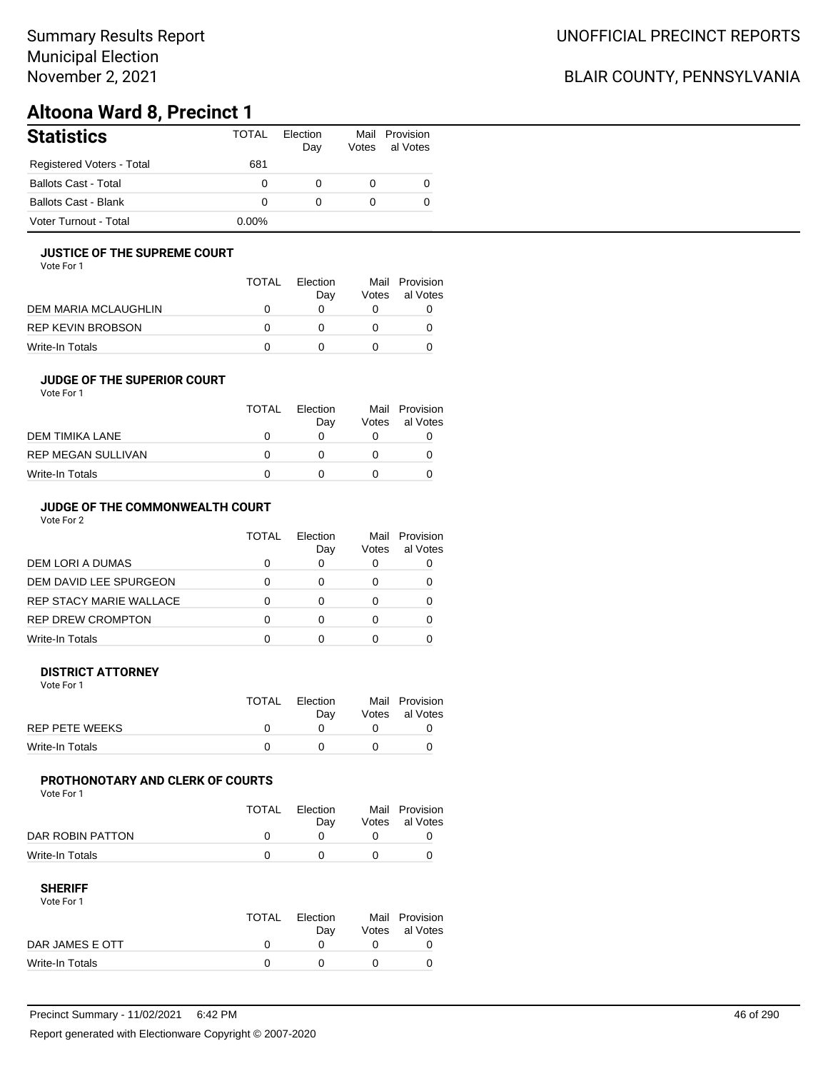Summary Results Report
Municipal Election
November 2, 2021

UNOFFICIAL PRECINCT REPORTS

BLAIR COUNTY, PENNSYLVANIA

# Altoona Ward 8, Precinct 1

## Statistics

| Statistics | TOTAL | Election Day | Mail Votes | Provisional Votes |
|---|---|---|---|---|
| Registered Voters - Total | 681 | | | |
| Ballots Cast - Total | 0 | 0 | 0 | 0 |
| Ballots Cast - Blank | 0 | 0 | 0 | 0 |
| Voter Turnout - Total | 0.00% | | | |

### JUSTICE OF THE SUPREME COURT

Vote For 1

| | TOTAL | Election Day | Mail Votes | Provisional Votes |
|---|---|---|---|---|
| DEM MARIA MCLAUGHLIN | 0 | 0 | 0 | 0 |
| REP KEVIN BROBSON | 0 | 0 | 0 | 0 |
| Write-In Totals | 0 | 0 | 0 | 0 |

### JUDGE OF THE SUPERIOR COURT

Vote For 1

| | TOTAL | Election Day | Mail Votes | Provisional Votes |
|---|---|---|---|---|
| DEM TIMIKA LANE | 0 | 0 | 0 | 0 |
| REP MEGAN SULLIVAN | 0 | 0 | 0 | 0 |
| Write-In Totals | 0 | 0 | 0 | 0 |

### JUDGE OF THE COMMONWEALTH COURT

Vote For 2

| | TOTAL | Election Day | Mail Votes | Provisional Votes |
|---|---|---|---|---|
| DEM LORI A DUMAS | 0 | 0 | 0 | 0 |
| DEM DAVID LEE SPURGEON | 0 | 0 | 0 | 0 |
| REP STACY MARIE WALLACE | 0 | 0 | 0 | 0 |
| REP DREW CROMPTON | 0 | 0 | 0 | 0 |
| Write-In Totals | 0 | 0 | 0 | 0 |

### DISTRICT ATTORNEY

Vote For 1

| | TOTAL | Election Day | Mail Votes | Provisional Votes |
|---|---|---|---|---|
| REP PETE WEEKS | 0 | 0 | 0 | 0 |
| Write-In Totals | 0 | 0 | 0 | 0 |

### PROTHONOTARY AND CLERK OF COURTS

Vote For 1

| | TOTAL | Election Day | Mail Votes | Provisional Votes |
|---|---|---|---|---|
| DAR ROBIN PATTON | 0 | 0 | 0 | 0 |
| Write-In Totals | 0 | 0 | 0 | 0 |

### SHERIFF

Vote For 1

| | TOTAL | Election Day | Mail Votes | Provisional Votes |
|---|---|---|---|---|
| DAR JAMES E OTT | 0 | 0 | 0 | 0 |
| Write-In Totals | 0 | 0 | 0 | 0 |

Precinct Summary - 11/02/2021 6:42 PM

Report generated with Electionware Copyright © 2007-2020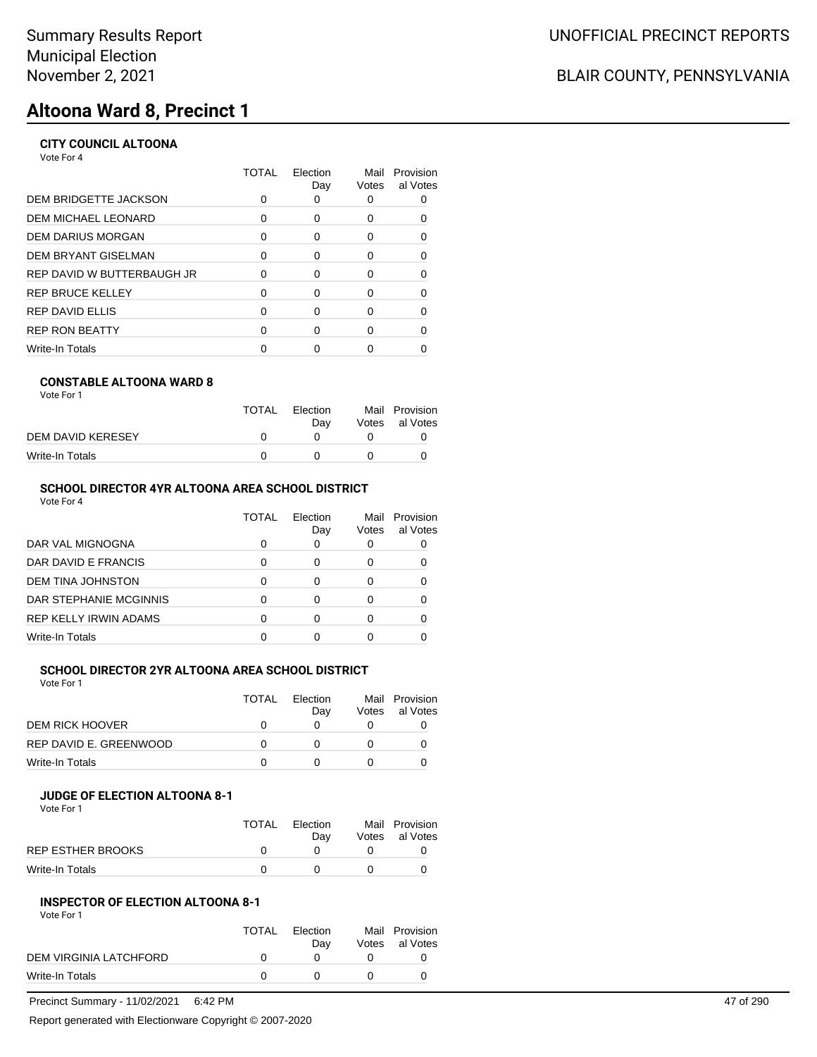Summary Results Report
Municipal Election
November 2, 2021

UNOFFICIAL PRECINCT REPORTS

BLAIR COUNTY, PENNSYLVANIA

# Altoona Ward 8, Precinct 1

### CITY COUNCIL ALTOONA

Vote For 4

| | TOTAL | Election Day | Mail Votes | Provisional Votes |
|---|---|---|---|---|
| DEM BRIDGETTE JACKSON | 0 | 0 | 0 | 0 |
| DEM MICHAEL LEONARD | 0 | 0 | 0 | 0 |
| DEM DARIUS MORGAN | 0 | 0 | 0 | 0 |
| DEM BRYANT GISELMAN | 0 | 0 | 0 | 0 |
| REP DAVID W BUTTERBAUGH JR | 0 | 0 | 0 | 0 |
| REP BRUCE KELLEY | 0 | 0 | 0 | 0 |
| REP DAVID ELLIS | 0 | 0 | 0 | 0 |
| REP RON BEATTY | 0 | 0 | 0 | 0 |
| Write-In Totals | 0 | 0 | 0 | 0 |

### CONSTABLE ALTOONA WARD 8

Vote For 1

| | TOTAL | Election Day | Mail Votes | Provisional Votes |
|---|---|---|---|---|
| DEM DAVID KERESEY | 0 | 0 | 0 | 0 |
| Write-In Totals | 0 | 0 | 0 | 0 |

### SCHOOL DIRECTOR 4YR ALTOONA AREA SCHOOL DISTRICT

Vote For 4

| | TOTAL | Election Day | Mail Votes | Provisional Votes |
|---|---|---|---|---|
| DAR VAL MIGNOGNA | 0 | 0 | 0 | 0 |
| DAR DAVID E FRANCIS | 0 | 0 | 0 | 0 |
| DEM TINA JOHNSTON | 0 | 0 | 0 | 0 |
| DAR STEPHANIE MCGINNIS | 0 | 0 | 0 | 0 |
| REP KELLY IRWIN ADAMS | 0 | 0 | 0 | 0 |
| Write-In Totals | 0 | 0 | 0 | 0 |

### SCHOOL DIRECTOR 2YR ALTOONA AREA SCHOOL DISTRICT

Vote For 1

| | TOTAL | Election Day | Mail Votes | Provisional Votes |
|---|---|---|---|---|
| DEM RICK HOOVER | 0 | 0 | 0 | 0 |
| REP DAVID E. GREENWOOD | 0 | 0 | 0 | 0 |
| Write-In Totals | 0 | 0 | 0 | 0 |

### JUDGE OF ELECTION ALTOONA 8-1

Vote For 1

| | TOTAL | Election Day | Mail Votes | Provisional Votes |
|---|---|---|---|---|
| REP ESTHER BROOKS | 0 | 0 | 0 | 0 |
| Write-In Totals | 0 | 0 | 0 | 0 |

### INSPECTOR OF ELECTION ALTOONA 8-1

Vote For 1

| | TOTAL | Election Day | Mail Votes | Provisional Votes |
|---|---|---|---|---|
| DEM VIRGINIA LATCHFORD | 0 | 0 | 0 | 0 |
| Write-In Totals | 0 | 0 | 0 | 0 |

Precinct Summary - 11/02/2021 6:42 PM

Report generated with Electionware Copyright © 2007-2020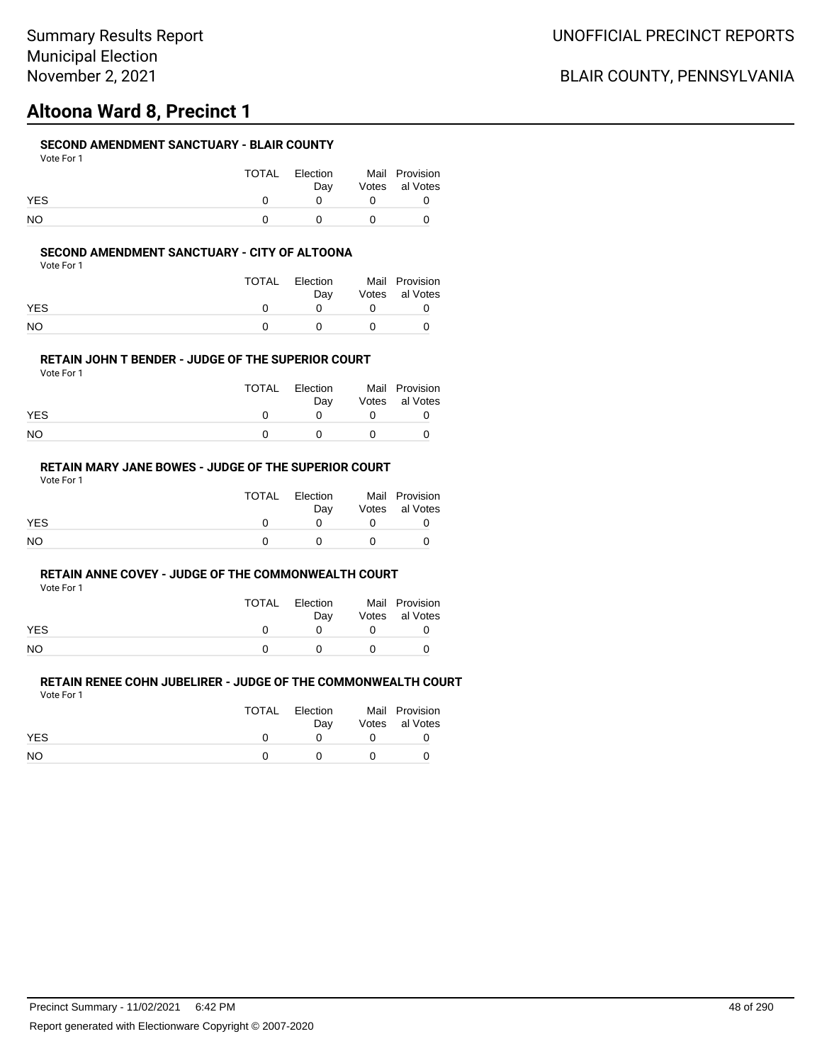Summary Results Report
Municipal Election
November 2, 2021

UNOFFICIAL PRECINCT REPORTS

BLAIR COUNTY, PENNSYLVANIA

# Altoona Ward 8, Precinct 1

### SECOND AMENDMENT SANCTUARY - BLAIR COUNTY

Vote For 1

| | TOTAL | Election Day | Mail Votes | Provisional Votes |
|---|---|---|---|---|
| YES | 0 | 0 | 0 | 0 |
| NO | 0 | 0 | 0 | 0 |

### SECOND AMENDMENT SANCTUARY - CITY OF ALTOONA

Vote For 1

| | TOTAL | Election Day | Mail Votes | Provisional Votes |
|---|---|---|---|---|
| YES | 0 | 0 | 0 | 0 |
| NO | 0 | 0 | 0 | 0 |

### RETAIN JOHN T BENDER - JUDGE OF THE SUPERIOR COURT

Vote For 1

| | TOTAL | Election Day | Mail Votes | Provisional Votes |
|---|---|---|---|---|
| YES | 0 | 0 | 0 | 0 |
| NO | 0 | 0 | 0 | 0 |

### RETAIN MARY JANE BOWES - JUDGE OF THE SUPERIOR COURT

Vote For 1

| | TOTAL | Election Day | Mail Votes | Provisional Votes |
|---|---|---|---|---|
| YES | 0 | 0 | 0 | 0 |
| NO | 0 | 0 | 0 | 0 |

### RETAIN ANNE COVEY - JUDGE OF THE COMMONWEALTH COURT

Vote For 1

| | TOTAL | Election Day | Mail Votes | Provisional Votes |
|---|---|---|---|---|
| YES | 0 | 0 | 0 | 0 |
| NO | 0 | 0 | 0 | 0 |

### RETAIN RENEE COHN JUBELIRER - JUDGE OF THE COMMONWEALTH COURT

Vote For 1

| | TOTAL | Election Day | Mail Votes | Provisional Votes |
|---|---|---|---|---|
| YES | 0 | 0 | 0 | 0 |
| NO | 0 | 0 | 0 | 0 |

Precinct Summary - 11/02/2021 6:42 PM

Report generated with Electionware Copyright © 2007-2020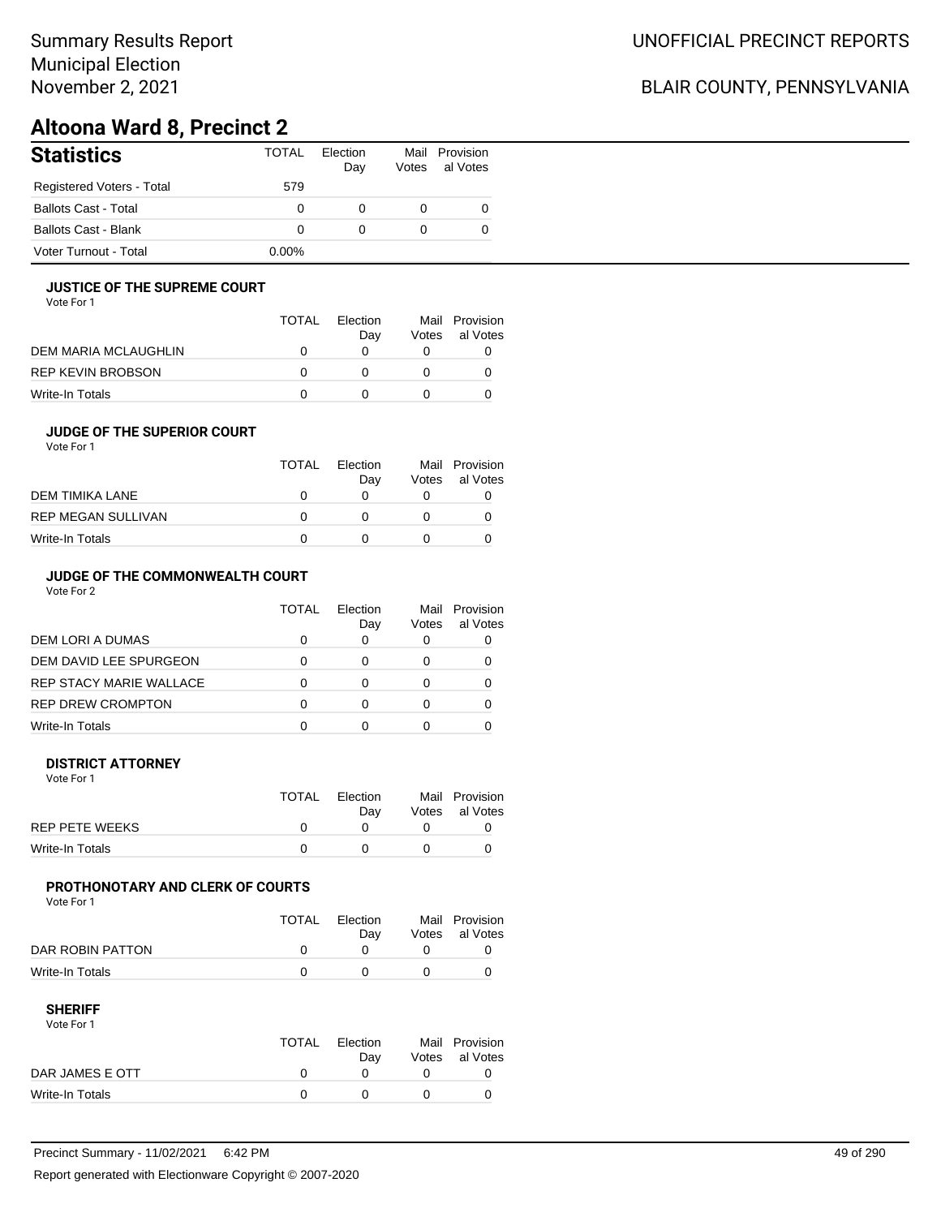Summary Results Report
Municipal Election
November 2, 2021

UNOFFICIAL PRECINCT REPORTS

BLAIR COUNTY, PENNSYLVANIA

# Altoona Ward 8, Precinct 2

## Statistics

| | TOTAL | Election Day | Mail Votes | Provisional Votes |
|---|---|---|---|---|
| Registered Voters - Total | 579 | | | |
| Ballots Cast - Total | 0 | 0 | 0 | 0 |
| Ballots Cast - Blank | 0 | 0 | 0 | 0 |
| Voter Turnout - Total | 0.00% | | | |

### JUSTICE OF THE SUPREME COURT

Vote For 1

| | TOTAL | Election Day | Mail Votes | Provisional Votes |
|---|---|---|---|---|
| DEM MARIA MCLAUGHLIN | 0 | 0 | 0 | 0 |
| REP KEVIN BROBSON | 0 | 0 | 0 | 0 |
| Write-In Totals | 0 | 0 | 0 | 0 |

### JUDGE OF THE SUPERIOR COURT

Vote For 1

| | TOTAL | Election Day | Mail Votes | Provisional Votes |
|---|---|---|---|---|
| DEM TIMIKA LANE | 0 | 0 | 0 | 0 |
| REP MEGAN SULLIVAN | 0 | 0 | 0 | 0 |
| Write-In Totals | 0 | 0 | 0 | 0 |

### JUDGE OF THE COMMONWEALTH COURT

Vote For 2

| | TOTAL | Election Day | Mail Votes | Provisional Votes |
|---|---|---|---|---|
| DEM LORI A DUMAS | 0 | 0 | 0 | 0 |
| DEM DAVID LEE SPURGEON | 0 | 0 | 0 | 0 |
| REP STACY MARIE WALLACE | 0 | 0 | 0 | 0 |
| REP DREW CROMPTON | 0 | 0 | 0 | 0 |
| Write-In Totals | 0 | 0 | 0 | 0 |

### DISTRICT ATTORNEY

Vote For 1

| | TOTAL | Election Day | Mail Votes | Provisional Votes |
|---|---|---|---|---|
| REP PETE WEEKS | 0 | 0 | 0 | 0 |
| Write-In Totals | 0 | 0 | 0 | 0 |

### PROTHONOTARY AND CLERK OF COURTS

Vote For 1

| | TOTAL | Election Day | Mail Votes | Provisional Votes |
|---|---|---|---|---|
| DAR ROBIN PATTON | 0 | 0 | 0 | 0 |
| Write-In Totals | 0 | 0 | 0 | 0 |

### SHERIFF

Vote For 1

| | TOTAL | Election Day | Mail Votes | Provisional Votes |
|---|---|---|---|---|
| DAR JAMES E OTT | 0 | 0 | 0 | 0 |
| Write-In Totals | 0 | 0 | 0 | 0 |

Precinct Summary - 11/02/2021 6:42 PM

Report generated with Electionware Copyright © 2007-2020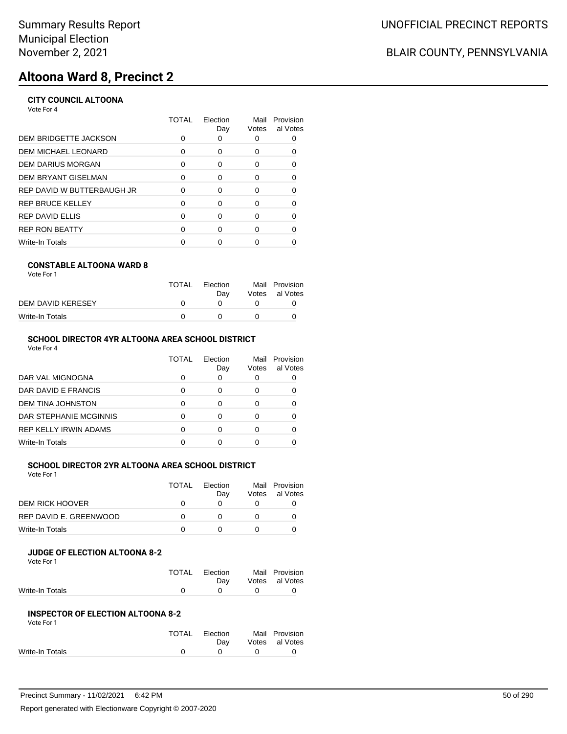Summary Results Report
Municipal Election
November 2, 2021

UNOFFICIAL PRECINCT REPORTS

BLAIR COUNTY, PENNSYLVANIA

# Altoona Ward 8, Precinct 2

### CITY COUNCIL ALTOONA

Vote For 4

| | TOTAL | Election Day | Mail Votes | Provisional Votes |
|---|---|---|---|---|
| DEM BRIDGETTE JACKSON | 0 | 0 | 0 | 0 |
| DEM MICHAEL LEONARD | 0 | 0 | 0 | 0 |
| DEM DARIUS MORGAN | 0 | 0 | 0 | 0 |
| DEM BRYANT GISELMAN | 0 | 0 | 0 | 0 |
| REP DAVID W BUTTERBAUGH JR | 0 | 0 | 0 | 0 |
| REP BRUCE KELLEY | 0 | 0 | 0 | 0 |
| REP DAVID ELLIS | 0 | 0 | 0 | 0 |
| REP RON BEATTY | 0 | 0 | 0 | 0 |
| Write-In Totals | 0 | 0 | 0 | 0 |

### CONSTABLE ALTOONA WARD 8

Vote For 1

| | TOTAL | Election Day | Mail Votes | Provisional Votes |
|---|---|---|---|---|
| DEM DAVID KERESEY | 0 | 0 | 0 | 0 |
| Write-In Totals | 0 | 0 | 0 | 0 |

### SCHOOL DIRECTOR 4YR ALTOONA AREA SCHOOL DISTRICT

Vote For 4

| | TOTAL | Election Day | Mail Votes | Provisional Votes |
|---|---|---|---|---|
| DAR VAL MIGNOGNA | 0 | 0 | 0 | 0 |
| DAR DAVID E FRANCIS | 0 | 0 | 0 | 0 |
| DEM TINA JOHNSTON | 0 | 0 | 0 | 0 |
| DAR STEPHANIE MCGINNIS | 0 | 0 | 0 | 0 |
| REP KELLY IRWIN ADAMS | 0 | 0 | 0 | 0 |
| Write-In Totals | 0 | 0 | 0 | 0 |

### SCHOOL DIRECTOR 2YR ALTOONA AREA SCHOOL DISTRICT

Vote For 1

| | TOTAL | Election Day | Mail Votes | Provisional Votes |
|---|---|---|---|---|
| DEM RICK HOOVER | 0 | 0 | 0 | 0 |
| REP DAVID E. GREENWOOD | 0 | 0 | 0 | 0 |
| Write-In Totals | 0 | 0 | 0 | 0 |

### JUDGE OF ELECTION ALTOONA 8-2

Vote For 1

| | TOTAL | Election Day | Mail Votes | Provisional Votes |
|---|---|---|---|---|
| Write-In Totals | 0 | 0 | 0 | 0 |

### INSPECTOR OF ELECTION ALTOONA 8-2

Vote For 1

| | TOTAL | Election Day | Mail Votes | Provisional Votes |
|---|---|---|---|---|
| Write-In Totals | 0 | 0 | 0 | 0 |

Precinct Summary - 11/02/2021 6:42 PM

Report generated with Electionware Copyright © 2007-2020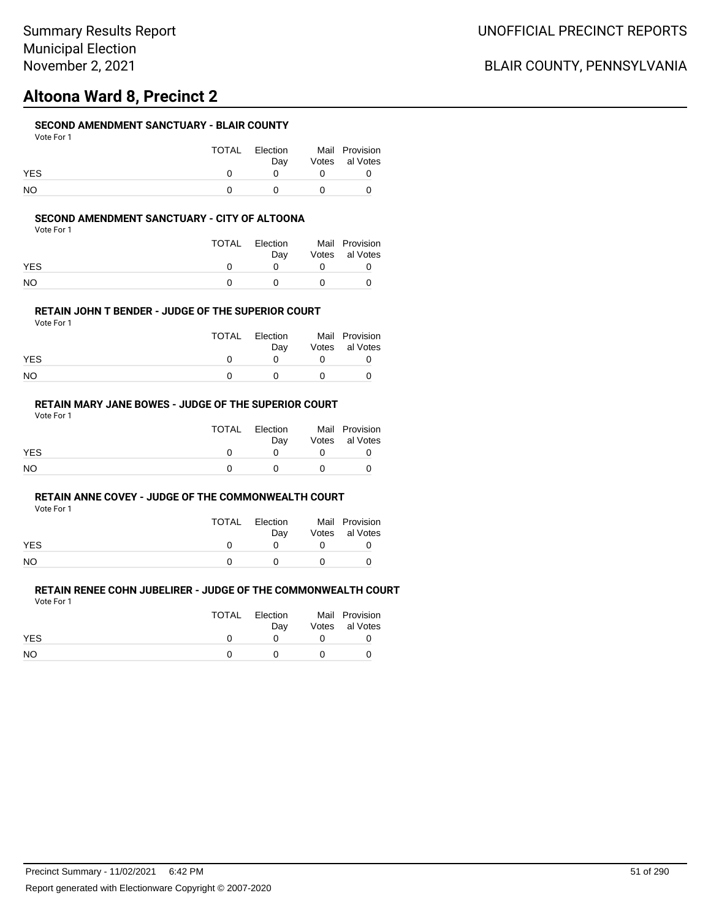Summary Results Report
Municipal Election
November 2, 2021

UNOFFICIAL PRECINCT REPORTS

BLAIR COUNTY, PENNSYLVANIA

# Altoona Ward 8, Precinct 2

### SECOND AMENDMENT SANCTUARY - BLAIR COUNTY

Vote For 1

| | TOTAL | Election Day | Mail Votes | Provisional Votes |
|---|---|---|---|---|
| YES | 0 | 0 | 0 | 0 |
| NO | 0 | 0 | 0 | 0 |

### SECOND AMENDMENT SANCTUARY - CITY OF ALTOONA

Vote For 1

| | TOTAL | Election Day | Mail Votes | Provisional Votes |
|---|---|---|---|---|
| YES | 0 | 0 | 0 | 0 |
| NO | 0 | 0 | 0 | 0 |

### RETAIN JOHN T BENDER - JUDGE OF THE SUPERIOR COURT

Vote For 1

| | TOTAL | Election Day | Mail Votes | Provisional Votes |
|---|---|---|---|---|
| YES | 0 | 0 | 0 | 0 |
| NO | 0 | 0 | 0 | 0 |

### RETAIN MARY JANE BOWES - JUDGE OF THE SUPERIOR COURT

Vote For 1

| | TOTAL | Election Day | Mail Votes | Provisional Votes |
|---|---|---|---|---|
| YES | 0 | 0 | 0 | 0 |
| NO | 0 | 0 | 0 | 0 |

### RETAIN ANNE COVEY - JUDGE OF THE COMMONWEALTH COURT

Vote For 1

| | TOTAL | Election Day | Mail Votes | Provisional Votes |
|---|---|---|---|---|
| YES | 0 | 0 | 0 | 0 |
| NO | 0 | 0 | 0 | 0 |

### RETAIN RENEE COHN JUBELIRER - JUDGE OF THE COMMONWEALTH COURT

Vote For 1

| | TOTAL | Election Day | Mail Votes | Provisional Votes |
|---|---|---|---|---|
| YES | 0 | 0 | 0 | 0 |
| NO | 0 | 0 | 0 | 0 |

Precinct Summary - 11/02/2021 6:42 PM

Report generated with Electionware Copyright © 2007-2020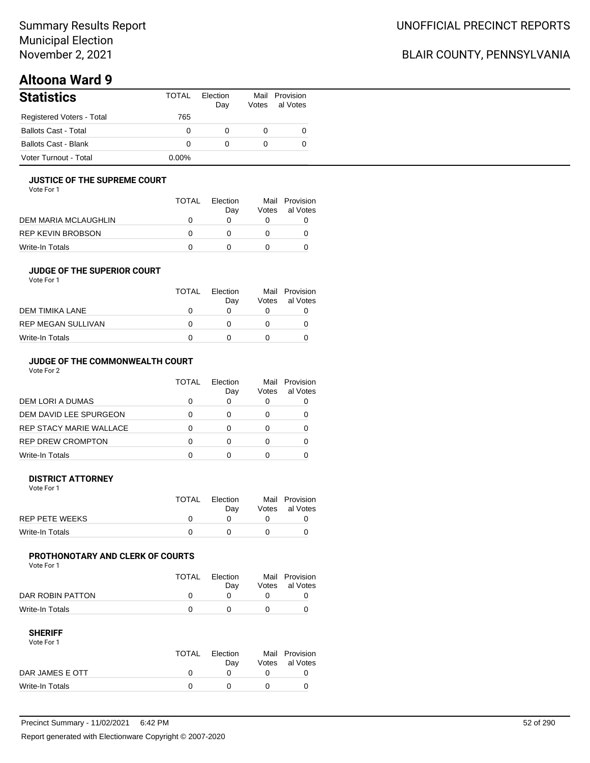Summary Results Report
Municipal Election
November 2, 2021

UNOFFICIAL PRECINCT REPORTS

BLAIR COUNTY, PENNSYLVANIA

# Altoona Ward 9

## Statistics

| | TOTAL | Election Day | Mail Votes | Provisional Votes |
|---|---|---|---|---|
| Registered Voters - Total | 765 | | | |
| Ballots Cast - Total | 0 | 0 | 0 | 0 |
| Ballots Cast - Blank | 0 | 0 | 0 | 0 |
| Voter Turnout - Total | 0.00% | | | |

### JUSTICE OF THE SUPREME COURT

Vote For 1

| | TOTAL | Election Day | Mail Votes | Provisional Votes |
|---|---|---|---|---|
| DEM MARIA MCLAUGHLIN | 0 | 0 | 0 | 0 |
| REP KEVIN BROBSON | 0 | 0 | 0 | 0 |
| Write-In Totals | 0 | 0 | 0 | 0 |

### JUDGE OF THE SUPERIOR COURT

Vote For 1

| | TOTAL | Election Day | Mail Votes | Provisional Votes |
|---|---|---|---|---|
| DEM TIMIKA LANE | 0 | 0 | 0 | 0 |
| REP MEGAN SULLIVAN | 0 | 0 | 0 | 0 |
| Write-In Totals | 0 | 0 | 0 | 0 |

### JUDGE OF THE COMMONWEALTH COURT

Vote For 2

| | TOTAL | Election Day | Mail Votes | Provisional Votes |
|---|---|---|---|---|
| DEM LORI A DUMAS | 0 | 0 | 0 | 0 |
| DEM DAVID LEE SPURGEON | 0 | 0 | 0 | 0 |
| REP STACY MARIE WALLACE | 0 | 0 | 0 | 0 |
| REP DREW CROMPTON | 0 | 0 | 0 | 0 |
| Write-In Totals | 0 | 0 | 0 | 0 |

### DISTRICT ATTORNEY

Vote For 1

| | TOTAL | Election Day | Mail Votes | Provisional Votes |
|---|---|---|---|---|
| REP PETE WEEKS | 0 | 0 | 0 | 0 |
| Write-In Totals | 0 | 0 | 0 | 0 |

### PROTHONOTARY AND CLERK OF COURTS

Vote For 1

| | TOTAL | Election Day | Mail Votes | Provisional Votes |
|---|---|---|---|---|
| DAR ROBIN PATTON | 0 | 0 | 0 | 0 |
| Write-In Totals | 0 | 0 | 0 | 0 |

### SHERIFF

Vote For 1

| | TOTAL | Election Day | Mail Votes | Provisional Votes |
|---|---|---|---|---|
| DAR JAMES E OTT | 0 | 0 | 0 | 0 |
| Write-In Totals | 0 | 0 | 0 | 0 |

Precinct Summary - 11/02/2021 6:42 PM

Report generated with Electionware Copyright © 2007-2020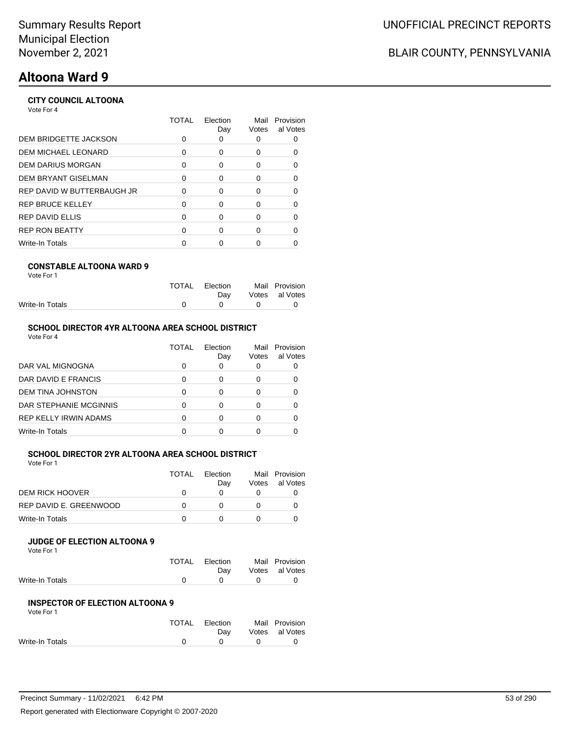# Summary Results Report
Municipal Election
November 2, 2021

UNOFFICIAL PRECINCT REPORTS

BLAIR COUNTY, PENNSYLVANIA

# Altoona Ward 9

### CITY COUNCIL ALTOONA

Vote For 4

| | TOTAL | Election Day | Mail Votes | Provisional Votes |
|---|---|---|---|---|
| DEM BRIDGETTE JACKSON | 0 | 0 | 0 | 0 |
| DEM MICHAEL LEONARD | 0 | 0 | 0 | 0 |
| DEM DARIUS MORGAN | 0 | 0 | 0 | 0 |
| DEM BRYANT GISELMAN | 0 | 0 | 0 | 0 |
| REP DAVID W BUTTERBAUGH JR | 0 | 0 | 0 | 0 |
| REP BRUCE KELLEY | 0 | 0 | 0 | 0 |
| REP DAVID ELLIS | 0 | 0 | 0 | 0 |
| REP RON BEATTY | 0 | 0 | 0 | 0 |
| Write-In Totals | 0 | 0 | 0 | 0 |

### CONSTABLE ALTOONA WARD 9

Vote For 1

| | TOTAL | Election Day | Mail Votes | Provisional Votes |
|---|---|---|---|---|
| Write-In Totals | 0 | 0 | 0 | 0 |

### SCHOOL DIRECTOR 4YR ALTOONA AREA SCHOOL DISTRICT

Vote For 4

| | TOTAL | Election Day | Mail Votes | Provisional Votes |
|---|---|---|---|---|
| DAR VAL MIGNOGNA | 0 | 0 | 0 | 0 |
| DAR DAVID E FRANCIS | 0 | 0 | 0 | 0 |
| DEM TINA JOHNSTON | 0 | 0 | 0 | 0 |
| DAR STEPHANIE MCGINNIS | 0 | 0 | 0 | 0 |
| REP KELLY IRWIN ADAMS | 0 | 0 | 0 | 0 |
| Write-In Totals | 0 | 0 | 0 | 0 |

### SCHOOL DIRECTOR 2YR ALTOONA AREA SCHOOL DISTRICT

Vote For 1

| | TOTAL | Election Day | Mail Votes | Provisional Votes |
|---|---|---|---|---|
| DEM RICK HOOVER | 0 | 0 | 0 | 0 |
| REP DAVID E. GREENWOOD | 0 | 0 | 0 | 0 |
| Write-In Totals | 0 | 0 | 0 | 0 |

### JUDGE OF ELECTION ALTOONA 9

Vote For 1

| | TOTAL | Election Day | Mail Votes | Provisional Votes |
|---|---|---|---|---|
| Write-In Totals | 0 | 0 | 0 | 0 |

### INSPECTOR OF ELECTION ALTOONA 9

Vote For 1

| | TOTAL | Election Day | Mail Votes | Provisional Votes |
|---|---|---|---|---|
| Write-In Totals | 0 | 0 | 0 | 0 |

Precinct Summary - 11/02/2021 6:42 PM

Report generated with Electionware Copyright © 2007-2020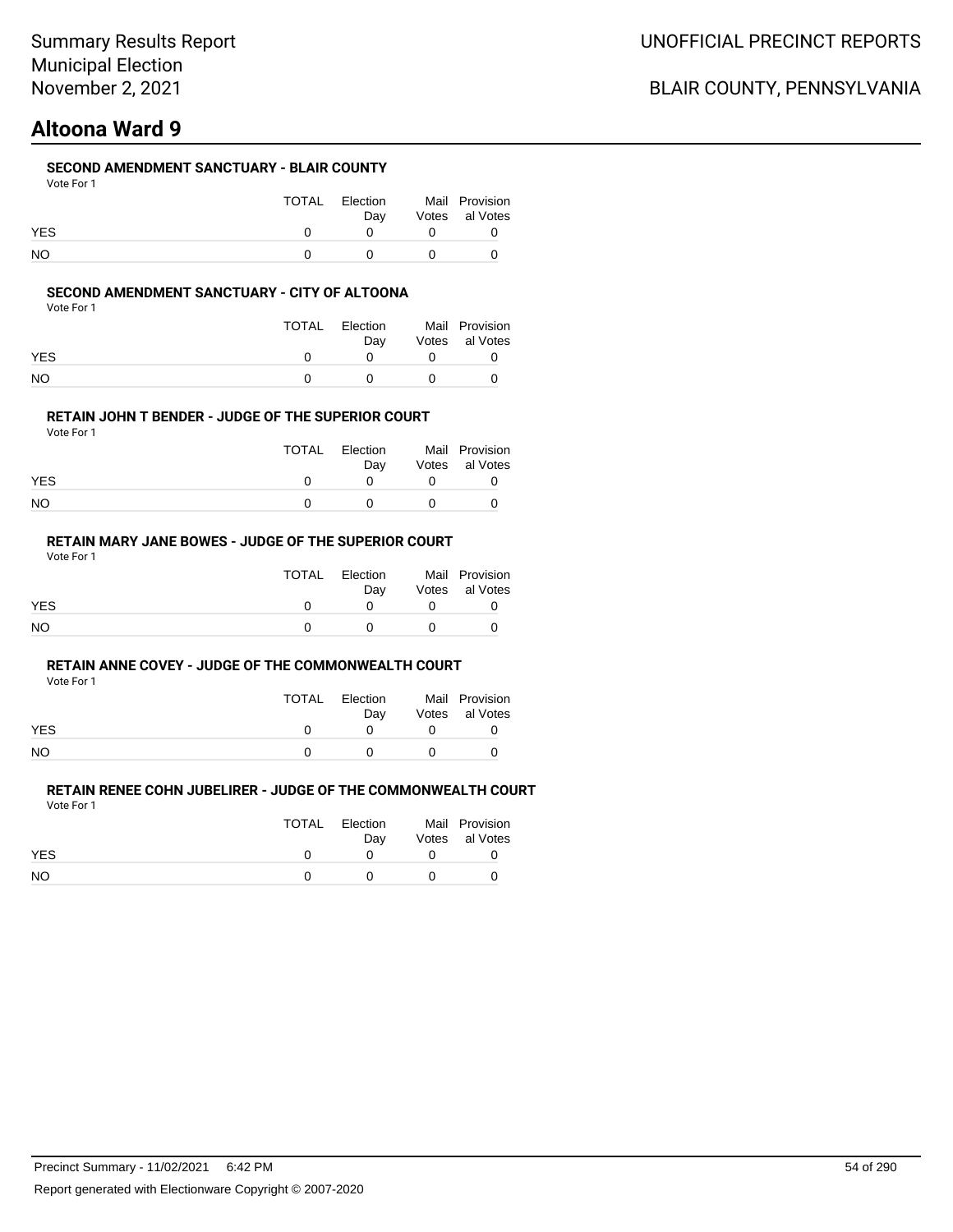Summary Results Report
Municipal Election
November 2, 2021

UNOFFICIAL PRECINCT REPORTS

BLAIR COUNTY, PENNSYLVANIA

# Altoona Ward 9

### SECOND AMENDMENT SANCTUARY - BLAIR COUNTY

Vote For 1

| | TOTAL | Election Day | Mail Votes | Provisional Votes |
|---|---|---|---|---|
| YES | 0 | 0 | 0 | 0 |
| NO | 0 | 0 | 0 | 0 |

### SECOND AMENDMENT SANCTUARY - CITY OF ALTOONA

Vote For 1

| | TOTAL | Election Day | Mail Votes | Provisional Votes |
|---|---|---|---|---|
| YES | 0 | 0 | 0 | 0 |
| NO | 0 | 0 | 0 | 0 |

### RETAIN JOHN T BENDER - JUDGE OF THE SUPERIOR COURT

Vote For 1

| | TOTAL | Election Day | Mail Votes | Provisional Votes |
|---|---|---|---|---|
| YES | 0 | 0 | 0 | 0 |
| NO | 0 | 0 | 0 | 0 |

### RETAIN MARY JANE BOWES - JUDGE OF THE SUPERIOR COURT

Vote For 1

| | TOTAL | Election Day | Mail Votes | Provisional Votes |
|---|---|---|---|---|
| YES | 0 | 0 | 0 | 0 |
| NO | 0 | 0 | 0 | 0 |

### RETAIN ANNE COVEY - JUDGE OF THE COMMONWEALTH COURT

Vote For 1

| | TOTAL | Election Day | Mail Votes | Provisional Votes |
|---|---|---|---|---|
| YES | 0 | 0 | 0 | 0 |
| NO | 0 | 0 | 0 | 0 |

### RETAIN RENEE COHN JUBELIRER - JUDGE OF THE COMMONWEALTH COURT

Vote For 1

| | TOTAL | Election Day | Mail Votes | Provisional Votes |
|---|---|---|---|---|
| YES | 0 | 0 | 0 | 0 |
| NO | 0 | 0 | 0 | 0 |

Precinct Summary - 11/02/2021 6:42 PM

Report generated with Electionware Copyright © 2007-2020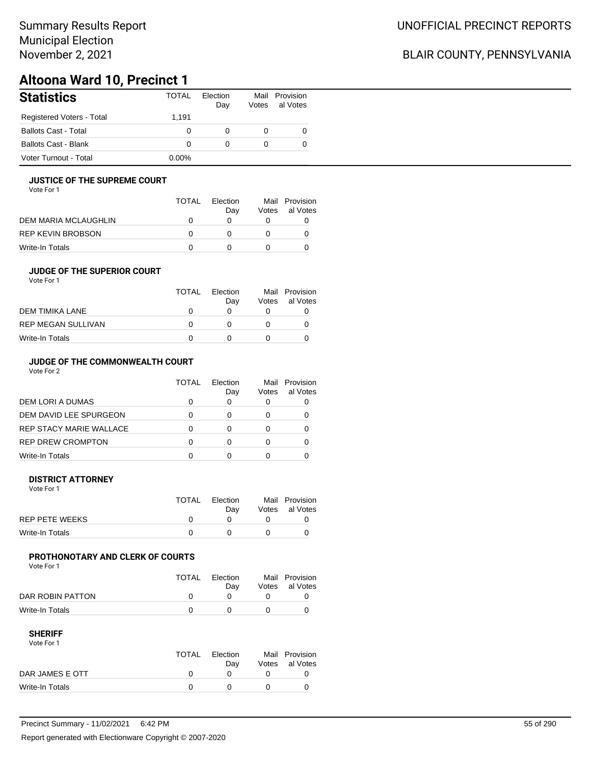Summary Results Report
Municipal Election
November 2, 2021

UNOFFICIAL PRECINCT REPORTS

BLAIR COUNTY, PENNSYLVANIA

# Altoona Ward 10, Precinct 1

## Statistics

| | TOTAL | Election Day | Mail Votes | Provisional Votes |
|---|---|---|---|---|
| Registered Voters - Total | 1,191 | | | |
| Ballots Cast - Total | 0 | 0 | 0 | 0 |
| Ballots Cast - Blank | 0 | 0 | 0 | 0 |
| Voter Turnout - Total | 0.00% | | | |

### JUSTICE OF THE SUPREME COURT

Vote For 1

| | TOTAL | Election Day | Mail Votes | Provisional Votes |
|---|---|---|---|---|
| DEM MARIA MCLAUGHLIN | 0 | 0 | 0 | 0 |
| REP KEVIN BROBSON | 0 | 0 | 0 | 0 |
| Write-In Totals | 0 | 0 | 0 | 0 |

### JUDGE OF THE SUPERIOR COURT

Vote For 1

| | TOTAL | Election Day | Mail Votes | Provisional Votes |
|---|---|---|---|---|
| DEM TIMIKA LANE | 0 | 0 | 0 | 0 |
| REP MEGAN SULLIVAN | 0 | 0 | 0 | 0 |
| Write-In Totals | 0 | 0 | 0 | 0 |

### JUDGE OF THE COMMONWEALTH COURT

Vote For 2

| | TOTAL | Election Day | Mail Votes | Provisional Votes |
|---|---|---|---|---|
| DEM LORI A DUMAS | 0 | 0 | 0 | 0 |
| DEM DAVID LEE SPURGEON | 0 | 0 | 0 | 0 |
| REP STACY MARIE WALLACE | 0 | 0 | 0 | 0 |
| REP DREW CROMPTON | 0 | 0 | 0 | 0 |
| Write-In Totals | 0 | 0 | 0 | 0 |

### DISTRICT ATTORNEY

Vote For 1

| | TOTAL | Election Day | Mail Votes | Provisional Votes |
|---|---|---|---|---|
| REP PETE WEEKS | 0 | 0 | 0 | 0 |
| Write-In Totals | 0 | 0 | 0 | 0 |

### PROTHONOTARY AND CLERK OF COURTS

Vote For 1

| | TOTAL | Election Day | Mail Votes | Provisional Votes |
|---|---|---|---|---|
| DAR ROBIN PATTON | 0 | 0 | 0 | 0 |
| Write-In Totals | 0 | 0 | 0 | 0 |

### SHERIFF

Vote For 1

| | TOTAL | Election Day | Mail Votes | Provisional Votes |
|---|---|---|---|---|
| DAR JAMES E OTT | 0 | 0 | 0 | 0 |
| Write-In Totals | 0 | 0 | 0 | 0 |

Precinct Summary - 11/02/2021 6:42 PM

Report generated with Electionware Copyright © 2007-2020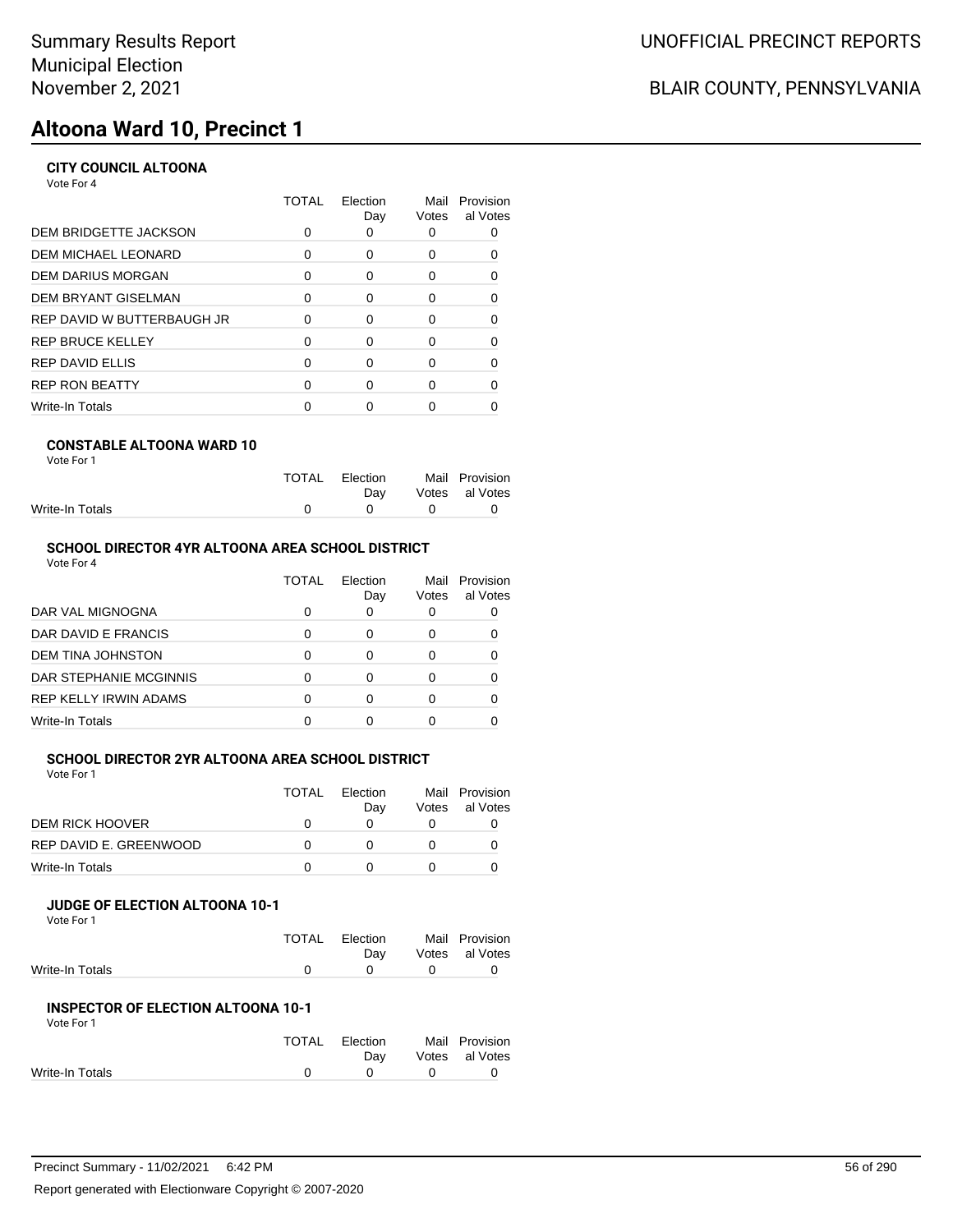# Summary Results Report
# Municipal Election
# November 2, 2021

UNOFFICIAL PRECINCT REPORTS

BLAIR COUNTY, PENNSYLVANIA

## Altoona Ward 10, Precinct 1

### CITY COUNCIL ALTOONA

Vote For 4

| | TOTAL | Election Day | Mail Votes | Provisional Votes |
|---|---|---|---|---|
| DEM BRIDGETTE JACKSON | 0 | 0 | 0 | 0 |
| DEM MICHAEL LEONARD | 0 | 0 | 0 | 0 |
| DEM DARIUS MORGAN | 0 | 0 | 0 | 0 |
| DEM BRYANT GISELMAN | 0 | 0 | 0 | 0 |
| REP DAVID W BUTTERBAUGH JR | 0 | 0 | 0 | 0 |
| REP BRUCE KELLEY | 0 | 0 | 0 | 0 |
| REP DAVID ELLIS | 0 | 0 | 0 | 0 |
| REP RON BEATTY | 0 | 0 | 0 | 0 |
| Write-In Totals | 0 | 0 | 0 | 0 |

### CONSTABLE ALTOONA WARD 10

Vote For 1

| | TOTAL | Election Day | Mail Votes | Provisional Votes |
|---|---|---|---|---|
| Write-In Totals | 0 | 0 | 0 | 0 |

### SCHOOL DIRECTOR 4YR ALTOONA AREA SCHOOL DISTRICT

Vote For 4

| | TOTAL | Election Day | Mail Votes | Provisional Votes |
|---|---|---|---|---|
| DAR VAL MIGNOGNA | 0 | 0 | 0 | 0 |
| DAR DAVID E FRANCIS | 0 | 0 | 0 | 0 |
| DEM TINA JOHNSTON | 0 | 0 | 0 | 0 |
| DAR STEPHANIE MCGINNIS | 0 | 0 | 0 | 0 |
| REP KELLY IRWIN ADAMS | 0 | 0 | 0 | 0 |
| Write-In Totals | 0 | 0 | 0 | 0 |

### SCHOOL DIRECTOR 2YR ALTOONA AREA SCHOOL DISTRICT

Vote For 1

| | TOTAL | Election Day | Mail Votes | Provisional Votes |
|---|---|---|---|---|
| DEM RICK HOOVER | 0 | 0 | 0 | 0 |
| REP DAVID E. GREENWOOD | 0 | 0 | 0 | 0 |
| Write-In Totals | 0 | 0 | 0 | 0 |

### JUDGE OF ELECTION ALTOONA 10-1

Vote For 1

| | TOTAL | Election Day | Mail Votes | Provisional Votes |
|---|---|---|---|---|
| Write-In Totals | 0 | 0 | 0 | 0 |

### INSPECTOR OF ELECTION ALTOONA 10-1

Vote For 1

| | TOTAL | Election Day | Mail Votes | Provisional Votes |
|---|---|---|---|---|
| Write-In Totals | 0 | 0 | 0 | 0 |

Precinct Summary - 11/02/2021 6:42 PM

Report generated with Electionware Copyright © 2007-2020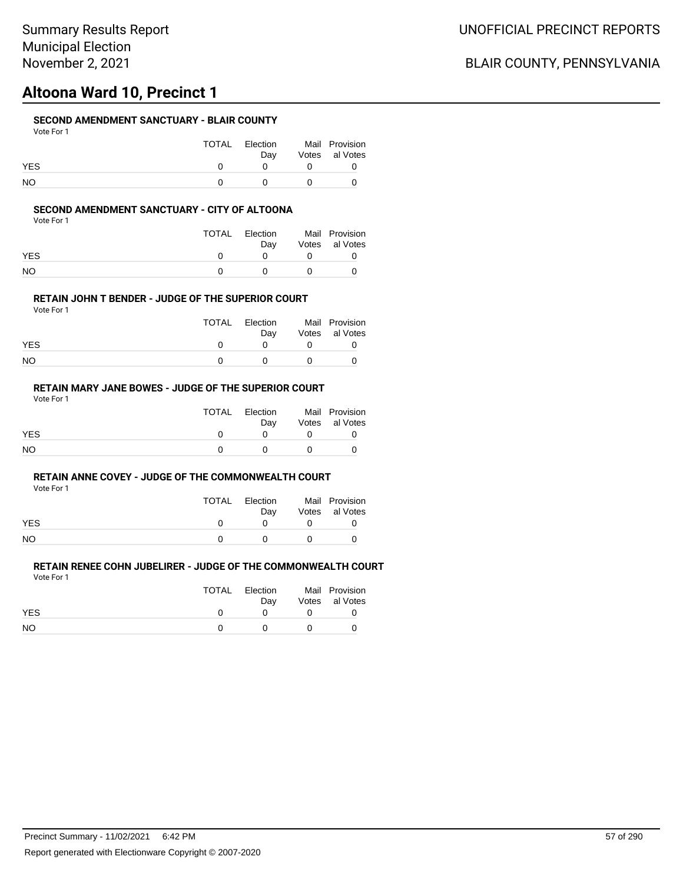Summary Results Report
Municipal Election
November 2, 2021

UNOFFICIAL PRECINCT REPORTS

BLAIR COUNTY, PENNSYLVANIA

# Altoona Ward 10, Precinct 1

### SECOND AMENDMENT SANCTUARY - BLAIR COUNTY

Vote For 1

| | TOTAL | Election Day | Mail Votes | Provisional Votes |
|---|---|---|---|---|
| YES | 0 | 0 | 0 | 0 |
| NO | 0 | 0 | 0 | 0 |

### SECOND AMENDMENT SANCTUARY - CITY OF ALTOONA

Vote For 1

| | TOTAL | Election Day | Mail Votes | Provisional Votes |
|---|---|---|---|---|
| YES | 0 | 0 | 0 | 0 |
| NO | 0 | 0 | 0 | 0 |

### RETAIN JOHN T BENDER - JUDGE OF THE SUPERIOR COURT

Vote For 1

| | TOTAL | Election Day | Mail Votes | Provisional Votes |
|---|---|---|---|---|
| YES | 0 | 0 | 0 | 0 |
| NO | 0 | 0 | 0 | 0 |

### RETAIN MARY JANE BOWES - JUDGE OF THE SUPERIOR COURT

Vote For 1

| | TOTAL | Election Day | Mail Votes | Provisional Votes |
|---|---|---|---|---|
| YES | 0 | 0 | 0 | 0 |
| NO | 0 | 0 | 0 | 0 |

### RETAIN ANNE COVEY - JUDGE OF THE COMMONWEALTH COURT

Vote For 1

| | TOTAL | Election Day | Mail Votes | Provisional Votes |
|---|---|---|---|---|
| YES | 0 | 0 | 0 | 0 |
| NO | 0 | 0 | 0 | 0 |

### RETAIN RENEE COHN JUBELIRER - JUDGE OF THE COMMONWEALTH COURT

Vote For 1

| | TOTAL | Election Day | Mail Votes | Provisional Votes |
|---|---|---|---|---|
| YES | 0 | 0 | 0 | 0 |
| NO | 0 | 0 | 0 | 0 |

Precinct Summary - 11/02/2021 6:42 PM

Report generated with Electionware Copyright © 2007-2020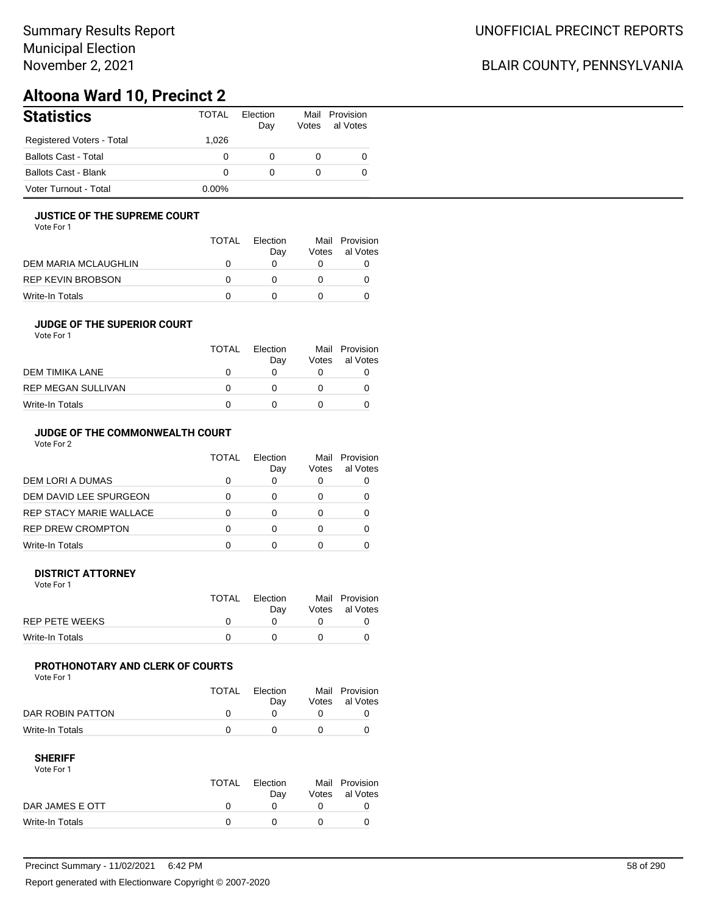Summary Results Report
Municipal Election
November 2, 2021

UNOFFICIAL PRECINCT REPORTS

BLAIR COUNTY, PENNSYLVANIA

# Altoona Ward 10, Precinct 2

## Statistics

| Statistics | TOTAL | Election Day | Mail Votes | Provisional Votes |
|---|---|---|---|---|
| Registered Voters - Total | 1,026 | | | |
| Ballots Cast - Total | 0 | 0 | 0 | 0 |
| Ballots Cast - Blank | 0 | 0 | 0 | 0 |
| Voter Turnout - Total | 0.00% | | | |

### JUSTICE OF THE SUPREME COURT

Vote For 1

| | TOTAL | Election Day | Mail Votes | Provisional Votes |
|---|---|---|---|---|
| DEM MARIA MCLAUGHLIN | 0 | 0 | 0 | 0 |
| REP KEVIN BROBSON | 0 | 0 | 0 | 0 |
| Write-In Totals | 0 | 0 | 0 | 0 |

### JUDGE OF THE SUPERIOR COURT

Vote For 1

| | TOTAL | Election Day | Mail Votes | Provisional Votes |
|---|---|---|---|---|
| DEM TIMIKA LANE | 0 | 0 | 0 | 0 |
| REP MEGAN SULLIVAN | 0 | 0 | 0 | 0 |
| Write-In Totals | 0 | 0 | 0 | 0 |

### JUDGE OF THE COMMONWEALTH COURT

Vote For 2

| | TOTAL | Election Day | Mail Votes | Provisional Votes |
|---|---|---|---|---|
| DEM LORI A DUMAS | 0 | 0 | 0 | 0 |
| DEM DAVID LEE SPURGEON | 0 | 0 | 0 | 0 |
| REP STACY MARIE WALLACE | 0 | 0 | 0 | 0 |
| REP DREW CROMPTON | 0 | 0 | 0 | 0 |
| Write-In Totals | 0 | 0 | 0 | 0 |

### DISTRICT ATTORNEY

Vote For 1

| | TOTAL | Election Day | Mail Votes | Provisional Votes |
|---|---|---|---|---|
| REP PETE WEEKS | 0 | 0 | 0 | 0 |
| Write-In Totals | 0 | 0 | 0 | 0 |

### PROTHONOTARY AND CLERK OF COURTS

Vote For 1

| | TOTAL | Election Day | Mail Votes | Provisional Votes |
|---|---|---|---|---|
| DAR ROBIN PATTON | 0 | 0 | 0 | 0 |
| Write-In Totals | 0 | 0 | 0 | 0 |

### SHERIFF

Vote For 1

| | TOTAL | Election Day | Mail Votes | Provisional Votes |
|---|---|---|---|---|
| DAR JAMES E OTT | 0 | 0 | 0 | 0 |
| Write-In Totals | 0 | 0 | 0 | 0 |

Precinct Summary - 11/02/2021 6:42 PM

Report generated with Electionware Copyright © 2007-2020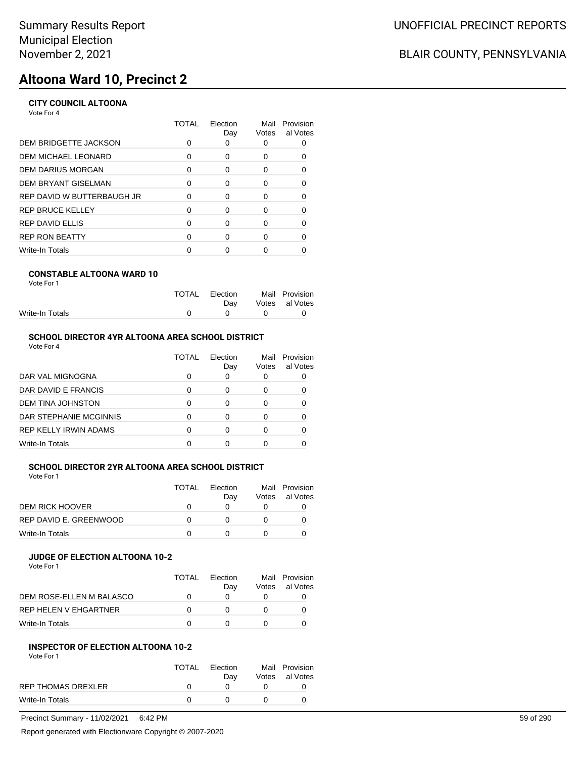# Altoona Ward 10, Precinct 2

### CITY COUNCIL ALTOONA

Vote For 4

| | TOTAL | Election Day | Mail Votes | Provisional Votes |
|---|---|---|---|---|
| DEM BRIDGETTE JACKSON | 0 | 0 | 0 | 0 |
| DEM MICHAEL LEONARD | 0 | 0 | 0 | 0 |
| DEM DARIUS MORGAN | 0 | 0 | 0 | 0 |
| DEM BRYANT GISELMAN | 0 | 0 | 0 | 0 |
| REP DAVID W BUTTERBAUGH JR | 0 | 0 | 0 | 0 |
| REP BRUCE KELLEY | 0 | 0 | 0 | 0 |
| REP DAVID ELLIS | 0 | 0 | 0 | 0 |
| REP RON BEATTY | 0 | 0 | 0 | 0 |
| Write-In Totals | 0 | 0 | 0 | 0 |

### CONSTABLE ALTOONA WARD 10

Vote For 1

| | TOTAL | Election Day | Mail Votes | Provisional Votes |
|---|---|---|---|---|
| Write-In Totals | 0 | 0 | 0 | 0 |

### SCHOOL DIRECTOR 4YR ALTOONA AREA SCHOOL DISTRICT

Vote For 4

| | TOTAL | Election Day | Mail Votes | Provisional Votes |
|---|---|---|---|---|
| DAR VAL MIGNOGNA | 0 | 0 | 0 | 0 |
| DAR DAVID E FRANCIS | 0 | 0 | 0 | 0 |
| DEM TINA JOHNSTON | 0 | 0 | 0 | 0 |
| DAR STEPHANIE MCGINNIS | 0 | 0 | 0 | 0 |
| REP KELLY IRWIN ADAMS | 0 | 0 | 0 | 0 |
| Write-In Totals | 0 | 0 | 0 | 0 |

### SCHOOL DIRECTOR 2YR ALTOONA AREA SCHOOL DISTRICT

Vote For 1

| | TOTAL | Election Day | Mail Votes | Provisional Votes |
|---|---|---|---|---|
| DEM RICK HOOVER | 0 | 0 | 0 | 0 |
| REP DAVID E. GREENWOOD | 0 | 0 | 0 | 0 |
| Write-In Totals | 0 | 0 | 0 | 0 |

### JUDGE OF ELECTION ALTOONA 10-2

Vote For 1

| | TOTAL | Election Day | Mail Votes | Provisional Votes |
|---|---|---|---|---|
| DEM ROSE-ELLEN M BALASCO | 0 | 0 | 0 | 0 |
| REP HELEN V EHGARTNER | 0 | 0 | 0 | 0 |
| Write-In Totals | 0 | 0 | 0 | 0 |

### INSPECTOR OF ELECTION ALTOONA 10-2

Vote For 1

| | TOTAL | Election Day | Mail Votes | Provisional Votes |
|---|---|---|---|---|
| REP THOMAS DREXLER | 0 | 0 | 0 | 0 |
| Write-In Totals | 0 | 0 | 0 | 0 |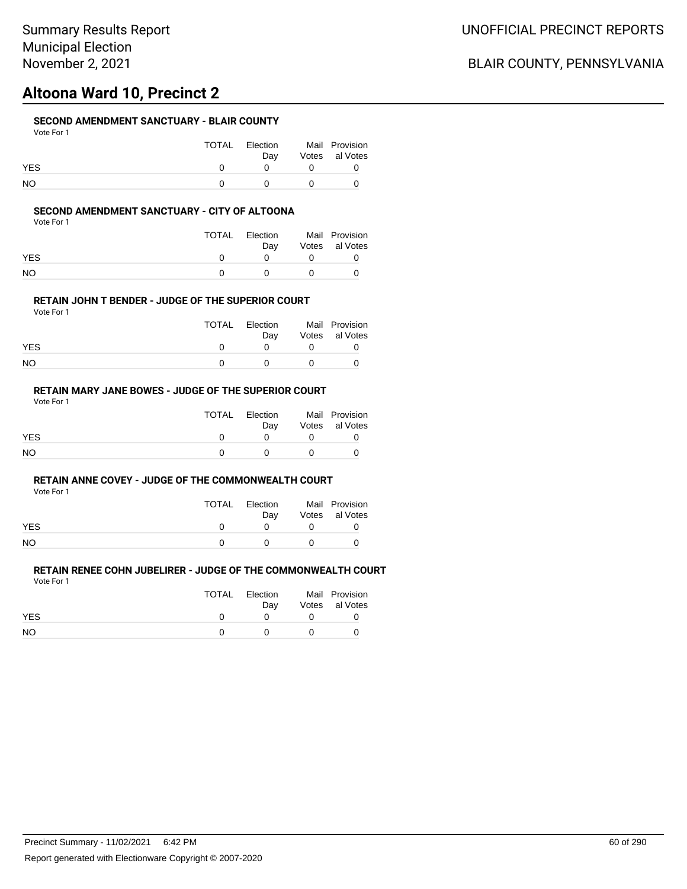# Summary Results Report
Municipal Election
November 2, 2021

UNOFFICIAL PRECINCT REPORTS

BLAIR COUNTY, PENNSYLVANIA

## Altoona Ward 10, Precinct 2

### SECOND AMENDMENT SANCTUARY - BLAIR COUNTY

Vote For 1

| | TOTAL | Election Day | Mail Votes | Provisional Votes |
|---|---|---|---|---|
| YES | 0 | 0 | 0 | 0 |
| NO | 0 | 0 | 0 | 0 |

### SECOND AMENDMENT SANCTUARY - CITY OF ALTOONA

Vote For 1

| | TOTAL | Election Day | Mail Votes | Provisional Votes |
|---|---|---|---|---|
| YES | 0 | 0 | 0 | 0 |
| NO | 0 | 0 | 0 | 0 |

### RETAIN JOHN T BENDER - JUDGE OF THE SUPERIOR COURT

Vote For 1

| | TOTAL | Election Day | Mail Votes | Provisional Votes |
|---|---|---|---|---|
| YES | 0 | 0 | 0 | 0 |
| NO | 0 | 0 | 0 | 0 |

### RETAIN MARY JANE BOWES - JUDGE OF THE SUPERIOR COURT

Vote For 1

| | TOTAL | Election Day | Mail Votes | Provisional Votes |
|---|---|---|---|---|
| YES | 0 | 0 | 0 | 0 |
| NO | 0 | 0 | 0 | 0 |

### RETAIN ANNE COVEY - JUDGE OF THE COMMONWEALTH COURT

Vote For 1

| | TOTAL | Election Day | Mail Votes | Provisional Votes |
|---|---|---|---|---|
| YES | 0 | 0 | 0 | 0 |
| NO | 0 | 0 | 0 | 0 |

### RETAIN RENEE COHN JUBELIRER - JUDGE OF THE COMMONWEALTH COURT

Vote For 1

| | TOTAL | Election Day | Mail Votes | Provisional Votes |
|---|---|---|---|---|
| YES | 0 | 0 | 0 | 0 |
| NO | 0 | 0 | 0 | 0 |

Precinct Summary - 11/02/2021 6:42 PM

Report generated with Electionware Copyright © 2007-2020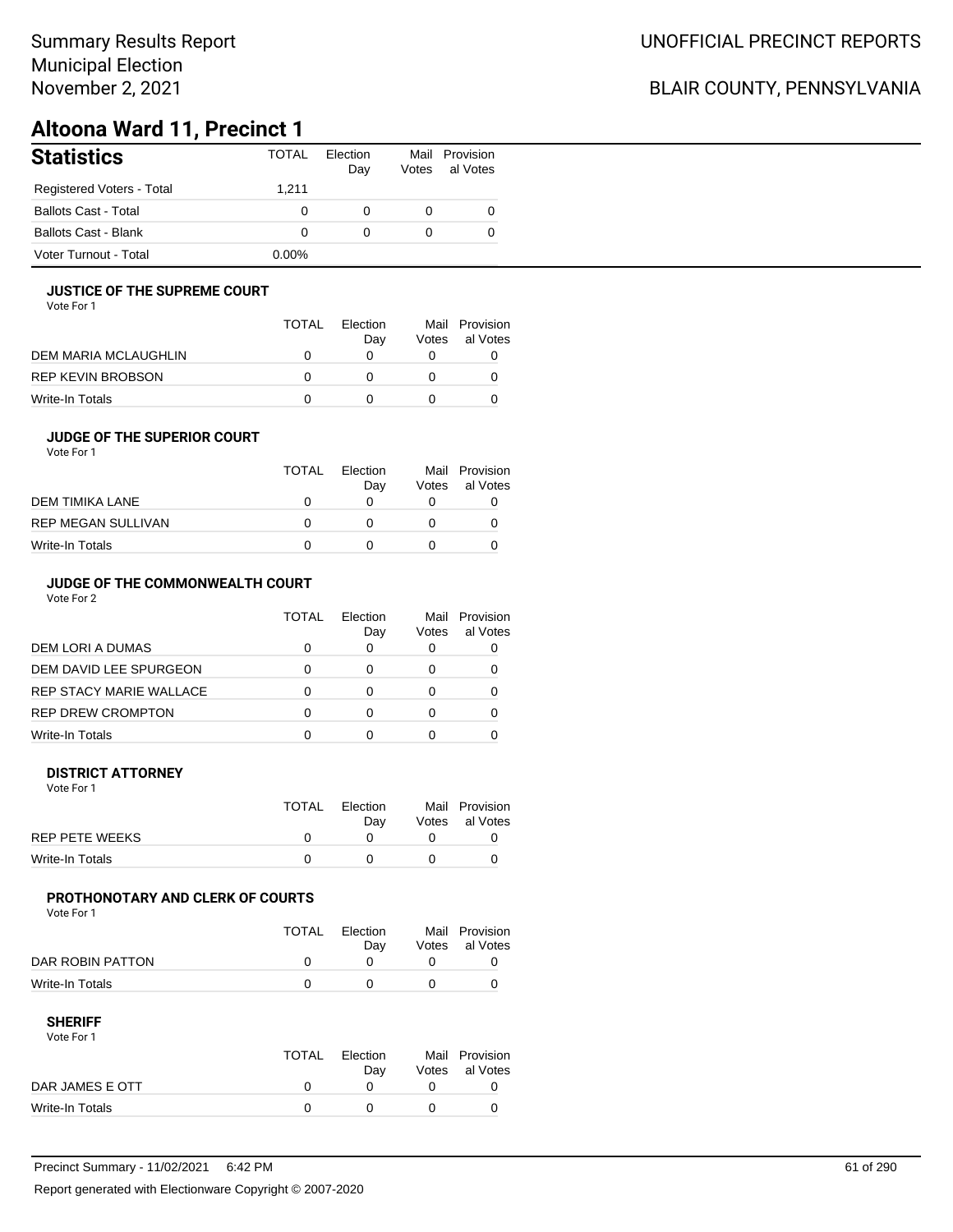Summary Results Report
Municipal Election
November 2, 2021

UNOFFICIAL PRECINCT REPORTS

BLAIR COUNTY, PENNSYLVANIA

# Altoona Ward 11, Precinct 1

## Statistics

| | TOTAL | Election Day | Mail Votes | Provisional Votes |
|---|---|---|---|---|
| Registered Voters - Total | 1,211 | | | |
| Ballots Cast - Total | 0 | 0 | 0 | 0 |
| Ballots Cast - Blank | 0 | 0 | 0 | 0 |
| Voter Turnout - Total | 0.00% | | | |

### JUSTICE OF THE SUPREME COURT

Vote For 1

| | TOTAL | Election Day | Mail Votes | Provisional Votes |
|---|---|---|---|---|
| DEM MARIA MCLAUGHLIN | 0 | 0 | 0 | 0 |
| REP KEVIN BROBSON | 0 | 0 | 0 | 0 |
| Write-In Totals | 0 | 0 | 0 | 0 |

### JUDGE OF THE SUPERIOR COURT

Vote For 1

| | TOTAL | Election Day | Mail Votes | Provisional Votes |
|---|---|---|---|---|
| DEM TIMIKA LANE | 0 | 0 | 0 | 0 |
| REP MEGAN SULLIVAN | 0 | 0 | 0 | 0 |
| Write-In Totals | 0 | 0 | 0 | 0 |

### JUDGE OF THE COMMONWEALTH COURT

Vote For 2

| | TOTAL | Election Day | Mail Votes | Provisional Votes |
|---|---|---|---|---|
| DEM LORI A DUMAS | 0 | 0 | 0 | 0 |
| DEM DAVID LEE SPURGEON | 0 | 0 | 0 | 0 |
| REP STACY MARIE WALLACE | 0 | 0 | 0 | 0 |
| REP DREW CROMPTON | 0 | 0 | 0 | 0 |
| Write-In Totals | 0 | 0 | 0 | 0 |

### DISTRICT ATTORNEY

Vote For 1

| | TOTAL | Election Day | Mail Votes | Provisional Votes |
|---|---|---|---|---|
| REP PETE WEEKS | 0 | 0 | 0 | 0 |
| Write-In Totals | 0 | 0 | 0 | 0 |

### PROTHONOTARY AND CLERK OF COURTS

Vote For 1

| | TOTAL | Election Day | Mail Votes | Provisional Votes |
|---|---|---|---|---|
| DAR ROBIN PATTON | 0 | 0 | 0 | 0 |
| Write-In Totals | 0 | 0 | 0 | 0 |

### SHERIFF

Vote For 1

| | TOTAL | Election Day | Mail Votes | Provisional Votes |
|---|---|---|---|---|
| DAR JAMES E OTT | 0 | 0 | 0 | 0 |
| Write-In Totals | 0 | 0 | 0 | 0 |

Precinct Summary - 11/02/2021 6:42 PM

Report generated with Electionware Copyright © 2007-2020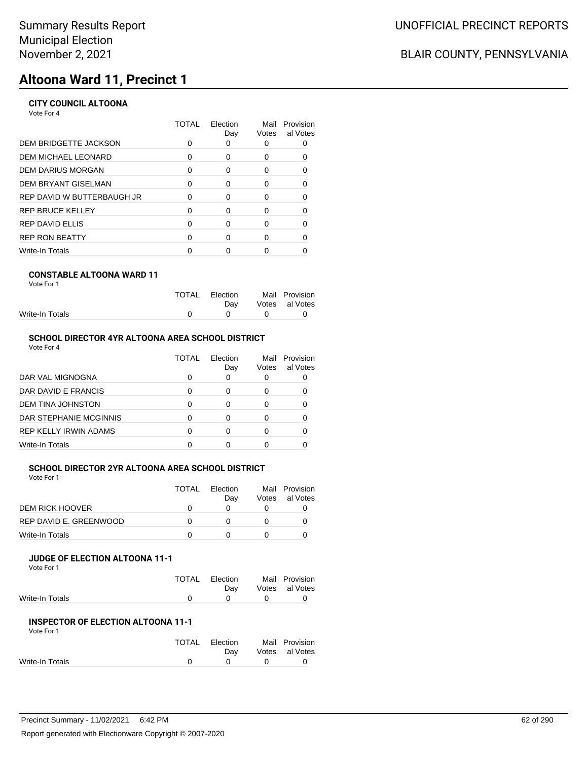Summary Results Report
Municipal Election
November 2, 2021

UNOFFICIAL PRECINCT REPORTS

BLAIR COUNTY, PENNSYLVANIA

# Altoona Ward 11, Precinct 1

### CITY COUNCIL ALTOONA

Vote For 4

| | TOTAL | Election Day | Mail Votes | Provisional Votes |
|---|---|---|---|---|
| DEM BRIDGETTE JACKSON | 0 | 0 | 0 | 0 |
| DEM MICHAEL LEONARD | 0 | 0 | 0 | 0 |
| DEM DARIUS MORGAN | 0 | 0 | 0 | 0 |
| DEM BRYANT GISELMAN | 0 | 0 | 0 | 0 |
| REP DAVID W BUTTERBAUGH JR | 0 | 0 | 0 | 0 |
| REP BRUCE KELLEY | 0 | 0 | 0 | 0 |
| REP DAVID ELLIS | 0 | 0 | 0 | 0 |
| REP RON BEATTY | 0 | 0 | 0 | 0 |
| Write-In Totals | 0 | 0 | 0 | 0 |

### CONSTABLE ALTOONA WARD 11

Vote For 1

| | TOTAL | Election Day | Mail Votes | Provisional Votes |
|---|---|---|---|---|
| Write-In Totals | 0 | 0 | 0 | 0 |

### SCHOOL DIRECTOR 4YR ALTOONA AREA SCHOOL DISTRICT

Vote For 4

| | TOTAL | Election Day | Mail Votes | Provisional Votes |
|---|---|---|---|---|
| DAR VAL MIGNOGNA | 0 | 0 | 0 | 0 |
| DAR DAVID E FRANCIS | 0 | 0 | 0 | 0 |
| DEM TINA JOHNSTON | 0 | 0 | 0 | 0 |
| DAR STEPHANIE MCGINNIS | 0 | 0 | 0 | 0 |
| REP KELLY IRWIN ADAMS | 0 | 0 | 0 | 0 |
| Write-In Totals | 0 | 0 | 0 | 0 |

### SCHOOL DIRECTOR 2YR ALTOONA AREA SCHOOL DISTRICT

Vote For 1

| | TOTAL | Election Day | Mail Votes | Provisional Votes |
|---|---|---|---|---|
| DEM RICK HOOVER | 0 | 0 | 0 | 0 |
| REP DAVID E. GREENWOOD | 0 | 0 | 0 | 0 |
| Write-In Totals | 0 | 0 | 0 | 0 |

### JUDGE OF ELECTION ALTOONA 11-1

Vote For 1

| | TOTAL | Election Day | Mail Votes | Provisional Votes |
|---|---|---|---|---|
| Write-In Totals | 0 | 0 | 0 | 0 |

### INSPECTOR OF ELECTION ALTOONA 11-1

Vote For 1

| | TOTAL | Election Day | Mail Votes | Provisional Votes |
|---|---|---|---|---|
| Write-In Totals | 0 | 0 | 0 | 0 |

Precinct Summary - 11/02/2021 6:42 PM

Report generated with Electionware Copyright © 2007-2020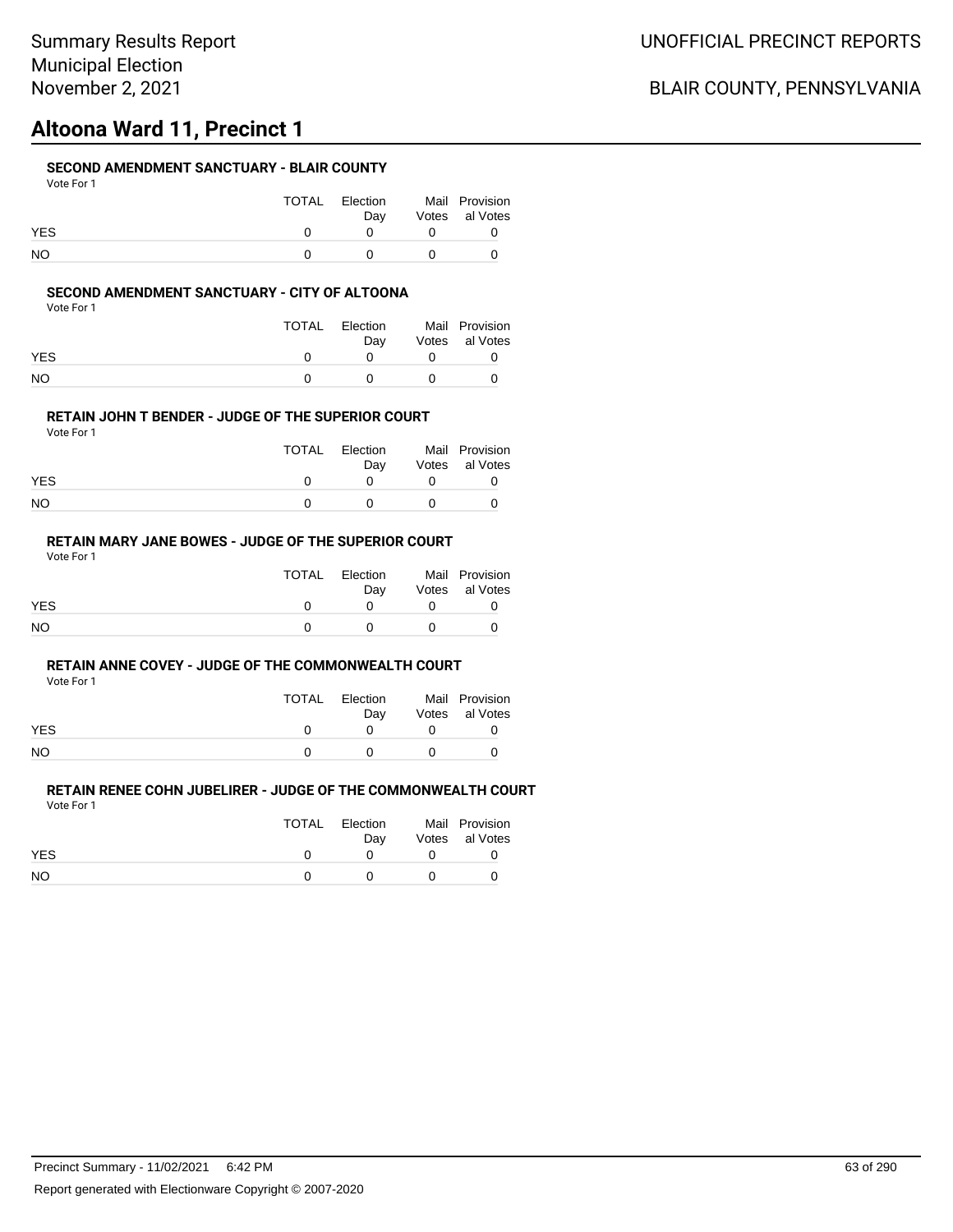Summary Results Report
Municipal Election
November 2, 2021

UNOFFICIAL PRECINCT REPORTS

BLAIR COUNTY, PENNSYLVANIA

# Altoona Ward 11, Precinct 1

### SECOND AMENDMENT SANCTUARY - BLAIR COUNTY

Vote For 1

| | TOTAL | Election Day | Mail Votes | Provisional Votes |
|---|---|---|---|---|
| YES | 0 | 0 | 0 | 0 |
| NO | 0 | 0 | 0 | 0 |

### SECOND AMENDMENT SANCTUARY - CITY OF ALTOONA

Vote For 1

| | TOTAL | Election Day | Mail Votes | Provisional Votes |
|---|---|---|---|---|
| YES | 0 | 0 | 0 | 0 |
| NO | 0 | 0 | 0 | 0 |

### RETAIN JOHN T BENDER - JUDGE OF THE SUPERIOR COURT

Vote For 1

| | TOTAL | Election Day | Mail Votes | Provisional Votes |
|---|---|---|---|---|
| YES | 0 | 0 | 0 | 0 |
| NO | 0 | 0 | 0 | 0 |

### RETAIN MARY JANE BOWES - JUDGE OF THE SUPERIOR COURT

Vote For 1

| | TOTAL | Election Day | Mail Votes | Provisional Votes |
|---|---|---|---|---|
| YES | 0 | 0 | 0 | 0 |
| NO | 0 | 0 | 0 | 0 |

### RETAIN ANNE COVEY - JUDGE OF THE COMMONWEALTH COURT

Vote For 1

| | TOTAL | Election Day | Mail Votes | Provisional Votes |
|---|---|---|---|---|
| YES | 0 | 0 | 0 | 0 |
| NO | 0 | 0 | 0 | 0 |

### RETAIN RENEE COHN JUBELIRER - JUDGE OF THE COMMONWEALTH COURT

Vote For 1

| | TOTAL | Election Day | Mail Votes | Provisional Votes |
|---|---|---|---|---|
| YES | 0 | 0 | 0 | 0 |
| NO | 0 | 0 | 0 | 0 |

Precinct Summary - 11/02/2021 6:42 PM

Report generated with Electionware Copyright © 2007-2020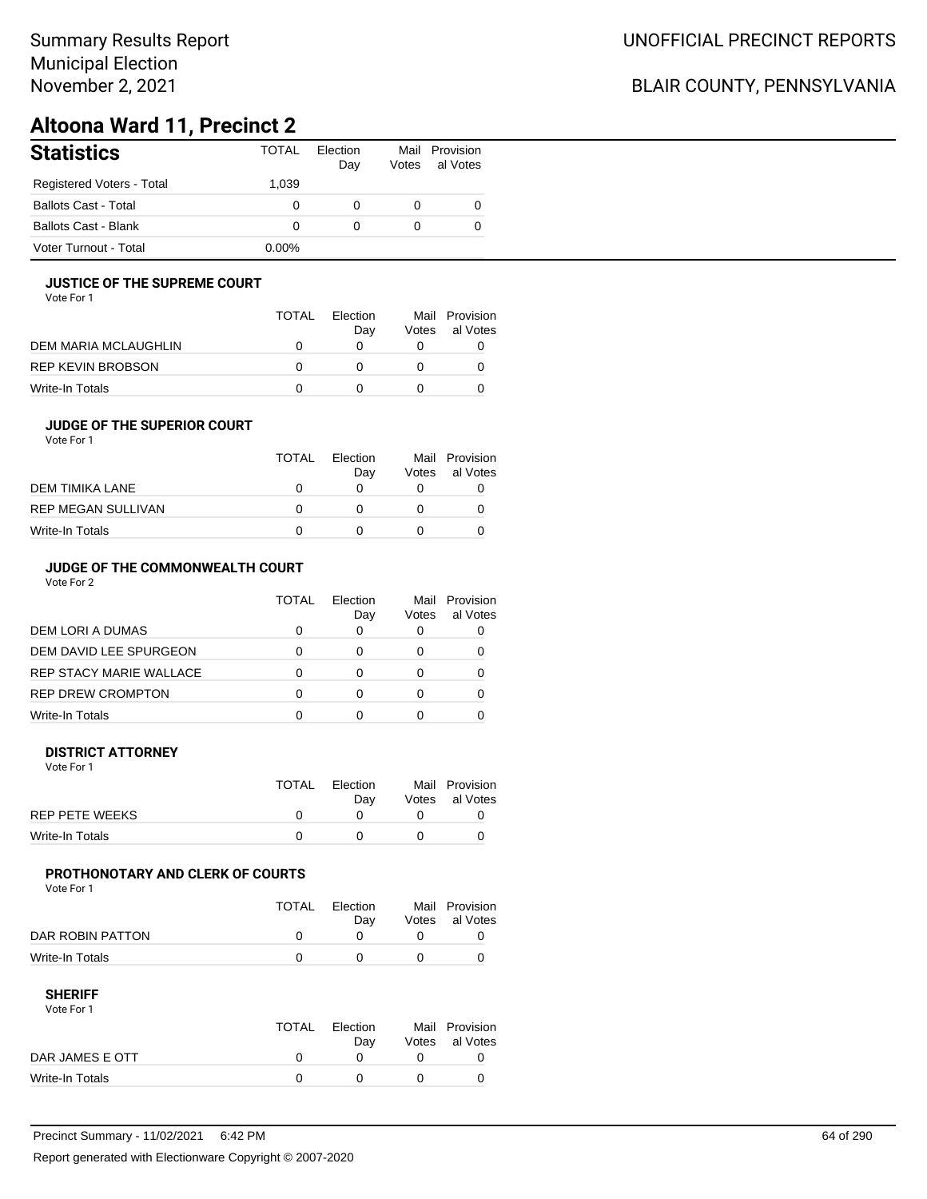Summary Results Report
Municipal Election
November 2, 2021

UNOFFICIAL PRECINCT REPORTS

BLAIR COUNTY, PENNSYLVANIA

# Altoona Ward 11, Precinct 2

## Statistics

| Statistics | TOTAL | Election Day | Mail Votes | Provisional Votes |
|---|---|---|---|---|
| Registered Voters - Total | 1,039 | | | |
| Ballots Cast - Total | 0 | 0 | 0 | 0 |
| Ballots Cast - Blank | 0 | 0 | 0 | 0 |
| Voter Turnout - Total | 0.00% | | | |

### JUSTICE OF THE SUPREME COURT

Vote For 1

| | TOTAL | Election Day | Mail Votes | Provisional Votes |
|---|---|---|---|---|
| DEM MARIA MCLAUGHLIN | 0 | 0 | 0 | 0 |
| REP KEVIN BROBSON | 0 | 0 | 0 | 0 |
| Write-In Totals | 0 | 0 | 0 | 0 |

### JUDGE OF THE SUPERIOR COURT

Vote For 1

| | TOTAL | Election Day | Mail Votes | Provisional Votes |
|---|---|---|---|---|
| DEM TIMIKA LANE | 0 | 0 | 0 | 0 |
| REP MEGAN SULLIVAN | 0 | 0 | 0 | 0 |
| Write-In Totals | 0 | 0 | 0 | 0 |

### JUDGE OF THE COMMONWEALTH COURT

Vote For 2

| | TOTAL | Election Day | Mail Votes | Provisional Votes |
|---|---|---|---|---|
| DEM LORI A DUMAS | 0 | 0 | 0 | 0 |
| DEM DAVID LEE SPURGEON | 0 | 0 | 0 | 0 |
| REP STACY MARIE WALLACE | 0 | 0 | 0 | 0 |
| REP DREW CROMPTON | 0 | 0 | 0 | 0 |
| Write-In Totals | 0 | 0 | 0 | 0 |

### DISTRICT ATTORNEY

Vote For 1

| | TOTAL | Election Day | Mail Votes | Provisional Votes |
|---|---|---|---|---|
| REP PETE WEEKS | 0 | 0 | 0 | 0 |
| Write-In Totals | 0 | 0 | 0 | 0 |

### PROTHONOTARY AND CLERK OF COURTS

Vote For 1

| | TOTAL | Election Day | Mail Votes | Provisional Votes |
|---|---|---|---|---|
| DAR ROBIN PATTON | 0 | 0 | 0 | 0 |
| Write-In Totals | 0 | 0 | 0 | 0 |

### SHERIFF

Vote For 1

| | TOTAL | Election Day | Mail Votes | Provisional Votes |
|---|---|---|---|---|
| DAR JAMES E OTT | 0 | 0 | 0 | 0 |
| Write-In Totals | 0 | 0 | 0 | 0 |

Precinct Summary - 11/02/2021 6:42 PM

Report generated with Electionware Copyright © 2007-2020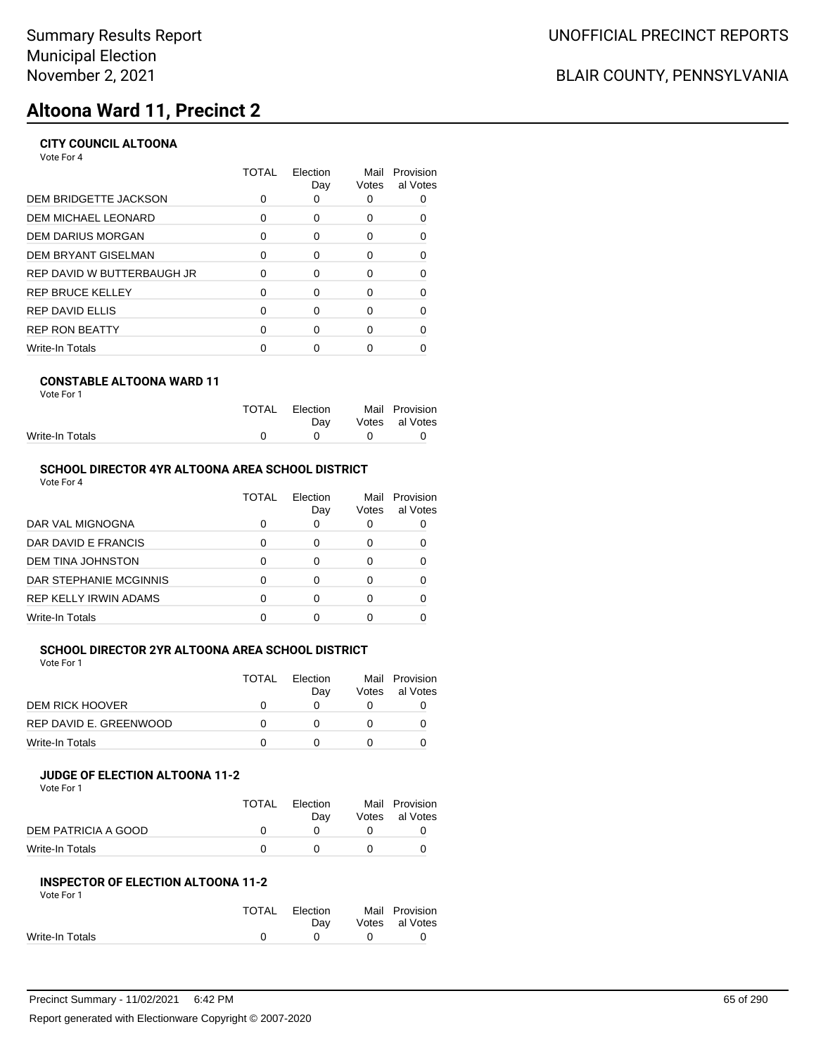Summary Results Report
Municipal Election
November 2, 2021

UNOFFICIAL PRECINCT REPORTS

BLAIR COUNTY, PENNSYLVANIA

# Altoona Ward 11, Precinct 2

### CITY COUNCIL ALTOONA

Vote For 4

| | TOTAL | Election Day | Mail Votes | Provisional Votes |
|---|---|---|---|---|
| DEM BRIDGETTE JACKSON | 0 | 0 | 0 | 0 |
| DEM MICHAEL LEONARD | 0 | 0 | 0 | 0 |
| DEM DARIUS MORGAN | 0 | 0 | 0 | 0 |
| DEM BRYANT GISELMAN | 0 | 0 | 0 | 0 |
| REP DAVID W BUTTERBAUGH JR | 0 | 0 | 0 | 0 |
| REP BRUCE KELLEY | 0 | 0 | 0 | 0 |
| REP DAVID ELLIS | 0 | 0 | 0 | 0 |
| REP RON BEATTY | 0 | 0 | 0 | 0 |
| Write-In Totals | 0 | 0 | 0 | 0 |

### CONSTABLE ALTOONA WARD 11

Vote For 1

| | TOTAL | Election Day | Mail Votes | Provisional Votes |
|---|---|---|---|---|
| Write-In Totals | 0 | 0 | 0 | 0 |

### SCHOOL DIRECTOR 4YR ALTOONA AREA SCHOOL DISTRICT

Vote For 4

| | TOTAL | Election Day | Mail Votes | Provisional Votes |
|---|---|---|---|---|
| DAR VAL MIGNOGNA | 0 | 0 | 0 | 0 |
| DAR DAVID E FRANCIS | 0 | 0 | 0 | 0 |
| DEM TINA JOHNSTON | 0 | 0 | 0 | 0 |
| DAR STEPHANIE MCGINNIS | 0 | 0 | 0 | 0 |
| REP KELLY IRWIN ADAMS | 0 | 0 | 0 | 0 |
| Write-In Totals | 0 | 0 | 0 | 0 |

### SCHOOL DIRECTOR 2YR ALTOONA AREA SCHOOL DISTRICT

Vote For 1

| | TOTAL | Election Day | Mail Votes | Provisional Votes |
|---|---|---|---|---|
| DEM RICK HOOVER | 0 | 0 | 0 | 0 |
| REP DAVID E. GREENWOOD | 0 | 0 | 0 | 0 |
| Write-In Totals | 0 | 0 | 0 | 0 |

### JUDGE OF ELECTION ALTOONA 11-2

Vote For 1

| | TOTAL | Election Day | Mail Votes | Provisional Votes |
|---|---|---|---|---|
| DEM PATRICIA A GOOD | 0 | 0 | 0 | 0 |
| Write-In Totals | 0 | 0 | 0 | 0 |

### INSPECTOR OF ELECTION ALTOONA 11-2

Vote For 1

| | TOTAL | Election Day | Mail Votes | Provisional Votes |
|---|---|---|---|---|
| Write-In Totals | 0 | 0 | 0 | 0 |

Precinct Summary - 11/02/2021 6:42 PM

Report generated with Electionware Copyright © 2007-2020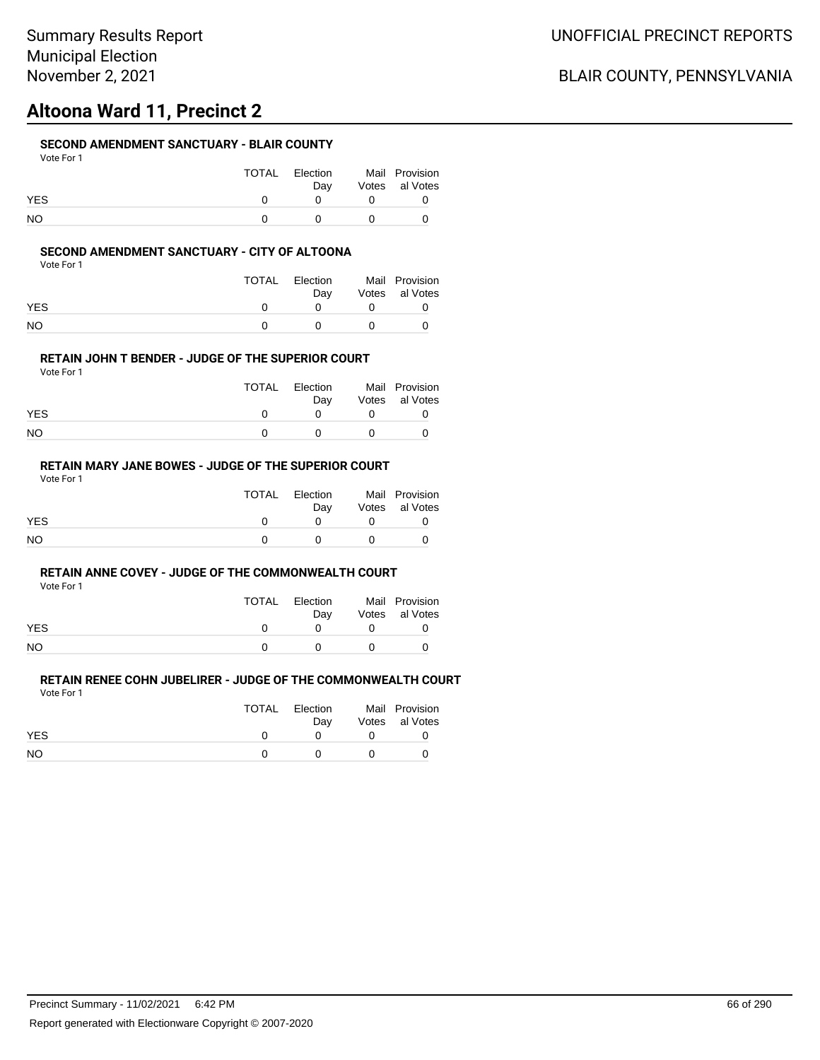Summary Results Report
Municipal Election
November 2, 2021

UNOFFICIAL PRECINCT REPORTS

BLAIR COUNTY, PENNSYLVANIA

# Altoona Ward 11, Precinct 2

### SECOND AMENDMENT SANCTUARY - BLAIR COUNTY

Vote For 1

| | TOTAL | Election Day | Mail Votes | Provisional Votes |
|---|---|---|---|---|
| YES | 0 | 0 | 0 | 0 |
| NO | 0 | 0 | 0 | 0 |

### SECOND AMENDMENT SANCTUARY - CITY OF ALTOONA

Vote For 1

| | TOTAL | Election Day | Mail Votes | Provisional Votes |
|---|---|---|---|---|
| YES | 0 | 0 | 0 | 0 |
| NO | 0 | 0 | 0 | 0 |

### RETAIN JOHN T BENDER - JUDGE OF THE SUPERIOR COURT

Vote For 1

| | TOTAL | Election Day | Mail Votes | Provisional Votes |
|---|---|---|---|---|
| YES | 0 | 0 | 0 | 0 |
| NO | 0 | 0 | 0 | 0 |

### RETAIN MARY JANE BOWES - JUDGE OF THE SUPERIOR COURT

Vote For 1

| | TOTAL | Election Day | Mail Votes | Provisional Votes |
|---|---|---|---|---|
| YES | 0 | 0 | 0 | 0 |
| NO | 0 | 0 | 0 | 0 |

### RETAIN ANNE COVEY - JUDGE OF THE COMMONWEALTH COURT

Vote For 1

| | TOTAL | Election Day | Mail Votes | Provisional Votes |
|---|---|---|---|---|
| YES | 0 | 0 | 0 | 0 |
| NO | 0 | 0 | 0 | 0 |

### RETAIN RENEE COHN JUBELIRER - JUDGE OF THE COMMONWEALTH COURT

Vote For 1

| | TOTAL | Election Day | Mail Votes | Provisional Votes |
|---|---|---|---|---|
| YES | 0 | 0 | 0 | 0 |
| NO | 0 | 0 | 0 | 0 |

Precinct Summary - 11/02/2021 6:42 PM

Report generated with Electionware Copyright © 2007-2020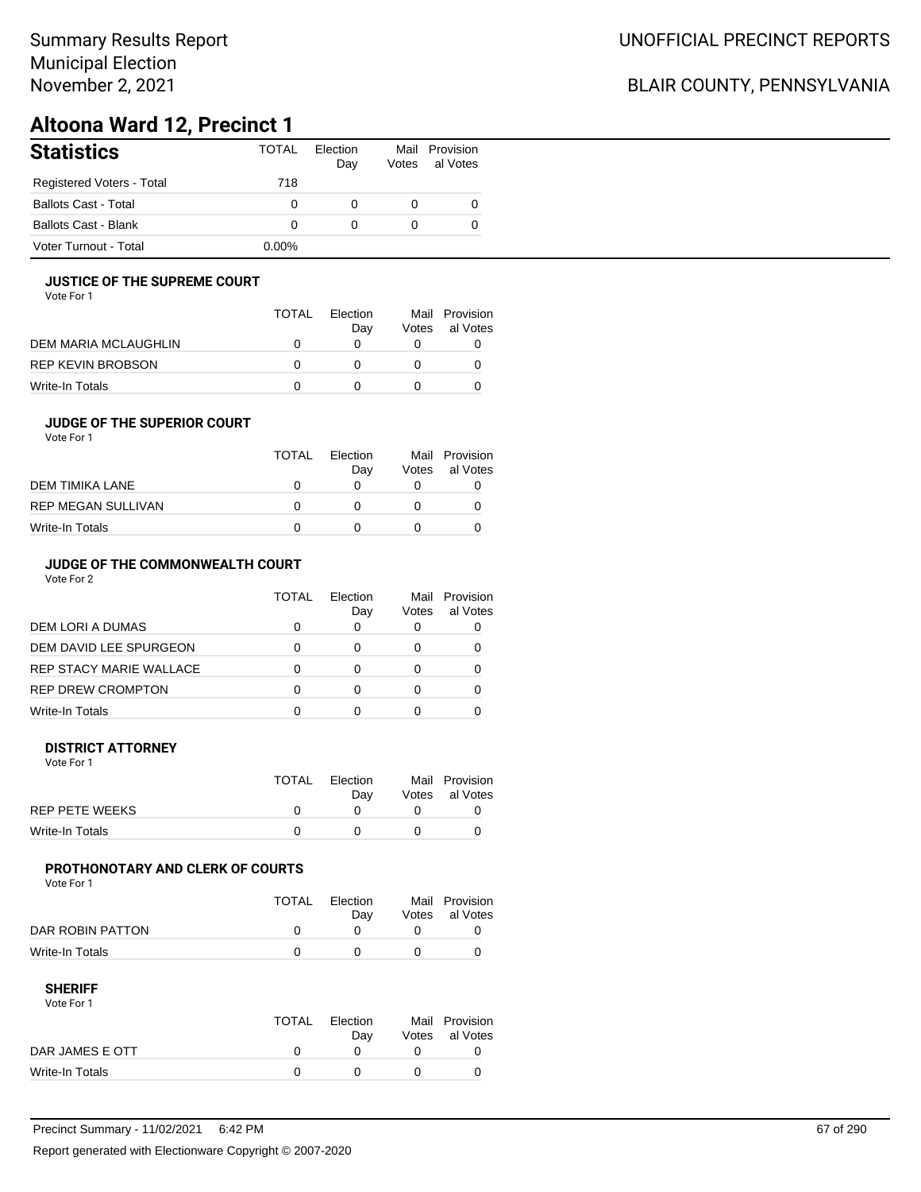Summary Results Report
Municipal Election
November 2, 2021

UNOFFICIAL PRECINCT REPORTS

BLAIR COUNTY, PENNSYLVANIA

# Altoona Ward 12, Precinct 1

## Statistics

| | TOTAL | Election Day | Mail Votes | Provisional Votes |
|---|---|---|---|---|
| Registered Voters - Total | 718 | | | |
| Ballots Cast - Total | 0 | 0 | 0 | 0 |
| Ballots Cast - Blank | 0 | 0 | 0 | 0 |
| Voter Turnout - Total | 0.00% | | | |

### JUSTICE OF THE SUPREME COURT

Vote For 1

| | TOTAL | Election Day | Mail Votes | Provisional Votes |
|---|---|---|---|---|
| DEM MARIA MCLAUGHLIN | 0 | 0 | 0 | 0 |
| REP KEVIN BROBSON | 0 | 0 | 0 | 0 |
| Write-In Totals | 0 | 0 | 0 | 0 |

### JUDGE OF THE SUPERIOR COURT

Vote For 1

| | TOTAL | Election Day | Mail Votes | Provisional Votes |
|---|---|---|---|---|
| DEM TIMIKA LANE | 0 | 0 | 0 | 0 |
| REP MEGAN SULLIVAN | 0 | 0 | 0 | 0 |
| Write-In Totals | 0 | 0 | 0 | 0 |

### JUDGE OF THE COMMONWEALTH COURT

Vote For 2

| | TOTAL | Election Day | Mail Votes | Provisional Votes |
|---|---|---|---|---|
| DEM LORI A DUMAS | 0 | 0 | 0 | 0 |
| DEM DAVID LEE SPURGEON | 0 | 0 | 0 | 0 |
| REP STACY MARIE WALLACE | 0 | 0 | 0 | 0 |
| REP DREW CROMPTON | 0 | 0 | 0 | 0 |
| Write-In Totals | 0 | 0 | 0 | 0 |

### DISTRICT ATTORNEY

Vote For 1

| | TOTAL | Election Day | Mail Votes | Provisional Votes |
|---|---|---|---|---|
| REP PETE WEEKS | 0 | 0 | 0 | 0 |
| Write-In Totals | 0 | 0 | 0 | 0 |

### PROTHONOTARY AND CLERK OF COURTS

Vote For 1

| | TOTAL | Election Day | Mail Votes | Provisional Votes |
|---|---|---|---|---|
| DAR ROBIN PATTON | 0 | 0 | 0 | 0 |
| Write-In Totals | 0 | 0 | 0 | 0 |

### SHERIFF

Vote For 1

| | TOTAL | Election Day | Mail Votes | Provisional Votes |
|---|---|---|---|---|
| DAR JAMES E OTT | 0 | 0 | 0 | 0 |
| Write-In Totals | 0 | 0 | 0 | 0 |

Precinct Summary - 11/02/2021 6:42 PM

Report generated with Electionware Copyright © 2007-2020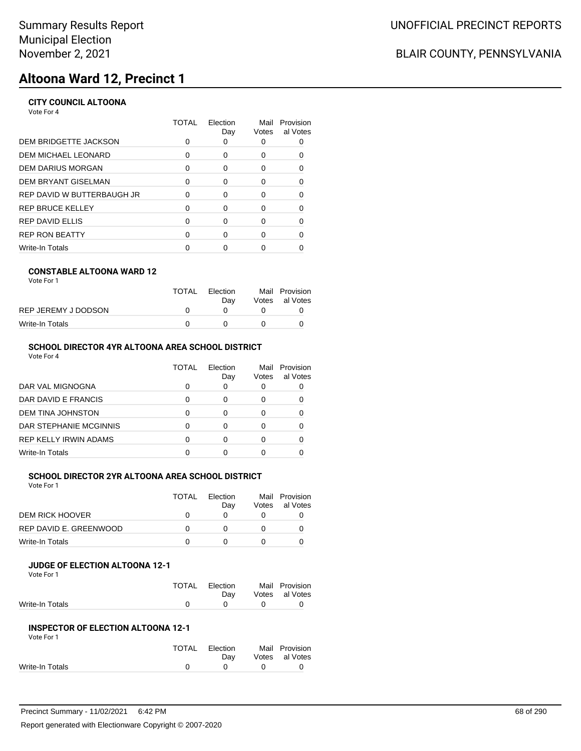Summary Results Report
Municipal Election
November 2, 2021

UNOFFICIAL PRECINCT REPORTS

BLAIR COUNTY, PENNSYLVANIA

# Altoona Ward 12, Precinct 1

### CITY COUNCIL ALTOONA

Vote For 4

| | TOTAL | Election Day | Mail Votes | Provisional Votes |
|---|---|---|---|---|
| DEM BRIDGETTE JACKSON | 0 | 0 | 0 | 0 |
| DEM MICHAEL LEONARD | 0 | 0 | 0 | 0 |
| DEM DARIUS MORGAN | 0 | 0 | 0 | 0 |
| DEM BRYANT GISELMAN | 0 | 0 | 0 | 0 |
| REP DAVID W BUTTERBAUGH JR | 0 | 0 | 0 | 0 |
| REP BRUCE KELLEY | 0 | 0 | 0 | 0 |
| REP DAVID ELLIS | 0 | 0 | 0 | 0 |
| REP RON BEATTY | 0 | 0 | 0 | 0 |
| Write-In Totals | 0 | 0 | 0 | 0 |

### CONSTABLE ALTOONA WARD 12

Vote For 1

| | TOTAL | Election Day | Mail Votes | Provisional Votes |
|---|---|---|---|---|
| REP JEREMY J DODSON | 0 | 0 | 0 | 0 |
| Write-In Totals | 0 | 0 | 0 | 0 |

### SCHOOL DIRECTOR 4YR ALTOONA AREA SCHOOL DISTRICT

Vote For 4

| | TOTAL | Election Day | Mail Votes | Provisional Votes |
|---|---|---|---|---|
| DAR VAL MIGNOGNA | 0 | 0 | 0 | 0 |
| DAR DAVID E FRANCIS | 0 | 0 | 0 | 0 |
| DEM TINA JOHNSTON | 0 | 0 | 0 | 0 |
| DAR STEPHANIE MCGINNIS | 0 | 0 | 0 | 0 |
| REP KELLY IRWIN ADAMS | 0 | 0 | 0 | 0 |
| Write-In Totals | 0 | 0 | 0 | 0 |

### SCHOOL DIRECTOR 2YR ALTOONA AREA SCHOOL DISTRICT

Vote For 1

| | TOTAL | Election Day | Mail Votes | Provisional Votes |
|---|---|---|---|---|
| DEM RICK HOOVER | 0 | 0 | 0 | 0 |
| REP DAVID E. GREENWOOD | 0 | 0 | 0 | 0 |
| Write-In Totals | 0 | 0 | 0 | 0 |

### JUDGE OF ELECTION ALTOONA 12-1

Vote For 1

| | TOTAL | Election Day | Mail Votes | Provisional Votes |
|---|---|---|---|---|
| Write-In Totals | 0 | 0 | 0 | 0 |

### INSPECTOR OF ELECTION ALTOONA 12-1

Vote For 1

| | TOTAL | Election Day | Mail Votes | Provisional Votes |
|---|---|---|---|---|
| Write-In Totals | 0 | 0 | 0 | 0 |

Precinct Summary - 11/02/2021 6:42 PM

Report generated with Electionware Copyright © 2007-2020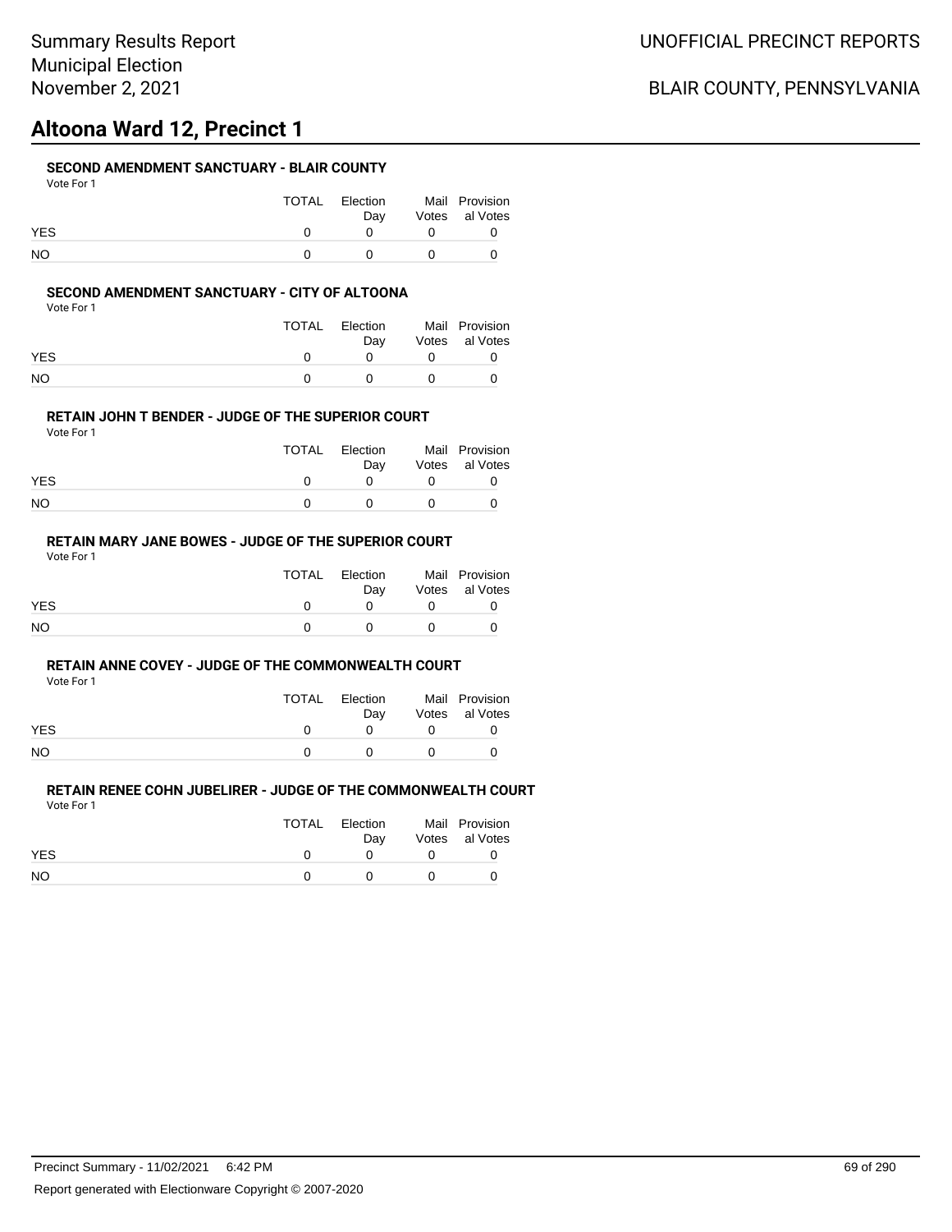Summary Results Report
Municipal Election
November 2, 2021

UNOFFICIAL PRECINCT REPORTS

BLAIR COUNTY, PENNSYLVANIA

# Altoona Ward 12, Precinct 1

### SECOND AMENDMENT SANCTUARY - BLAIR COUNTY

Vote For 1

| | TOTAL | Election Day | Mail Votes | Provisional Votes |
|---|---|---|---|---|
| YES | 0 | 0 | 0 | 0 |
| NO | 0 | 0 | 0 | 0 |

### SECOND AMENDMENT SANCTUARY - CITY OF ALTOONA

Vote For 1

| | TOTAL | Election Day | Mail Votes | Provisional Votes |
|---|---|---|---|---|
| YES | 0 | 0 | 0 | 0 |
| NO | 0 | 0 | 0 | 0 |

### RETAIN JOHN T BENDER - JUDGE OF THE SUPERIOR COURT

Vote For 1

| | TOTAL | Election Day | Mail Votes | Provisional Votes |
|---|---|---|---|---|
| YES | 0 | 0 | 0 | 0 |
| NO | 0 | 0 | 0 | 0 |

### RETAIN MARY JANE BOWES - JUDGE OF THE SUPERIOR COURT

Vote For 1

| | TOTAL | Election Day | Mail Votes | Provisional Votes |
|---|---|---|---|---|
| YES | 0 | 0 | 0 | 0 |
| NO | 0 | 0 | 0 | 0 |

### RETAIN ANNE COVEY - JUDGE OF THE COMMONWEALTH COURT

Vote For 1

| | TOTAL | Election Day | Mail Votes | Provisional Votes |
|---|---|---|---|---|
| YES | 0 | 0 | 0 | 0 |
| NO | 0 | 0 | 0 | 0 |

### RETAIN RENEE COHN JUBELIRER - JUDGE OF THE COMMONWEALTH COURT

Vote For 1

| | TOTAL | Election Day | Mail Votes | Provisional Votes |
|---|---|---|---|---|
| YES | 0 | 0 | 0 | 0 |
| NO | 0 | 0 | 0 | 0 |

Precinct Summary - 11/02/2021 6:42 PM

Report generated with Electionware Copyright © 2007-2020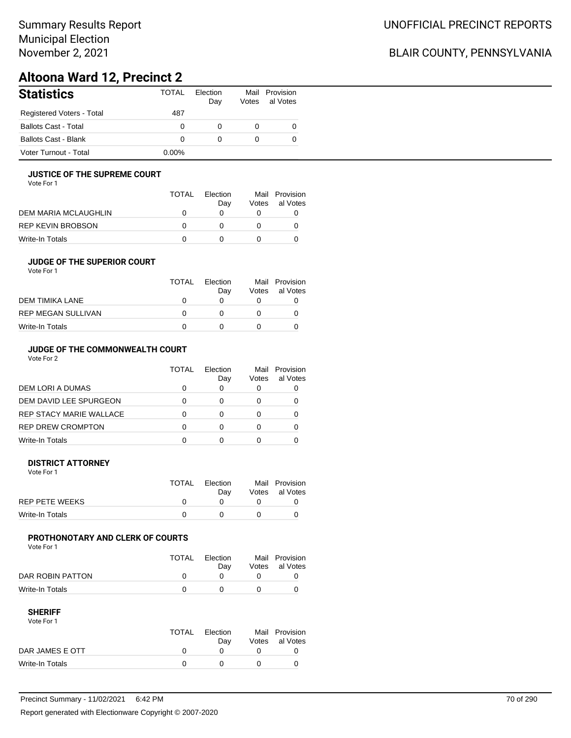Summary Results Report
Municipal Election
November 2, 2021

UNOFFICIAL PRECINCT REPORTS

BLAIR COUNTY, PENNSYLVANIA

# Altoona Ward 12, Precinct 2

## Statistics

| | TOTAL | Election Day | Mail Votes | Provisional Votes |
|---|---|---|---|---|
| Registered Voters - Total | 487 | | | |
| Ballots Cast - Total | 0 | 0 | 0 | 0 |
| Ballots Cast - Blank | 0 | 0 | 0 | 0 |
| Voter Turnout - Total | 0.00% | | | |

### JUSTICE OF THE SUPREME COURT

Vote For 1

| | TOTAL | Election Day | Mail Votes | Provisional Votes |
|---|---|---|---|---|
| DEM MARIA MCLAUGHLIN | 0 | 0 | 0 | 0 |
| REP KEVIN BROBSON | 0 | 0 | 0 | 0 |
| Write-In Totals | 0 | 0 | 0 | 0 |

### JUDGE OF THE SUPERIOR COURT

Vote For 1

| | TOTAL | Election Day | Mail Votes | Provisional Votes |
|---|---|---|---|---|
| DEM TIMIKA LANE | 0 | 0 | 0 | 0 |
| REP MEGAN SULLIVAN | 0 | 0 | 0 | 0 |
| Write-In Totals | 0 | 0 | 0 | 0 |

### JUDGE OF THE COMMONWEALTH COURT

Vote For 2

| | TOTAL | Election Day | Mail Votes | Provisional Votes |
|---|---|---|---|---|
| DEM LORI A DUMAS | 0 | 0 | 0 | 0 |
| DEM DAVID LEE SPURGEON | 0 | 0 | 0 | 0 |
| REP STACY MARIE WALLACE | 0 | 0 | 0 | 0 |
| REP DREW CROMPTON | 0 | 0 | 0 | 0 |
| Write-In Totals | 0 | 0 | 0 | 0 |

### DISTRICT ATTORNEY

Vote For 1

| | TOTAL | Election Day | Mail Votes | Provisional Votes |
|---|---|---|---|---|
| REP PETE WEEKS | 0 | 0 | 0 | 0 |
| Write-In Totals | 0 | 0 | 0 | 0 |

### PROTHONOTARY AND CLERK OF COURTS

Vote For 1

| | TOTAL | Election Day | Mail Votes | Provisional Votes |
|---|---|---|---|---|
| DAR ROBIN PATTON | 0 | 0 | 0 | 0 |
| Write-In Totals | 0 | 0 | 0 | 0 |

### SHERIFF

Vote For 1

| | TOTAL | Election Day | Mail Votes | Provisional Votes |
|---|---|---|---|---|
| DAR JAMES E OTT | 0 | 0 | 0 | 0 |
| Write-In Totals | 0 | 0 | 0 | 0 |

Precinct Summary - 11/02/2021 6:42 PM

Report generated with Electionware Copyright © 2007-2020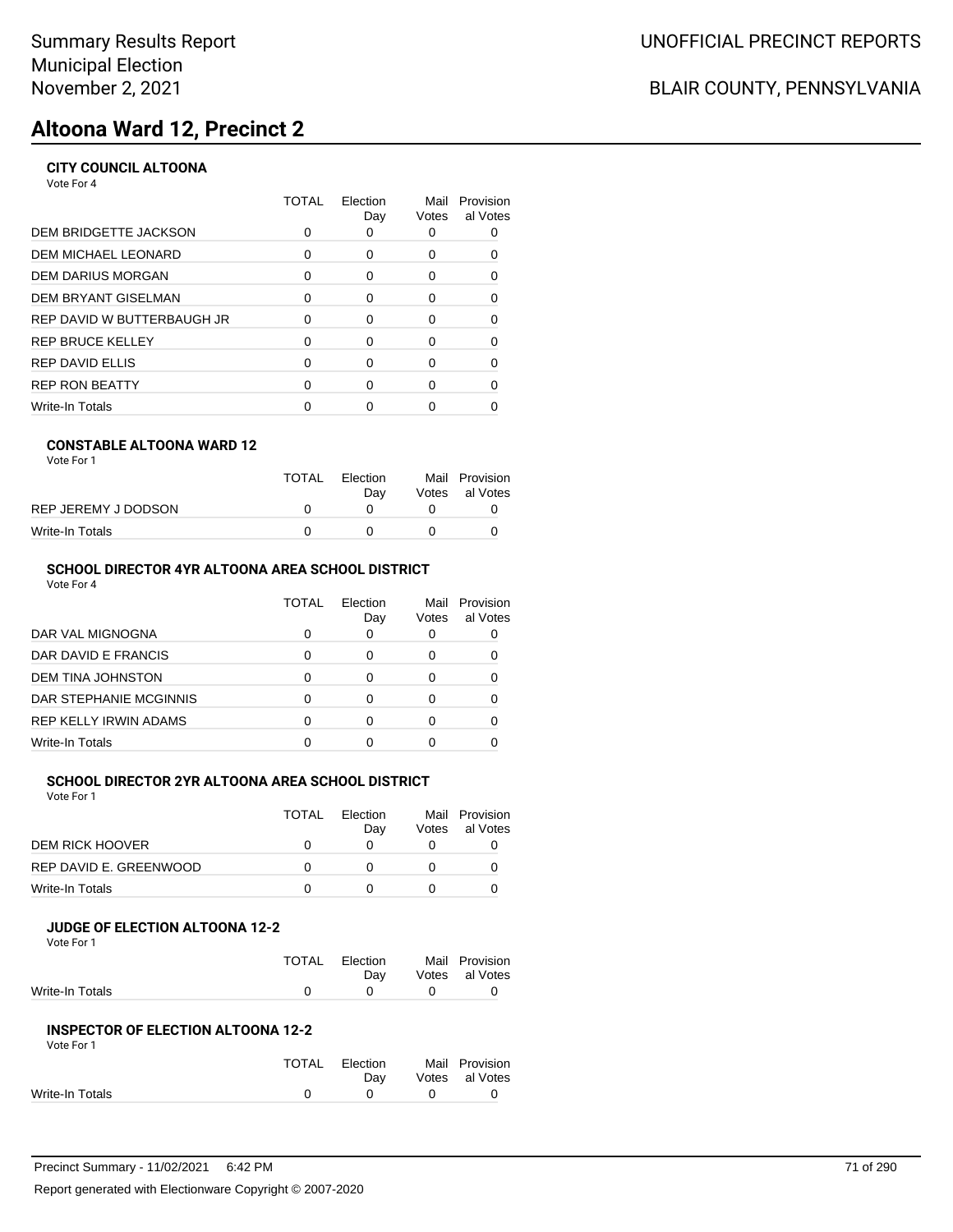Summary Results Report
Municipal Election
November 2, 2021

UNOFFICIAL PRECINCT REPORTS

BLAIR COUNTY, PENNSYLVANIA

# Altoona Ward 12, Precinct 2

### CITY COUNCIL ALTOONA

Vote For 4

| | TOTAL | Election Day | Mail Votes | Provisional Votes |
|---|---|---|---|---|
| DEM BRIDGETTE JACKSON | 0 | 0 | 0 | 0 |
| DEM MICHAEL LEONARD | 0 | 0 | 0 | 0 |
| DEM DARIUS MORGAN | 0 | 0 | 0 | 0 |
| DEM BRYANT GISELMAN | 0 | 0 | 0 | 0 |
| REP DAVID W BUTTERBAUGH JR | 0 | 0 | 0 | 0 |
| REP BRUCE KELLEY | 0 | 0 | 0 | 0 |
| REP DAVID ELLIS | 0 | 0 | 0 | 0 |
| REP RON BEATTY | 0 | 0 | 0 | 0 |
| Write-In Totals | 0 | 0 | 0 | 0 |

### CONSTABLE ALTOONA WARD 12

Vote For 1

| | TOTAL | Election Day | Mail Votes | Provisional Votes |
|---|---|---|---|---|
| REP JEREMY J DODSON | 0 | 0 | 0 | 0 |
| Write-In Totals | 0 | 0 | 0 | 0 |

### SCHOOL DIRECTOR 4YR ALTOONA AREA SCHOOL DISTRICT

Vote For 4

| | TOTAL | Election Day | Mail Votes | Provisional Votes |
|---|---|---|---|---|
| DAR VAL MIGNOGNA | 0 | 0 | 0 | 0 |
| DAR DAVID E FRANCIS | 0 | 0 | 0 | 0 |
| DEM TINA JOHNSTON | 0 | 0 | 0 | 0 |
| DAR STEPHANIE MCGINNIS | 0 | 0 | 0 | 0 |
| REP KELLY IRWIN ADAMS | 0 | 0 | 0 | 0 |
| Write-In Totals | 0 | 0 | 0 | 0 |

### SCHOOL DIRECTOR 2YR ALTOONA AREA SCHOOL DISTRICT

Vote For 1

| | TOTAL | Election Day | Mail Votes | Provisional Votes |
|---|---|---|---|---|
| DEM RICK HOOVER | 0 | 0 | 0 | 0 |
| REP DAVID E. GREENWOOD | 0 | 0 | 0 | 0 |
| Write-In Totals | 0 | 0 | 0 | 0 |

### JUDGE OF ELECTION ALTOONA 12-2

Vote For 1

| | TOTAL | Election Day | Mail Votes | Provisional Votes |
|---|---|---|---|---|
| Write-In Totals | 0 | 0 | 0 | 0 |

### INSPECTOR OF ELECTION ALTOONA 12-2

Vote For 1

| | TOTAL | Election Day | Mail Votes | Provisional Votes |
|---|---|---|---|---|
| Write-In Totals | 0 | 0 | 0 | 0 |

Precinct Summary - 11/02/2021 6:42 PM

Report generated with Electionware Copyright © 2007-2020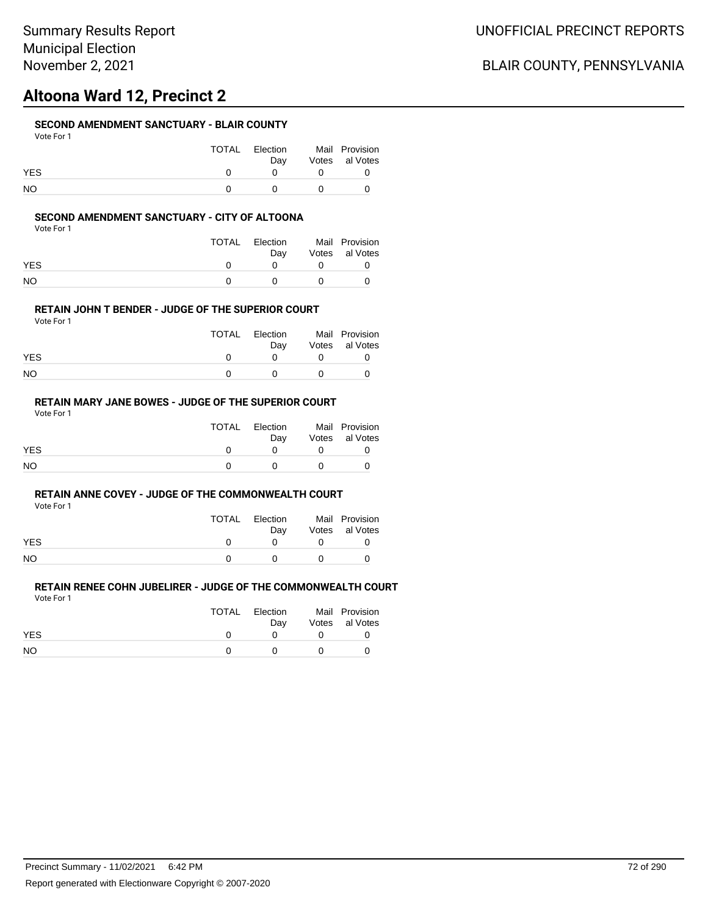Summary Results Report
Municipal Election
November 2, 2021

UNOFFICIAL PRECINCT REPORTS

BLAIR COUNTY, PENNSYLVANIA

# Altoona Ward 12, Precinct 2

### SECOND AMENDMENT SANCTUARY - BLAIR COUNTY

Vote For 1

| | TOTAL | Election Day | Mail Votes | Provisional Votes |
|---|---|---|---|---|
| YES | 0 | 0 | 0 | 0 |
| NO | 0 | 0 | 0 | 0 |

### SECOND AMENDMENT SANCTUARY - CITY OF ALTOONA

Vote For 1

| | TOTAL | Election Day | Mail Votes | Provisional Votes |
|---|---|---|---|---|
| YES | 0 | 0 | 0 | 0 |
| NO | 0 | 0 | 0 | 0 |

### RETAIN JOHN T BENDER - JUDGE OF THE SUPERIOR COURT

Vote For 1

| | TOTAL | Election Day | Mail Votes | Provisional Votes |
|---|---|---|---|---|
| YES | 0 | 0 | 0 | 0 |
| NO | 0 | 0 | 0 | 0 |

### RETAIN MARY JANE BOWES - JUDGE OF THE SUPERIOR COURT

Vote For 1

| | TOTAL | Election Day | Mail Votes | Provisional Votes |
|---|---|---|---|---|
| YES | 0 | 0 | 0 | 0 |
| NO | 0 | 0 | 0 | 0 |

### RETAIN ANNE COVEY - JUDGE OF THE COMMONWEALTH COURT

Vote For 1

| | TOTAL | Election Day | Mail Votes | Provisional Votes |
|---|---|---|---|---|
| YES | 0 | 0 | 0 | 0 |
| NO | 0 | 0 | 0 | 0 |

### RETAIN RENEE COHN JUBELIRER - JUDGE OF THE COMMONWEALTH COURT

Vote For 1

| | TOTAL | Election Day | Mail Votes | Provisional Votes |
|---|---|---|---|---|
| YES | 0 | 0 | 0 | 0 |
| NO | 0 | 0 | 0 | 0 |

Precinct Summary - 11/02/2021 6:42 PM

Report generated with Electionware Copyright © 2007-2020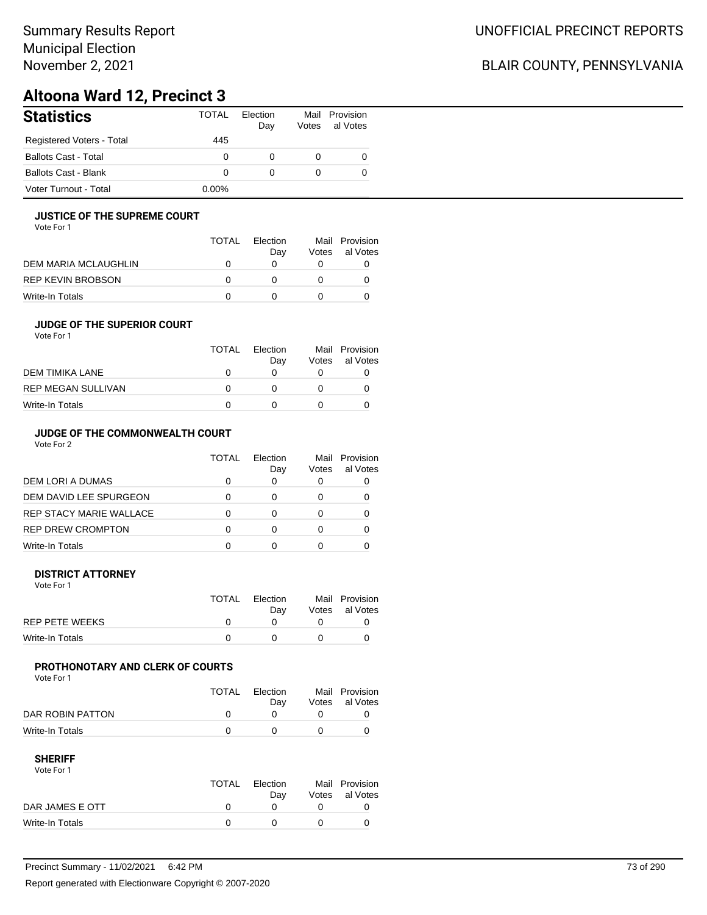Summary Results Report
Municipal Election
November 2, 2021

UNOFFICIAL PRECINCT REPORTS

BLAIR COUNTY, PENNSYLVANIA

# Altoona Ward 12, Precinct 3

## Statistics

| | TOTAL | Election Day | Mail Votes | Provisional Votes |
|---|---|---|---|---|
| Registered Voters - Total | 445 | | | |
| Ballots Cast - Total | 0 | 0 | 0 | 0 |
| Ballots Cast - Blank | 0 | 0 | 0 | 0 |
| Voter Turnout - Total | 0.00% | | | |

### JUSTICE OF THE SUPREME COURT

Vote For 1

| | TOTAL | Election Day | Mail Votes | Provisional Votes |
|---|---|---|---|---|
| DEM MARIA MCLAUGHLIN | 0 | 0 | 0 | 0 |
| REP KEVIN BROBSON | 0 | 0 | 0 | 0 |
| Write-In Totals | 0 | 0 | 0 | 0 |

### JUDGE OF THE SUPERIOR COURT

Vote For 1

| | TOTAL | Election Day | Mail Votes | Provisional Votes |
|---|---|---|---|---|
| DEM TIMIKA LANE | 0 | 0 | 0 | 0 |
| REP MEGAN SULLIVAN | 0 | 0 | 0 | 0 |
| Write-In Totals | 0 | 0 | 0 | 0 |

### JUDGE OF THE COMMONWEALTH COURT

Vote For 2

| | TOTAL | Election Day | Mail Votes | Provisional Votes |
|---|---|---|---|---|
| DEM LORI A DUMAS | 0 | 0 | 0 | 0 |
| DEM DAVID LEE SPURGEON | 0 | 0 | 0 | 0 |
| REP STACY MARIE WALLACE | 0 | 0 | 0 | 0 |
| REP DREW CROMPTON | 0 | 0 | 0 | 0 |
| Write-In Totals | 0 | 0 | 0 | 0 |

### DISTRICT ATTORNEY

Vote For 1

| | TOTAL | Election Day | Mail Votes | Provisional Votes |
|---|---|---|---|---|
| REP PETE WEEKS | 0 | 0 | 0 | 0 |
| Write-In Totals | 0 | 0 | 0 | 0 |

### PROTHONOTARY AND CLERK OF COURTS

Vote For 1

| | TOTAL | Election Day | Mail Votes | Provisional Votes |
|---|---|---|---|---|
| DAR ROBIN PATTON | 0 | 0 | 0 | 0 |
| Write-In Totals | 0 | 0 | 0 | 0 |

### SHERIFF

Vote For 1

| | TOTAL | Election Day | Mail Votes | Provisional Votes |
|---|---|---|---|---|
| DAR JAMES E OTT | 0 | 0 | 0 | 0 |
| Write-In Totals | 0 | 0 | 0 | 0 |

Precinct Summary - 11/02/2021 6:42 PM

Report generated with Electionware Copyright © 2007-2020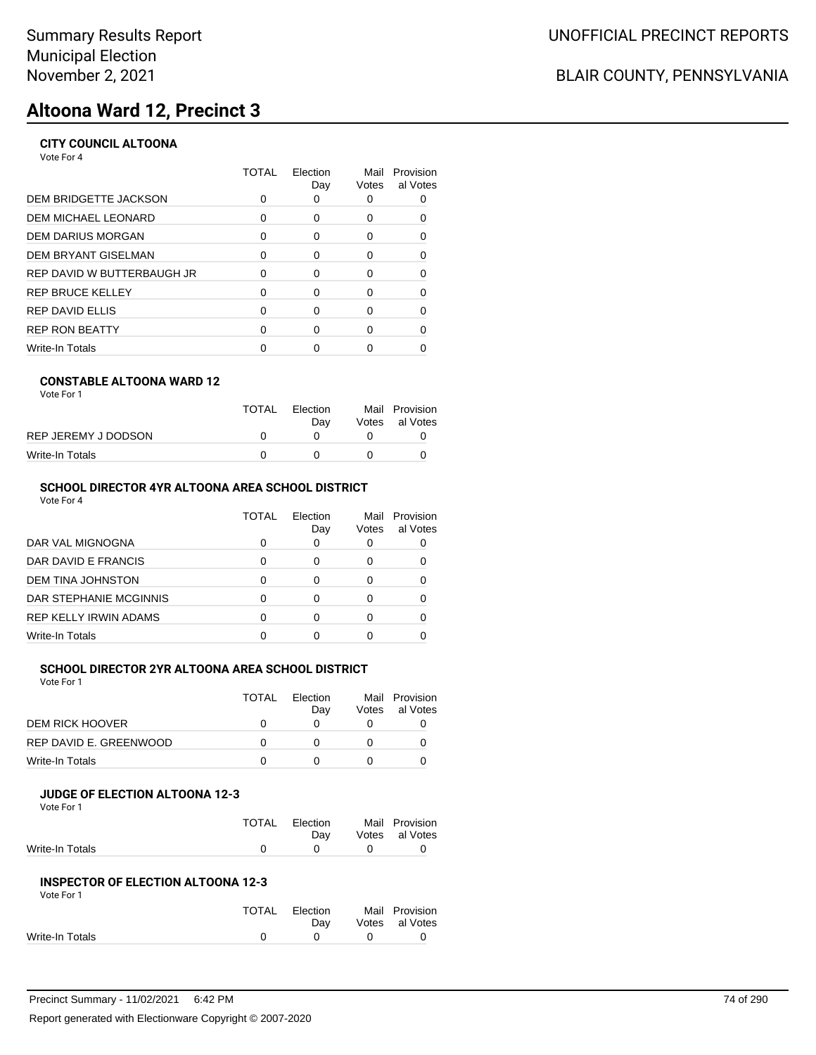Summary Results Report
Municipal Election
November 2, 2021

UNOFFICIAL PRECINCT REPORTS

BLAIR COUNTY, PENNSYLVANIA

# Altoona Ward 12, Precinct 3

### CITY COUNCIL ALTOONA

Vote For 4

| | TOTAL | Election Day | Mail Votes | Provisional Votes |
|---|---|---|---|---|
| DEM BRIDGETTE JACKSON | 0 | 0 | 0 | 0 |
| DEM MICHAEL LEONARD | 0 | 0 | 0 | 0 |
| DEM DARIUS MORGAN | 0 | 0 | 0 | 0 |
| DEM BRYANT GISELMAN | 0 | 0 | 0 | 0 |
| REP DAVID W BUTTERBAUGH JR | 0 | 0 | 0 | 0 |
| REP BRUCE KELLEY | 0 | 0 | 0 | 0 |
| REP DAVID ELLIS | 0 | 0 | 0 | 0 |
| REP RON BEATTY | 0 | 0 | 0 | 0 |
| Write-In Totals | 0 | 0 | 0 | 0 |

### CONSTABLE ALTOONA WARD 12

Vote For 1

| | TOTAL | Election Day | Mail Votes | Provisional Votes |
|---|---|---|---|---|
| REP JEREMY J DODSON | 0 | 0 | 0 | 0 |
| Write-In Totals | 0 | 0 | 0 | 0 |

### SCHOOL DIRECTOR 4YR ALTOONA AREA SCHOOL DISTRICT

Vote For 4

| | TOTAL | Election Day | Mail Votes | Provisional Votes |
|---|---|---|---|---|
| DAR VAL MIGNOGNA | 0 | 0 | 0 | 0 |
| DAR DAVID E FRANCIS | 0 | 0 | 0 | 0 |
| DEM TINA JOHNSTON | 0 | 0 | 0 | 0 |
| DAR STEPHANIE MCGINNIS | 0 | 0 | 0 | 0 |
| REP KELLY IRWIN ADAMS | 0 | 0 | 0 | 0 |
| Write-In Totals | 0 | 0 | 0 | 0 |

### SCHOOL DIRECTOR 2YR ALTOONA AREA SCHOOL DISTRICT

Vote For 1

| | TOTAL | Election Day | Mail Votes | Provisional Votes |
|---|---|---|---|---|
| DEM RICK HOOVER | 0 | 0 | 0 | 0 |
| REP DAVID E. GREENWOOD | 0 | 0 | 0 | 0 |
| Write-In Totals | 0 | 0 | 0 | 0 |

### JUDGE OF ELECTION ALTOONA 12-3

Vote For 1

| | TOTAL | Election Day | Mail Votes | Provisional Votes |
|---|---|---|---|---|
| Write-In Totals | 0 | 0 | 0 | 0 |

### INSPECTOR OF ELECTION ALTOONA 12-3

Vote For 1

| | TOTAL | Election Day | Mail Votes | Provisional Votes |
|---|---|---|---|---|
| Write-In Totals | 0 | 0 | 0 | 0 |

Precinct Summary - 11/02/2021 6:42 PM

Report generated with Electionware Copyright © 2007-2020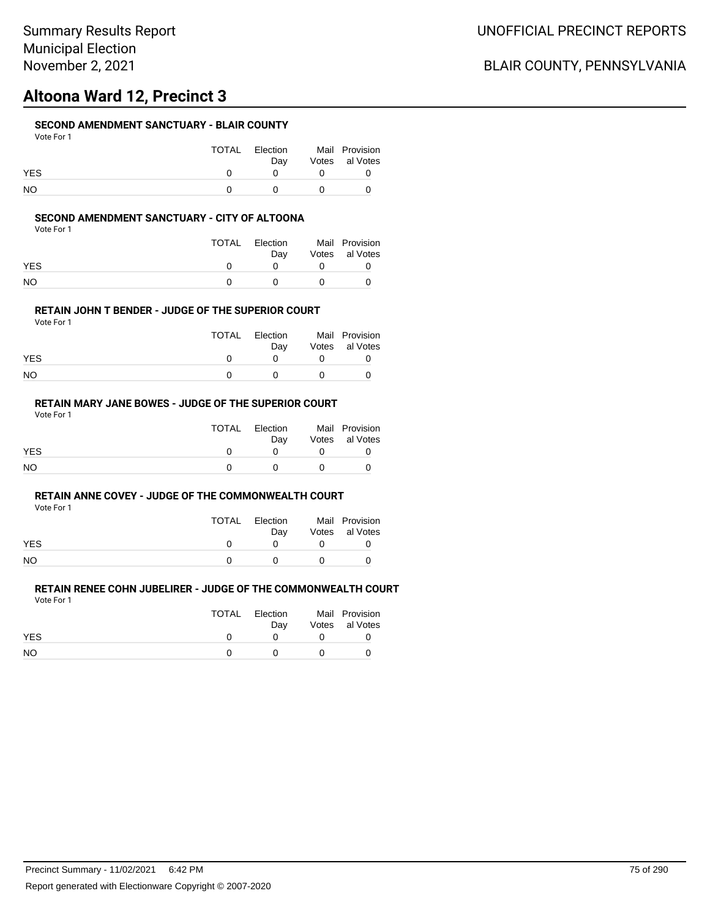Summary Results Report
Municipal Election
November 2, 2021

UNOFFICIAL PRECINCT REPORTS

BLAIR COUNTY, PENNSYLVANIA

# Altoona Ward 12, Precinct 3

### SECOND AMENDMENT SANCTUARY - BLAIR COUNTY

Vote For 1

| | TOTAL | Election Day | Mail Votes | Provisional Votes |
|---|---|---|---|---|
| YES | 0 | 0 | 0 | 0 |
| NO | 0 | 0 | 0 | 0 |

### SECOND AMENDMENT SANCTUARY - CITY OF ALTOONA

Vote For 1

| | TOTAL | Election Day | Mail Votes | Provisional Votes |
|---|---|---|---|---|
| YES | 0 | 0 | 0 | 0 |
| NO | 0 | 0 | 0 | 0 |

### RETAIN JOHN T BENDER - JUDGE OF THE SUPERIOR COURT

Vote For 1

| | TOTAL | Election Day | Mail Votes | Provisional Votes |
|---|---|---|---|---|
| YES | 0 | 0 | 0 | 0 |
| NO | 0 | 0 | 0 | 0 |

### RETAIN MARY JANE BOWES - JUDGE OF THE SUPERIOR COURT

Vote For 1

| | TOTAL | Election Day | Mail Votes | Provisional Votes |
|---|---|---|---|---|
| YES | 0 | 0 | 0 | 0 |
| NO | 0 | 0 | 0 | 0 |

### RETAIN ANNE COVEY - JUDGE OF THE COMMONWEALTH COURT

Vote For 1

| | TOTAL | Election Day | Mail Votes | Provisional Votes |
|---|---|---|---|---|
| YES | 0 | 0 | 0 | 0 |
| NO | 0 | 0 | 0 | 0 |

### RETAIN RENEE COHN JUBELIRER - JUDGE OF THE COMMONWEALTH COURT

Vote For 1

| | TOTAL | Election Day | Mail Votes | Provisional Votes |
|---|---|---|---|---|
| YES | 0 | 0 | 0 | 0 |
| NO | 0 | 0 | 0 | 0 |

Precinct Summary - 11/02/2021 6:42 PM

Report generated with Electionware Copyright © 2007-2020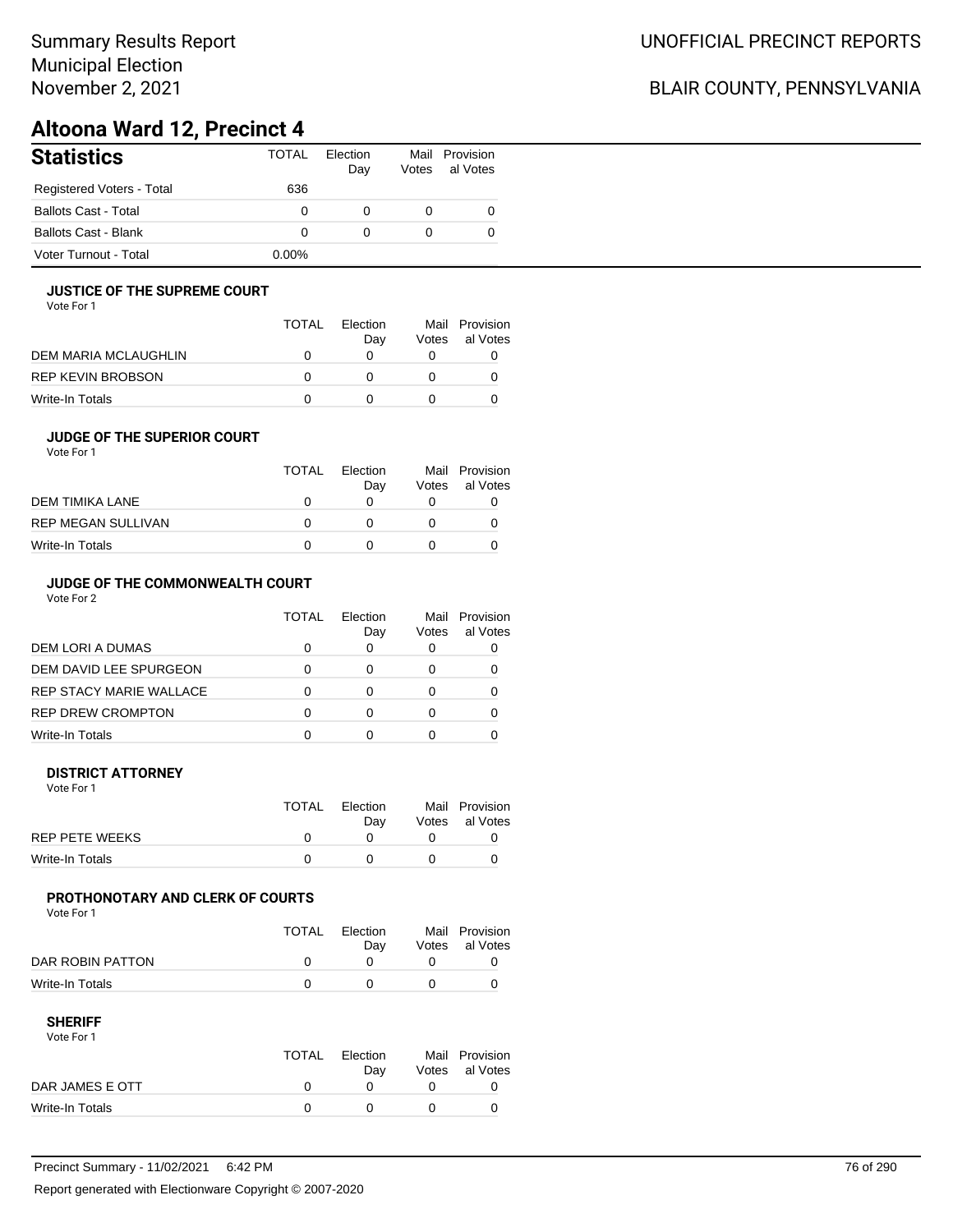Summary Results Report
Municipal Election
November 2, 2021

UNOFFICIAL PRECINCT REPORTS

BLAIR COUNTY, PENNSYLVANIA

# Altoona Ward 12, Precinct 4

## Statistics

| | TOTAL | Election Day | Mail Votes | Provisional Votes |
|---|---|---|---|---|
| Registered Voters - Total | 636 | | | |
| Ballots Cast - Total | 0 | 0 | 0 | 0 |
| Ballots Cast - Blank | 0 | 0 | 0 | 0 |
| Voter Turnout - Total | 0.00% | | | |

### JUSTICE OF THE SUPREME COURT

Vote For 1

| | TOTAL | Election Day | Mail Votes | Provisional Votes |
|---|---|---|---|---|
| DEM MARIA MCLAUGHLIN | 0 | 0 | 0 | 0 |
| REP KEVIN BROBSON | 0 | 0 | 0 | 0 |
| Write-In Totals | 0 | 0 | 0 | 0 |

### JUDGE OF THE SUPERIOR COURT

Vote For 1

| | TOTAL | Election Day | Mail Votes | Provisional Votes |
|---|---|---|---|---|
| DEM TIMIKA LANE | 0 | 0 | 0 | 0 |
| REP MEGAN SULLIVAN | 0 | 0 | 0 | 0 |
| Write-In Totals | 0 | 0 | 0 | 0 |

### JUDGE OF THE COMMONWEALTH COURT

Vote For 2

| | TOTAL | Election Day | Mail Votes | Provisional Votes |
|---|---|---|---|---|
| DEM LORI A DUMAS | 0 | 0 | 0 | 0 |
| DEM DAVID LEE SPURGEON | 0 | 0 | 0 | 0 |
| REP STACY MARIE WALLACE | 0 | 0 | 0 | 0 |
| REP DREW CROMPTON | 0 | 0 | 0 | 0 |
| Write-In Totals | 0 | 0 | 0 | 0 |

### DISTRICT ATTORNEY

Vote For 1

| | TOTAL | Election Day | Mail Votes | Provisional Votes |
|---|---|---|---|---|
| REP PETE WEEKS | 0 | 0 | 0 | 0 |
| Write-In Totals | 0 | 0 | 0 | 0 |

### PROTHONOTARY AND CLERK OF COURTS

Vote For 1

| | TOTAL | Election Day | Mail Votes | Provisional Votes |
|---|---|---|---|---|
| DAR ROBIN PATTON | 0 | 0 | 0 | 0 |
| Write-In Totals | 0 | 0 | 0 | 0 |

### SHERIFF

Vote For 1

| | TOTAL | Election Day | Mail Votes | Provisional Votes |
|---|---|---|---|---|
| DAR JAMES E OTT | 0 | 0 | 0 | 0 |
| Write-In Totals | 0 | 0 | 0 | 0 |

Precinct Summary - 11/02/2021 6:42 PM

Report generated with Electionware Copyright © 2007-2020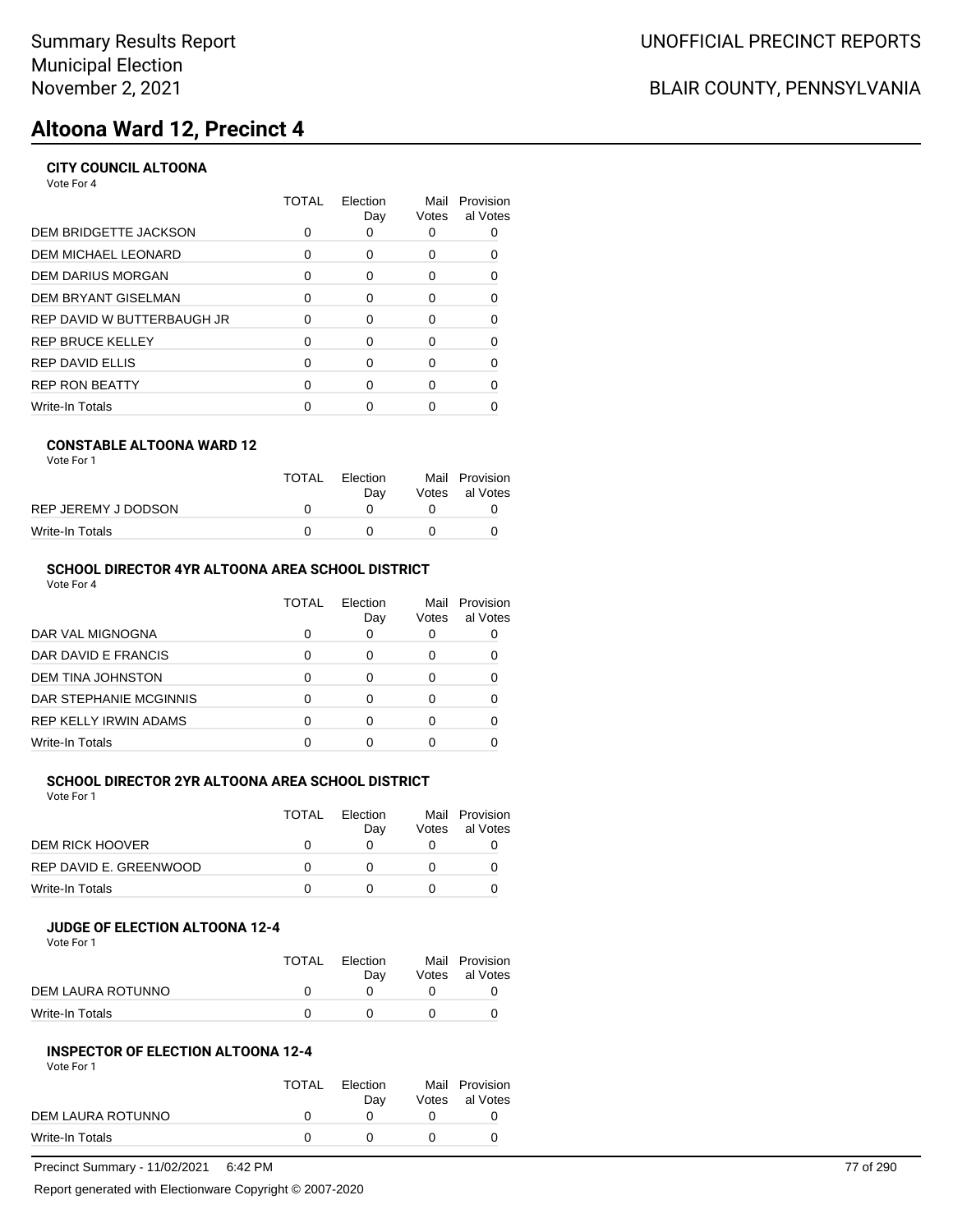Summary Results Report
Municipal Election
November 2, 2021

UNOFFICIAL PRECINCT REPORTS

BLAIR COUNTY, PENNSYLVANIA

# Altoona Ward 12, Precinct 4

### CITY COUNCIL ALTOONA

Vote For 4

| | TOTAL | Election Day | Mail Votes | Provisional Votes |
|---|---|---|---|---|
| DEM BRIDGETTE JACKSON | 0 | 0 | 0 | 0 |
| DEM MICHAEL LEONARD | 0 | 0 | 0 | 0 |
| DEM DARIUS MORGAN | 0 | 0 | 0 | 0 |
| DEM BRYANT GISELMAN | 0 | 0 | 0 | 0 |
| REP DAVID W BUTTERBAUGH JR | 0 | 0 | 0 | 0 |
| REP BRUCE KELLEY | 0 | 0 | 0 | 0 |
| REP DAVID ELLIS | 0 | 0 | 0 | 0 |
| REP RON BEATTY | 0 | 0 | 0 | 0 |
| Write-In Totals | 0 | 0 | 0 | 0 |

### CONSTABLE ALTOONA WARD 12

Vote For 1

| | TOTAL | Election Day | Mail Votes | Provisional Votes |
|---|---|---|---|---|
| REP JEREMY J DODSON | 0 | 0 | 0 | 0 |
| Write-In Totals | 0 | 0 | 0 | 0 |

### SCHOOL DIRECTOR 4YR ALTOONA AREA SCHOOL DISTRICT

Vote For 4

| | TOTAL | Election Day | Mail Votes | Provisional Votes |
|---|---|---|---|---|
| DAR VAL MIGNOGNA | 0 | 0 | 0 | 0 |
| DAR DAVID E FRANCIS | 0 | 0 | 0 | 0 |
| DEM TINA JOHNSTON | 0 | 0 | 0 | 0 |
| DAR STEPHANIE MCGINNIS | 0 | 0 | 0 | 0 |
| REP KELLY IRWIN ADAMS | 0 | 0 | 0 | 0 |
| Write-In Totals | 0 | 0 | 0 | 0 |

### SCHOOL DIRECTOR 2YR ALTOONA AREA SCHOOL DISTRICT

Vote For 1

| | TOTAL | Election Day | Mail Votes | Provisional Votes |
|---|---|---|---|---|
| DEM RICK HOOVER | 0 | 0 | 0 | 0 |
| REP DAVID E. GREENWOOD | 0 | 0 | 0 | 0 |
| Write-In Totals | 0 | 0 | 0 | 0 |

### JUDGE OF ELECTION ALTOONA 12-4

Vote For 1

| | TOTAL | Election Day | Mail Votes | Provisional Votes |
|---|---|---|---|---|
| DEM LAURA ROTUNNO | 0 | 0 | 0 | 0 |
| Write-In Totals | 0 | 0 | 0 | 0 |

### INSPECTOR OF ELECTION ALTOONA 12-4

Vote For 1

| | TOTAL | Election Day | Mail Votes | Provisional Votes |
|---|---|---|---|---|
| DEM LAURA ROTUNNO | 0 | 0 | 0 | 0 |
| Write-In Totals | 0 | 0 | 0 | 0 |

Precinct Summary - 11/02/2021 6:42 PM

Report generated with Electionware Copyright © 2007-2020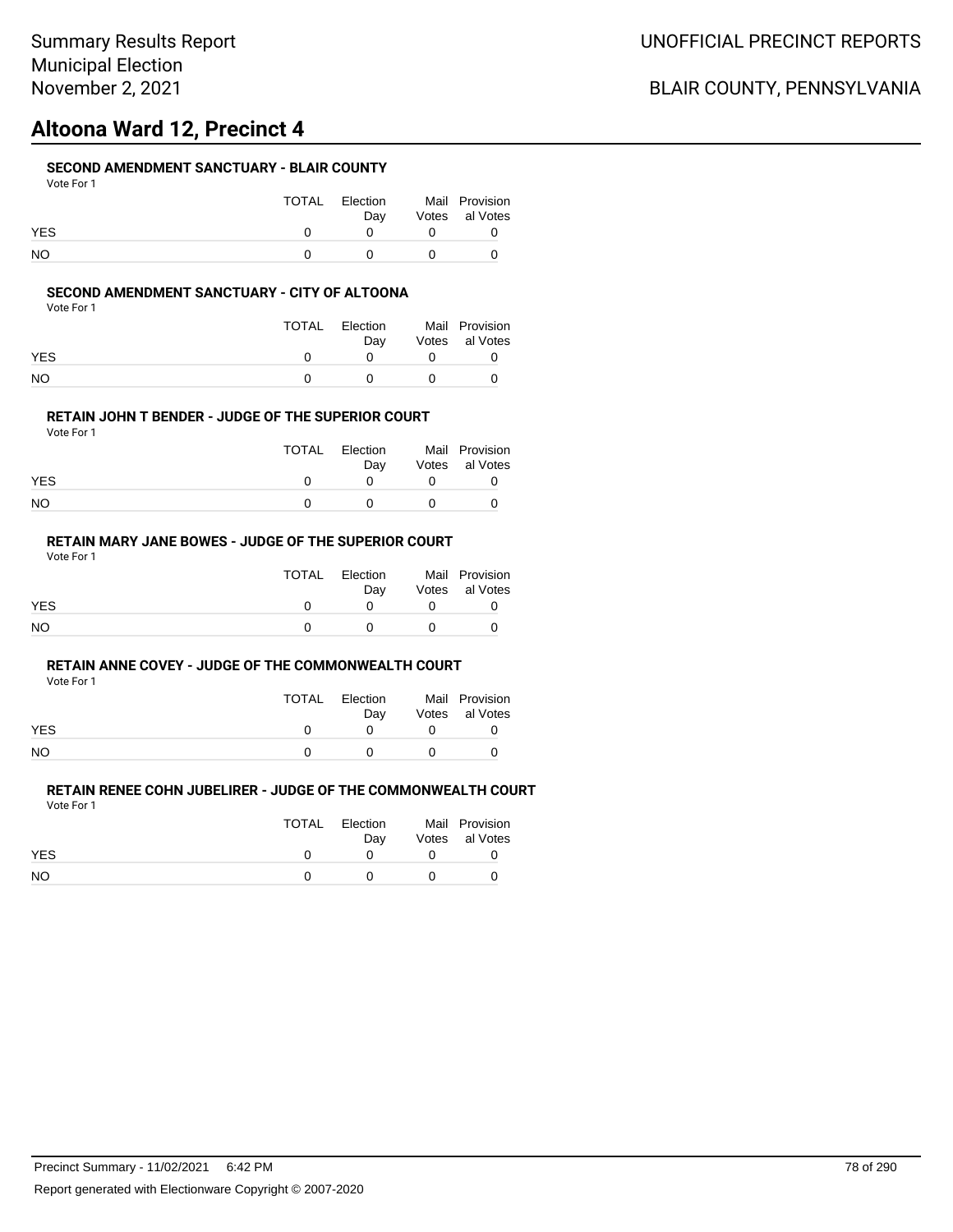Summary Results Report
Municipal Election
November 2, 2021

UNOFFICIAL PRECINCT REPORTS

BLAIR COUNTY, PENNSYLVANIA

# Altoona Ward 12, Precinct 4

### SECOND AMENDMENT SANCTUARY - BLAIR COUNTY

Vote For 1

| | TOTAL | Election Day | Mail Votes | Provisional Votes |
|---|---|---|---|---|
| YES | 0 | 0 | 0 | 0 |
| NO | 0 | 0 | 0 | 0 |

### SECOND AMENDMENT SANCTUARY - CITY OF ALTOONA

Vote For 1

| | TOTAL | Election Day | Mail Votes | Provisional Votes |
|---|---|---|---|---|
| YES | 0 | 0 | 0 | 0 |
| NO | 0 | 0 | 0 | 0 |

### RETAIN JOHN T BENDER - JUDGE OF THE SUPERIOR COURT

Vote For 1

| | TOTAL | Election Day | Mail Votes | Provisional Votes |
|---|---|---|---|---|
| YES | 0 | 0 | 0 | 0 |
| NO | 0 | 0 | 0 | 0 |

### RETAIN MARY JANE BOWES - JUDGE OF THE SUPERIOR COURT

Vote For 1

| | TOTAL | Election Day | Mail Votes | Provisional Votes |
|---|---|---|---|---|
| YES | 0 | 0 | 0 | 0 |
| NO | 0 | 0 | 0 | 0 |

### RETAIN ANNE COVEY - JUDGE OF THE COMMONWEALTH COURT

Vote For 1

| | TOTAL | Election Day | Mail Votes | Provisional Votes |
|---|---|---|---|---|
| YES | 0 | 0 | 0 | 0 |
| NO | 0 | 0 | 0 | 0 |

### RETAIN RENEE COHN JUBELIRER - JUDGE OF THE COMMONWEALTH COURT

Vote For 1

| | TOTAL | Election Day | Mail Votes | Provisional Votes |
|---|---|---|---|---|
| YES | 0 | 0 | 0 | 0 |
| NO | 0 | 0 | 0 | 0 |

Precinct Summary - 11/02/2021 6:42 PM

Report generated with Electionware Copyright © 2007-2020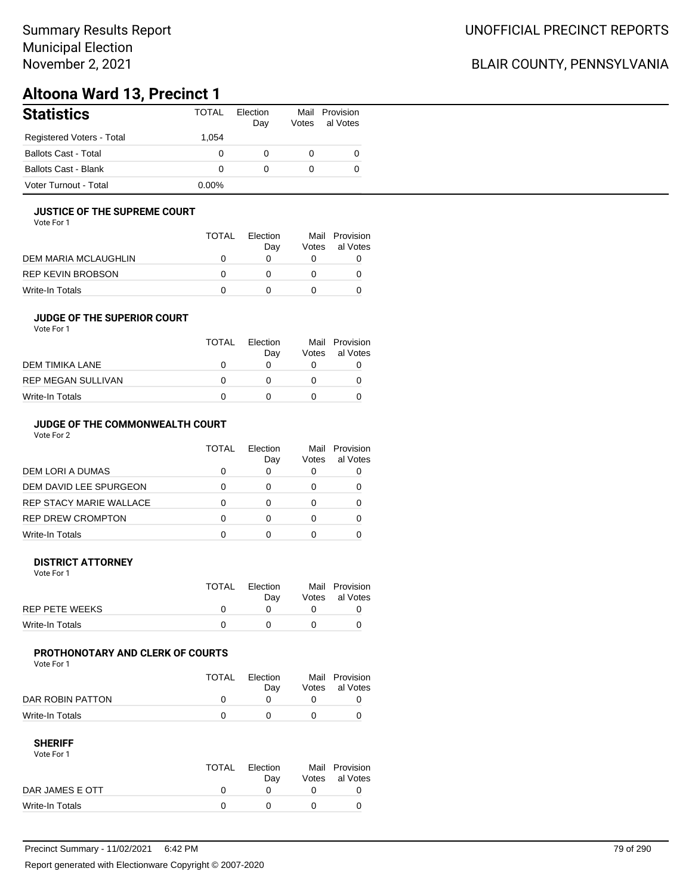Summary Results Report
Municipal Election
November 2, 2021

UNOFFICIAL PRECINCT REPORTS

BLAIR COUNTY, PENNSYLVANIA

# Altoona Ward 13, Precinct 1

## Statistics

| | TOTAL | Election Day | Mail Votes | Provisional Votes |
|---|---|---|---|---|
| Registered Voters - Total | 1,054 | | | |
| Ballots Cast - Total | 0 | 0 | 0 | 0 |
| Ballots Cast - Blank | 0 | 0 | 0 | 0 |
| Voter Turnout - Total | 0.00% | | | |

### JUSTICE OF THE SUPREME COURT

Vote For 1

| | TOTAL | Election Day | Mail Votes | Provisional Votes |
|---|---|---|---|---|
| DEM MARIA MCLAUGHLIN | 0 | 0 | 0 | 0 |
| REP KEVIN BROBSON | 0 | 0 | 0 | 0 |
| Write-In Totals | 0 | 0 | 0 | 0 |

### JUDGE OF THE SUPERIOR COURT

Vote For 1

| | TOTAL | Election Day | Mail Votes | Provisional Votes |
|---|---|---|---|---|
| DEM TIMIKA LANE | 0 | 0 | 0 | 0 |
| REP MEGAN SULLIVAN | 0 | 0 | 0 | 0 |
| Write-In Totals | 0 | 0 | 0 | 0 |

### JUDGE OF THE COMMONWEALTH COURT

Vote For 2

| | TOTAL | Election Day | Mail Votes | Provisional Votes |
|---|---|---|---|---|
| DEM LORI A DUMAS | 0 | 0 | 0 | 0 |
| DEM DAVID LEE SPURGEON | 0 | 0 | 0 | 0 |
| REP STACY MARIE WALLACE | 0 | 0 | 0 | 0 |
| REP DREW CROMPTON | 0 | 0 | 0 | 0 |
| Write-In Totals | 0 | 0 | 0 | 0 |

### DISTRICT ATTORNEY

Vote For 1

| | TOTAL | Election Day | Mail Votes | Provisional Votes |
|---|---|---|---|---|
| REP PETE WEEKS | 0 | 0 | 0 | 0 |
| Write-In Totals | 0 | 0 | 0 | 0 |

### PROTHONOTARY AND CLERK OF COURTS

Vote For 1

| | TOTAL | Election Day | Mail Votes | Provisional Votes |
|---|---|---|---|---|
| DAR ROBIN PATTON | 0 | 0 | 0 | 0 |
| Write-In Totals | 0 | 0 | 0 | 0 |

### SHERIFF

Vote For 1

| | TOTAL | Election Day | Mail Votes | Provisional Votes |
|---|---|---|---|---|
| DAR JAMES E OTT | 0 | 0 | 0 | 0 |
| Write-In Totals | 0 | 0 | 0 | 0 |

Precinct Summary - 11/02/2021 6:42 PM

Report generated with Electionware Copyright © 2007-2020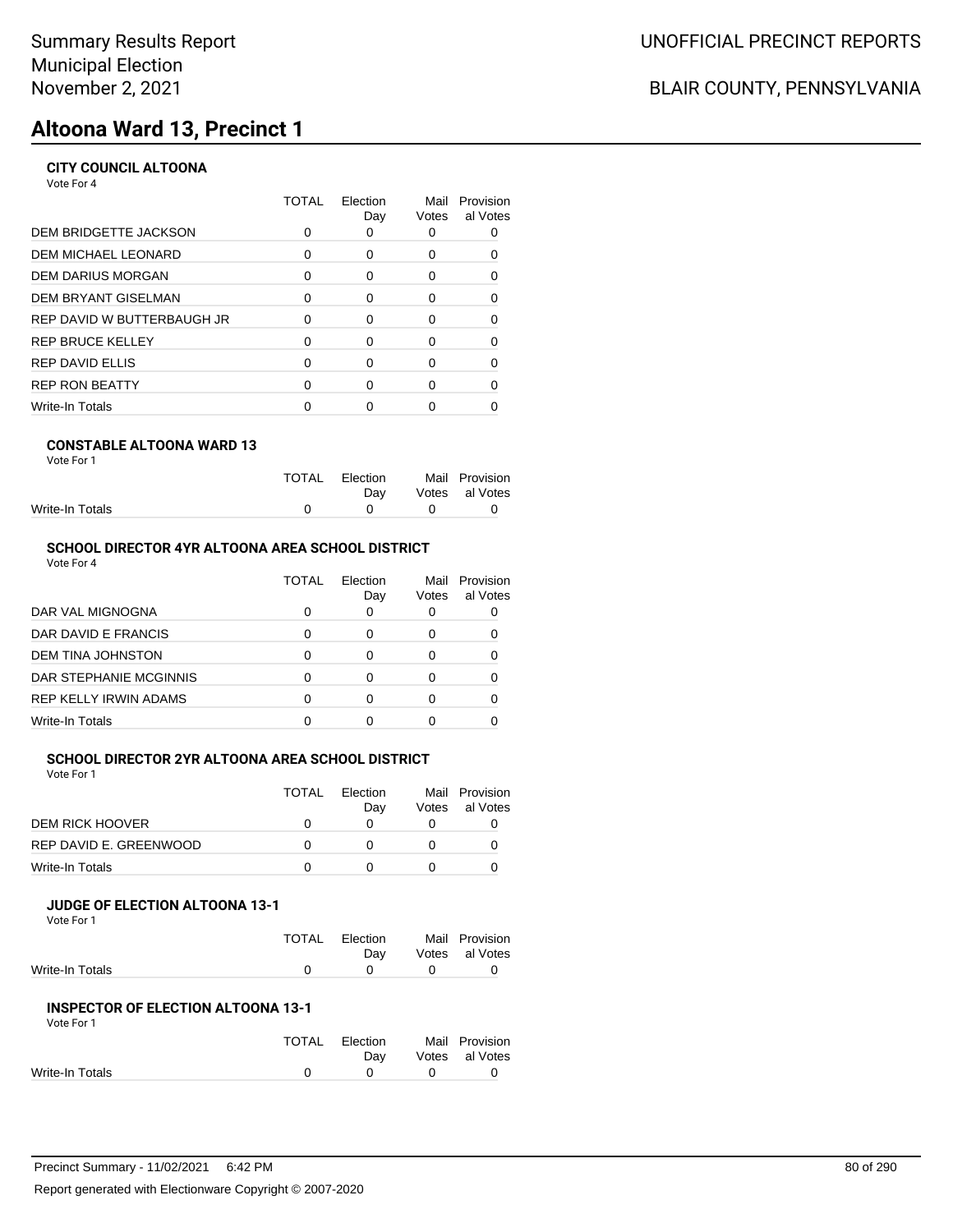Summary Results Report
Municipal Election
November 2, 2021

UNOFFICIAL PRECINCT REPORTS

BLAIR COUNTY, PENNSYLVANIA

# Altoona Ward 13, Precinct 1

### CITY COUNCIL ALTOONA

Vote For 4

| | TOTAL | Election Day | Mail Votes | Provisional Votes |
|---|---|---|---|---|
| DEM BRIDGETTE JACKSON | 0 | 0 | 0 | 0 |
| DEM MICHAEL LEONARD | 0 | 0 | 0 | 0 |
| DEM DARIUS MORGAN | 0 | 0 | 0 | 0 |
| DEM BRYANT GISELMAN | 0 | 0 | 0 | 0 |
| REP DAVID W BUTTERBAUGH JR | 0 | 0 | 0 | 0 |
| REP BRUCE KELLEY | 0 | 0 | 0 | 0 |
| REP DAVID ELLIS | 0 | 0 | 0 | 0 |
| REP RON BEATTY | 0 | 0 | 0 | 0 |
| Write-In Totals | 0 | 0 | 0 | 0 |

### CONSTABLE ALTOONA WARD 13

Vote For 1

| | TOTAL | Election Day | Mail Votes | Provisional Votes |
|---|---|---|---|---|
| Write-In Totals | 0 | 0 | 0 | 0 |

### SCHOOL DIRECTOR 4YR ALTOONA AREA SCHOOL DISTRICT

Vote For 4

| | TOTAL | Election Day | Mail Votes | Provisional Votes |
|---|---|---|---|---|
| DAR VAL MIGNOGNA | 0 | 0 | 0 | 0 |
| DAR DAVID E FRANCIS | 0 | 0 | 0 | 0 |
| DEM TINA JOHNSTON | 0 | 0 | 0 | 0 |
| DAR STEPHANIE MCGINNIS | 0 | 0 | 0 | 0 |
| REP KELLY IRWIN ADAMS | 0 | 0 | 0 | 0 |
| Write-In Totals | 0 | 0 | 0 | 0 |

### SCHOOL DIRECTOR 2YR ALTOONA AREA SCHOOL DISTRICT

Vote For 1

| | TOTAL | Election Day | Mail Votes | Provisional Votes |
|---|---|---|---|---|
| DEM RICK HOOVER | 0 | 0 | 0 | 0 |
| REP DAVID E. GREENWOOD | 0 | 0 | 0 | 0 |
| Write-In Totals | 0 | 0 | 0 | 0 |

### JUDGE OF ELECTION ALTOONA 13-1

Vote For 1

| | TOTAL | Election Day | Mail Votes | Provisional Votes |
|---|---|---|---|---|
| Write-In Totals | 0 | 0 | 0 | 0 |

### INSPECTOR OF ELECTION ALTOONA 13-1

Vote For 1

| | TOTAL | Election Day | Mail Votes | Provisional Votes |
|---|---|---|---|---|
| Write-In Totals | 0 | 0 | 0 | 0 |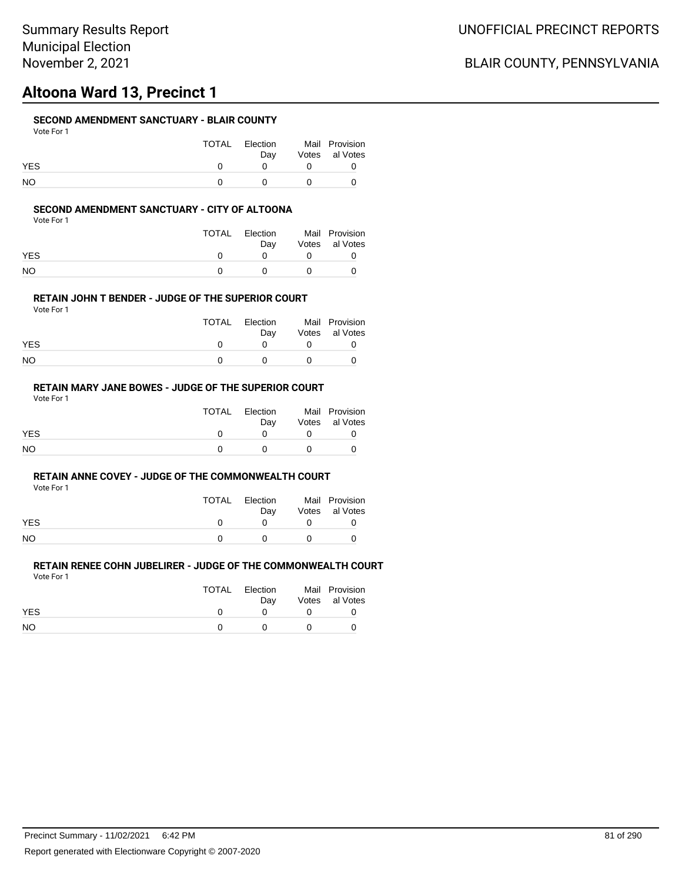Summary Results Report
Municipal Election
November 2, 2021

UNOFFICIAL PRECINCT REPORTS

BLAIR COUNTY, PENNSYLVANIA

# Altoona Ward 13, Precinct 1

### SECOND AMENDMENT SANCTUARY - BLAIR COUNTY

Vote For 1

| | TOTAL | Election Day | Mail Votes | Provisional Votes |
|---|---|---|---|---|
| YES | 0 | 0 | 0 | 0 |
| NO | 0 | 0 | 0 | 0 |

### SECOND AMENDMENT SANCTUARY - CITY OF ALTOONA

Vote For 1

| | TOTAL | Election Day | Mail Votes | Provisional Votes |
|---|---|---|---|---|
| YES | 0 | 0 | 0 | 0 |
| NO | 0 | 0 | 0 | 0 |

### RETAIN JOHN T BENDER - JUDGE OF THE SUPERIOR COURT

Vote For 1

| | TOTAL | Election Day | Mail Votes | Provisional Votes |
|---|---|---|---|---|
| YES | 0 | 0 | 0 | 0 |
| NO | 0 | 0 | 0 | 0 |

### RETAIN MARY JANE BOWES - JUDGE OF THE SUPERIOR COURT

Vote For 1

| | TOTAL | Election Day | Mail Votes | Provisional Votes |
|---|---|---|---|---|
| YES | 0 | 0 | 0 | 0 |
| NO | 0 | 0 | 0 | 0 |

### RETAIN ANNE COVEY - JUDGE OF THE COMMONWEALTH COURT

Vote For 1

| | TOTAL | Election Day | Mail Votes | Provisional Votes |
|---|---|---|---|---|
| YES | 0 | 0 | 0 | 0 |
| NO | 0 | 0 | 0 | 0 |

### RETAIN RENEE COHN JUBELIRER - JUDGE OF THE COMMONWEALTH COURT

Vote For 1

| | TOTAL | Election Day | Mail Votes | Provisional Votes |
|---|---|---|---|---|
| YES | 0 | 0 | 0 | 0 |
| NO | 0 | 0 | 0 | 0 |

Precinct Summary - 11/02/2021 6:42 PM

Report generated with Electionware Copyright © 2007-2020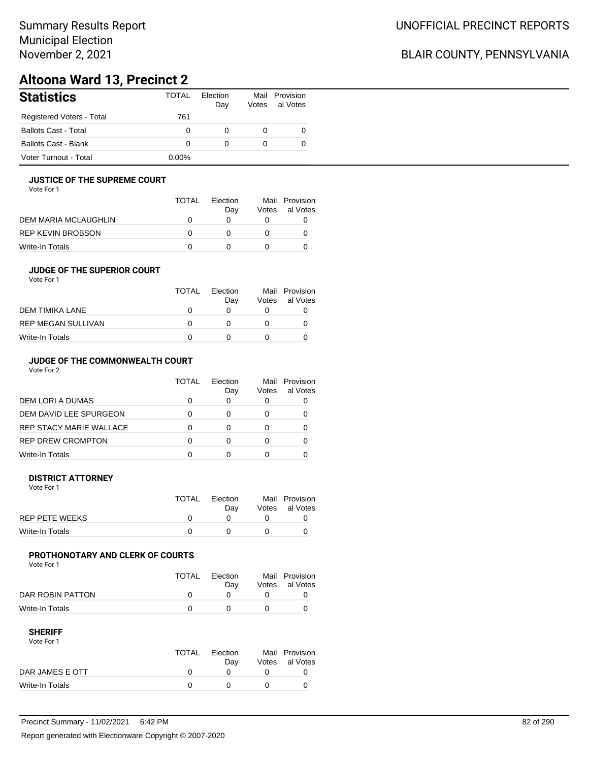Summary Results Report
Municipal Election
November 2, 2021

UNOFFICIAL PRECINCT REPORTS

BLAIR COUNTY, PENNSYLVANIA

# Altoona Ward 13, Precinct 2

## Statistics

| | TOTAL | Election Day | Mail Votes | Provisional Votes |
|---|---|---|---|---|
| Registered Voters - Total | 761 | | | |
| Ballots Cast - Total | 0 | 0 | 0 | 0 |
| Ballots Cast - Blank | 0 | 0 | 0 | 0 |
| Voter Turnout - Total | 0.00% | | | |

### JUSTICE OF THE SUPREME COURT

Vote For 1

| | TOTAL | Election Day | Mail Votes | Provisional Votes |
|---|---|---|---|---|
| DEM MARIA MCLAUGHLIN | 0 | 0 | 0 | 0 |
| REP KEVIN BROBSON | 0 | 0 | 0 | 0 |
| Write-In Totals | 0 | 0 | 0 | 0 |

### JUDGE OF THE SUPERIOR COURT

Vote For 1

| | TOTAL | Election Day | Mail Votes | Provisional Votes |
|---|---|---|---|---|
| DEM TIMIKA LANE | 0 | 0 | 0 | 0 |
| REP MEGAN SULLIVAN | 0 | 0 | 0 | 0 |
| Write-In Totals | 0 | 0 | 0 | 0 |

### JUDGE OF THE COMMONWEALTH COURT

Vote For 2

| | TOTAL | Election Day | Mail Votes | Provisional Votes |
|---|---|---|---|---|
| DEM LORI A DUMAS | 0 | 0 | 0 | 0 |
| DEM DAVID LEE SPURGEON | 0 | 0 | 0 | 0 |
| REP STACY MARIE WALLACE | 0 | 0 | 0 | 0 |
| REP DREW CROMPTON | 0 | 0 | 0 | 0 |
| Write-In Totals | 0 | 0 | 0 | 0 |

### DISTRICT ATTORNEY

Vote For 1

| | TOTAL | Election Day | Mail Votes | Provisional Votes |
|---|---|---|---|---|
| REP PETE WEEKS | 0 | 0 | 0 | 0 |
| Write-In Totals | 0 | 0 | 0 | 0 |

### PROTHONOTARY AND CLERK OF COURTS

Vote For 1

| | TOTAL | Election Day | Mail Votes | Provisional Votes |
|---|---|---|---|---|
| DAR ROBIN PATTON | 0 | 0 | 0 | 0 |
| Write-In Totals | 0 | 0 | 0 | 0 |

### SHERIFF

Vote For 1

| | TOTAL | Election Day | Mail Votes | Provisional Votes |
|---|---|---|---|---|
| DAR JAMES E OTT | 0 | 0 | 0 | 0 |
| Write-In Totals | 0 | 0 | 0 | 0 |

Precinct Summary - 11/02/2021 6:42 PM

Report generated with Electionware Copyright © 2007-2020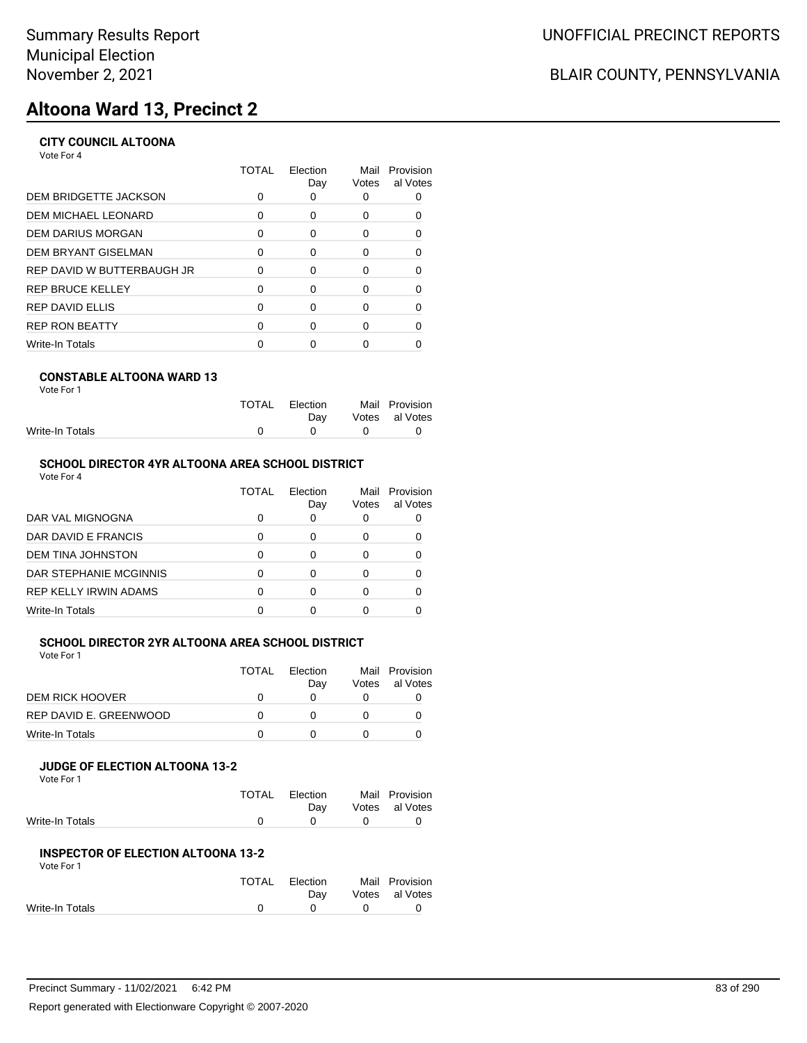Summary Results Report
Municipal Election
November 2, 2021

UNOFFICIAL PRECINCT REPORTS

BLAIR COUNTY, PENNSYLVANIA

# Altoona Ward 13, Precinct 2

### CITY COUNCIL ALTOONA

Vote For 4

| | TOTAL | Election Day | Mail Votes | Provisional Votes |
|---|---|---|---|---|
| DEM BRIDGETTE JACKSON | 0 | 0 | 0 | 0 |
| DEM MICHAEL LEONARD | 0 | 0 | 0 | 0 |
| DEM DARIUS MORGAN | 0 | 0 | 0 | 0 |
| DEM BRYANT GISELMAN | 0 | 0 | 0 | 0 |
| REP DAVID W BUTTERBAUGH JR | 0 | 0 | 0 | 0 |
| REP BRUCE KELLEY | 0 | 0 | 0 | 0 |
| REP DAVID ELLIS | 0 | 0 | 0 | 0 |
| REP RON BEATTY | 0 | 0 | 0 | 0 |
| Write-In Totals | 0 | 0 | 0 | 0 |

### CONSTABLE ALTOONA WARD 13

Vote For 1

| | TOTAL | Election Day | Mail Votes | Provisional Votes |
|---|---|---|---|---|
| Write-In Totals | 0 | 0 | 0 | 0 |

### SCHOOL DIRECTOR 4YR ALTOONA AREA SCHOOL DISTRICT

Vote For 4

| | TOTAL | Election Day | Mail Votes | Provisional Votes |
|---|---|---|---|---|
| DAR VAL MIGNOGNA | 0 | 0 | 0 | 0 |
| DAR DAVID E FRANCIS | 0 | 0 | 0 | 0 |
| DEM TINA JOHNSTON | 0 | 0 | 0 | 0 |
| DAR STEPHANIE MCGINNIS | 0 | 0 | 0 | 0 |
| REP KELLY IRWIN ADAMS | 0 | 0 | 0 | 0 |
| Write-In Totals | 0 | 0 | 0 | 0 |

### SCHOOL DIRECTOR 2YR ALTOONA AREA SCHOOL DISTRICT

Vote For 1

| | TOTAL | Election Day | Mail Votes | Provisional Votes |
|---|---|---|---|---|
| DEM RICK HOOVER | 0 | 0 | 0 | 0 |
| REP DAVID E. GREENWOOD | 0 | 0 | 0 | 0 |
| Write-In Totals | 0 | 0 | 0 | 0 |

### JUDGE OF ELECTION ALTOONA 13-2

Vote For 1

| | TOTAL | Election Day | Mail Votes | Provisional Votes |
|---|---|---|---|---|
| Write-In Totals | 0 | 0 | 0 | 0 |

### INSPECTOR OF ELECTION ALTOONA 13-2

Vote For 1

| | TOTAL | Election Day | Mail Votes | Provisional Votes |
|---|---|---|---|---|
| Write-In Totals | 0 | 0 | 0 | 0 |

Precinct Summary - 11/02/2021 6:42 PM

Report generated with Electionware Copyright © 2007-2020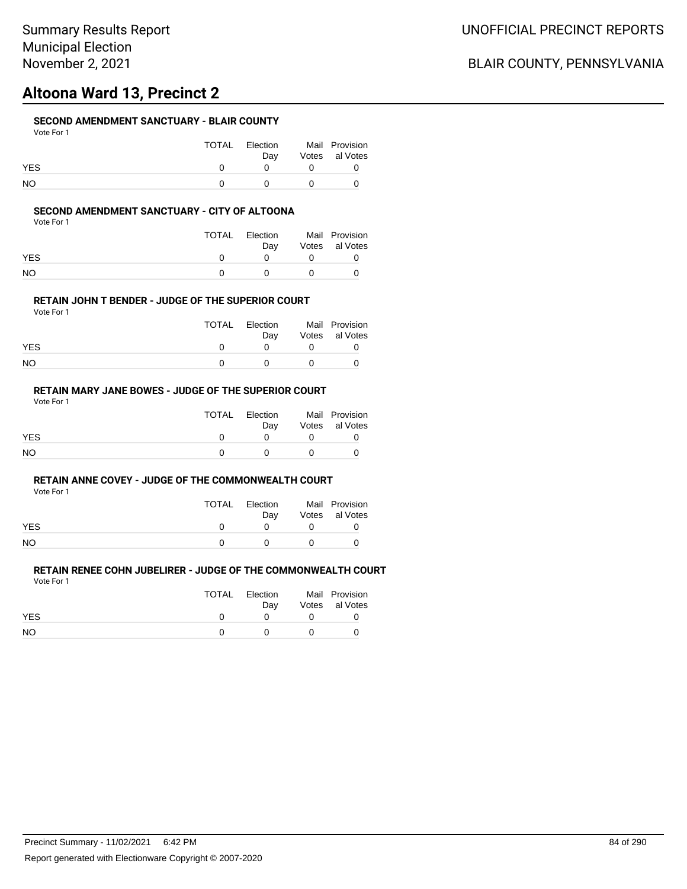Summary Results Report
Municipal Election
November 2, 2021

UNOFFICIAL PRECINCT REPORTS

BLAIR COUNTY, PENNSYLVANIA

# Altoona Ward 13, Precinct 2

### SECOND AMENDMENT SANCTUARY - BLAIR COUNTY

Vote For 1

| | TOTAL | Election Day | Mail Votes | Provisional Votes |
|---|---|---|---|---|
| YES | 0 | 0 | 0 | 0 |
| NO | 0 | 0 | 0 | 0 |

### SECOND AMENDMENT SANCTUARY - CITY OF ALTOONA

Vote For 1

| | TOTAL | Election Day | Mail Votes | Provisional Votes |
|---|---|---|---|---|
| YES | 0 | 0 | 0 | 0 |
| NO | 0 | 0 | 0 | 0 |

### RETAIN JOHN T BENDER - JUDGE OF THE SUPERIOR COURT

Vote For 1

| | TOTAL | Election Day | Mail Votes | Provisional Votes |
|---|---|---|---|---|
| YES | 0 | 0 | 0 | 0 |
| NO | 0 | 0 | 0 | 0 |

### RETAIN MARY JANE BOWES - JUDGE OF THE SUPERIOR COURT

Vote For 1

| | TOTAL | Election Day | Mail Votes | Provisional Votes |
|---|---|---|---|---|
| YES | 0 | 0 | 0 | 0 |
| NO | 0 | 0 | 0 | 0 |

### RETAIN ANNE COVEY - JUDGE OF THE COMMONWEALTH COURT

Vote For 1

| | TOTAL | Election Day | Mail Votes | Provisional Votes |
|---|---|---|---|---|
| YES | 0 | 0 | 0 | 0 |
| NO | 0 | 0 | 0 | 0 |

### RETAIN RENEE COHN JUBELIRER - JUDGE OF THE COMMONWEALTH COURT

Vote For 1

| | TOTAL | Election Day | Mail Votes | Provisional Votes |
|---|---|---|---|---|
| YES | 0 | 0 | 0 | 0 |
| NO | 0 | 0 | 0 | 0 |

Precinct Summary - 11/02/2021 6:42 PM

Report generated with Electionware Copyright © 2007-2020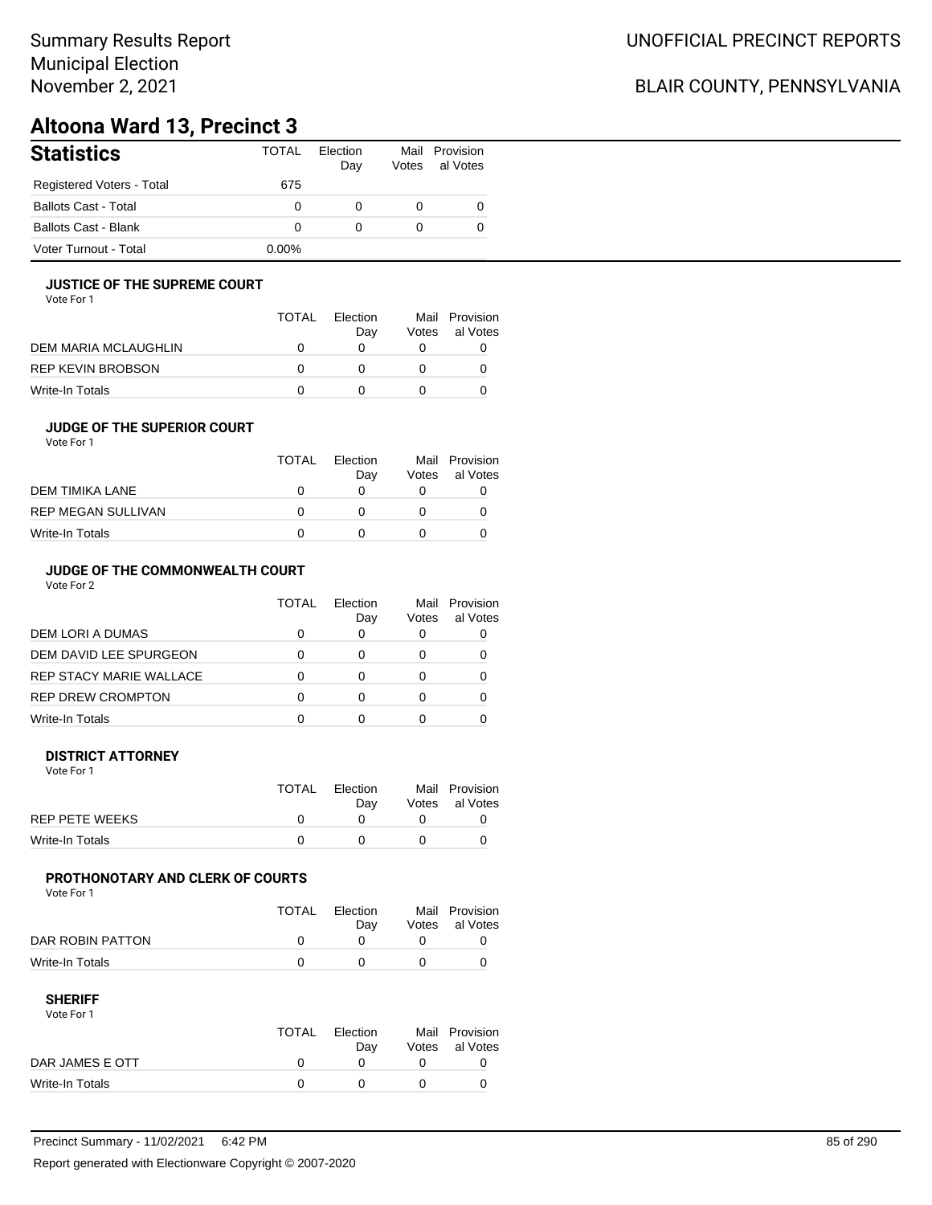Summary Results Report
Municipal Election
November 2, 2021

UNOFFICIAL PRECINCT REPORTS

BLAIR COUNTY, PENNSYLVANIA

# Altoona Ward 13, Precinct 3

## Statistics

| | TOTAL | Election Day | Mail Votes | Provisional Votes |
|---|---|---|---|---|
| Registered Voters - Total | 675 | | | |
| Ballots Cast - Total | 0 | 0 | 0 | 0 |
| Ballots Cast - Blank | 0 | 0 | 0 | 0 |
| Voter Turnout - Total | 0.00% | | | |

### JUSTICE OF THE SUPREME COURT

Vote For 1

| | TOTAL | Election Day | Mail Votes | Provisional Votes |
|---|---|---|---|---|
| DEM MARIA MCLAUGHLIN | 0 | 0 | 0 | 0 |
| REP KEVIN BROBSON | 0 | 0 | 0 | 0 |
| Write-In Totals | 0 | 0 | 0 | 0 |

### JUDGE OF THE SUPERIOR COURT

Vote For 1

| | TOTAL | Election Day | Mail Votes | Provisional Votes |
|---|---|---|---|---|
| DEM TIMIKA LANE | 0 | 0 | 0 | 0 |
| REP MEGAN SULLIVAN | 0 | 0 | 0 | 0 |
| Write-In Totals | 0 | 0 | 0 | 0 |

### JUDGE OF THE COMMONWEALTH COURT

Vote For 2

| | TOTAL | Election Day | Mail Votes | Provisional Votes |
|---|---|---|---|---|
| DEM LORI A DUMAS | 0 | 0 | 0 | 0 |
| DEM DAVID LEE SPURGEON | 0 | 0 | 0 | 0 |
| REP STACY MARIE WALLACE | 0 | 0 | 0 | 0 |
| REP DREW CROMPTON | 0 | 0 | 0 | 0 |
| Write-In Totals | 0 | 0 | 0 | 0 |

### DISTRICT ATTORNEY

Vote For 1

| | TOTAL | Election Day | Mail Votes | Provisional Votes |
|---|---|---|---|---|
| REP PETE WEEKS | 0 | 0 | 0 | 0 |
| Write-In Totals | 0 | 0 | 0 | 0 |

### PROTHONOTARY AND CLERK OF COURTS

Vote For 1

| | TOTAL | Election Day | Mail Votes | Provisional Votes |
|---|---|---|---|---|
| DAR ROBIN PATTON | 0 | 0 | 0 | 0 |
| Write-In Totals | 0 | 0 | 0 | 0 |

### SHERIFF

Vote For 1

| | TOTAL | Election Day | Mail Votes | Provisional Votes |
|---|---|---|---|---|
| DAR JAMES E OTT | 0 | 0 | 0 | 0 |
| Write-In Totals | 0 | 0 | 0 | 0 |

Precinct Summary - 11/02/2021 6:42 PM

Report generated with Electionware Copyright © 2007-2020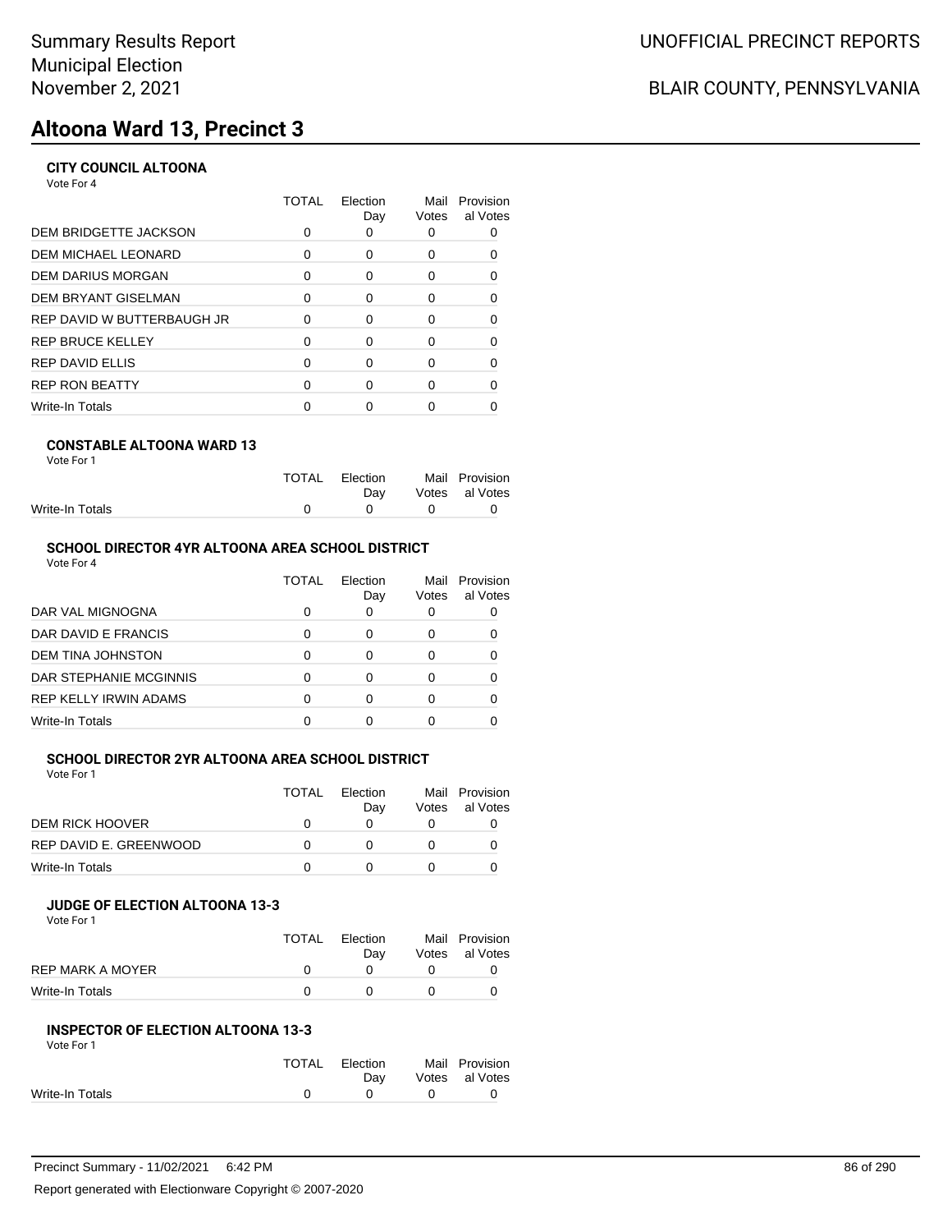# Summary Results Report
Municipal Election
November 2, 2021

UNOFFICIAL PRECINCT REPORTS

BLAIR COUNTY, PENNSYLVANIA

## Altoona Ward 13, Precinct 3

### CITY COUNCIL ALTOONA

Vote For 4

| | TOTAL | Election Day | Mail Votes | Provisional Votes |
|---|---|---|---|---|
| DEM BRIDGETTE JACKSON | 0 | 0 | 0 | 0 |
| DEM MICHAEL LEONARD | 0 | 0 | 0 | 0 |
| DEM DARIUS MORGAN | 0 | 0 | 0 | 0 |
| DEM BRYANT GISELMAN | 0 | 0 | 0 | 0 |
| REP DAVID W BUTTERBAUGH JR | 0 | 0 | 0 | 0 |
| REP BRUCE KELLEY | 0 | 0 | 0 | 0 |
| REP DAVID ELLIS | 0 | 0 | 0 | 0 |
| REP RON BEATTY | 0 | 0 | 0 | 0 |
| Write-In Totals | 0 | 0 | 0 | 0 |

### CONSTABLE ALTOONA WARD 13

Vote For 1

| | TOTAL | Election Day | Mail Votes | Provisional Votes |
|---|---|---|---|---|
| Write-In Totals | 0 | 0 | 0 | 0 |

### SCHOOL DIRECTOR 4YR ALTOONA AREA SCHOOL DISTRICT

Vote For 4

| | TOTAL | Election Day | Mail Votes | Provisional Votes |
|---|---|---|---|---|
| DAR VAL MIGNOGNA | 0 | 0 | 0 | 0 |
| DAR DAVID E FRANCIS | 0 | 0 | 0 | 0 |
| DEM TINA JOHNSTON | 0 | 0 | 0 | 0 |
| DAR STEPHANIE MCGINNIS | 0 | 0 | 0 | 0 |
| REP KELLY IRWIN ADAMS | 0 | 0 | 0 | 0 |
| Write-In Totals | 0 | 0 | 0 | 0 |

### SCHOOL DIRECTOR 2YR ALTOONA AREA SCHOOL DISTRICT

Vote For 1

| | TOTAL | Election Day | Mail Votes | Provisional Votes |
|---|---|---|---|---|
| DEM RICK HOOVER | 0 | 0 | 0 | 0 |
| REP DAVID E. GREENWOOD | 0 | 0 | 0 | 0 |
| Write-In Totals | 0 | 0 | 0 | 0 |

### JUDGE OF ELECTION ALTOONA 13-3

Vote For 1

| | TOTAL | Election Day | Mail Votes | Provisional Votes |
|---|---|---|---|---|
| REP MARK A MOYER | 0 | 0 | 0 | 0 |
| Write-In Totals | 0 | 0 | 0 | 0 |

### INSPECTOR OF ELECTION ALTOONA 13-3

Vote For 1

| | TOTAL | Election Day | Mail Votes | Provisional Votes |
|---|---|---|---|---|
| Write-In Totals | 0 | 0 | 0 | 0 |

Precinct Summary - 11/02/2021 6:42 PM

Report generated with Electionware Copyright © 2007-2020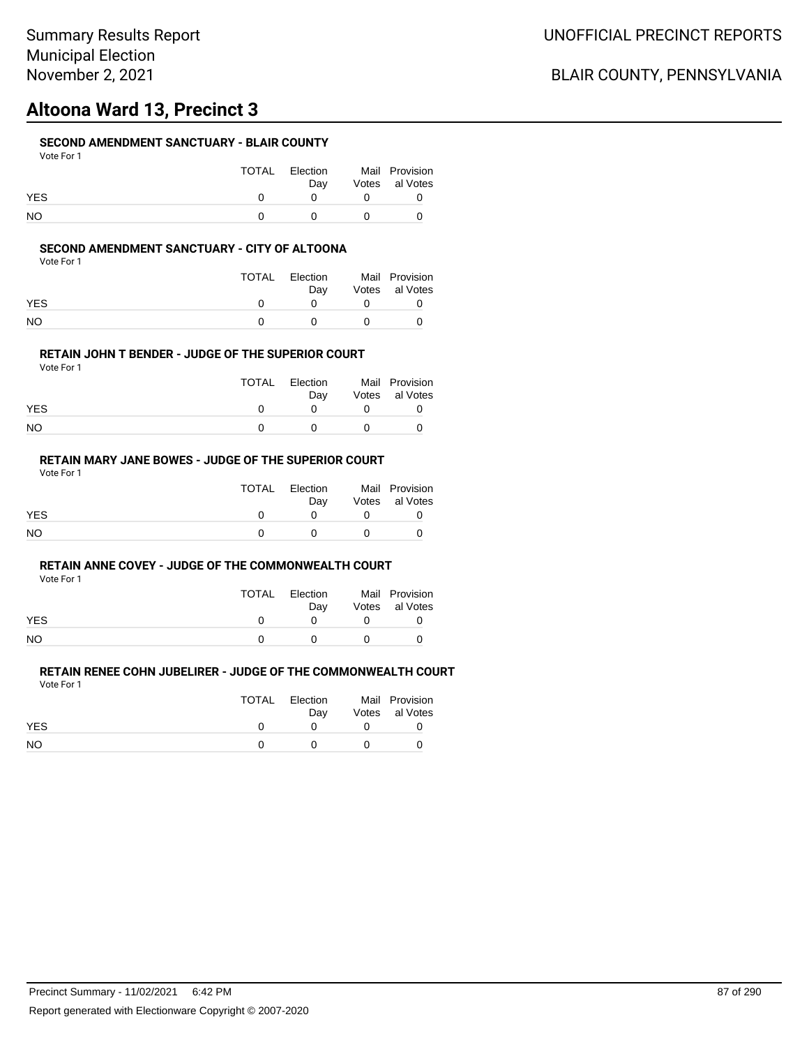Summary Results Report
Municipal Election
November 2, 2021

UNOFFICIAL PRECINCT REPORTS

BLAIR COUNTY, PENNSYLVANIA

# Altoona Ward 13, Precinct 3

### SECOND AMENDMENT SANCTUARY - BLAIR COUNTY

Vote For 1

| | TOTAL | Election Day | Mail Votes | Provisional Votes |
|---|---|---|---|---|
| YES | 0 | 0 | 0 | 0 |
| NO | 0 | 0 | 0 | 0 |

### SECOND AMENDMENT SANCTUARY - CITY OF ALTOONA

Vote For 1

| | TOTAL | Election Day | Mail Votes | Provisional Votes |
|---|---|---|---|---|
| YES | 0 | 0 | 0 | 0 |
| NO | 0 | 0 | 0 | 0 |

### RETAIN JOHN T BENDER - JUDGE OF THE SUPERIOR COURT

Vote For 1

| | TOTAL | Election Day | Mail Votes | Provisional Votes |
|---|---|---|---|---|
| YES | 0 | 0 | 0 | 0 |
| NO | 0 | 0 | 0 | 0 |

### RETAIN MARY JANE BOWES - JUDGE OF THE SUPERIOR COURT

Vote For 1

| | TOTAL | Election Day | Mail Votes | Provisional Votes |
|---|---|---|---|---|
| YES | 0 | 0 | 0 | 0 |
| NO | 0 | 0 | 0 | 0 |

### RETAIN ANNE COVEY - JUDGE OF THE COMMONWEALTH COURT

Vote For 1

| | TOTAL | Election Day | Mail Votes | Provisional Votes |
|---|---|---|---|---|
| YES | 0 | 0 | 0 | 0 |
| NO | 0 | 0 | 0 | 0 |

### RETAIN RENEE COHN JUBELIRER - JUDGE OF THE COMMONWEALTH COURT

Vote For 1

| | TOTAL | Election Day | Mail Votes | Provisional Votes |
|---|---|---|---|---|
| YES | 0 | 0 | 0 | 0 |
| NO | 0 | 0 | 0 | 0 |

Precinct Summary - 11/02/2021 6:42 PM

Report generated with Electionware Copyright © 2007-2020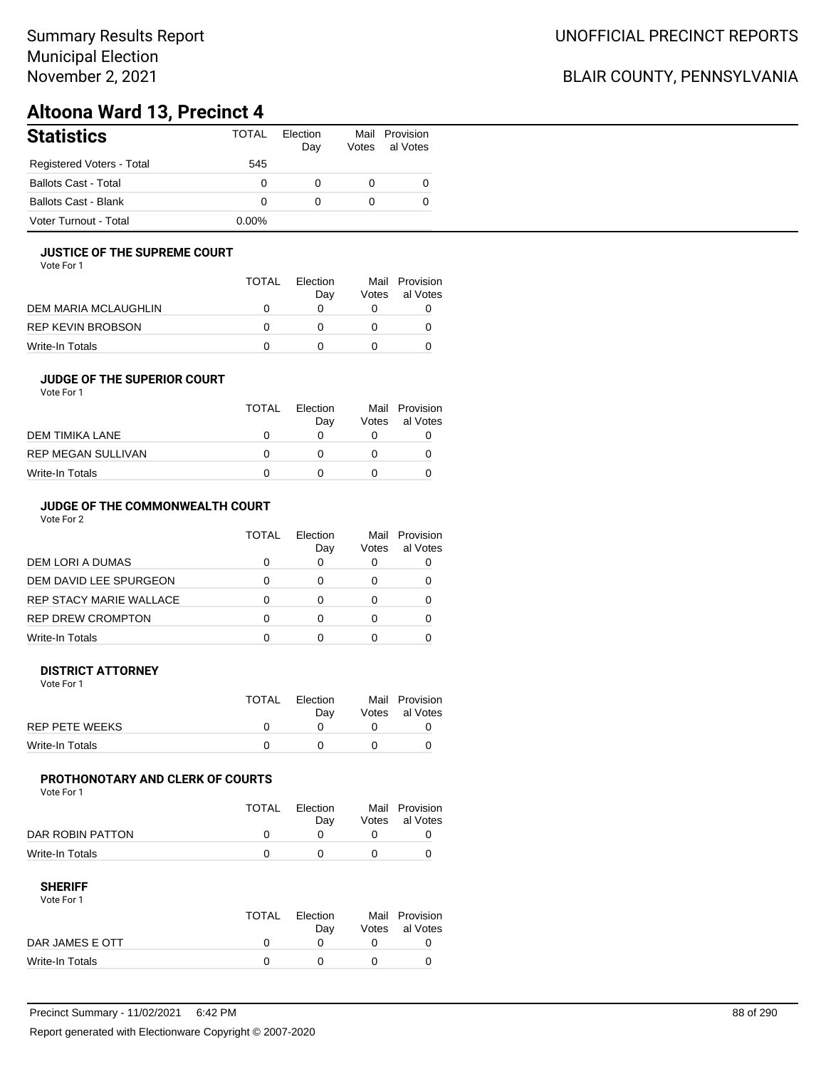Summary Results Report
Municipal Election
November 2, 2021

UNOFFICIAL PRECINCT REPORTS

BLAIR COUNTY, PENNSYLVANIA

# Altoona Ward 13, Precinct 4

## Statistics

| | TOTAL | Election Day | Mail Votes | Provisional Votes |
|---|---|---|---|---|
| Registered Voters - Total | 545 | | | |
| Ballots Cast - Total | 0 | 0 | 0 | 0 |
| Ballots Cast - Blank | 0 | 0 | 0 | 0 |
| Voter Turnout - Total | 0.00% | | | |

### JUSTICE OF THE SUPREME COURT

Vote For 1

| | TOTAL | Election Day | Mail Votes | Provisional Votes |
|---|---|---|---|---|
| DEM MARIA MCLAUGHLIN | 0 | 0 | 0 | 0 |
| REP KEVIN BROBSON | 0 | 0 | 0 | 0 |
| Write-In Totals | 0 | 0 | 0 | 0 |

### JUDGE OF THE SUPERIOR COURT

Vote For 1

| | TOTAL | Election Day | Mail Votes | Provisional Votes |
|---|---|---|---|---|
| DEM TIMIKA LANE | 0 | 0 | 0 | 0 |
| REP MEGAN SULLIVAN | 0 | 0 | 0 | 0 |
| Write-In Totals | 0 | 0 | 0 | 0 |

### JUDGE OF THE COMMONWEALTH COURT

Vote For 2

| | TOTAL | Election Day | Mail Votes | Provisional Votes |
|---|---|---|---|---|
| DEM LORI A DUMAS | 0 | 0 | 0 | 0 |
| DEM DAVID LEE SPURGEON | 0 | 0 | 0 | 0 |
| REP STACY MARIE WALLACE | 0 | 0 | 0 | 0 |
| REP DREW CROMPTON | 0 | 0 | 0 | 0 |
| Write-In Totals | 0 | 0 | 0 | 0 |

### DISTRICT ATTORNEY

Vote For 1

| | TOTAL | Election Day | Mail Votes | Provisional Votes |
|---|---|---|---|---|
| REP PETE WEEKS | 0 | 0 | 0 | 0 |
| Write-In Totals | 0 | 0 | 0 | 0 |

### PROTHONOTARY AND CLERK OF COURTS

Vote For 1

| | TOTAL | Election Day | Mail Votes | Provisional Votes |
|---|---|---|---|---|
| DAR ROBIN PATTON | 0 | 0 | 0 | 0 |
| Write-In Totals | 0 | 0 | 0 | 0 |

### SHERIFF

Vote For 1

| | TOTAL | Election Day | Mail Votes | Provisional Votes |
|---|---|---|---|---|
| DAR JAMES E OTT | 0 | 0 | 0 | 0 |
| Write-In Totals | 0 | 0 | 0 | 0 |

Precinct Summary - 11/02/2021 6:42 PM

Report generated with Electionware Copyright © 2007-2020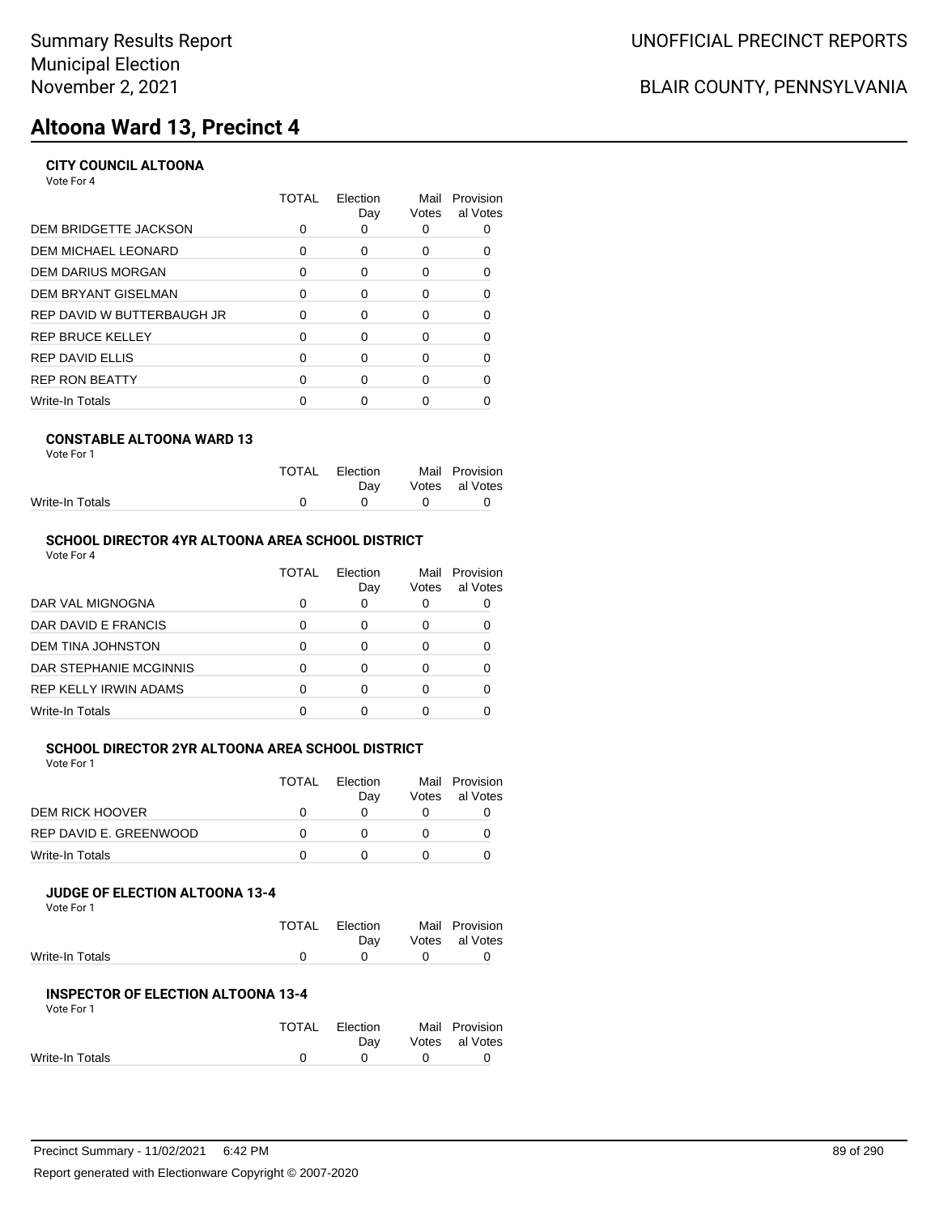Summary Results Report
Municipal Election
November 2, 2021

UNOFFICIAL PRECINCT REPORTS

BLAIR COUNTY, PENNSYLVANIA

# Altoona Ward 13, Precinct 4

### CITY COUNCIL ALTOONA

Vote For 4

| | TOTAL | Election Day | Mail Votes | Provisional Votes |
|---|---|---|---|---|
| DEM BRIDGETTE JACKSON | 0 | 0 | 0 | 0 |
| DEM MICHAEL LEONARD | 0 | 0 | 0 | 0 |
| DEM DARIUS MORGAN | 0 | 0 | 0 | 0 |
| DEM BRYANT GISELMAN | 0 | 0 | 0 | 0 |
| REP DAVID W BUTTERBAUGH JR | 0 | 0 | 0 | 0 |
| REP BRUCE KELLEY | 0 | 0 | 0 | 0 |
| REP DAVID ELLIS | 0 | 0 | 0 | 0 |
| REP RON BEATTY | 0 | 0 | 0 | 0 |
| Write-In Totals | 0 | 0 | 0 | 0 |

### CONSTABLE ALTOONA WARD 13

Vote For 1

| | TOTAL | Election Day | Mail Votes | Provisional Votes |
|---|---|---|---|---|
| Write-In Totals | 0 | 0 | 0 | 0 |

### SCHOOL DIRECTOR 4YR ALTOONA AREA SCHOOL DISTRICT

Vote For 4

| | TOTAL | Election Day | Mail Votes | Provisional Votes |
|---|---|---|---|---|
| DAR VAL MIGNOGNA | 0 | 0 | 0 | 0 |
| DAR DAVID E FRANCIS | 0 | 0 | 0 | 0 |
| DEM TINA JOHNSTON | 0 | 0 | 0 | 0 |
| DAR STEPHANIE MCGINNIS | 0 | 0 | 0 | 0 |
| REP KELLY IRWIN ADAMS | 0 | 0 | 0 | 0 |
| Write-In Totals | 0 | 0 | 0 | 0 |

### SCHOOL DIRECTOR 2YR ALTOONA AREA SCHOOL DISTRICT

Vote For 1

| | TOTAL | Election Day | Mail Votes | Provisional Votes |
|---|---|---|---|---|
| DEM RICK HOOVER | 0 | 0 | 0 | 0 |
| REP DAVID E. GREENWOOD | 0 | 0 | 0 | 0 |
| Write-In Totals | 0 | 0 | 0 | 0 |

### JUDGE OF ELECTION ALTOONA 13-4

Vote For 1

| | TOTAL | Election Day | Mail Votes | Provisional Votes |
|---|---|---|---|---|
| Write-In Totals | 0 | 0 | 0 | 0 |

### INSPECTOR OF ELECTION ALTOONA 13-4

Vote For 1

| | TOTAL | Election Day | Mail Votes | Provisional Votes |
|---|---|---|---|---|
| Write-In Totals | 0 | 0 | 0 | 0 |

Precinct Summary - 11/02/2021 6:42 PM

Report generated with Electionware Copyright © 2007-2020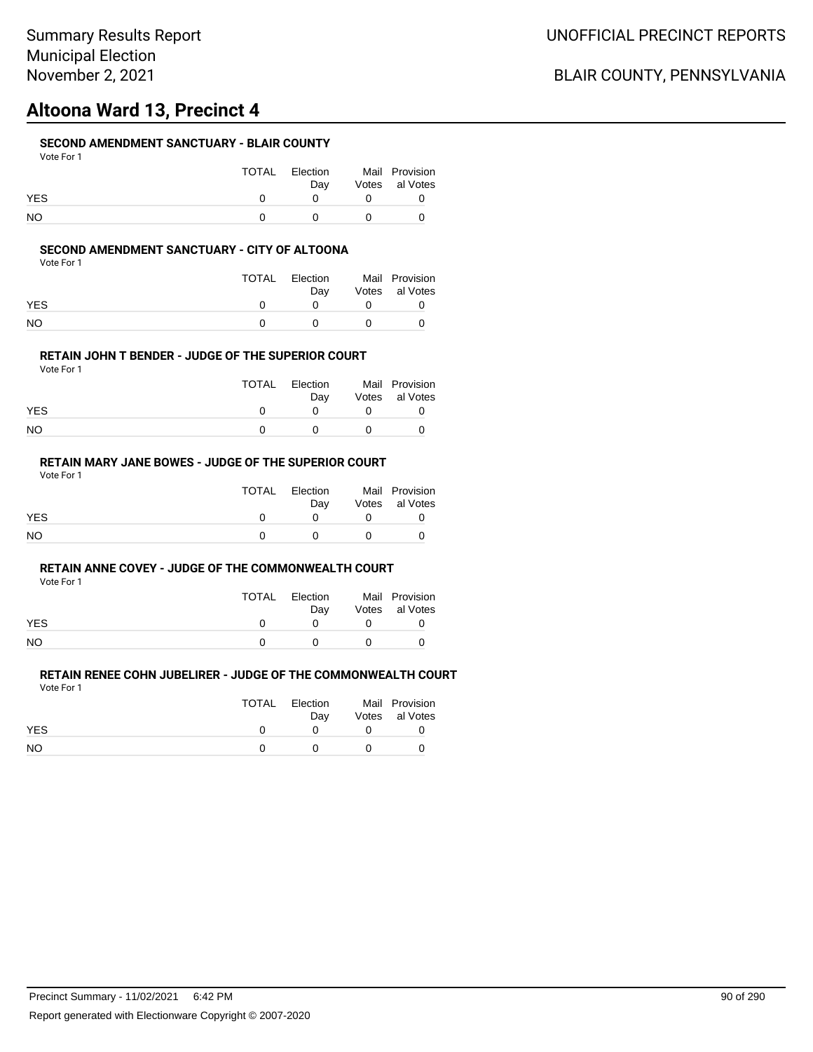Summary Results Report
Municipal Election
November 2, 2021

UNOFFICIAL PRECINCT REPORTS

BLAIR COUNTY, PENNSYLVANIA

# Altoona Ward 13, Precinct 4

### SECOND AMENDMENT SANCTUARY - BLAIR COUNTY

Vote For 1

| | TOTAL | Election Day | Mail Votes | Provisional Votes |
|---|---|---|---|---|
| YES | 0 | 0 | 0 | 0 |
| NO | 0 | 0 | 0 | 0 |

### SECOND AMENDMENT SANCTUARY - CITY OF ALTOONA

Vote For 1

| | TOTAL | Election Day | Mail Votes | Provisional Votes |
|---|---|---|---|---|
| YES | 0 | 0 | 0 | 0 |
| NO | 0 | 0 | 0 | 0 |

### RETAIN JOHN T BENDER - JUDGE OF THE SUPERIOR COURT

Vote For 1

| | TOTAL | Election Day | Mail Votes | Provisional Votes |
|---|---|---|---|---|
| YES | 0 | 0 | 0 | 0 |
| NO | 0 | 0 | 0 | 0 |

### RETAIN MARY JANE BOWES - JUDGE OF THE SUPERIOR COURT

Vote For 1

| | TOTAL | Election Day | Mail Votes | Provisional Votes |
|---|---|---|---|---|
| YES | 0 | 0 | 0 | 0 |
| NO | 0 | 0 | 0 | 0 |

### RETAIN ANNE COVEY - JUDGE OF THE COMMONWEALTH COURT

Vote For 1

| | TOTAL | Election Day | Mail Votes | Provisional Votes |
|---|---|---|---|---|
| YES | 0 | 0 | 0 | 0 |
| NO | 0 | 0 | 0 | 0 |

### RETAIN RENEE COHN JUBELIRER - JUDGE OF THE COMMONWEALTH COURT

Vote For 1

| | TOTAL | Election Day | Mail Votes | Provisional Votes |
|---|---|---|---|---|
| YES | 0 | 0 | 0 | 0 |
| NO | 0 | 0 | 0 | 0 |

Precinct Summary - 11/02/2021 6:42 PM

Report generated with Electionware Copyright © 2007-2020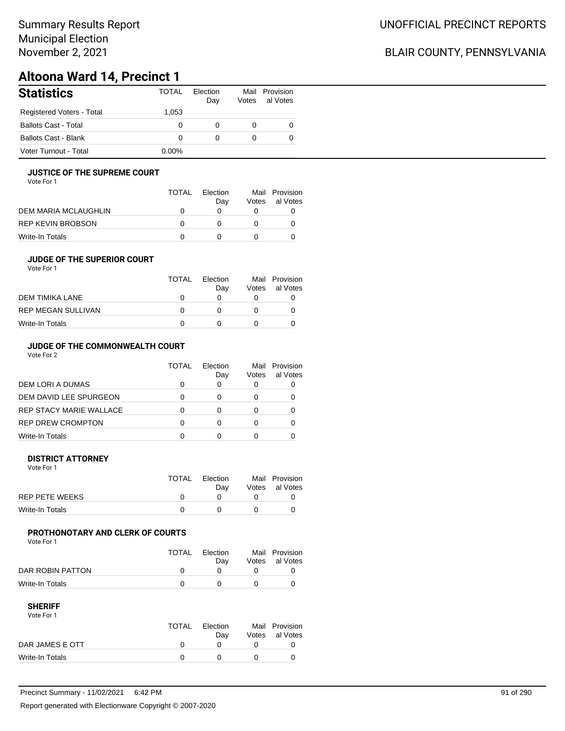Summary Results Report
Municipal Election
November 2, 2021

UNOFFICIAL PRECINCT REPORTS

BLAIR COUNTY, PENNSYLVANIA

# Altoona Ward 14, Precinct 1

## Statistics

| | TOTAL | Election Day | Mail Votes | Provisional Votes |
|---|---|---|---|---|
| Registered Voters - Total | 1,053 | | | |
| Ballots Cast - Total | 0 | 0 | 0 | 0 |
| Ballots Cast - Blank | 0 | 0 | 0 | 0 |
| Voter Turnout - Total | 0.00% | | | |

### JUSTICE OF THE SUPREME COURT

Vote For 1

| | TOTAL | Election Day | Mail Votes | Provisional Votes |
|---|---|---|---|---|
| DEM MARIA MCLAUGHLIN | 0 | 0 | 0 | 0 |
| REP KEVIN BROBSON | 0 | 0 | 0 | 0 |
| Write-In Totals | 0 | 0 | 0 | 0 |

### JUDGE OF THE SUPERIOR COURT

Vote For 1

| | TOTAL | Election Day | Mail Votes | Provisional Votes |
|---|---|---|---|---|
| DEM TIMIKA LANE | 0 | 0 | 0 | 0 |
| REP MEGAN SULLIVAN | 0 | 0 | 0 | 0 |
| Write-In Totals | 0 | 0 | 0 | 0 |

### JUDGE OF THE COMMONWEALTH COURT

Vote For 2

| | TOTAL | Election Day | Mail Votes | Provisional Votes |
|---|---|---|---|---|
| DEM LORI A DUMAS | 0 | 0 | 0 | 0 |
| DEM DAVID LEE SPURGEON | 0 | 0 | 0 | 0 |
| REP STACY MARIE WALLACE | 0 | 0 | 0 | 0 |
| REP DREW CROMPTON | 0 | 0 | 0 | 0 |
| Write-In Totals | 0 | 0 | 0 | 0 |

### DISTRICT ATTORNEY

Vote For 1

| | TOTAL | Election Day | Mail Votes | Provisional Votes |
|---|---|---|---|---|
| REP PETE WEEKS | 0 | 0 | 0 | 0 |
| Write-In Totals | 0 | 0 | 0 | 0 |

### PROTHONOTARY AND CLERK OF COURTS

Vote For 1

| | TOTAL | Election Day | Mail Votes | Provisional Votes |
|---|---|---|---|---|
| DAR ROBIN PATTON | 0 | 0 | 0 | 0 |
| Write-In Totals | 0 | 0 | 0 | 0 |

### SHERIFF

Vote For 1

| | TOTAL | Election Day | Mail Votes | Provisional Votes |
|---|---|---|---|---|
| DAR JAMES E OTT | 0 | 0 | 0 | 0 |
| Write-In Totals | 0 | 0 | 0 | 0 |

Precinct Summary - 11/02/2021 6:42 PM

Report generated with Electionware Copyright © 2007-2020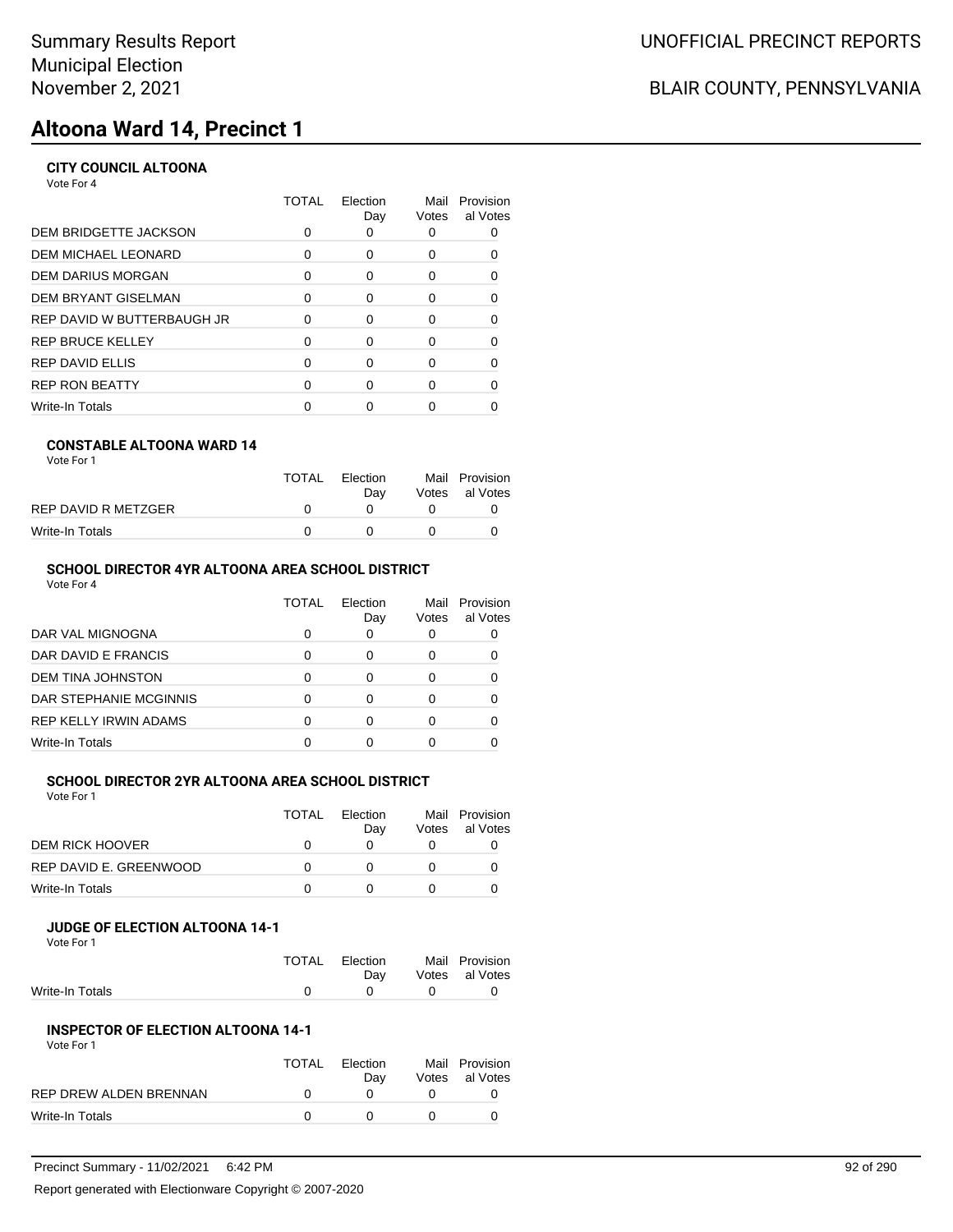Summary Results Report
Municipal Election
November 2, 2021

UNOFFICIAL PRECINCT REPORTS

BLAIR COUNTY, PENNSYLVANIA

# Altoona Ward 14, Precinct 1

### CITY COUNCIL ALTOONA

Vote For 4

| | TOTAL | Election Day | Mail Votes | Provisional Votes |
|---|---|---|---|---|
| DEM BRIDGETTE JACKSON | 0 | 0 | 0 | 0 |
| DEM MICHAEL LEONARD | 0 | 0 | 0 | 0 |
| DEM DARIUS MORGAN | 0 | 0 | 0 | 0 |
| DEM BRYANT GISELMAN | 0 | 0 | 0 | 0 |
| REP DAVID W BUTTERBAUGH JR | 0 | 0 | 0 | 0 |
| REP BRUCE KELLEY | 0 | 0 | 0 | 0 |
| REP DAVID ELLIS | 0 | 0 | 0 | 0 |
| REP RON BEATTY | 0 | 0 | 0 | 0 |
| Write-In Totals | 0 | 0 | 0 | 0 |

### CONSTABLE ALTOONA WARD 14

Vote For 1

| | TOTAL | Election Day | Mail Votes | Provisional Votes |
|---|---|---|---|---|
| REP DAVID R METZGER | 0 | 0 | 0 | 0 |
| Write-In Totals | 0 | 0 | 0 | 0 |

### SCHOOL DIRECTOR 4YR ALTOONA AREA SCHOOL DISTRICT

Vote For 4

| | TOTAL | Election Day | Mail Votes | Provisional Votes |
|---|---|---|---|---|
| DAR VAL MIGNOGNA | 0 | 0 | 0 | 0 |
| DAR DAVID E FRANCIS | 0 | 0 | 0 | 0 |
| DEM TINA JOHNSTON | 0 | 0 | 0 | 0 |
| DAR STEPHANIE MCGINNIS | 0 | 0 | 0 | 0 |
| REP KELLY IRWIN ADAMS | 0 | 0 | 0 | 0 |
| Write-In Totals | 0 | 0 | 0 | 0 |

### SCHOOL DIRECTOR 2YR ALTOONA AREA SCHOOL DISTRICT

Vote For 1

| | TOTAL | Election Day | Mail Votes | Provisional Votes |
|---|---|---|---|---|
| DEM RICK HOOVER | 0 | 0 | 0 | 0 |
| REP DAVID E. GREENWOOD | 0 | 0 | 0 | 0 |
| Write-In Totals | 0 | 0 | 0 | 0 |

### JUDGE OF ELECTION ALTOONA 14-1

Vote For 1

| | TOTAL | Election Day | Mail Votes | Provisional Votes |
|---|---|---|---|---|
| Write-In Totals | 0 | 0 | 0 | 0 |

### INSPECTOR OF ELECTION ALTOONA 14-1

Vote For 1

| | TOTAL | Election Day | Mail Votes | Provisional Votes |
|---|---|---|---|---|
| REP DREW ALDEN BRENNAN | 0 | 0 | 0 | 0 |
| Write-In Totals | 0 | 0 | 0 | 0 |

Precinct Summary - 11/02/2021 6:42 PM

Report generated with Electionware Copyright © 2007-2020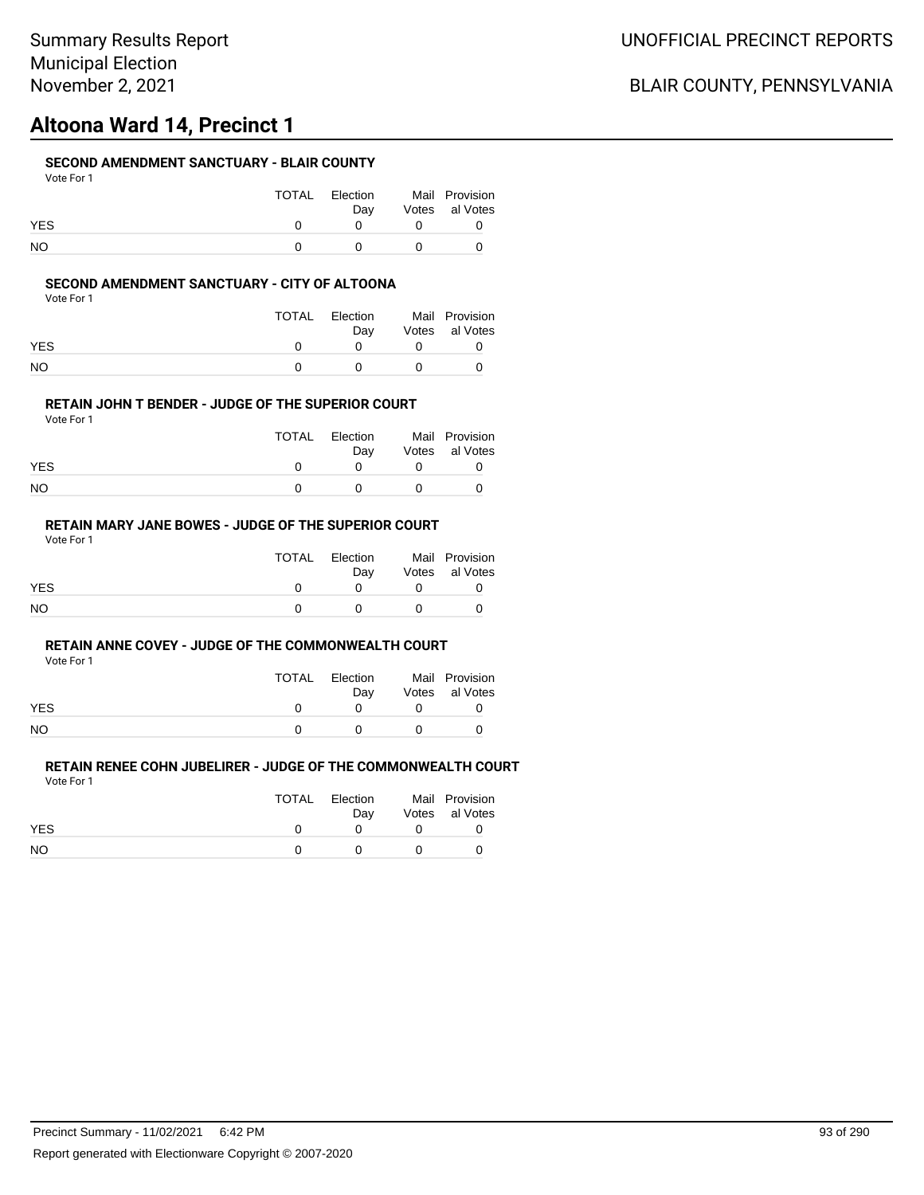Summary Results Report
Municipal Election
November 2, 2021

UNOFFICIAL PRECINCT REPORTS

BLAIR COUNTY, PENNSYLVANIA

# Altoona Ward 14, Precinct 1

### SECOND AMENDMENT SANCTUARY - BLAIR COUNTY

Vote For 1

| | TOTAL | Election Day | Mail Votes | Provisional Votes |
|---|---|---|---|---|
| YES | 0 | 0 | 0 | 0 |
| NO | 0 | 0 | 0 | 0 |

### SECOND AMENDMENT SANCTUARY - CITY OF ALTOONA

Vote For 1

| | TOTAL | Election Day | Mail Votes | Provisional Votes |
|---|---|---|---|---|
| YES | 0 | 0 | 0 | 0 |
| NO | 0 | 0 | 0 | 0 |

### RETAIN JOHN T BENDER - JUDGE OF THE SUPERIOR COURT

Vote For 1

| | TOTAL | Election Day | Mail Votes | Provisional Votes |
|---|---|---|---|---|
| YES | 0 | 0 | 0 | 0 |
| NO | 0 | 0 | 0 | 0 |

### RETAIN MARY JANE BOWES - JUDGE OF THE SUPERIOR COURT

Vote For 1

| | TOTAL | Election Day | Mail Votes | Provisional Votes |
|---|---|---|---|---|
| YES | 0 | 0 | 0 | 0 |
| NO | 0 | 0 | 0 | 0 |

### RETAIN ANNE COVEY - JUDGE OF THE COMMONWEALTH COURT

Vote For 1

| | TOTAL | Election Day | Mail Votes | Provisional Votes |
|---|---|---|---|---|
| YES | 0 | 0 | 0 | 0 |
| NO | 0 | 0 | 0 | 0 |

### RETAIN RENEE COHN JUBELIRER - JUDGE OF THE COMMONWEALTH COURT

Vote For 1

| | TOTAL | Election Day | Mail Votes | Provisional Votes |
|---|---|---|---|---|
| YES | 0 | 0 | 0 | 0 |
| NO | 0 | 0 | 0 | 0 |

Precinct Summary - 11/02/2021 6:42 PM

Report generated with Electionware Copyright © 2007-2020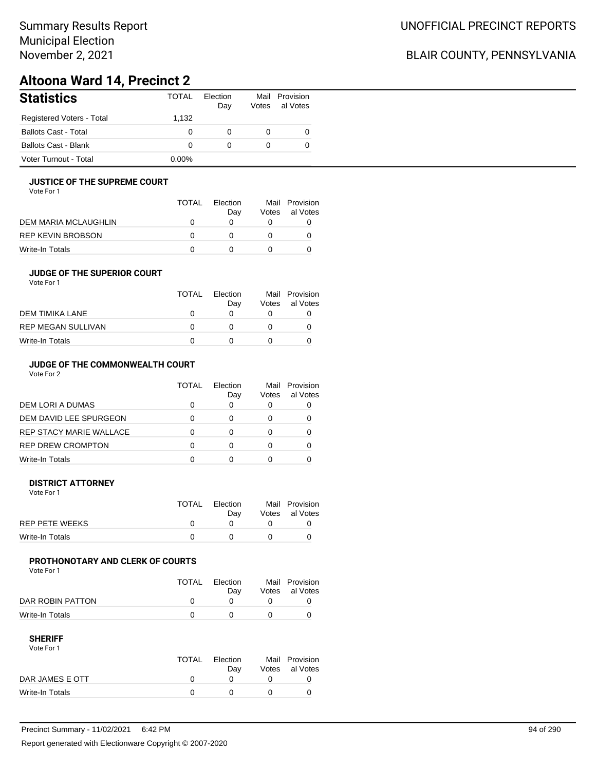Summary Results Report
Municipal Election
November 2, 2021

UNOFFICIAL PRECINCT REPORTS

BLAIR COUNTY, PENNSYLVANIA

# Altoona Ward 14, Precinct 2

## Statistics

| | TOTAL | Election Day | Mail Votes | Provisional Votes |
|---|---|---|---|---|
| Registered Voters - Total | 1,132 | | | |
| Ballots Cast - Total | 0 | 0 | 0 | 0 |
| Ballots Cast - Blank | 0 | 0 | 0 | 0 |
| Voter Turnout - Total | 0.00% | | | |

### JUSTICE OF THE SUPREME COURT

Vote For 1

| | TOTAL | Election Day | Mail Votes | Provisional Votes |
|---|---|---|---|---|
| DEM MARIA MCLAUGHLIN | 0 | 0 | 0 | 0 |
| REP KEVIN BROBSON | 0 | 0 | 0 | 0 |
| Write-In Totals | 0 | 0 | 0 | 0 |

### JUDGE OF THE SUPERIOR COURT

Vote For 1

| | TOTAL | Election Day | Mail Votes | Provisional Votes |
|---|---|---|---|---|
| DEM TIMIKA LANE | 0 | 0 | 0 | 0 |
| REP MEGAN SULLIVAN | 0 | 0 | 0 | 0 |
| Write-In Totals | 0 | 0 | 0 | 0 |

### JUDGE OF THE COMMONWEALTH COURT

Vote For 2

| | TOTAL | Election Day | Mail Votes | Provisional Votes |
|---|---|---|---|---|
| DEM LORI A DUMAS | 0 | 0 | 0 | 0 |
| DEM DAVID LEE SPURGEON | 0 | 0 | 0 | 0 |
| REP STACY MARIE WALLACE | 0 | 0 | 0 | 0 |
| REP DREW CROMPTON | 0 | 0 | 0 | 0 |
| Write-In Totals | 0 | 0 | 0 | 0 |

### DISTRICT ATTORNEY

Vote For 1

| | TOTAL | Election Day | Mail Votes | Provisional Votes |
|---|---|---|---|---|
| REP PETE WEEKS | 0 | 0 | 0 | 0 |
| Write-In Totals | 0 | 0 | 0 | 0 |

### PROTHONOTARY AND CLERK OF COURTS

Vote For 1

| | TOTAL | Election Day | Mail Votes | Provisional Votes |
|---|---|---|---|---|
| DAR ROBIN PATTON | 0 | 0 | 0 | 0 |
| Write-In Totals | 0 | 0 | 0 | 0 |

### SHERIFF

Vote For 1

| | TOTAL | Election Day | Mail Votes | Provisional Votes |
|---|---|---|---|---|
| DAR JAMES E OTT | 0 | 0 | 0 | 0 |
| Write-In Totals | 0 | 0 | 0 | 0 |

Precinct Summary - 11/02/2021 6:42 PM

Report generated with Electionware Copyright © 2007-2020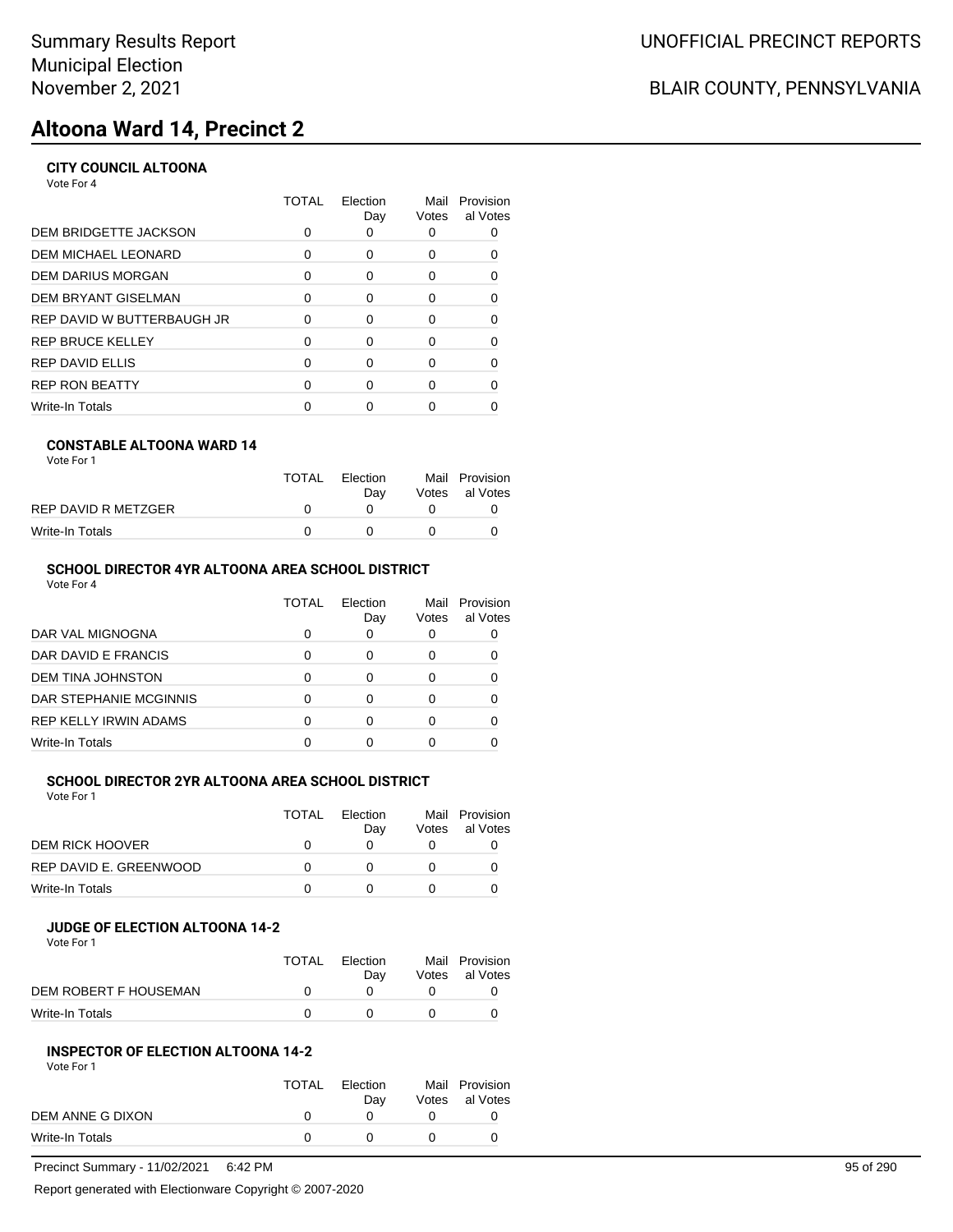Summary Results Report
Municipal Election
November 2, 2021

UNOFFICIAL PRECINCT REPORTS

BLAIR COUNTY, PENNSYLVANIA

# Altoona Ward 14, Precinct 2

### CITY COUNCIL ALTOONA

Vote For 4

| | TOTAL | Election Day | Mail Votes | Provisional Votes |
|---|---|---|---|---|
| DEM BRIDGETTE JACKSON | 0 | 0 | 0 | 0 |
| DEM MICHAEL LEONARD | 0 | 0 | 0 | 0 |
| DEM DARIUS MORGAN | 0 | 0 | 0 | 0 |
| DEM BRYANT GISELMAN | 0 | 0 | 0 | 0 |
| REP DAVID W BUTTERBAUGH JR | 0 | 0 | 0 | 0 |
| REP BRUCE KELLEY | 0 | 0 | 0 | 0 |
| REP DAVID ELLIS | 0 | 0 | 0 | 0 |
| REP RON BEATTY | 0 | 0 | 0 | 0 |
| Write-In Totals | 0 | 0 | 0 | 0 |

### CONSTABLE ALTOONA WARD 14

Vote For 1

| | TOTAL | Election Day | Mail Votes | Provisional Votes |
|---|---|---|---|---|
| REP DAVID R METZGER | 0 | 0 | 0 | 0 |
| Write-In Totals | 0 | 0 | 0 | 0 |

### SCHOOL DIRECTOR 4YR ALTOONA AREA SCHOOL DISTRICT

Vote For 4

| | TOTAL | Election Day | Mail Votes | Provisional Votes |
|---|---|---|---|---|
| DAR VAL MIGNOGNA | 0 | 0 | 0 | 0 |
| DAR DAVID E FRANCIS | 0 | 0 | 0 | 0 |
| DEM TINA JOHNSTON | 0 | 0 | 0 | 0 |
| DAR STEPHANIE MCGINNIS | 0 | 0 | 0 | 0 |
| REP KELLY IRWIN ADAMS | 0 | 0 | 0 | 0 |
| Write-In Totals | 0 | 0 | 0 | 0 |

### SCHOOL DIRECTOR 2YR ALTOONA AREA SCHOOL DISTRICT

Vote For 1

| | TOTAL | Election Day | Mail Votes | Provisional Votes |
|---|---|---|---|---|
| DEM RICK HOOVER | 0 | 0 | 0 | 0 |
| REP DAVID E. GREENWOOD | 0 | 0 | 0 | 0 |
| Write-In Totals | 0 | 0 | 0 | 0 |

### JUDGE OF ELECTION ALTOONA 14-2

Vote For 1

| | TOTAL | Election Day | Mail Votes | Provisional Votes |
|---|---|---|---|---|
| DEM ROBERT F HOUSEMAN | 0 | 0 | 0 | 0 |
| Write-In Totals | 0 | 0 | 0 | 0 |

### INSPECTOR OF ELECTION ALTOONA 14-2

Vote For 1

| | TOTAL | Election Day | Mail Votes | Provisional Votes |
|---|---|---|---|---|
| DEM ANNE G DIXON | 0 | 0 | 0 | 0 |
| Write-In Totals | 0 | 0 | 0 | 0 |

Precinct Summary - 11/02/2021 6:42 PM

Report generated with Electionware Copyright © 2007-2020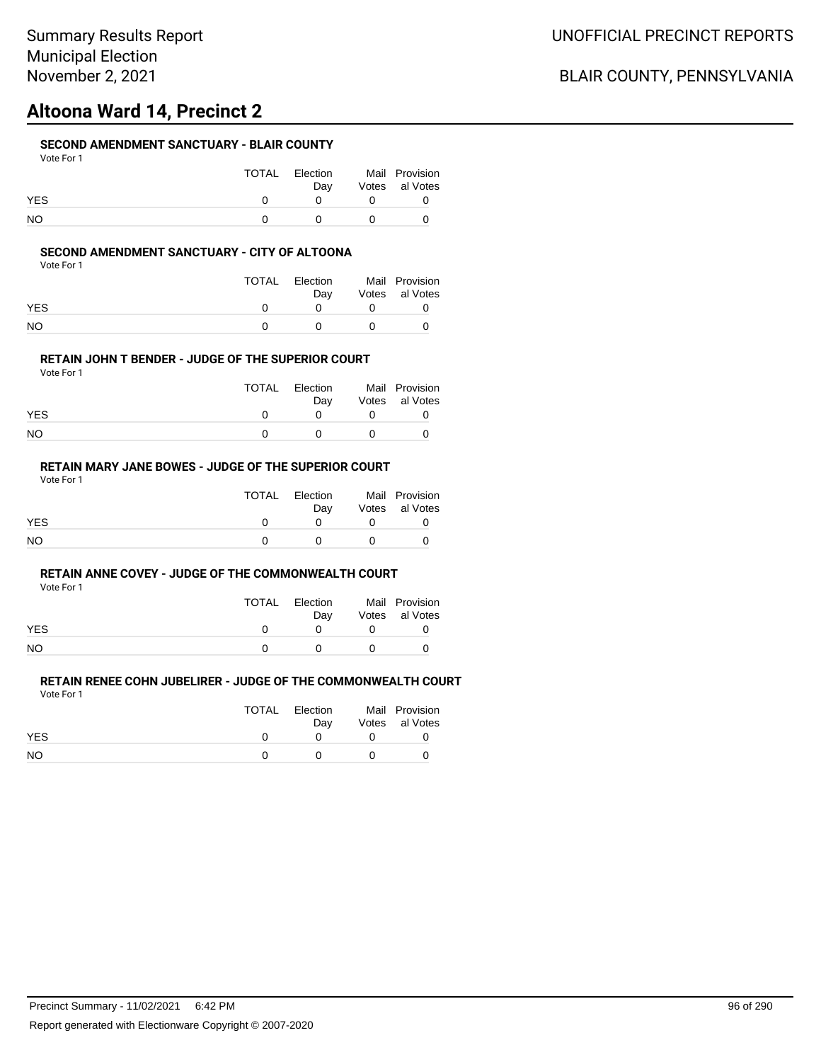Summary Results Report
Municipal Election
November 2, 2021

UNOFFICIAL PRECINCT REPORTS

BLAIR COUNTY, PENNSYLVANIA

# Altoona Ward 14, Precinct 2

### SECOND AMENDMENT SANCTUARY - BLAIR COUNTY

Vote For 1

| | TOTAL | Election Day | Mail Votes | Provisional Votes |
|---|---|---|---|---|
| YES | 0 | 0 | 0 | 0 |
| NO | 0 | 0 | 0 | 0 |

### SECOND AMENDMENT SANCTUARY - CITY OF ALTOONA

Vote For 1

| | TOTAL | Election Day | Mail Votes | Provisional Votes |
|---|---|---|---|---|
| YES | 0 | 0 | 0 | 0 |
| NO | 0 | 0 | 0 | 0 |

### RETAIN JOHN T BENDER - JUDGE OF THE SUPERIOR COURT

Vote For 1

| | TOTAL | Election Day | Mail Votes | Provisional Votes |
|---|---|---|---|---|
| YES | 0 | 0 | 0 | 0 |
| NO | 0 | 0 | 0 | 0 |

### RETAIN MARY JANE BOWES - JUDGE OF THE SUPERIOR COURT

Vote For 1

| | TOTAL | Election Day | Mail Votes | Provisional Votes |
|---|---|---|---|---|
| YES | 0 | 0 | 0 | 0 |
| NO | 0 | 0 | 0 | 0 |

### RETAIN ANNE COVEY - JUDGE OF THE COMMONWEALTH COURT

Vote For 1

| | TOTAL | Election Day | Mail Votes | Provisional Votes |
|---|---|---|---|---|
| YES | 0 | 0 | 0 | 0 |
| NO | 0 | 0 | 0 | 0 |

### RETAIN RENEE COHN JUBELIRER - JUDGE OF THE COMMONWEALTH COURT

Vote For 1

| | TOTAL | Election Day | Mail Votes | Provisional Votes |
|---|---|---|---|---|
| YES | 0 | 0 | 0 | 0 |
| NO | 0 | 0 | 0 | 0 |

Precinct Summary - 11/02/2021 6:42 PM

Report generated with Electionware Copyright © 2007-2020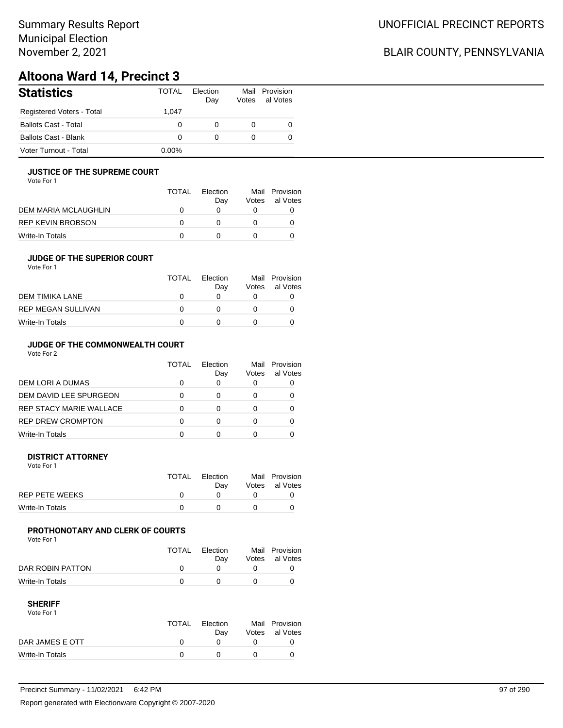Summary Results Report
Municipal Election
November 2, 2021

UNOFFICIAL PRECINCT REPORTS

BLAIR COUNTY, PENNSYLVANIA

# Altoona Ward 14, Precinct 3

## Statistics

| Statistics | TOTAL | Election Day | Mail Votes | Provisional Votes |
|---|---|---|---|---|
| Registered Voters - Total | 1,047 | | | |
| Ballots Cast - Total | 0 | 0 | 0 | 0 |
| Ballots Cast - Blank | 0 | 0 | 0 | 0 |
| Voter Turnout - Total | 0.00% | | | |

### JUSTICE OF THE SUPREME COURT

Vote For 1

| | TOTAL | Election Day | Mail Votes | Provisional Votes |
|---|---|---|---|---|
| DEM MARIA MCLAUGHLIN | 0 | 0 | 0 | 0 |
| REP KEVIN BROBSON | 0 | 0 | 0 | 0 |
| Write-In Totals | 0 | 0 | 0 | 0 |

### JUDGE OF THE SUPERIOR COURT

Vote For 1

| | TOTAL | Election Day | Mail Votes | Provisional Votes |
|---|---|---|---|---|
| DEM TIMIKA LANE | 0 | 0 | 0 | 0 |
| REP MEGAN SULLIVAN | 0 | 0 | 0 | 0 |
| Write-In Totals | 0 | 0 | 0 | 0 |

### JUDGE OF THE COMMONWEALTH COURT

Vote For 2

| | TOTAL | Election Day | Mail Votes | Provisional Votes |
|---|---|---|---|---|
| DEM LORI A DUMAS | 0 | 0 | 0 | 0 |
| DEM DAVID LEE SPURGEON | 0 | 0 | 0 | 0 |
| REP STACY MARIE WALLACE | 0 | 0 | 0 | 0 |
| REP DREW CROMPTON | 0 | 0 | 0 | 0 |
| Write-In Totals | 0 | 0 | 0 | 0 |

### DISTRICT ATTORNEY

Vote For 1

| | TOTAL | Election Day | Mail Votes | Provisional Votes |
|---|---|---|---|---|
| REP PETE WEEKS | 0 | 0 | 0 | 0 |
| Write-In Totals | 0 | 0 | 0 | 0 |

### PROTHONOTARY AND CLERK OF COURTS

Vote For 1

| | TOTAL | Election Day | Mail Votes | Provisional Votes |
|---|---|---|---|---|
| DAR ROBIN PATTON | 0 | 0 | 0 | 0 |
| Write-In Totals | 0 | 0 | 0 | 0 |

### SHERIFF

Vote For 1

| | TOTAL | Election Day | Mail Votes | Provisional Votes |
|---|---|---|---|---|
| DAR JAMES E OTT | 0 | 0 | 0 | 0 |
| Write-In Totals | 0 | 0 | 0 | 0 |

Precinct Summary - 11/02/2021 6:42 PM

Report generated with Electionware Copyright © 2007-2020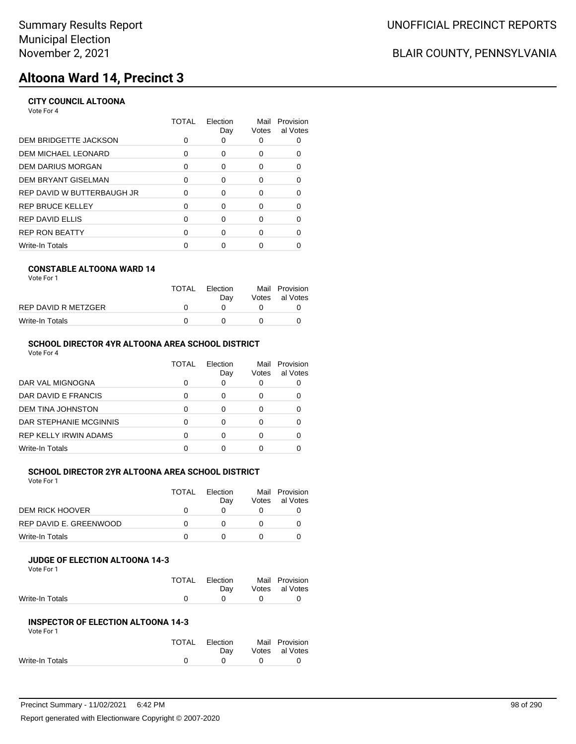Summary Results Report
Municipal Election
November 2, 2021

UNOFFICIAL PRECINCT REPORTS

BLAIR COUNTY, PENNSYLVANIA

# Altoona Ward 14, Precinct 3

### CITY COUNCIL ALTOONA

Vote For 4

| | TOTAL | Election Day | Mail Votes | Provisional Votes |
|---|---|---|---|---|
| DEM BRIDGETTE JACKSON | 0 | 0 | 0 | 0 |
| DEM MICHAEL LEONARD | 0 | 0 | 0 | 0 |
| DEM DARIUS MORGAN | 0 | 0 | 0 | 0 |
| DEM BRYANT GISELMAN | 0 | 0 | 0 | 0 |
| REP DAVID W BUTTERBAUGH JR | 0 | 0 | 0 | 0 |
| REP BRUCE KELLEY | 0 | 0 | 0 | 0 |
| REP DAVID ELLIS | 0 | 0 | 0 | 0 |
| REP RON BEATTY | 0 | 0 | 0 | 0 |
| Write-In Totals | 0 | 0 | 0 | 0 |

### CONSTABLE ALTOONA WARD 14

Vote For 1

| | TOTAL | Election Day | Mail Votes | Provisional Votes |
|---|---|---|---|---|
| REP DAVID R METZGER | 0 | 0 | 0 | 0 |
| Write-In Totals | 0 | 0 | 0 | 0 |

### SCHOOL DIRECTOR 4YR ALTOONA AREA SCHOOL DISTRICT

Vote For 4

| | TOTAL | Election Day | Mail Votes | Provisional Votes |
|---|---|---|---|---|
| DAR VAL MIGNOGNA | 0 | 0 | 0 | 0 |
| DAR DAVID E FRANCIS | 0 | 0 | 0 | 0 |
| DEM TINA JOHNSTON | 0 | 0 | 0 | 0 |
| DAR STEPHANIE MCGINNIS | 0 | 0 | 0 | 0 |
| REP KELLY IRWIN ADAMS | 0 | 0 | 0 | 0 |
| Write-In Totals | 0 | 0 | 0 | 0 |

### SCHOOL DIRECTOR 2YR ALTOONA AREA SCHOOL DISTRICT

Vote For 1

| | TOTAL | Election Day | Mail Votes | Provisional Votes |
|---|---|---|---|---|
| DEM RICK HOOVER | 0 | 0 | 0 | 0 |
| REP DAVID E. GREENWOOD | 0 | 0 | 0 | 0 |
| Write-In Totals | 0 | 0 | 0 | 0 |

### JUDGE OF ELECTION ALTOONA 14-3

Vote For 1

| | TOTAL | Election Day | Mail Votes | Provisional Votes |
|---|---|---|---|---|
| Write-In Totals | 0 | 0 | 0 | 0 |

### INSPECTOR OF ELECTION ALTOONA 14-3

Vote For 1

| | TOTAL | Election Day | Mail Votes | Provisional Votes |
|---|---|---|---|---|
| Write-In Totals | 0 | 0 | 0 | 0 |

Precinct Summary - 11/02/2021 6:42 PM

Report generated with Electionware Copyright © 2007-2020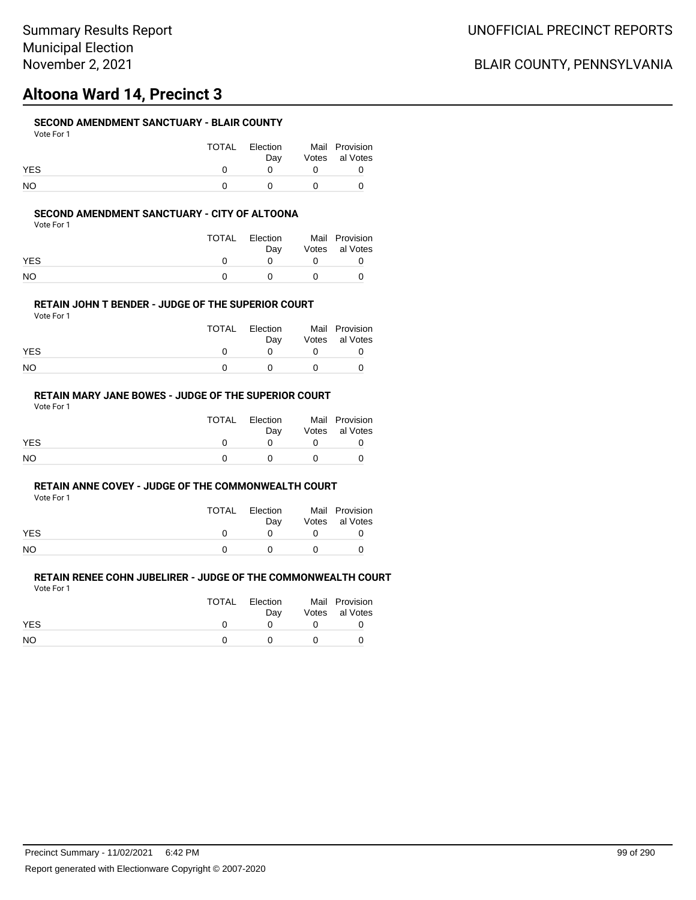Summary Results Report
Municipal Election
November 2, 2021

UNOFFICIAL PRECINCT REPORTS

BLAIR COUNTY, PENNSYLVANIA

# Altoona Ward 14, Precinct 3

### SECOND AMENDMENT SANCTUARY - BLAIR COUNTY

Vote For 1

| | TOTAL | Election Day | Mail Votes | Provisional Votes |
|---|---|---|---|---|
| YES | 0 | 0 | 0 | 0 |
| NO | 0 | 0 | 0 | 0 |

### SECOND AMENDMENT SANCTUARY - CITY OF ALTOONA

Vote For 1

| | TOTAL | Election Day | Mail Votes | Provisional Votes |
|---|---|---|---|---|
| YES | 0 | 0 | 0 | 0 |
| NO | 0 | 0 | 0 | 0 |

### RETAIN JOHN T BENDER - JUDGE OF THE SUPERIOR COURT

Vote For 1

| | TOTAL | Election Day | Mail Votes | Provisional Votes |
|---|---|---|---|---|
| YES | 0 | 0 | 0 | 0 |
| NO | 0 | 0 | 0 | 0 |

### RETAIN MARY JANE BOWES - JUDGE OF THE SUPERIOR COURT

Vote For 1

| | TOTAL | Election Day | Mail Votes | Provisional Votes |
|---|---|---|---|---|
| YES | 0 | 0 | 0 | 0 |
| NO | 0 | 0 | 0 | 0 |

### RETAIN ANNE COVEY - JUDGE OF THE COMMONWEALTH COURT

Vote For 1

| | TOTAL | Election Day | Mail Votes | Provisional Votes |
|---|---|---|---|---|
| YES | 0 | 0 | 0 | 0 |
| NO | 0 | 0 | 0 | 0 |

### RETAIN RENEE COHN JUBELIRER - JUDGE OF THE COMMONWEALTH COURT

Vote For 1

| | TOTAL | Election Day | Mail Votes | Provisional Votes |
|---|---|---|---|---|
| YES | 0 | 0 | 0 | 0 |
| NO | 0 | 0 | 0 | 0 |

Precinct Summary - 11/02/2021 6:42 PM

Report generated with Electionware Copyright © 2007-2020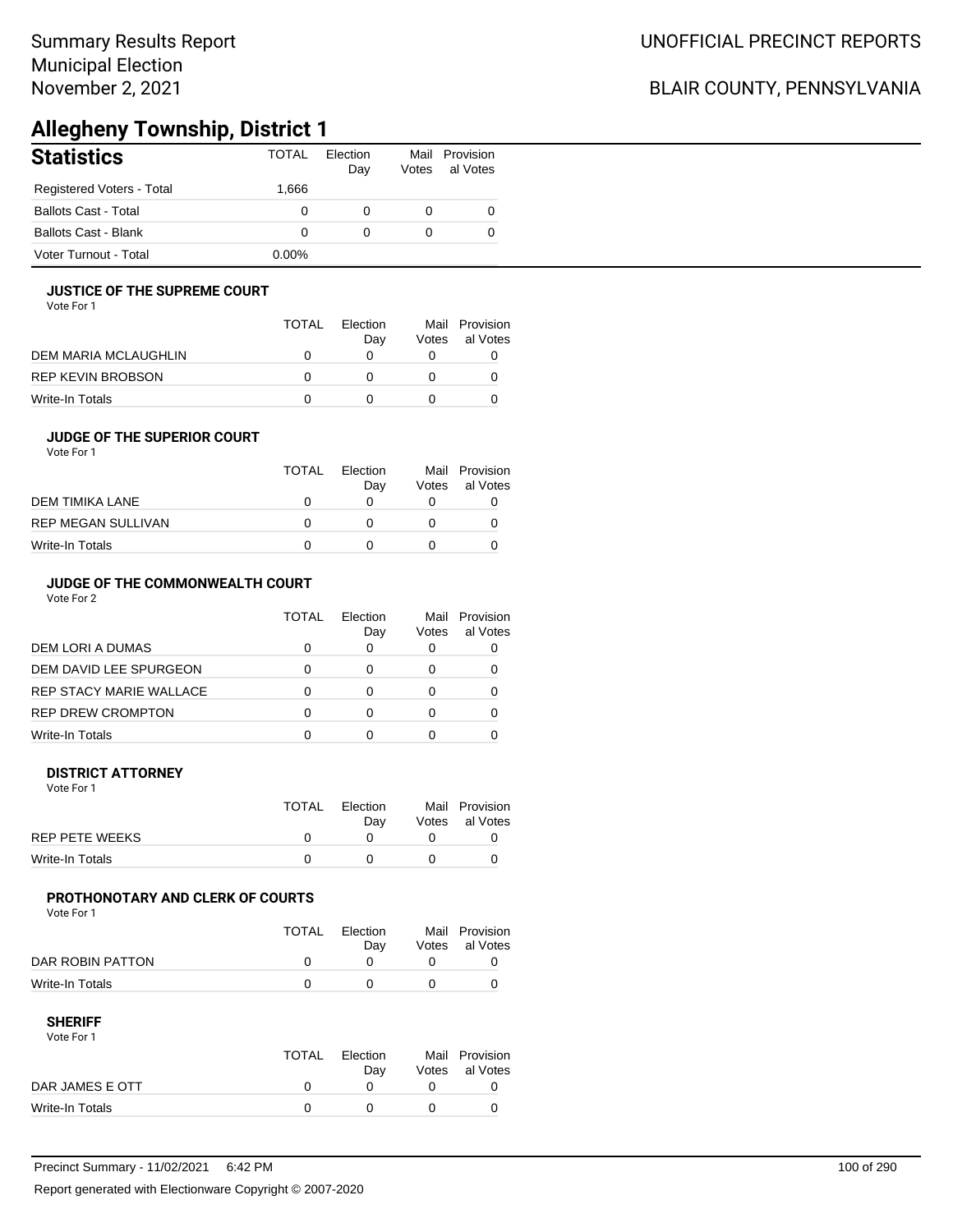Summary Results Report
Municipal Election
November 2, 2021

UNOFFICIAL PRECINCT REPORTS

BLAIR COUNTY, PENNSYLVANIA

# Allegheny Township, District 1

## Statistics

| | TOTAL | Election Day | Mail Votes | Provisional Votes |
|---|---|---|---|---|
| Registered Voters - Total | 1,666 | | | |
| Ballots Cast - Total | 0 | 0 | 0 | 0 |
| Ballots Cast - Blank | 0 | 0 | 0 | 0 |
| Voter Turnout - Total | 0.00% | | | |

### JUSTICE OF THE SUPREME COURT

Vote For 1

| | TOTAL | Election Day | Mail Votes | Provisional Votes |
|---|---|---|---|---|
| DEM MARIA MCLAUGHLIN | 0 | 0 | 0 | 0 |
| REP KEVIN BROBSON | 0 | 0 | 0 | 0 |
| Write-In Totals | 0 | 0 | 0 | 0 |

### JUDGE OF THE SUPERIOR COURT

Vote For 1

| | TOTAL | Election Day | Mail Votes | Provisional Votes |
|---|---|---|---|---|
| DEM TIMIKA LANE | 0 | 0 | 0 | 0 |
| REP MEGAN SULLIVAN | 0 | 0 | 0 | 0 |
| Write-In Totals | 0 | 0 | 0 | 0 |

### JUDGE OF THE COMMONWEALTH COURT

Vote For 2

| | TOTAL | Election Day | Mail Votes | Provisional Votes |
|---|---|---|---|---|
| DEM LORI A DUMAS | 0 | 0 | 0 | 0 |
| DEM DAVID LEE SPURGEON | 0 | 0 | 0 | 0 |
| REP STACY MARIE WALLACE | 0 | 0 | 0 | 0 |
| REP DREW CROMPTON | 0 | 0 | 0 | 0 |
| Write-In Totals | 0 | 0 | 0 | 0 |

### DISTRICT ATTORNEY

Vote For 1

| | TOTAL | Election Day | Mail Votes | Provisional Votes |
|---|---|---|---|---|
| REP PETE WEEKS | 0 | 0 | 0 | 0 |
| Write-In Totals | 0 | 0 | 0 | 0 |

### PROTHONOTARY AND CLERK OF COURTS

Vote For 1

| | TOTAL | Election Day | Mail Votes | Provisional Votes |
|---|---|---|---|---|
| DAR ROBIN PATTON | 0 | 0 | 0 | 0 |
| Write-In Totals | 0 | 0 | 0 | 0 |

### SHERIFF

Vote For 1

| | TOTAL | Election Day | Mail Votes | Provisional Votes |
|---|---|---|---|---|
| DAR JAMES E OTT | 0 | 0 | 0 | 0 |
| Write-In Totals | 0 | 0 | 0 | 0 |

Precinct Summary - 11/02/2021 6:42 PM

Report generated with Electionware Copyright © 2007-2020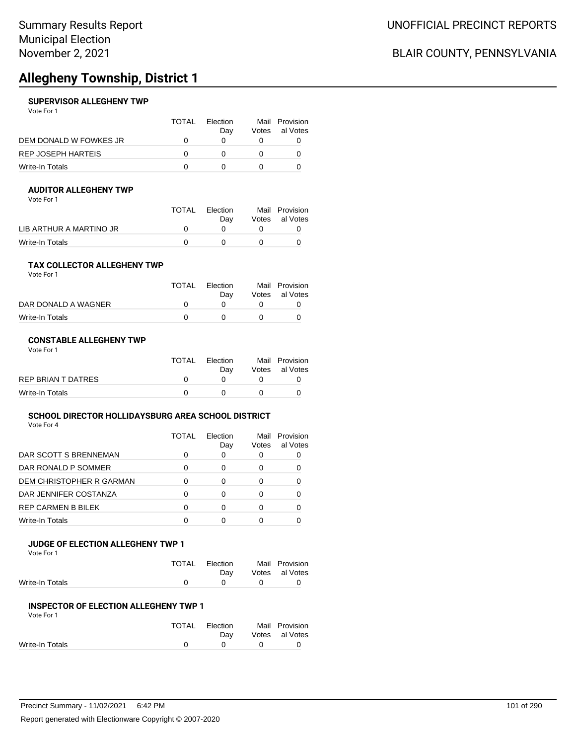Summary Results Report
Municipal Election
November 2, 2021

UNOFFICIAL PRECINCT REPORTS

BLAIR COUNTY, PENNSYLVANIA

# Allegheny Township, District 1

### SUPERVISOR ALLEGHENY TWP

Vote For 1

| | TOTAL | Election Day | Mail Votes | Provisional Votes |
|---|---|---|---|---|
| DEM DONALD W FOWKES JR | 0 | 0 | 0 | 0 |
| REP JOSEPH HARTEIS | 0 | 0 | 0 | 0 |
| Write-In Totals | 0 | 0 | 0 | 0 |

### AUDITOR ALLEGHENY TWP

Vote For 1

| | TOTAL | Election Day | Mail Votes | Provisional Votes |
|---|---|---|---|---|
| LIB ARTHUR A MARTINO JR | 0 | 0 | 0 | 0 |
| Write-In Totals | 0 | 0 | 0 | 0 |

### TAX COLLECTOR ALLEGHENY TWP

Vote For 1

| | TOTAL | Election Day | Mail Votes | Provisional Votes |
|---|---|---|---|---|
| DAR DONALD A WAGNER | 0 | 0 | 0 | 0 |
| Write-In Totals | 0 | 0 | 0 | 0 |

### CONSTABLE ALLEGHENY TWP

Vote For 1

| | TOTAL | Election Day | Mail Votes | Provisional Votes |
|---|---|---|---|---|
| REP BRIAN T DATRES | 0 | 0 | 0 | 0 |
| Write-In Totals | 0 | 0 | 0 | 0 |

### SCHOOL DIRECTOR HOLLIDAYSBURG AREA SCHOOL DISTRICT

Vote For 4

| | TOTAL | Election Day | Mail Votes | Provisional Votes |
|---|---|---|---|---|
| DAR SCOTT S BRENNEMAN | 0 | 0 | 0 | 0 |
| DAR RONALD P SOMMER | 0 | 0 | 0 | 0 |
| DEM CHRISTOPHER R GARMAN | 0 | 0 | 0 | 0 |
| DAR JENNIFER COSTANZA | 0 | 0 | 0 | 0 |
| REP CARMEN B BILEK | 0 | 0 | 0 | 0 |
| Write-In Totals | 0 | 0 | 0 | 0 |

### JUDGE OF ELECTION ALLEGHENY TWP 1

Vote For 1

| | TOTAL | Election Day | Mail Votes | Provisional Votes |
|---|---|---|---|---|
| Write-In Totals | 0 | 0 | 0 | 0 |

### INSPECTOR OF ELECTION ALLEGHENY TWP 1

Vote For 1

| | TOTAL | Election Day | Mail Votes | Provisional Votes |
|---|---|---|---|---|
| Write-In Totals | 0 | 0 | 0 | 0 |

Precinct Summary - 11/02/2021 6:42 PM

Report generated with Electionware Copyright © 2007-2020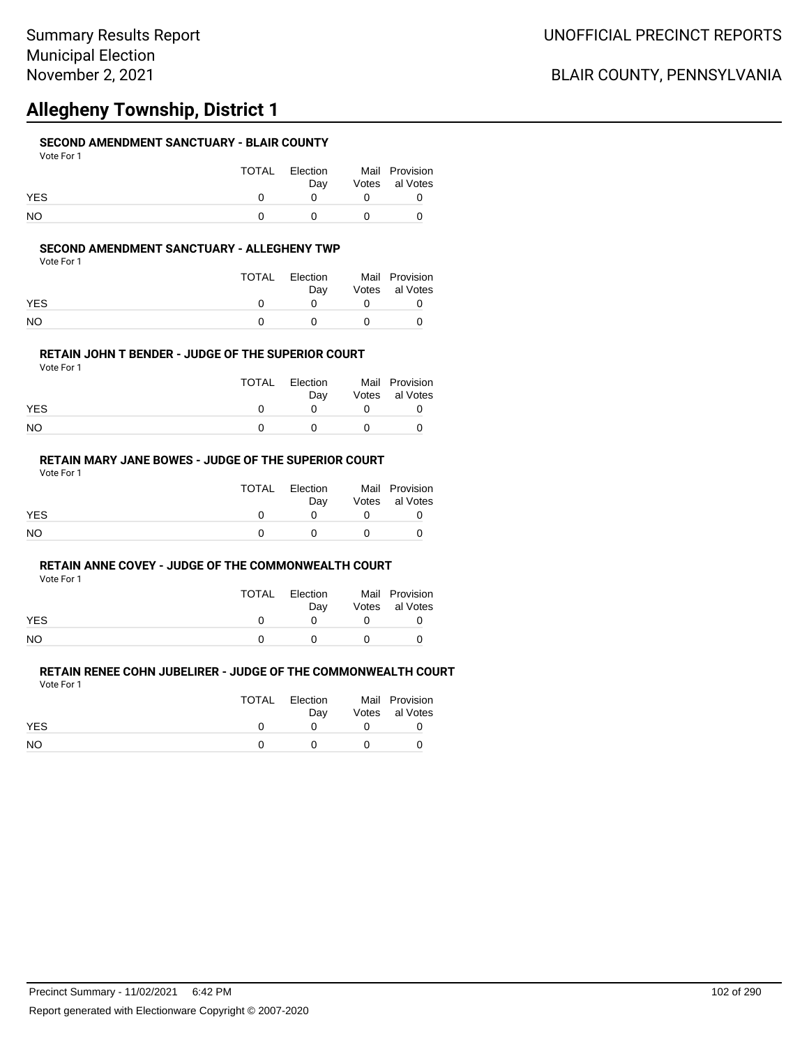Summary Results Report
Municipal Election
November 2, 2021

UNOFFICIAL PRECINCT REPORTS

BLAIR COUNTY, PENNSYLVANIA

# Allegheny Township, District 1

### SECOND AMENDMENT SANCTUARY - BLAIR COUNTY

Vote For 1

| | TOTAL | Election Day | Mail Votes | Provisional Votes |
|---|---|---|---|---|
| YES | 0 | 0 | 0 | 0 |
| NO | 0 | 0 | 0 | 0 |

### SECOND AMENDMENT SANCTUARY - ALLEGHENY TWP

Vote For 1

| | TOTAL | Election Day | Mail Votes | Provisional Votes |
|---|---|---|---|---|
| YES | 0 | 0 | 0 | 0 |
| NO | 0 | 0 | 0 | 0 |

### RETAIN JOHN T BENDER - JUDGE OF THE SUPERIOR COURT

Vote For 1

| | TOTAL | Election Day | Mail Votes | Provisional Votes |
|---|---|---|---|---|
| YES | 0 | 0 | 0 | 0 |
| NO | 0 | 0 | 0 | 0 |

### RETAIN MARY JANE BOWES - JUDGE OF THE SUPERIOR COURT

Vote For 1

| | TOTAL | Election Day | Mail Votes | Provisional Votes |
|---|---|---|---|---|
| YES | 0 | 0 | 0 | 0 |
| NO | 0 | 0 | 0 | 0 |

### RETAIN ANNE COVEY - JUDGE OF THE COMMONWEALTH COURT

Vote For 1

| | TOTAL | Election Day | Mail Votes | Provisional Votes |
|---|---|---|---|---|
| YES | 0 | 0 | 0 | 0 |
| NO | 0 | 0 | 0 | 0 |

### RETAIN RENEE COHN JUBELIRER - JUDGE OF THE COMMONWEALTH COURT

Vote For 1

| | TOTAL | Election Day | Mail Votes | Provisional Votes |
|---|---|---|---|---|
| YES | 0 | 0 | 0 | 0 |
| NO | 0 | 0 | 0 | 0 |

Precinct Summary - 11/02/2021 6:42 PM

Report generated with Electionware Copyright © 2007-2020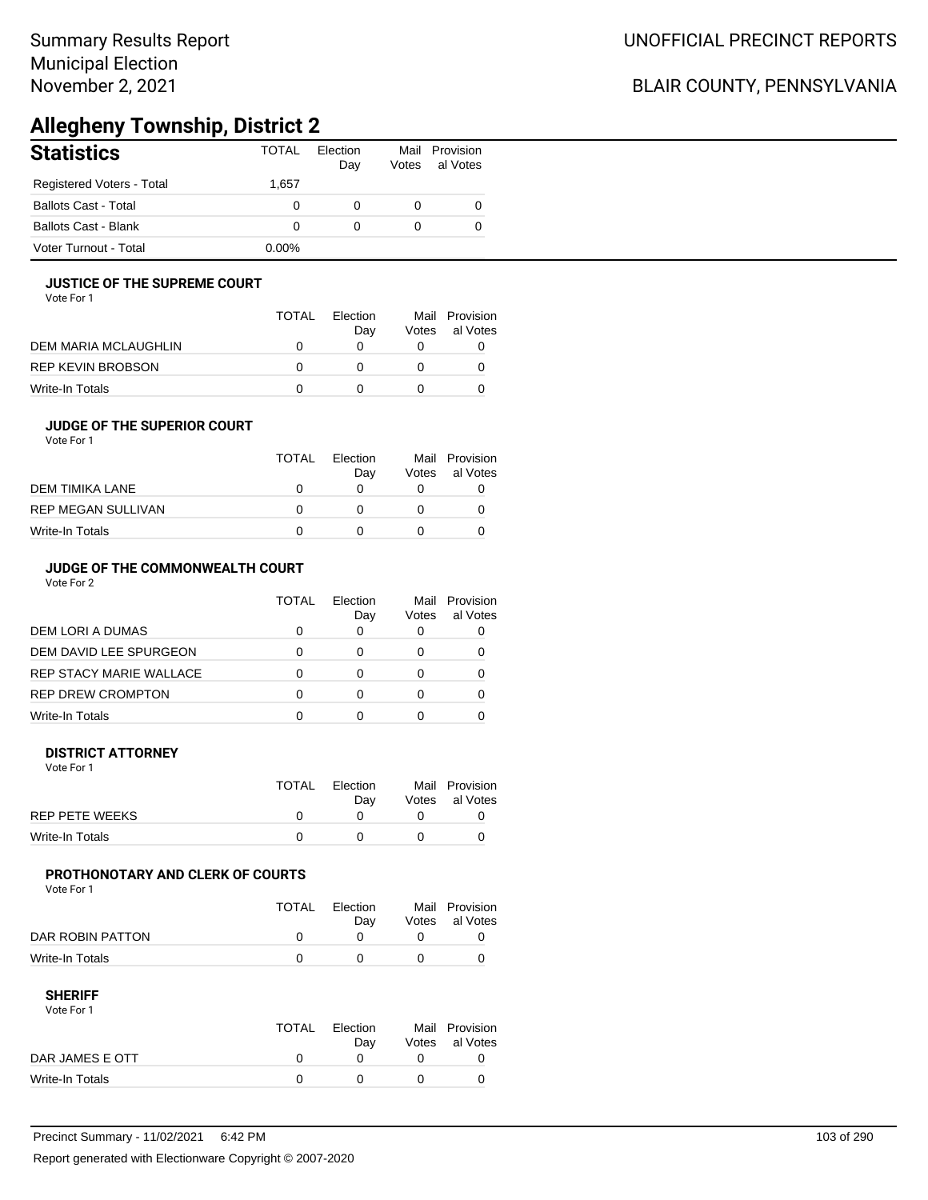# Summary Results Report
Municipal Election
November 2, 2021

UNOFFICIAL PRECINCT REPORTS

BLAIR COUNTY, PENNSYLVANIA

# Allegheny Township, District 2

## Statistics

| | TOTAL | Election Day | Mail Votes | Provisional Votes |
|---|---|---|---|---|
| Registered Voters - Total | 1,657 | | | |
| Ballots Cast - Total | 0 | 0 | 0 | 0 |
| Ballots Cast - Blank | 0 | 0 | 0 | 0 |
| Voter Turnout - Total | 0.00% | | | |

### JUSTICE OF THE SUPREME COURT

Vote For 1

| | TOTAL | Election Day | Mail Votes | Provisional Votes |
|---|---|---|---|---|
| DEM MARIA MCLAUGHLIN | 0 | 0 | 0 | 0 |
| REP KEVIN BROBSON | 0 | 0 | 0 | 0 |
| Write-In Totals | 0 | 0 | 0 | 0 |

### JUDGE OF THE SUPERIOR COURT

Vote For 1

| | TOTAL | Election Day | Mail Votes | Provisional Votes |
|---|---|---|---|---|
| DEM TIMIKA LANE | 0 | 0 | 0 | 0 |
| REP MEGAN SULLIVAN | 0 | 0 | 0 | 0 |
| Write-In Totals | 0 | 0 | 0 | 0 |

### JUDGE OF THE COMMONWEALTH COURT

Vote For 2

| | TOTAL | Election Day | Mail Votes | Provisional Votes |
|---|---|---|---|---|
| DEM LORI A DUMAS | 0 | 0 | 0 | 0 |
| DEM DAVID LEE SPURGEON | 0 | 0 | 0 | 0 |
| REP STACY MARIE WALLACE | 0 | 0 | 0 | 0 |
| REP DREW CROMPTON | 0 | 0 | 0 | 0 |
| Write-In Totals | 0 | 0 | 0 | 0 |

### DISTRICT ATTORNEY

Vote For 1

| | TOTAL | Election Day | Mail Votes | Provisional Votes |
|---|---|---|---|---|
| REP PETE WEEKS | 0 | 0 | 0 | 0 |
| Write-In Totals | 0 | 0 | 0 | 0 |

### PROTHONOTARY AND CLERK OF COURTS

Vote For 1

| | TOTAL | Election Day | Mail Votes | Provisional Votes |
|---|---|---|---|---|
| DAR ROBIN PATTON | 0 | 0 | 0 | 0 |
| Write-In Totals | 0 | 0 | 0 | 0 |

### SHERIFF

Vote For 1

| | TOTAL | Election Day | Mail Votes | Provisional Votes |
|---|---|---|---|---|
| DAR JAMES E OTT | 0 | 0 | 0 | 0 |
| Write-In Totals | 0 | 0 | 0 | 0 |

Precinct Summary - 11/02/2021 6:42 PM

Report generated with Electionware Copyright © 2007-2020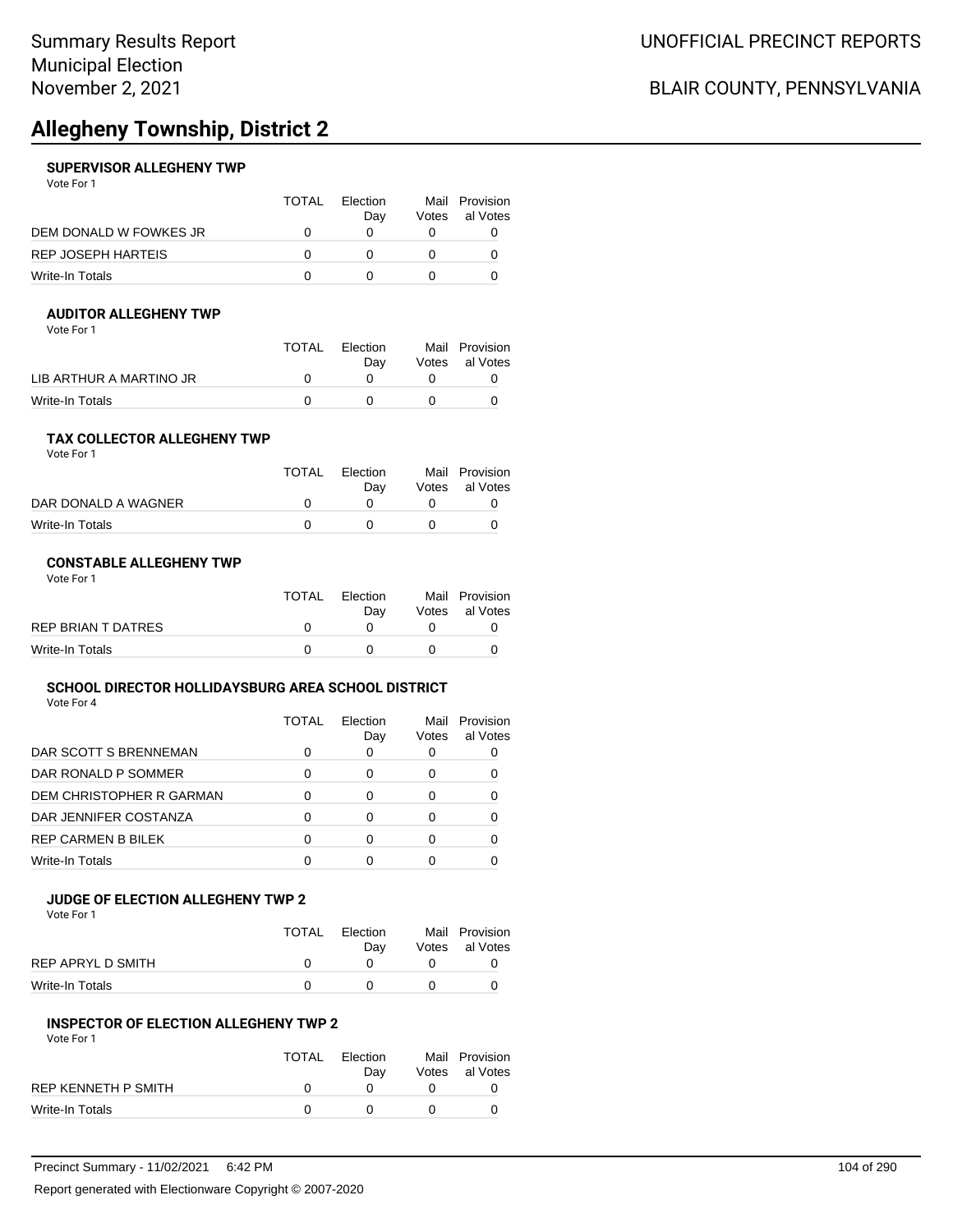# Allegheny Township, District 2

### SUPERVISOR ALLEGHENY TWP

Vote For 1

| | TOTAL | Election Day | Mail Votes | Provisional Votes |
|---|---|---|---|---|
| DEM DONALD W FOWKES JR | 0 | 0 | 0 | 0 |
| REP JOSEPH HARTEIS | 0 | 0 | 0 | 0 |
| Write-In Totals | 0 | 0 | 0 | 0 |

### AUDITOR ALLEGHENY TWP

Vote For 1

| | TOTAL | Election Day | Mail Votes | Provisional Votes |
|---|---|---|---|---|
| LIB ARTHUR A MARTINO JR | 0 | 0 | 0 | 0 |
| Write-In Totals | 0 | 0 | 0 | 0 |

### TAX COLLECTOR ALLEGHENY TWP

Vote For 1

| | TOTAL | Election Day | Mail Votes | Provisional Votes |
|---|---|---|---|---|
| DAR DONALD A WAGNER | 0 | 0 | 0 | 0 |
| Write-In Totals | 0 | 0 | 0 | 0 |

### CONSTABLE ALLEGHENY TWP

Vote For 1

| | TOTAL | Election Day | Mail Votes | Provisional Votes |
|---|---|---|---|---|
| REP BRIAN T DATRES | 0 | 0 | 0 | 0 |
| Write-In Totals | 0 | 0 | 0 | 0 |

### SCHOOL DIRECTOR HOLLIDAYSBURG AREA SCHOOL DISTRICT

Vote For 4

| | TOTAL | Election Day | Mail Votes | Provisional Votes |
|---|---|---|---|---|
| DAR SCOTT S BRENNEMAN | 0 | 0 | 0 | 0 |
| DAR RONALD P SOMMER | 0 | 0 | 0 | 0 |
| DEM CHRISTOPHER R GARMAN | 0 | 0 | 0 | 0 |
| DAR JENNIFER COSTANZA | 0 | 0 | 0 | 0 |
| REP CARMEN B BILEK | 0 | 0 | 0 | 0 |
| Write-In Totals | 0 | 0 | 0 | 0 |

### JUDGE OF ELECTION ALLEGHENY TWP 2

Vote For 1

| | TOTAL | Election Day | Mail Votes | Provisional Votes |
|---|---|---|---|---|
| REP APRYL D SMITH | 0 | 0 | 0 | 0 |
| Write-In Totals | 0 | 0 | 0 | 0 |

### INSPECTOR OF ELECTION ALLEGHENY TWP 2

Vote For 1

| | TOTAL | Election Day | Mail Votes | Provisional Votes |
|---|---|---|---|---|
| REP KENNETH P SMITH | 0 | 0 | 0 | 0 |
| Write-In Totals | 0 | 0 | 0 | 0 |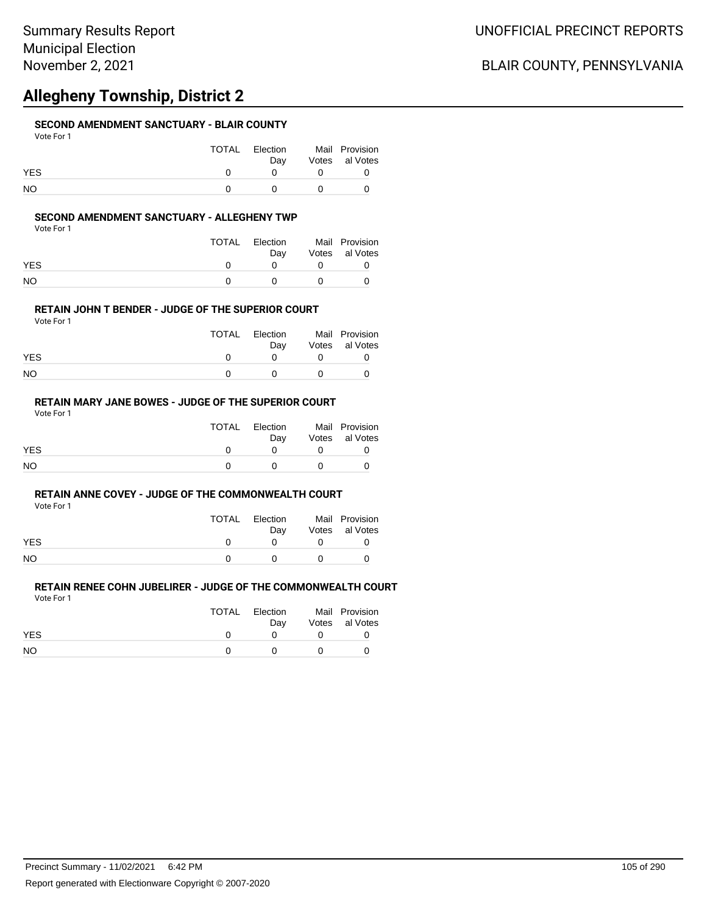# Allegheny Township, District 2

### SECOND AMENDMENT SANCTUARY - BLAIR COUNTY

Vote For 1

| | TOTAL | Election Day | Mail Votes | Provisional Votes |
|---|---|---|---|---|
| YES | 0 | 0 | 0 | 0 |
| NO | 0 | 0 | 0 | 0 |

### SECOND AMENDMENT SANCTUARY - ALLEGHENY TWP

Vote For 1

| | TOTAL | Election Day | Mail Votes | Provisional Votes |
|---|---|---|---|---|
| YES | 0 | 0 | 0 | 0 |
| NO | 0 | 0 | 0 | 0 |

### RETAIN JOHN T BENDER - JUDGE OF THE SUPERIOR COURT

Vote For 1

| | TOTAL | Election Day | Mail Votes | Provisional Votes |
|---|---|---|---|---|
| YES | 0 | 0 | 0 | 0 |
| NO | 0 | 0 | 0 | 0 |

### RETAIN MARY JANE BOWES - JUDGE OF THE SUPERIOR COURT

Vote For 1

| | TOTAL | Election Day | Mail Votes | Provisional Votes |
|---|---|---|---|---|
| YES | 0 | 0 | 0 | 0 |
| NO | 0 | 0 | 0 | 0 |

### RETAIN ANNE COVEY - JUDGE OF THE COMMONWEALTH COURT

Vote For 1

| | TOTAL | Election Day | Mail Votes | Provisional Votes |
|---|---|---|---|---|
| YES | 0 | 0 | 0 | 0 |
| NO | 0 | 0 | 0 | 0 |

### RETAIN RENEE COHN JUBELIRER - JUDGE OF THE COMMONWEALTH COURT

Vote For 1

| | TOTAL | Election Day | Mail Votes | Provisional Votes |
|---|---|---|---|---|
| YES | 0 | 0 | 0 | 0 |
| NO | 0 | 0 | 0 | 0 |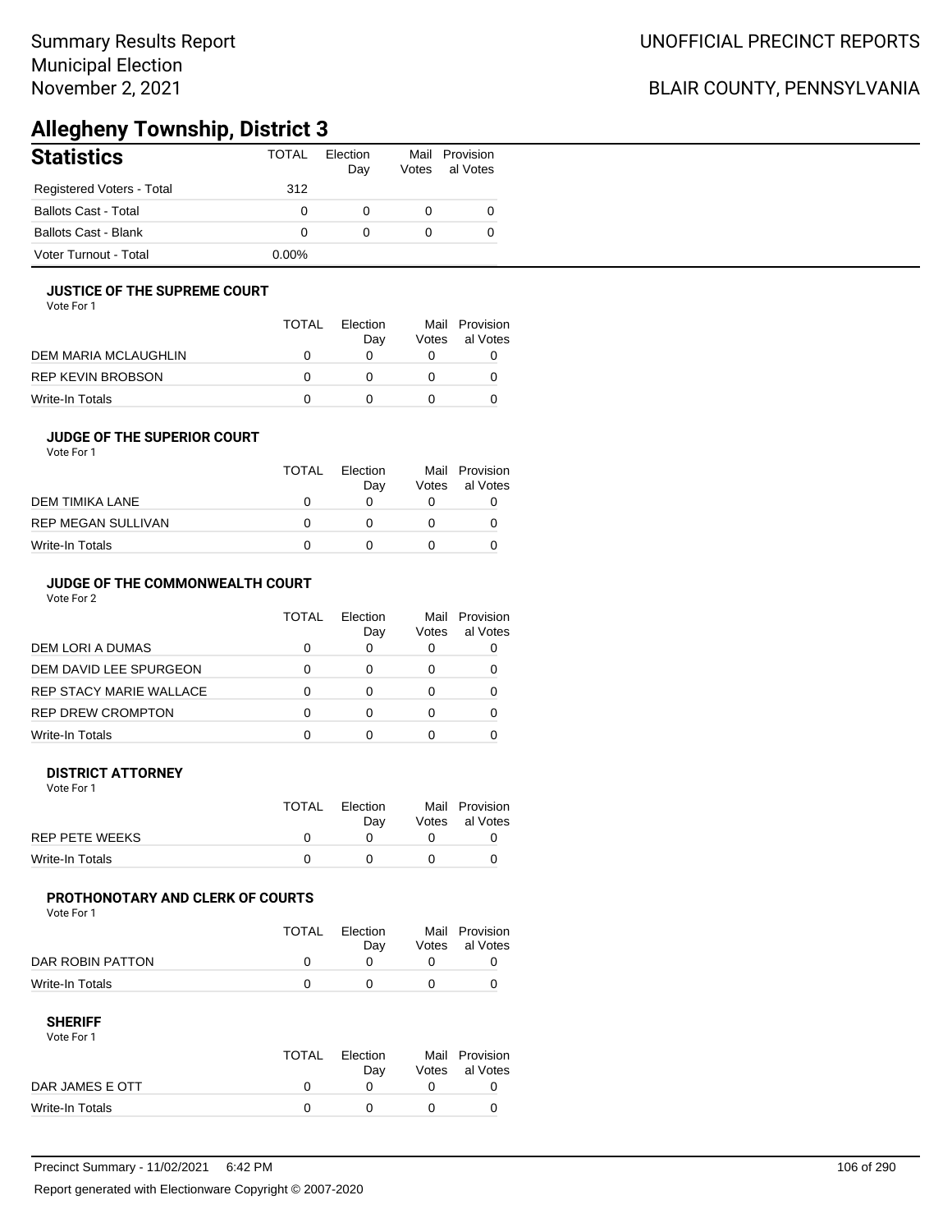Summary Results Report
Municipal Election
November 2, 2021

UNOFFICIAL PRECINCT REPORTS

BLAIR COUNTY, PENNSYLVANIA

# Allegheny Township, District 3

## Statistics

| | TOTAL | Election Day | Mail Votes | Provisional Votes |
|---|---|---|---|---|
| Registered Voters - Total | 312 | | | |
| Ballots Cast - Total | 0 | 0 | 0 | 0 |
| Ballots Cast - Blank | 0 | 0 | 0 | 0 |
| Voter Turnout - Total | 0.00% | | | |

### JUSTICE OF THE SUPREME COURT

Vote For 1

| | TOTAL | Election Day | Mail Votes | Provisional Votes |
|---|---|---|---|---|
| DEM MARIA MCLAUGHLIN | 0 | 0 | 0 | 0 |
| REP KEVIN BROBSON | 0 | 0 | 0 | 0 |
| Write-In Totals | 0 | 0 | 0 | 0 |

### JUDGE OF THE SUPERIOR COURT

Vote For 1

| | TOTAL | Election Day | Mail Votes | Provisional Votes |
|---|---|---|---|---|
| DEM TIMIKA LANE | 0 | 0 | 0 | 0 |
| REP MEGAN SULLIVAN | 0 | 0 | 0 | 0 |
| Write-In Totals | 0 | 0 | 0 | 0 |

### JUDGE OF THE COMMONWEALTH COURT

Vote For 2

| | TOTAL | Election Day | Mail Votes | Provisional Votes |
|---|---|---|---|---|
| DEM LORI A DUMAS | 0 | 0 | 0 | 0 |
| DEM DAVID LEE SPURGEON | 0 | 0 | 0 | 0 |
| REP STACY MARIE WALLACE | 0 | 0 | 0 | 0 |
| REP DREW CROMPTON | 0 | 0 | 0 | 0 |
| Write-In Totals | 0 | 0 | 0 | 0 |

### DISTRICT ATTORNEY

Vote For 1

| | TOTAL | Election Day | Mail Votes | Provisional Votes |
|---|---|---|---|---|
| REP PETE WEEKS | 0 | 0 | 0 | 0 |
| Write-In Totals | 0 | 0 | 0 | 0 |

### PROTHONOTARY AND CLERK OF COURTS

Vote For 1

| | TOTAL | Election Day | Mail Votes | Provisional Votes |
|---|---|---|---|---|
| DAR ROBIN PATTON | 0 | 0 | 0 | 0 |
| Write-In Totals | 0 | 0 | 0 | 0 |

### SHERIFF

Vote For 1

| | TOTAL | Election Day | Mail Votes | Provisional Votes |
|---|---|---|---|---|
| DAR JAMES E OTT | 0 | 0 | 0 | 0 |
| Write-In Totals | 0 | 0 | 0 | 0 |

Precinct Summary - 11/02/2021 6:42 PM

Report generated with Electionware Copyright © 2007-2020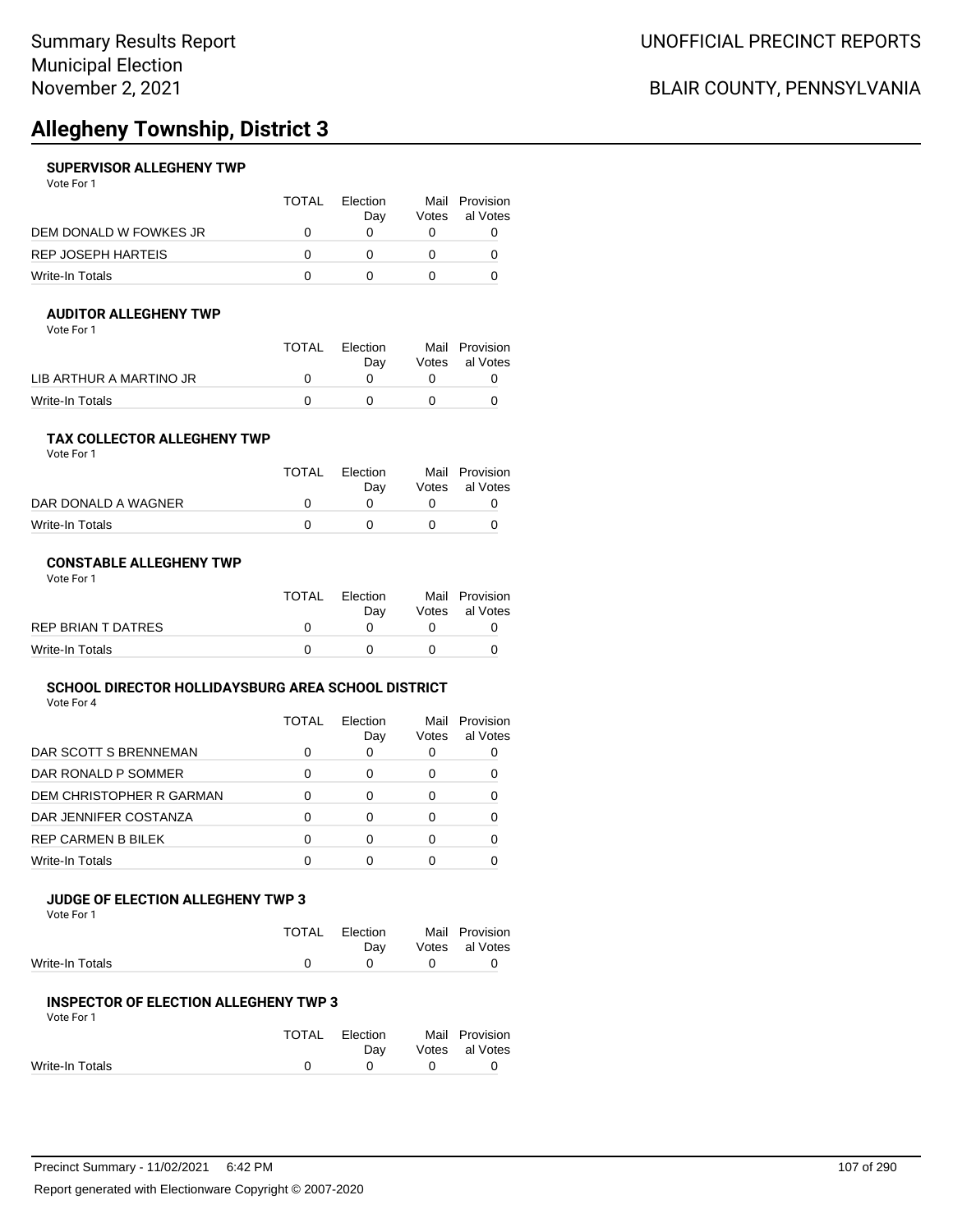# Allegheny Township, District 3

### SUPERVISOR ALLEGHENY TWP

Vote For 1

| | TOTAL | Election Day | Mail Votes | Provisional Votes |
|---|---|---|---|---|
| DEM DONALD W FOWKES JR | 0 | 0 | 0 | 0 |
| REP JOSEPH HARTEIS | 0 | 0 | 0 | 0 |
| Write-In Totals | 0 | 0 | 0 | 0 |

### AUDITOR ALLEGHENY TWP

Vote For 1

| | TOTAL | Election Day | Mail Votes | Provisional Votes |
|---|---|---|---|---|
| LIB ARTHUR A MARTINO JR | 0 | 0 | 0 | 0 |
| Write-In Totals | 0 | 0 | 0 | 0 |

### TAX COLLECTOR ALLEGHENY TWP

Vote For 1

| | TOTAL | Election Day | Mail Votes | Provisional Votes |
|---|---|---|---|---|
| DAR DONALD A WAGNER | 0 | 0 | 0 | 0 |
| Write-In Totals | 0 | 0 | 0 | 0 |

### CONSTABLE ALLEGHENY TWP

Vote For 1

| | TOTAL | Election Day | Mail Votes | Provisional Votes |
|---|---|---|---|---|
| REP BRIAN T DATRES | 0 | 0 | 0 | 0 |
| Write-In Totals | 0 | 0 | 0 | 0 |

### SCHOOL DIRECTOR HOLLIDAYSBURG AREA SCHOOL DISTRICT

Vote For 4

| | TOTAL | Election Day | Mail Votes | Provisional Votes |
|---|---|---|---|---|
| DAR SCOTT S BRENNEMAN | 0 | 0 | 0 | 0 |
| DAR RONALD P SOMMER | 0 | 0 | 0 | 0 |
| DEM CHRISTOPHER R GARMAN | 0 | 0 | 0 | 0 |
| DAR JENNIFER COSTANZA | 0 | 0 | 0 | 0 |
| REP CARMEN B BILEK | 0 | 0 | 0 | 0 |
| Write-In Totals | 0 | 0 | 0 | 0 |

### JUDGE OF ELECTION ALLEGHENY TWP 3

Vote For 1

| | TOTAL | Election Day | Mail Votes | Provisional Votes |
|---|---|---|---|---|
| Write-In Totals | 0 | 0 | 0 | 0 |

### INSPECTOR OF ELECTION ALLEGHENY TWP 3

Vote For 1

| | TOTAL | Election Day | Mail Votes | Provisional Votes |
|---|---|---|---|---|
| Write-In Totals | 0 | 0 | 0 | 0 |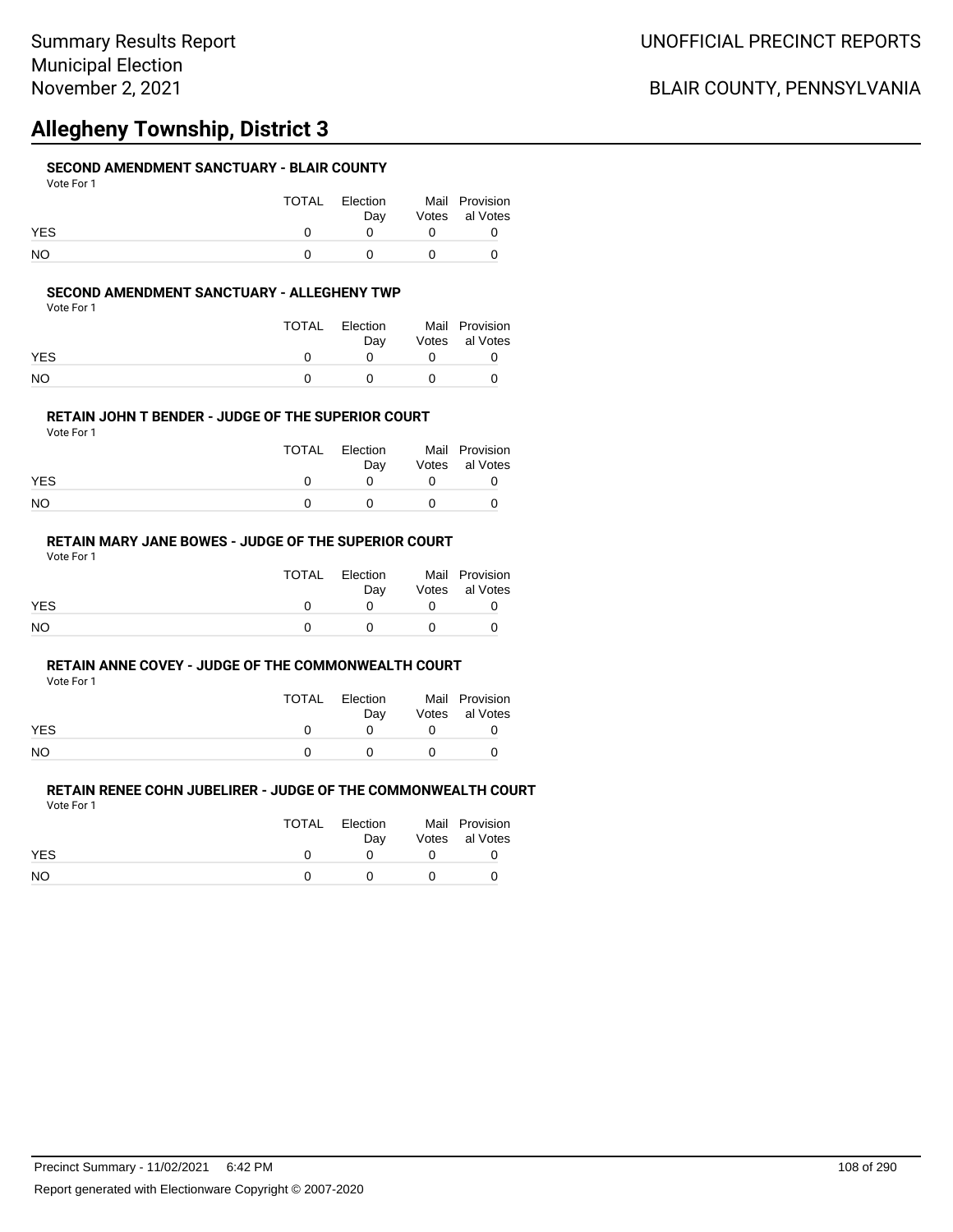Summary Results Report
Municipal Election
November 2, 2021

UNOFFICIAL PRECINCT REPORTS

BLAIR COUNTY, PENNSYLVANIA

# Allegheny Township, District 3

### SECOND AMENDMENT SANCTUARY - BLAIR COUNTY

Vote For 1

| | TOTAL | Election Day | Mail Votes | Provisional Votes |
|---|---|---|---|---|
| YES | 0 | 0 | 0 | 0 |
| NO | 0 | 0 | 0 | 0 |

### SECOND AMENDMENT SANCTUARY - ALLEGHENY TWP

Vote For 1

| | TOTAL | Election Day | Mail Votes | Provisional Votes |
|---|---|---|---|---|
| YES | 0 | 0 | 0 | 0 |
| NO | 0 | 0 | 0 | 0 |

### RETAIN JOHN T BENDER - JUDGE OF THE SUPERIOR COURT

Vote For 1

| | TOTAL | Election Day | Mail Votes | Provisional Votes |
|---|---|---|---|---|
| YES | 0 | 0 | 0 | 0 |
| NO | 0 | 0 | 0 | 0 |

### RETAIN MARY JANE BOWES - JUDGE OF THE SUPERIOR COURT

Vote For 1

| | TOTAL | Election Day | Mail Votes | Provisional Votes |
|---|---|---|---|---|
| YES | 0 | 0 | 0 | 0 |
| NO | 0 | 0 | 0 | 0 |

### RETAIN ANNE COVEY - JUDGE OF THE COMMONWEALTH COURT

Vote For 1

| | TOTAL | Election Day | Mail Votes | Provisional Votes |
|---|---|---|---|---|
| YES | 0 | 0 | 0 | 0 |
| NO | 0 | 0 | 0 | 0 |

### RETAIN RENEE COHN JUBELIRER - JUDGE OF THE COMMONWEALTH COURT

Vote For 1

| | TOTAL | Election Day | Mail Votes | Provisional Votes |
|---|---|---|---|---|
| YES | 0 | 0 | 0 | 0 |
| NO | 0 | 0 | 0 | 0 |

Precinct Summary - 11/02/2021 6:42 PM

Report generated with Electionware Copyright © 2007-2020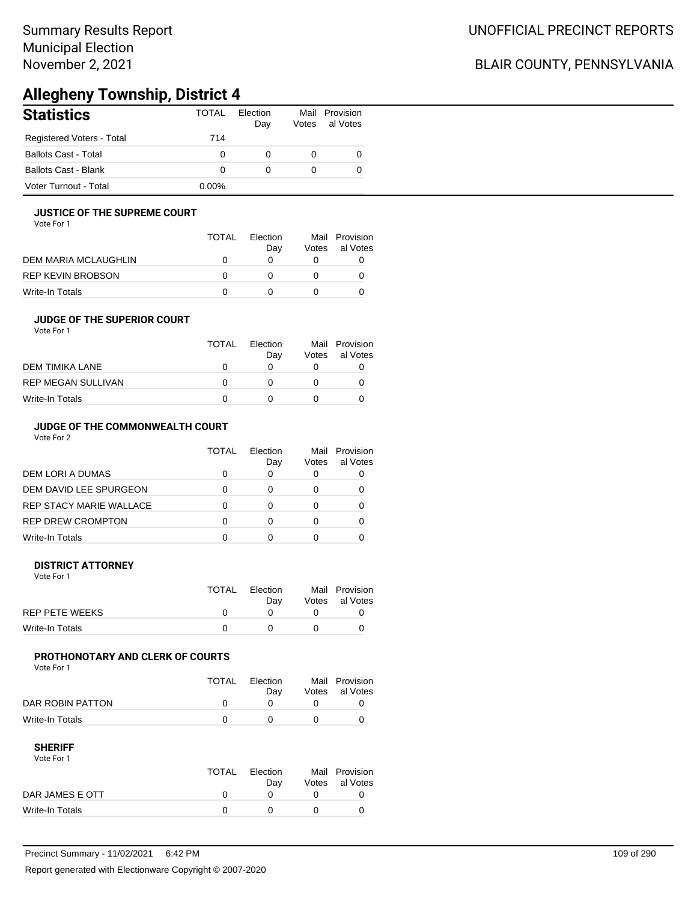Summary Results Report
Municipal Election
November 2, 2021

UNOFFICIAL PRECINCT REPORTS

BLAIR COUNTY, PENNSYLVANIA

# Allegheny Township, District 4

## Statistics

| | TOTAL | Election Day | Mail Votes | Provisional Votes |
|---|---|---|---|---|
| Registered Voters - Total | 714 | | | |
| Ballots Cast - Total | 0 | 0 | 0 | 0 |
| Ballots Cast - Blank | 0 | 0 | 0 | 0 |
| Voter Turnout - Total | 0.00% | | | |

### JUSTICE OF THE SUPREME COURT

Vote For 1

| | TOTAL | Election Day | Mail Votes | Provisional Votes |
|---|---|---|---|---|
| DEM MARIA MCLAUGHLIN | 0 | 0 | 0 | 0 |
| REP KEVIN BROBSON | 0 | 0 | 0 | 0 |
| Write-In Totals | 0 | 0 | 0 | 0 |

### JUDGE OF THE SUPERIOR COURT

Vote For 1

| | TOTAL | Election Day | Mail Votes | Provisional Votes |
|---|---|---|---|---|
| DEM TIMIKA LANE | 0 | 0 | 0 | 0 |
| REP MEGAN SULLIVAN | 0 | 0 | 0 | 0 |
| Write-In Totals | 0 | 0 | 0 | 0 |

### JUDGE OF THE COMMONWEALTH COURT

Vote For 2

| | TOTAL | Election Day | Mail Votes | Provisional Votes |
|---|---|---|---|---|
| DEM LORI A DUMAS | 0 | 0 | 0 | 0 |
| DEM DAVID LEE SPURGEON | 0 | 0 | 0 | 0 |
| REP STACY MARIE WALLACE | 0 | 0 | 0 | 0 |
| REP DREW CROMPTON | 0 | 0 | 0 | 0 |
| Write-In Totals | 0 | 0 | 0 | 0 |

### DISTRICT ATTORNEY

Vote For 1

| | TOTAL | Election Day | Mail Votes | Provisional Votes |
|---|---|---|---|---|
| REP PETE WEEKS | 0 | 0 | 0 | 0 |
| Write-In Totals | 0 | 0 | 0 | 0 |

### PROTHONOTARY AND CLERK OF COURTS

Vote For 1

| | TOTAL | Election Day | Mail Votes | Provisional Votes |
|---|---|---|---|---|
| DAR ROBIN PATTON | 0 | 0 | 0 | 0 |
| Write-In Totals | 0 | 0 | 0 | 0 |

### SHERIFF

Vote For 1

| | TOTAL | Election Day | Mail Votes | Provisional Votes |
|---|---|---|---|---|
| DAR JAMES E OTT | 0 | 0 | 0 | 0 |
| Write-In Totals | 0 | 0 | 0 | 0 |

Precinct Summary - 11/02/2021 6:42 PM

Report generated with Electionware Copyright © 2007-2020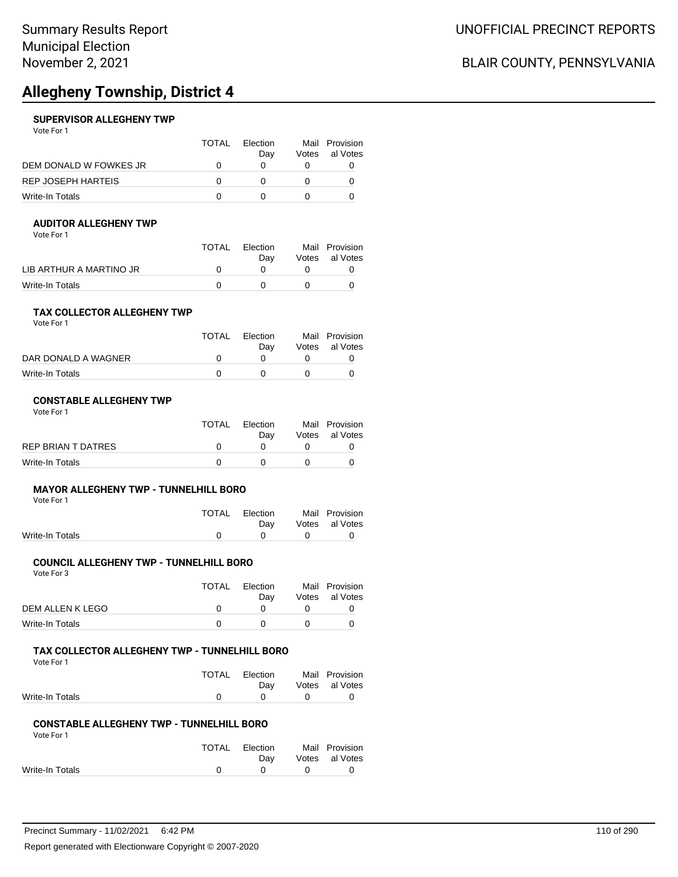Summary Results Report
Municipal Election
November 2, 2021

UNOFFICIAL PRECINCT REPORTS

BLAIR COUNTY, PENNSYLVANIA

# Allegheny Township, District 4

### SUPERVISOR ALLEGHENY TWP

Vote For 1

| | TOTAL | Election Day | Mail Votes | Provisional Votes |
|---|---|---|---|---|
| DEM DONALD W FOWKES JR | 0 | 0 | 0 | 0 |
| REP JOSEPH HARTEIS | 0 | 0 | 0 | 0 |
| Write-In Totals | 0 | 0 | 0 | 0 |

### AUDITOR ALLEGHENY TWP

Vote For 1

| | TOTAL | Election Day | Mail Votes | Provisional Votes |
|---|---|---|---|---|
| LIB ARTHUR A MARTINO JR | 0 | 0 | 0 | 0 |
| Write-In Totals | 0 | 0 | 0 | 0 |

### TAX COLLECTOR ALLEGHENY TWP

Vote For 1

| | TOTAL | Election Day | Mail Votes | Provisional Votes |
|---|---|---|---|---|
| DAR DONALD A WAGNER | 0 | 0 | 0 | 0 |
| Write-In Totals | 0 | 0 | 0 | 0 |

### CONSTABLE ALLEGHENY TWP

Vote For 1

| | TOTAL | Election Day | Mail Votes | Provisional Votes |
|---|---|---|---|---|
| REP BRIAN T DATRES | 0 | 0 | 0 | 0 |
| Write-In Totals | 0 | 0 | 0 | 0 |

### MAYOR ALLEGHENY TWP - TUNNELHILL BORO

Vote For 1

| | TOTAL | Election Day | Mail Votes | Provisional Votes |
|---|---|---|---|---|
| Write-In Totals | 0 | 0 | 0 | 0 |

### COUNCIL ALLEGHENY TWP - TUNNELHILL BORO

Vote For 3

| | TOTAL | Election Day | Mail Votes | Provisional Votes |
|---|---|---|---|---|
| DEM ALLEN K LEGO | 0 | 0 | 0 | 0 |
| Write-In Totals | 0 | 0 | 0 | 0 |

### TAX COLLECTOR ALLEGHENY TWP - TUNNELHILL BORO

Vote For 1

| | TOTAL | Election Day | Mail Votes | Provisional Votes |
|---|---|---|---|---|
| Write-In Totals | 0 | 0 | 0 | 0 |

### CONSTABLE ALLEGHENY TWP - TUNNELHILL BORO

Vote For 1

| | TOTAL | Election Day | Mail Votes | Provisional Votes |
|---|---|---|---|---|
| Write-In Totals | 0 | 0 | 0 | 0 |

Precinct Summary - 11/02/2021 6:42 PM

Report generated with Electionware Copyright © 2007-2020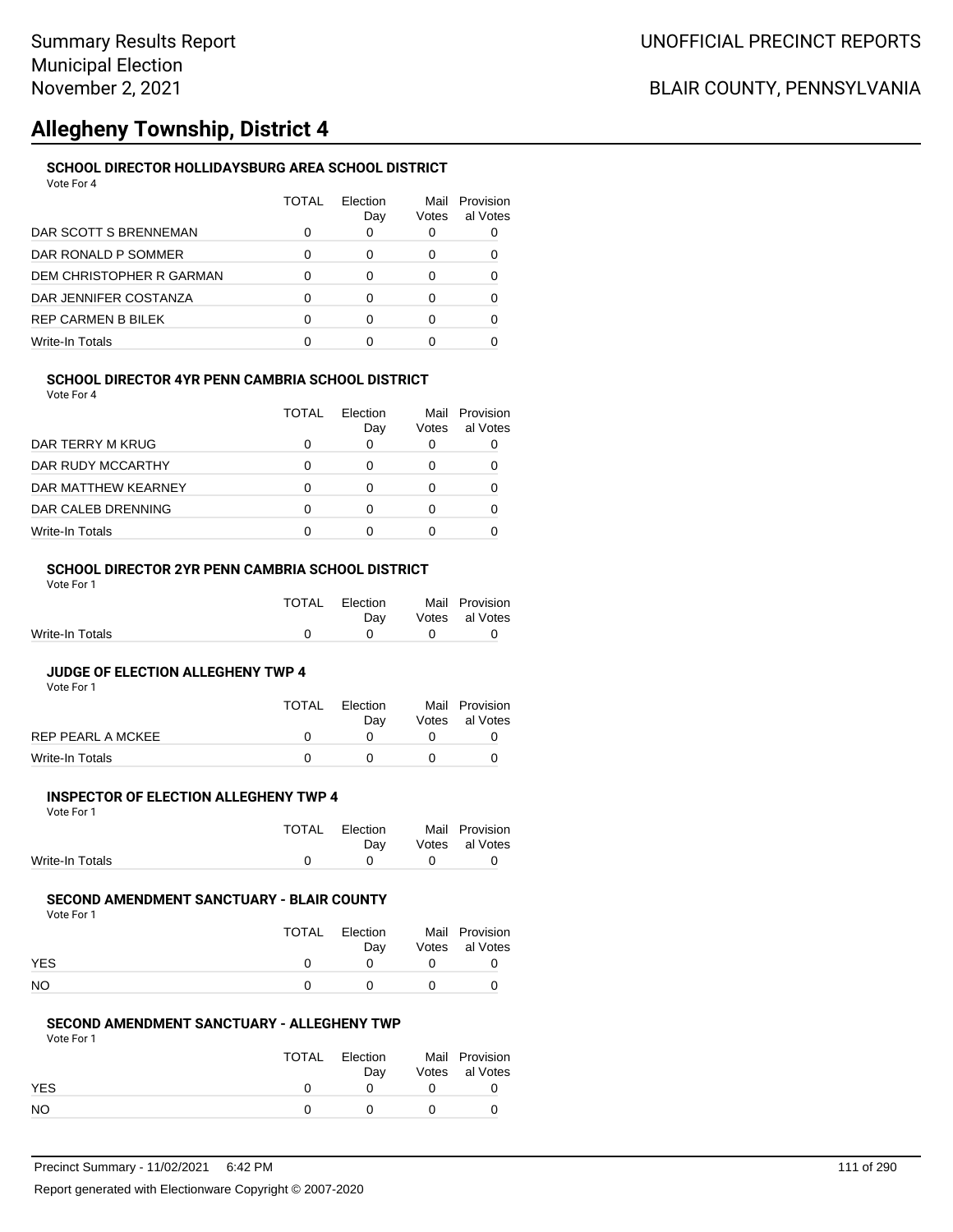Summary Results Report
Municipal Election
November 2, 2021

UNOFFICIAL PRECINCT REPORTS

BLAIR COUNTY, PENNSYLVANIA

# Allegheny Township, District 4

### SCHOOL DIRECTOR HOLLIDAYSBURG AREA SCHOOL DISTRICT

Vote For 4

| | TOTAL | Election Day | Mail Votes | Provisional Votes |
|---|---|---|---|---|
| DAR SCOTT S BRENNEMAN | 0 | 0 | 0 | 0 |
| DAR RONALD P SOMMER | 0 | 0 | 0 | 0 |
| DEM CHRISTOPHER R GARMAN | 0 | 0 | 0 | 0 |
| DAR JENNIFER COSTANZA | 0 | 0 | 0 | 0 |
| REP CARMEN B BILEK | 0 | 0 | 0 | 0 |
| Write-In Totals | 0 | 0 | 0 | 0 |

### SCHOOL DIRECTOR 4YR PENN CAMBRIA SCHOOL DISTRICT

Vote For 4

| | TOTAL | Election Day | Mail Votes | Provisional Votes |
|---|---|---|---|---|
| DAR TERRY M KRUG | 0 | 0 | 0 | 0 |
| DAR RUDY MCCARTHY | 0 | 0 | 0 | 0 |
| DAR MATTHEW KEARNEY | 0 | 0 | 0 | 0 |
| DAR CALEB DRENNING | 0 | 0 | 0 | 0 |
| Write-In Totals | 0 | 0 | 0 | 0 |

### SCHOOL DIRECTOR 2YR PENN CAMBRIA SCHOOL DISTRICT

Vote For 1

| | TOTAL | Election Day | Mail Votes | Provisional Votes |
|---|---|---|---|---|
| Write-In Totals | 0 | 0 | 0 | 0 |

### JUDGE OF ELECTION ALLEGHENY TWP 4

Vote For 1

| | TOTAL | Election Day | Mail Votes | Provisional Votes |
|---|---|---|---|---|
| REP PEARL A MCKEE | 0 | 0 | 0 | 0 |
| Write-In Totals | 0 | 0 | 0 | 0 |

### INSPECTOR OF ELECTION ALLEGHENY TWP 4

Vote For 1

| | TOTAL | Election Day | Mail Votes | Provisional Votes |
|---|---|---|---|---|
| Write-In Totals | 0 | 0 | 0 | 0 |

### SECOND AMENDMENT SANCTUARY - BLAIR COUNTY

Vote For 1

| | TOTAL | Election Day | Mail Votes | Provisional Votes |
|---|---|---|---|---|
| YES | 0 | 0 | 0 | 0 |
| NO | 0 | 0 | 0 | 0 |

### SECOND AMENDMENT SANCTUARY - ALLEGHENY TWP

Vote For 1

| | TOTAL | Election Day | Mail Votes | Provisional Votes |
|---|---|---|---|---|
| YES | 0 | 0 | 0 | 0 |
| NO | 0 | 0 | 0 | 0 |

Precinct Summary - 11/02/2021 6:42 PM

Report generated with Electionware Copyright © 2007-2020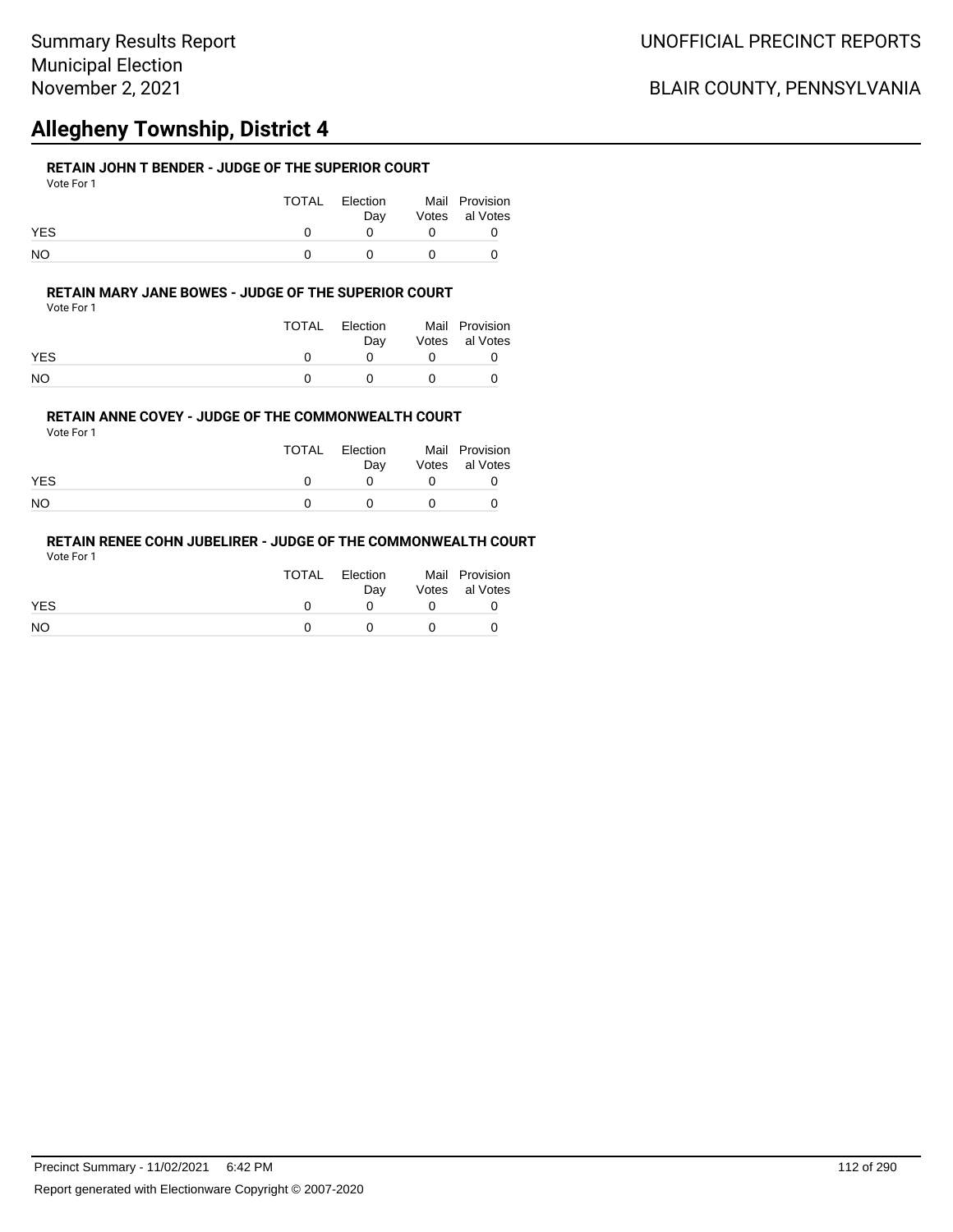# Allegheny Township, District 4

### RETAIN JOHN T BENDER - JUDGE OF THE SUPERIOR COURT

Vote For 1

| | TOTAL | Election Day | Mail Votes | Provisional Votes |
|---|---|---|---|---|
| YES | 0 | 0 | 0 | 0 |
| NO | 0 | 0 | 0 | 0 |

### RETAIN MARY JANE BOWES - JUDGE OF THE SUPERIOR COURT

Vote For 1

| | TOTAL | Election Day | Mail Votes | Provisional Votes |
|---|---|---|---|---|
| YES | 0 | 0 | 0 | 0 |
| NO | 0 | 0 | 0 | 0 |

### RETAIN ANNE COVEY - JUDGE OF THE COMMONWEALTH COURT

Vote For 1

| | TOTAL | Election Day | Mail Votes | Provisional Votes |
|---|---|---|---|---|
| YES | 0 | 0 | 0 | 0 |
| NO | 0 | 0 | 0 | 0 |

### RETAIN RENEE COHN JUBELIRER - JUDGE OF THE COMMONWEALTH COURT

Vote For 1

| | TOTAL | Election Day | Mail Votes | Provisional Votes |
|---|---|---|---|---|
| YES | 0 | 0 | 0 | 0 |
| NO | 0 | 0 | 0 | 0 |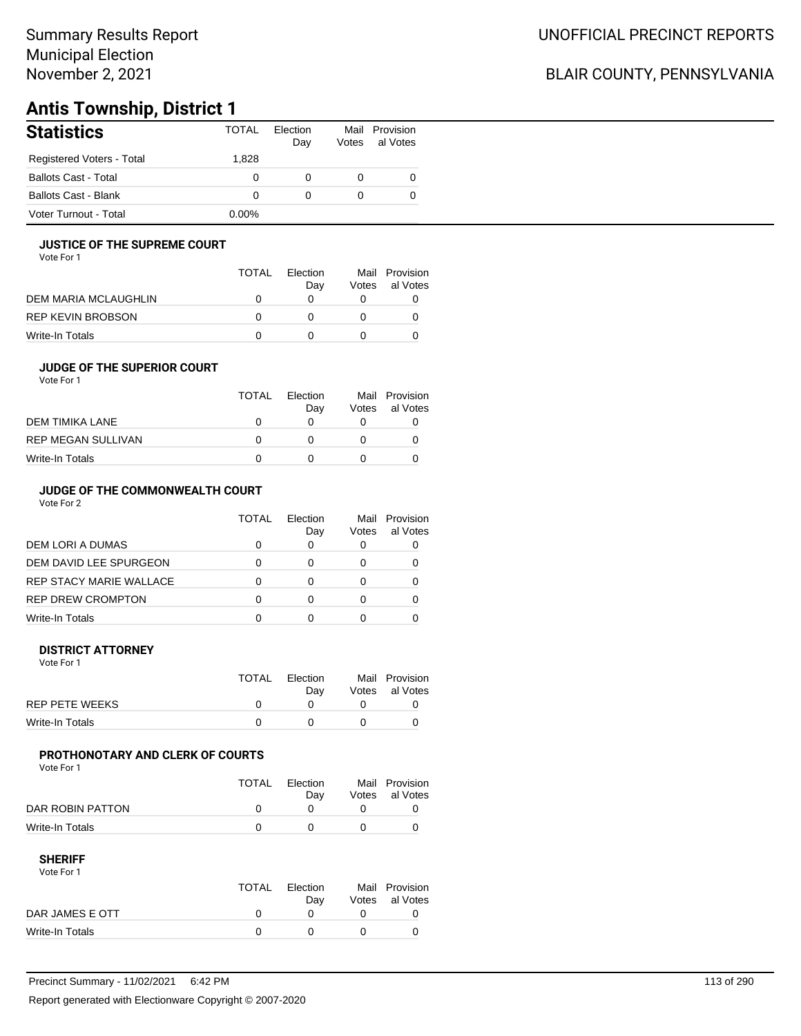Summary Results Report
Municipal Election
November 2, 2021

UNOFFICIAL PRECINCT REPORTS

BLAIR COUNTY, PENNSYLVANIA

# Antis Township, District 1

## Statistics

| | TOTAL | Election Day | Mail Votes | Provisional Votes |
|---|---|---|---|---|
| Registered Voters - Total | 1,828 | | | |
| Ballots Cast - Total | 0 | 0 | 0 | 0 |
| Ballots Cast - Blank | 0 | 0 | 0 | 0 |
| Voter Turnout - Total | 0.00% | | | |

### JUSTICE OF THE SUPREME COURT

Vote For 1

| | TOTAL | Election Day | Mail Votes | Provisional Votes |
|---|---|---|---|---|
| DEM MARIA MCLAUGHLIN | 0 | 0 | 0 | 0 |
| REP KEVIN BROBSON | 0 | 0 | 0 | 0 |
| Write-In Totals | 0 | 0 | 0 | 0 |

### JUDGE OF THE SUPERIOR COURT

Vote For 1

| | TOTAL | Election Day | Mail Votes | Provisional Votes |
|---|---|---|---|---|
| DEM TIMIKA LANE | 0 | 0 | 0 | 0 |
| REP MEGAN SULLIVAN | 0 | 0 | 0 | 0 |
| Write-In Totals | 0 | 0 | 0 | 0 |

### JUDGE OF THE COMMONWEALTH COURT

Vote For 2

| | TOTAL | Election Day | Mail Votes | Provisional Votes |
|---|---|---|---|---|
| DEM LORI A DUMAS | 0 | 0 | 0 | 0 |
| DEM DAVID LEE SPURGEON | 0 | 0 | 0 | 0 |
| REP STACY MARIE WALLACE | 0 | 0 | 0 | 0 |
| REP DREW CROMPTON | 0 | 0 | 0 | 0 |
| Write-In Totals | 0 | 0 | 0 | 0 |

### DISTRICT ATTORNEY

Vote For 1

| | TOTAL | Election Day | Mail Votes | Provisional Votes |
|---|---|---|---|---|
| REP PETE WEEKS | 0 | 0 | 0 | 0 |
| Write-In Totals | 0 | 0 | 0 | 0 |

### PROTHONOTARY AND CLERK OF COURTS

Vote For 1

| | TOTAL | Election Day | Mail Votes | Provisional Votes |
|---|---|---|---|---|
| DAR ROBIN PATTON | 0 | 0 | 0 | 0 |
| Write-In Totals | 0 | 0 | 0 | 0 |

### SHERIFF

Vote For 1

| | TOTAL | Election Day | Mail Votes | Provisional Votes |
|---|---|---|---|---|
| DAR JAMES E OTT | 0 | 0 | 0 | 0 |
| Write-In Totals | 0 | 0 | 0 | 0 |

Precinct Summary - 11/02/2021 6:42 PM

Report generated with Electionware Copyright © 2007-2020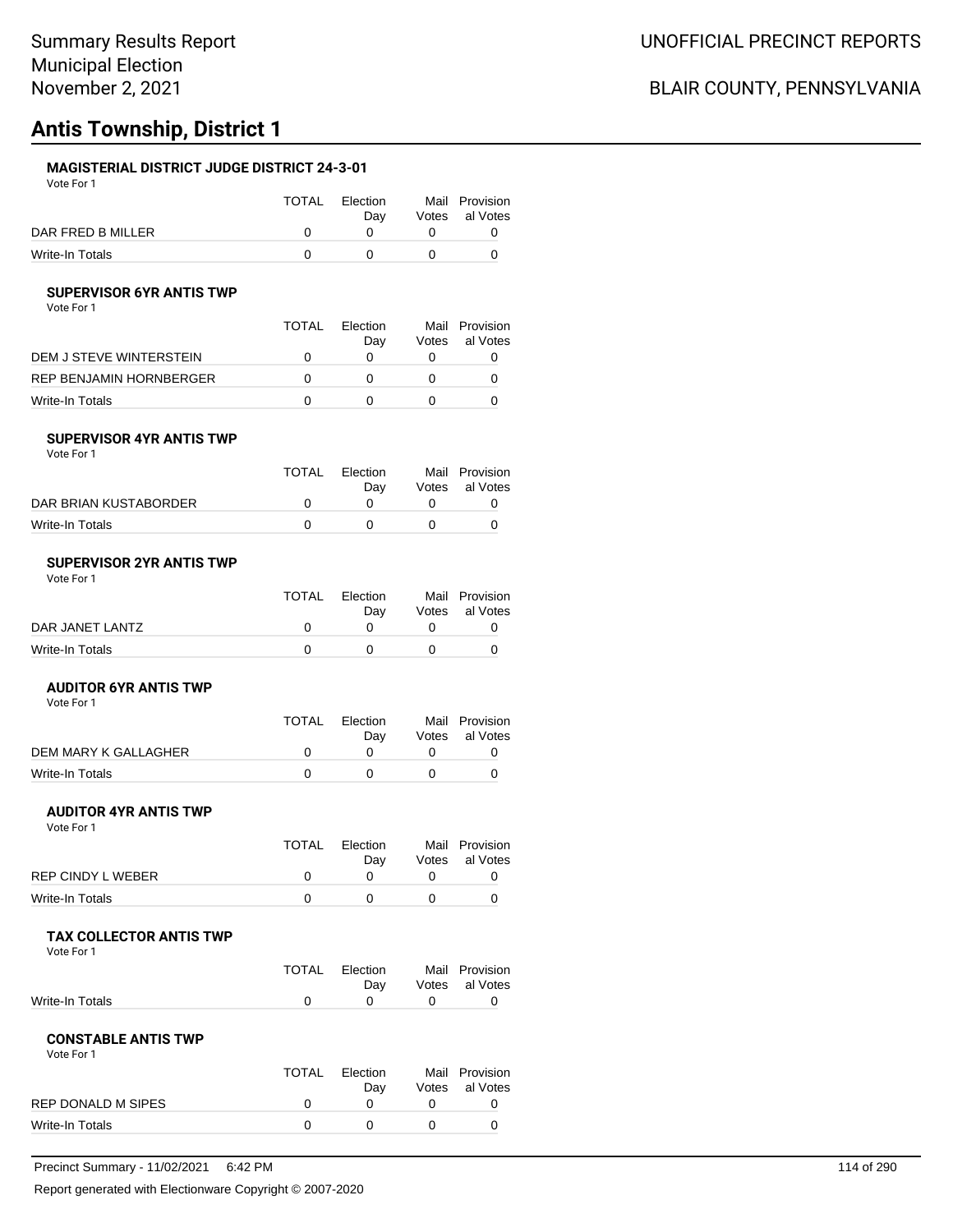Summary Results Report
Municipal Election
November 2, 2021

UNOFFICIAL PRECINCT REPORTS

BLAIR COUNTY, PENNSYLVANIA

# Antis Township, District 1

### MAGISTERIAL DISTRICT JUDGE DISTRICT 24-3-01

Vote For 1

| | TOTAL | Election Day | Mail Votes | Provisional Votes |
|---|---|---|---|---|
| DAR FRED B MILLER | 0 | 0 | 0 | 0 |
| Write-In Totals | 0 | 0 | 0 | 0 |

### SUPERVISOR 6YR ANTIS TWP

Vote For 1

| | TOTAL | Election Day | Mail Votes | Provisional Votes |
|---|---|---|---|---|
| DEM J STEVE WINTERSTEIN | 0 | 0 | 0 | 0 |
| REP BENJAMIN HORNBERGER | 0 | 0 | 0 | 0 |
| Write-In Totals | 0 | 0 | 0 | 0 |

### SUPERVISOR 4YR ANTIS TWP

Vote For 1

| | TOTAL | Election Day | Mail Votes | Provisional Votes |
|---|---|---|---|---|
| DAR BRIAN KUSTABORDER | 0 | 0 | 0 | 0 |
| Write-In Totals | 0 | 0 | 0 | 0 |

### SUPERVISOR 2YR ANTIS TWP

Vote For 1

| | TOTAL | Election Day | Mail Votes | Provisional Votes |
|---|---|---|---|---|
| DAR JANET LANTZ | 0 | 0 | 0 | 0 |
| Write-In Totals | 0 | 0 | 0 | 0 |

### AUDITOR 6YR ANTIS TWP

Vote For 1

| | TOTAL | Election Day | Mail Votes | Provisional Votes |
|---|---|---|---|---|
| DEM MARY K GALLAGHER | 0 | 0 | 0 | 0 |
| Write-In Totals | 0 | 0 | 0 | 0 |

### AUDITOR 4YR ANTIS TWP

Vote For 1

| | TOTAL | Election Day | Mail Votes | Provisional Votes |
|---|---|---|---|---|
| REP CINDY L WEBER | 0 | 0 | 0 | 0 |
| Write-In Totals | 0 | 0 | 0 | 0 |

### TAX COLLECTOR ANTIS TWP

Vote For 1

| | TOTAL | Election Day | Mail Votes | Provisional Votes |
|---|---|---|---|---|
| Write-In Totals | 0 | 0 | 0 | 0 |

### CONSTABLE ANTIS TWP

Vote For 1

| | TOTAL | Election Day | Mail Votes | Provisional Votes |
|---|---|---|---|---|
| REP DONALD M SIPES | 0 | 0 | 0 | 0 |
| Write-In Totals | 0 | 0 | 0 | 0 |

Precinct Summary - 11/02/2021 6:42 PM

Report generated with Electionware Copyright © 2007-2020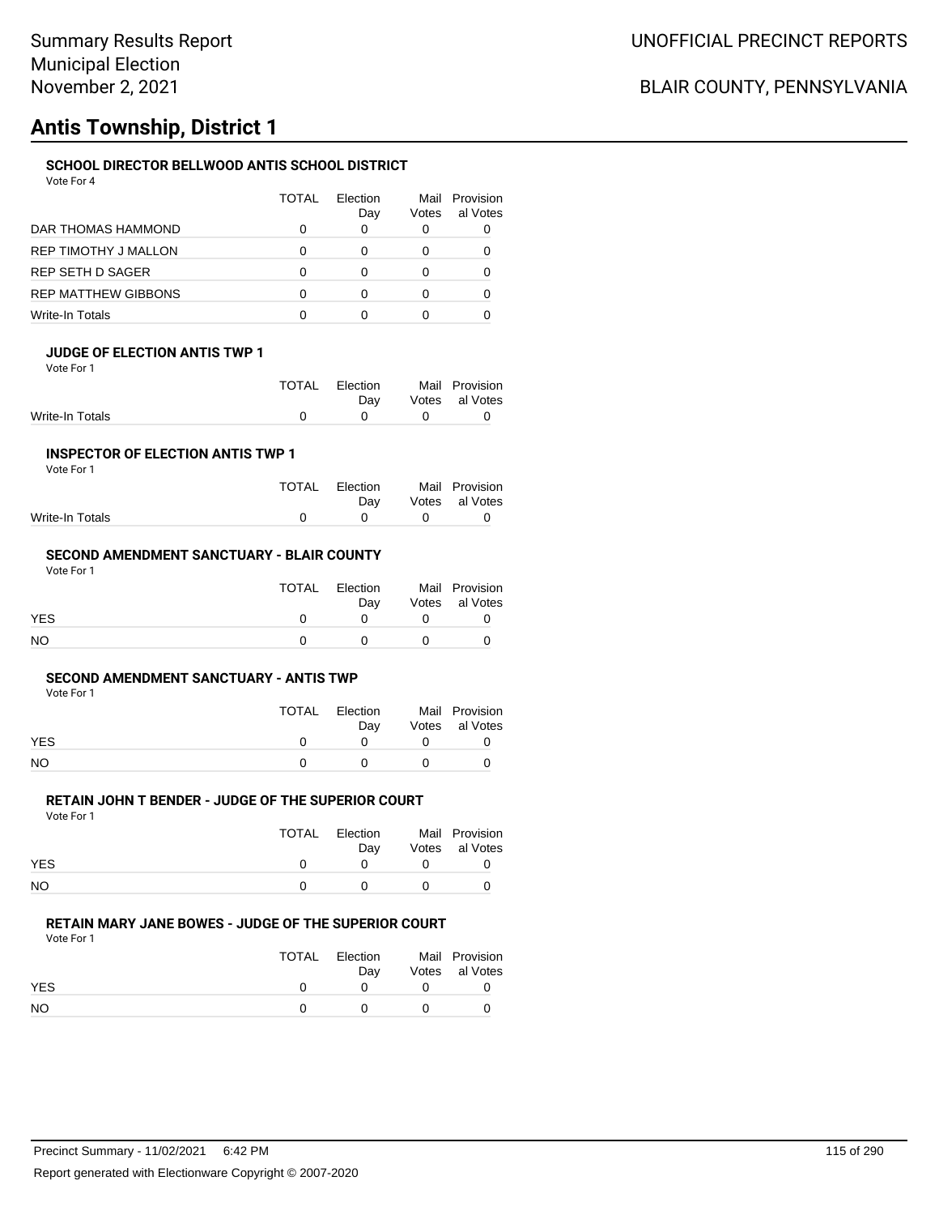Summary Results Report
Municipal Election
November 2, 2021

UNOFFICIAL PRECINCT REPORTS

BLAIR COUNTY, PENNSYLVANIA

# Antis Township, District 1

### SCHOOL DIRECTOR BELLWOOD ANTIS SCHOOL DISTRICT

Vote For 4

| | TOTAL | Election Day | Mail Votes | Provisional Votes |
|---|---|---|---|---|
| DAR THOMAS HAMMOND | 0 | 0 | 0 | 0 |
| REP TIMOTHY J MALLON | 0 | 0 | 0 | 0 |
| REP SETH D SAGER | 0 | 0 | 0 | 0 |
| REP MATTHEW GIBBONS | 0 | 0 | 0 | 0 |
| Write-In Totals | 0 | 0 | 0 | 0 |

### JUDGE OF ELECTION ANTIS TWP 1

Vote For 1

| | TOTAL | Election Day | Mail Votes | Provisional Votes |
|---|---|---|---|---|
| Write-In Totals | 0 | 0 | 0 | 0 |

### INSPECTOR OF ELECTION ANTIS TWP 1

Vote For 1

| | TOTAL | Election Day | Mail Votes | Provisional Votes |
|---|---|---|---|---|
| Write-In Totals | 0 | 0 | 0 | 0 |

### SECOND AMENDMENT SANCTUARY - BLAIR COUNTY

Vote For 1

| | TOTAL | Election Day | Mail Votes | Provisional Votes |
|---|---|---|---|---|
| YES | 0 | 0 | 0 | 0 |
| NO | 0 | 0 | 0 | 0 |

### SECOND AMENDMENT SANCTUARY - ANTIS TWP

Vote For 1

| | TOTAL | Election Day | Mail Votes | Provisional Votes |
|---|---|---|---|---|
| YES | 0 | 0 | 0 | 0 |
| NO | 0 | 0 | 0 | 0 |

### RETAIN JOHN T BENDER - JUDGE OF THE SUPERIOR COURT

Vote For 1

| | TOTAL | Election Day | Mail Votes | Provisional Votes |
|---|---|---|---|---|
| YES | 0 | 0 | 0 | 0 |
| NO | 0 | 0 | 0 | 0 |

### RETAIN MARY JANE BOWES - JUDGE OF THE SUPERIOR COURT

Vote For 1

| | TOTAL | Election Day | Mail Votes | Provisional Votes |
|---|---|---|---|---|
| YES | 0 | 0 | 0 | 0 |
| NO | 0 | 0 | 0 | 0 |

Precinct Summary - 11/02/2021 6:42 PM

Report generated with Electionware Copyright © 2007-2020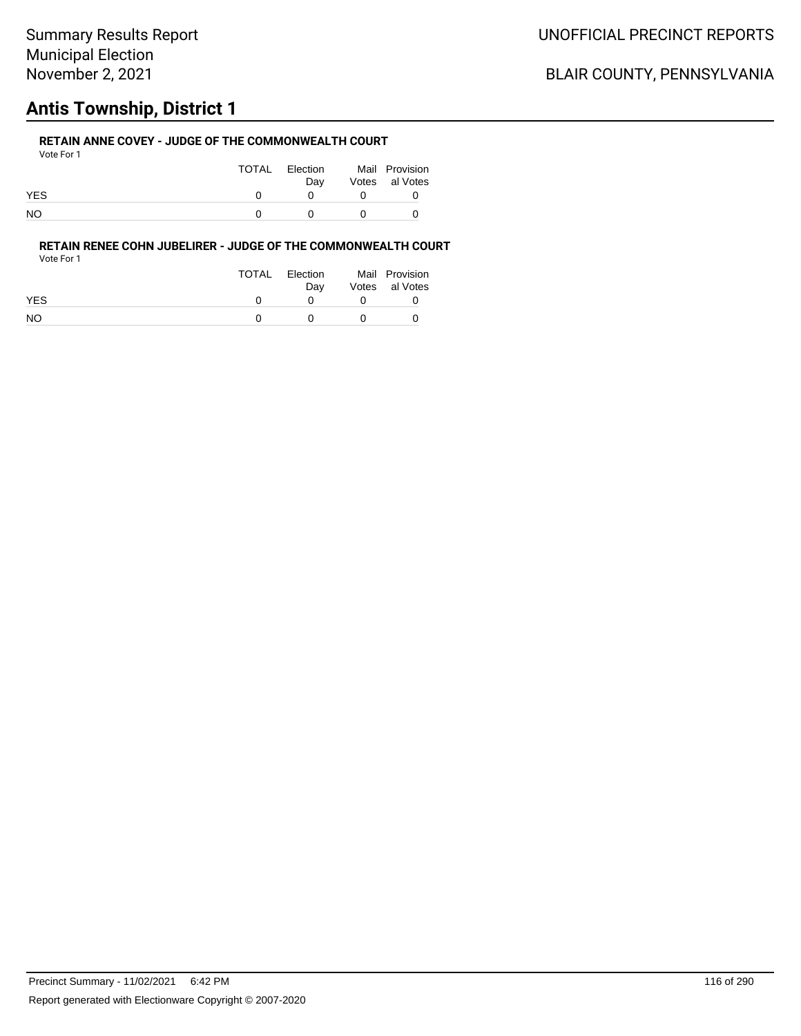# Antis Township, District 1

### RETAIN ANNE COVEY - JUDGE OF THE COMMONWEALTH COURT

Vote For 1

| | TOTAL | Election Day | Mail Votes | Provisional Votes |
|---|---|---|---|---|
| YES | 0 | 0 | 0 | 0 |
| NO | 0 | 0 | 0 | 0 |

### RETAIN RENEE COHN JUBELIRER - JUDGE OF THE COMMONWEALTH COURT

Vote For 1

| | TOTAL | Election Day | Mail Votes | Provisional Votes |
|---|---|---|---|---|
| YES | 0 | 0 | 0 | 0 |
| NO | 0 | 0 | 0 | 0 |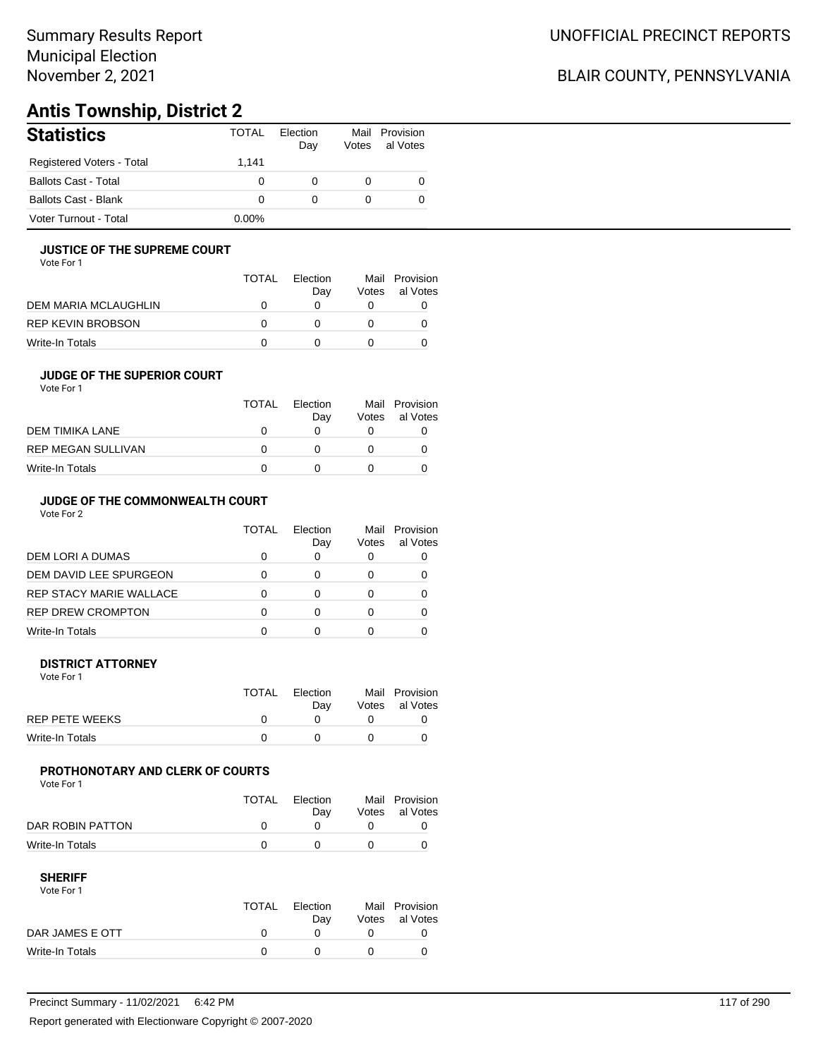Summary Results Report
Municipal Election
November 2, 2021

UNOFFICIAL PRECINCT REPORTS

BLAIR COUNTY, PENNSYLVANIA

# Antis Township, District 2

## Statistics

| | TOTAL | Election Day | Mail Votes | Provisional Votes |
|---|---|---|---|---|
| Registered Voters - Total | 1,141 | | | |
| Ballots Cast - Total | 0 | 0 | 0 | 0 |
| Ballots Cast - Blank | 0 | 0 | 0 | 0 |
| Voter Turnout - Total | 0.00% | | | |

### JUSTICE OF THE SUPREME COURT

Vote For 1

| | TOTAL | Election Day | Mail Votes | Provisional Votes |
|---|---|---|---|---|
| DEM MARIA MCLAUGHLIN | 0 | 0 | 0 | 0 |
| REP KEVIN BROBSON | 0 | 0 | 0 | 0 |
| Write-In Totals | 0 | 0 | 0 | 0 |

### JUDGE OF THE SUPERIOR COURT

Vote For 1

| | TOTAL | Election Day | Mail Votes | Provisional Votes |
|---|---|---|---|---|
| DEM TIMIKA LANE | 0 | 0 | 0 | 0 |
| REP MEGAN SULLIVAN | 0 | 0 | 0 | 0 |
| Write-In Totals | 0 | 0 | 0 | 0 |

### JUDGE OF THE COMMONWEALTH COURT

Vote For 2

| | TOTAL | Election Day | Mail Votes | Provisional Votes |
|---|---|---|---|---|
| DEM LORI A DUMAS | 0 | 0 | 0 | 0 |
| DEM DAVID LEE SPURGEON | 0 | 0 | 0 | 0 |
| REP STACY MARIE WALLACE | 0 | 0 | 0 | 0 |
| REP DREW CROMPTON | 0 | 0 | 0 | 0 |
| Write-In Totals | 0 | 0 | 0 | 0 |

### DISTRICT ATTORNEY

Vote For 1

| | TOTAL | Election Day | Mail Votes | Provisional Votes |
|---|---|---|---|---|
| REP PETE WEEKS | 0 | 0 | 0 | 0 |
| Write-In Totals | 0 | 0 | 0 | 0 |

### PROTHONOTARY AND CLERK OF COURTS

Vote For 1

| | TOTAL | Election Day | Mail Votes | Provisional Votes |
|---|---|---|---|---|
| DAR ROBIN PATTON | 0 | 0 | 0 | 0 |
| Write-In Totals | 0 | 0 | 0 | 0 |

### SHERIFF

Vote For 1

| | TOTAL | Election Day | Mail Votes | Provisional Votes |
|---|---|---|---|---|
| DAR JAMES E OTT | 0 | 0 | 0 | 0 |
| Write-In Totals | 0 | 0 | 0 | 0 |

Precinct Summary - 11/02/2021 6:42 PM

Report generated with Electionware Copyright © 2007-2020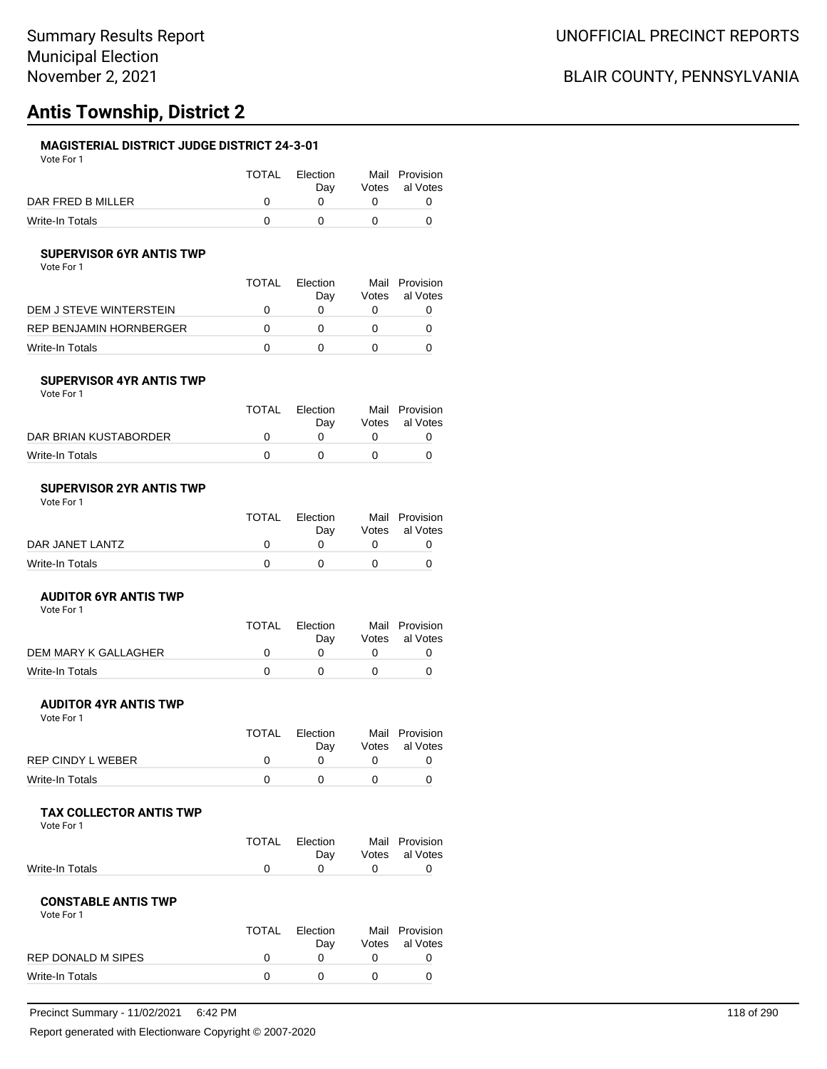Summary Results Report
Municipal Election
November 2, 2021

UNOFFICIAL PRECINCT REPORTS

BLAIR COUNTY, PENNSYLVANIA

# Antis Township, District 2

### MAGISTERIAL DISTRICT JUDGE DISTRICT 24-3-01

Vote For 1

| | TOTAL | Election Day | Mail Votes | Provisional Votes |
|---|---|---|---|---|
| DAR FRED B MILLER | 0 | 0 | 0 | 0 |
| Write-In Totals | 0 | 0 | 0 | 0 |

### SUPERVISOR 6YR ANTIS TWP

Vote For 1

| | TOTAL | Election Day | Mail Votes | Provisional Votes |
|---|---|---|---|---|
| DEM J STEVE WINTERSTEIN | 0 | 0 | 0 | 0 |
| REP BENJAMIN HORNBERGER | 0 | 0 | 0 | 0 |
| Write-In Totals | 0 | 0 | 0 | 0 |

### SUPERVISOR 4YR ANTIS TWP

Vote For 1

| | TOTAL | Election Day | Mail Votes | Provisional Votes |
|---|---|---|---|---|
| DAR BRIAN KUSTABORDER | 0 | 0 | 0 | 0 |
| Write-In Totals | 0 | 0 | 0 | 0 |

### SUPERVISOR 2YR ANTIS TWP

Vote For 1

| | TOTAL | Election Day | Mail Votes | Provisional Votes |
|---|---|---|---|---|
| DAR JANET LANTZ | 0 | 0 | 0 | 0 |
| Write-In Totals | 0 | 0 | 0 | 0 |

### AUDITOR 6YR ANTIS TWP

Vote For 1

| | TOTAL | Election Day | Mail Votes | Provisional Votes |
|---|---|---|---|---|
| DEM MARY K GALLAGHER | 0 | 0 | 0 | 0 |
| Write-In Totals | 0 | 0 | 0 | 0 |

### AUDITOR 4YR ANTIS TWP

Vote For 1

| | TOTAL | Election Day | Mail Votes | Provisional Votes |
|---|---|---|---|---|
| REP CINDY L WEBER | 0 | 0 | 0 | 0 |
| Write-In Totals | 0 | 0 | 0 | 0 |

### TAX COLLECTOR ANTIS TWP

Vote For 1

| | TOTAL | Election Day | Mail Votes | Provisional Votes |
|---|---|---|---|---|
| Write-In Totals | 0 | 0 | 0 | 0 |

### CONSTABLE ANTIS TWP

Vote For 1

| | TOTAL | Election Day | Mail Votes | Provisional Votes |
|---|---|---|---|---|
| REP DONALD M SIPES | 0 | 0 | 0 | 0 |
| Write-In Totals | 0 | 0 | 0 | 0 |

Precinct Summary - 11/02/2021 6:42 PM

Report generated with Electionware Copyright © 2007-2020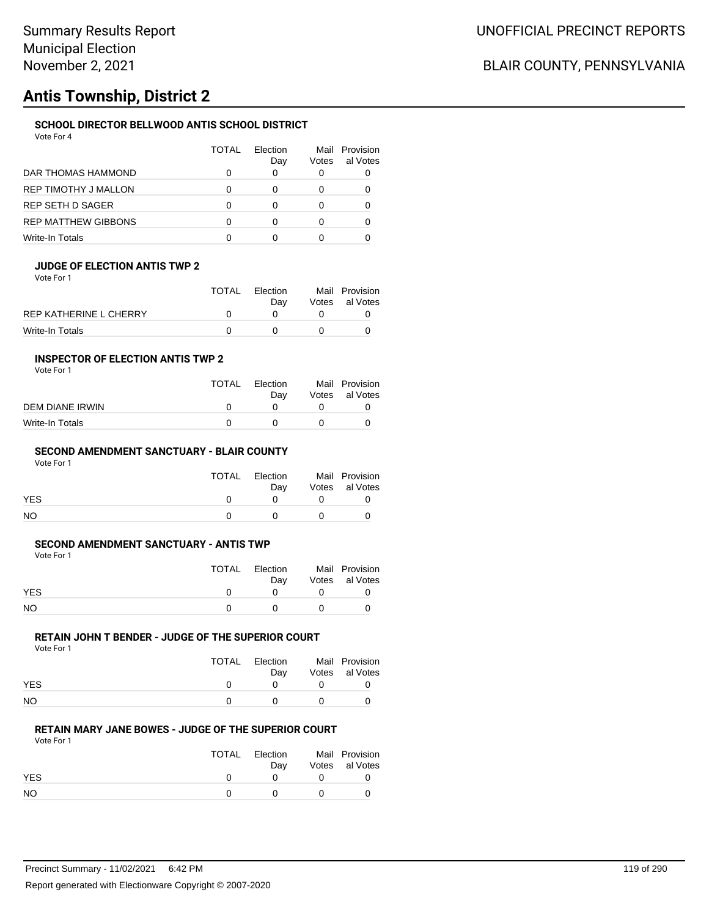Summary Results Report
Municipal Election
November 2, 2021

UNOFFICIAL PRECINCT REPORTS

BLAIR COUNTY, PENNSYLVANIA

# Antis Township, District 2

### SCHOOL DIRECTOR BELLWOOD ANTIS SCHOOL DISTRICT

Vote For 4

| | TOTAL | Election Day | Mail Votes | Provisional Votes |
|---|---|---|---|---|
| DAR THOMAS HAMMOND | 0 | 0 | 0 | 0 |
| REP TIMOTHY J MALLON | 0 | 0 | 0 | 0 |
| REP SETH D SAGER | 0 | 0 | 0 | 0 |
| REP MATTHEW GIBBONS | 0 | 0 | 0 | 0 |
| Write-In Totals | 0 | 0 | 0 | 0 |

### JUDGE OF ELECTION ANTIS TWP 2

Vote For 1

| | TOTAL | Election Day | Mail Votes | Provisional Votes |
|---|---|---|---|---|
| REP KATHERINE L CHERRY | 0 | 0 | 0 | 0 |
| Write-In Totals | 0 | 0 | 0 | 0 |

### INSPECTOR OF ELECTION ANTIS TWP 2

Vote For 1

| | TOTAL | Election Day | Mail Votes | Provisional Votes |
|---|---|---|---|---|
| DEM DIANE IRWIN | 0 | 0 | 0 | 0 |
| Write-In Totals | 0 | 0 | 0 | 0 |

### SECOND AMENDMENT SANCTUARY - BLAIR COUNTY

Vote For 1

| | TOTAL | Election Day | Mail Votes | Provisional Votes |
|---|---|---|---|---|
| YES | 0 | 0 | 0 | 0 |
| NO | 0 | 0 | 0 | 0 |

### SECOND AMENDMENT SANCTUARY - ANTIS TWP

Vote For 1

| | TOTAL | Election Day | Mail Votes | Provisional Votes |
|---|---|---|---|---|
| YES | 0 | 0 | 0 | 0 |
| NO | 0 | 0 | 0 | 0 |

### RETAIN JOHN T BENDER - JUDGE OF THE SUPERIOR COURT

Vote For 1

| | TOTAL | Election Day | Mail Votes | Provisional Votes |
|---|---|---|---|---|
| YES | 0 | 0 | 0 | 0 |
| NO | 0 | 0 | 0 | 0 |

### RETAIN MARY JANE BOWES - JUDGE OF THE SUPERIOR COURT

Vote For 1

| | TOTAL | Election Day | Mail Votes | Provisional Votes |
|---|---|---|---|---|
| YES | 0 | 0 | 0 | 0 |
| NO | 0 | 0 | 0 | 0 |

Precinct Summary - 11/02/2021 6:42 PM

Report generated with Electionware Copyright © 2007-2020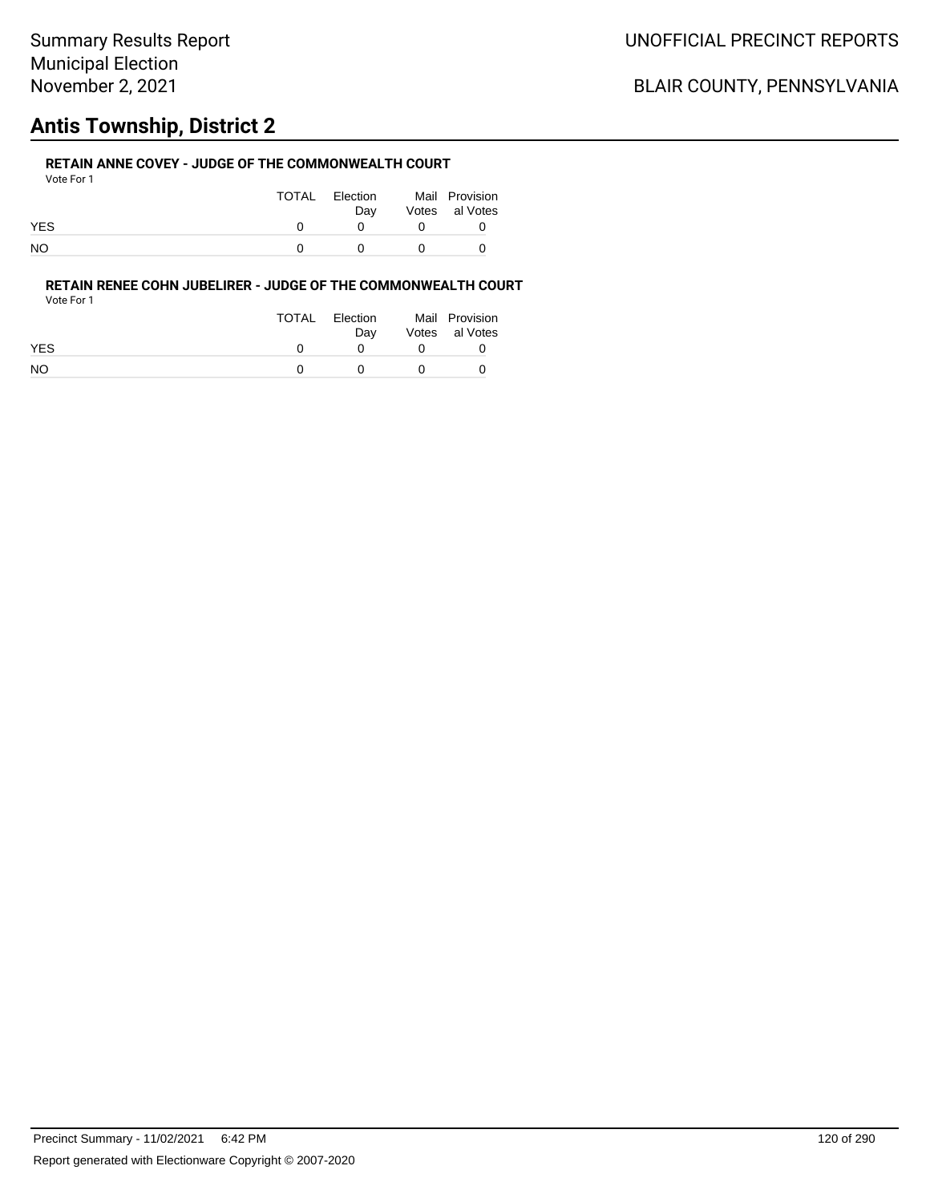# Antis Township, District 2

### RETAIN ANNE COVEY - JUDGE OF THE COMMONWEALTH COURT

Vote For 1

| | TOTAL | Election Day | Mail Votes | Provisional Votes |
|---|---|---|---|---|
| YES | 0 | 0 | 0 | 0 |
| NO | 0 | 0 | 0 | 0 |

### RETAIN RENEE COHN JUBELIRER - JUDGE OF THE COMMONWEALTH COURT

Vote For 1

| | TOTAL | Election Day | Mail Votes | Provisional Votes |
|---|---|---|---|---|
| YES | 0 | 0 | 0 | 0 |
| NO | 0 | 0 | 0 | 0 |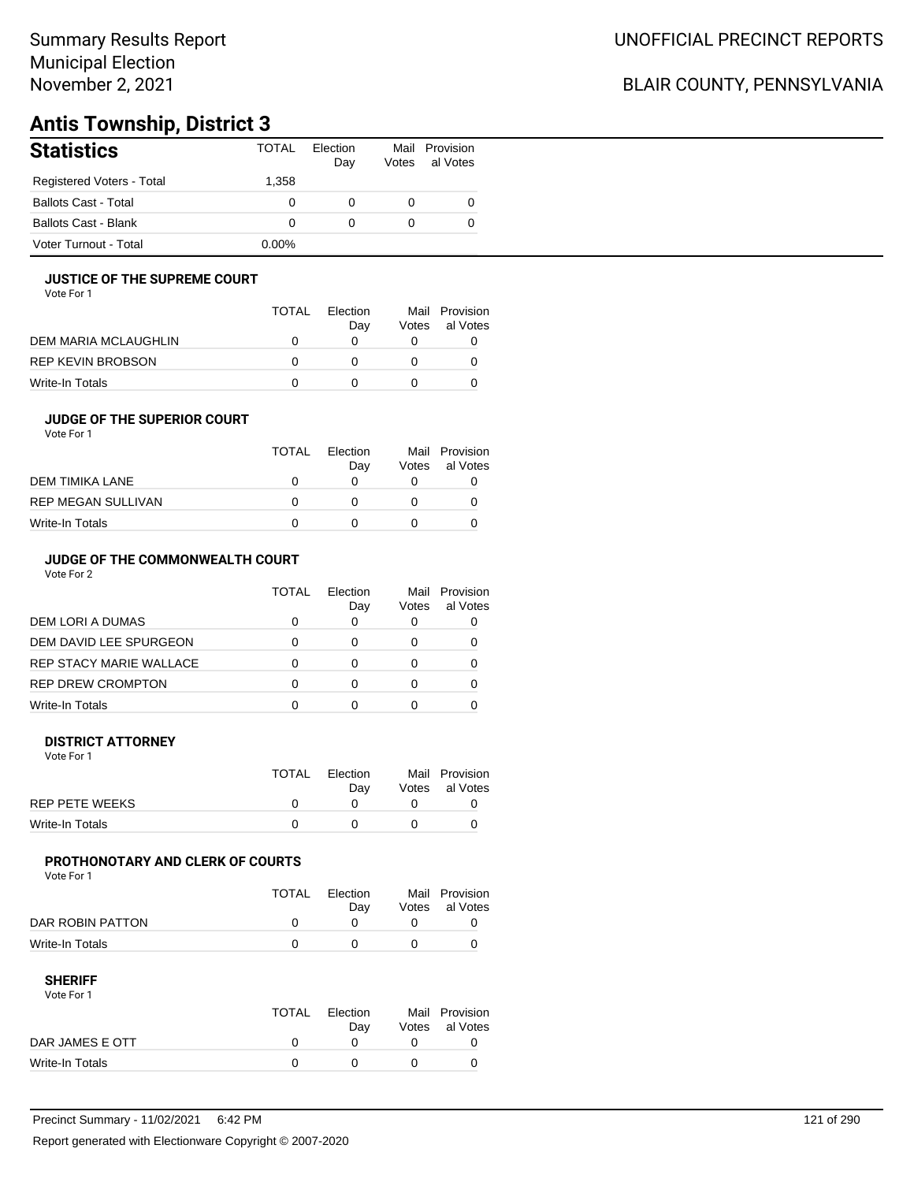Summary Results Report
Municipal Election
November 2, 2021

UNOFFICIAL PRECINCT REPORTS

BLAIR COUNTY, PENNSYLVANIA

# Antis Township, District 3

## Statistics

| | TOTAL | Election Day | Mail Votes | Provisional Votes |
|---|---|---|---|---|
| Registered Voters - Total | 1,358 | | | |
| Ballots Cast - Total | 0 | 0 | 0 | 0 |
| Ballots Cast - Blank | 0 | 0 | 0 | 0 |
| Voter Turnout - Total | 0.00% | | | |

### JUSTICE OF THE SUPREME COURT

Vote For 1

| | TOTAL | Election Day | Mail Votes | Provisional Votes |
|---|---|---|---|---|
| DEM MARIA MCLAUGHLIN | 0 | 0 | 0 | 0 |
| REP KEVIN BROBSON | 0 | 0 | 0 | 0 |
| Write-In Totals | 0 | 0 | 0 | 0 |

### JUDGE OF THE SUPERIOR COURT

Vote For 1

| | TOTAL | Election Day | Mail Votes | Provisional Votes |
|---|---|---|---|---|
| DEM TIMIKA LANE | 0 | 0 | 0 | 0 |
| REP MEGAN SULLIVAN | 0 | 0 | 0 | 0 |
| Write-In Totals | 0 | 0 | 0 | 0 |

### JUDGE OF THE COMMONWEALTH COURT

Vote For 2

| | TOTAL | Election Day | Mail Votes | Provisional Votes |
|---|---|---|---|---|
| DEM LORI A DUMAS | 0 | 0 | 0 | 0 |
| DEM DAVID LEE SPURGEON | 0 | 0 | 0 | 0 |
| REP STACY MARIE WALLACE | 0 | 0 | 0 | 0 |
| REP DREW CROMPTON | 0 | 0 | 0 | 0 |
| Write-In Totals | 0 | 0 | 0 | 0 |

### DISTRICT ATTORNEY

Vote For 1

| | TOTAL | Election Day | Mail Votes | Provisional Votes |
|---|---|---|---|---|
| REP PETE WEEKS | 0 | 0 | 0 | 0 |
| Write-In Totals | 0 | 0 | 0 | 0 |

### PROTHONOTARY AND CLERK OF COURTS

Vote For 1

| | TOTAL | Election Day | Mail Votes | Provisional Votes |
|---|---|---|---|---|
| DAR ROBIN PATTON | 0 | 0 | 0 | 0 |
| Write-In Totals | 0 | 0 | 0 | 0 |

### SHERIFF

Vote For 1

| | TOTAL | Election Day | Mail Votes | Provisional Votes |
|---|---|---|---|---|
| DAR JAMES E OTT | 0 | 0 | 0 | 0 |
| Write-In Totals | 0 | 0 | 0 | 0 |

Precinct Summary - 11/02/2021 6:42 PM

Report generated with Electionware Copyright © 2007-2020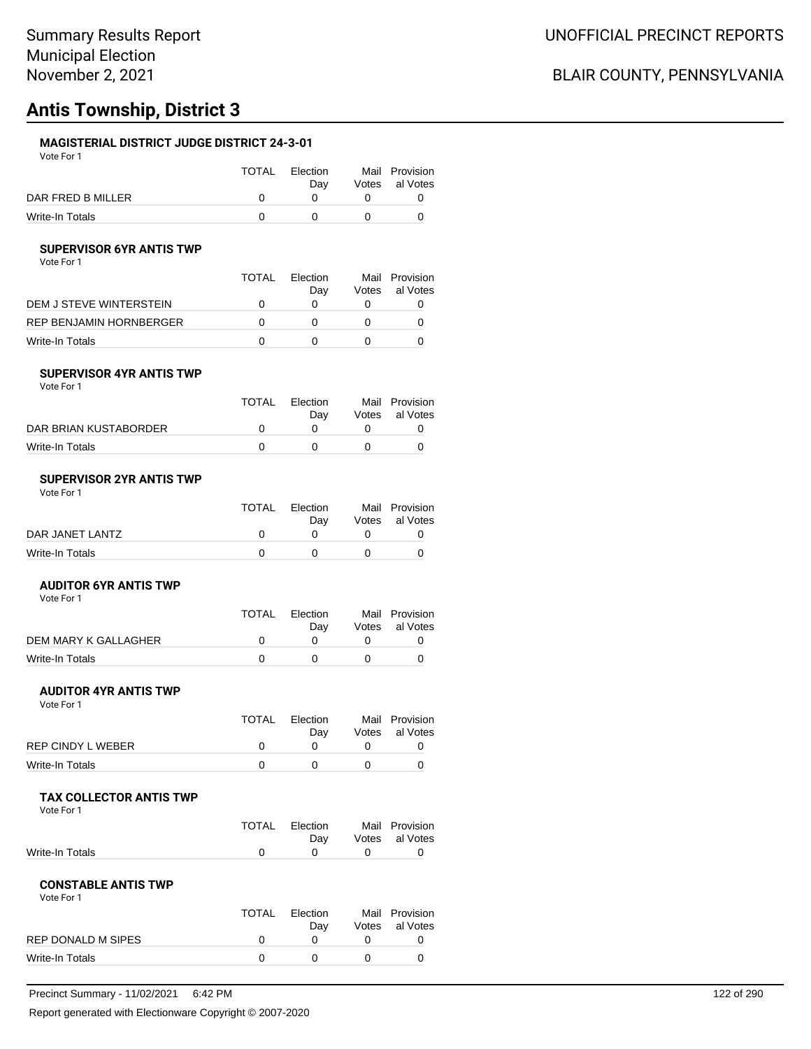Summary Results Report
Municipal Election
November 2, 2021

UNOFFICIAL PRECINCT REPORTS

BLAIR COUNTY, PENNSYLVANIA

# Antis Township, District 3

### MAGISTERIAL DISTRICT JUDGE DISTRICT 24-3-01

Vote For 1

| | TOTAL | Election Day | Mail Votes | Provisional Votes |
|---|---|---|---|---|
| DAR FRED B MILLER | 0 | 0 | 0 | 0 |
| Write-In Totals | 0 | 0 | 0 | 0 |

### SUPERVISOR 6YR ANTIS TWP

Vote For 1

| | TOTAL | Election Day | Mail Votes | Provisional Votes |
|---|---|---|---|---|
| DEM J STEVE WINTERSTEIN | 0 | 0 | 0 | 0 |
| REP BENJAMIN HORNBERGER | 0 | 0 | 0 | 0 |
| Write-In Totals | 0 | 0 | 0 | 0 |

### SUPERVISOR 4YR ANTIS TWP

Vote For 1

| | TOTAL | Election Day | Mail Votes | Provisional Votes |
|---|---|---|---|---|
| DAR BRIAN KUSTABORDER | 0 | 0 | 0 | 0 |
| Write-In Totals | 0 | 0 | 0 | 0 |

### SUPERVISOR 2YR ANTIS TWP

Vote For 1

| | TOTAL | Election Day | Mail Votes | Provisional Votes |
|---|---|---|---|---|
| DAR JANET LANTZ | 0 | 0 | 0 | 0 |
| Write-In Totals | 0 | 0 | 0 | 0 |

### AUDITOR 6YR ANTIS TWP

Vote For 1

| | TOTAL | Election Day | Mail Votes | Provisional Votes |
|---|---|---|---|---|
| DEM MARY K GALLAGHER | 0 | 0 | 0 | 0 |
| Write-In Totals | 0 | 0 | 0 | 0 |

### AUDITOR 4YR ANTIS TWP

Vote For 1

| | TOTAL | Election Day | Mail Votes | Provisional Votes |
|---|---|---|---|---|
| REP CINDY L WEBER | 0 | 0 | 0 | 0 |
| Write-In Totals | 0 | 0 | 0 | 0 |

### TAX COLLECTOR ANTIS TWP

Vote For 1

| | TOTAL | Election Day | Mail Votes | Provisional Votes |
|---|---|---|---|---|
| Write-In Totals | 0 | 0 | 0 | 0 |

### CONSTABLE ANTIS TWP

Vote For 1

| | TOTAL | Election Day | Mail Votes | Provisional Votes |
|---|---|---|---|---|
| REP DONALD M SIPES | 0 | 0 | 0 | 0 |
| Write-In Totals | 0 | 0 | 0 | 0 |

Precinct Summary - 11/02/2021 6:42 PM

Report generated with Electionware Copyright © 2007-2020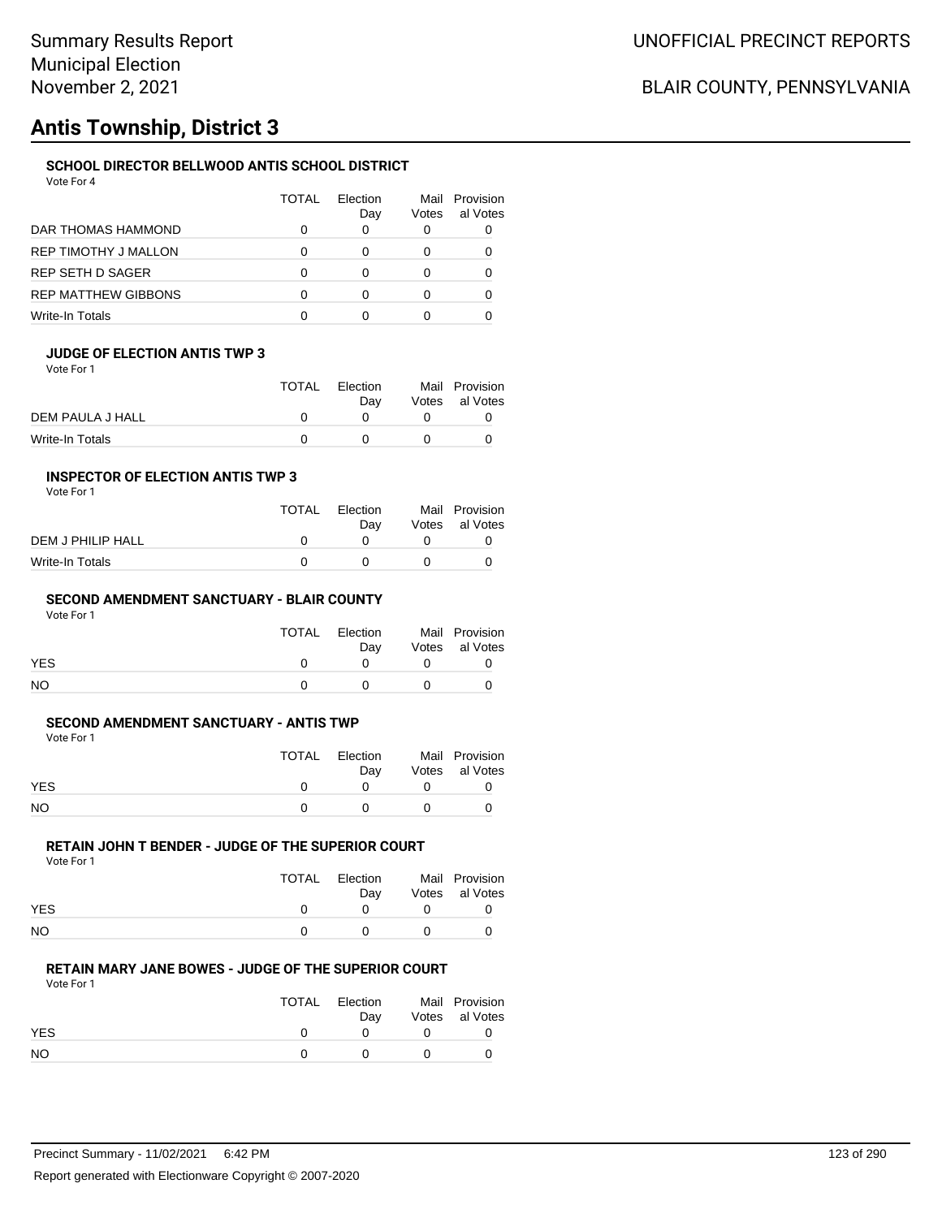Summary Results Report
Municipal Election
November 2, 2021

UNOFFICIAL PRECINCT REPORTS

BLAIR COUNTY, PENNSYLVANIA

# Antis Township, District 3

### SCHOOL DIRECTOR BELLWOOD ANTIS SCHOOL DISTRICT

Vote For 4

| | TOTAL | Election Day | Mail Votes | Provisional Votes |
|---|---|---|---|---|
| DAR THOMAS HAMMOND | 0 | 0 | 0 | 0 |
| REP TIMOTHY J MALLON | 0 | 0 | 0 | 0 |
| REP SETH D SAGER | 0 | 0 | 0 | 0 |
| REP MATTHEW GIBBONS | 0 | 0 | 0 | 0 |
| Write-In Totals | 0 | 0 | 0 | 0 |

### JUDGE OF ELECTION ANTIS TWP 3

Vote For 1

| | TOTAL | Election Day | Mail Votes | Provisional Votes |
|---|---|---|---|---|
| DEM PAULA J HALL | 0 | 0 | 0 | 0 |
| Write-In Totals | 0 | 0 | 0 | 0 |

### INSPECTOR OF ELECTION ANTIS TWP 3

Vote For 1

| | TOTAL | Election Day | Mail Votes | Provisional Votes |
|---|---|---|---|---|
| DEM J PHILIP HALL | 0 | 0 | 0 | 0 |
| Write-In Totals | 0 | 0 | 0 | 0 |

### SECOND AMENDMENT SANCTUARY - BLAIR COUNTY

Vote For 1

| | TOTAL | Election Day | Mail Votes | Provisional Votes |
|---|---|---|---|---|
| YES | 0 | 0 | 0 | 0 |
| NO | 0 | 0 | 0 | 0 |

### SECOND AMENDMENT SANCTUARY - ANTIS TWP

Vote For 1

| | TOTAL | Election Day | Mail Votes | Provisional Votes |
|---|---|---|---|---|
| YES | 0 | 0 | 0 | 0 |
| NO | 0 | 0 | 0 | 0 |

### RETAIN JOHN T BENDER - JUDGE OF THE SUPERIOR COURT

Vote For 1

| | TOTAL | Election Day | Mail Votes | Provisional Votes |
|---|---|---|---|---|
| YES | 0 | 0 | 0 | 0 |
| NO | 0 | 0 | 0 | 0 |

### RETAIN MARY JANE BOWES - JUDGE OF THE SUPERIOR COURT

Vote For 1

| | TOTAL | Election Day | Mail Votes | Provisional Votes |
|---|---|---|---|---|
| YES | 0 | 0 | 0 | 0 |
| NO | 0 | 0 | 0 | 0 |

Precinct Summary - 11/02/2021 6:42 PM

Report generated with Electionware Copyright © 2007-2020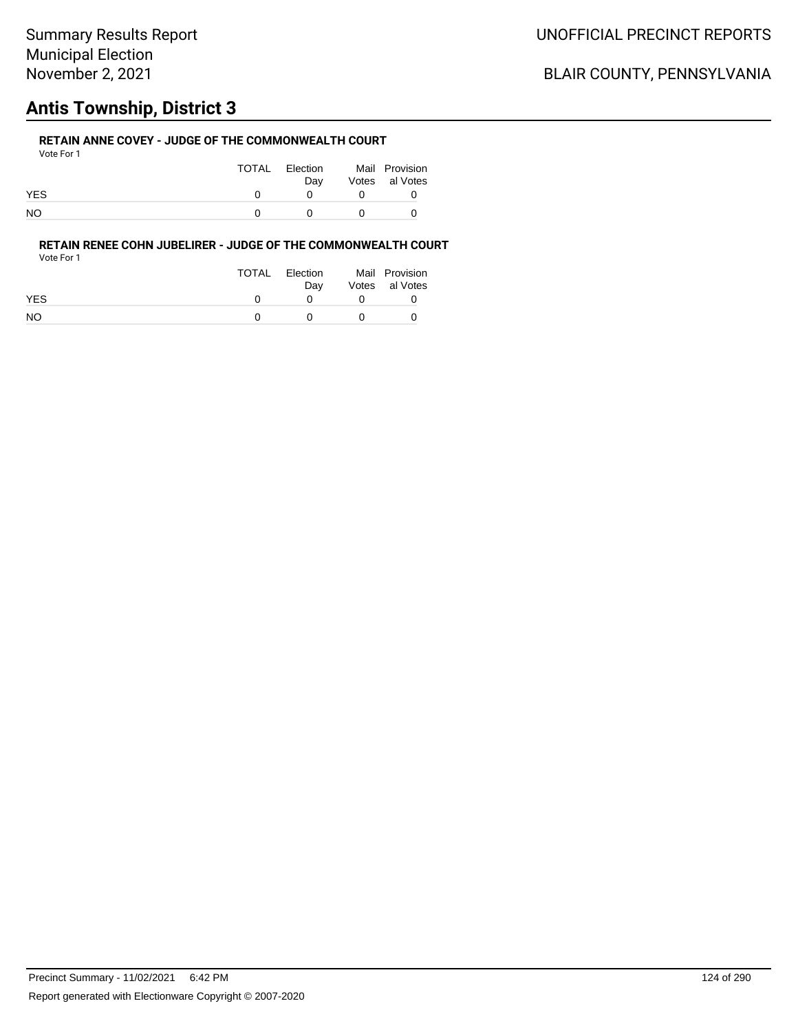# Antis Township, District 3

### RETAIN ANNE COVEY - JUDGE OF THE COMMONWEALTH COURT

Vote For 1

| | TOTAL | Election Day | Mail Votes | Provisional Votes |
|---|---|---|---|---|
| YES | 0 | 0 | 0 | 0 |
| NO | 0 | 0 | 0 | 0 |

### RETAIN RENEE COHN JUBELIRER - JUDGE OF THE COMMONWEALTH COURT

Vote For 1

| | TOTAL | Election Day | Mail Votes | Provisional Votes |
|---|---|---|---|---|
| YES | 0 | 0 | 0 | 0 |
| NO | 0 | 0 | 0 | 0 |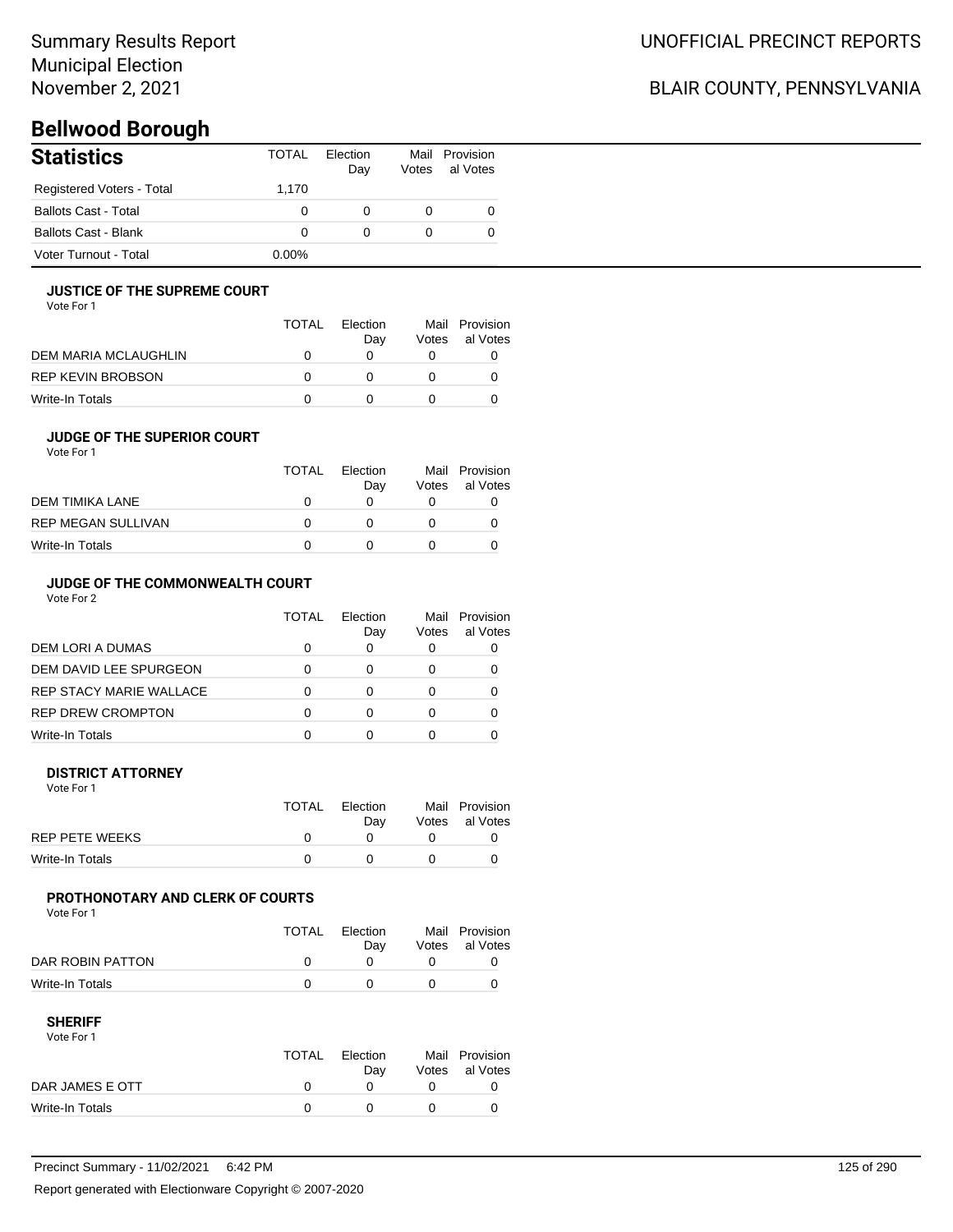Summary Results Report
Municipal Election
November 2, 2021

UNOFFICIAL PRECINCT REPORTS

BLAIR COUNTY, PENNSYLVANIA

# Bellwood Borough

## Statistics

| | TOTAL | Election Day | Mail Votes | Provisional Votes |
|---|---|---|---|---|
| Registered Voters - Total | 1,170 | | | |
| Ballots Cast - Total | 0 | 0 | 0 | 0 |
| Ballots Cast - Blank | 0 | 0 | 0 | 0 |
| Voter Turnout - Total | 0.00% | | | |

### JUSTICE OF THE SUPREME COURT

Vote For 1

| | TOTAL | Election Day | Mail Votes | Provisional Votes |
|---|---|---|---|---|
| DEM MARIA MCLAUGHLIN | 0 | 0 | 0 | 0 |
| REP KEVIN BROBSON | 0 | 0 | 0 | 0 |
| Write-In Totals | 0 | 0 | 0 | 0 |

### JUDGE OF THE SUPERIOR COURT

Vote For 1

| | TOTAL | Election Day | Mail Votes | Provisional Votes |
|---|---|---|---|---|
| DEM TIMIKA LANE | 0 | 0 | 0 | 0 |
| REP MEGAN SULLIVAN | 0 | 0 | 0 | 0 |
| Write-In Totals | 0 | 0 | 0 | 0 |

### JUDGE OF THE COMMONWEALTH COURT

Vote For 2

| | TOTAL | Election Day | Mail Votes | Provisional Votes |
|---|---|---|---|---|
| DEM LORI A DUMAS | 0 | 0 | 0 | 0 |
| DEM DAVID LEE SPURGEON | 0 | 0 | 0 | 0 |
| REP STACY MARIE WALLACE | 0 | 0 | 0 | 0 |
| REP DREW CROMPTON | 0 | 0 | 0 | 0 |
| Write-In Totals | 0 | 0 | 0 | 0 |

### DISTRICT ATTORNEY

Vote For 1

| | TOTAL | Election Day | Mail Votes | Provisional Votes |
|---|---|---|---|---|
| REP PETE WEEKS | 0 | 0 | 0 | 0 |
| Write-In Totals | 0 | 0 | 0 | 0 |

### PROTHONOTARY AND CLERK OF COURTS

Vote For 1

| | TOTAL | Election Day | Mail Votes | Provisional Votes |
|---|---|---|---|---|
| DAR ROBIN PATTON | 0 | 0 | 0 | 0 |
| Write-In Totals | 0 | 0 | 0 | 0 |

### SHERIFF

Vote For 1

| | TOTAL | Election Day | Mail Votes | Provisional Votes |
|---|---|---|---|---|
| DAR JAMES E OTT | 0 | 0 | 0 | 0 |
| Write-In Totals | 0 | 0 | 0 | 0 |

Precinct Summary - 11/02/2021 6:42 PM

Report generated with Electionware Copyright © 2007-2020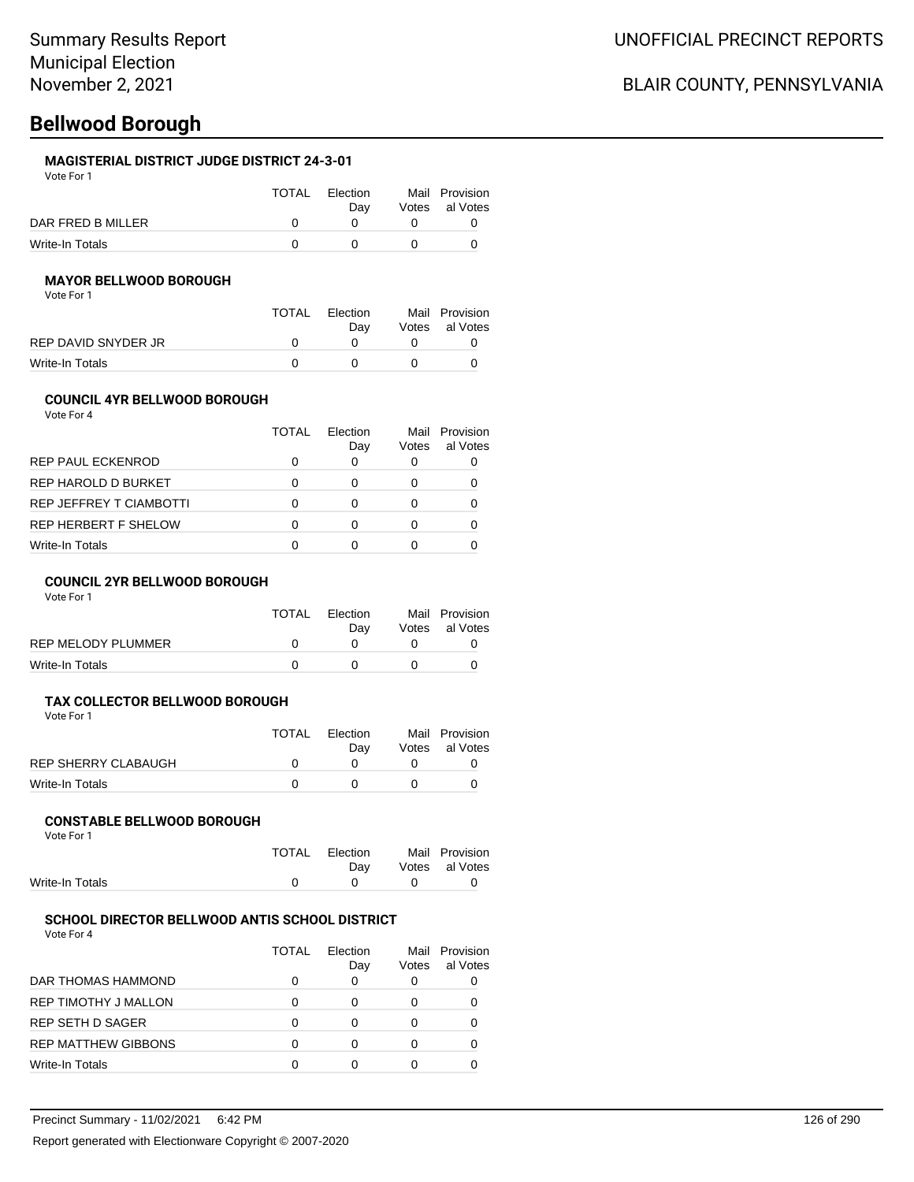Summary Results Report
Municipal Election
November 2, 2021

UNOFFICIAL PRECINCT REPORTS

BLAIR COUNTY, PENNSYLVANIA

# Bellwood Borough

### MAGISTERIAL DISTRICT JUDGE DISTRICT 24-3-01

Vote For 1

| | TOTAL | Election Day | Mail Votes | Provisional Votes |
|---|---|---|---|---|
| DAR FRED B MILLER | 0 | 0 | 0 | 0 |
| Write-In Totals | 0 | 0 | 0 | 0 |

### MAYOR BELLWOOD BOROUGH

Vote For 1

| | TOTAL | Election Day | Mail Votes | Provisional Votes |
|---|---|---|---|---|
| REP DAVID SNYDER JR | 0 | 0 | 0 | 0 |
| Write-In Totals | 0 | 0 | 0 | 0 |

### COUNCIL 4YR BELLWOOD BOROUGH

Vote For 4

| | TOTAL | Election Day | Mail Votes | Provisional Votes |
|---|---|---|---|---|
| REP PAUL ECKENROD | 0 | 0 | 0 | 0 |
| REP HAROLD D BURKET | 0 | 0 | 0 | 0 |
| REP JEFFREY T CIAMBOTTI | 0 | 0 | 0 | 0 |
| REP HERBERT F SHELOW | 0 | 0 | 0 | 0 |
| Write-In Totals | 0 | 0 | 0 | 0 |

### COUNCIL 2YR BELLWOOD BOROUGH

Vote For 1

| | TOTAL | Election Day | Mail Votes | Provisional Votes |
|---|---|---|---|---|
| REP MELODY PLUMMER | 0 | 0 | 0 | 0 |
| Write-In Totals | 0 | 0 | 0 | 0 |

### TAX COLLECTOR BELLWOOD BOROUGH

Vote For 1

| | TOTAL | Election Day | Mail Votes | Provisional Votes |
|---|---|---|---|---|
| REP SHERRY CLABAUGH | 0 | 0 | 0 | 0 |
| Write-In Totals | 0 | 0 | 0 | 0 |

### CONSTABLE BELLWOOD BOROUGH

Vote For 1

| | TOTAL | Election Day | Mail Votes | Provisional Votes |
|---|---|---|---|---|
| Write-In Totals | 0 | 0 | 0 | 0 |

### SCHOOL DIRECTOR BELLWOOD ANTIS SCHOOL DISTRICT

Vote For 4

| | TOTAL | Election Day | Mail Votes | Provisional Votes |
|---|---|---|---|---|
| DAR THOMAS HAMMOND | 0 | 0 | 0 | 0 |
| REP TIMOTHY J MALLON | 0 | 0 | 0 | 0 |
| REP SETH D SAGER | 0 | 0 | 0 | 0 |
| REP MATTHEW GIBBONS | 0 | 0 | 0 | 0 |
| Write-In Totals | 0 | 0 | 0 | 0 |

Precinct Summary - 11/02/2021 6:42 PM

Report generated with Electionware Copyright © 2007-2020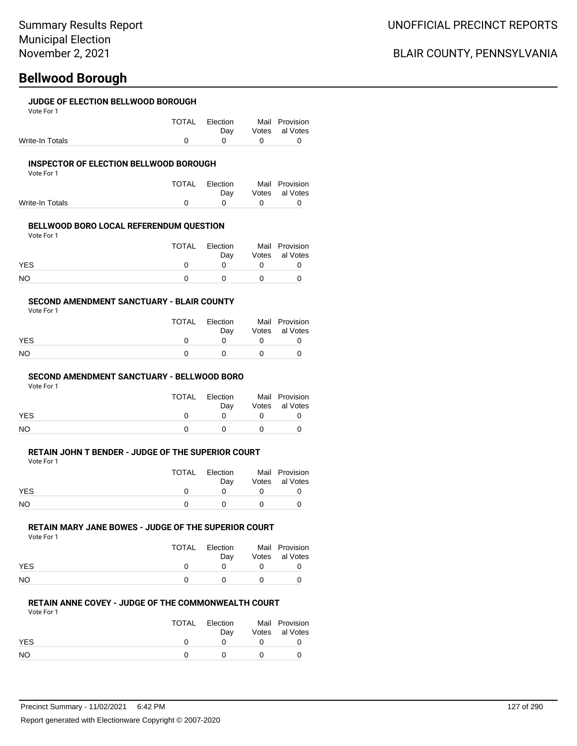Summary Results Report
Municipal Election
November 2, 2021

UNOFFICIAL PRECINCT REPORTS

BLAIR COUNTY, PENNSYLVANIA

# Bellwood Borough

### JUDGE OF ELECTION BELLWOOD BOROUGH

Vote For 1

| | TOTAL | Election Day | Mail Votes | Provisional Votes |
|---|---|---|---|---|
| Write-In Totals | 0 | 0 | 0 | 0 |

### INSPECTOR OF ELECTION BELLWOOD BOROUGH

Vote For 1

| | TOTAL | Election Day | Mail Votes | Provisional Votes |
|---|---|---|---|---|
| Write-In Totals | 0 | 0 | 0 | 0 |

### BELLWOOD BORO LOCAL REFERENDUM QUESTION

Vote For 1

| | TOTAL | Election Day | Mail Votes | Provisional Votes |
|---|---|---|---|---|
| YES | 0 | 0 | 0 | 0 |
| NO | 0 | 0 | 0 | 0 |

### SECOND AMENDMENT SANCTUARY - BLAIR COUNTY

Vote For 1

| | TOTAL | Election Day | Mail Votes | Provisional Votes |
|---|---|---|---|---|
| YES | 0 | 0 | 0 | 0 |
| NO | 0 | 0 | 0 | 0 |

### SECOND AMENDMENT SANCTUARY - BELLWOOD BORO

Vote For 1

| | TOTAL | Election Day | Mail Votes | Provisional Votes |
|---|---|---|---|---|
| YES | 0 | 0 | 0 | 0 |
| NO | 0 | 0 | 0 | 0 |

### RETAIN JOHN T BENDER - JUDGE OF THE SUPERIOR COURT

Vote For 1

| | TOTAL | Election Day | Mail Votes | Provisional Votes |
|---|---|---|---|---|
| YES | 0 | 0 | 0 | 0 |
| NO | 0 | 0 | 0 | 0 |

### RETAIN MARY JANE BOWES - JUDGE OF THE SUPERIOR COURT

Vote For 1

| | TOTAL | Election Day | Mail Votes | Provisional Votes |
|---|---|---|---|---|
| YES | 0 | 0 | 0 | 0 |
| NO | 0 | 0 | 0 | 0 |

### RETAIN ANNE COVEY - JUDGE OF THE COMMONWEALTH COURT

Vote For 1

| | TOTAL | Election Day | Mail Votes | Provisional Votes |
|---|---|---|---|---|
| YES | 0 | 0 | 0 | 0 |
| NO | 0 | 0 | 0 | 0 |

Precinct Summary - 11/02/2021 6:42 PM

Report generated with Electionware Copyright © 2007-2020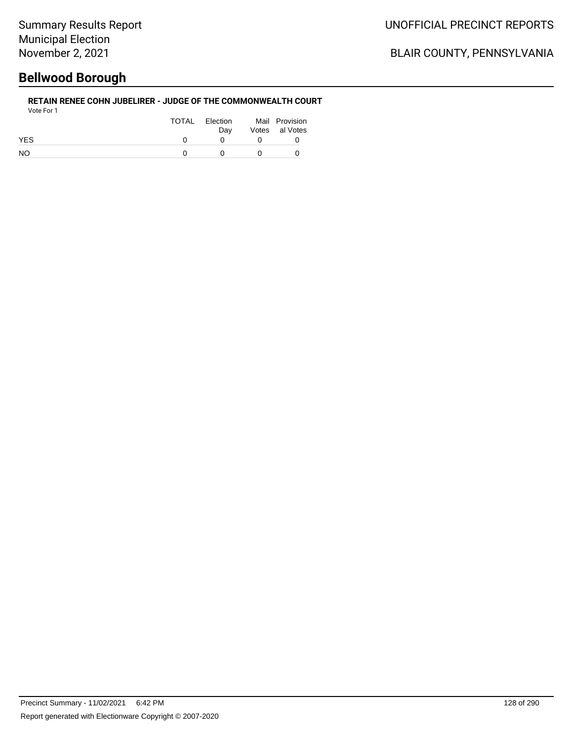# Bellwood Borough

**RETAIN RENEE COHN JUBELIRER - JUDGE OF THE COMMONWEALTH COURT**

Vote For 1

| | TOTAL | Election Day | Mail Votes | Provisional Votes |
|---|---|---|---|---|
| YES | 0 | 0 | 0 | 0 |
| NO | 0 | 0 | 0 | 0 |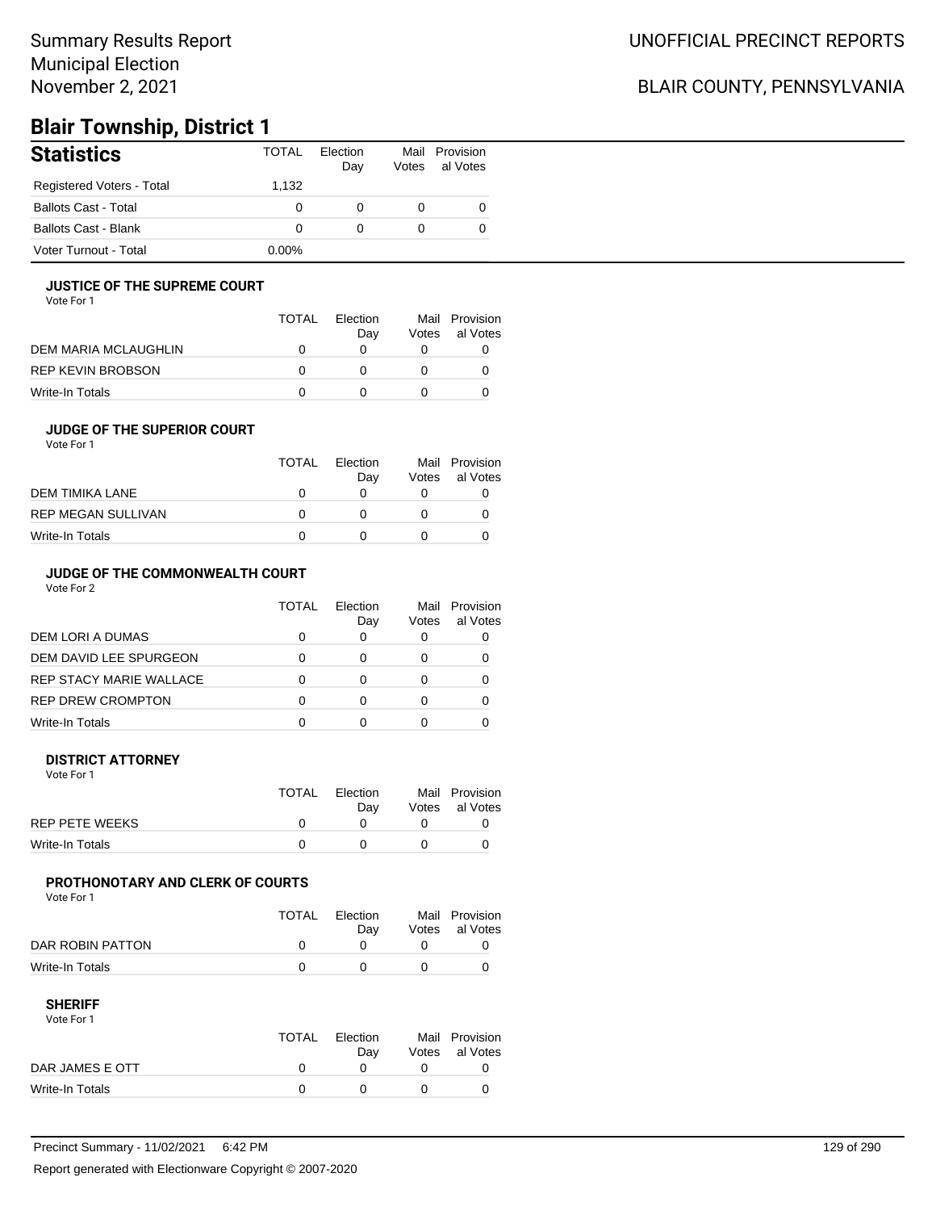Summary Results Report
Municipal Election
November 2, 2021

UNOFFICIAL PRECINCT REPORTS

BLAIR COUNTY, PENNSYLVANIA

# Blair Township, District 1

## Statistics

| | TOTAL | Election Day | Mail Votes | Provisional Votes |
|---|---|---|---|---|
| Registered Voters - Total | 1,132 | | | |
| Ballots Cast - Total | 0 | 0 | 0 | 0 |
| Ballots Cast - Blank | 0 | 0 | 0 | 0 |
| Voter Turnout - Total | 0.00% | | | |

### JUSTICE OF THE SUPREME COURT

Vote For 1

| | TOTAL | Election Day | Mail Votes | Provisional Votes |
|---|---|---|---|---|
| DEM MARIA MCLAUGHLIN | 0 | 0 | 0 | 0 |
| REP KEVIN BROBSON | 0 | 0 | 0 | 0 |
| Write-In Totals | 0 | 0 | 0 | 0 |

### JUDGE OF THE SUPERIOR COURT

Vote For 1

| | TOTAL | Election Day | Mail Votes | Provisional Votes |
|---|---|---|---|---|
| DEM TIMIKA LANE | 0 | 0 | 0 | 0 |
| REP MEGAN SULLIVAN | 0 | 0 | 0 | 0 |
| Write-In Totals | 0 | 0 | 0 | 0 |

### JUDGE OF THE COMMONWEALTH COURT

Vote For 2

| | TOTAL | Election Day | Mail Votes | Provisional Votes |
|---|---|---|---|---|
| DEM LORI A DUMAS | 0 | 0 | 0 | 0 |
| DEM DAVID LEE SPURGEON | 0 | 0 | 0 | 0 |
| REP STACY MARIE WALLACE | 0 | 0 | 0 | 0 |
| REP DREW CROMPTON | 0 | 0 | 0 | 0 |
| Write-In Totals | 0 | 0 | 0 | 0 |

### DISTRICT ATTORNEY

Vote For 1

| | TOTAL | Election Day | Mail Votes | Provisional Votes |
|---|---|---|---|---|
| REP PETE WEEKS | 0 | 0 | 0 | 0 |
| Write-In Totals | 0 | 0 | 0 | 0 |

### PROTHONOTARY AND CLERK OF COURTS

Vote For 1

| | TOTAL | Election Day | Mail Votes | Provisional Votes |
|---|---|---|---|---|
| DAR ROBIN PATTON | 0 | 0 | 0 | 0 |
| Write-In Totals | 0 | 0 | 0 | 0 |

### SHERIFF

Vote For 1

| | TOTAL | Election Day | Mail Votes | Provisional Votes |
|---|---|---|---|---|
| DAR JAMES E OTT | 0 | 0 | 0 | 0 |
| Write-In Totals | 0 | 0 | 0 | 0 |

Precinct Summary - 11/02/2021 6:42 PM

Report generated with Electionware Copyright © 2007-2020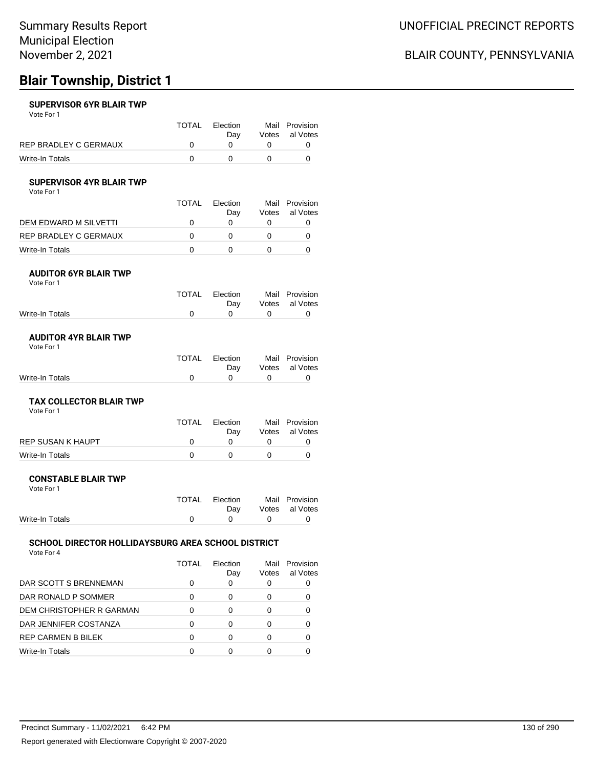Summary Results Report
Municipal Election
November 2, 2021

UNOFFICIAL PRECINCT REPORTS

BLAIR COUNTY, PENNSYLVANIA

# Blair Township, District 1

### SUPERVISOR 6YR BLAIR TWP

Vote For 1

| | TOTAL | Election Day | Mail Votes | Provisional Votes |
|---|---|---|---|---|
| REP BRADLEY C GERMAUX | 0 | 0 | 0 | 0 |
| Write-In Totals | 0 | 0 | 0 | 0 |

### SUPERVISOR 4YR BLAIR TWP

Vote For 1

| | TOTAL | Election Day | Mail Votes | Provisional Votes |
|---|---|---|---|---|
| DEM EDWARD M SILVETTI | 0 | 0 | 0 | 0 |
| REP BRADLEY C GERMAUX | 0 | 0 | 0 | 0 |
| Write-In Totals | 0 | 0 | 0 | 0 |

### AUDITOR 6YR BLAIR TWP

Vote For 1

| | TOTAL | Election Day | Mail Votes | Provisional Votes |
|---|---|---|---|---|
| Write-In Totals | 0 | 0 | 0 | 0 |

### AUDITOR 4YR BLAIR TWP

Vote For 1

| | TOTAL | Election Day | Mail Votes | Provisional Votes |
|---|---|---|---|---|
| Write-In Totals | 0 | 0 | 0 | 0 |

### TAX COLLECTOR BLAIR TWP

Vote For 1

| | TOTAL | Election Day | Mail Votes | Provisional Votes |
|---|---|---|---|---|
| REP SUSAN K HAUPT | 0 | 0 | 0 | 0 |
| Write-In Totals | 0 | 0 | 0 | 0 |

### CONSTABLE BLAIR TWP

Vote For 1

| | TOTAL | Election Day | Mail Votes | Provisional Votes |
|---|---|---|---|---|
| Write-In Totals | 0 | 0 | 0 | 0 |

### SCHOOL DIRECTOR HOLLIDAYSBURG AREA SCHOOL DISTRICT

Vote For 4

| | TOTAL | Election Day | Mail Votes | Provisional Votes |
|---|---|---|---|---|
| DAR SCOTT S BRENNEMAN | 0 | 0 | 0 | 0 |
| DAR RONALD P SOMMER | 0 | 0 | 0 | 0 |
| DEM CHRISTOPHER R GARMAN | 0 | 0 | 0 | 0 |
| DAR JENNIFER COSTANZA | 0 | 0 | 0 | 0 |
| REP CARMEN B BILEK | 0 | 0 | 0 | 0 |
| Write-In Totals | 0 | 0 | 0 | 0 |

Precinct Summary - 11/02/2021 6:42 PM

Report generated with Electionware Copyright © 2007-2020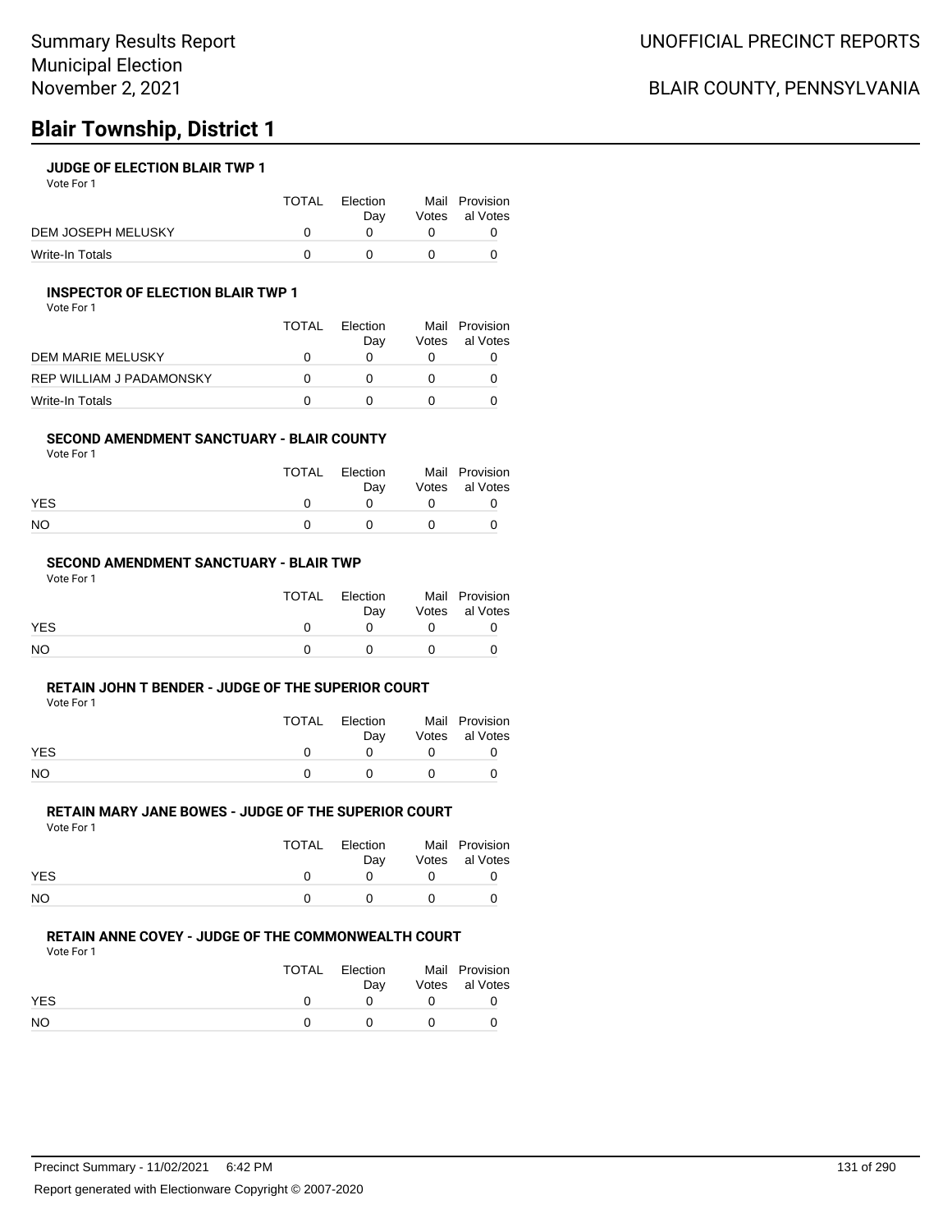Summary Results Report
Municipal Election
November 2, 2021

UNOFFICIAL PRECINCT REPORTS

BLAIR COUNTY, PENNSYLVANIA

# Blair Township, District 1

### JUDGE OF ELECTION BLAIR TWP 1

Vote For 1

| | TOTAL | Election Day | Mail Votes | Provisional Votes |
|---|---|---|---|---|
| DEM JOSEPH MELUSKY | 0 | 0 | 0 | 0 |
| Write-In Totals | 0 | 0 | 0 | 0 |

### INSPECTOR OF ELECTION BLAIR TWP 1

Vote For 1

| | TOTAL | Election Day | Mail Votes | Provisional Votes |
|---|---|---|---|---|
| DEM MARIE MELUSKY | 0 | 0 | 0 | 0 |
| REP WILLIAM J PADAMONSKY | 0 | 0 | 0 | 0 |
| Write-In Totals | 0 | 0 | 0 | 0 |

### SECOND AMENDMENT SANCTUARY - BLAIR COUNTY

Vote For 1

| | TOTAL | Election Day | Mail Votes | Provisional Votes |
|---|---|---|---|---|
| YES | 0 | 0 | 0 | 0 |
| NO | 0 | 0 | 0 | 0 |

### SECOND AMENDMENT SANCTUARY - BLAIR TWP

Vote For 1

| | TOTAL | Election Day | Mail Votes | Provisional Votes |
|---|---|---|---|---|
| YES | 0 | 0 | 0 | 0 |
| NO | 0 | 0 | 0 | 0 |

### RETAIN JOHN T BENDER - JUDGE OF THE SUPERIOR COURT

Vote For 1

| | TOTAL | Election Day | Mail Votes | Provisional Votes |
|---|---|---|---|---|
| YES | 0 | 0 | 0 | 0 |
| NO | 0 | 0 | 0 | 0 |

### RETAIN MARY JANE BOWES - JUDGE OF THE SUPERIOR COURT

Vote For 1

| | TOTAL | Election Day | Mail Votes | Provisional Votes |
|---|---|---|---|---|
| YES | 0 | 0 | 0 | 0 |
| NO | 0 | 0 | 0 | 0 |

### RETAIN ANNE COVEY - JUDGE OF THE COMMONWEALTH COURT

Vote For 1

| | TOTAL | Election Day | Mail Votes | Provisional Votes |
|---|---|---|---|---|
| YES | 0 | 0 | 0 | 0 |
| NO | 0 | 0 | 0 | 0 |

Precinct Summary - 11/02/2021 6:42 PM

Report generated with Electionware Copyright © 2007-2020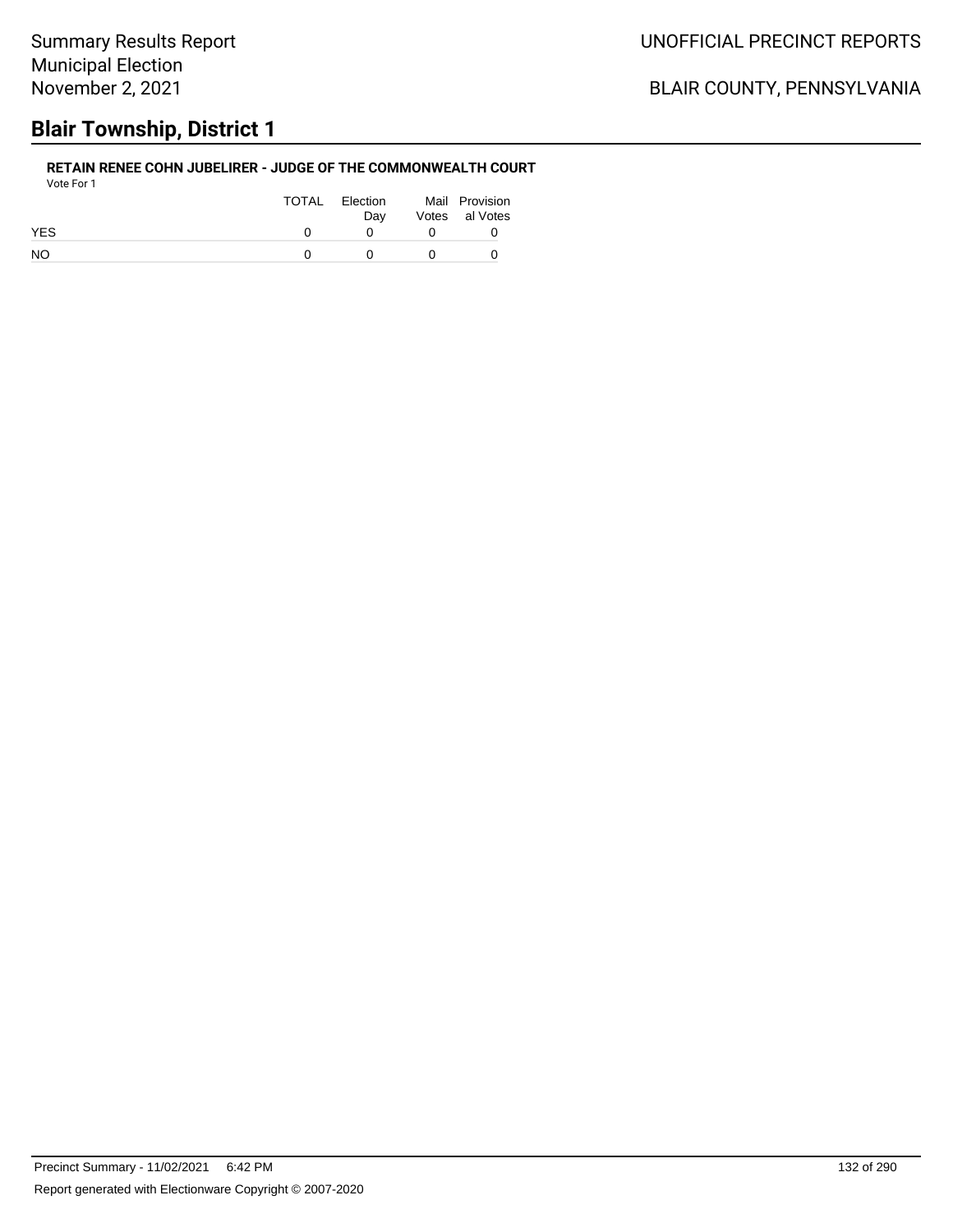# Blair Township, District 1

**RETAIN RENEE COHN JUBELIRER - JUDGE OF THE COMMONWEALTH COURT**

Vote For 1

| | TOTAL | Election Day | Mail Votes | Provisional Votes |
|---|---|---|---|---|
| YES | 0 | 0 | 0 | 0 |
| NO | 0 | 0 | 0 | 0 |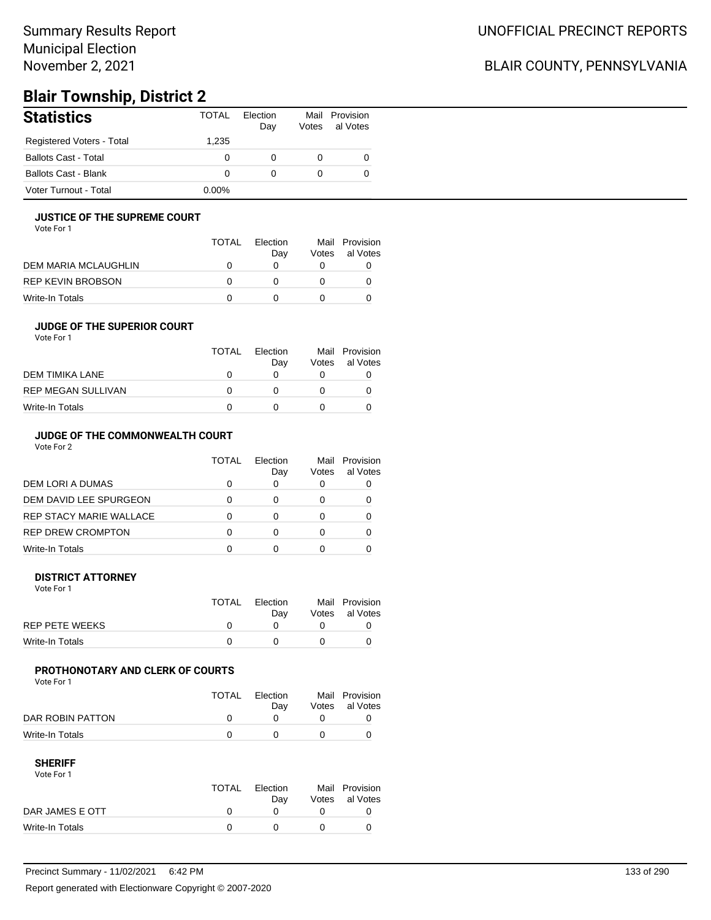Summary Results Report
Municipal Election
November 2, 2021

UNOFFICIAL PRECINCT REPORTS

BLAIR COUNTY, PENNSYLVANIA

# Blair Township, District 2

## Statistics

| | TOTAL | Election Day | Mail Votes | Provisional Votes |
|---|---|---|---|---|
| Registered Voters - Total | 1,235 | | | |
| Ballots Cast - Total | 0 | 0 | 0 | 0 |
| Ballots Cast - Blank | 0 | 0 | 0 | 0 |
| Voter Turnout - Total | 0.00% | | | |

### JUSTICE OF THE SUPREME COURT

Vote For 1

| | TOTAL | Election Day | Mail Votes | Provisional Votes |
|---|---|---|---|---|
| DEM MARIA MCLAUGHLIN | 0 | 0 | 0 | 0 |
| REP KEVIN BROBSON | 0 | 0 | 0 | 0 |
| Write-In Totals | 0 | 0 | 0 | 0 |

### JUDGE OF THE SUPERIOR COURT

Vote For 1

| | TOTAL | Election Day | Mail Votes | Provisional Votes |
|---|---|---|---|---|
| DEM TIMIKA LANE | 0 | 0 | 0 | 0 |
| REP MEGAN SULLIVAN | 0 | 0 | 0 | 0 |
| Write-In Totals | 0 | 0 | 0 | 0 |

### JUDGE OF THE COMMONWEALTH COURT

Vote For 2

| | TOTAL | Election Day | Mail Votes | Provisional Votes |
|---|---|---|---|---|
| DEM LORI A DUMAS | 0 | 0 | 0 | 0 |
| DEM DAVID LEE SPURGEON | 0 | 0 | 0 | 0 |
| REP STACY MARIE WALLACE | 0 | 0 | 0 | 0 |
| REP DREW CROMPTON | 0 | 0 | 0 | 0 |
| Write-In Totals | 0 | 0 | 0 | 0 |

### DISTRICT ATTORNEY

Vote For 1

| | TOTAL | Election Day | Mail Votes | Provisional Votes |
|---|---|---|---|---|
| REP PETE WEEKS | 0 | 0 | 0 | 0 |
| Write-In Totals | 0 | 0 | 0 | 0 |

### PROTHONOTARY AND CLERK OF COURTS

Vote For 1

| | TOTAL | Election Day | Mail Votes | Provisional Votes |
|---|---|---|---|---|
| DAR ROBIN PATTON | 0 | 0 | 0 | 0 |
| Write-In Totals | 0 | 0 | 0 | 0 |

### SHERIFF

Vote For 1

| | TOTAL | Election Day | Mail Votes | Provisional Votes |
|---|---|---|---|---|
| DAR JAMES E OTT | 0 | 0 | 0 | 0 |
| Write-In Totals | 0 | 0 | 0 | 0 |

Precinct Summary - 11/02/2021 6:42 PM

Report generated with Electionware Copyright © 2007-2020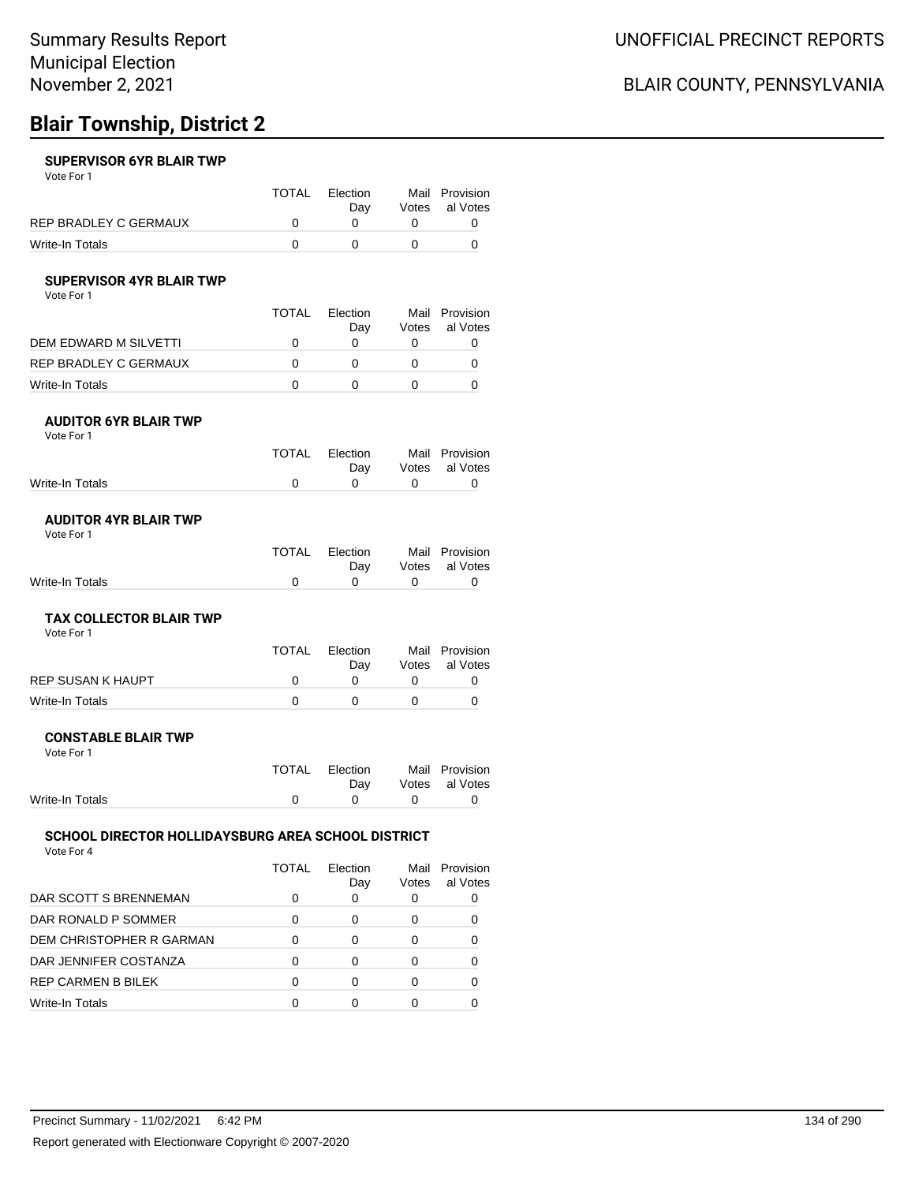# Blair Township, District 2

### SUPERVISOR 6YR BLAIR TWP

Vote For 1

| | TOTAL | Election Day | Mail Votes | Provisional Votes |
|---|---|---|---|---|
| REP BRADLEY C GERMAUX | 0 | 0 | 0 | 0 |
| Write-In Totals | 0 | 0 | 0 | 0 |

### SUPERVISOR 4YR BLAIR TWP

Vote For 1

| | TOTAL | Election Day | Mail Votes | Provisional Votes |
|---|---|---|---|---|
| DEM EDWARD M SILVETTI | 0 | 0 | 0 | 0 |
| REP BRADLEY C GERMAUX | 0 | 0 | 0 | 0 |
| Write-In Totals | 0 | 0 | 0 | 0 |

### AUDITOR 6YR BLAIR TWP

Vote For 1

| | TOTAL | Election Day | Mail Votes | Provisional Votes |
|---|---|---|---|---|
| Write-In Totals | 0 | 0 | 0 | 0 |

### AUDITOR 4YR BLAIR TWP

Vote For 1

| | TOTAL | Election Day | Mail Votes | Provisional Votes |
|---|---|---|---|---|
| Write-In Totals | 0 | 0 | 0 | 0 |

### TAX COLLECTOR BLAIR TWP

Vote For 1

| | TOTAL | Election Day | Mail Votes | Provisional Votes |
|---|---|---|---|---|
| REP SUSAN K HAUPT | 0 | 0 | 0 | 0 |
| Write-In Totals | 0 | 0 | 0 | 0 |

### CONSTABLE BLAIR TWP

Vote For 1

| | TOTAL | Election Day | Mail Votes | Provisional Votes |
|---|---|---|---|---|
| Write-In Totals | 0 | 0 | 0 | 0 |

### SCHOOL DIRECTOR HOLLIDAYSBURG AREA SCHOOL DISTRICT

Vote For 4

| | TOTAL | Election Day | Mail Votes | Provisional Votes |
|---|---|---|---|---|
| DAR SCOTT S BRENNEMAN | 0 | 0 | 0 | 0 |
| DAR RONALD P SOMMER | 0 | 0 | 0 | 0 |
| DEM CHRISTOPHER R GARMAN | 0 | 0 | 0 | 0 |
| DAR JENNIFER COSTANZA | 0 | 0 | 0 | 0 |
| REP CARMEN B BILEK | 0 | 0 | 0 | 0 |
| Write-In Totals | 0 | 0 | 0 | 0 |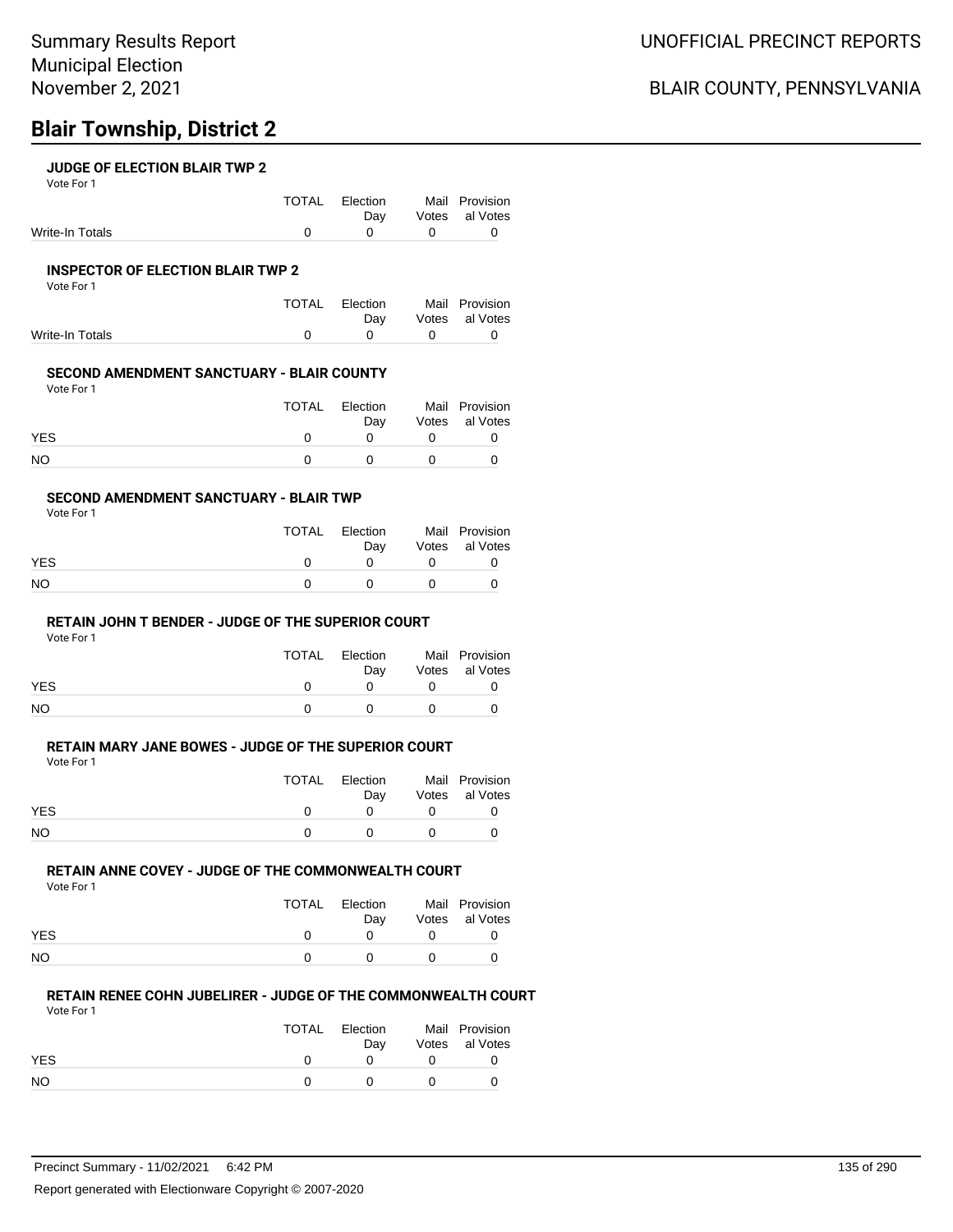Summary Results Report
Municipal Election
November 2, 2021

UNOFFICIAL PRECINCT REPORTS

BLAIR COUNTY, PENNSYLVANIA

# Blair Township, District 2

### JUDGE OF ELECTION BLAIR TWP 2

Vote For 1

| | TOTAL | Election Day | Mail Votes | Provisional Votes |
|---|---|---|---|---|
| Write-In Totals | 0 | 0 | 0 | 0 |

### INSPECTOR OF ELECTION BLAIR TWP 2

Vote For 1

| | TOTAL | Election Day | Mail Votes | Provisional Votes |
|---|---|---|---|---|
| Write-In Totals | 0 | 0 | 0 | 0 |

### SECOND AMENDMENT SANCTUARY - BLAIR COUNTY

Vote For 1

| | TOTAL | Election Day | Mail Votes | Provisional Votes |
|---|---|---|---|---|
| YES | 0 | 0 | 0 | 0 |
| NO | 0 | 0 | 0 | 0 |

### SECOND AMENDMENT SANCTUARY - BLAIR TWP

Vote For 1

| | TOTAL | Election Day | Mail Votes | Provisional Votes |
|---|---|---|---|---|
| YES | 0 | 0 | 0 | 0 |
| NO | 0 | 0 | 0 | 0 |

### RETAIN JOHN T BENDER - JUDGE OF THE SUPERIOR COURT

Vote For 1

| | TOTAL | Election Day | Mail Votes | Provisional Votes |
|---|---|---|---|---|
| YES | 0 | 0 | 0 | 0 |
| NO | 0 | 0 | 0 | 0 |

### RETAIN MARY JANE BOWES - JUDGE OF THE SUPERIOR COURT

Vote For 1

| | TOTAL | Election Day | Mail Votes | Provisional Votes |
|---|---|---|---|---|
| YES | 0 | 0 | 0 | 0 |
| NO | 0 | 0 | 0 | 0 |

### RETAIN ANNE COVEY - JUDGE OF THE COMMONWEALTH COURT

Vote For 1

| | TOTAL | Election Day | Mail Votes | Provisional Votes |
|---|---|---|---|---|
| YES | 0 | 0 | 0 | 0 |
| NO | 0 | 0 | 0 | 0 |

### RETAIN RENEE COHN JUBELIRER - JUDGE OF THE COMMONWEALTH COURT

Vote For 1

| | TOTAL | Election Day | Mail Votes | Provisional Votes |
|---|---|---|---|---|
| YES | 0 | 0 | 0 | 0 |
| NO | 0 | 0 | 0 | 0 |

Precinct Summary - 11/02/2021 6:42 PM

Report generated with Electionware Copyright © 2007-2020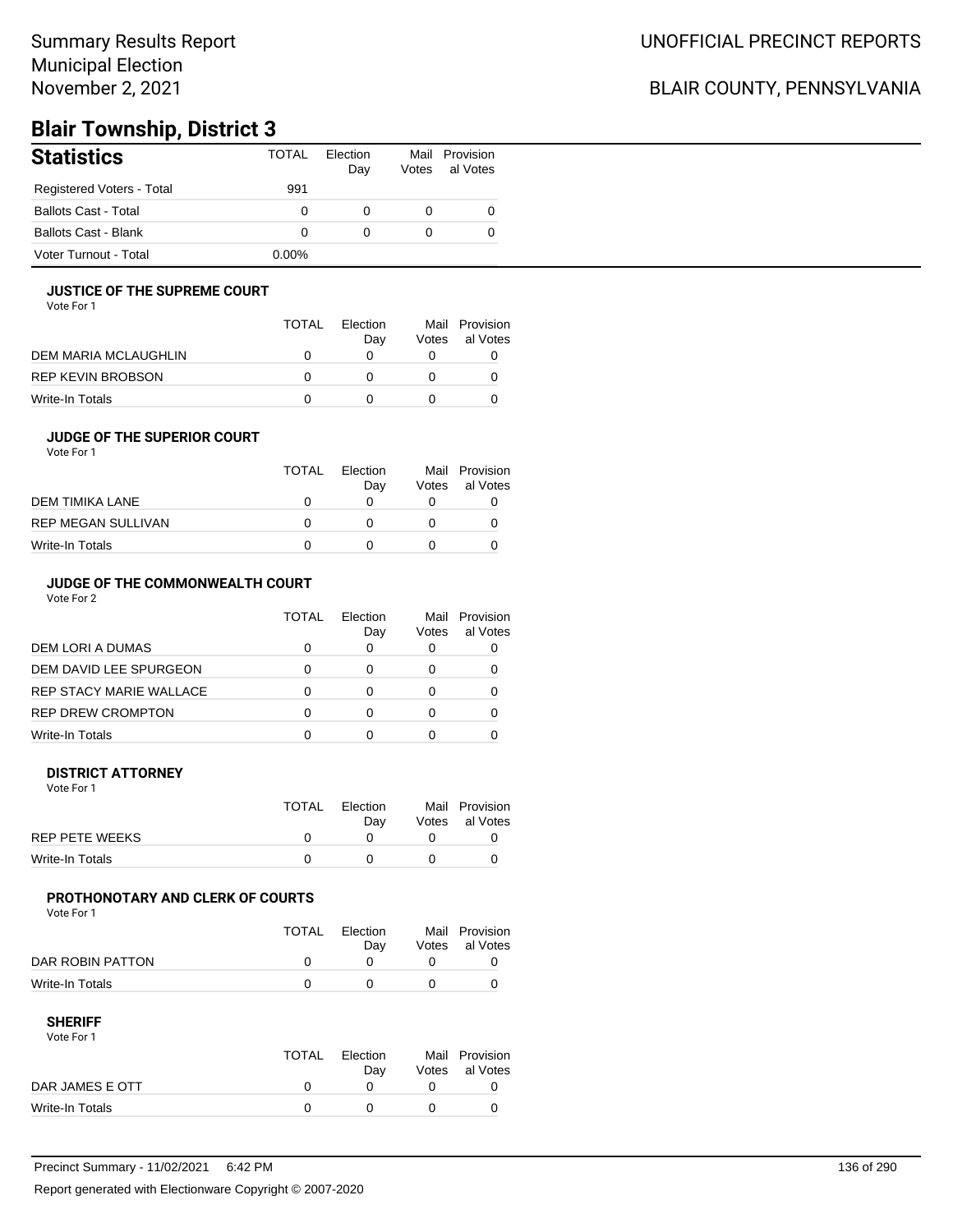Summary Results Report
Municipal Election
November 2, 2021

UNOFFICIAL PRECINCT REPORTS

BLAIR COUNTY, PENNSYLVANIA

# Blair Township, District 3

| Statistics | TOTAL | Election Day | Mail Votes | Provisional Votes |
|---|---|---|---|---|
| Registered Voters - Total | 991 | | | |
| Ballots Cast - Total | 0 | 0 | 0 | 0 |
| Ballots Cast - Blank | 0 | 0 | 0 | 0 |
| Voter Turnout - Total | 0.00% | | | |

### JUSTICE OF THE SUPREME COURT

Vote For 1

| | TOTAL | Election Day | Mail Votes | Provisional Votes |
|---|---|---|---|---|
| DEM MARIA MCLAUGHLIN | 0 | 0 | 0 | 0 |
| REP KEVIN BROBSON | 0 | 0 | 0 | 0 |
| Write-In Totals | 0 | 0 | 0 | 0 |

### JUDGE OF THE SUPERIOR COURT

Vote For 1

| | TOTAL | Election Day | Mail Votes | Provisional Votes |
|---|---|---|---|---|
| DEM TIMIKA LANE | 0 | 0 | 0 | 0 |
| REP MEGAN SULLIVAN | 0 | 0 | 0 | 0 |
| Write-In Totals | 0 | 0 | 0 | 0 |

### JUDGE OF THE COMMONWEALTH COURT

Vote For 2

| | TOTAL | Election Day | Mail Votes | Provisional Votes |
|---|---|---|---|---|
| DEM LORI A DUMAS | 0 | 0 | 0 | 0 |
| DEM DAVID LEE SPURGEON | 0 | 0 | 0 | 0 |
| REP STACY MARIE WALLACE | 0 | 0 | 0 | 0 |
| REP DREW CROMPTON | 0 | 0 | 0 | 0 |
| Write-In Totals | 0 | 0 | 0 | 0 |

### DISTRICT ATTORNEY

Vote For 1

| | TOTAL | Election Day | Mail Votes | Provisional Votes |
|---|---|---|---|---|
| REP PETE WEEKS | 0 | 0 | 0 | 0 |
| Write-In Totals | 0 | 0 | 0 | 0 |

### PROTHONOTARY AND CLERK OF COURTS

Vote For 1

| | TOTAL | Election Day | Mail Votes | Provisional Votes |
|---|---|---|---|---|
| DAR ROBIN PATTON | 0 | 0 | 0 | 0 |
| Write-In Totals | 0 | 0 | 0 | 0 |

### SHERIFF

Vote For 1

| | TOTAL | Election Day | Mail Votes | Provisional Votes |
|---|---|---|---|---|
| DAR JAMES E OTT | 0 | 0 | 0 | 0 |
| Write-In Totals | 0 | 0 | 0 | 0 |

Precinct Summary - 11/02/2021 6:42 PM

Report generated with Electionware Copyright © 2007-2020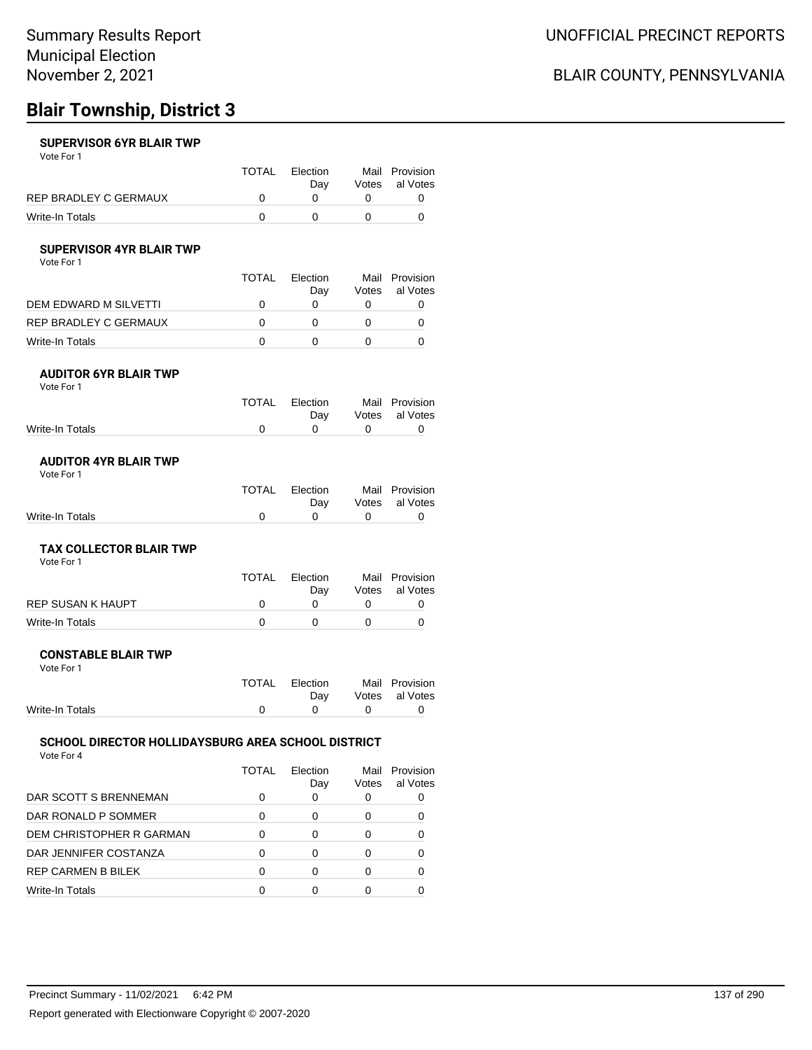# Blair Township, District 3

### SUPERVISOR 6YR BLAIR TWP

Vote For 1

| | TOTAL | Election Day | Mail Votes | Provisional Votes |
|---|---|---|---|---|
| REP BRADLEY C GERMAUX | 0 | 0 | 0 | 0 |
| Write-In Totals | 0 | 0 | 0 | 0 |

### SUPERVISOR 4YR BLAIR TWP

Vote For 1

| | TOTAL | Election Day | Mail Votes | Provisional Votes |
|---|---|---|---|---|
| DEM EDWARD M SILVETTI | 0 | 0 | 0 | 0 |
| REP BRADLEY C GERMAUX | 0 | 0 | 0 | 0 |
| Write-In Totals | 0 | 0 | 0 | 0 |

### AUDITOR 6YR BLAIR TWP

Vote For 1

| | TOTAL | Election Day | Mail Votes | Provisional Votes |
|---|---|---|---|---|
| Write-In Totals | 0 | 0 | 0 | 0 |

### AUDITOR 4YR BLAIR TWP

Vote For 1

| | TOTAL | Election Day | Mail Votes | Provisional Votes |
|---|---|---|---|---|
| Write-In Totals | 0 | 0 | 0 | 0 |

### TAX COLLECTOR BLAIR TWP

Vote For 1

| | TOTAL | Election Day | Mail Votes | Provisional Votes |
|---|---|---|---|---|
| REP SUSAN K HAUPT | 0 | 0 | 0 | 0 |
| Write-In Totals | 0 | 0 | 0 | 0 |

### CONSTABLE BLAIR TWP

Vote For 1

| | TOTAL | Election Day | Mail Votes | Provisional Votes |
|---|---|---|---|---|
| Write-In Totals | 0 | 0 | 0 | 0 |

### SCHOOL DIRECTOR HOLLIDAYSBURG AREA SCHOOL DISTRICT

Vote For 4

| | TOTAL | Election Day | Mail Votes | Provisional Votes |
|---|---|---|---|---|
| DAR SCOTT S BRENNEMAN | 0 | 0 | 0 | 0 |
| DAR RONALD P SOMMER | 0 | 0 | 0 | 0 |
| DEM CHRISTOPHER R GARMAN | 0 | 0 | 0 | 0 |
| DAR JENNIFER COSTANZA | 0 | 0 | 0 | 0 |
| REP CARMEN B BILEK | 0 | 0 | 0 | 0 |
| Write-In Totals | 0 | 0 | 0 | 0 |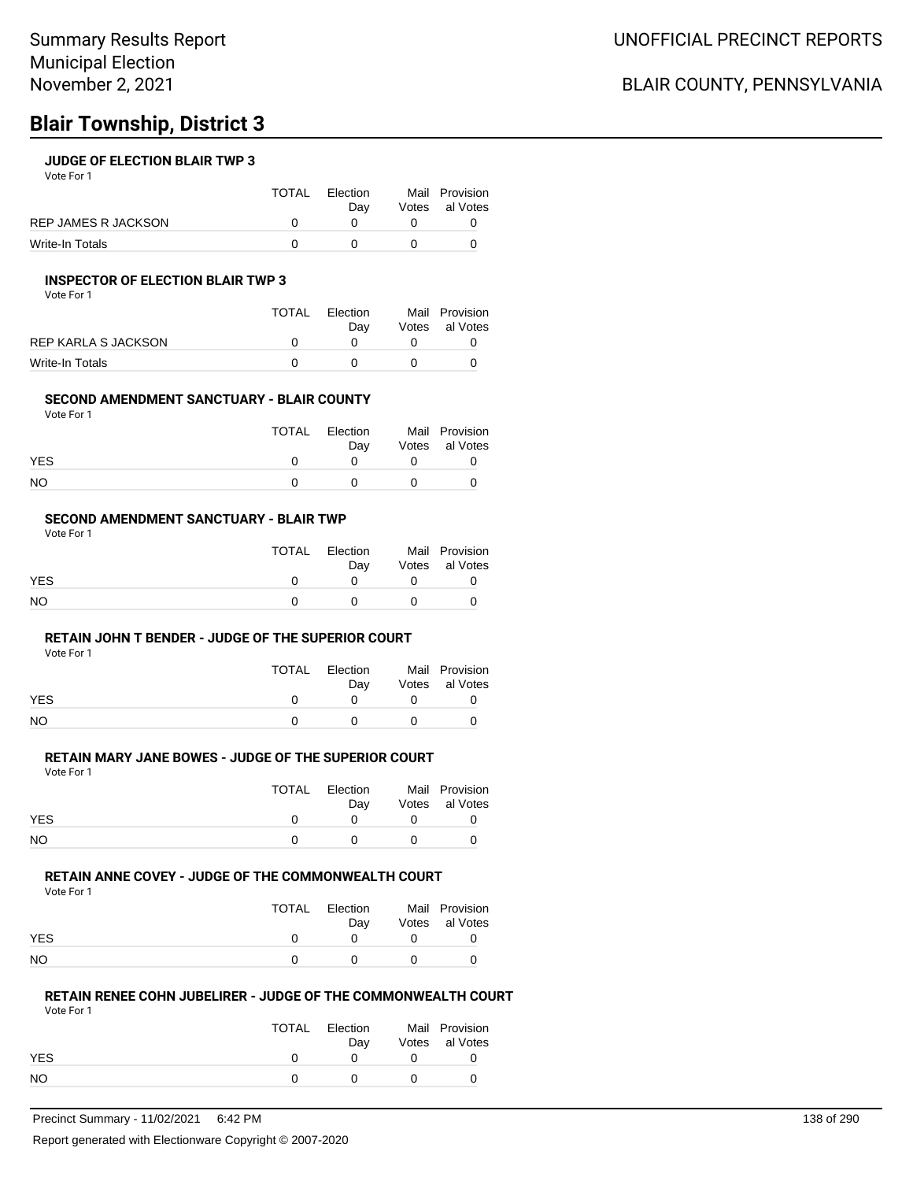Summary Results Report
Municipal Election
November 2, 2021

UNOFFICIAL PRECINCT REPORTS

BLAIR COUNTY, PENNSYLVANIA

# Blair Township, District 3

### JUDGE OF ELECTION BLAIR TWP 3

Vote For 1

| | TOTAL | Election Day | Mail Votes | Provisional Votes |
|---|---|---|---|---|
| REP JAMES R JACKSON | 0 | 0 | 0 | 0 |
| Write-In Totals | 0 | 0 | 0 | 0 |

### INSPECTOR OF ELECTION BLAIR TWP 3

Vote For 1

| | TOTAL | Election Day | Mail Votes | Provisional Votes |
|---|---|---|---|---|
| REP KARLA S JACKSON | 0 | 0 | 0 | 0 |
| Write-In Totals | 0 | 0 | 0 | 0 |

### SECOND AMENDMENT SANCTUARY - BLAIR COUNTY

Vote For 1

| | TOTAL | Election Day | Mail Votes | Provisional Votes |
|---|---|---|---|---|
| YES | 0 | 0 | 0 | 0 |
| NO | 0 | 0 | 0 | 0 |

### SECOND AMENDMENT SANCTUARY - BLAIR TWP

Vote For 1

| | TOTAL | Election Day | Mail Votes | Provisional Votes |
|---|---|---|---|---|
| YES | 0 | 0 | 0 | 0 |
| NO | 0 | 0 | 0 | 0 |

### RETAIN JOHN T BENDER - JUDGE OF THE SUPERIOR COURT

Vote For 1

| | TOTAL | Election Day | Mail Votes | Provisional Votes |
|---|---|---|---|---|
| YES | 0 | 0 | 0 | 0 |
| NO | 0 | 0 | 0 | 0 |

### RETAIN MARY JANE BOWES - JUDGE OF THE SUPERIOR COURT

Vote For 1

| | TOTAL | Election Day | Mail Votes | Provisional Votes |
|---|---|---|---|---|
| YES | 0 | 0 | 0 | 0 |
| NO | 0 | 0 | 0 | 0 |

### RETAIN ANNE COVEY - JUDGE OF THE COMMONWEALTH COURT

Vote For 1

| | TOTAL | Election Day | Mail Votes | Provisional Votes |
|---|---|---|---|---|
| YES | 0 | 0 | 0 | 0 |
| NO | 0 | 0 | 0 | 0 |

### RETAIN RENEE COHN JUBELIRER - JUDGE OF THE COMMONWEALTH COURT

Vote For 1

| | TOTAL | Election Day | Mail Votes | Provisional Votes |
|---|---|---|---|---|
| YES | 0 | 0 | 0 | 0 |
| NO | 0 | 0 | 0 | 0 |

Precinct Summary - 11/02/2021 6:42 PM

Report generated with Electionware Copyright © 2007-2020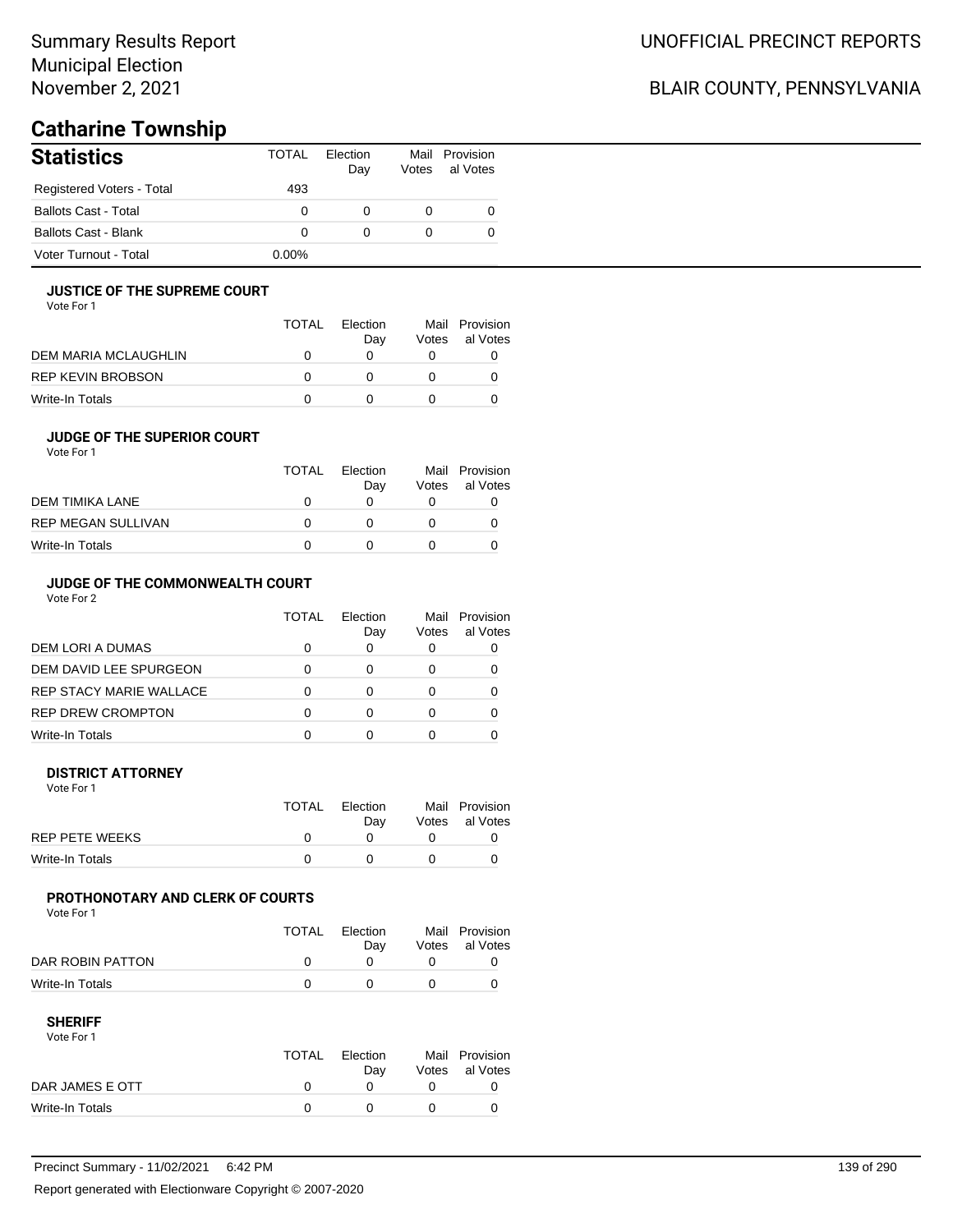Summary Results Report
Municipal Election
November 2, 2021

UNOFFICIAL PRECINCT REPORTS

BLAIR COUNTY, PENNSYLVANIA

# Catharine Township

## Statistics

| | TOTAL | Election Day | Mail Votes | Provisional Votes |
|---|---|---|---|---|
| Registered Voters - Total | 493 | | | |
| Ballots Cast - Total | 0 | 0 | 0 | 0 |
| Ballots Cast - Blank | 0 | 0 | 0 | 0 |
| Voter Turnout - Total | 0.00% | | | |

### JUSTICE OF THE SUPREME COURT

Vote For 1

| | TOTAL | Election Day | Mail Votes | Provisional Votes |
|---|---|---|---|---|
| DEM MARIA MCLAUGHLIN | 0 | 0 | 0 | 0 |
| REP KEVIN BROBSON | 0 | 0 | 0 | 0 |
| Write-In Totals | 0 | 0 | 0 | 0 |

### JUDGE OF THE SUPERIOR COURT

Vote For 1

| | TOTAL | Election Day | Mail Votes | Provisional Votes |
|---|---|---|---|---|
| DEM TIMIKA LANE | 0 | 0 | 0 | 0 |
| REP MEGAN SULLIVAN | 0 | 0 | 0 | 0 |
| Write-In Totals | 0 | 0 | 0 | 0 |

### JUDGE OF THE COMMONWEALTH COURT

Vote For 2

| | TOTAL | Election Day | Mail Votes | Provisional Votes |
|---|---|---|---|---|
| DEM LORI A DUMAS | 0 | 0 | 0 | 0 |
| DEM DAVID LEE SPURGEON | 0 | 0 | 0 | 0 |
| REP STACY MARIE WALLACE | 0 | 0 | 0 | 0 |
| REP DREW CROMPTON | 0 | 0 | 0 | 0 |
| Write-In Totals | 0 | 0 | 0 | 0 |

### DISTRICT ATTORNEY

Vote For 1

| | TOTAL | Election Day | Mail Votes | Provisional Votes |
|---|---|---|---|---|
| REP PETE WEEKS | 0 | 0 | 0 | 0 |
| Write-In Totals | 0 | 0 | 0 | 0 |

### PROTHONOTARY AND CLERK OF COURTS

Vote For 1

| | TOTAL | Election Day | Mail Votes | Provisional Votes |
|---|---|---|---|---|
| DAR ROBIN PATTON | 0 | 0 | 0 | 0 |
| Write-In Totals | 0 | 0 | 0 | 0 |

### SHERIFF

Vote For 1

| | TOTAL | Election Day | Mail Votes | Provisional Votes |
|---|---|---|---|---|
| DAR JAMES E OTT | 0 | 0 | 0 | 0 |
| Write-In Totals | 0 | 0 | 0 | 0 |

Precinct Summary - 11/02/2021 6:42 PM

Report generated with Electionware Copyright © 2007-2020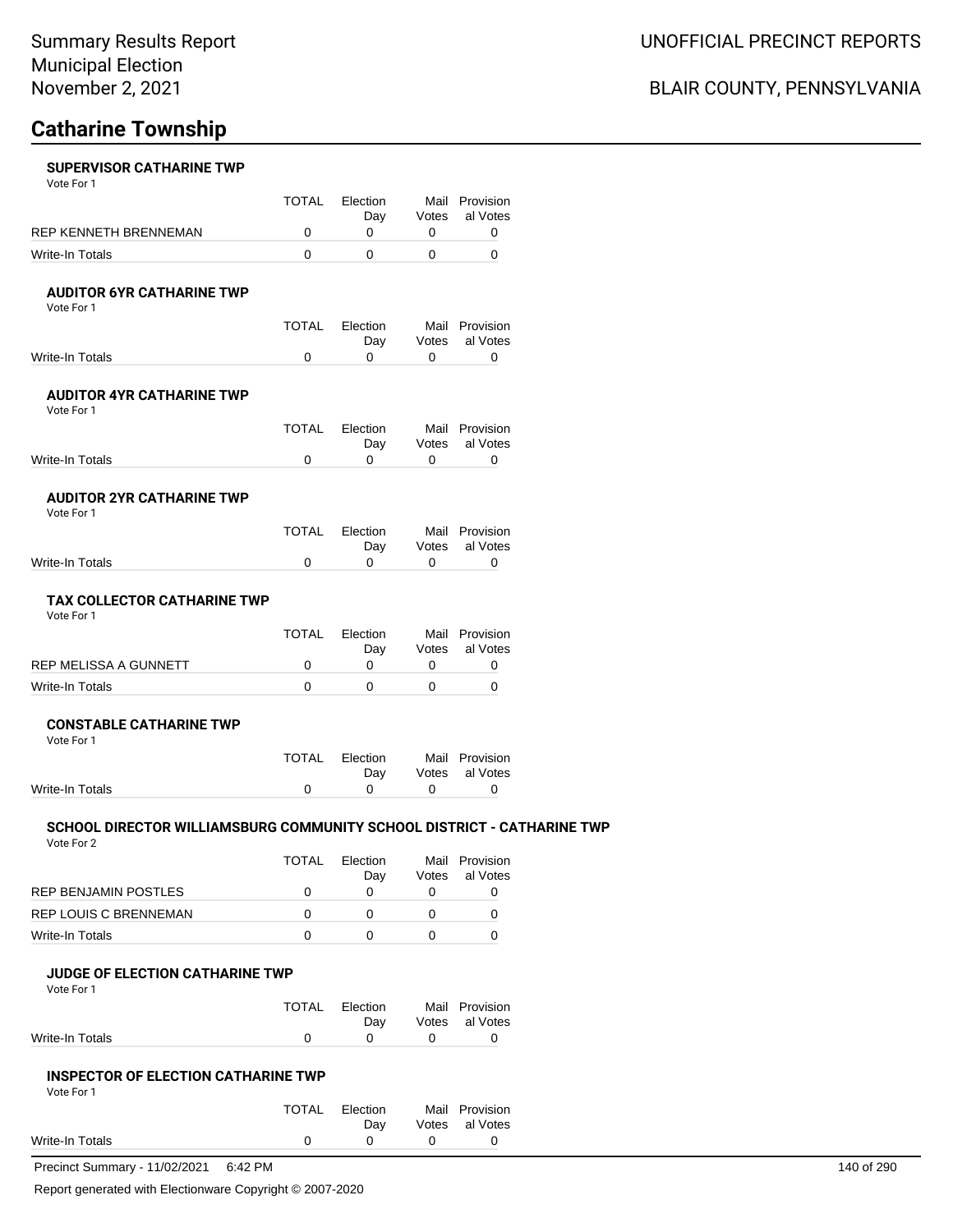# Catharine Township

### SUPERVISOR CATHARINE TWP

Vote For 1

| | TOTAL | Election Day | Mail Votes | Provisional Votes |
|---|---|---|---|---|
| REP KENNETH BRENNEMAN | 0 | 0 | 0 | 0 |
| Write-In Totals | 0 | 0 | 0 | 0 |

### AUDITOR 6YR CATHARINE TWP

Vote For 1

| | TOTAL | Election Day | Mail Votes | Provisional Votes |
|---|---|---|---|---|
| Write-In Totals | 0 | 0 | 0 | 0 |

### AUDITOR 4YR CATHARINE TWP

Vote For 1

| | TOTAL | Election Day | Mail Votes | Provisional Votes |
|---|---|---|---|---|
| Write-In Totals | 0 | 0 | 0 | 0 |

### AUDITOR 2YR CATHARINE TWP

Vote For 1

| | TOTAL | Election Day | Mail Votes | Provisional Votes |
|---|---|---|---|---|
| Write-In Totals | 0 | 0 | 0 | 0 |

### TAX COLLECTOR CATHARINE TWP

Vote For 1

| | TOTAL | Election Day | Mail Votes | Provisional Votes |
|---|---|---|---|---|
| REP MELISSA A GUNNETT | 0 | 0 | 0 | 0 |
| Write-In Totals | 0 | 0 | 0 | 0 |

### CONSTABLE CATHARINE TWP

Vote For 1

| | TOTAL | Election Day | Mail Votes | Provisional Votes |
|---|---|---|---|---|
| Write-In Totals | 0 | 0 | 0 | 0 |

### SCHOOL DIRECTOR WILLIAMSBURG COMMUNITY SCHOOL DISTRICT - CATHARINE TWP

Vote For 2

| | TOTAL | Election Day | Mail Votes | Provisional Votes |
|---|---|---|---|---|
| REP BENJAMIN POSTLES | 0 | 0 | 0 | 0 |
| REP LOUIS C BRENNEMAN | 0 | 0 | 0 | 0 |
| Write-In Totals | 0 | 0 | 0 | 0 |

### JUDGE OF ELECTION CATHARINE TWP

Vote For 1

| | TOTAL | Election Day | Mail Votes | Provisional Votes |
|---|---|---|---|---|
| Write-In Totals | 0 | 0 | 0 | 0 |

### INSPECTOR OF ELECTION CATHARINE TWP

Vote For 1

| | TOTAL | Election Day | Mail Votes | Provisional Votes |
|---|---|---|---|---|
| Write-In Totals | 0 | 0 | 0 | 0 |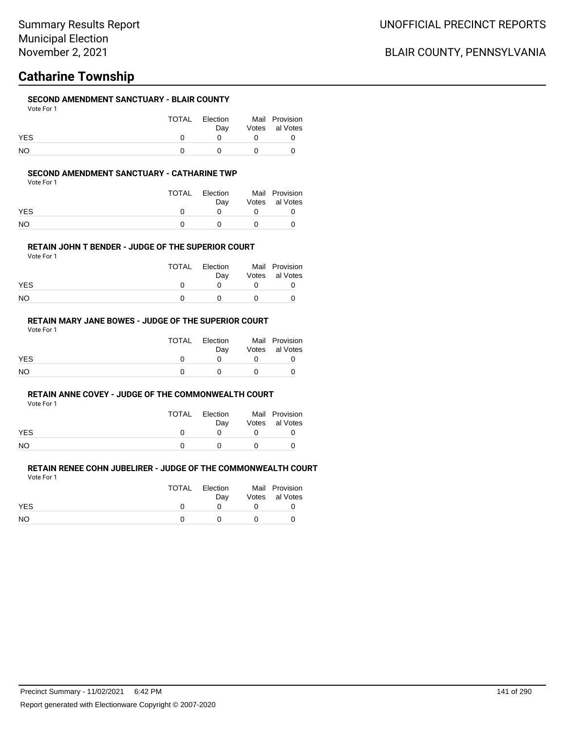Summary Results Report
Municipal Election
November 2, 2021

UNOFFICIAL PRECINCT REPORTS

BLAIR COUNTY, PENNSYLVANIA

# Catharine Township

### SECOND AMENDMENT SANCTUARY - BLAIR COUNTY

Vote For 1

| | TOTAL | Election Day | Mail Votes | Provisional Votes |
|---|---|---|---|---|
| YES | 0 | 0 | 0 | 0 |
| NO | 0 | 0 | 0 | 0 |

### SECOND AMENDMENT SANCTUARY - CATHARINE TWP

Vote For 1

| | TOTAL | Election Day | Mail Votes | Provisional Votes |
|---|---|---|---|---|
| YES | 0 | 0 | 0 | 0 |
| NO | 0 | 0 | 0 | 0 |

### RETAIN JOHN T BENDER - JUDGE OF THE SUPERIOR COURT

Vote For 1

| | TOTAL | Election Day | Mail Votes | Provisional Votes |
|---|---|---|---|---|
| YES | 0 | 0 | 0 | 0 |
| NO | 0 | 0 | 0 | 0 |

### RETAIN MARY JANE BOWES - JUDGE OF THE SUPERIOR COURT

Vote For 1

| | TOTAL | Election Day | Mail Votes | Provisional Votes |
|---|---|---|---|---|
| YES | 0 | 0 | 0 | 0 |
| NO | 0 | 0 | 0 | 0 |

### RETAIN ANNE COVEY - JUDGE OF THE COMMONWEALTH COURT

Vote For 1

| | TOTAL | Election Day | Mail Votes | Provisional Votes |
|---|---|---|---|---|
| YES | 0 | 0 | 0 | 0 |
| NO | 0 | 0 | 0 | 0 |

### RETAIN RENEE COHN JUBELIRER - JUDGE OF THE COMMONWEALTH COURT

Vote For 1

| | TOTAL | Election Day | Mail Votes | Provisional Votes |
|---|---|---|---|---|
| YES | 0 | 0 | 0 | 0 |
| NO | 0 | 0 | 0 | 0 |

Precinct Summary - 11/02/2021 6:42 PM

Report generated with Electionware Copyright © 2007-2020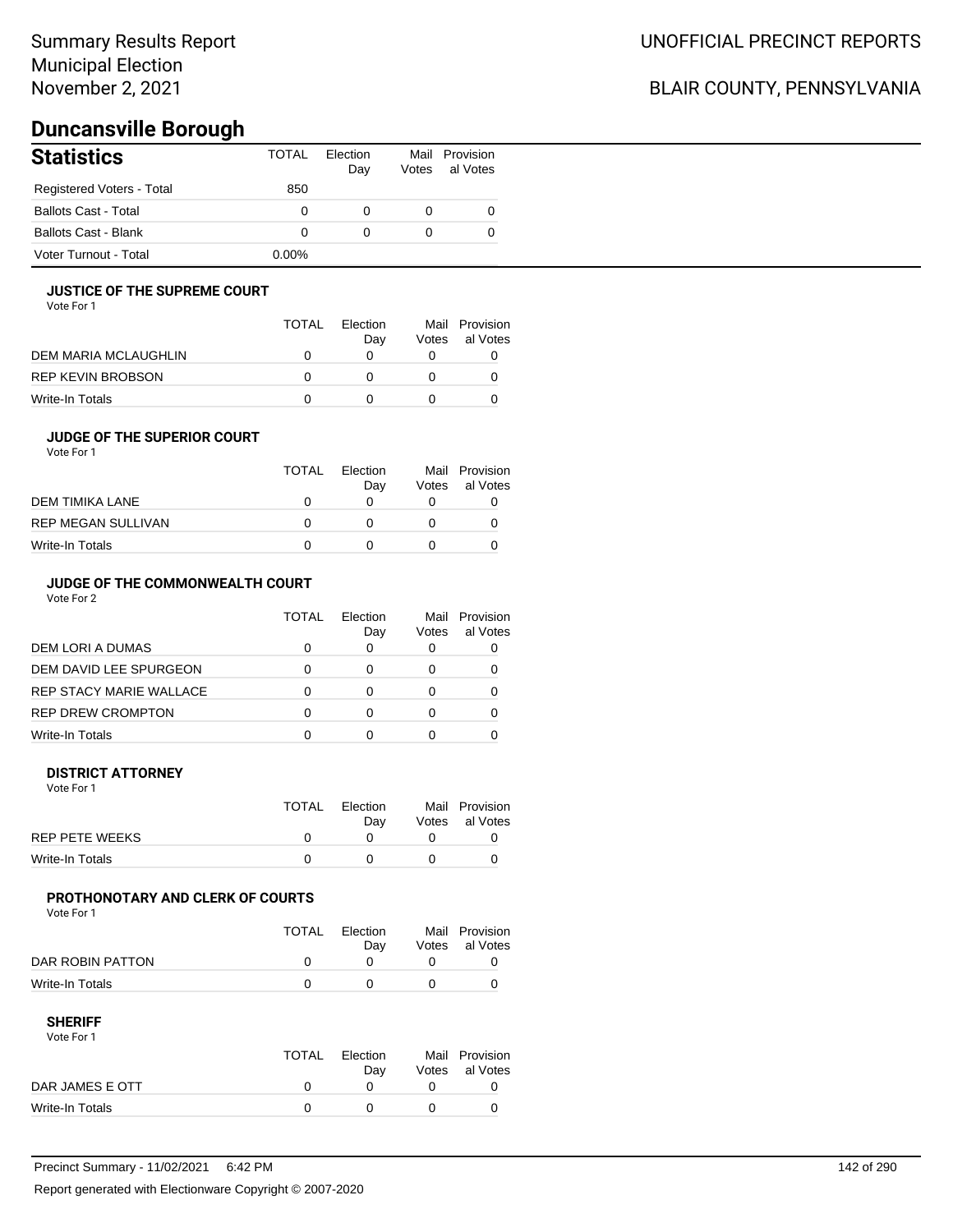Summary Results Report
Municipal Election
November 2, 2021

UNOFFICIAL PRECINCT REPORTS

BLAIR COUNTY, PENNSYLVANIA

# Duncansville Borough

## Statistics

| | TOTAL | Election Day | Mail Votes | Provisional Votes |
|---|---|---|---|---|
| Registered Voters - Total | 850 | | | |
| Ballots Cast - Total | 0 | 0 | 0 | 0 |
| Ballots Cast - Blank | 0 | 0 | 0 | 0 |
| Voter Turnout - Total | 0.00% | | | |

### JUSTICE OF THE SUPREME COURT

Vote For 1

| | TOTAL | Election Day | Mail Votes | Provisional Votes |
|---|---|---|---|---|
| DEM MARIA MCLAUGHLIN | 0 | 0 | 0 | 0 |
| REP KEVIN BROBSON | 0 | 0 | 0 | 0 |
| Write-In Totals | 0 | 0 | 0 | 0 |

### JUDGE OF THE SUPERIOR COURT

Vote For 1

| | TOTAL | Election Day | Mail Votes | Provisional Votes |
|---|---|---|---|---|
| DEM TIMIKA LANE | 0 | 0 | 0 | 0 |
| REP MEGAN SULLIVAN | 0 | 0 | 0 | 0 |
| Write-In Totals | 0 | 0 | 0 | 0 |

### JUDGE OF THE COMMONWEALTH COURT

Vote For 2

| | TOTAL | Election Day | Mail Votes | Provisional Votes |
|---|---|---|---|---|
| DEM LORI A DUMAS | 0 | 0 | 0 | 0 |
| DEM DAVID LEE SPURGEON | 0 | 0 | 0 | 0 |
| REP STACY MARIE WALLACE | 0 | 0 | 0 | 0 |
| REP DREW CROMPTON | 0 | 0 | 0 | 0 |
| Write-In Totals | 0 | 0 | 0 | 0 |

### DISTRICT ATTORNEY

Vote For 1

| | TOTAL | Election Day | Mail Votes | Provisional Votes |
|---|---|---|---|---|
| REP PETE WEEKS | 0 | 0 | 0 | 0 |
| Write-In Totals | 0 | 0 | 0 | 0 |

### PROTHONOTARY AND CLERK OF COURTS

Vote For 1

| | TOTAL | Election Day | Mail Votes | Provisional Votes |
|---|---|---|---|---|
| DAR ROBIN PATTON | 0 | 0 | 0 | 0 |
| Write-In Totals | 0 | 0 | 0 | 0 |

### SHERIFF

Vote For 1

| | TOTAL | Election Day | Mail Votes | Provisional Votes |
|---|---|---|---|---|
| DAR JAMES E OTT | 0 | 0 | 0 | 0 |
| Write-In Totals | 0 | 0 | 0 | 0 |

Precinct Summary - 11/02/2021 6:42 PM

Report generated with Electionware Copyright © 2007-2020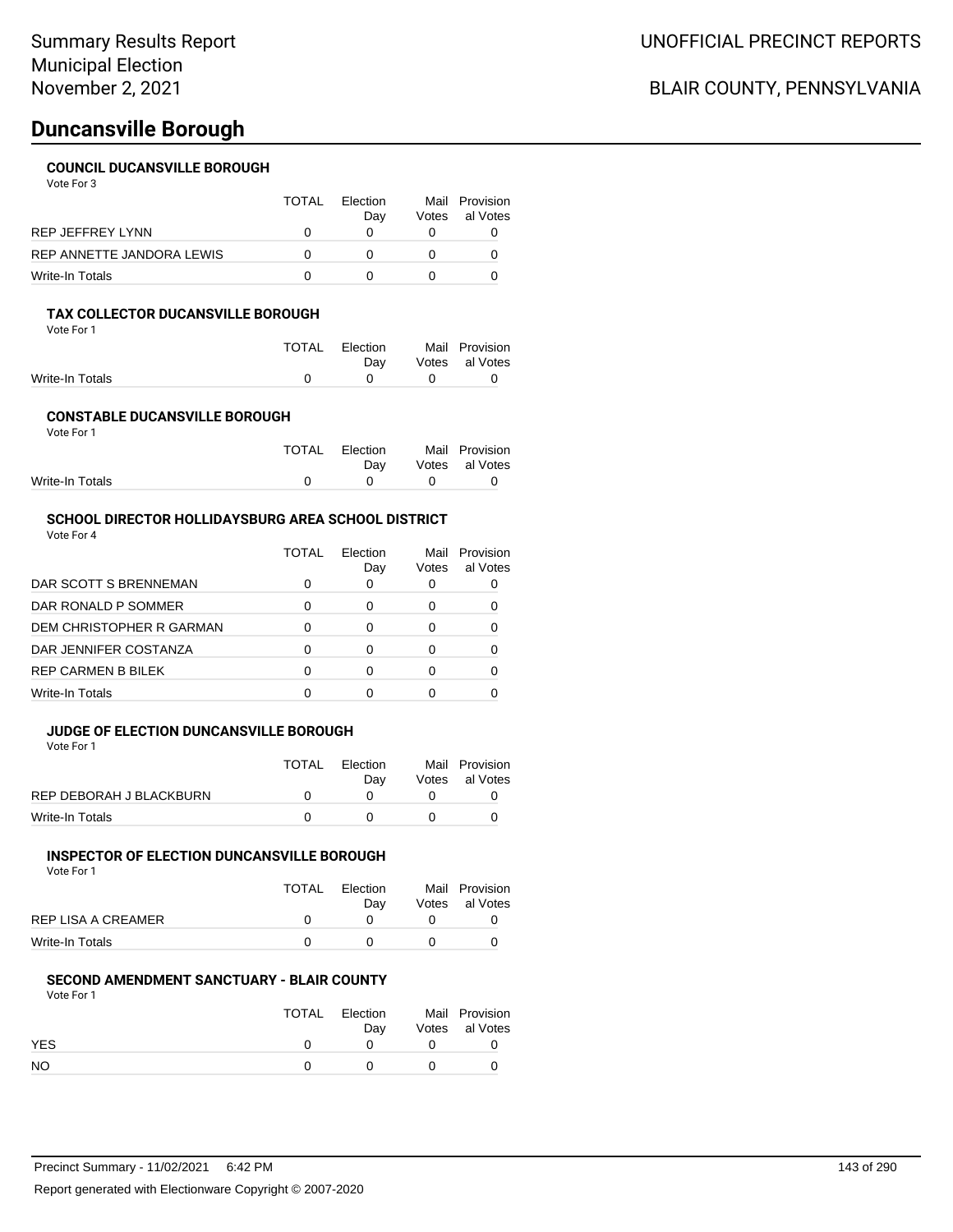Summary Results Report
Municipal Election
November 2, 2021

UNOFFICIAL PRECINCT REPORTS

BLAIR COUNTY, PENNSYLVANIA

# Duncansville Borough

### COUNCIL DUCANSVILLE BOROUGH

Vote For 3

| | TOTAL | Election Day | Mail Votes | Provisional Votes |
|---|---|---|---|---|
| REP JEFFREY LYNN | 0 | 0 | 0 | 0 |
| REP ANNETTE JANDORA LEWIS | 0 | 0 | 0 | 0 |
| Write-In Totals | 0 | 0 | 0 | 0 |

### TAX COLLECTOR DUCANSVILLE BOROUGH

Vote For 1

| | TOTAL | Election Day | Mail Votes | Provisional Votes |
|---|---|---|---|---|
| Write-In Totals | 0 | 0 | 0 | 0 |

### CONSTABLE DUCANSVILLE BOROUGH

Vote For 1

| | TOTAL | Election Day | Mail Votes | Provisional Votes |
|---|---|---|---|---|
| Write-In Totals | 0 | 0 | 0 | 0 |

### SCHOOL DIRECTOR HOLLIDAYSBURG AREA SCHOOL DISTRICT

Vote For 4

| | TOTAL | Election Day | Mail Votes | Provisional Votes |
|---|---|---|---|---|
| DAR SCOTT S BRENNEMAN | 0 | 0 | 0 | 0 |
| DAR RONALD P SOMMER | 0 | 0 | 0 | 0 |
| DEM CHRISTOPHER R GARMAN | 0 | 0 | 0 | 0 |
| DAR JENNIFER COSTANZA | 0 | 0 | 0 | 0 |
| REP CARMEN B BILEK | 0 | 0 | 0 | 0 |
| Write-In Totals | 0 | 0 | 0 | 0 |

### JUDGE OF ELECTION DUNCANSVILLE BOROUGH

Vote For 1

| | TOTAL | Election Day | Mail Votes | Provisional Votes |
|---|---|---|---|---|
| REP DEBORAH J BLACKBURN | 0 | 0 | 0 | 0 |
| Write-In Totals | 0 | 0 | 0 | 0 |

### INSPECTOR OF ELECTION DUNCANSVILLE BOROUGH

Vote For 1

| | TOTAL | Election Day | Mail Votes | Provisional Votes |
|---|---|---|---|---|
| REP LISA A CREAMER | 0 | 0 | 0 | 0 |
| Write-In Totals | 0 | 0 | 0 | 0 |

### SECOND AMENDMENT SANCTUARY - BLAIR COUNTY

Vote For 1

| | TOTAL | Election Day | Mail Votes | Provisional Votes |
|---|---|---|---|---|
| YES | 0 | 0 | 0 | 0 |
| NO | 0 | 0 | 0 | 0 |

Precinct Summary - 11/02/2021 6:42 PM

Report generated with Electionware Copyright © 2007-2020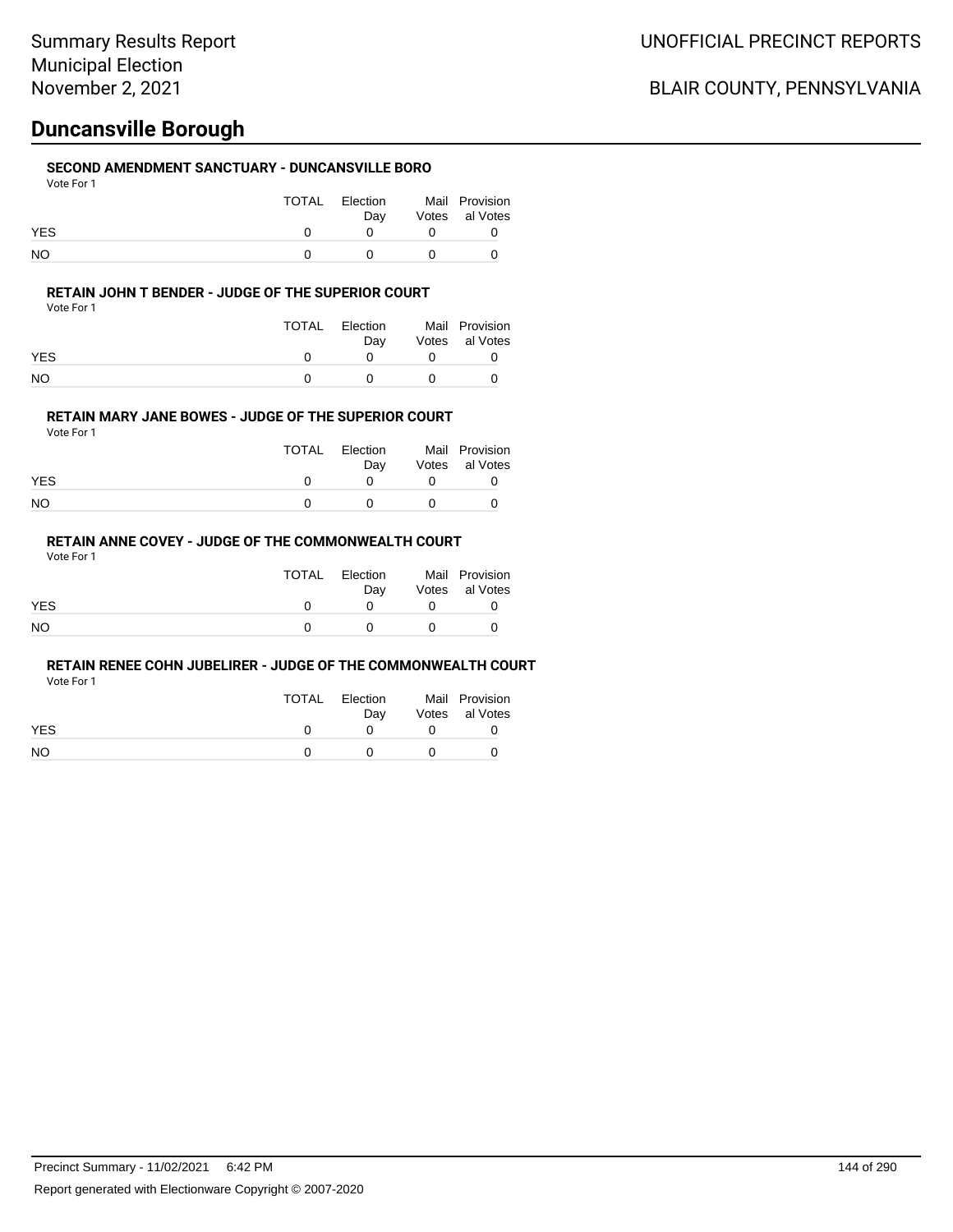Summary Results Report
Municipal Election
November 2, 2021

UNOFFICIAL PRECINCT REPORTS

BLAIR COUNTY, PENNSYLVANIA

# Duncansville Borough

### SECOND AMENDMENT SANCTUARY - DUNCANSVILLE BORO

Vote For 1

| | TOTAL | Election Day | Mail Votes | Provisional Votes |
|---|---|---|---|---|
| YES | 0 | 0 | 0 | 0 |
| NO | 0 | 0 | 0 | 0 |

### RETAIN JOHN T BENDER - JUDGE OF THE SUPERIOR COURT

Vote For 1

| | TOTAL | Election Day | Mail Votes | Provisional Votes |
|---|---|---|---|---|
| YES | 0 | 0 | 0 | 0 |
| NO | 0 | 0 | 0 | 0 |

### RETAIN MARY JANE BOWES - JUDGE OF THE SUPERIOR COURT

Vote For 1

| | TOTAL | Election Day | Mail Votes | Provisional Votes |
|---|---|---|---|---|
| YES | 0 | 0 | 0 | 0 |
| NO | 0 | 0 | 0 | 0 |

### RETAIN ANNE COVEY - JUDGE OF THE COMMONWEALTH COURT

Vote For 1

| | TOTAL | Election Day | Mail Votes | Provisional Votes |
|---|---|---|---|---|
| YES | 0 | 0 | 0 | 0 |
| NO | 0 | 0 | 0 | 0 |

### RETAIN RENEE COHN JUBELIRER - JUDGE OF THE COMMONWEALTH COURT

Vote For 1

| | TOTAL | Election Day | Mail Votes | Provisional Votes |
|---|---|---|---|---|
| YES | 0 | 0 | 0 | 0 |
| NO | 0 | 0 | 0 | 0 |

Precinct Summary - 11/02/2021 6:42 PM

Report generated with Electionware Copyright © 2007-2020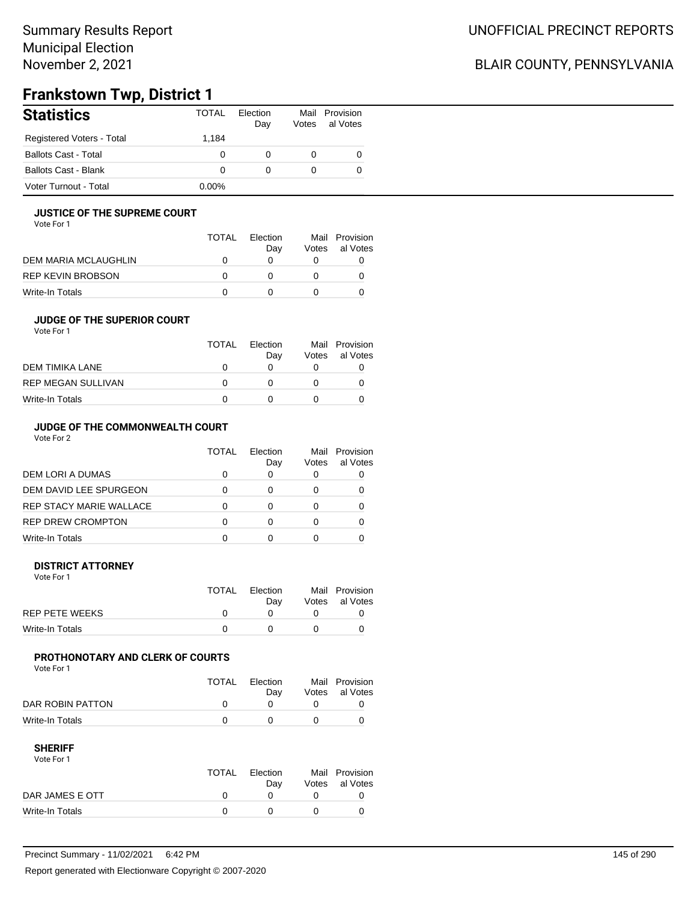Summary Results Report
Municipal Election
November 2, 2021

UNOFFICIAL PRECINCT REPORTS

BLAIR COUNTY, PENNSYLVANIA

# Frankstown Twp, District 1

| Statistics | TOTAL | Election Day | Mail Votes | Provisional Votes |
|---|---|---|---|---|
| Registered Voters - Total | 1,184 | | | |
| Ballots Cast - Total | 0 | 0 | 0 | 0 |
| Ballots Cast - Blank | 0 | 0 | 0 | 0 |
| Voter Turnout - Total | 0.00% | | | |

### JUSTICE OF THE SUPREME COURT

Vote For 1

| | TOTAL | Election Day | Mail Votes | Provisional Votes |
|---|---|---|---|---|
| DEM MARIA MCLAUGHLIN | 0 | 0 | 0 | 0 |
| REP KEVIN BROBSON | 0 | 0 | 0 | 0 |
| Write-In Totals | 0 | 0 | 0 | 0 |

### JUDGE OF THE SUPERIOR COURT

Vote For 1

| | TOTAL | Election Day | Mail Votes | Provisional Votes |
|---|---|---|---|---|
| DEM TIMIKA LANE | 0 | 0 | 0 | 0 |
| REP MEGAN SULLIVAN | 0 | 0 | 0 | 0 |
| Write-In Totals | 0 | 0 | 0 | 0 |

### JUDGE OF THE COMMONWEALTH COURT

Vote For 2

| | TOTAL | Election Day | Mail Votes | Provisional Votes |
|---|---|---|---|---|
| DEM LORI A DUMAS | 0 | 0 | 0 | 0 |
| DEM DAVID LEE SPURGEON | 0 | 0 | 0 | 0 |
| REP STACY MARIE WALLACE | 0 | 0 | 0 | 0 |
| REP DREW CROMPTON | 0 | 0 | 0 | 0 |
| Write-In Totals | 0 | 0 | 0 | 0 |

### DISTRICT ATTORNEY

Vote For 1

| | TOTAL | Election Day | Mail Votes | Provisional Votes |
|---|---|---|---|---|
| REP PETE WEEKS | 0 | 0 | 0 | 0 |
| Write-In Totals | 0 | 0 | 0 | 0 |

### PROTHONOTARY AND CLERK OF COURTS

Vote For 1

| | TOTAL | Election Day | Mail Votes | Provisional Votes |
|---|---|---|---|---|
| DAR ROBIN PATTON | 0 | 0 | 0 | 0 |
| Write-In Totals | 0 | 0 | 0 | 0 |

### SHERIFF

Vote For 1

| | TOTAL | Election Day | Mail Votes | Provisional Votes |
|---|---|---|---|---|
| DAR JAMES E OTT | 0 | 0 | 0 | 0 |
| Write-In Totals | 0 | 0 | 0 | 0 |

Precinct Summary - 11/02/2021 6:42 PM

Report generated with Electionware Copyright © 2007-2020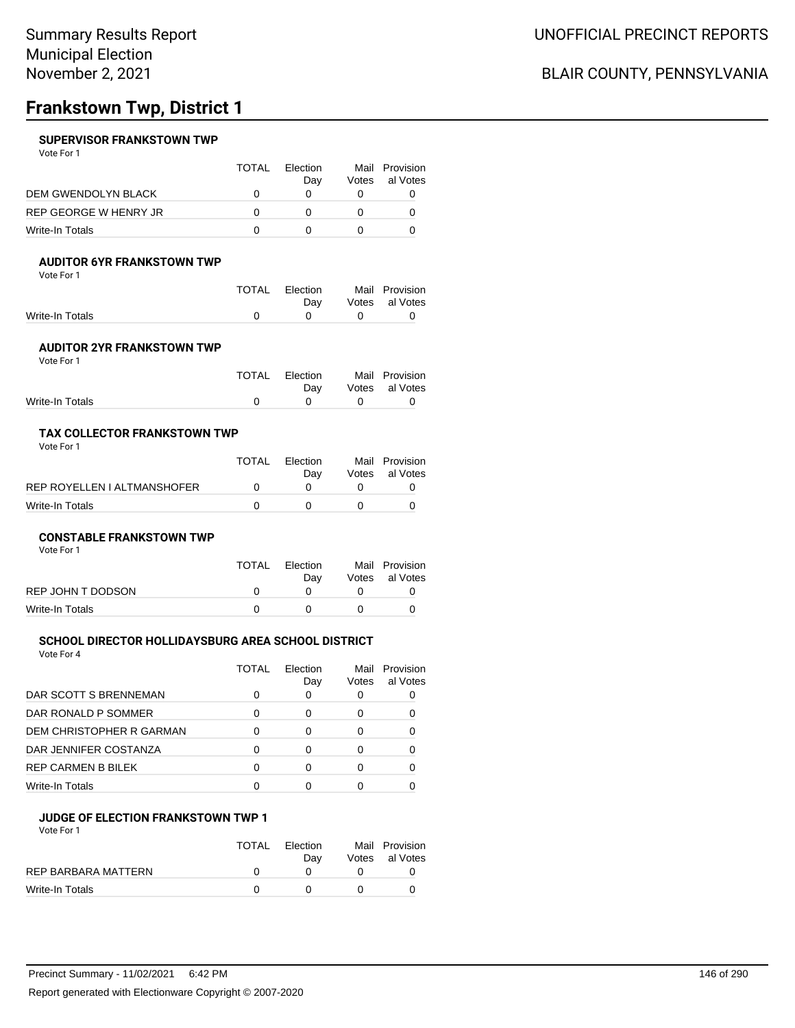Summary Results Report
Municipal Election
November 2, 2021

UNOFFICIAL PRECINCT REPORTS

BLAIR COUNTY, PENNSYLVANIA

# Frankstown Twp, District 1

### SUPERVISOR FRANKSTOWN TWP

Vote For 1

| | TOTAL | Election Day | Mail Votes | Provisional Votes |
|---|---|---|---|---|
| DEM GWENDOLYN BLACK | 0 | 0 | 0 | 0 |
| REP GEORGE W HENRY JR | 0 | 0 | 0 | 0 |
| Write-In Totals | 0 | 0 | 0 | 0 |

### AUDITOR 6YR FRANKSTOWN TWP

Vote For 1

| | TOTAL | Election Day | Mail Votes | Provisional Votes |
|---|---|---|---|---|
| Write-In Totals | 0 | 0 | 0 | 0 |

### AUDITOR 2YR FRANKSTOWN TWP

Vote For 1

| | TOTAL | Election Day | Mail Votes | Provisional Votes |
|---|---|---|---|---|
| Write-In Totals | 0 | 0 | 0 | 0 |

### TAX COLLECTOR FRANKSTOWN TWP

Vote For 1

| | TOTAL | Election Day | Mail Votes | Provisional Votes |
|---|---|---|---|---|
| REP ROYELLEN I ALTMANSHOFER | 0 | 0 | 0 | 0 |
| Write-In Totals | 0 | 0 | 0 | 0 |

### CONSTABLE FRANKSTOWN TWP

Vote For 1

| | TOTAL | Election Day | Mail Votes | Provisional Votes |
|---|---|---|---|---|
| REP JOHN T DODSON | 0 | 0 | 0 | 0 |
| Write-In Totals | 0 | 0 | 0 | 0 |

### SCHOOL DIRECTOR HOLLIDAYSBURG AREA SCHOOL DISTRICT

Vote For 4

| | TOTAL | Election Day | Mail Votes | Provisional Votes |
|---|---|---|---|---|
| DAR SCOTT S BRENNEMAN | 0 | 0 | 0 | 0 |
| DAR RONALD P SOMMER | 0 | 0 | 0 | 0 |
| DEM CHRISTOPHER R GARMAN | 0 | 0 | 0 | 0 |
| DAR JENNIFER COSTANZA | 0 | 0 | 0 | 0 |
| REP CARMEN B BILEK | 0 | 0 | 0 | 0 |
| Write-In Totals | 0 | 0 | 0 | 0 |

### JUDGE OF ELECTION FRANKSTOWN TWP 1

Vote For 1

| | TOTAL | Election Day | Mail Votes | Provisional Votes |
|---|---|---|---|---|
| REP BARBARA MATTERN | 0 | 0 | 0 | 0 |
| Write-In Totals | 0 | 0 | 0 | 0 |

Precinct Summary - 11/02/2021 6:42 PM

Report generated with Electionware Copyright © 2007-2020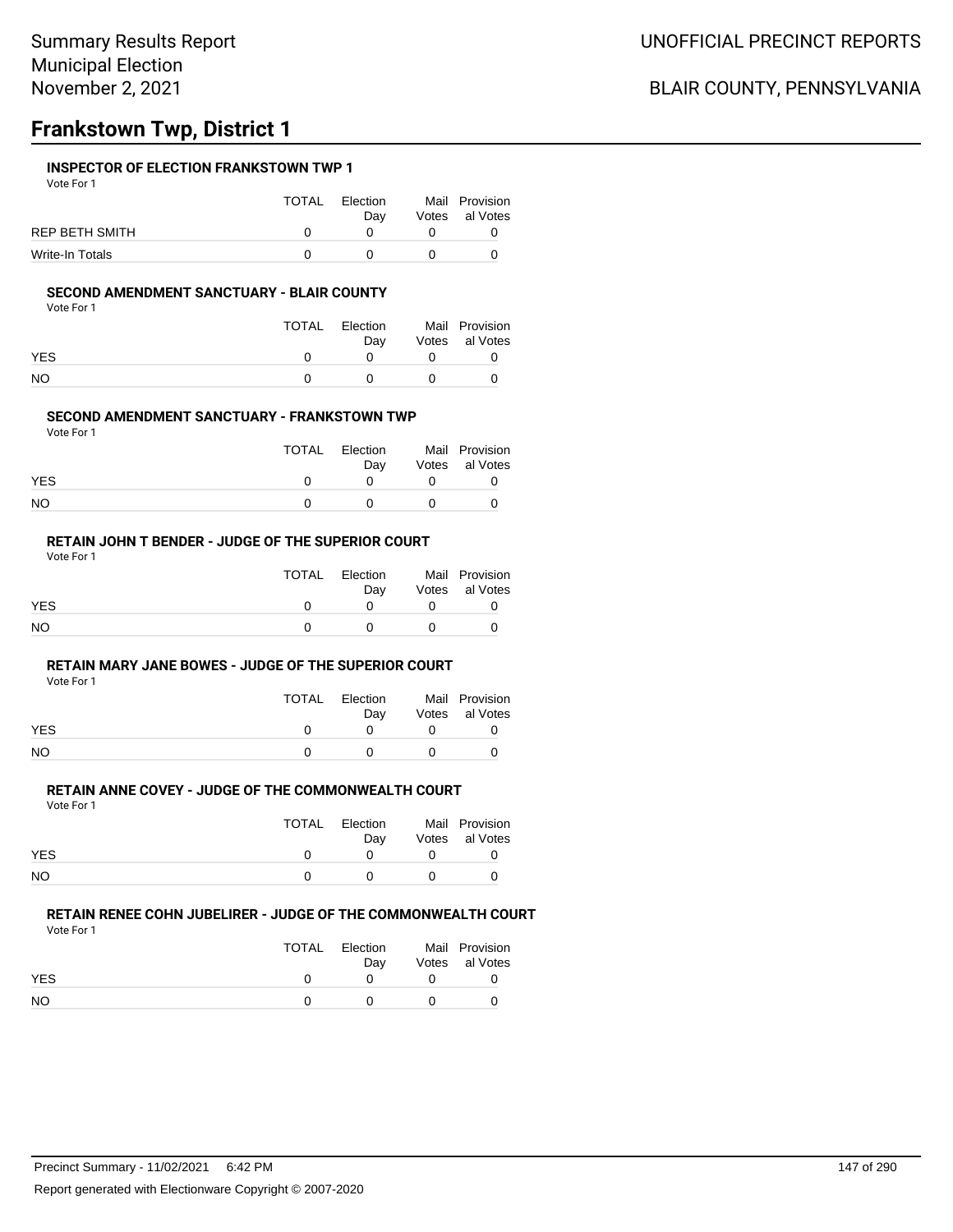Summary Results Report
Municipal Election
November 2, 2021

UNOFFICIAL PRECINCT REPORTS

BLAIR COUNTY, PENNSYLVANIA

# Frankstown Twp, District 1

### INSPECTOR OF ELECTION FRANKSTOWN TWP 1

Vote For 1

| | TOTAL | Election Day | Mail Votes | Provisional Votes |
|---|---|---|---|---|
| REP BETH SMITH | 0 | 0 | 0 | 0 |
| Write-In Totals | 0 | 0 | 0 | 0 |

### SECOND AMENDMENT SANCTUARY - BLAIR COUNTY

Vote For 1

| | TOTAL | Election Day | Mail Votes | Provisional Votes |
|---|---|---|---|---|
| YES | 0 | 0 | 0 | 0 |
| NO | 0 | 0 | 0 | 0 |

### SECOND AMENDMENT SANCTUARY - FRANKSTOWN TWP

Vote For 1

| | TOTAL | Election Day | Mail Votes | Provisional Votes |
|---|---|---|---|---|
| YES | 0 | 0 | 0 | 0 |
| NO | 0 | 0 | 0 | 0 |

### RETAIN JOHN T BENDER - JUDGE OF THE SUPERIOR COURT

Vote For 1

| | TOTAL | Election Day | Mail Votes | Provisional Votes |
|---|---|---|---|---|
| YES | 0 | 0 | 0 | 0 |
| NO | 0 | 0 | 0 | 0 |

### RETAIN MARY JANE BOWES - JUDGE OF THE SUPERIOR COURT

Vote For 1

| | TOTAL | Election Day | Mail Votes | Provisional Votes |
|---|---|---|---|---|
| YES | 0 | 0 | 0 | 0 |
| NO | 0 | 0 | 0 | 0 |

### RETAIN ANNE COVEY - JUDGE OF THE COMMONWEALTH COURT

Vote For 1

| | TOTAL | Election Day | Mail Votes | Provisional Votes |
|---|---|---|---|---|
| YES | 0 | 0 | 0 | 0 |
| NO | 0 | 0 | 0 | 0 |

### RETAIN RENEE COHN JUBELIRER - JUDGE OF THE COMMONWEALTH COURT

Vote For 1

| | TOTAL | Election Day | Mail Votes | Provisional Votes |
|---|---|---|---|---|
| YES | 0 | 0 | 0 | 0 |
| NO | 0 | 0 | 0 | 0 |

Precinct Summary - 11/02/2021 6:42 PM

Report generated with Electionware Copyright © 2007-2020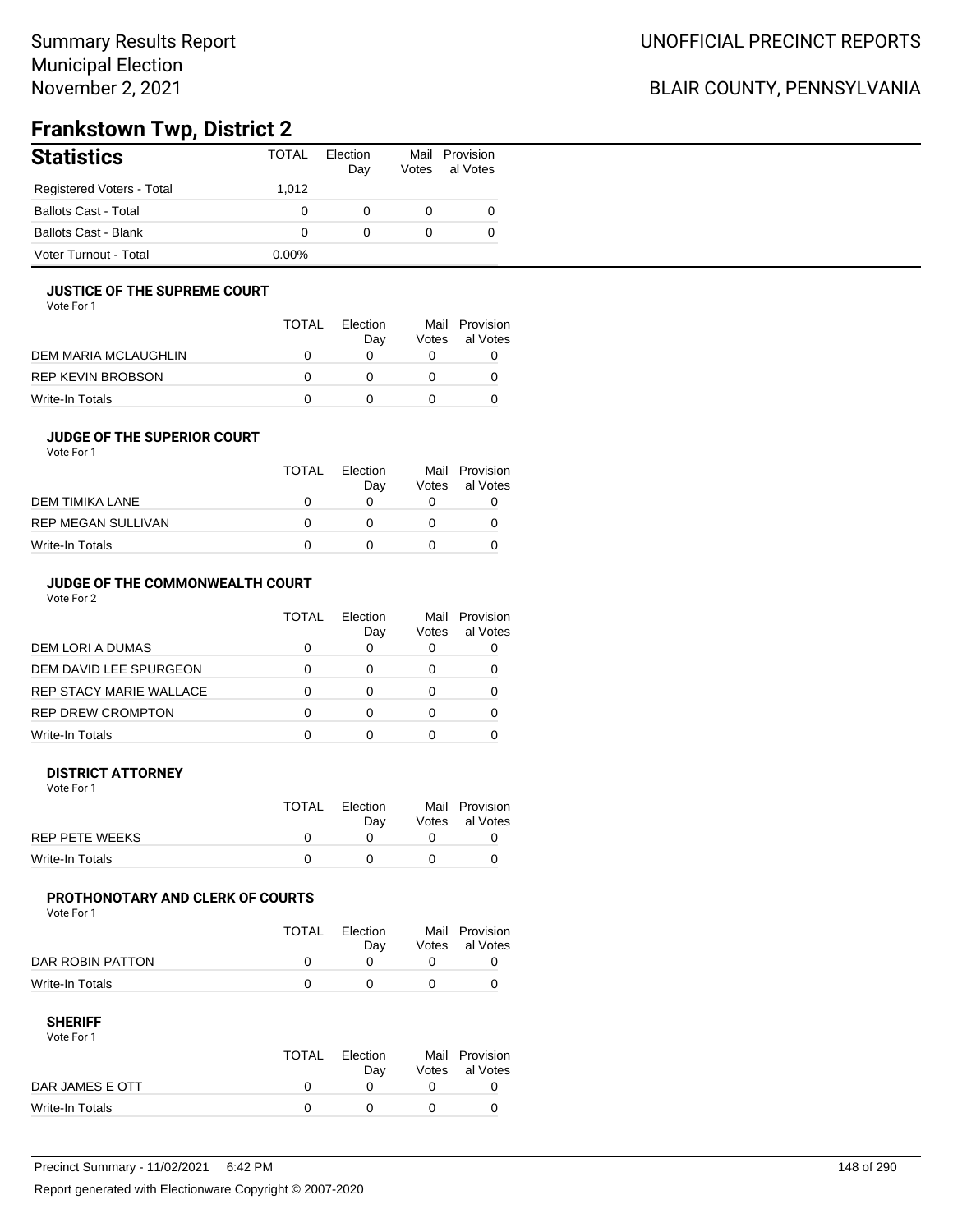Summary Results Report
Municipal Election
November 2, 2021

UNOFFICIAL PRECINCT REPORTS

BLAIR COUNTY, PENNSYLVANIA

# Frankstown Twp, District 2

## Statistics

| | TOTAL | Election Day | Mail Votes | Provisional Votes |
|---|---|---|---|---|
| Registered Voters - Total | 1,012 | | | |
| Ballots Cast - Total | 0 | 0 | 0 | 0 |
| Ballots Cast - Blank | 0 | 0 | 0 | 0 |
| Voter Turnout - Total | 0.00% | | | |

### JUSTICE OF THE SUPREME COURT

Vote For 1

| | TOTAL | Election Day | Mail Votes | Provisional Votes |
|---|---|---|---|---|
| DEM MARIA MCLAUGHLIN | 0 | 0 | 0 | 0 |
| REP KEVIN BROBSON | 0 | 0 | 0 | 0 |
| Write-In Totals | 0 | 0 | 0 | 0 |

### JUDGE OF THE SUPERIOR COURT

Vote For 1

| | TOTAL | Election Day | Mail Votes | Provisional Votes |
|---|---|---|---|---|
| DEM TIMIKA LANE | 0 | 0 | 0 | 0 |
| REP MEGAN SULLIVAN | 0 | 0 | 0 | 0 |
| Write-In Totals | 0 | 0 | 0 | 0 |

### JUDGE OF THE COMMONWEALTH COURT

Vote For 2

| | TOTAL | Election Day | Mail Votes | Provisional Votes |
|---|---|---|---|---|
| DEM LORI A DUMAS | 0 | 0 | 0 | 0 |
| DEM DAVID LEE SPURGEON | 0 | 0 | 0 | 0 |
| REP STACY MARIE WALLACE | 0 | 0 | 0 | 0 |
| REP DREW CROMPTON | 0 | 0 | 0 | 0 |
| Write-In Totals | 0 | 0 | 0 | 0 |

### DISTRICT ATTORNEY

Vote For 1

| | TOTAL | Election Day | Mail Votes | Provisional Votes |
|---|---|---|---|---|
| REP PETE WEEKS | 0 | 0 | 0 | 0 |
| Write-In Totals | 0 | 0 | 0 | 0 |

### PROTHONOTARY AND CLERK OF COURTS

Vote For 1

| | TOTAL | Election Day | Mail Votes | Provisional Votes |
|---|---|---|---|---|
| DAR ROBIN PATTON | 0 | 0 | 0 | 0 |
| Write-In Totals | 0 | 0 | 0 | 0 |

### SHERIFF

Vote For 1

| | TOTAL | Election Day | Mail Votes | Provisional Votes |
|---|---|---|---|---|
| DAR JAMES E OTT | 0 | 0 | 0 | 0 |
| Write-In Totals | 0 | 0 | 0 | 0 |

Precinct Summary - 11/02/2021 6:42 PM

Report generated with Electionware Copyright © 2007-2020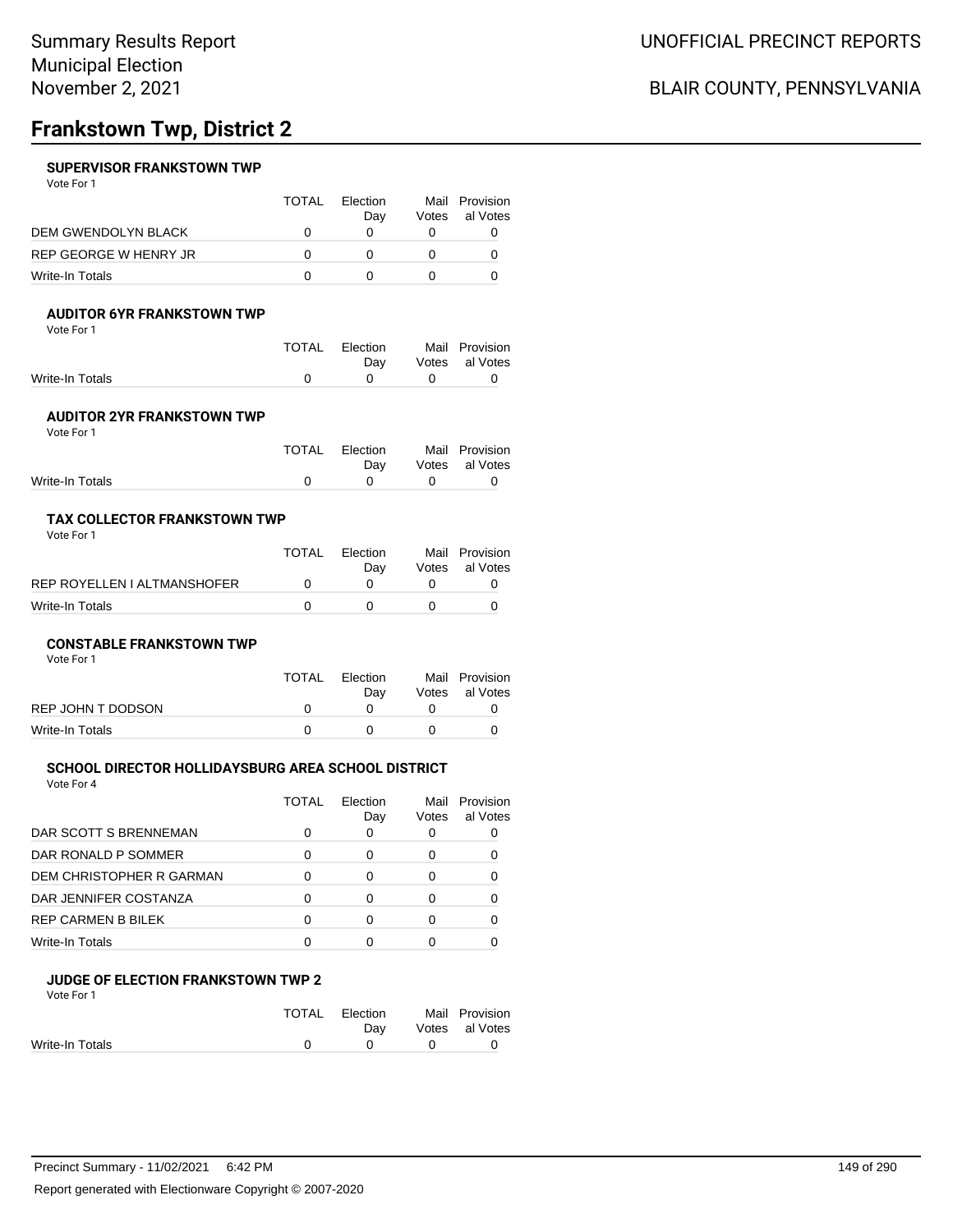Summary Results Report
Municipal Election
November 2, 2021

UNOFFICIAL PRECINCT REPORTS

BLAIR COUNTY, PENNSYLVANIA

# Frankstown Twp, District 2

### SUPERVISOR FRANKSTOWN TWP

Vote For 1

| | TOTAL | Election Day | Mail Votes | Provisional Votes |
|---|---|---|---|---|
| DEM GWENDOLYN BLACK | 0 | 0 | 0 | 0 |
| REP GEORGE W HENRY JR | 0 | 0 | 0 | 0 |
| Write-In Totals | 0 | 0 | 0 | 0 |

### AUDITOR 6YR FRANKSTOWN TWP

Vote For 1

| | TOTAL | Election Day | Mail Votes | Provisional Votes |
|---|---|---|---|---|
| Write-In Totals | 0 | 0 | 0 | 0 |

### AUDITOR 2YR FRANKSTOWN TWP

Vote For 1

| | TOTAL | Election Day | Mail Votes | Provisional Votes |
|---|---|---|---|---|
| Write-In Totals | 0 | 0 | 0 | 0 |

### TAX COLLECTOR FRANKSTOWN TWP

Vote For 1

| | TOTAL | Election Day | Mail Votes | Provisional Votes |
|---|---|---|---|---|
| REP ROYELLEN I ALTMANSHOFER | 0 | 0 | 0 | 0 |
| Write-In Totals | 0 | 0 | 0 | 0 |

### CONSTABLE FRANKSTOWN TWP

Vote For 1

| | TOTAL | Election Day | Mail Votes | Provisional Votes |
|---|---|---|---|---|
| REP JOHN T DODSON | 0 | 0 | 0 | 0 |
| Write-In Totals | 0 | 0 | 0 | 0 |

### SCHOOL DIRECTOR HOLLIDAYSBURG AREA SCHOOL DISTRICT

Vote For 4

| | TOTAL | Election Day | Mail Votes | Provisional Votes |
|---|---|---|---|---|
| DAR SCOTT S BRENNEMAN | 0 | 0 | 0 | 0 |
| DAR RONALD P SOMMER | 0 | 0 | 0 | 0 |
| DEM CHRISTOPHER R GARMAN | 0 | 0 | 0 | 0 |
| DAR JENNIFER COSTANZA | 0 | 0 | 0 | 0 |
| REP CARMEN B BILEK | 0 | 0 | 0 | 0 |
| Write-In Totals | 0 | 0 | 0 | 0 |

### JUDGE OF ELECTION FRANKSTOWN TWP 2

Vote For 1

| | TOTAL | Election Day | Mail Votes | Provisional Votes |
|---|---|---|---|---|
| Write-In Totals | 0 | 0 | 0 | 0 |

Precinct Summary - 11/02/2021 6:42 PM

Report generated with Electionware Copyright © 2007-2020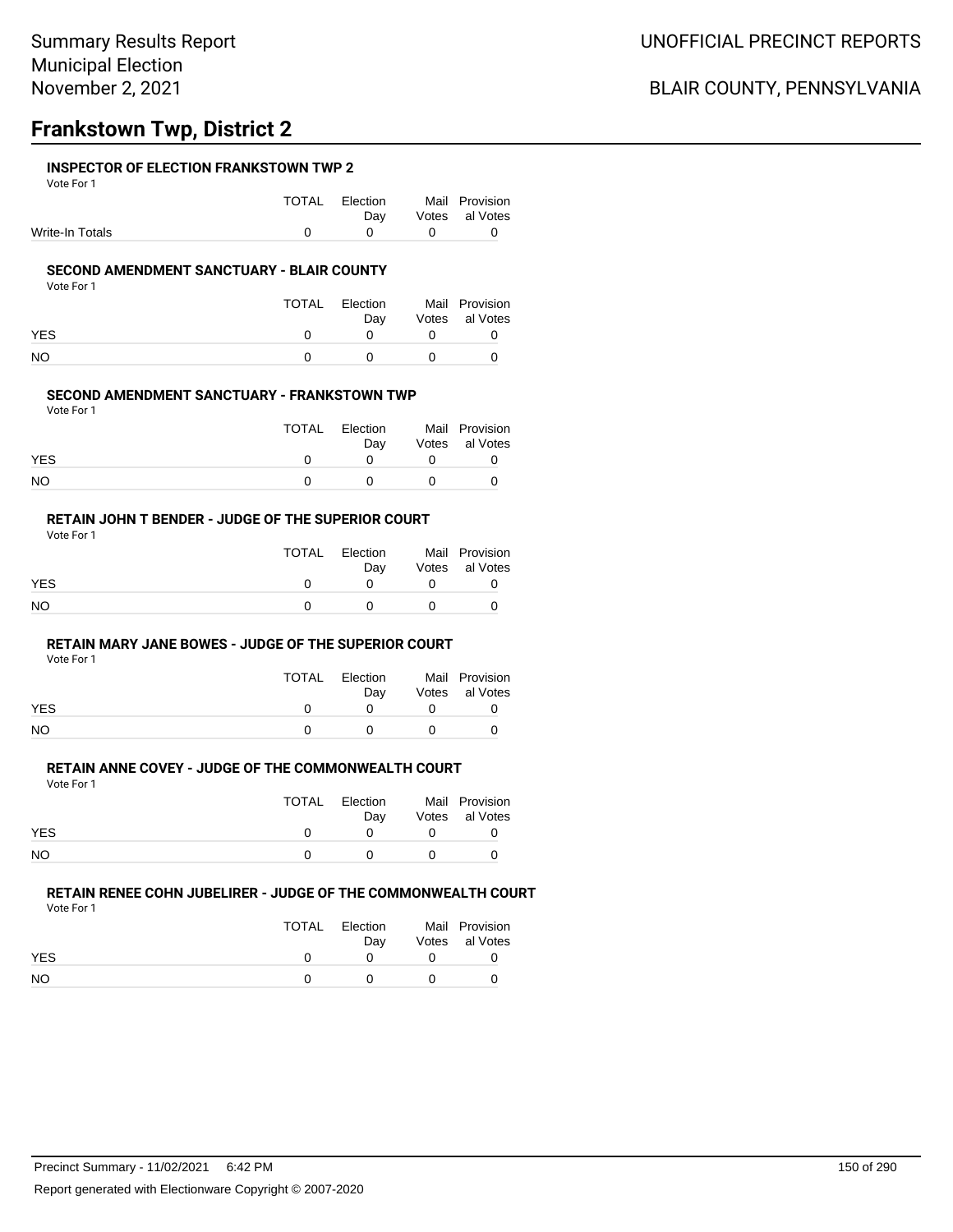Summary Results Report
Municipal Election
November 2, 2021

UNOFFICIAL PRECINCT REPORTS

BLAIR COUNTY, PENNSYLVANIA

# Frankstown Twp, District 2

### INSPECTOR OF ELECTION FRANKSTOWN TWP 2

Vote For 1

| | TOTAL | Election Day | Mail Votes | Provisional Votes |
|---|---|---|---|---|
| Write-In Totals | 0 | 0 | 0 | 0 |

### SECOND AMENDMENT SANCTUARY - BLAIR COUNTY

Vote For 1

| | TOTAL | Election Day | Mail Votes | Provisional Votes |
|---|---|---|---|---|
| YES | 0 | 0 | 0 | 0 |
| NO | 0 | 0 | 0 | 0 |

### SECOND AMENDMENT SANCTUARY - FRANKSTOWN TWP

Vote For 1

| | TOTAL | Election Day | Mail Votes | Provisional Votes |
|---|---|---|---|---|
| YES | 0 | 0 | 0 | 0 |
| NO | 0 | 0 | 0 | 0 |

### RETAIN JOHN T BENDER - JUDGE OF THE SUPERIOR COURT

Vote For 1

| | TOTAL | Election Day | Mail Votes | Provisional Votes |
|---|---|---|---|---|
| YES | 0 | 0 | 0 | 0 |
| NO | 0 | 0 | 0 | 0 |

### RETAIN MARY JANE BOWES - JUDGE OF THE SUPERIOR COURT

Vote For 1

| | TOTAL | Election Day | Mail Votes | Provisional Votes |
|---|---|---|---|---|
| YES | 0 | 0 | 0 | 0 |
| NO | 0 | 0 | 0 | 0 |

### RETAIN ANNE COVEY - JUDGE OF THE COMMONWEALTH COURT

Vote For 1

| | TOTAL | Election Day | Mail Votes | Provisional Votes |
|---|---|---|---|---|
| YES | 0 | 0 | 0 | 0 |
| NO | 0 | 0 | 0 | 0 |

### RETAIN RENEE COHN JUBELIRER - JUDGE OF THE COMMONWEALTH COURT

Vote For 1

| | TOTAL | Election Day | Mail Votes | Provisional Votes |
|---|---|---|---|---|
| YES | 0 | 0 | 0 | 0 |
| NO | 0 | 0 | 0 | 0 |

Precinct Summary - 11/02/2021 6:42 PM

Report generated with Electionware Copyright © 2007-2020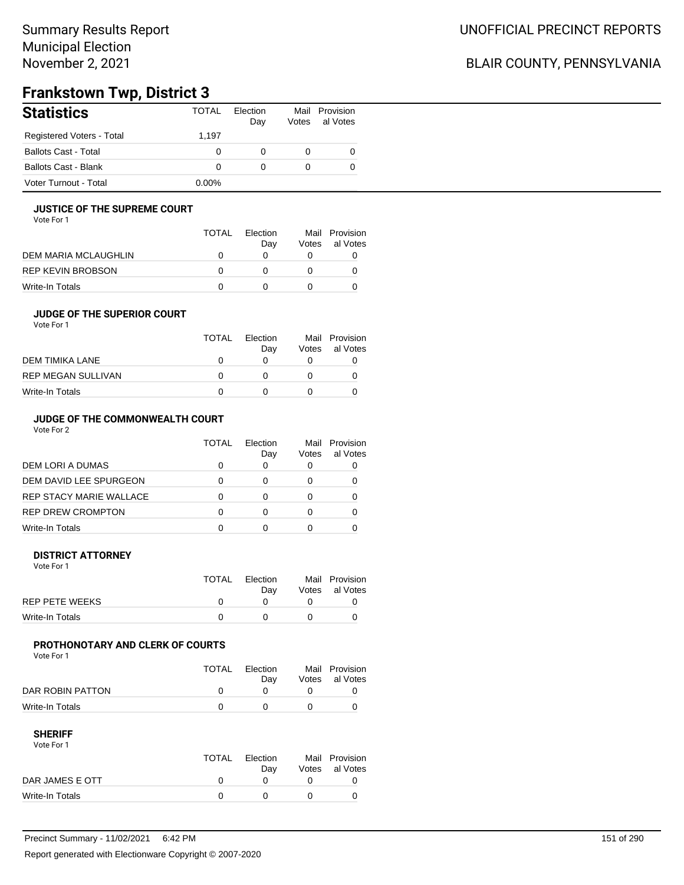Summary Results Report
Municipal Election
November 2, 2021

UNOFFICIAL PRECINCT REPORTS

BLAIR COUNTY, PENNSYLVANIA

# Frankstown Twp, District 3

| Statistics | TOTAL | Election Day | Mail Votes | Provisional Votes |
|---|---|---|---|---|
| Registered Voters - Total | 1,197 | | | |
| Ballots Cast - Total | 0 | 0 | 0 | 0 |
| Ballots Cast - Blank | 0 | 0 | 0 | 0 |
| Voter Turnout - Total | 0.00% | | | |

### JUSTICE OF THE SUPREME COURT

Vote For 1

| | TOTAL | Election Day | Mail Votes | Provisional Votes |
|---|---|---|---|---|
| DEM MARIA MCLAUGHLIN | 0 | 0 | 0 | 0 |
| REP KEVIN BROBSON | 0 | 0 | 0 | 0 |
| Write-In Totals | 0 | 0 | 0 | 0 |

### JUDGE OF THE SUPERIOR COURT

Vote For 1

| | TOTAL | Election Day | Mail Votes | Provisional Votes |
|---|---|---|---|---|
| DEM TIMIKA LANE | 0 | 0 | 0 | 0 |
| REP MEGAN SULLIVAN | 0 | 0 | 0 | 0 |
| Write-In Totals | 0 | 0 | 0 | 0 |

### JUDGE OF THE COMMONWEALTH COURT

Vote For 2

| | TOTAL | Election Day | Mail Votes | Provisional Votes |
|---|---|---|---|---|
| DEM LORI A DUMAS | 0 | 0 | 0 | 0 |
| DEM DAVID LEE SPURGEON | 0 | 0 | 0 | 0 |
| REP STACY MARIE WALLACE | 0 | 0 | 0 | 0 |
| REP DREW CROMPTON | 0 | 0 | 0 | 0 |
| Write-In Totals | 0 | 0 | 0 | 0 |

### DISTRICT ATTORNEY

Vote For 1

| | TOTAL | Election Day | Mail Votes | Provisional Votes |
|---|---|---|---|---|
| REP PETE WEEKS | 0 | 0 | 0 | 0 |
| Write-In Totals | 0 | 0 | 0 | 0 |

### PROTHONOTARY AND CLERK OF COURTS

Vote For 1

| | TOTAL | Election Day | Mail Votes | Provisional Votes |
|---|---|---|---|---|
| DAR ROBIN PATTON | 0 | 0 | 0 | 0 |
| Write-In Totals | 0 | 0 | 0 | 0 |

### SHERIFF

Vote For 1

| | TOTAL | Election Day | Mail Votes | Provisional Votes |
|---|---|---|---|---|
| DAR JAMES E OTT | 0 | 0 | 0 | 0 |
| Write-In Totals | 0 | 0 | 0 | 0 |

Precinct Summary - 11/02/2021 6:42 PM

Report generated with Electionware Copyright © 2007-2020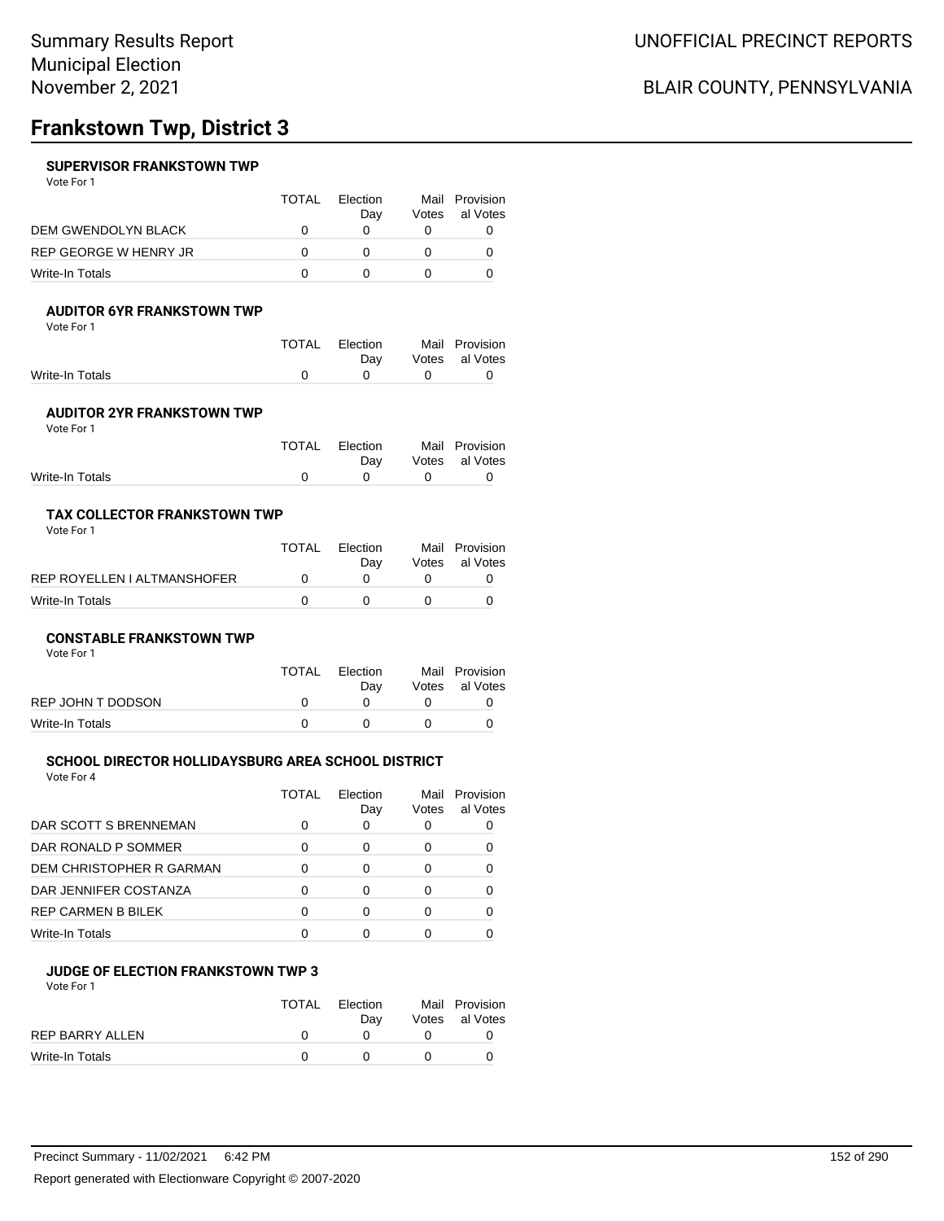# Frankstown Twp, District 3

### SUPERVISOR FRANKSTOWN TWP

Vote For 1

| | TOTAL | Election Day | Mail Votes | Provisional Votes |
|---|---|---|---|---|
| DEM GWENDOLYN BLACK | 0 | 0 | 0 | 0 |
| REP GEORGE W HENRY JR | 0 | 0 | 0 | 0 |
| Write-In Totals | 0 | 0 | 0 | 0 |

### AUDITOR 6YR FRANKSTOWN TWP

Vote For 1

| | TOTAL | Election Day | Mail Votes | Provisional Votes |
|---|---|---|---|---|
| Write-In Totals | 0 | 0 | 0 | 0 |

### AUDITOR 2YR FRANKSTOWN TWP

Vote For 1

| | TOTAL | Election Day | Mail Votes | Provisional Votes |
|---|---|---|---|---|
| Write-In Totals | 0 | 0 | 0 | 0 |

### TAX COLLECTOR FRANKSTOWN TWP

Vote For 1

| | TOTAL | Election Day | Mail Votes | Provisional Votes |
|---|---|---|---|---|
| REP ROYELLEN I ALTMANSHOFER | 0 | 0 | 0 | 0 |
| Write-In Totals | 0 | 0 | 0 | 0 |

### CONSTABLE FRANKSTOWN TWP

Vote For 1

| | TOTAL | Election Day | Mail Votes | Provisional Votes |
|---|---|---|---|---|
| REP JOHN T DODSON | 0 | 0 | 0 | 0 |
| Write-In Totals | 0 | 0 | 0 | 0 |

### SCHOOL DIRECTOR HOLLIDAYSBURG AREA SCHOOL DISTRICT

Vote For 4

| | TOTAL | Election Day | Mail Votes | Provisional Votes |
|---|---|---|---|---|
| DAR SCOTT S BRENNEMAN | 0 | 0 | 0 | 0 |
| DAR RONALD P SOMMER | 0 | 0 | 0 | 0 |
| DEM CHRISTOPHER R GARMAN | 0 | 0 | 0 | 0 |
| DAR JENNIFER COSTANZA | 0 | 0 | 0 | 0 |
| REP CARMEN B BILEK | 0 | 0 | 0 | 0 |
| Write-In Totals | 0 | 0 | 0 | 0 |

### JUDGE OF ELECTION FRANKSTOWN TWP 3

Vote For 1

| | TOTAL | Election Day | Mail Votes | Provisional Votes |
|---|---|---|---|---|
| REP BARRY ALLEN | 0 | 0 | 0 | 0 |
| Write-In Totals | 0 | 0 | 0 | 0 |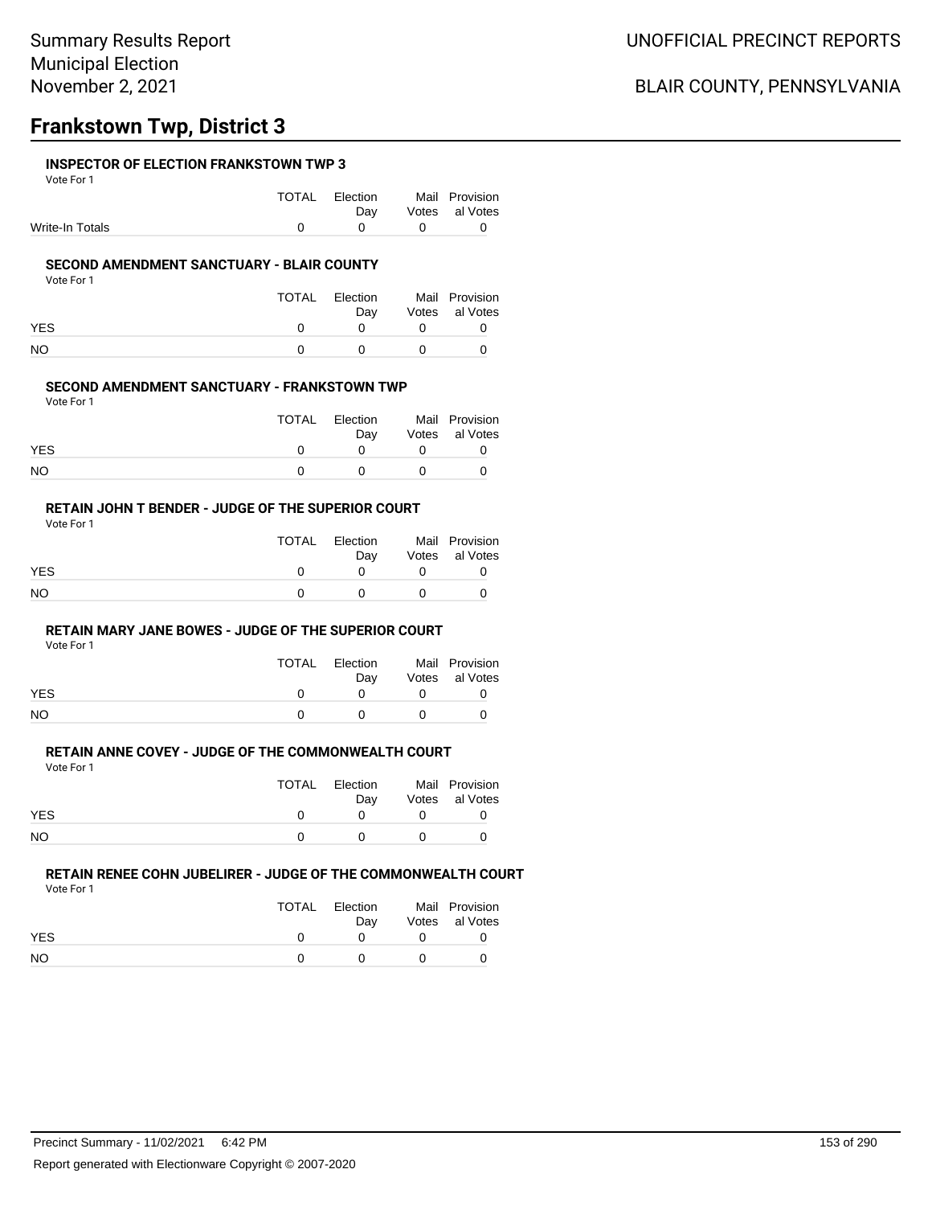# Frankstown Twp, District 3

### INSPECTOR OF ELECTION FRANKSTOWN TWP 3

Vote For 1

| | TOTAL | Election Day | Mail Votes | Provisional Votes |
|---|---|---|---|---|
| Write-In Totals | 0 | 0 | 0 | 0 |

### SECOND AMENDMENT SANCTUARY - BLAIR COUNTY

Vote For 1

| | TOTAL | Election Day | Mail Votes | Provisional Votes |
|---|---|---|---|---|
| YES | 0 | 0 | 0 | 0 |
| NO | 0 | 0 | 0 | 0 |

### SECOND AMENDMENT SANCTUARY - FRANKSTOWN TWP

Vote For 1

| | TOTAL | Election Day | Mail Votes | Provisional Votes |
|---|---|---|---|---|
| YES | 0 | 0 | 0 | 0 |
| NO | 0 | 0 | 0 | 0 |

### RETAIN JOHN T BENDER - JUDGE OF THE SUPERIOR COURT

Vote For 1

| | TOTAL | Election Day | Mail Votes | Provisional Votes |
|---|---|---|---|---|
| YES | 0 | 0 | 0 | 0 |
| NO | 0 | 0 | 0 | 0 |

### RETAIN MARY JANE BOWES - JUDGE OF THE SUPERIOR COURT

Vote For 1

| | TOTAL | Election Day | Mail Votes | Provisional Votes |
|---|---|---|---|---|
| YES | 0 | 0 | 0 | 0 |
| NO | 0 | 0 | 0 | 0 |

### RETAIN ANNE COVEY - JUDGE OF THE COMMONWEALTH COURT

Vote For 1

| | TOTAL | Election Day | Mail Votes | Provisional Votes |
|---|---|---|---|---|
| YES | 0 | 0 | 0 | 0 |
| NO | 0 | 0 | 0 | 0 |

### RETAIN RENEE COHN JUBELIRER - JUDGE OF THE COMMONWEALTH COURT

Vote For 1

| | TOTAL | Election Day | Mail Votes | Provisional Votes |
|---|---|---|---|---|
| YES | 0 | 0 | 0 | 0 |
| NO | 0 | 0 | 0 | 0 |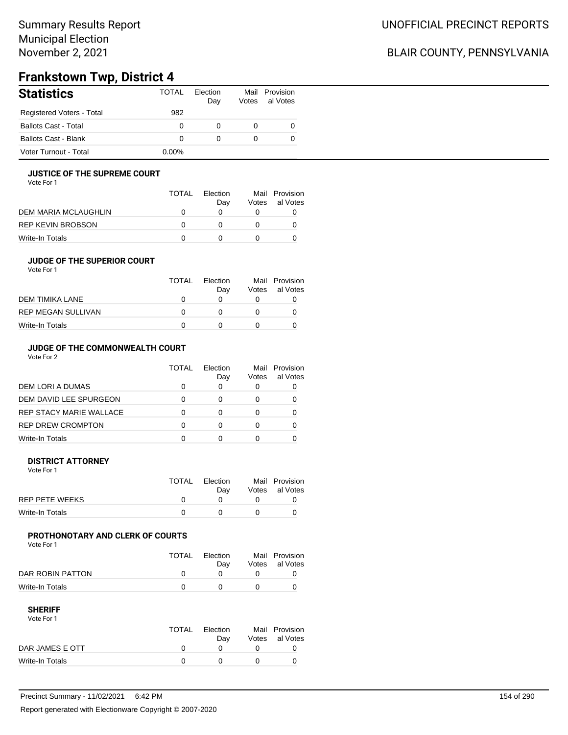Summary Results Report
Municipal Election
November 2, 2021

UNOFFICIAL PRECINCT REPORTS

BLAIR COUNTY, PENNSYLVANIA

# Frankstown Twp, District 4

## Statistics

| | TOTAL | Election Day | Mail Votes | Provisional Votes |
|---|---|---|---|---|
| Registered Voters - Total | 982 | | | |
| Ballots Cast - Total | 0 | 0 | 0 | 0 |
| Ballots Cast - Blank | 0 | 0 | 0 | 0 |
| Voter Turnout - Total | 0.00% | | | |

### JUSTICE OF THE SUPREME COURT

Vote For 1

| | TOTAL | Election Day | Mail Votes | Provisional Votes |
|---|---|---|---|---|
| DEM MARIA MCLAUGHLIN | 0 | 0 | 0 | 0 |
| REP KEVIN BROBSON | 0 | 0 | 0 | 0 |
| Write-In Totals | 0 | 0 | 0 | 0 |

### JUDGE OF THE SUPERIOR COURT

Vote For 1

| | TOTAL | Election Day | Mail Votes | Provisional Votes |
|---|---|---|---|---|
| DEM TIMIKA LANE | 0 | 0 | 0 | 0 |
| REP MEGAN SULLIVAN | 0 | 0 | 0 | 0 |
| Write-In Totals | 0 | 0 | 0 | 0 |

### JUDGE OF THE COMMONWEALTH COURT

Vote For 2

| | TOTAL | Election Day | Mail Votes | Provisional Votes |
|---|---|---|---|---|
| DEM LORI A DUMAS | 0 | 0 | 0 | 0 |
| DEM DAVID LEE SPURGEON | 0 | 0 | 0 | 0 |
| REP STACY MARIE WALLACE | 0 | 0 | 0 | 0 |
| REP DREW CROMPTON | 0 | 0 | 0 | 0 |
| Write-In Totals | 0 | 0 | 0 | 0 |

### DISTRICT ATTORNEY

Vote For 1

| | TOTAL | Election Day | Mail Votes | Provisional Votes |
|---|---|---|---|---|
| REP PETE WEEKS | 0 | 0 | 0 | 0 |
| Write-In Totals | 0 | 0 | 0 | 0 |

### PROTHONOTARY AND CLERK OF COURTS

Vote For 1

| | TOTAL | Election Day | Mail Votes | Provisional Votes |
|---|---|---|---|---|
| DAR ROBIN PATTON | 0 | 0 | 0 | 0 |
| Write-In Totals | 0 | 0 | 0 | 0 |

### SHERIFF

Vote For 1

| | TOTAL | Election Day | Mail Votes | Provisional Votes |
|---|---|---|---|---|
| DAR JAMES E OTT | 0 | 0 | 0 | 0 |
| Write-In Totals | 0 | 0 | 0 | 0 |

Precinct Summary - 11/02/2021 6:42 PM

Report generated with Electionware Copyright © 2007-2020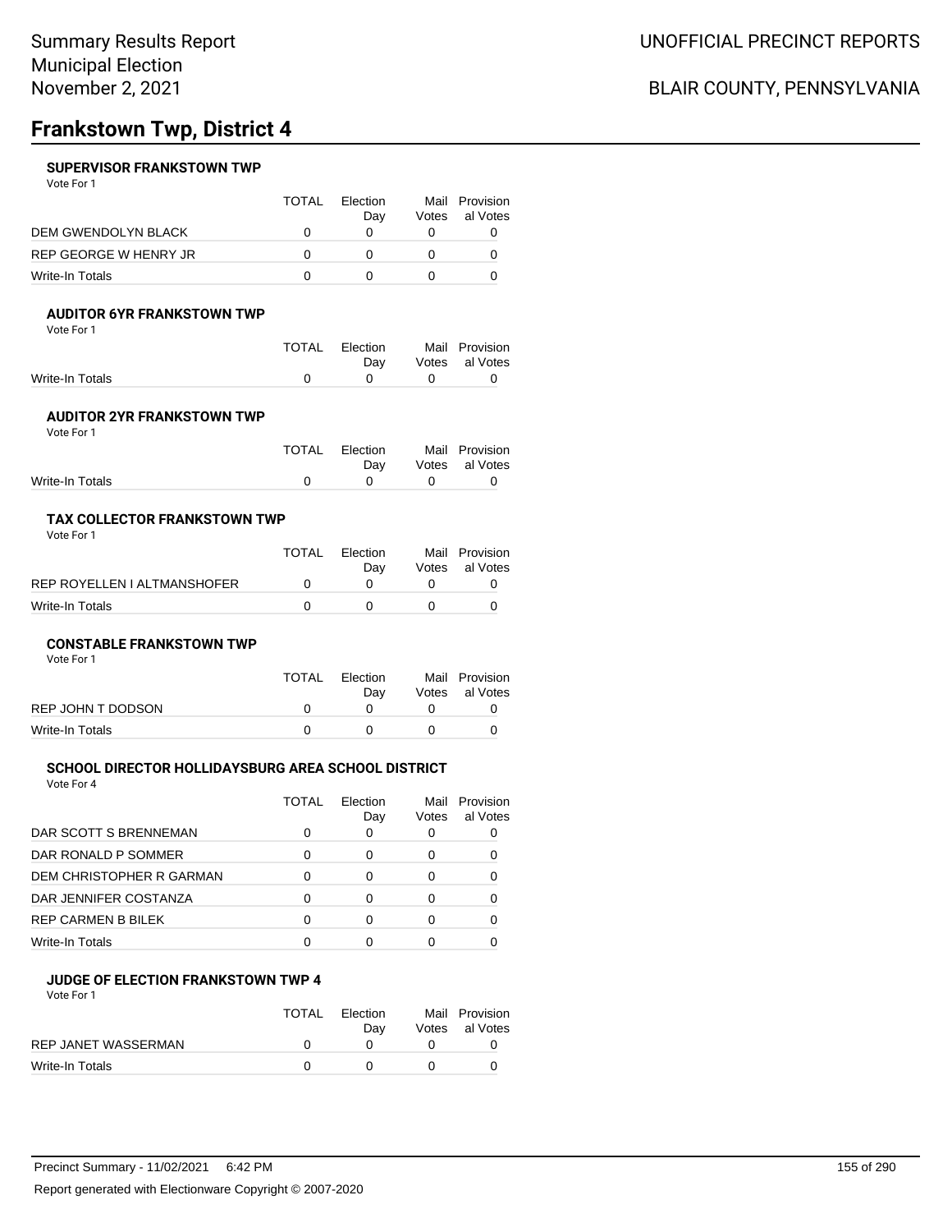Summary Results Report
Municipal Election
November 2, 2021

UNOFFICIAL PRECINCT REPORTS

BLAIR COUNTY, PENNSYLVANIA

# Frankstown Twp, District 4

### SUPERVISOR FRANKSTOWN TWP

Vote For 1

| | TOTAL | Election Day | Mail Votes | Provisional Votes |
|---|---|---|---|---|
| DEM GWENDOLYN BLACK | 0 | 0 | 0 | 0 |
| REP GEORGE W HENRY JR | 0 | 0 | 0 | 0 |
| Write-In Totals | 0 | 0 | 0 | 0 |

### AUDITOR 6YR FRANKSTOWN TWP

Vote For 1

| | TOTAL | Election Day | Mail Votes | Provisional Votes |
|---|---|---|---|---|
| Write-In Totals | 0 | 0 | 0 | 0 |

### AUDITOR 2YR FRANKSTOWN TWP

Vote For 1

| | TOTAL | Election Day | Mail Votes | Provisional Votes |
|---|---|---|---|---|
| Write-In Totals | 0 | 0 | 0 | 0 |

### TAX COLLECTOR FRANKSTOWN TWP

Vote For 1

| | TOTAL | Election Day | Mail Votes | Provisional Votes |
|---|---|---|---|---|
| REP ROYELLEN I ALTMANSHOFER | 0 | 0 | 0 | 0 |
| Write-In Totals | 0 | 0 | 0 | 0 |

### CONSTABLE FRANKSTOWN TWP

Vote For 1

| | TOTAL | Election Day | Mail Votes | Provisional Votes |
|---|---|---|---|---|
| REP JOHN T DODSON | 0 | 0 | 0 | 0 |
| Write-In Totals | 0 | 0 | 0 | 0 |

### SCHOOL DIRECTOR HOLLIDAYSBURG AREA SCHOOL DISTRICT

Vote For 4

| | TOTAL | Election Day | Mail Votes | Provisional Votes |
|---|---|---|---|---|
| DAR SCOTT S BRENNEMAN | 0 | 0 | 0 | 0 |
| DAR RONALD P SOMMER | 0 | 0 | 0 | 0 |
| DEM CHRISTOPHER R GARMAN | 0 | 0 | 0 | 0 |
| DAR JENNIFER COSTANZA | 0 | 0 | 0 | 0 |
| REP CARMEN B BILEK | 0 | 0 | 0 | 0 |
| Write-In Totals | 0 | 0 | 0 | 0 |

### JUDGE OF ELECTION FRANKSTOWN TWP 4

Vote For 1

| | TOTAL | Election Day | Mail Votes | Provisional Votes |
|---|---|---|---|---|
| REP JANET WASSERMAN | 0 | 0 | 0 | 0 |
| Write-In Totals | 0 | 0 | 0 | 0 |

Precinct Summary - 11/02/2021 6:42 PM

Report generated with Electionware Copyright © 2007-2020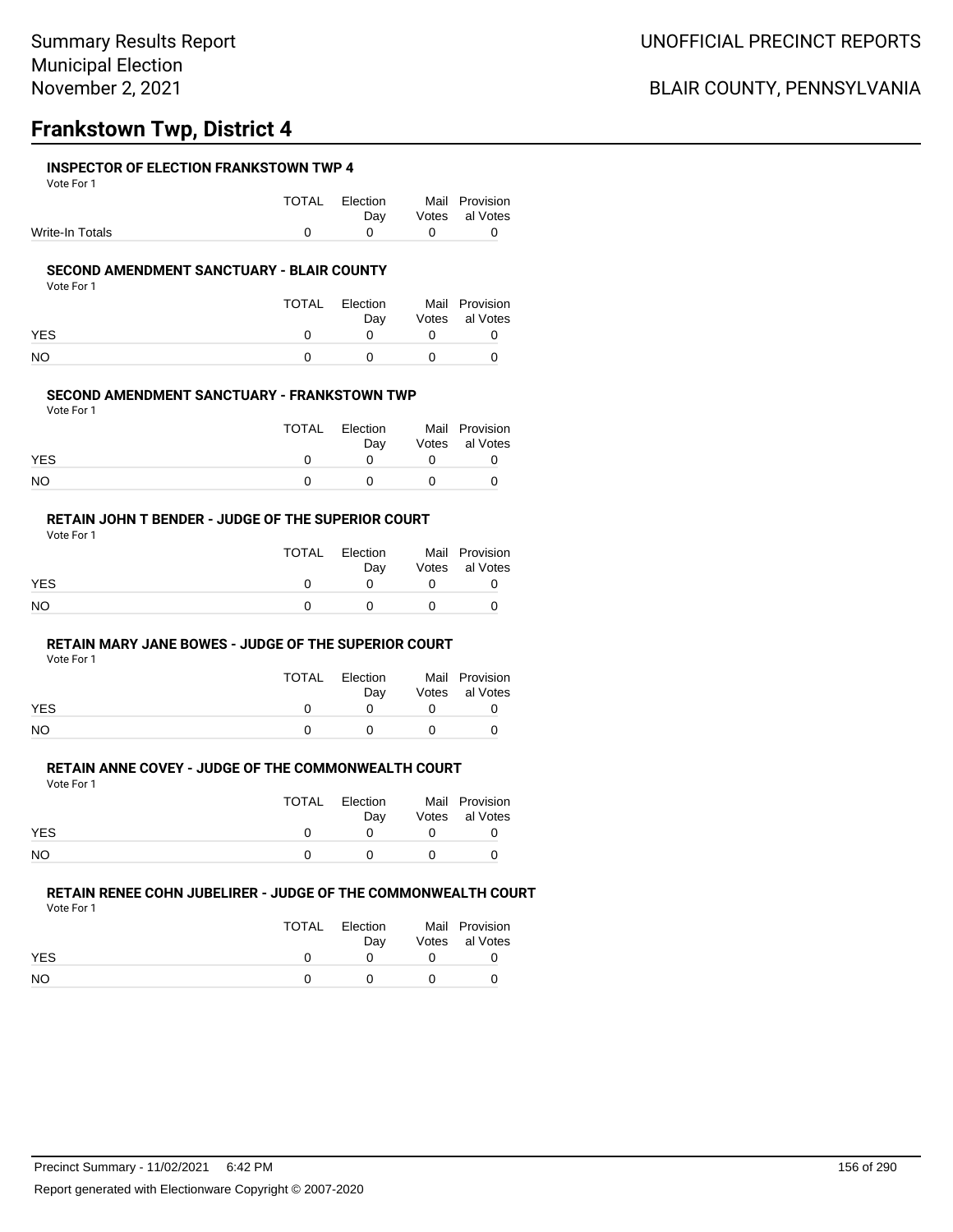Summary Results Report
Municipal Election
November 2, 2021

UNOFFICIAL PRECINCT REPORTS

BLAIR COUNTY, PENNSYLVANIA

# Frankstown Twp, District 4

### INSPECTOR OF ELECTION FRANKSTOWN TWP 4

Vote For 1

| | TOTAL | Election Day | Mail Votes | Provisional Votes |
|---|---|---|---|---|
| Write-In Totals | 0 | 0 | 0 | 0 |

### SECOND AMENDMENT SANCTUARY - BLAIR COUNTY

Vote For 1

| | TOTAL | Election Day | Mail Votes | Provisional Votes |
|---|---|---|---|---|
| YES | 0 | 0 | 0 | 0 |
| NO | 0 | 0 | 0 | 0 |

### SECOND AMENDMENT SANCTUARY - FRANKSTOWN TWP

Vote For 1

| | TOTAL | Election Day | Mail Votes | Provisional Votes |
|---|---|---|---|---|
| YES | 0 | 0 | 0 | 0 |
| NO | 0 | 0 | 0 | 0 |

### RETAIN JOHN T BENDER - JUDGE OF THE SUPERIOR COURT

Vote For 1

| | TOTAL | Election Day | Mail Votes | Provisional Votes |
|---|---|---|---|---|
| YES | 0 | 0 | 0 | 0 |
| NO | 0 | 0 | 0 | 0 |

### RETAIN MARY JANE BOWES - JUDGE OF THE SUPERIOR COURT

Vote For 1

| | TOTAL | Election Day | Mail Votes | Provisional Votes |
|---|---|---|---|---|
| YES | 0 | 0 | 0 | 0 |
| NO | 0 | 0 | 0 | 0 |

### RETAIN ANNE COVEY - JUDGE OF THE COMMONWEALTH COURT

Vote For 1

| | TOTAL | Election Day | Mail Votes | Provisional Votes |
|---|---|---|---|---|
| YES | 0 | 0 | 0 | 0 |
| NO | 0 | 0 | 0 | 0 |

### RETAIN RENEE COHN JUBELIRER - JUDGE OF THE COMMONWEALTH COURT

Vote For 1

| | TOTAL | Election Day | Mail Votes | Provisional Votes |
|---|---|---|---|---|
| YES | 0 | 0 | 0 | 0 |
| NO | 0 | 0 | 0 | 0 |

Precinct Summary - 11/02/2021 6:42 PM

Report generated with Electionware Copyright © 2007-2020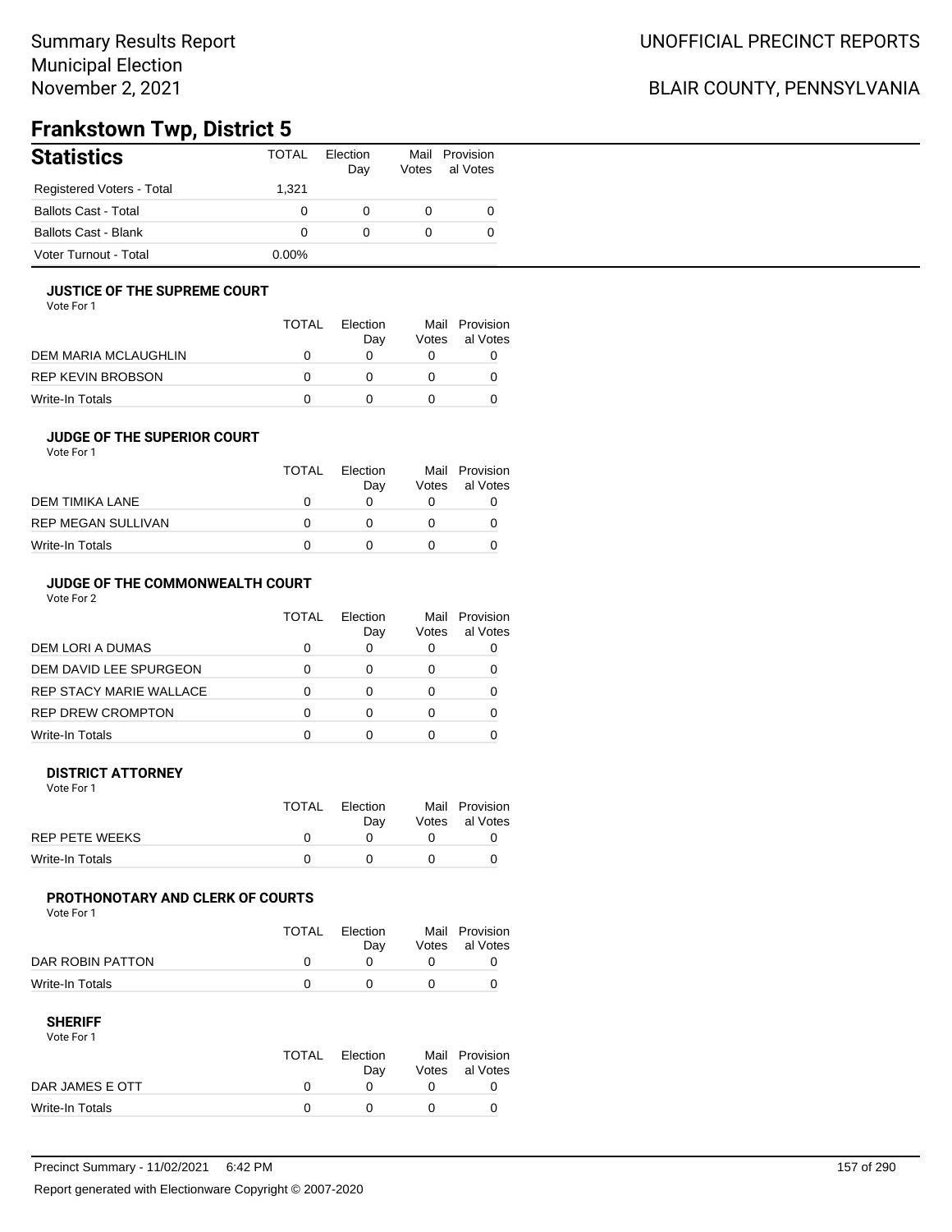Summary Results Report
Municipal Election
November 2, 2021

UNOFFICIAL PRECINCT REPORTS

BLAIR COUNTY, PENNSYLVANIA

# Frankstown Twp, District 5

## Statistics

| | TOTAL | Election Day | Mail Votes | Provisional Votes |
|---|---|---|---|---|
| Registered Voters - Total | 1,321 | | | |
| Ballots Cast - Total | 0 | 0 | 0 | 0 |
| Ballots Cast - Blank | 0 | 0 | 0 | 0 |
| Voter Turnout - Total | 0.00% | | | |

### JUSTICE OF THE SUPREME COURT

Vote For 1

| | TOTAL | Election Day | Mail Votes | Provisional Votes |
|---|---|---|---|---|
| DEM MARIA MCLAUGHLIN | 0 | 0 | 0 | 0 |
| REP KEVIN BROBSON | 0 | 0 | 0 | 0 |
| Write-In Totals | 0 | 0 | 0 | 0 |

### JUDGE OF THE SUPERIOR COURT

Vote For 1

| | TOTAL | Election Day | Mail Votes | Provisional Votes |
|---|---|---|---|---|
| DEM TIMIKA LANE | 0 | 0 | 0 | 0 |
| REP MEGAN SULLIVAN | 0 | 0 | 0 | 0 |
| Write-In Totals | 0 | 0 | 0 | 0 |

### JUDGE OF THE COMMONWEALTH COURT

Vote For 2

| | TOTAL | Election Day | Mail Votes | Provisional Votes |
|---|---|---|---|---|
| DEM LORI A DUMAS | 0 | 0 | 0 | 0 |
| DEM DAVID LEE SPURGEON | 0 | 0 | 0 | 0 |
| REP STACY MARIE WALLACE | 0 | 0 | 0 | 0 |
| REP DREW CROMPTON | 0 | 0 | 0 | 0 |
| Write-In Totals | 0 | 0 | 0 | 0 |

### DISTRICT ATTORNEY

Vote For 1

| | TOTAL | Election Day | Mail Votes | Provisional Votes |
|---|---|---|---|---|
| REP PETE WEEKS | 0 | 0 | 0 | 0 |
| Write-In Totals | 0 | 0 | 0 | 0 |

### PROTHONOTARY AND CLERK OF COURTS

Vote For 1

| | TOTAL | Election Day | Mail Votes | Provisional Votes |
|---|---|---|---|---|
| DAR ROBIN PATTON | 0 | 0 | 0 | 0 |
| Write-In Totals | 0 | 0 | 0 | 0 |

### SHERIFF

Vote For 1

| | TOTAL | Election Day | Mail Votes | Provisional Votes |
|---|---|---|---|---|
| DAR JAMES E OTT | 0 | 0 | 0 | 0 |
| Write-In Totals | 0 | 0 | 0 | 0 |

Precinct Summary - 11/02/2021 6:42 PM

Report generated with Electionware Copyright © 2007-2020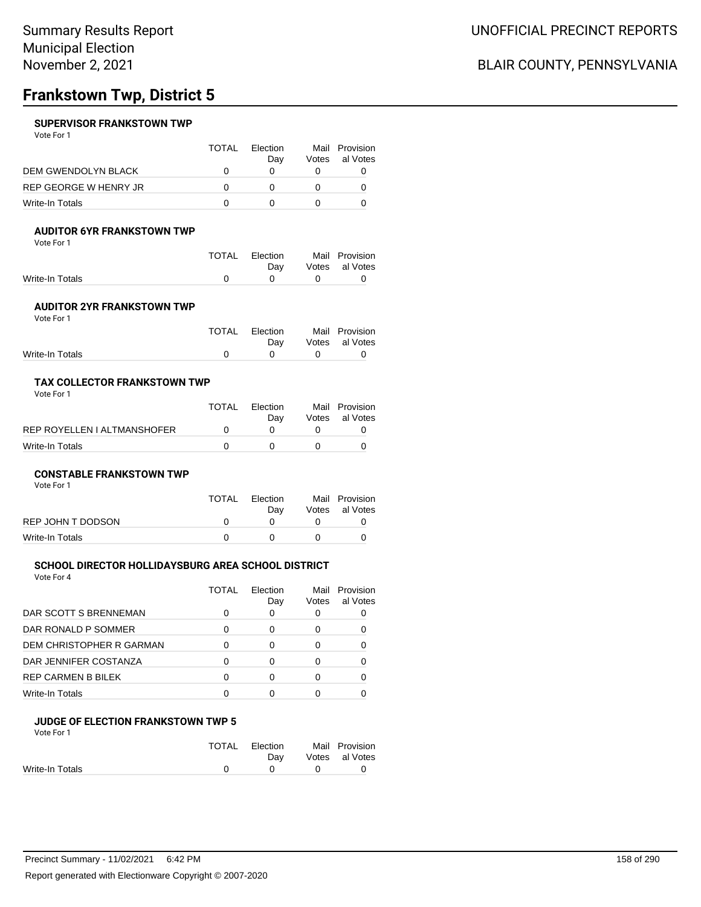Summary Results Report
Municipal Election
November 2, 2021

UNOFFICIAL PRECINCT REPORTS

BLAIR COUNTY, PENNSYLVANIA

# Frankstown Twp, District 5

### SUPERVISOR FRANKSTOWN TWP

Vote For 1

| | TOTAL | Election Day | Mail Votes | Provisional Votes |
|---|---|---|---|---|
| DEM GWENDOLYN BLACK | 0 | 0 | 0 | 0 |
| REP GEORGE W HENRY JR | 0 | 0 | 0 | 0 |
| Write-In Totals | 0 | 0 | 0 | 0 |

### AUDITOR 6YR FRANKSTOWN TWP

Vote For 1

| | TOTAL | Election Day | Mail Votes | Provisional Votes |
|---|---|---|---|---|
| Write-In Totals | 0 | 0 | 0 | 0 |

### AUDITOR 2YR FRANKSTOWN TWP

Vote For 1

| | TOTAL | Election Day | Mail Votes | Provisional Votes |
|---|---|---|---|---|
| Write-In Totals | 0 | 0 | 0 | 0 |

### TAX COLLECTOR FRANKSTOWN TWP

Vote For 1

| | TOTAL | Election Day | Mail Votes | Provisional Votes |
|---|---|---|---|---|
| REP ROYELLEN I ALTMANSHOFER | 0 | 0 | 0 | 0 |
| Write-In Totals | 0 | 0 | 0 | 0 |

### CONSTABLE FRANKSTOWN TWP

Vote For 1

| | TOTAL | Election Day | Mail Votes | Provisional Votes |
|---|---|---|---|---|
| REP JOHN T DODSON | 0 | 0 | 0 | 0 |
| Write-In Totals | 0 | 0 | 0 | 0 |

### SCHOOL DIRECTOR HOLLIDAYSBURG AREA SCHOOL DISTRICT

Vote For 4

| | TOTAL | Election Day | Mail Votes | Provisional Votes |
|---|---|---|---|---|
| DAR SCOTT S BRENNEMAN | 0 | 0 | 0 | 0 |
| DAR RONALD P SOMMER | 0 | 0 | 0 | 0 |
| DEM CHRISTOPHER R GARMAN | 0 | 0 | 0 | 0 |
| DAR JENNIFER COSTANZA | 0 | 0 | 0 | 0 |
| REP CARMEN B BILEK | 0 | 0 | 0 | 0 |
| Write-In Totals | 0 | 0 | 0 | 0 |

### JUDGE OF ELECTION FRANKSTOWN TWP 5

Vote For 1

| | TOTAL | Election Day | Mail Votes | Provisional Votes |
|---|---|---|---|---|
| Write-In Totals | 0 | 0 | 0 | 0 |

Precinct Summary - 11/02/2021 6:42 PM

Report generated with Electionware Copyright © 2007-2020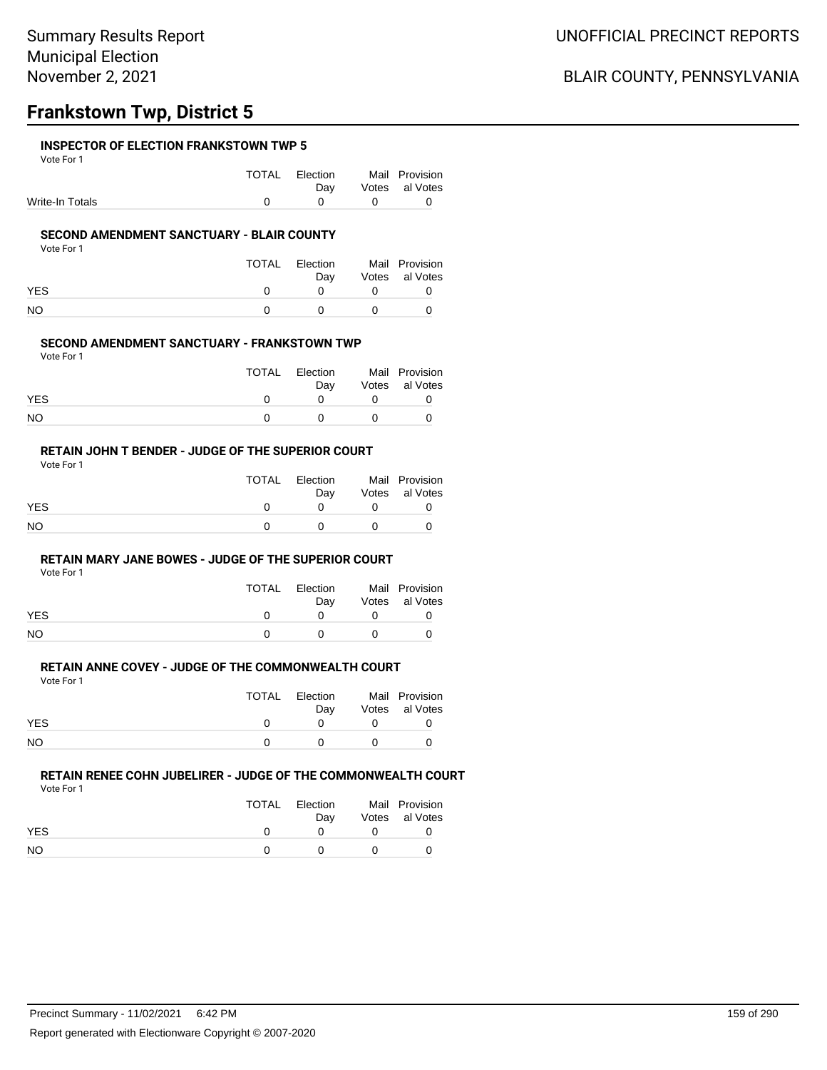Summary Results Report
Municipal Election
November 2, 2021

UNOFFICIAL PRECINCT REPORTS

BLAIR COUNTY, PENNSYLVANIA

# Frankstown Twp, District 5

### INSPECTOR OF ELECTION FRANKSTOWN TWP 5

Vote For 1

| | TOTAL | Election Day | Mail Votes | Provisional Votes |
|---|---|---|---|---|
| Write-In Totals | 0 | 0 | 0 | 0 |

### SECOND AMENDMENT SANCTUARY - BLAIR COUNTY

Vote For 1

| | TOTAL | Election Day | Mail Votes | Provisional Votes |
|---|---|---|---|---|
| YES | 0 | 0 | 0 | 0 |
| NO | 0 | 0 | 0 | 0 |

### SECOND AMENDMENT SANCTUARY - FRANKSTOWN TWP

Vote For 1

| | TOTAL | Election Day | Mail Votes | Provisional Votes |
|---|---|---|---|---|
| YES | 0 | 0 | 0 | 0 |
| NO | 0 | 0 | 0 | 0 |

### RETAIN JOHN T BENDER - JUDGE OF THE SUPERIOR COURT

Vote For 1

| | TOTAL | Election Day | Mail Votes | Provisional Votes |
|---|---|---|---|---|
| YES | 0 | 0 | 0 | 0 |
| NO | 0 | 0 | 0 | 0 |

### RETAIN MARY JANE BOWES - JUDGE OF THE SUPERIOR COURT

Vote For 1

| | TOTAL | Election Day | Mail Votes | Provisional Votes |
|---|---|---|---|---|
| YES | 0 | 0 | 0 | 0 |
| NO | 0 | 0 | 0 | 0 |

### RETAIN ANNE COVEY - JUDGE OF THE COMMONWEALTH COURT

Vote For 1

| | TOTAL | Election Day | Mail Votes | Provisional Votes |
|---|---|---|---|---|
| YES | 0 | 0 | 0 | 0 |
| NO | 0 | 0 | 0 | 0 |

### RETAIN RENEE COHN JUBELIRER - JUDGE OF THE COMMONWEALTH COURT

Vote For 1

| | TOTAL | Election Day | Mail Votes | Provisional Votes |
|---|---|---|---|---|
| YES | 0 | 0 | 0 | 0 |
| NO | 0 | 0 | 0 | 0 |

Precinct Summary - 11/02/2021 6:42 PM

Report generated with Electionware Copyright © 2007-2020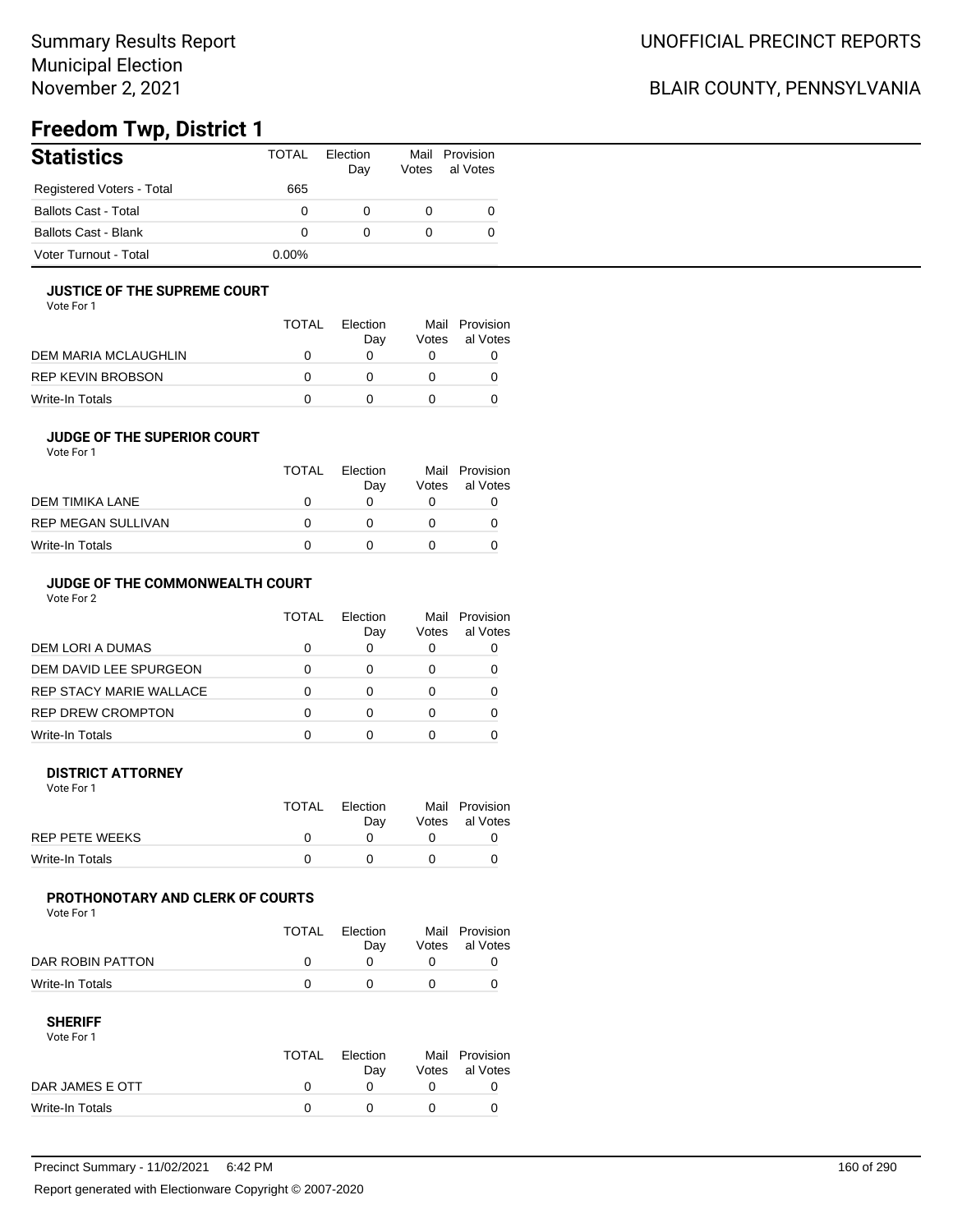Summary Results Report
Municipal Election
November 2, 2021

UNOFFICIAL PRECINCT REPORTS

BLAIR COUNTY, PENNSYLVANIA

# Freedom Twp, District 1

## Statistics

| | TOTAL | Election Day | Mail Votes | Provisional Votes |
|---|---|---|---|---|
| Registered Voters - Total | 665 | | | |
| Ballots Cast - Total | 0 | 0 | 0 | 0 |
| Ballots Cast - Blank | 0 | 0 | 0 | 0 |
| Voter Turnout - Total | 0.00% | | | |

### JUSTICE OF THE SUPREME COURT

Vote For 1

| | TOTAL | Election Day | Mail Votes | Provisional Votes |
|---|---|---|---|---|
| DEM MARIA MCLAUGHLIN | 0 | 0 | 0 | 0 |
| REP KEVIN BROBSON | 0 | 0 | 0 | 0 |
| Write-In Totals | 0 | 0 | 0 | 0 |

### JUDGE OF THE SUPERIOR COURT

Vote For 1

| | TOTAL | Election Day | Mail Votes | Provisional Votes |
|---|---|---|---|---|
| DEM TIMIKA LANE | 0 | 0 | 0 | 0 |
| REP MEGAN SULLIVAN | 0 | 0 | 0 | 0 |
| Write-In Totals | 0 | 0 | 0 | 0 |

### JUDGE OF THE COMMONWEALTH COURT

Vote For 2

| | TOTAL | Election Day | Mail Votes | Provisional Votes |
|---|---|---|---|---|
| DEM LORI A DUMAS | 0 | 0 | 0 | 0 |
| DEM DAVID LEE SPURGEON | 0 | 0 | 0 | 0 |
| REP STACY MARIE WALLACE | 0 | 0 | 0 | 0 |
| REP DREW CROMPTON | 0 | 0 | 0 | 0 |
| Write-In Totals | 0 | 0 | 0 | 0 |

### DISTRICT ATTORNEY

Vote For 1

| | TOTAL | Election Day | Mail Votes | Provisional Votes |
|---|---|---|---|---|
| REP PETE WEEKS | 0 | 0 | 0 | 0 |
| Write-In Totals | 0 | 0 | 0 | 0 |

### PROTHONOTARY AND CLERK OF COURTS

Vote For 1

| | TOTAL | Election Day | Mail Votes | Provisional Votes |
|---|---|---|---|---|
| DAR ROBIN PATTON | 0 | 0 | 0 | 0 |
| Write-In Totals | 0 | 0 | 0 | 0 |

### SHERIFF

Vote For 1

| | TOTAL | Election Day | Mail Votes | Provisional Votes |
|---|---|---|---|---|
| DAR JAMES E OTT | 0 | 0 | 0 | 0 |
| Write-In Totals | 0 | 0 | 0 | 0 |

Precinct Summary - 11/02/2021 6:42 PM

Report generated with Electionware Copyright © 2007-2020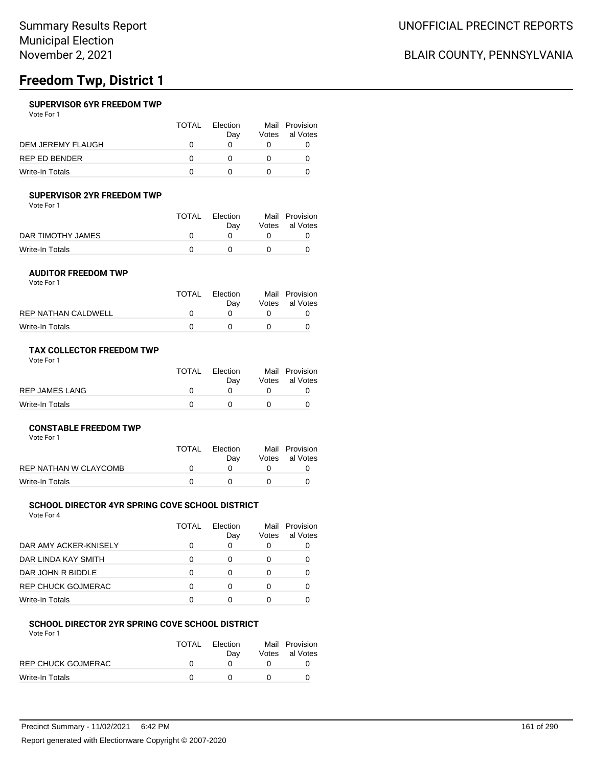# Freedom Twp, District 1

### SUPERVISOR 6YR FREEDOM TWP

Vote For 1

| | TOTAL | Election Day | Mail Votes | Provisional Votes |
|---|---|---|---|---|
| DEM JEREMY FLAUGH | 0 | 0 | 0 | 0 |
| REP ED BENDER | 0 | 0 | 0 | 0 |
| Write-In Totals | 0 | 0 | 0 | 0 |

### SUPERVISOR 2YR FREEDOM TWP

Vote For 1

| | TOTAL | Election Day | Mail Votes | Provisional Votes |
|---|---|---|---|---|
| DAR TIMOTHY JAMES | 0 | 0 | 0 | 0 |
| Write-In Totals | 0 | 0 | 0 | 0 |

### AUDITOR FREEDOM TWP

Vote For 1

| | TOTAL | Election Day | Mail Votes | Provisional Votes |
|---|---|---|---|---|
| REP NATHAN CALDWELL | 0 | 0 | 0 | 0 |
| Write-In Totals | 0 | 0 | 0 | 0 |

### TAX COLLECTOR FREEDOM TWP

Vote For 1

| | TOTAL | Election Day | Mail Votes | Provisional Votes |
|---|---|---|---|---|
| REP JAMES LANG | 0 | 0 | 0 | 0 |
| Write-In Totals | 0 | 0 | 0 | 0 |

### CONSTABLE FREEDOM TWP

Vote For 1

| | TOTAL | Election Day | Mail Votes | Provisional Votes |
|---|---|---|---|---|
| REP NATHAN W CLAYCOMB | 0 | 0 | 0 | 0 |
| Write-In Totals | 0 | 0 | 0 | 0 |

### SCHOOL DIRECTOR 4YR SPRING COVE SCHOOL DISTRICT

Vote For 4

| | TOTAL | Election Day | Mail Votes | Provisional Votes |
|---|---|---|---|---|
| DAR AMY ACKER-KNISELY | 0 | 0 | 0 | 0 |
| DAR LINDA KAY SMITH | 0 | 0 | 0 | 0 |
| DAR JOHN R BIDDLE | 0 | 0 | 0 | 0 |
| REP CHUCK GOJMERAC | 0 | 0 | 0 | 0 |
| Write-In Totals | 0 | 0 | 0 | 0 |

### SCHOOL DIRECTOR 2YR SPRING COVE SCHOOL DISTRICT

Vote For 1

| | TOTAL | Election Day | Mail Votes | Provisional Votes |
|---|---|---|---|---|
| REP CHUCK GOJMERAC | 0 | 0 | 0 | 0 |
| Write-In Totals | 0 | 0 | 0 | 0 |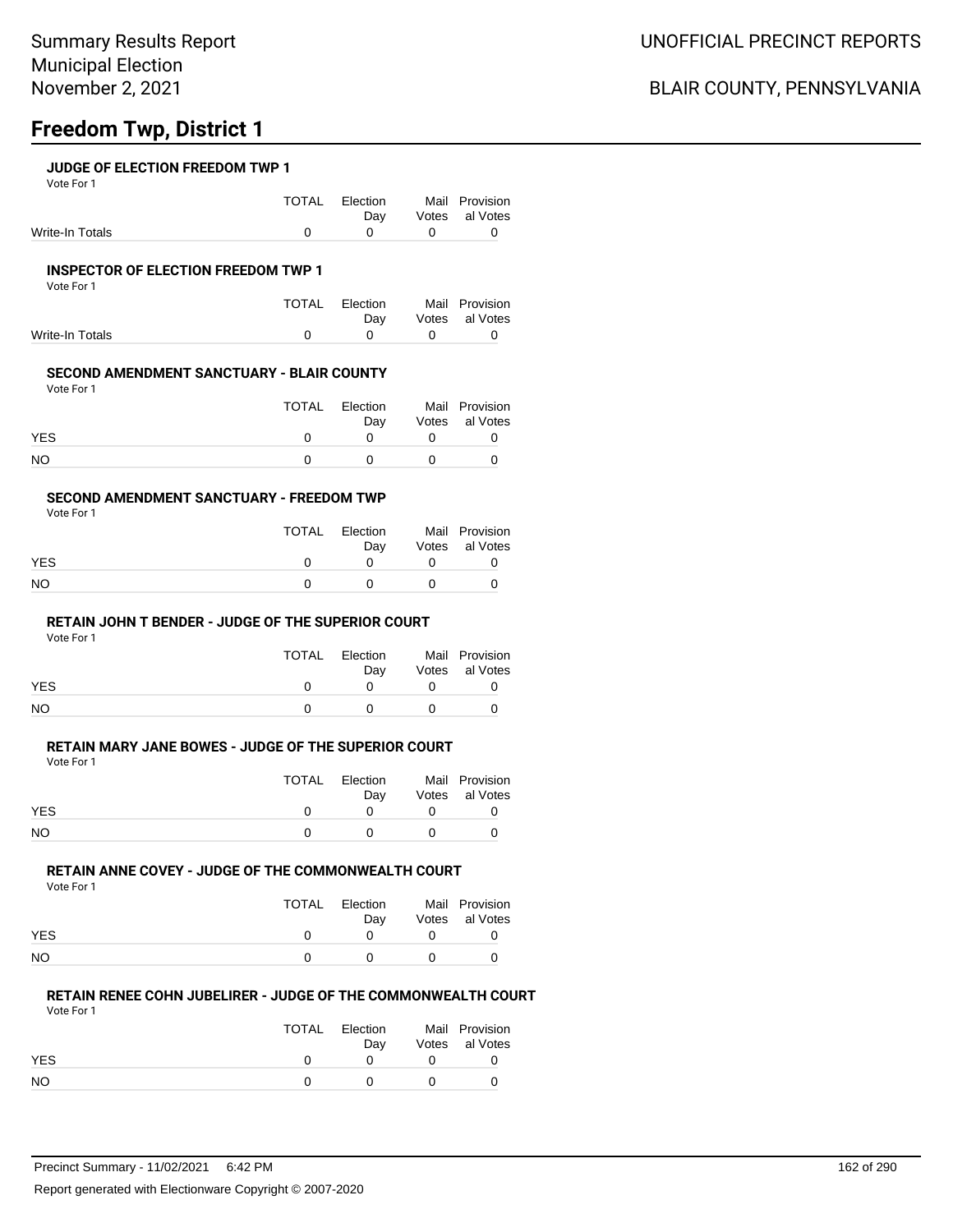Summary Results Report
Municipal Election
November 2, 2021

UNOFFICIAL PRECINCT REPORTS

BLAIR COUNTY, PENNSYLVANIA

# Freedom Twp, District 1

### JUDGE OF ELECTION FREEDOM TWP 1

Vote For 1

| | TOTAL | Election Day | Mail Votes | Provisional Votes |
|---|---|---|---|---|
| Write-In Totals | 0 | 0 | 0 | 0 |

### INSPECTOR OF ELECTION FREEDOM TWP 1

Vote For 1

| | TOTAL | Election Day | Mail Votes | Provisional Votes |
|---|---|---|---|---|
| Write-In Totals | 0 | 0 | 0 | 0 |

### SECOND AMENDMENT SANCTUARY - BLAIR COUNTY

Vote For 1

| | TOTAL | Election Day | Mail Votes | Provisional Votes |
|---|---|---|---|---|
| YES | 0 | 0 | 0 | 0 |
| NO | 0 | 0 | 0 | 0 |

### SECOND AMENDMENT SANCTUARY - FREEDOM TWP

Vote For 1

| | TOTAL | Election Day | Mail Votes | Provisional Votes |
|---|---|---|---|---|
| YES | 0 | 0 | 0 | 0 |
| NO | 0 | 0 | 0 | 0 |

### RETAIN JOHN T BENDER - JUDGE OF THE SUPERIOR COURT

Vote For 1

| | TOTAL | Election Day | Mail Votes | Provisional Votes |
|---|---|---|---|---|
| YES | 0 | 0 | 0 | 0 |
| NO | 0 | 0 | 0 | 0 |

### RETAIN MARY JANE BOWES - JUDGE OF THE SUPERIOR COURT

Vote For 1

| | TOTAL | Election Day | Mail Votes | Provisional Votes |
|---|---|---|---|---|
| YES | 0 | 0 | 0 | 0 |
| NO | 0 | 0 | 0 | 0 |

### RETAIN ANNE COVEY - JUDGE OF THE COMMONWEALTH COURT

Vote For 1

| | TOTAL | Election Day | Mail Votes | Provisional Votes |
|---|---|---|---|---|
| YES | 0 | 0 | 0 | 0 |
| NO | 0 | 0 | 0 | 0 |

### RETAIN RENEE COHN JUBELIRER - JUDGE OF THE COMMONWEALTH COURT

Vote For 1

| | TOTAL | Election Day | Mail Votes | Provisional Votes |
|---|---|---|---|---|
| YES | 0 | 0 | 0 | 0 |
| NO | 0 | 0 | 0 | 0 |

Precinct Summary - 11/02/2021 6:42 PM

Report generated with Electionware Copyright © 2007-2020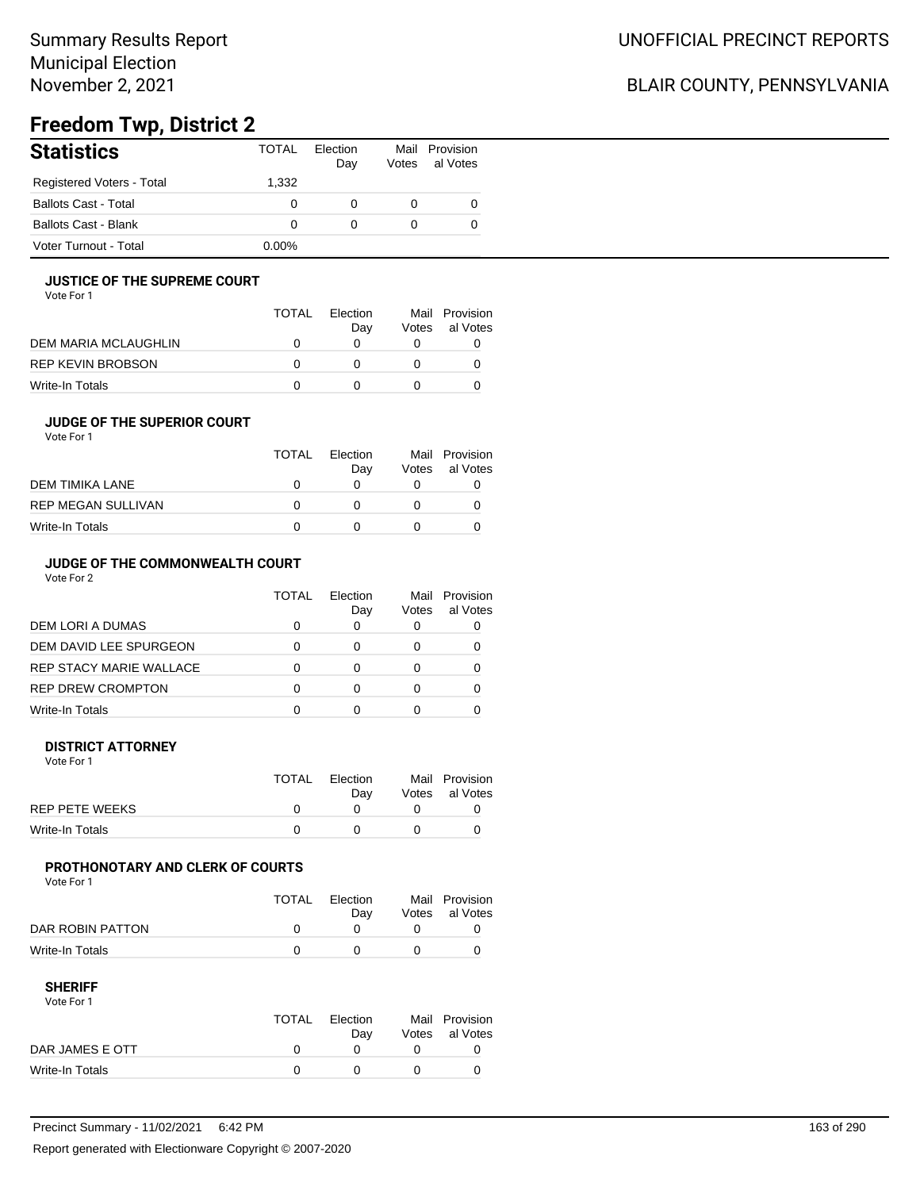Summary Results Report
Municipal Election
November 2, 2021

UNOFFICIAL PRECINCT REPORTS

BLAIR COUNTY, PENNSYLVANIA

# Freedom Twp, District 2

## Statistics

| | TOTAL | Election Day | Mail Votes | Provisional Votes |
|---|---|---|---|---|
| Registered Voters - Total | 1,332 | | | |
| Ballots Cast - Total | 0 | 0 | 0 | 0 |
| Ballots Cast - Blank | 0 | 0 | 0 | 0 |
| Voter Turnout - Total | 0.00% | | | |

### JUSTICE OF THE SUPREME COURT

Vote For 1

| | TOTAL | Election Day | Mail Votes | Provisional Votes |
|---|---|---|---|---|
| DEM MARIA MCLAUGHLIN | 0 | 0 | 0 | 0 |
| REP KEVIN BROBSON | 0 | 0 | 0 | 0 |
| Write-In Totals | 0 | 0 | 0 | 0 |

### JUDGE OF THE SUPERIOR COURT

Vote For 1

| | TOTAL | Election Day | Mail Votes | Provisional Votes |
|---|---|---|---|---|
| DEM TIMIKA LANE | 0 | 0 | 0 | 0 |
| REP MEGAN SULLIVAN | 0 | 0 | 0 | 0 |
| Write-In Totals | 0 | 0 | 0 | 0 |

### JUDGE OF THE COMMONWEALTH COURT

Vote For 2

| | TOTAL | Election Day | Mail Votes | Provisional Votes |
|---|---|---|---|---|
| DEM LORI A DUMAS | 0 | 0 | 0 | 0 |
| DEM DAVID LEE SPURGEON | 0 | 0 | 0 | 0 |
| REP STACY MARIE WALLACE | 0 | 0 | 0 | 0 |
| REP DREW CROMPTON | 0 | 0 | 0 | 0 |
| Write-In Totals | 0 | 0 | 0 | 0 |

### DISTRICT ATTORNEY

Vote For 1

| | TOTAL | Election Day | Mail Votes | Provisional Votes |
|---|---|---|---|---|
| REP PETE WEEKS | 0 | 0 | 0 | 0 |
| Write-In Totals | 0 | 0 | 0 | 0 |

### PROTHONOTARY AND CLERK OF COURTS

Vote For 1

| | TOTAL | Election Day | Mail Votes | Provisional Votes |
|---|---|---|---|---|
| DAR ROBIN PATTON | 0 | 0 | 0 | 0 |
| Write-In Totals | 0 | 0 | 0 | 0 |

### SHERIFF

Vote For 1

| | TOTAL | Election Day | Mail Votes | Provisional Votes |
|---|---|---|---|---|
| DAR JAMES E OTT | 0 | 0 | 0 | 0 |
| Write-In Totals | 0 | 0 | 0 | 0 |

Precinct Summary - 11/02/2021 6:42 PM

Report generated with Electionware Copyright © 2007-2020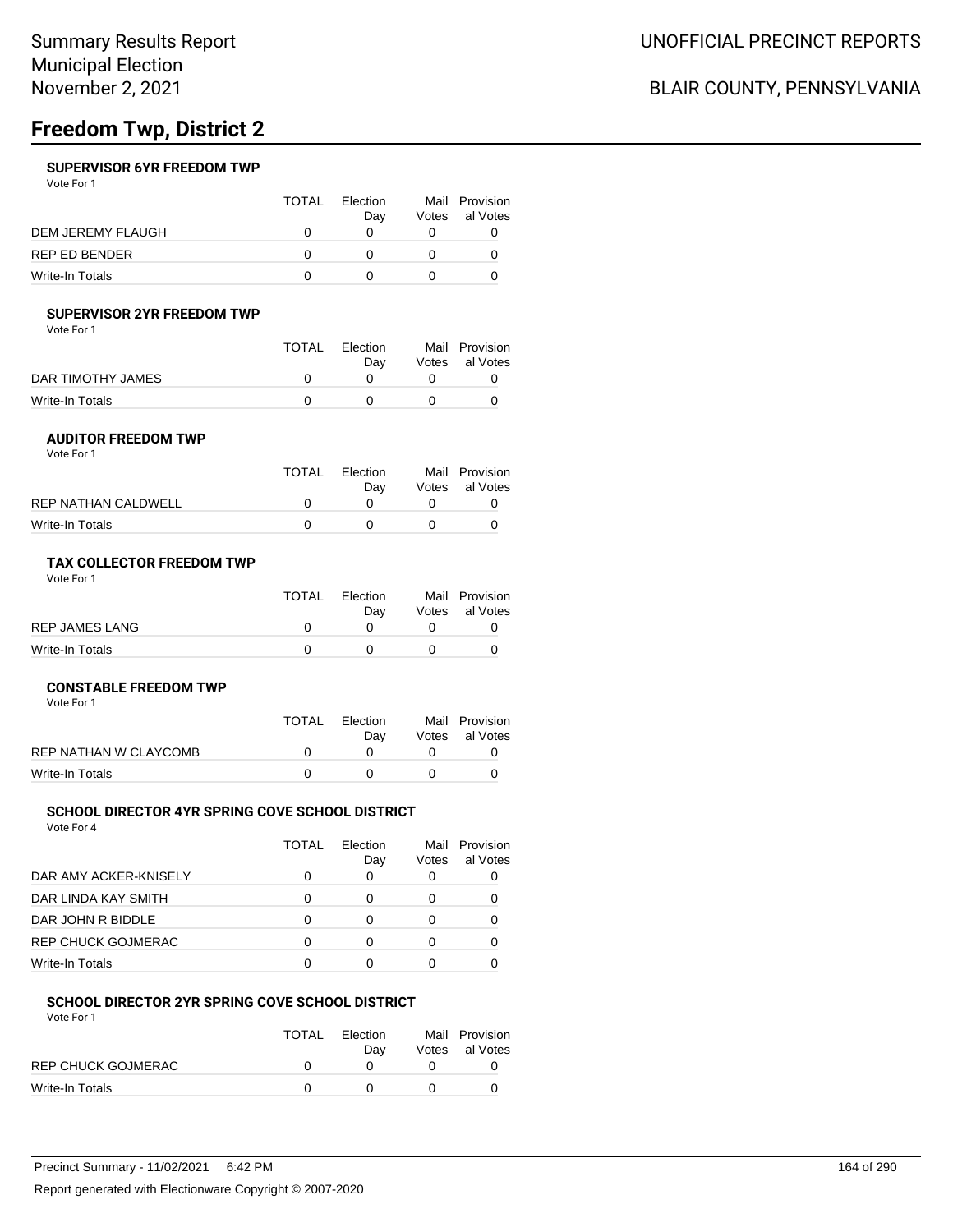Summary Results Report
Municipal Election
November 2, 2021

UNOFFICIAL PRECINCT REPORTS

BLAIR COUNTY, PENNSYLVANIA

# Freedom Twp, District 2

### SUPERVISOR 6YR FREEDOM TWP

Vote For 1

| | TOTAL | Election Day | Mail Votes | Provisional Votes |
|---|---|---|---|---|
| DEM JEREMY FLAUGH | 0 | 0 | 0 | 0 |
| REP ED BENDER | 0 | 0 | 0 | 0 |
| Write-In Totals | 0 | 0 | 0 | 0 |

### SUPERVISOR 2YR FREEDOM TWP

Vote For 1

| | TOTAL | Election Day | Mail Votes | Provisional Votes |
|---|---|---|---|---|
| DAR TIMOTHY JAMES | 0 | 0 | 0 | 0 |
| Write-In Totals | 0 | 0 | 0 | 0 |

### AUDITOR FREEDOM TWP

Vote For 1

| | TOTAL | Election Day | Mail Votes | Provisional Votes |
|---|---|---|---|---|
| REP NATHAN CALDWELL | 0 | 0 | 0 | 0 |
| Write-In Totals | 0 | 0 | 0 | 0 |

### TAX COLLECTOR FREEDOM TWP

Vote For 1

| | TOTAL | Election Day | Mail Votes | Provisional Votes |
|---|---|---|---|---|
| REP JAMES LANG | 0 | 0 | 0 | 0 |
| Write-In Totals | 0 | 0 | 0 | 0 |

### CONSTABLE FREEDOM TWP

Vote For 1

| | TOTAL | Election Day | Mail Votes | Provisional Votes |
|---|---|---|---|---|
| REP NATHAN W CLAYCOMB | 0 | 0 | 0 | 0 |
| Write-In Totals | 0 | 0 | 0 | 0 |

### SCHOOL DIRECTOR 4YR SPRING COVE SCHOOL DISTRICT

Vote For 4

| | TOTAL | Election Day | Mail Votes | Provisional Votes |
|---|---|---|---|---|
| DAR AMY ACKER-KNISELY | 0 | 0 | 0 | 0 |
| DAR LINDA KAY SMITH | 0 | 0 | 0 | 0 |
| DAR JOHN R BIDDLE | 0 | 0 | 0 | 0 |
| REP CHUCK GOJMERAC | 0 | 0 | 0 | 0 |
| Write-In Totals | 0 | 0 | 0 | 0 |

### SCHOOL DIRECTOR 2YR SPRING COVE SCHOOL DISTRICT

Vote For 1

| | TOTAL | Election Day | Mail Votes | Provisional Votes |
|---|---|---|---|---|
| REP CHUCK GOJMERAC | 0 | 0 | 0 | 0 |
| Write-In Totals | 0 | 0 | 0 | 0 |

Precinct Summary - 11/02/2021 6:42 PM

Report generated with Electionware Copyright © 2007-2020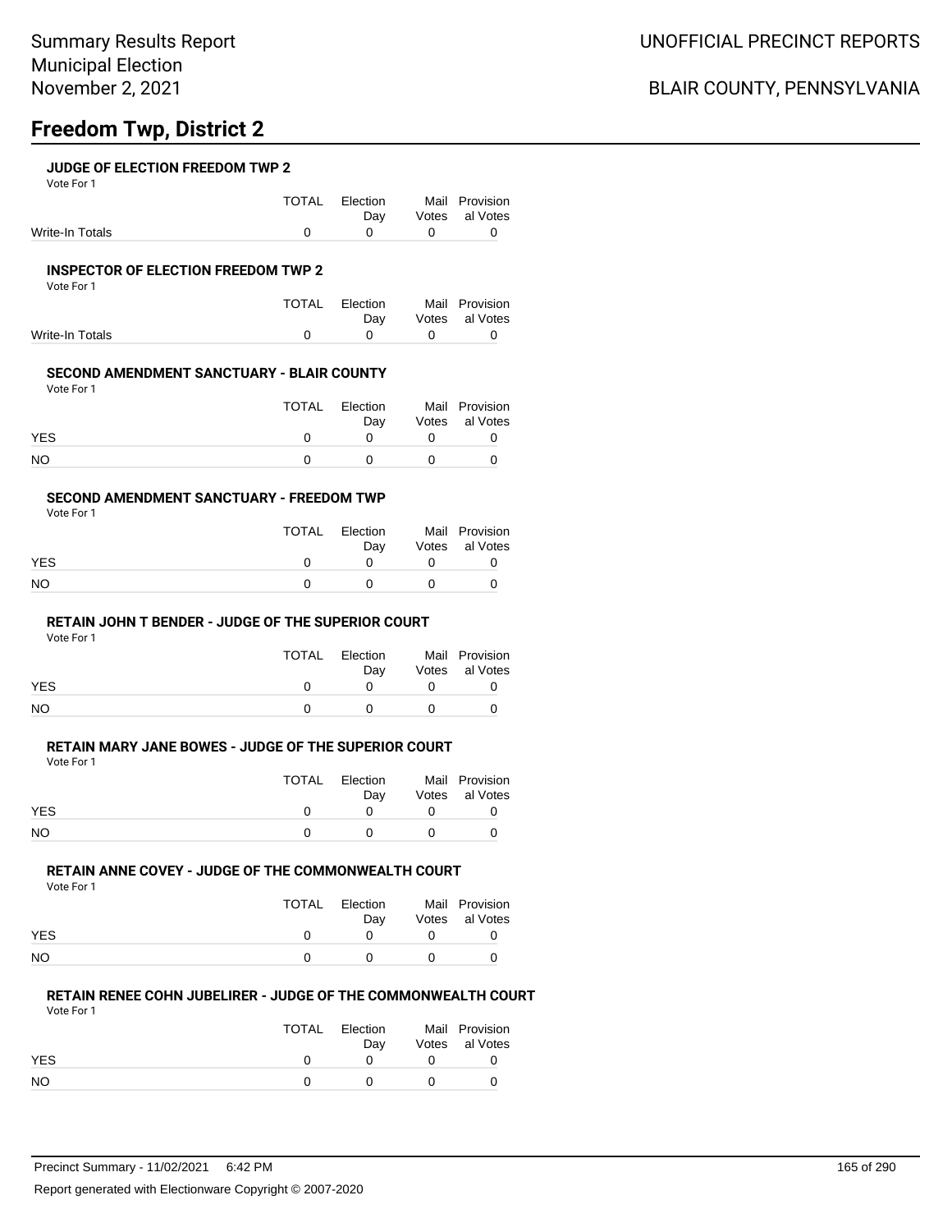Summary Results Report
Municipal Election
November 2, 2021

UNOFFICIAL PRECINCT REPORTS

BLAIR COUNTY, PENNSYLVANIA

# Freedom Twp, District 2

### JUDGE OF ELECTION FREEDOM TWP 2

Vote For 1

| | TOTAL | Election Day | Mail Votes | Provisional Votes |
|---|---|---|---|---|
| Write-In Totals | 0 | 0 | 0 | 0 |

### INSPECTOR OF ELECTION FREEDOM TWP 2

Vote For 1

| | TOTAL | Election Day | Mail Votes | Provisional Votes |
|---|---|---|---|---|
| Write-In Totals | 0 | 0 | 0 | 0 |

### SECOND AMENDMENT SANCTUARY - BLAIR COUNTY

Vote For 1

| | TOTAL | Election Day | Mail Votes | Provisional Votes |
|---|---|---|---|---|
| YES | 0 | 0 | 0 | 0 |
| NO | 0 | 0 | 0 | 0 |

### SECOND AMENDMENT SANCTUARY - FREEDOM TWP

Vote For 1

| | TOTAL | Election Day | Mail Votes | Provisional Votes |
|---|---|---|---|---|
| YES | 0 | 0 | 0 | 0 |
| NO | 0 | 0 | 0 | 0 |

### RETAIN JOHN T BENDER - JUDGE OF THE SUPERIOR COURT

Vote For 1

| | TOTAL | Election Day | Mail Votes | Provisional Votes |
|---|---|---|---|---|
| YES | 0 | 0 | 0 | 0 |
| NO | 0 | 0 | 0 | 0 |

### RETAIN MARY JANE BOWES - JUDGE OF THE SUPERIOR COURT

Vote For 1

| | TOTAL | Election Day | Mail Votes | Provisional Votes |
|---|---|---|---|---|
| YES | 0 | 0 | 0 | 0 |
| NO | 0 | 0 | 0 | 0 |

### RETAIN ANNE COVEY - JUDGE OF THE COMMONWEALTH COURT

Vote For 1

| | TOTAL | Election Day | Mail Votes | Provisional Votes |
|---|---|---|---|---|
| YES | 0 | 0 | 0 | 0 |
| NO | 0 | 0 | 0 | 0 |

### RETAIN RENEE COHN JUBELIRER - JUDGE OF THE COMMONWEALTH COURT

Vote For 1

| | TOTAL | Election Day | Mail Votes | Provisional Votes |
|---|---|---|---|---|
| YES | 0 | 0 | 0 | 0 |
| NO | 0 | 0 | 0 | 0 |

Precinct Summary - 11/02/2021 6:42 PM

Report generated with Electionware Copyright © 2007-2020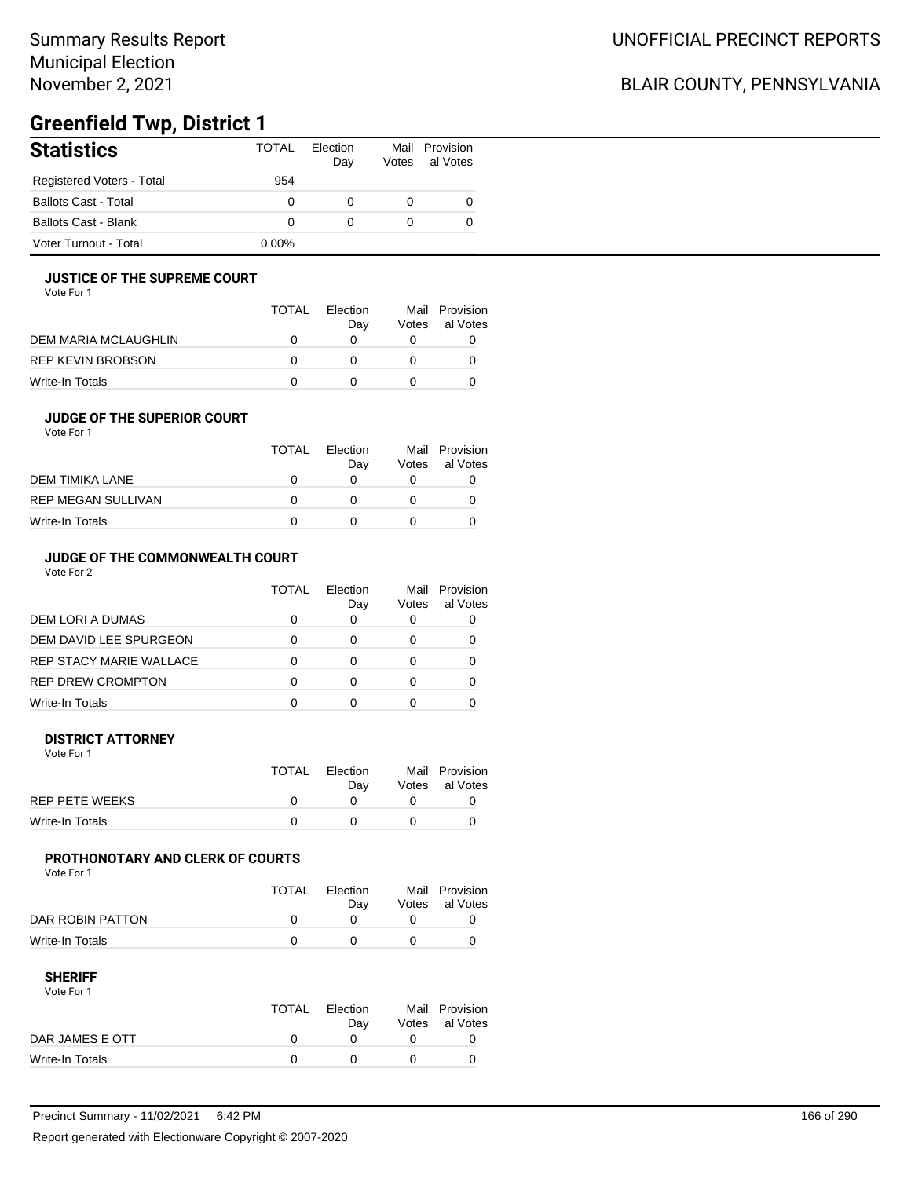Summary Results Report
Municipal Election
November 2, 2021

UNOFFICIAL PRECINCT REPORTS

BLAIR COUNTY, PENNSYLVANIA

# Greenfield Twp, District 1

## Statistics

| | TOTAL | Election Day | Mail Votes | Provisional Votes |
|---|---|---|---|---|
| Registered Voters - Total | 954 | | | |
| Ballots Cast - Total | 0 | 0 | 0 | 0 |
| Ballots Cast - Blank | 0 | 0 | 0 | 0 |
| Voter Turnout - Total | 0.00% | | | |

### JUSTICE OF THE SUPREME COURT

Vote For 1

| | TOTAL | Election Day | Mail Votes | Provisional Votes |
|---|---|---|---|---|
| DEM MARIA MCLAUGHLIN | 0 | 0 | 0 | 0 |
| REP KEVIN BROBSON | 0 | 0 | 0 | 0 |
| Write-In Totals | 0 | 0 | 0 | 0 |

### JUDGE OF THE SUPERIOR COURT

Vote For 1

| | TOTAL | Election Day | Mail Votes | Provisional Votes |
|---|---|---|---|---|
| DEM TIMIKA LANE | 0 | 0 | 0 | 0 |
| REP MEGAN SULLIVAN | 0 | 0 | 0 | 0 |
| Write-In Totals | 0 | 0 | 0 | 0 |

### JUDGE OF THE COMMONWEALTH COURT

Vote For 2

| | TOTAL | Election Day | Mail Votes | Provisional Votes |
|---|---|---|---|---|
| DEM LORI A DUMAS | 0 | 0 | 0 | 0 |
| DEM DAVID LEE SPURGEON | 0 | 0 | 0 | 0 |
| REP STACY MARIE WALLACE | 0 | 0 | 0 | 0 |
| REP DREW CROMPTON | 0 | 0 | 0 | 0 |
| Write-In Totals | 0 | 0 | 0 | 0 |

### DISTRICT ATTORNEY

Vote For 1

| | TOTAL | Election Day | Mail Votes | Provisional Votes |
|---|---|---|---|---|
| REP PETE WEEKS | 0 | 0 | 0 | 0 |
| Write-In Totals | 0 | 0 | 0 | 0 |

### PROTHONOTARY AND CLERK OF COURTS

Vote For 1

| | TOTAL | Election Day | Mail Votes | Provisional Votes |
|---|---|---|---|---|
| DAR ROBIN PATTON | 0 | 0 | 0 | 0 |
| Write-In Totals | 0 | 0 | 0 | 0 |

### SHERIFF

Vote For 1

| | TOTAL | Election Day | Mail Votes | Provisional Votes |
|---|---|---|---|---|
| DAR JAMES E OTT | 0 | 0 | 0 | 0 |
| Write-In Totals | 0 | 0 | 0 | 0 |

Precinct Summary - 11/02/2021 6:42 PM

Report generated with Electionware Copyright © 2007-2020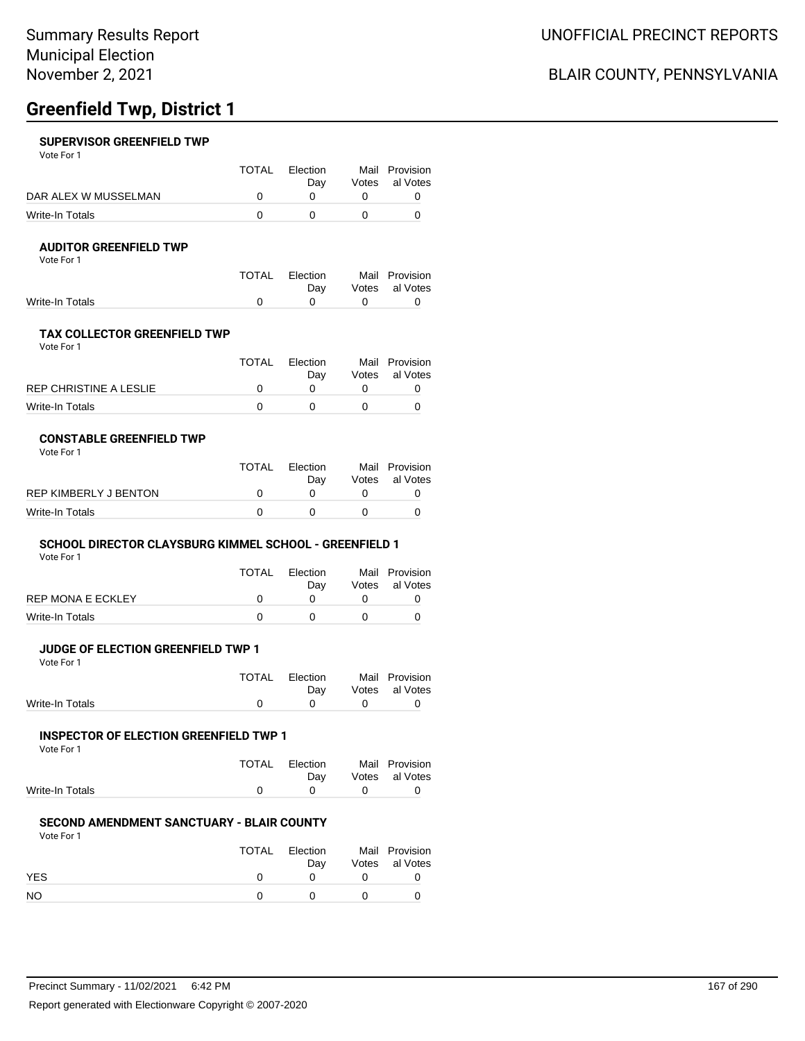Summary Results Report
Municipal Election
November 2, 2021

UNOFFICIAL PRECINCT REPORTS

BLAIR COUNTY, PENNSYLVANIA

# Greenfield Twp, District 1

### SUPERVISOR GREENFIELD TWP

Vote For 1

| | TOTAL | Election Day | Mail Votes | Provisional Votes |
|---|---|---|---|---|
| DAR ALEX W MUSSELMAN | 0 | 0 | 0 | 0 |
| Write-In Totals | 0 | 0 | 0 | 0 |

### AUDITOR GREENFIELD TWP

Vote For 1

| | TOTAL | Election Day | Mail Votes | Provisional Votes |
|---|---|---|---|---|
| Write-In Totals | 0 | 0 | 0 | 0 |

### TAX COLLECTOR GREENFIELD TWP

Vote For 1

| | TOTAL | Election Day | Mail Votes | Provisional Votes |
|---|---|---|---|---|
| REP CHRISTINE A LESLIE | 0 | 0 | 0 | 0 |
| Write-In Totals | 0 | 0 | 0 | 0 |

### CONSTABLE GREENFIELD TWP

Vote For 1

| | TOTAL | Election Day | Mail Votes | Provisional Votes |
|---|---|---|---|---|
| REP KIMBERLY J BENTON | 0 | 0 | 0 | 0 |
| Write-In Totals | 0 | 0 | 0 | 0 |

### SCHOOL DIRECTOR CLAYSBURG KIMMEL SCHOOL - GREENFIELD 1

Vote For 1

| | TOTAL | Election Day | Mail Votes | Provisional Votes |
|---|---|---|---|---|
| REP MONA E ECKLEY | 0 | 0 | 0 | 0 |
| Write-In Totals | 0 | 0 | 0 | 0 |

### JUDGE OF ELECTION GREENFIELD TWP 1

Vote For 1

| | TOTAL | Election Day | Mail Votes | Provisional Votes |
|---|---|---|---|---|
| Write-In Totals | 0 | 0 | 0 | 0 |

### INSPECTOR OF ELECTION GREENFIELD TWP 1

Vote For 1

| | TOTAL | Election Day | Mail Votes | Provisional Votes |
|---|---|---|---|---|
| Write-In Totals | 0 | 0 | 0 | 0 |

### SECOND AMENDMENT SANCTUARY - BLAIR COUNTY

Vote For 1

| | TOTAL | Election Day | Mail Votes | Provisional Votes |
|---|---|---|---|---|
| YES | 0 | 0 | 0 | 0 |
| NO | 0 | 0 | 0 | 0 |

Precinct Summary - 11/02/2021 6:42 PM

Report generated with Electionware Copyright © 2007-2020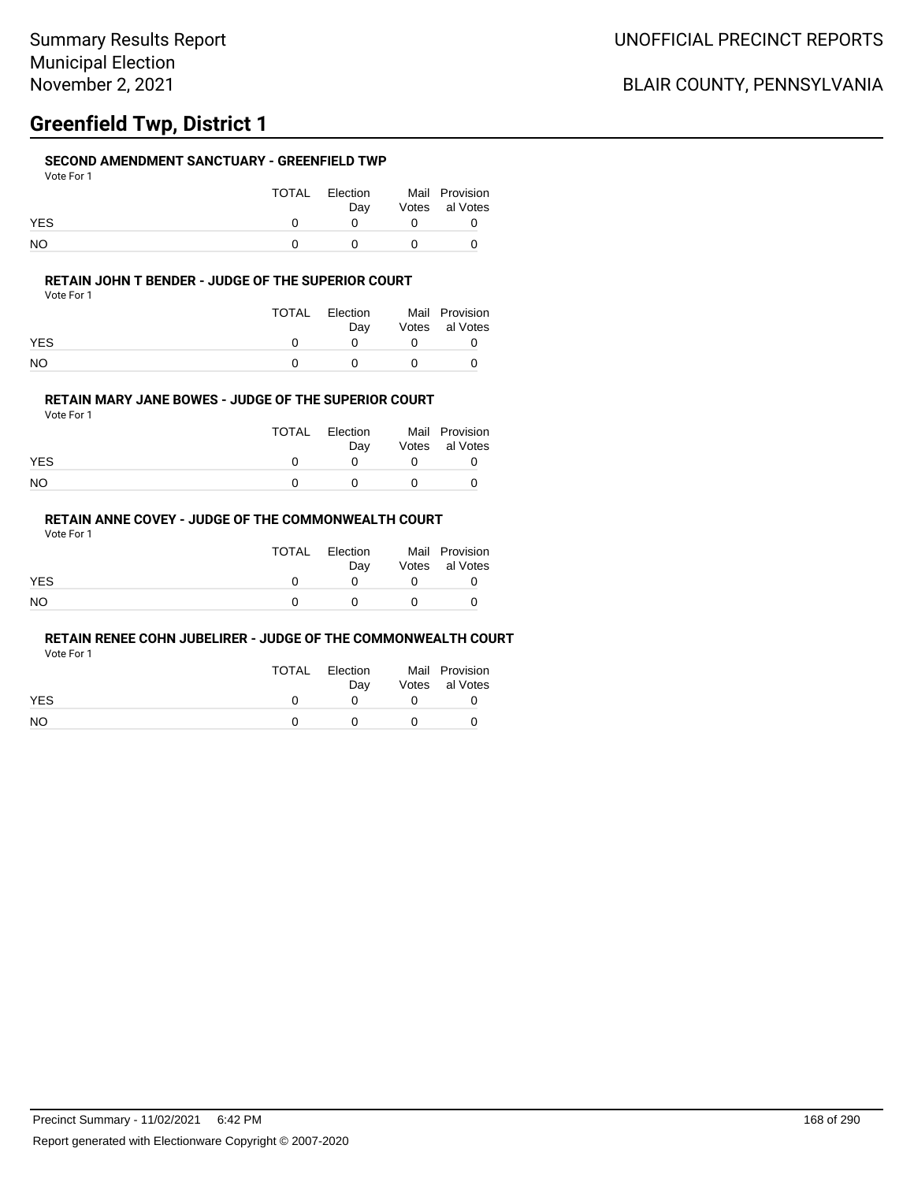# Greenfield Twp, District 1

### SECOND AMENDMENT SANCTUARY - GREENFIELD TWP

Vote For 1

| | TOTAL | Election Day | Mail Votes | Provisional Votes |
|---|---|---|---|---|
| YES | 0 | 0 | 0 | 0 |
| NO | 0 | 0 | 0 | 0 |

### RETAIN JOHN T BENDER - JUDGE OF THE SUPERIOR COURT

Vote For 1

| | TOTAL | Election Day | Mail Votes | Provisional Votes |
|---|---|---|---|---|
| YES | 0 | 0 | 0 | 0 |
| NO | 0 | 0 | 0 | 0 |

### RETAIN MARY JANE BOWES - JUDGE OF THE SUPERIOR COURT

Vote For 1

| | TOTAL | Election Day | Mail Votes | Provisional Votes |
|---|---|---|---|---|
| YES | 0 | 0 | 0 | 0 |
| NO | 0 | 0 | 0 | 0 |

### RETAIN ANNE COVEY - JUDGE OF THE COMMONWEALTH COURT

Vote For 1

| | TOTAL | Election Day | Mail Votes | Provisional Votes |
|---|---|---|---|---|
| YES | 0 | 0 | 0 | 0 |
| NO | 0 | 0 | 0 | 0 |

### RETAIN RENEE COHN JUBELIRER - JUDGE OF THE COMMONWEALTH COURT

Vote For 1

| | TOTAL | Election Day | Mail Votes | Provisional Votes |
|---|---|---|---|---|
| YES | 0 | 0 | 0 | 0 |
| NO | 0 | 0 | 0 | 0 |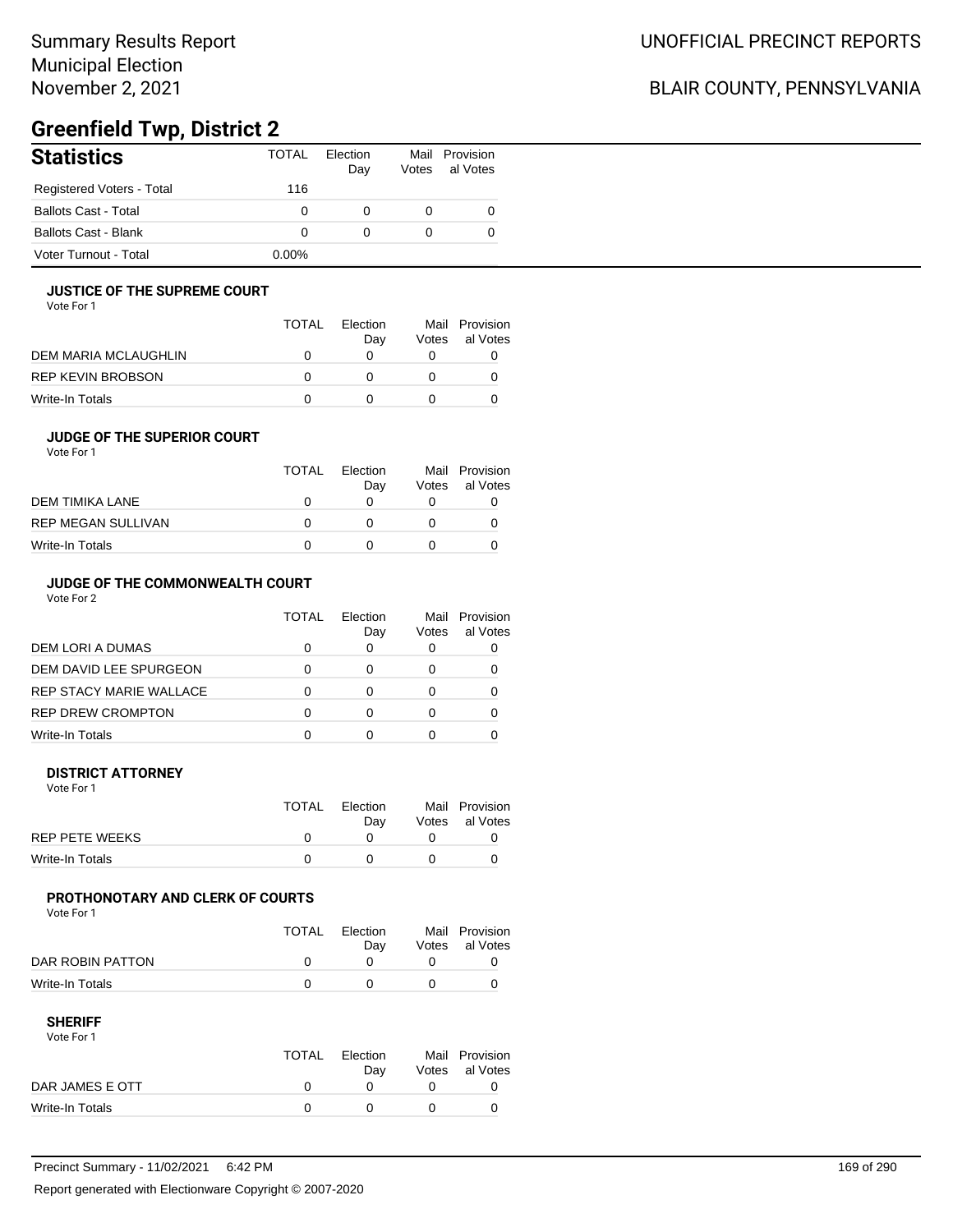Summary Results Report
Municipal Election
November 2, 2021

UNOFFICIAL PRECINCT REPORTS

BLAIR COUNTY, PENNSYLVANIA

# Greenfield Twp, District 2

## Statistics

| | TOTAL | Election Day | Mail Votes | Provisional Votes |
|---|---|---|---|---|
| Registered Voters - Total | 116 | | | |
| Ballots Cast - Total | 0 | 0 | 0 | 0 |
| Ballots Cast - Blank | 0 | 0 | 0 | 0 |
| Voter Turnout - Total | 0.00% | | | |

### JUSTICE OF THE SUPREME COURT

Vote For 1

| | TOTAL | Election Day | Mail Votes | Provisional Votes |
|---|---|---|---|---|
| DEM MARIA MCLAUGHLIN | 0 | 0 | 0 | 0 |
| REP KEVIN BROBSON | 0 | 0 | 0 | 0 |
| Write-In Totals | 0 | 0 | 0 | 0 |

### JUDGE OF THE SUPERIOR COURT

Vote For 1

| | TOTAL | Election Day | Mail Votes | Provisional Votes |
|---|---|---|---|---|
| DEM TIMIKA LANE | 0 | 0 | 0 | 0 |
| REP MEGAN SULLIVAN | 0 | 0 | 0 | 0 |
| Write-In Totals | 0 | 0 | 0 | 0 |

### JUDGE OF THE COMMONWEALTH COURT

Vote For 2

| | TOTAL | Election Day | Mail Votes | Provisional Votes |
|---|---|---|---|---|
| DEM LORI A DUMAS | 0 | 0 | 0 | 0 |
| DEM DAVID LEE SPURGEON | 0 | 0 | 0 | 0 |
| REP STACY MARIE WALLACE | 0 | 0 | 0 | 0 |
| REP DREW CROMPTON | 0 | 0 | 0 | 0 |
| Write-In Totals | 0 | 0 | 0 | 0 |

### DISTRICT ATTORNEY

Vote For 1

| | TOTAL | Election Day | Mail Votes | Provisional Votes |
|---|---|---|---|---|
| REP PETE WEEKS | 0 | 0 | 0 | 0 |
| Write-In Totals | 0 | 0 | 0 | 0 |

### PROTHONOTARY AND CLERK OF COURTS

Vote For 1

| | TOTAL | Election Day | Mail Votes | Provisional Votes |
|---|---|---|---|---|
| DAR ROBIN PATTON | 0 | 0 | 0 | 0 |
| Write-In Totals | 0 | 0 | 0 | 0 |

### SHERIFF

Vote For 1

| | TOTAL | Election Day | Mail Votes | Provisional Votes |
|---|---|---|---|---|
| DAR JAMES E OTT | 0 | 0 | 0 | 0 |
| Write-In Totals | 0 | 0 | 0 | 0 |

Precinct Summary - 11/02/2021 6:42 PM

Report generated with Electionware Copyright © 2007-2020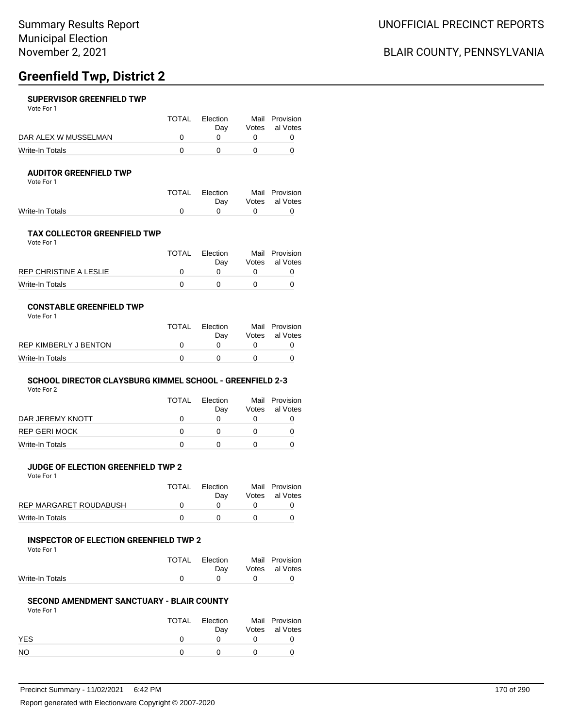Summary Results Report
Municipal Election
November 2, 2021

UNOFFICIAL PRECINCT REPORTS

BLAIR COUNTY, PENNSYLVANIA

# Greenfield Twp, District 2

### SUPERVISOR GREENFIELD TWP

Vote For 1

| | TOTAL | Election Day | Mail Votes | Provisional Votes |
|---|---|---|---|---|
| DAR ALEX W MUSSELMAN | 0 | 0 | 0 | 0 |
| Write-In Totals | 0 | 0 | 0 | 0 |

### AUDITOR GREENFIELD TWP

Vote For 1

| | TOTAL | Election Day | Mail Votes | Provisional Votes |
|---|---|---|---|---|
| Write-In Totals | 0 | 0 | 0 | 0 |

### TAX COLLECTOR GREENFIELD TWP

Vote For 1

| | TOTAL | Election Day | Mail Votes | Provisional Votes |
|---|---|---|---|---|
| REP CHRISTINE A LESLIE | 0 | 0 | 0 | 0 |
| Write-In Totals | 0 | 0 | 0 | 0 |

### CONSTABLE GREENFIELD TWP

Vote For 1

| | TOTAL | Election Day | Mail Votes | Provisional Votes |
|---|---|---|---|---|
| REP KIMBERLY J BENTON | 0 | 0 | 0 | 0 |
| Write-In Totals | 0 | 0 | 0 | 0 |

### SCHOOL DIRECTOR CLAYSBURG KIMMEL SCHOOL - GREENFIELD 2-3

Vote For 2

| | TOTAL | Election Day | Mail Votes | Provisional Votes |
|---|---|---|---|---|
| DAR JEREMY KNOTT | 0 | 0 | 0 | 0 |
| REP GERI MOCK | 0 | 0 | 0 | 0 |
| Write-In Totals | 0 | 0 | 0 | 0 |

### JUDGE OF ELECTION GREENFIELD TWP 2

Vote For 1

| | TOTAL | Election Day | Mail Votes | Provisional Votes |
|---|---|---|---|---|
| REP MARGARET ROUDABUSH | 0 | 0 | 0 | 0 |
| Write-In Totals | 0 | 0 | 0 | 0 |

### INSPECTOR OF ELECTION GREENFIELD TWP 2

Vote For 1

| | TOTAL | Election Day | Mail Votes | Provisional Votes |
|---|---|---|---|---|
| Write-In Totals | 0 | 0 | 0 | 0 |

### SECOND AMENDMENT SANCTUARY - BLAIR COUNTY

Vote For 1

| | TOTAL | Election Day | Mail Votes | Provisional Votes |
|---|---|---|---|---|
| YES | 0 | 0 | 0 | 0 |
| NO | 0 | 0 | 0 | 0 |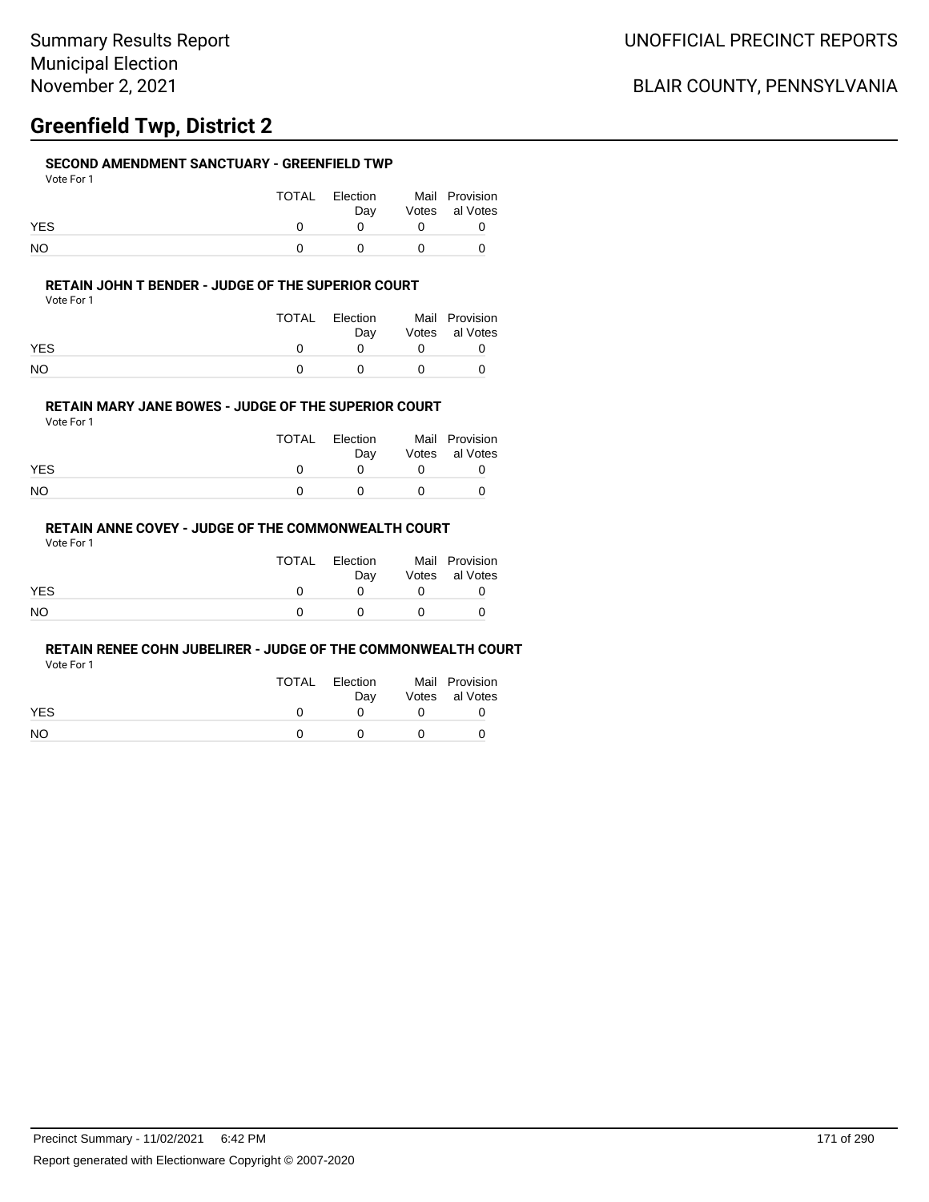# Greenfield Twp, District 2

### SECOND AMENDMENT SANCTUARY - GREENFIELD TWP

Vote For 1

| | TOTAL | Election Day | Mail Votes | Provisional Votes |
|---|---|---|---|---|
| YES | 0 | 0 | 0 | 0 |
| NO | 0 | 0 | 0 | 0 |

### RETAIN JOHN T BENDER - JUDGE OF THE SUPERIOR COURT

Vote For 1

| | TOTAL | Election Day | Mail Votes | Provisional Votes |
|---|---|---|---|---|
| YES | 0 | 0 | 0 | 0 |
| NO | 0 | 0 | 0 | 0 |

### RETAIN MARY JANE BOWES - JUDGE OF THE SUPERIOR COURT

Vote For 1

| | TOTAL | Election Day | Mail Votes | Provisional Votes |
|---|---|---|---|---|
| YES | 0 | 0 | 0 | 0 |
| NO | 0 | 0 | 0 | 0 |

### RETAIN ANNE COVEY - JUDGE OF THE COMMONWEALTH COURT

Vote For 1

| | TOTAL | Election Day | Mail Votes | Provisional Votes |
|---|---|---|---|---|
| YES | 0 | 0 | 0 | 0 |
| NO | 0 | 0 | 0 | 0 |

### RETAIN RENEE COHN JUBELIRER - JUDGE OF THE COMMONWEALTH COURT

Vote For 1

| | TOTAL | Election Day | Mail Votes | Provisional Votes |
|---|---|---|---|---|
| YES | 0 | 0 | 0 | 0 |
| NO | 0 | 0 | 0 | 0 |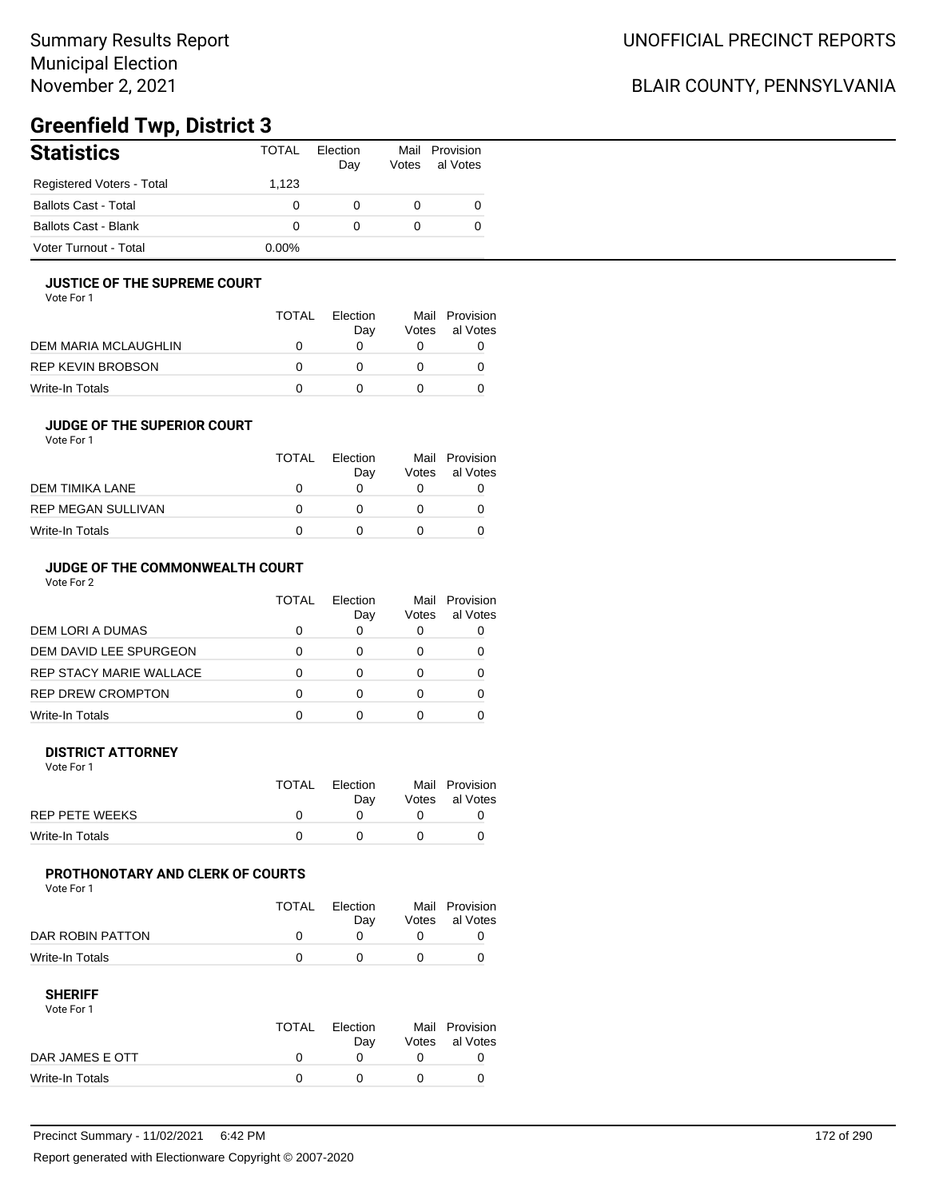# Summary Results Report
Municipal Election
November 2, 2021

UNOFFICIAL PRECINCT REPORTS

BLAIR COUNTY, PENNSYLVANIA

# Greenfield Twp, District 3

## Statistics

| | TOTAL | Election Day | Mail Votes | Provisional Votes |
|---|---|---|---|---|
| Registered Voters - Total | 1,123 | | | |
| Ballots Cast - Total | 0 | 0 | 0 | 0 |
| Ballots Cast - Blank | 0 | 0 | 0 | 0 |
| Voter Turnout - Total | 0.00% | | | |

### JUSTICE OF THE SUPREME COURT

Vote For 1

| | TOTAL | Election Day | Mail Votes | Provisional Votes |
|---|---|---|---|---|
| DEM MARIA MCLAUGHLIN | 0 | 0 | 0 | 0 |
| REP KEVIN BROBSON | 0 | 0 | 0 | 0 |
| Write-In Totals | 0 | 0 | 0 | 0 |

### JUDGE OF THE SUPERIOR COURT

Vote For 1

| | TOTAL | Election Day | Mail Votes | Provisional Votes |
|---|---|---|---|---|
| DEM TIMIKA LANE | 0 | 0 | 0 | 0 |
| REP MEGAN SULLIVAN | 0 | 0 | 0 | 0 |
| Write-In Totals | 0 | 0 | 0 | 0 |

### JUDGE OF THE COMMONWEALTH COURT

Vote For 2

| | TOTAL | Election Day | Mail Votes | Provisional Votes |
|---|---|---|---|---|
| DEM LORI A DUMAS | 0 | 0 | 0 | 0 |
| DEM DAVID LEE SPURGEON | 0 | 0 | 0 | 0 |
| REP STACY MARIE WALLACE | 0 | 0 | 0 | 0 |
| REP DREW CROMPTON | 0 | 0 | 0 | 0 |
| Write-In Totals | 0 | 0 | 0 | 0 |

### DISTRICT ATTORNEY

Vote For 1

| | TOTAL | Election Day | Mail Votes | Provisional Votes |
|---|---|---|---|---|
| REP PETE WEEKS | 0 | 0 | 0 | 0 |
| Write-In Totals | 0 | 0 | 0 | 0 |

### PROTHONOTARY AND CLERK OF COURTS

Vote For 1

| | TOTAL | Election Day | Mail Votes | Provisional Votes |
|---|---|---|---|---|
| DAR ROBIN PATTON | 0 | 0 | 0 | 0 |
| Write-In Totals | 0 | 0 | 0 | 0 |

### SHERIFF

Vote For 1

| | TOTAL | Election Day | Mail Votes | Provisional Votes |
|---|---|---|---|---|
| DAR JAMES E OTT | 0 | 0 | 0 | 0 |
| Write-In Totals | 0 | 0 | 0 | 0 |

Precinct Summary - 11/02/2021 6:42 PM

Report generated with Electionware Copyright © 2007-2020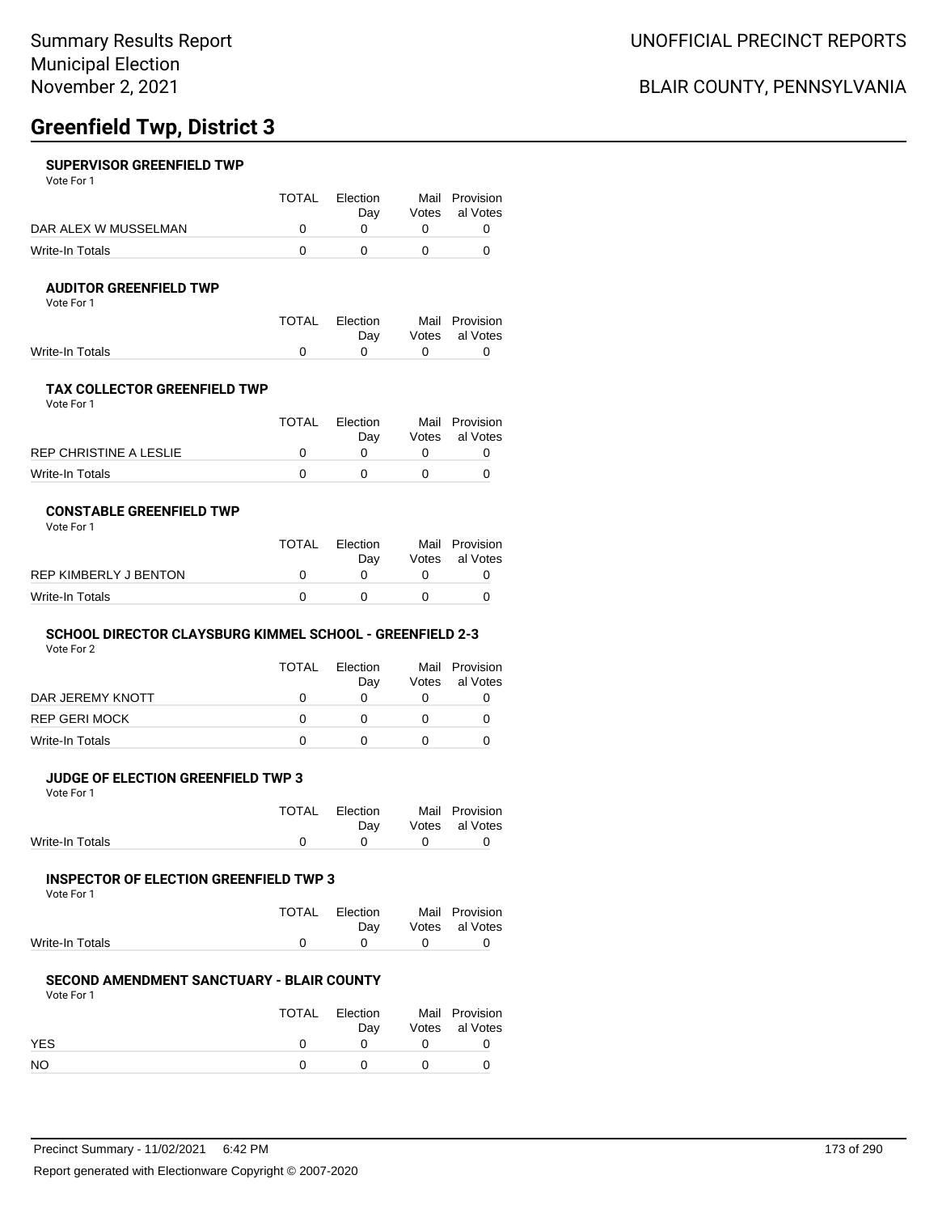Summary Results Report
Municipal Election
November 2, 2021

UNOFFICIAL PRECINCT REPORTS

BLAIR COUNTY, PENNSYLVANIA

# Greenfield Twp, District 3

### SUPERVISOR GREENFIELD TWP

Vote For 1

| | TOTAL | Election Day | Mail Votes | Provisional Votes |
|---|---|---|---|---|
| DAR ALEX W MUSSELMAN | 0 | 0 | 0 | 0 |
| Write-In Totals | 0 | 0 | 0 | 0 |

### AUDITOR GREENFIELD TWP

Vote For 1

| | TOTAL | Election Day | Mail Votes | Provisional Votes |
|---|---|---|---|---|
| Write-In Totals | 0 | 0 | 0 | 0 |

### TAX COLLECTOR GREENFIELD TWP

Vote For 1

| | TOTAL | Election Day | Mail Votes | Provisional Votes |
|---|---|---|---|---|
| REP CHRISTINE A LESLIE | 0 | 0 | 0 | 0 |
| Write-In Totals | 0 | 0 | 0 | 0 |

### CONSTABLE GREENFIELD TWP

Vote For 1

| | TOTAL | Election Day | Mail Votes | Provisional Votes |
|---|---|---|---|---|
| REP KIMBERLY J BENTON | 0 | 0 | 0 | 0 |
| Write-In Totals | 0 | 0 | 0 | 0 |

### SCHOOL DIRECTOR CLAYSBURG KIMMEL SCHOOL - GREENFIELD 2-3

Vote For 2

| | TOTAL | Election Day | Mail Votes | Provisional Votes |
|---|---|---|---|---|
| DAR JEREMY KNOTT | 0 | 0 | 0 | 0 |
| REP GERI MOCK | 0 | 0 | 0 | 0 |
| Write-In Totals | 0 | 0 | 0 | 0 |

### JUDGE OF ELECTION GREENFIELD TWP 3

Vote For 1

| | TOTAL | Election Day | Mail Votes | Provisional Votes |
|---|---|---|---|---|
| Write-In Totals | 0 | 0 | 0 | 0 |

### INSPECTOR OF ELECTION GREENFIELD TWP 3

Vote For 1

| | TOTAL | Election Day | Mail Votes | Provisional Votes |
|---|---|---|---|---|
| Write-In Totals | 0 | 0 | 0 | 0 |

### SECOND AMENDMENT SANCTUARY - BLAIR COUNTY

Vote For 1

| | TOTAL | Election Day | Mail Votes | Provisional Votes |
|---|---|---|---|---|
| YES | 0 | 0 | 0 | 0 |
| NO | 0 | 0 | 0 | 0 |

Precinct Summary - 11/02/2021 6:42 PM

Report generated with Electionware Copyright © 2007-2020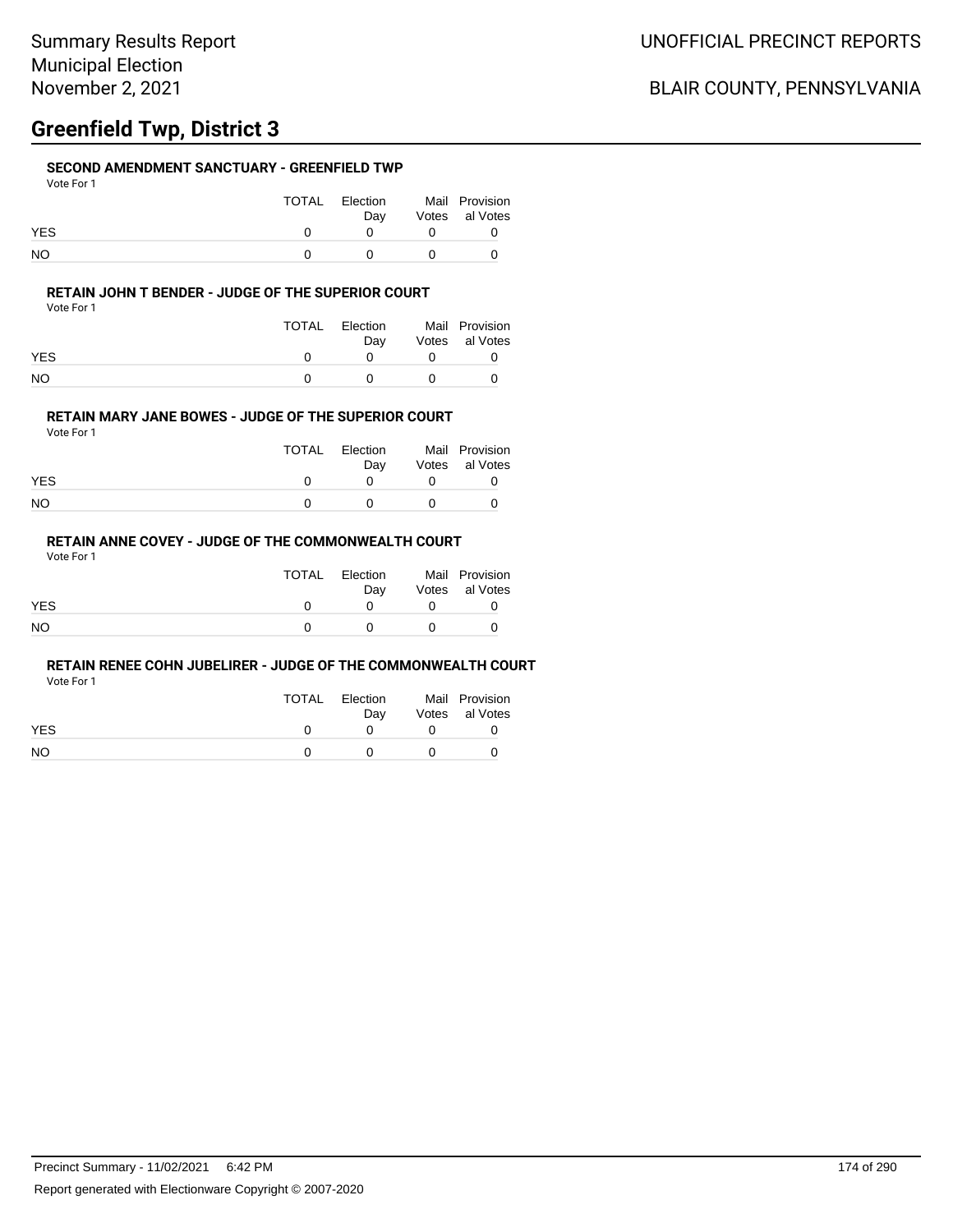Summary Results Report
Municipal Election
November 2, 2021

UNOFFICIAL PRECINCT REPORTS

BLAIR COUNTY, PENNSYLVANIA

# Greenfield Twp, District 3

### SECOND AMENDMENT SANCTUARY - GREENFIELD TWP

Vote For 1

| | TOTAL | Election Day | Mail Votes | Provisional Votes |
|---|---|---|---|---|
| YES | 0 | 0 | 0 | 0 |
| NO | 0 | 0 | 0 | 0 |

### RETAIN JOHN T BENDER - JUDGE OF THE SUPERIOR COURT

Vote For 1

| | TOTAL | Election Day | Mail Votes | Provisional Votes |
|---|---|---|---|---|
| YES | 0 | 0 | 0 | 0 |
| NO | 0 | 0 | 0 | 0 |

### RETAIN MARY JANE BOWES - JUDGE OF THE SUPERIOR COURT

Vote For 1

| | TOTAL | Election Day | Mail Votes | Provisional Votes |
|---|---|---|---|---|
| YES | 0 | 0 | 0 | 0 |
| NO | 0 | 0 | 0 | 0 |

### RETAIN ANNE COVEY - JUDGE OF THE COMMONWEALTH COURT

Vote For 1

| | TOTAL | Election Day | Mail Votes | Provisional Votes |
|---|---|---|---|---|
| YES | 0 | 0 | 0 | 0 |
| NO | 0 | 0 | 0 | 0 |

### RETAIN RENEE COHN JUBELIRER - JUDGE OF THE COMMONWEALTH COURT

Vote For 1

| | TOTAL | Election Day | Mail Votes | Provisional Votes |
|---|---|---|---|---|
| YES | 0 | 0 | 0 | 0 |
| NO | 0 | 0 | 0 | 0 |

Precinct Summary - 11/02/2021 6:42 PM

Report generated with Electionware Copyright © 2007-2020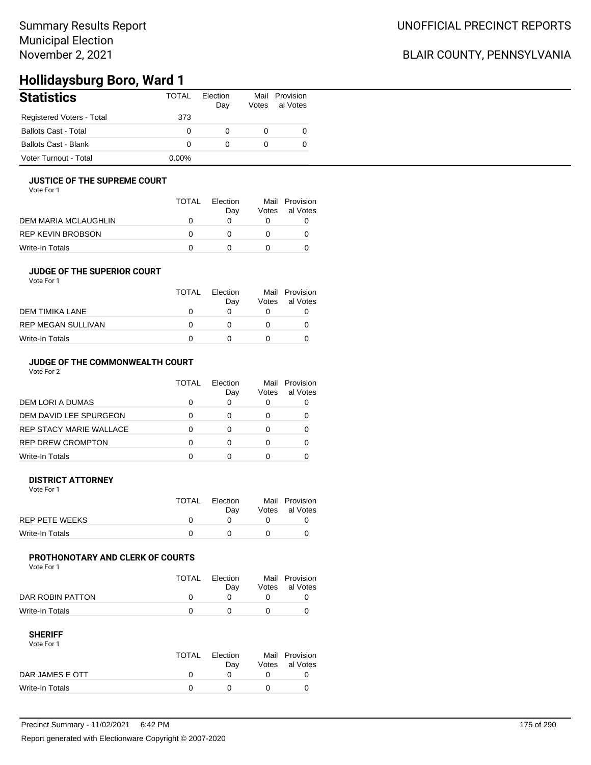Summary Results Report
Municipal Election
November 2, 2021

UNOFFICIAL PRECINCT REPORTS

BLAIR COUNTY, PENNSYLVANIA

# Hollidaysburg Boro, Ward 1

## Statistics

| | TOTAL | Election Day | Mail Votes | Provisional Votes |
|---|---|---|---|---|
| Registered Voters - Total | 373 | | | |
| Ballots Cast - Total | 0 | 0 | 0 | 0 |
| Ballots Cast - Blank | 0 | 0 | 0 | 0 |
| Voter Turnout - Total | 0.00% | | | |

### JUSTICE OF THE SUPREME COURT

Vote For 1

| | TOTAL | Election Day | Mail Votes | Provisional Votes |
|---|---|---|---|---|
| DEM MARIA MCLAUGHLIN | 0 | 0 | 0 | 0 |
| REP KEVIN BROBSON | 0 | 0 | 0 | 0 |
| Write-In Totals | 0 | 0 | 0 | 0 |

### JUDGE OF THE SUPERIOR COURT

Vote For 1

| | TOTAL | Election Day | Mail Votes | Provisional Votes |
|---|---|---|---|---|
| DEM TIMIKA LANE | 0 | 0 | 0 | 0 |
| REP MEGAN SULLIVAN | 0 | 0 | 0 | 0 |
| Write-In Totals | 0 | 0 | 0 | 0 |

### JUDGE OF THE COMMONWEALTH COURT

Vote For 2

| | TOTAL | Election Day | Mail Votes | Provisional Votes |
|---|---|---|---|---|
| DEM LORI A DUMAS | 0 | 0 | 0 | 0 |
| DEM DAVID LEE SPURGEON | 0 | 0 | 0 | 0 |
| REP STACY MARIE WALLACE | 0 | 0 | 0 | 0 |
| REP DREW CROMPTON | 0 | 0 | 0 | 0 |
| Write-In Totals | 0 | 0 | 0 | 0 |

### DISTRICT ATTORNEY

Vote For 1

| | TOTAL | Election Day | Mail Votes | Provisional Votes |
|---|---|---|---|---|
| REP PETE WEEKS | 0 | 0 | 0 | 0 |
| Write-In Totals | 0 | 0 | 0 | 0 |

### PROTHONOTARY AND CLERK OF COURTS

Vote For 1

| | TOTAL | Election Day | Mail Votes | Provisional Votes |
|---|---|---|---|---|
| DAR ROBIN PATTON | 0 | 0 | 0 | 0 |
| Write-In Totals | 0 | 0 | 0 | 0 |

### SHERIFF

Vote For 1

| | TOTAL | Election Day | Mail Votes | Provisional Votes |
|---|---|---|---|---|
| DAR JAMES E OTT | 0 | 0 | 0 | 0 |
| Write-In Totals | 0 | 0 | 0 | 0 |

Precinct Summary - 11/02/2021 6:42 PM

Report generated with Electionware Copyright © 2007-2020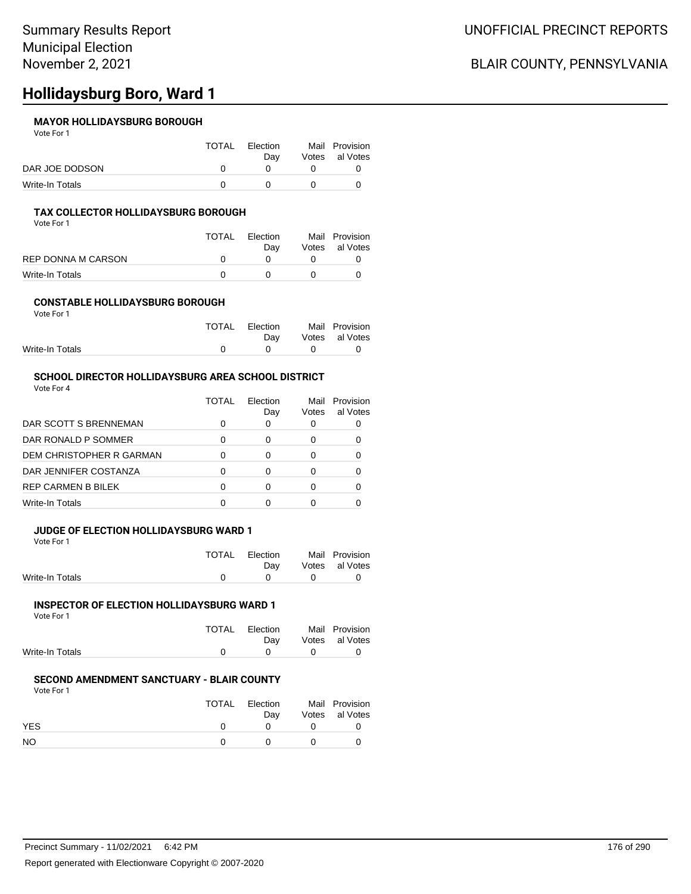Summary Results Report
Municipal Election
November 2, 2021

UNOFFICIAL PRECINCT REPORTS

BLAIR COUNTY, PENNSYLVANIA

# Hollidaysburg Boro, Ward 1

### MAYOR HOLLIDAYSBURG BOROUGH

Vote For 1

| | TOTAL | Election Day | Mail Votes | Provisional Votes |
|---|---|---|---|---|
| DAR JOE DODSON | 0 | 0 | 0 | 0 |
| Write-In Totals | 0 | 0 | 0 | 0 |

### TAX COLLECTOR HOLLIDAYSBURG BOROUGH

Vote For 1

| | TOTAL | Election Day | Mail Votes | Provisional Votes |
|---|---|---|---|---|
| REP DONNA M CARSON | 0 | 0 | 0 | 0 |
| Write-In Totals | 0 | 0 | 0 | 0 |

### CONSTABLE HOLLIDAYSBURG BOROUGH

Vote For 1

| | TOTAL | Election Day | Mail Votes | Provisional Votes |
|---|---|---|---|---|
| Write-In Totals | 0 | 0 | 0 | 0 |

### SCHOOL DIRECTOR HOLLIDAYSBURG AREA SCHOOL DISTRICT

Vote For 4

| | TOTAL | Election Day | Mail Votes | Provisional Votes |
|---|---|---|---|---|
| DAR SCOTT S BRENNEMAN | 0 | 0 | 0 | 0 |
| DAR RONALD P SOMMER | 0 | 0 | 0 | 0 |
| DEM CHRISTOPHER R GARMAN | 0 | 0 | 0 | 0 |
| DAR JENNIFER COSTANZA | 0 | 0 | 0 | 0 |
| REP CARMEN B BILEK | 0 | 0 | 0 | 0 |
| Write-In Totals | 0 | 0 | 0 | 0 |

### JUDGE OF ELECTION HOLLIDAYSBURG WARD 1

Vote For 1

| | TOTAL | Election Day | Mail Votes | Provisional Votes |
|---|---|---|---|---|
| Write-In Totals | 0 | 0 | 0 | 0 |

### INSPECTOR OF ELECTION HOLLIDAYSBURG WARD 1

Vote For 1

| | TOTAL | Election Day | Mail Votes | Provisional Votes |
|---|---|---|---|---|
| Write-In Totals | 0 | 0 | 0 | 0 |

### SECOND AMENDMENT SANCTUARY - BLAIR COUNTY

Vote For 1

| | TOTAL | Election Day | Mail Votes | Provisional Votes |
|---|---|---|---|---|
| YES | 0 | 0 | 0 | 0 |
| NO | 0 | 0 | 0 | 0 |

Precinct Summary - 11/02/2021 6:42 PM

Report generated with Electionware Copyright © 2007-2020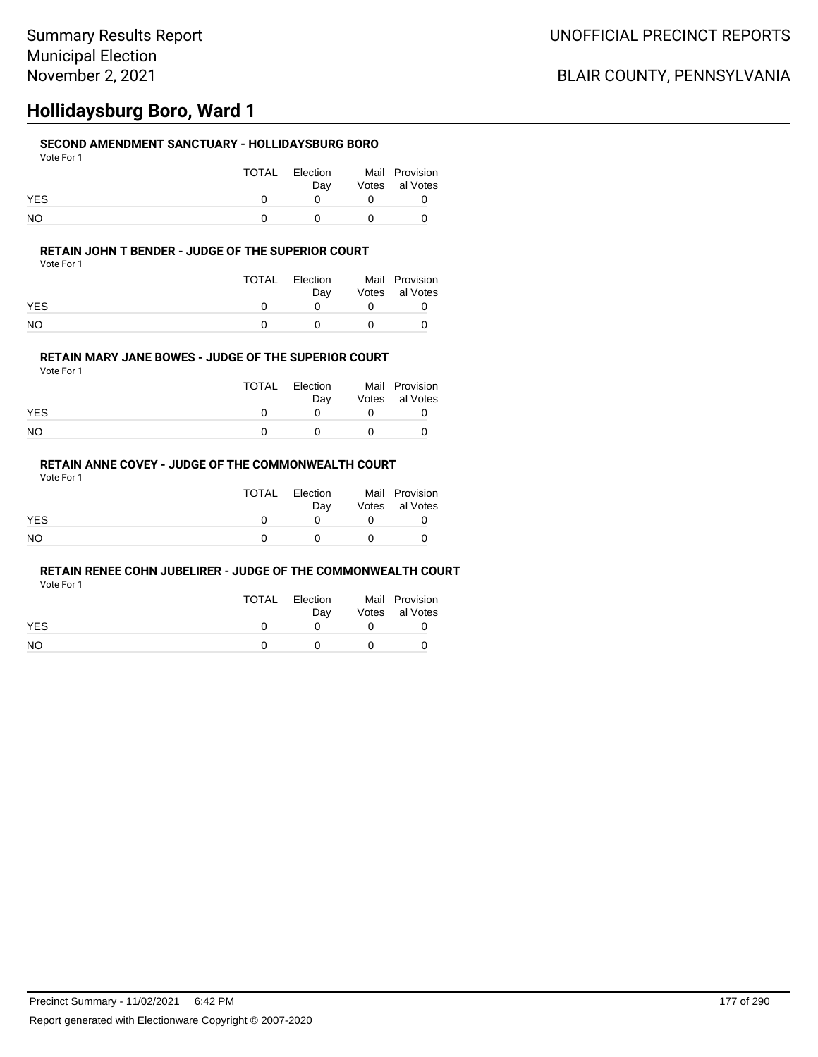Summary Results Report
Municipal Election
November 2, 2021

UNOFFICIAL PRECINCT REPORTS

BLAIR COUNTY, PENNSYLVANIA

# Hollidaysburg Boro, Ward 1

### SECOND AMENDMENT SANCTUARY - HOLLIDAYSBURG BORO

Vote For 1

| | TOTAL | Election Day | Mail Votes | Provisional Votes |
|---|---|---|---|---|
| YES | 0 | 0 | 0 | 0 |
| NO | 0 | 0 | 0 | 0 |

### RETAIN JOHN T BENDER - JUDGE OF THE SUPERIOR COURT

Vote For 1

| | TOTAL | Election Day | Mail Votes | Provisional Votes |
|---|---|---|---|---|
| YES | 0 | 0 | 0 | 0 |
| NO | 0 | 0 | 0 | 0 |

### RETAIN MARY JANE BOWES - JUDGE OF THE SUPERIOR COURT

Vote For 1

| | TOTAL | Election Day | Mail Votes | Provisional Votes |
|---|---|---|---|---|
| YES | 0 | 0 | 0 | 0 |
| NO | 0 | 0 | 0 | 0 |

### RETAIN ANNE COVEY - JUDGE OF THE COMMONWEALTH COURT

Vote For 1

| | TOTAL | Election Day | Mail Votes | Provisional Votes |
|---|---|---|---|---|
| YES | 0 | 0 | 0 | 0 |
| NO | 0 | 0 | 0 | 0 |

### RETAIN RENEE COHN JUBELIRER - JUDGE OF THE COMMONWEALTH COURT

Vote For 1

| | TOTAL | Election Day | Mail Votes | Provisional Votes |
|---|---|---|---|---|
| YES | 0 | 0 | 0 | 0 |
| NO | 0 | 0 | 0 | 0 |

Precinct Summary - 11/02/2021 6:42 PM

Report generated with Electionware Copyright © 2007-2020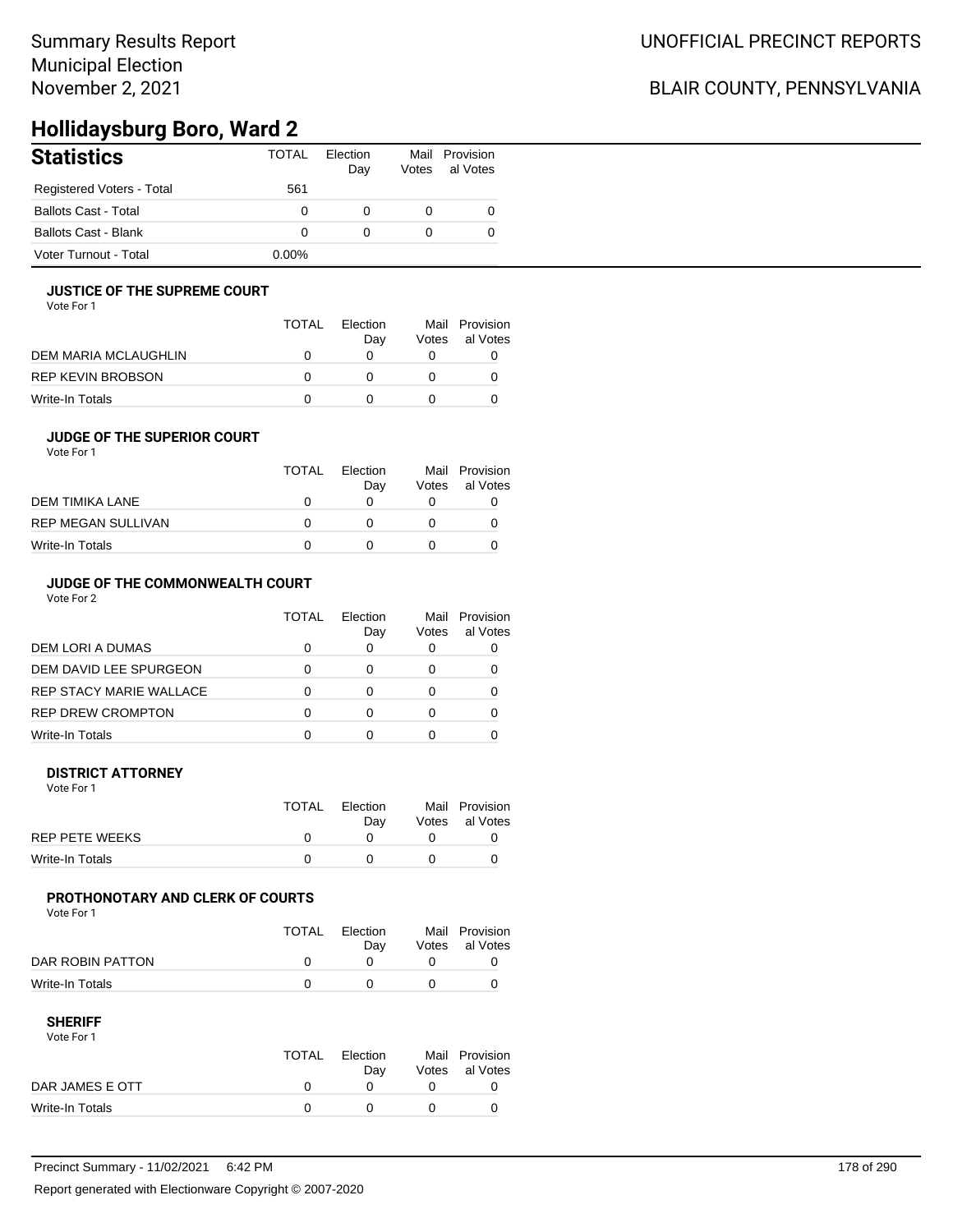Summary Results Report
Municipal Election
November 2, 2021

UNOFFICIAL PRECINCT REPORTS

BLAIR COUNTY, PENNSYLVANIA

# Hollidaysburg Boro, Ward 2

## Statistics

| | TOTAL | Election Day | Mail Votes | Provisional Votes |
|---|---|---|---|---|
| Registered Voters - Total | 561 | | | |
| Ballots Cast - Total | 0 | 0 | 0 | 0 |
| Ballots Cast - Blank | 0 | 0 | 0 | 0 |
| Voter Turnout - Total | 0.00% | | | |

### JUSTICE OF THE SUPREME COURT

Vote For 1

| | TOTAL | Election Day | Mail Votes | Provisional Votes |
|---|---|---|---|---|
| DEM MARIA MCLAUGHLIN | 0 | 0 | 0 | 0 |
| REP KEVIN BROBSON | 0 | 0 | 0 | 0 |
| Write-In Totals | 0 | 0 | 0 | 0 |

### JUDGE OF THE SUPERIOR COURT

Vote For 1

| | TOTAL | Election Day | Mail Votes | Provisional Votes |
|---|---|---|---|---|
| DEM TIMIKA LANE | 0 | 0 | 0 | 0 |
| REP MEGAN SULLIVAN | 0 | 0 | 0 | 0 |
| Write-In Totals | 0 | 0 | 0 | 0 |

### JUDGE OF THE COMMONWEALTH COURT

Vote For 2

| | TOTAL | Election Day | Mail Votes | Provisional Votes |
|---|---|---|---|---|
| DEM LORI A DUMAS | 0 | 0 | 0 | 0 |
| DEM DAVID LEE SPURGEON | 0 | 0 | 0 | 0 |
| REP STACY MARIE WALLACE | 0 | 0 | 0 | 0 |
| REP DREW CROMPTON | 0 | 0 | 0 | 0 |
| Write-In Totals | 0 | 0 | 0 | 0 |

### DISTRICT ATTORNEY

Vote For 1

| | TOTAL | Election Day | Mail Votes | Provisional Votes |
|---|---|---|---|---|
| REP PETE WEEKS | 0 | 0 | 0 | 0 |
| Write-In Totals | 0 | 0 | 0 | 0 |

### PROTHONOTARY AND CLERK OF COURTS

Vote For 1

| | TOTAL | Election Day | Mail Votes | Provisional Votes |
|---|---|---|---|---|
| DAR ROBIN PATTON | 0 | 0 | 0 | 0 |
| Write-In Totals | 0 | 0 | 0 | 0 |

### SHERIFF

Vote For 1

| | TOTAL | Election Day | Mail Votes | Provisional Votes |
|---|---|---|---|---|
| DAR JAMES E OTT | 0 | 0 | 0 | 0 |
| Write-In Totals | 0 | 0 | 0 | 0 |

Precinct Summary - 11/02/2021 6:42 PM

Report generated with Electionware Copyright © 2007-2020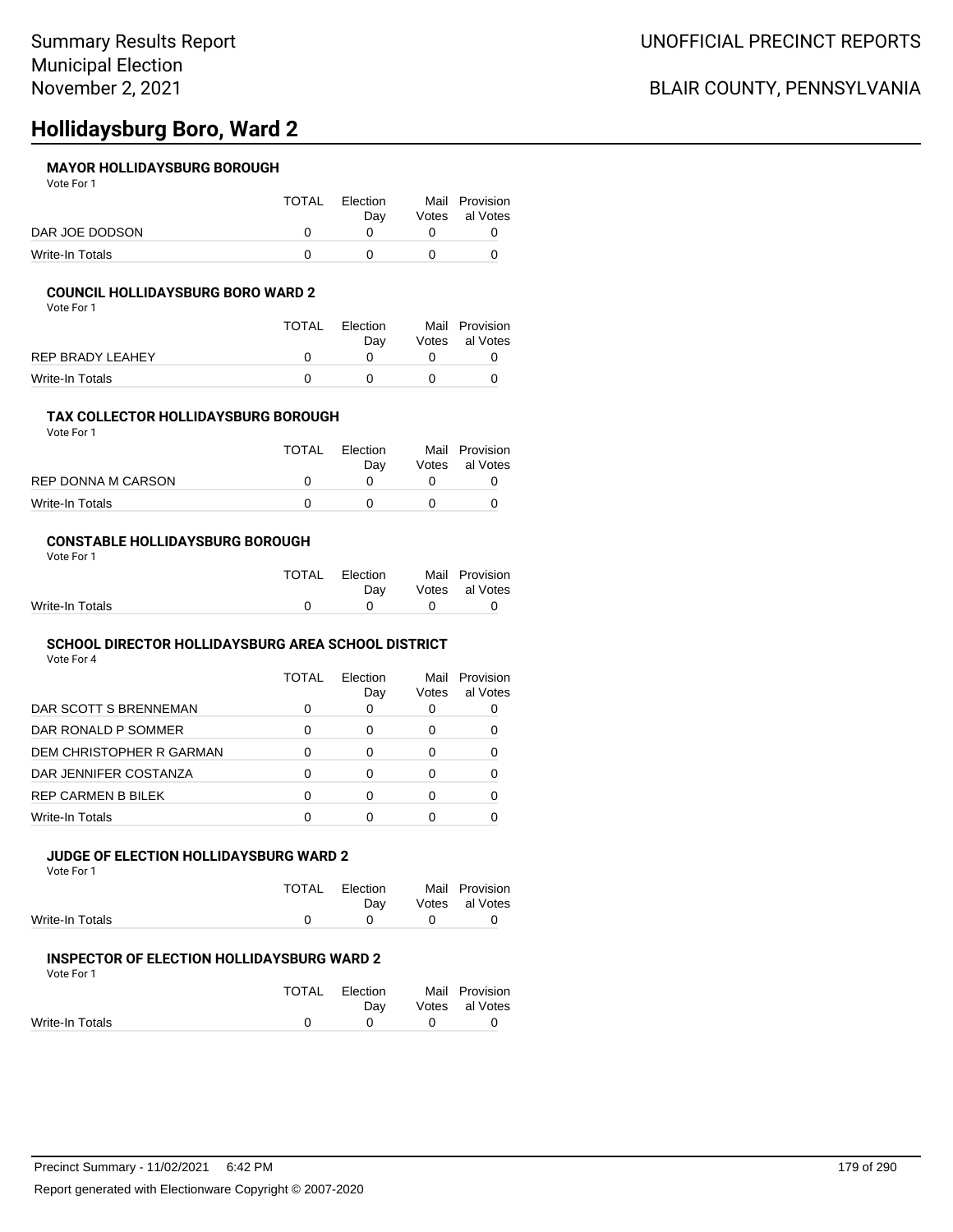Summary Results Report
Municipal Election
November 2, 2021

UNOFFICIAL PRECINCT REPORTS

BLAIR COUNTY, PENNSYLVANIA

# Hollidaysburg Boro, Ward 2

### MAYOR HOLLIDAYSBURG BOROUGH

Vote For 1

| | TOTAL | Election Day | Mail Votes | Provisional Votes |
|---|---|---|---|---|
| DAR JOE DODSON | 0 | 0 | 0 | 0 |
| Write-In Totals | 0 | 0 | 0 | 0 |

### COUNCIL HOLLIDAYSBURG BORO WARD 2

Vote For 1

| | TOTAL | Election Day | Mail Votes | Provisional Votes |
|---|---|---|---|---|
| REP BRADY LEAHEY | 0 | 0 | 0 | 0 |
| Write-In Totals | 0 | 0 | 0 | 0 |

### TAX COLLECTOR HOLLIDAYSBURG BOROUGH

Vote For 1

| | TOTAL | Election Day | Mail Votes | Provisional Votes |
|---|---|---|---|---|
| REP DONNA M CARSON | 0 | 0 | 0 | 0 |
| Write-In Totals | 0 | 0 | 0 | 0 |

### CONSTABLE HOLLIDAYSBURG BOROUGH

Vote For 1

| | TOTAL | Election Day | Mail Votes | Provisional Votes |
|---|---|---|---|---|
| Write-In Totals | 0 | 0 | 0 | 0 |

### SCHOOL DIRECTOR HOLLIDAYSBURG AREA SCHOOL DISTRICT

Vote For 4

| | TOTAL | Election Day | Mail Votes | Provisional Votes |
|---|---|---|---|---|
| DAR SCOTT S BRENNEMAN | 0 | 0 | 0 | 0 |
| DAR RONALD P SOMMER | 0 | 0 | 0 | 0 |
| DEM CHRISTOPHER R GARMAN | 0 | 0 | 0 | 0 |
| DAR JENNIFER COSTANZA | 0 | 0 | 0 | 0 |
| REP CARMEN B BILEK | 0 | 0 | 0 | 0 |
| Write-In Totals | 0 | 0 | 0 | 0 |

### JUDGE OF ELECTION HOLLIDAYSBURG WARD 2

Vote For 1

| | TOTAL | Election Day | Mail Votes | Provisional Votes |
|---|---|---|---|---|
| Write-In Totals | 0 | 0 | 0 | 0 |

### INSPECTOR OF ELECTION HOLLIDAYSBURG WARD 2

Vote For 1

| | TOTAL | Election Day | Mail Votes | Provisional Votes |
|---|---|---|---|---|
| Write-In Totals | 0 | 0 | 0 | 0 |

Precinct Summary - 11/02/2021 6:42 PM

Report generated with Electionware Copyright © 2007-2020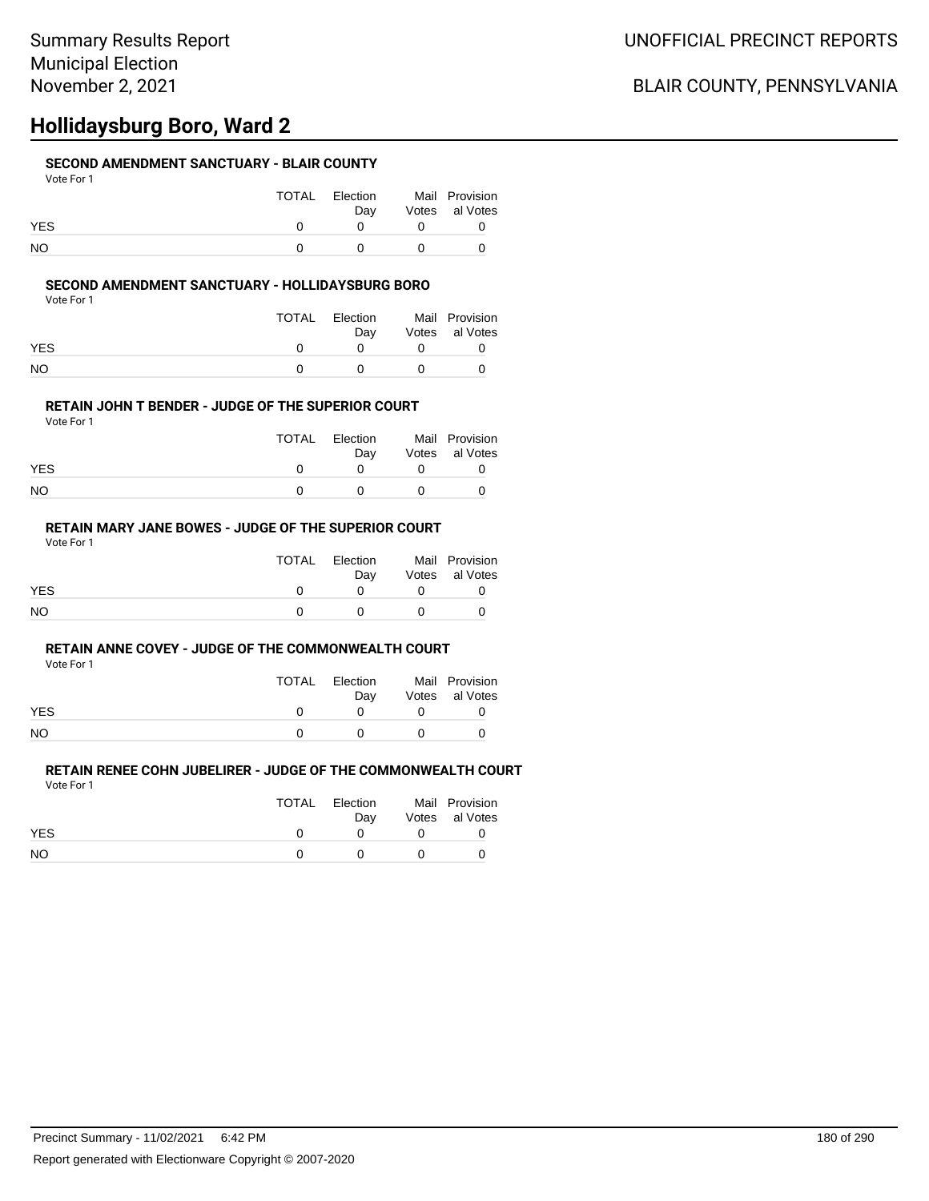Summary Results Report
Municipal Election
November 2, 2021

UNOFFICIAL PRECINCT REPORTS

BLAIR COUNTY, PENNSYLVANIA

# Hollidaysburg Boro, Ward 2

### SECOND AMENDMENT SANCTUARY - BLAIR COUNTY

Vote For 1

| | TOTAL | Election Day | Mail Votes | Provisional Votes |
|---|---|---|---|---|
| YES | 0 | 0 | 0 | 0 |
| NO | 0 | 0 | 0 | 0 |

### SECOND AMENDMENT SANCTUARY - HOLLIDAYSBURG BORO

Vote For 1

| | TOTAL | Election Day | Mail Votes | Provisional Votes |
|---|---|---|---|---|
| YES | 0 | 0 | 0 | 0 |
| NO | 0 | 0 | 0 | 0 |

### RETAIN JOHN T BENDER - JUDGE OF THE SUPERIOR COURT

Vote For 1

| | TOTAL | Election Day | Mail Votes | Provisional Votes |
|---|---|---|---|---|
| YES | 0 | 0 | 0 | 0 |
| NO | 0 | 0 | 0 | 0 |

### RETAIN MARY JANE BOWES - JUDGE OF THE SUPERIOR COURT

Vote For 1

| | TOTAL | Election Day | Mail Votes | Provisional Votes |
|---|---|---|---|---|
| YES | 0 | 0 | 0 | 0 |
| NO | 0 | 0 | 0 | 0 |

### RETAIN ANNE COVEY - JUDGE OF THE COMMONWEALTH COURT

Vote For 1

| | TOTAL | Election Day | Mail Votes | Provisional Votes |
|---|---|---|---|---|
| YES | 0 | 0 | 0 | 0 |
| NO | 0 | 0 | 0 | 0 |

### RETAIN RENEE COHN JUBELIRER - JUDGE OF THE COMMONWEALTH COURT

Vote For 1

| | TOTAL | Election Day | Mail Votes | Provisional Votes |
|---|---|---|---|---|
| YES | 0 | 0 | 0 | 0 |
| NO | 0 | 0 | 0 | 0 |

Precinct Summary - 11/02/2021 6:42 PM

Report generated with Electionware Copyright © 2007-2020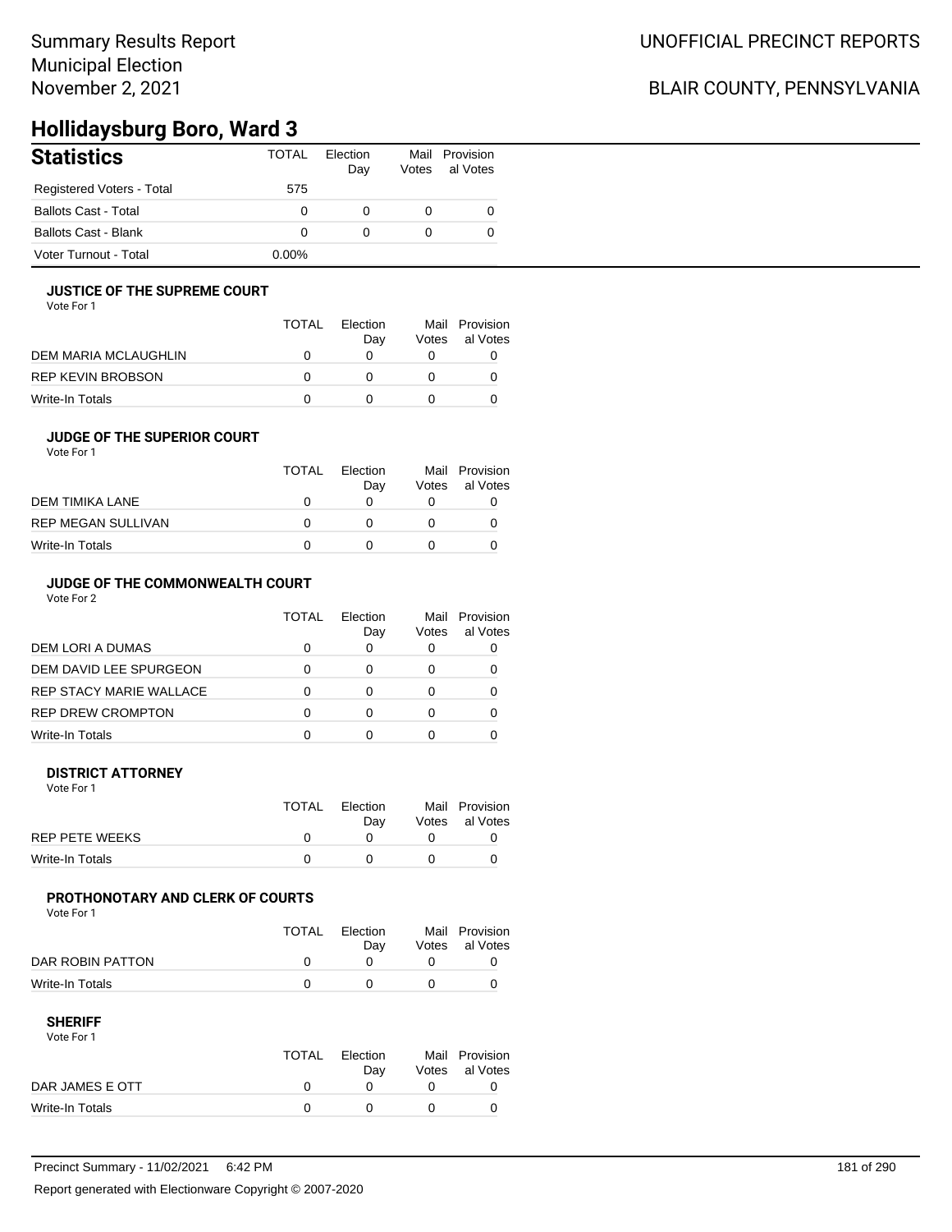Summary Results Report
Municipal Election
November 2, 2021

UNOFFICIAL PRECINCT REPORTS

BLAIR COUNTY, PENNSYLVANIA

# Hollidaysburg Boro, Ward 3

## Statistics

| | TOTAL | Election Day | Mail Votes | Provisional Votes |
|---|---|---|---|---|
| Registered Voters - Total | 575 | | | |
| Ballots Cast - Total | 0 | 0 | 0 | 0 |
| Ballots Cast - Blank | 0 | 0 | 0 | 0 |
| Voter Turnout - Total | 0.00% | | | |

### JUSTICE OF THE SUPREME COURT

Vote For 1

| | TOTAL | Election Day | Mail Votes | Provisional Votes |
|---|---|---|---|---|
| DEM MARIA MCLAUGHLIN | 0 | 0 | 0 | 0 |
| REP KEVIN BROBSON | 0 | 0 | 0 | 0 |
| Write-In Totals | 0 | 0 | 0 | 0 |

### JUDGE OF THE SUPERIOR COURT

Vote For 1

| | TOTAL | Election Day | Mail Votes | Provisional Votes |
|---|---|---|---|---|
| DEM TIMIKA LANE | 0 | 0 | 0 | 0 |
| REP MEGAN SULLIVAN | 0 | 0 | 0 | 0 |
| Write-In Totals | 0 | 0 | 0 | 0 |

### JUDGE OF THE COMMONWEALTH COURT

Vote For 2

| | TOTAL | Election Day | Mail Votes | Provisional Votes |
|---|---|---|---|---|
| DEM LORI A DUMAS | 0 | 0 | 0 | 0 |
| DEM DAVID LEE SPURGEON | 0 | 0 | 0 | 0 |
| REP STACY MARIE WALLACE | 0 | 0 | 0 | 0 |
| REP DREW CROMPTON | 0 | 0 | 0 | 0 |
| Write-In Totals | 0 | 0 | 0 | 0 |

### DISTRICT ATTORNEY

Vote For 1

| | TOTAL | Election Day | Mail Votes | Provisional Votes |
|---|---|---|---|---|
| REP PETE WEEKS | 0 | 0 | 0 | 0 |
| Write-In Totals | 0 | 0 | 0 | 0 |

### PROTHONOTARY AND CLERK OF COURTS

Vote For 1

| | TOTAL | Election Day | Mail Votes | Provisional Votes |
|---|---|---|---|---|
| DAR ROBIN PATTON | 0 | 0 | 0 | 0 |
| Write-In Totals | 0 | 0 | 0 | 0 |

### SHERIFF

Vote For 1

| | TOTAL | Election Day | Mail Votes | Provisional Votes |
|---|---|---|---|---|
| DAR JAMES E OTT | 0 | 0 | 0 | 0 |
| Write-In Totals | 0 | 0 | 0 | 0 |

Precinct Summary - 11/02/2021 6:42 PM

Report generated with Electionware Copyright © 2007-2020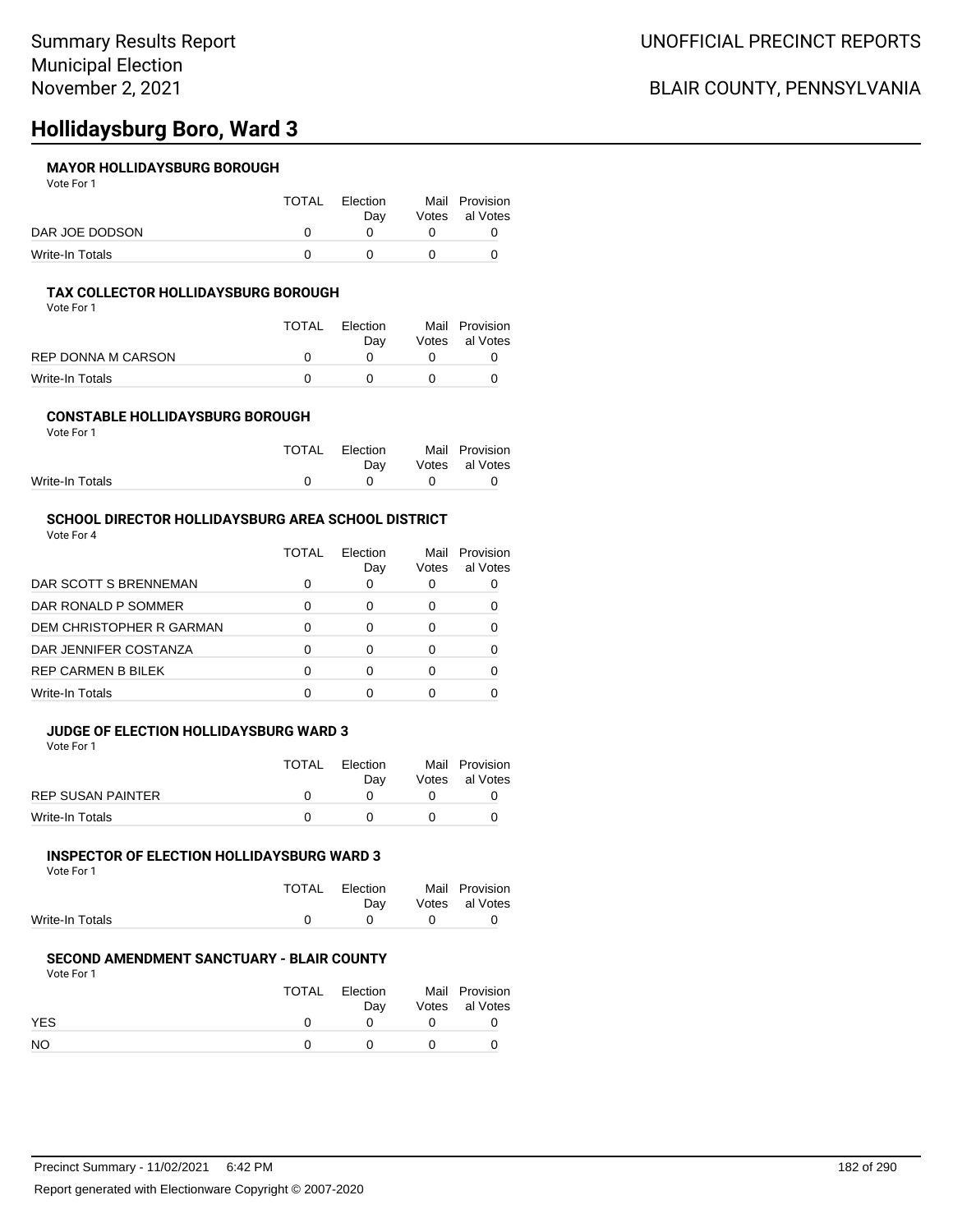Summary Results Report
Municipal Election
November 2, 2021

UNOFFICIAL PRECINCT REPORTS

BLAIR COUNTY, PENNSYLVANIA

# Hollidaysburg Boro, Ward 3

### MAYOR HOLLIDAYSBURG BOROUGH

Vote For 1

| | TOTAL | Election Day | Mail Votes | Provisional Votes |
|---|---|---|---|---|
| DAR JOE DODSON | 0 | 0 | 0 | 0 |
| Write-In Totals | 0 | 0 | 0 | 0 |

### TAX COLLECTOR HOLLIDAYSBURG BOROUGH

Vote For 1

| | TOTAL | Election Day | Mail Votes | Provisional Votes |
|---|---|---|---|---|
| REP DONNA M CARSON | 0 | 0 | 0 | 0 |
| Write-In Totals | 0 | 0 | 0 | 0 |

### CONSTABLE HOLLIDAYSBURG BOROUGH

Vote For 1

| | TOTAL | Election Day | Mail Votes | Provisional Votes |
|---|---|---|---|---|
| Write-In Totals | 0 | 0 | 0 | 0 |

### SCHOOL DIRECTOR HOLLIDAYSBURG AREA SCHOOL DISTRICT

Vote For 4

| | TOTAL | Election Day | Mail Votes | Provisional Votes |
|---|---|---|---|---|
| DAR SCOTT S BRENNEMAN | 0 | 0 | 0 | 0 |
| DAR RONALD P SOMMER | 0 | 0 | 0 | 0 |
| DEM CHRISTOPHER R GARMAN | 0 | 0 | 0 | 0 |
| DAR JENNIFER COSTANZA | 0 | 0 | 0 | 0 |
| REP CARMEN B BILEK | 0 | 0 | 0 | 0 |
| Write-In Totals | 0 | 0 | 0 | 0 |

### JUDGE OF ELECTION HOLLIDAYSBURG WARD 3

Vote For 1

| | TOTAL | Election Day | Mail Votes | Provisional Votes |
|---|---|---|---|---|
| REP SUSAN PAINTER | 0 | 0 | 0 | 0 |
| Write-In Totals | 0 | 0 | 0 | 0 |

### INSPECTOR OF ELECTION HOLLIDAYSBURG WARD 3

Vote For 1

| | TOTAL | Election Day | Mail Votes | Provisional Votes |
|---|---|---|---|---|
| Write-In Totals | 0 | 0 | 0 | 0 |

### SECOND AMENDMENT SANCTUARY - BLAIR COUNTY

Vote For 1

| | TOTAL | Election Day | Mail Votes | Provisional Votes |
|---|---|---|---|---|
| YES | 0 | 0 | 0 | 0 |
| NO | 0 | 0 | 0 | 0 |

Precinct Summary - 11/02/2021 6:42 PM

Report generated with Electionware Copyright © 2007-2020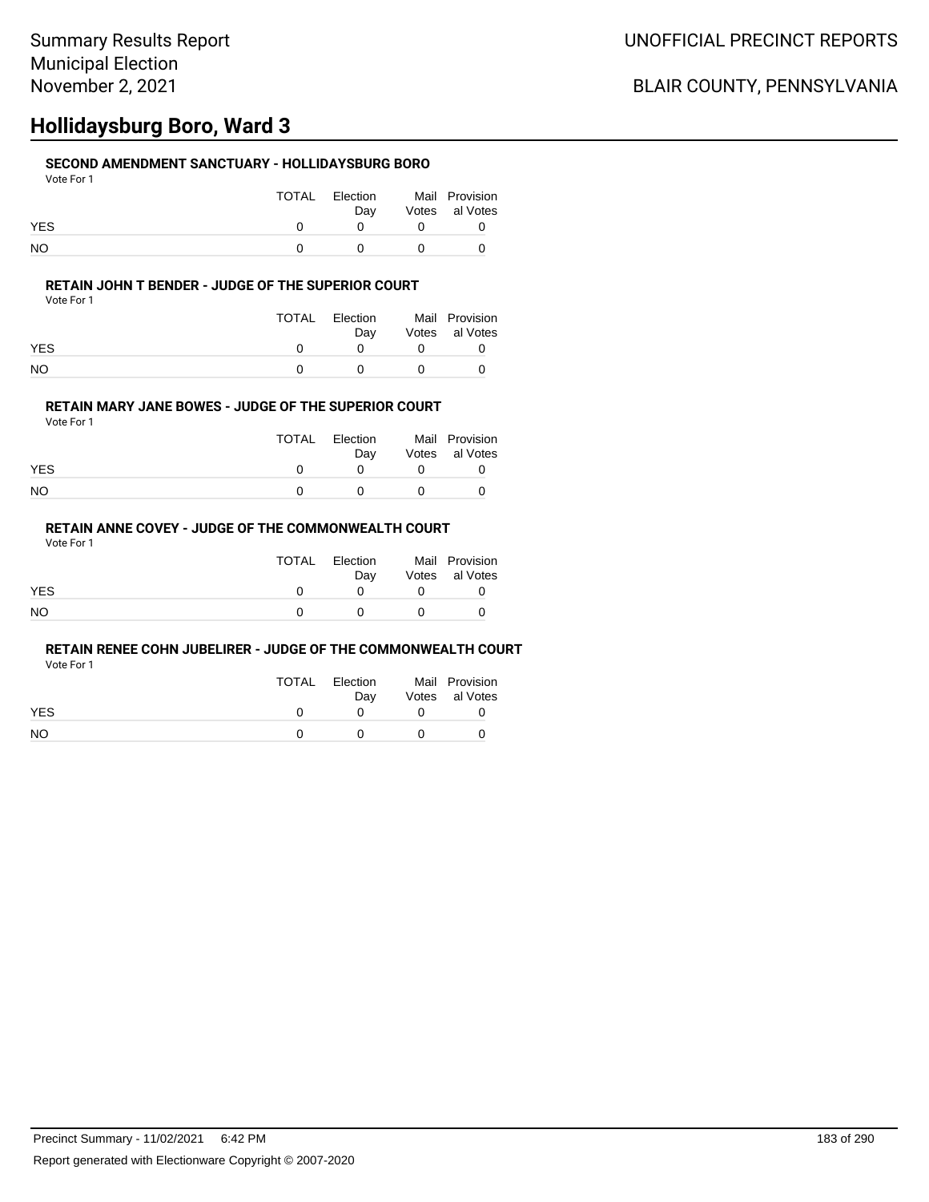# Hollidaysburg Boro, Ward 3

### SECOND AMENDMENT SANCTUARY - HOLLIDAYSBURG BORO

Vote For 1

| | TOTAL | Election Day | Mail Votes | Provisional Votes |
|---|---|---|---|---|
| YES | 0 | 0 | 0 | 0 |
| NO | 0 | 0 | 0 | 0 |

### RETAIN JOHN T BENDER - JUDGE OF THE SUPERIOR COURT

Vote For 1

| | TOTAL | Election Day | Mail Votes | Provisional Votes |
|---|---|---|---|---|
| YES | 0 | 0 | 0 | 0 |
| NO | 0 | 0 | 0 | 0 |

### RETAIN MARY JANE BOWES - JUDGE OF THE SUPERIOR COURT

Vote For 1

| | TOTAL | Election Day | Mail Votes | Provisional Votes |
|---|---|---|---|---|
| YES | 0 | 0 | 0 | 0 |
| NO | 0 | 0 | 0 | 0 |

### RETAIN ANNE COVEY - JUDGE OF THE COMMONWEALTH COURT

Vote For 1

| | TOTAL | Election Day | Mail Votes | Provisional Votes |
|---|---|---|---|---|
| YES | 0 | 0 | 0 | 0 |
| NO | 0 | 0 | 0 | 0 |

### RETAIN RENEE COHN JUBELIRER - JUDGE OF THE COMMONWEALTH COURT

Vote For 1

| | TOTAL | Election Day | Mail Votes | Provisional Votes |
|---|---|---|---|---|
| YES | 0 | 0 | 0 | 0 |
| NO | 0 | 0 | 0 | 0 |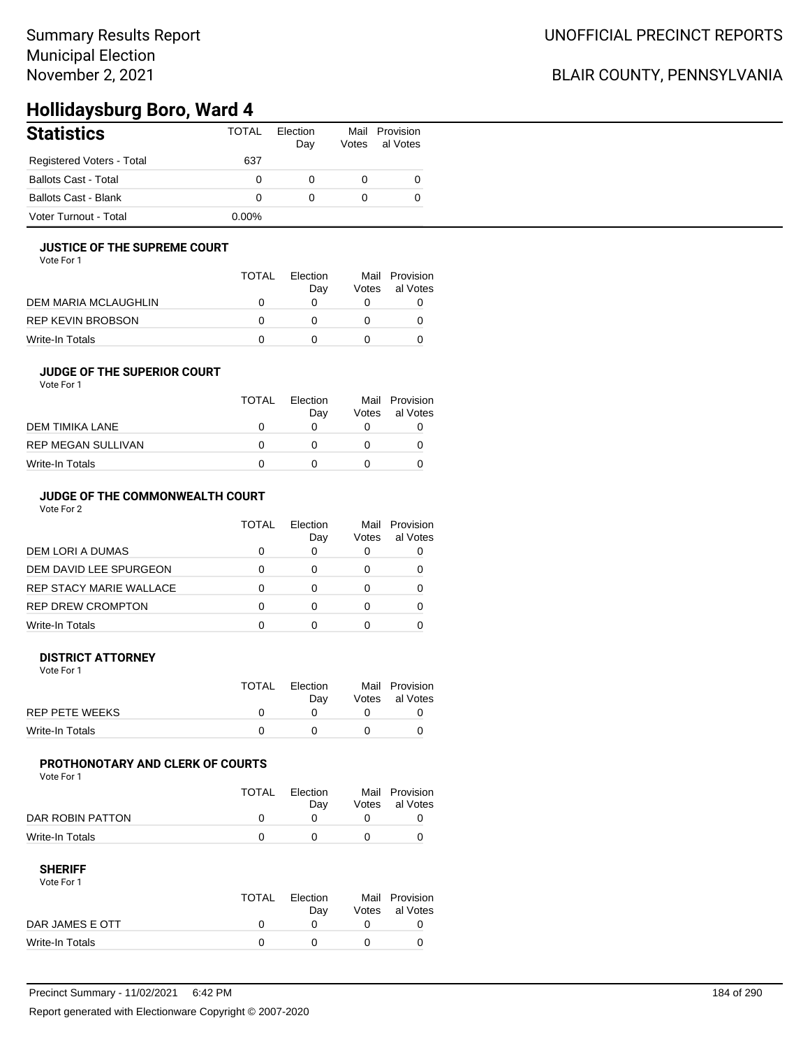Summary Results Report
Municipal Election
November 2, 2021

UNOFFICIAL PRECINCT REPORTS

BLAIR COUNTY, PENNSYLVANIA

# Hollidaysburg Boro, Ward 4

## Statistics

| | TOTAL | Election Day | Mail Votes | Provisional Votes |
|---|---|---|---|---|
| Registered Voters - Total | 637 | | | |
| Ballots Cast - Total | 0 | 0 | 0 | 0 |
| Ballots Cast - Blank | 0 | 0 | 0 | 0 |
| Voter Turnout - Total | 0.00% | | | |

### JUSTICE OF THE SUPREME COURT

Vote For 1

| | TOTAL | Election Day | Mail Votes | Provisional Votes |
|---|---|---|---|---|
| DEM MARIA MCLAUGHLIN | 0 | 0 | 0 | 0 |
| REP KEVIN BROBSON | 0 | 0 | 0 | 0 |
| Write-In Totals | 0 | 0 | 0 | 0 |

### JUDGE OF THE SUPERIOR COURT

Vote For 1

| | TOTAL | Election Day | Mail Votes | Provisional Votes |
|---|---|---|---|---|
| DEM TIMIKA LANE | 0 | 0 | 0 | 0 |
| REP MEGAN SULLIVAN | 0 | 0 | 0 | 0 |
| Write-In Totals | 0 | 0 | 0 | 0 |

### JUDGE OF THE COMMONWEALTH COURT

Vote For 2

| | TOTAL | Election Day | Mail Votes | Provisional Votes |
|---|---|---|---|---|
| DEM LORI A DUMAS | 0 | 0 | 0 | 0 |
| DEM DAVID LEE SPURGEON | 0 | 0 | 0 | 0 |
| REP STACY MARIE WALLACE | 0 | 0 | 0 | 0 |
| REP DREW CROMPTON | 0 | 0 | 0 | 0 |
| Write-In Totals | 0 | 0 | 0 | 0 |

### DISTRICT ATTORNEY

Vote For 1

| | TOTAL | Election Day | Mail Votes | Provisional Votes |
|---|---|---|---|---|
| REP PETE WEEKS | 0 | 0 | 0 | 0 |
| Write-In Totals | 0 | 0 | 0 | 0 |

### PROTHONOTARY AND CLERK OF COURTS

Vote For 1

| | TOTAL | Election Day | Mail Votes | Provisional Votes |
|---|---|---|---|---|
| DAR ROBIN PATTON | 0 | 0 | 0 | 0 |
| Write-In Totals | 0 | 0 | 0 | 0 |

### SHERIFF

Vote For 1

| | TOTAL | Election Day | Mail Votes | Provisional Votes |
|---|---|---|---|---|
| DAR JAMES E OTT | 0 | 0 | 0 | 0 |
| Write-In Totals | 0 | 0 | 0 | 0 |

Precinct Summary - 11/02/2021 6:42 PM

Report generated with Electionware Copyright © 2007-2020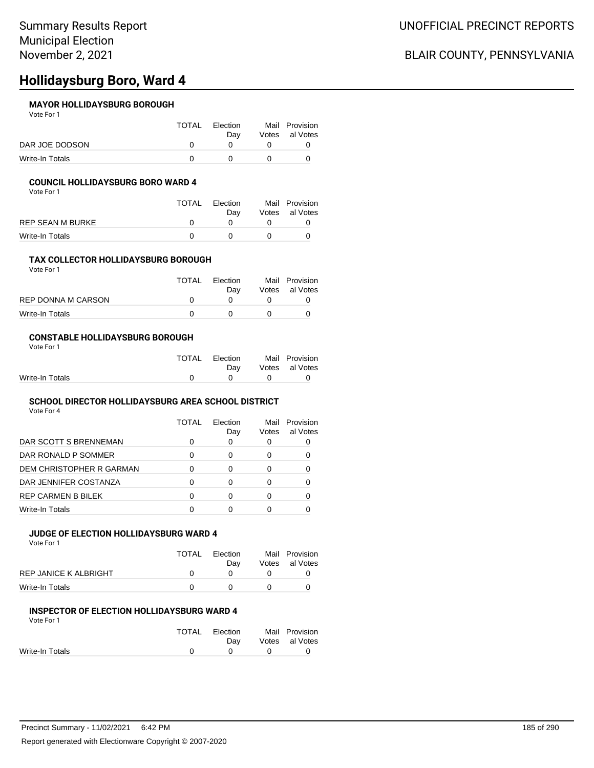Summary Results Report
Municipal Election
November 2, 2021

UNOFFICIAL PRECINCT REPORTS

BLAIR COUNTY, PENNSYLVANIA

# Hollidaysburg Boro, Ward 4

### MAYOR HOLLIDAYSBURG BOROUGH

Vote For 1

| | TOTAL | Election Day | Mail Votes | Provisional Votes |
|---|---|---|---|---|
| DAR JOE DODSON | 0 | 0 | 0 | 0 |
| Write-In Totals | 0 | 0 | 0 | 0 |

### COUNCIL HOLLIDAYSBURG BORO WARD 4

Vote For 1

| | TOTAL | Election Day | Mail Votes | Provisional Votes |
|---|---|---|---|---|
| REP SEAN M BURKE | 0 | 0 | 0 | 0 |
| Write-In Totals | 0 | 0 | 0 | 0 |

### TAX COLLECTOR HOLLIDAYSBURG BOROUGH

Vote For 1

| | TOTAL | Election Day | Mail Votes | Provisional Votes |
|---|---|---|---|---|
| REP DONNA M CARSON | 0 | 0 | 0 | 0 |
| Write-In Totals | 0 | 0 | 0 | 0 |

### CONSTABLE HOLLIDAYSBURG BOROUGH

Vote For 1

| | TOTAL | Election Day | Mail Votes | Provisional Votes |
|---|---|---|---|---|
| Write-In Totals | 0 | 0 | 0 | 0 |

### SCHOOL DIRECTOR HOLLIDAYSBURG AREA SCHOOL DISTRICT

Vote For 4

| | TOTAL | Election Day | Mail Votes | Provisional Votes |
|---|---|---|---|---|
| DAR SCOTT S BRENNEMAN | 0 | 0 | 0 | 0 |
| DAR RONALD P SOMMER | 0 | 0 | 0 | 0 |
| DEM CHRISTOPHER R GARMAN | 0 | 0 | 0 | 0 |
| DAR JENNIFER COSTANZA | 0 | 0 | 0 | 0 |
| REP CARMEN B BILEK | 0 | 0 | 0 | 0 |
| Write-In Totals | 0 | 0 | 0 | 0 |

### JUDGE OF ELECTION HOLLIDAYSBURG WARD 4

Vote For 1

| | TOTAL | Election Day | Mail Votes | Provisional Votes |
|---|---|---|---|---|
| REP JANICE K ALBRIGHT | 0 | 0 | 0 | 0 |
| Write-In Totals | 0 | 0 | 0 | 0 |

### INSPECTOR OF ELECTION HOLLIDAYSBURG WARD 4

Vote For 1

| | TOTAL | Election Day | Mail Votes | Provisional Votes |
|---|---|---|---|---|
| Write-In Totals | 0 | 0 | 0 | 0 |

Precinct Summary - 11/02/2021 6:42 PM

Report generated with Electionware Copyright © 2007-2020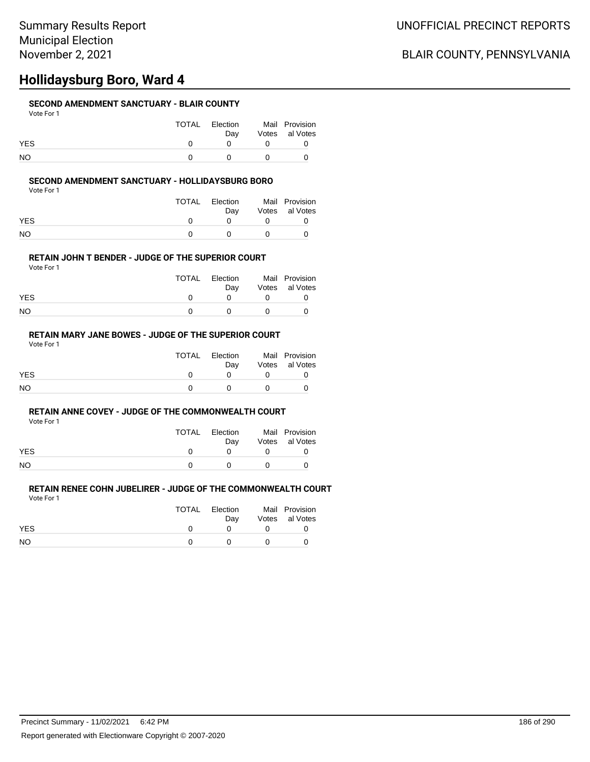Summary Results Report
Municipal Election
November 2, 2021

UNOFFICIAL PRECINCT REPORTS

BLAIR COUNTY, PENNSYLVANIA

# Hollidaysburg Boro, Ward 4

### SECOND AMENDMENT SANCTUARY - BLAIR COUNTY

Vote For 1

| | TOTAL | Election Day | Mail Votes | Provisional Votes |
|---|---|---|---|---|
| YES | 0 | 0 | 0 | 0 |
| NO | 0 | 0 | 0 | 0 |

### SECOND AMENDMENT SANCTUARY - HOLLIDAYSBURG BORO

Vote For 1

| | TOTAL | Election Day | Mail Votes | Provisional Votes |
|---|---|---|---|---|
| YES | 0 | 0 | 0 | 0 |
| NO | 0 | 0 | 0 | 0 |

### RETAIN JOHN T BENDER - JUDGE OF THE SUPERIOR COURT

Vote For 1

| | TOTAL | Election Day | Mail Votes | Provisional Votes |
|---|---|---|---|---|
| YES | 0 | 0 | 0 | 0 |
| NO | 0 | 0 | 0 | 0 |

### RETAIN MARY JANE BOWES - JUDGE OF THE SUPERIOR COURT

Vote For 1

| | TOTAL | Election Day | Mail Votes | Provisional Votes |
|---|---|---|---|---|
| YES | 0 | 0 | 0 | 0 |
| NO | 0 | 0 | 0 | 0 |

### RETAIN ANNE COVEY - JUDGE OF THE COMMONWEALTH COURT

Vote For 1

| | TOTAL | Election Day | Mail Votes | Provisional Votes |
|---|---|---|---|---|
| YES | 0 | 0 | 0 | 0 |
| NO | 0 | 0 | 0 | 0 |

### RETAIN RENEE COHN JUBELIRER - JUDGE OF THE COMMONWEALTH COURT

Vote For 1

| | TOTAL | Election Day | Mail Votes | Provisional Votes |
|---|---|---|---|---|
| YES | 0 | 0 | 0 | 0 |
| NO | 0 | 0 | 0 | 0 |

Precinct Summary - 11/02/2021 6:42 PM

Report generated with Electionware Copyright © 2007-2020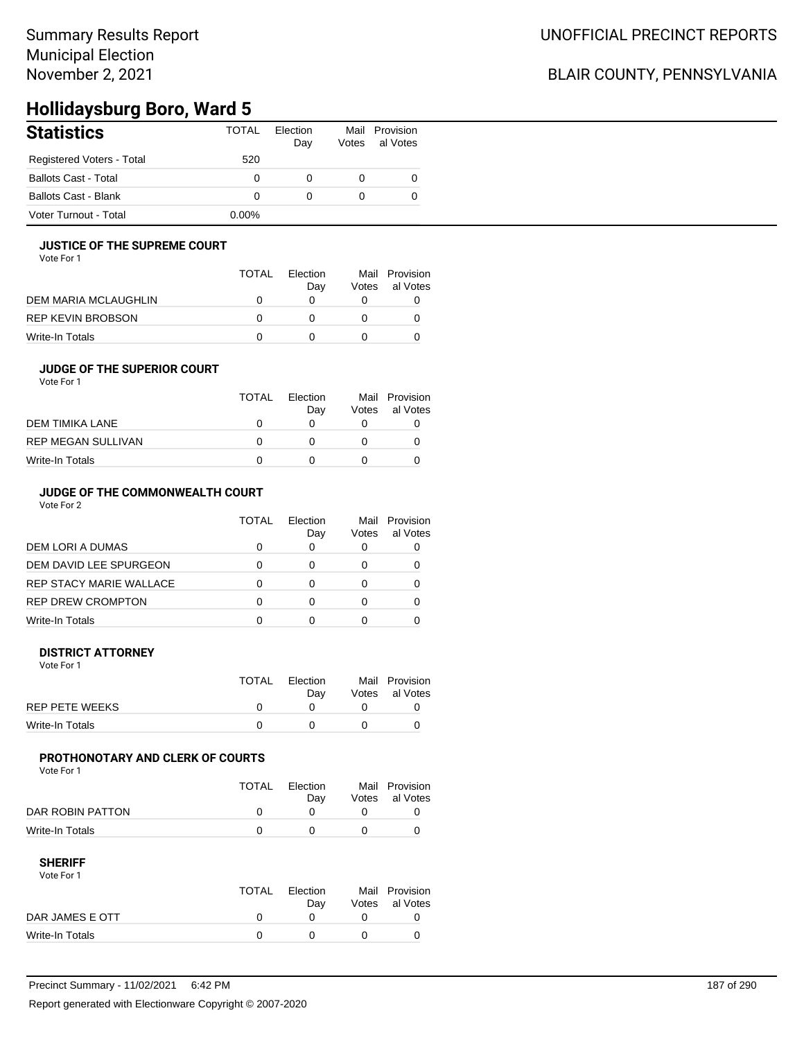Summary Results Report
Municipal Election
November 2, 2021

UNOFFICIAL PRECINCT REPORTS

BLAIR COUNTY, PENNSYLVANIA

# Hollidaysburg Boro, Ward 5

## Statistics

| | TOTAL | Election Day | Mail Votes | Provisional Votes |
|---|---|---|---|---|
| Registered Voters - Total | 520 | | | |
| Ballots Cast - Total | 0 | 0 | 0 | 0 |
| Ballots Cast - Blank | 0 | 0 | 0 | 0 |
| Voter Turnout - Total | 0.00% | | | |

### JUSTICE OF THE SUPREME COURT

Vote For 1

| | TOTAL | Election Day | Mail Votes | Provisional Votes |
|---|---|---|---|---|
| DEM MARIA MCLAUGHLIN | 0 | 0 | 0 | 0 |
| REP KEVIN BROBSON | 0 | 0 | 0 | 0 |
| Write-In Totals | 0 | 0 | 0 | 0 |

### JUDGE OF THE SUPERIOR COURT

Vote For 1

| | TOTAL | Election Day | Mail Votes | Provisional Votes |
|---|---|---|---|---|
| DEM TIMIKA LANE | 0 | 0 | 0 | 0 |
| REP MEGAN SULLIVAN | 0 | 0 | 0 | 0 |
| Write-In Totals | 0 | 0 | 0 | 0 |

### JUDGE OF THE COMMONWEALTH COURT

Vote For 2

| | TOTAL | Election Day | Mail Votes | Provisional Votes |
|---|---|---|---|---|
| DEM LORI A DUMAS | 0 | 0 | 0 | 0 |
| DEM DAVID LEE SPURGEON | 0 | 0 | 0 | 0 |
| REP STACY MARIE WALLACE | 0 | 0 | 0 | 0 |
| REP DREW CROMPTON | 0 | 0 | 0 | 0 |
| Write-In Totals | 0 | 0 | 0 | 0 |

### DISTRICT ATTORNEY

Vote For 1

| | TOTAL | Election Day | Mail Votes | Provisional Votes |
|---|---|---|---|---|
| REP PETE WEEKS | 0 | 0 | 0 | 0 |
| Write-In Totals | 0 | 0 | 0 | 0 |

### PROTHONOTARY AND CLERK OF COURTS

Vote For 1

| | TOTAL | Election Day | Mail Votes | Provisional Votes |
|---|---|---|---|---|
| DAR ROBIN PATTON | 0 | 0 | 0 | 0 |
| Write-In Totals | 0 | 0 | 0 | 0 |

### SHERIFF

Vote For 1

| | TOTAL | Election Day | Mail Votes | Provisional Votes |
|---|---|---|---|---|
| DAR JAMES E OTT | 0 | 0 | 0 | 0 |
| Write-In Totals | 0 | 0 | 0 | 0 |

Precinct Summary - 11/02/2021 6:42 PM

Report generated with Electionware Copyright © 2007-2020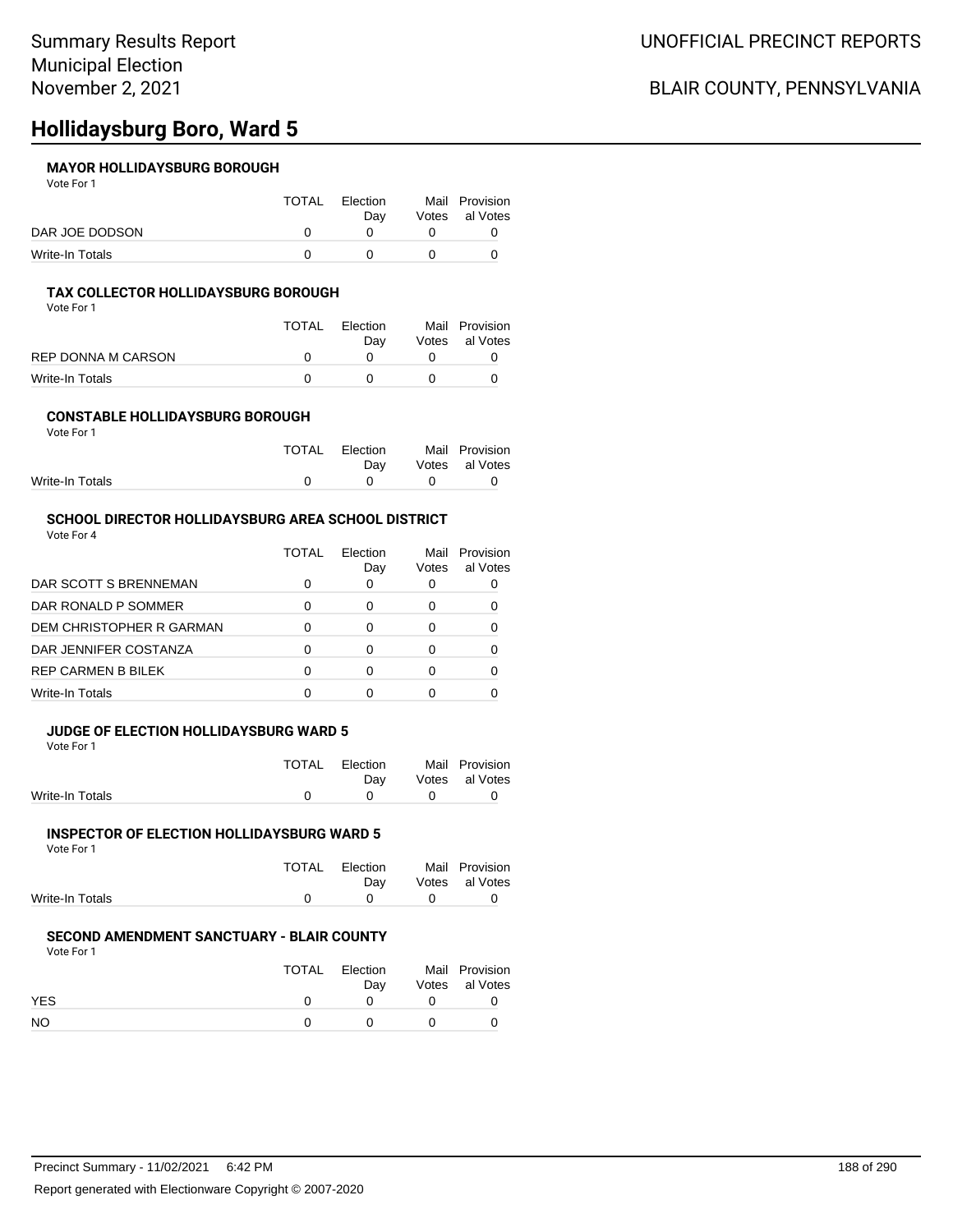Summary Results Report
Municipal Election
November 2, 2021

UNOFFICIAL PRECINCT REPORTS

BLAIR COUNTY, PENNSYLVANIA

# Hollidaysburg Boro, Ward 5

### MAYOR HOLLIDAYSBURG BOROUGH

Vote For 1

| | TOTAL | Election Day | Mail Votes | Provisional Votes |
|---|---|---|---|---|
| DAR JOE DODSON | 0 | 0 | 0 | 0 |
| Write-In Totals | 0 | 0 | 0 | 0 |

### TAX COLLECTOR HOLLIDAYSBURG BOROUGH

Vote For 1

| | TOTAL | Election Day | Mail Votes | Provisional Votes |
|---|---|---|---|---|
| REP DONNA M CARSON | 0 | 0 | 0 | 0 |
| Write-In Totals | 0 | 0 | 0 | 0 |

### CONSTABLE HOLLIDAYSBURG BOROUGH

Vote For 1

| | TOTAL | Election Day | Mail Votes | Provisional Votes |
|---|---|---|---|---|
| Write-In Totals | 0 | 0 | 0 | 0 |

### SCHOOL DIRECTOR HOLLIDAYSBURG AREA SCHOOL DISTRICT

Vote For 4

| | TOTAL | Election Day | Mail Votes | Provisional Votes |
|---|---|---|---|---|
| DAR SCOTT S BRENNEMAN | 0 | 0 | 0 | 0 |
| DAR RONALD P SOMMER | 0 | 0 | 0 | 0 |
| DEM CHRISTOPHER R GARMAN | 0 | 0 | 0 | 0 |
| DAR JENNIFER COSTANZA | 0 | 0 | 0 | 0 |
| REP CARMEN B BILEK | 0 | 0 | 0 | 0 |
| Write-In Totals | 0 | 0 | 0 | 0 |

### JUDGE OF ELECTION HOLLIDAYSBURG WARD 5

Vote For 1

| | TOTAL | Election Day | Mail Votes | Provisional Votes |
|---|---|---|---|---|
| Write-In Totals | 0 | 0 | 0 | 0 |

### INSPECTOR OF ELECTION HOLLIDAYSBURG WARD 5

Vote For 1

| | TOTAL | Election Day | Mail Votes | Provisional Votes |
|---|---|---|---|---|
| Write-In Totals | 0 | 0 | 0 | 0 |

### SECOND AMENDMENT SANCTUARY - BLAIR COUNTY

Vote For 1

| | TOTAL | Election Day | Mail Votes | Provisional Votes |
|---|---|---|---|---|
| YES | 0 | 0 | 0 | 0 |
| NO | 0 | 0 | 0 | 0 |

Precinct Summary - 11/02/2021 6:42 PM

Report generated with Electionware Copyright © 2007-2020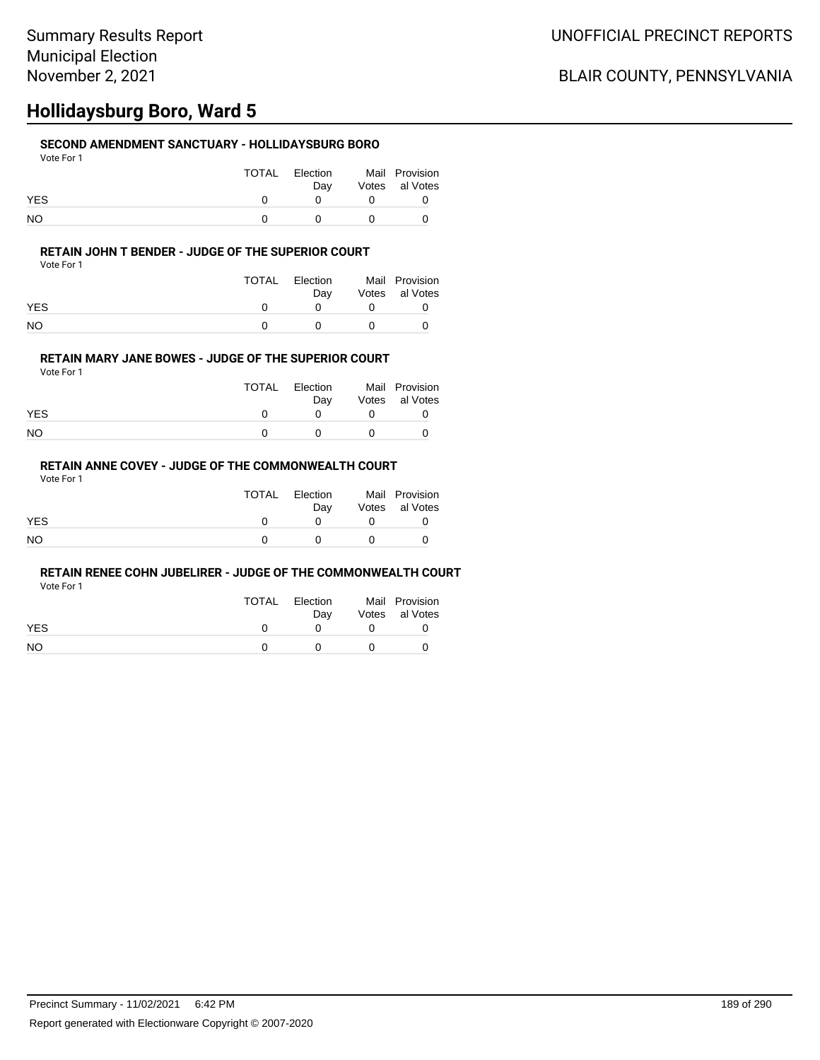Summary Results Report
Municipal Election
November 2, 2021

UNOFFICIAL PRECINCT REPORTS

BLAIR COUNTY, PENNSYLVANIA

# Hollidaysburg Boro, Ward 5

### SECOND AMENDMENT SANCTUARY - HOLLIDAYSBURG BORO

Vote For 1

| | TOTAL | Election Day | Mail Votes | Provisional Votes |
|---|---|---|---|---|
| YES | 0 | 0 | 0 | 0 |
| NO | 0 | 0 | 0 | 0 |

### RETAIN JOHN T BENDER - JUDGE OF THE SUPERIOR COURT

Vote For 1

| | TOTAL | Election Day | Mail Votes | Provisional Votes |
|---|---|---|---|---|
| YES | 0 | 0 | 0 | 0 |
| NO | 0 | 0 | 0 | 0 |

### RETAIN MARY JANE BOWES - JUDGE OF THE SUPERIOR COURT

Vote For 1

| | TOTAL | Election Day | Mail Votes | Provisional Votes |
|---|---|---|---|---|
| YES | 0 | 0 | 0 | 0 |
| NO | 0 | 0 | 0 | 0 |

### RETAIN ANNE COVEY - JUDGE OF THE COMMONWEALTH COURT

Vote For 1

| | TOTAL | Election Day | Mail Votes | Provisional Votes |
|---|---|---|---|---|
| YES | 0 | 0 | 0 | 0 |
| NO | 0 | 0 | 0 | 0 |

### RETAIN RENEE COHN JUBELIRER - JUDGE OF THE COMMONWEALTH COURT

Vote For 1

| | TOTAL | Election Day | Mail Votes | Provisional Votes |
|---|---|---|---|---|
| YES | 0 | 0 | 0 | 0 |
| NO | 0 | 0 | 0 | 0 |

Precinct Summary - 11/02/2021 6:42 PM

Report generated with Electionware Copyright © 2007-2020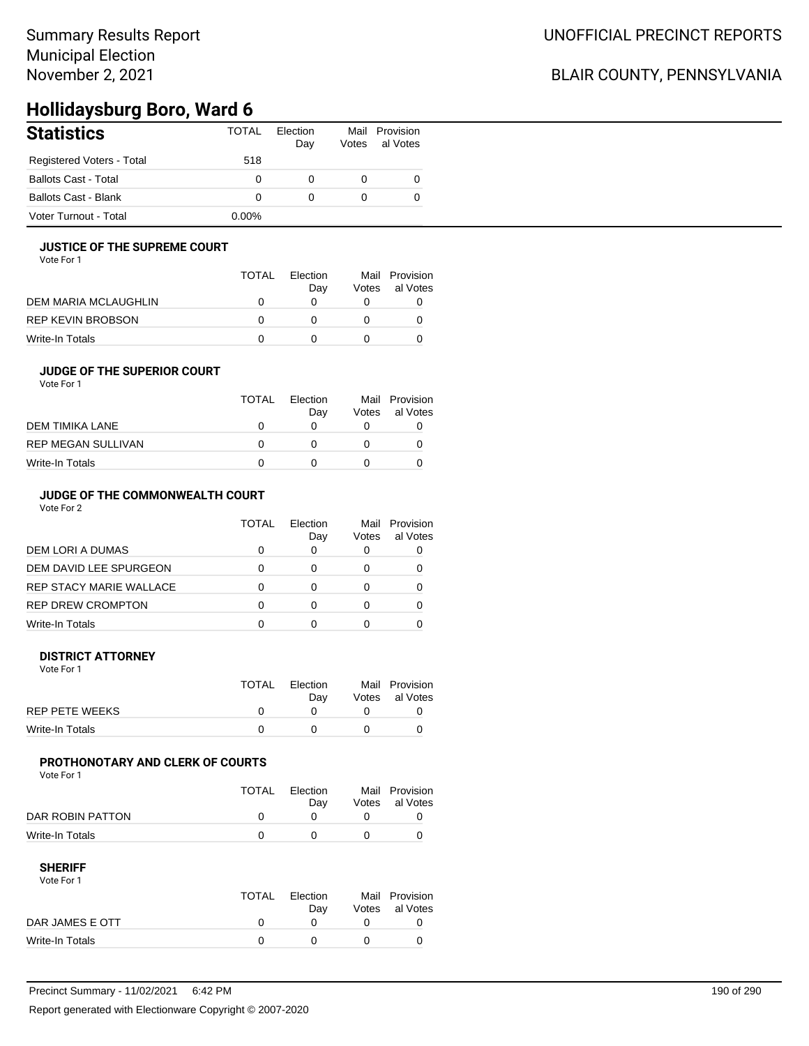Summary Results Report
Municipal Election
November 2, 2021

UNOFFICIAL PRECINCT REPORTS

BLAIR COUNTY, PENNSYLVANIA

# Hollidaysburg Boro, Ward 6

## Statistics

| | TOTAL | Election Day | Mail Votes | Provisional Votes |
|---|---|---|---|---|
| Registered Voters - Total | 518 | | | |
| Ballots Cast - Total | 0 | 0 | 0 | 0 |
| Ballots Cast - Blank | 0 | 0 | 0 | 0 |
| Voter Turnout - Total | 0.00% | | | |

### JUSTICE OF THE SUPREME COURT

Vote For 1

| | TOTAL | Election Day | Mail Votes | Provisional Votes |
|---|---|---|---|---|
| DEM MARIA MCLAUGHLIN | 0 | 0 | 0 | 0 |
| REP KEVIN BROBSON | 0 | 0 | 0 | 0 |
| Write-In Totals | 0 | 0 | 0 | 0 |

### JUDGE OF THE SUPERIOR COURT

Vote For 1

| | TOTAL | Election Day | Mail Votes | Provisional Votes |
|---|---|---|---|---|
| DEM TIMIKA LANE | 0 | 0 | 0 | 0 |
| REP MEGAN SULLIVAN | 0 | 0 | 0 | 0 |
| Write-In Totals | 0 | 0 | 0 | 0 |

### JUDGE OF THE COMMONWEALTH COURT

Vote For 2

| | TOTAL | Election Day | Mail Votes | Provisional Votes |
|---|---|---|---|---|
| DEM LORI A DUMAS | 0 | 0 | 0 | 0 |
| DEM DAVID LEE SPURGEON | 0 | 0 | 0 | 0 |
| REP STACY MARIE WALLACE | 0 | 0 | 0 | 0 |
| REP DREW CROMPTON | 0 | 0 | 0 | 0 |
| Write-In Totals | 0 | 0 | 0 | 0 |

### DISTRICT ATTORNEY

Vote For 1

| | TOTAL | Election Day | Mail Votes | Provisional Votes |
|---|---|---|---|---|
| REP PETE WEEKS | 0 | 0 | 0 | 0 |
| Write-In Totals | 0 | 0 | 0 | 0 |

### PROTHONOTARY AND CLERK OF COURTS

Vote For 1

| | TOTAL | Election Day | Mail Votes | Provisional Votes |
|---|---|---|---|---|
| DAR ROBIN PATTON | 0 | 0 | 0 | 0 |
| Write-In Totals | 0 | 0 | 0 | 0 |

### SHERIFF

Vote For 1

| | TOTAL | Election Day | Mail Votes | Provisional Votes |
|---|---|---|---|---|
| DAR JAMES E OTT | 0 | 0 | 0 | 0 |
| Write-In Totals | 0 | 0 | 0 | 0 |

Precinct Summary - 11/02/2021 6:42 PM

Report generated with Electionware Copyright © 2007-2020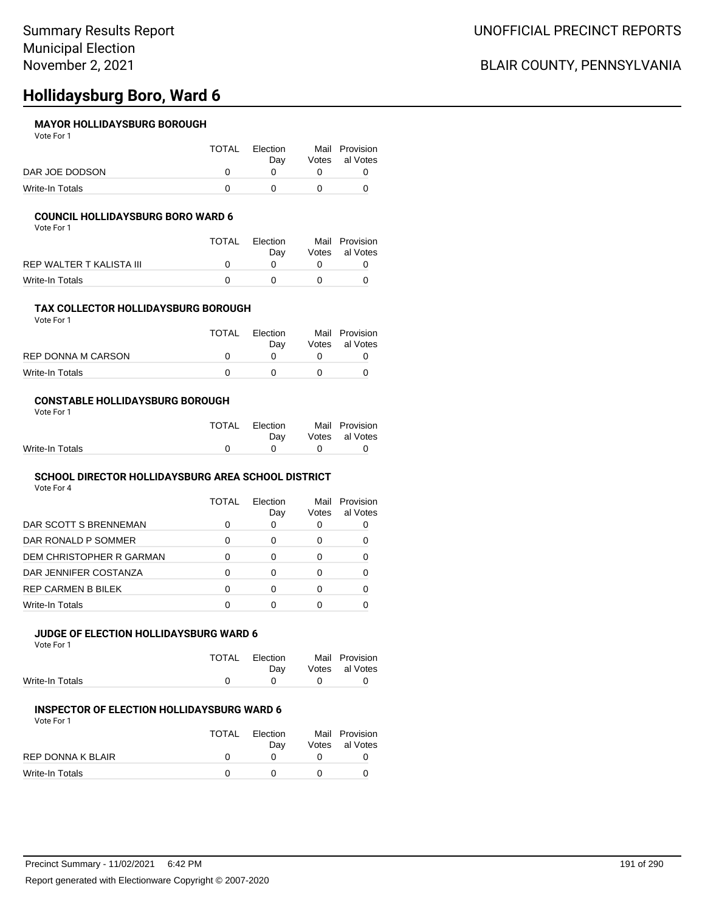Summary Results Report
Municipal Election
November 2, 2021

UNOFFICIAL PRECINCT REPORTS

BLAIR COUNTY, PENNSYLVANIA

# Hollidaysburg Boro, Ward 6

### MAYOR HOLLIDAYSBURG BOROUGH

Vote For 1

| | TOTAL | Election Day | Mail Votes | Provisional Votes |
|---|---|---|---|---|
| DAR JOE DODSON | 0 | 0 | 0 | 0 |
| Write-In Totals | 0 | 0 | 0 | 0 |

### COUNCIL HOLLIDAYSBURG BORO WARD 6

Vote For 1

| | TOTAL | Election Day | Mail Votes | Provisional Votes |
|---|---|---|---|---|
| REP WALTER T KALISTA III | 0 | 0 | 0 | 0 |
| Write-In Totals | 0 | 0 | 0 | 0 |

### TAX COLLECTOR HOLLIDAYSBURG BOROUGH

Vote For 1

| | TOTAL | Election Day | Mail Votes | Provisional Votes |
|---|---|---|---|---|
| REP DONNA M CARSON | 0 | 0 | 0 | 0 |
| Write-In Totals | 0 | 0 | 0 | 0 |

### CONSTABLE HOLLIDAYSBURG BOROUGH

Vote For 1

| | TOTAL | Election Day | Mail Votes | Provisional Votes |
|---|---|---|---|---|
| Write-In Totals | 0 | 0 | 0 | 0 |

### SCHOOL DIRECTOR HOLLIDAYSBURG AREA SCHOOL DISTRICT

Vote For 4

| | TOTAL | Election Day | Mail Votes | Provisional Votes |
|---|---|---|---|---|
| DAR SCOTT S BRENNEMAN | 0 | 0 | 0 | 0 |
| DAR RONALD P SOMMER | 0 | 0 | 0 | 0 |
| DEM CHRISTOPHER R GARMAN | 0 | 0 | 0 | 0 |
| DAR JENNIFER COSTANZA | 0 | 0 | 0 | 0 |
| REP CARMEN B BILEK | 0 | 0 | 0 | 0 |
| Write-In Totals | 0 | 0 | 0 | 0 |

### JUDGE OF ELECTION HOLLIDAYSBURG WARD 6

Vote For 1

| | TOTAL | Election Day | Mail Votes | Provisional Votes |
|---|---|---|---|---|
| Write-In Totals | 0 | 0 | 0 | 0 |

### INSPECTOR OF ELECTION HOLLIDAYSBURG WARD 6

Vote For 1

| | TOTAL | Election Day | Mail Votes | Provisional Votes |
|---|---|---|---|---|
| REP DONNA K BLAIR | 0 | 0 | 0 | 0 |
| Write-In Totals | 0 | 0 | 0 | 0 |

Precinct Summary - 11/02/2021 6:42 PM

Report generated with Electionware Copyright © 2007-2020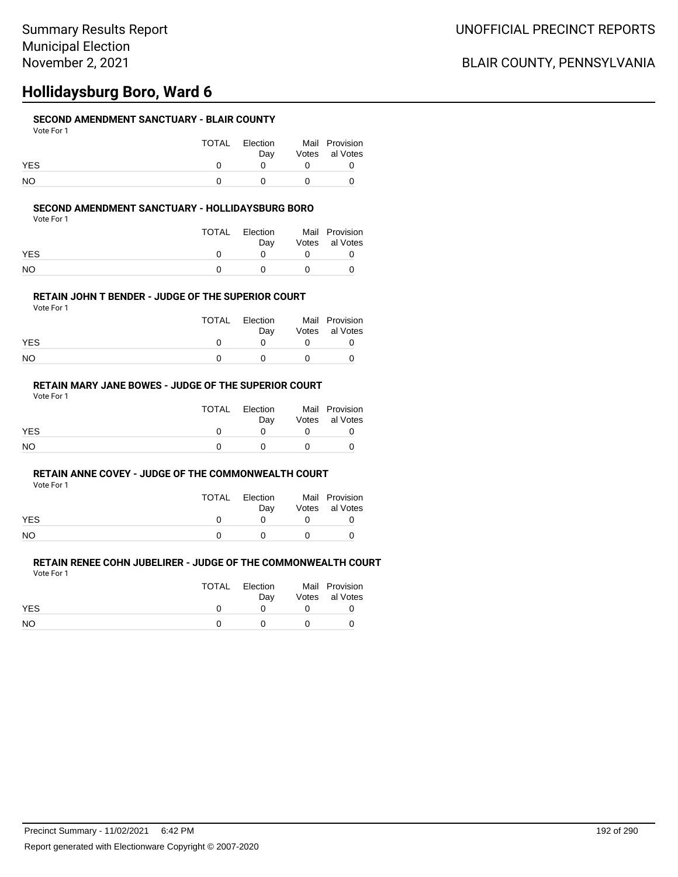Summary Results Report
Municipal Election
November 2, 2021

UNOFFICIAL PRECINCT REPORTS

BLAIR COUNTY, PENNSYLVANIA

# Hollidaysburg Boro, Ward 6

### SECOND AMENDMENT SANCTUARY - BLAIR COUNTY

Vote For 1

| | TOTAL | Election Day | Mail Votes | Provisional Votes |
|---|---|---|---|---|
| YES | 0 | 0 | 0 | 0 |
| NO | 0 | 0 | 0 | 0 |

### SECOND AMENDMENT SANCTUARY - HOLLIDAYSBURG BORO

Vote For 1

| | TOTAL | Election Day | Mail Votes | Provisional Votes |
|---|---|---|---|---|
| YES | 0 | 0 | 0 | 0 |
| NO | 0 | 0 | 0 | 0 |

### RETAIN JOHN T BENDER - JUDGE OF THE SUPERIOR COURT

Vote For 1

| | TOTAL | Election Day | Mail Votes | Provisional Votes |
|---|---|---|---|---|
| YES | 0 | 0 | 0 | 0 |
| NO | 0 | 0 | 0 | 0 |

### RETAIN MARY JANE BOWES - JUDGE OF THE SUPERIOR COURT

Vote For 1

| | TOTAL | Election Day | Mail Votes | Provisional Votes |
|---|---|---|---|---|
| YES | 0 | 0 | 0 | 0 |
| NO | 0 | 0 | 0 | 0 |

### RETAIN ANNE COVEY - JUDGE OF THE COMMONWEALTH COURT

Vote For 1

| | TOTAL | Election Day | Mail Votes | Provisional Votes |
|---|---|---|---|---|
| YES | 0 | 0 | 0 | 0 |
| NO | 0 | 0 | 0 | 0 |

### RETAIN RENEE COHN JUBELIRER - JUDGE OF THE COMMONWEALTH COURT

Vote For 1

| | TOTAL | Election Day | Mail Votes | Provisional Votes |
|---|---|---|---|---|
| YES | 0 | 0 | 0 | 0 |
| NO | 0 | 0 | 0 | 0 |

Precinct Summary - 11/02/2021 6:42 PM

Report generated with Electionware Copyright © 2007-2020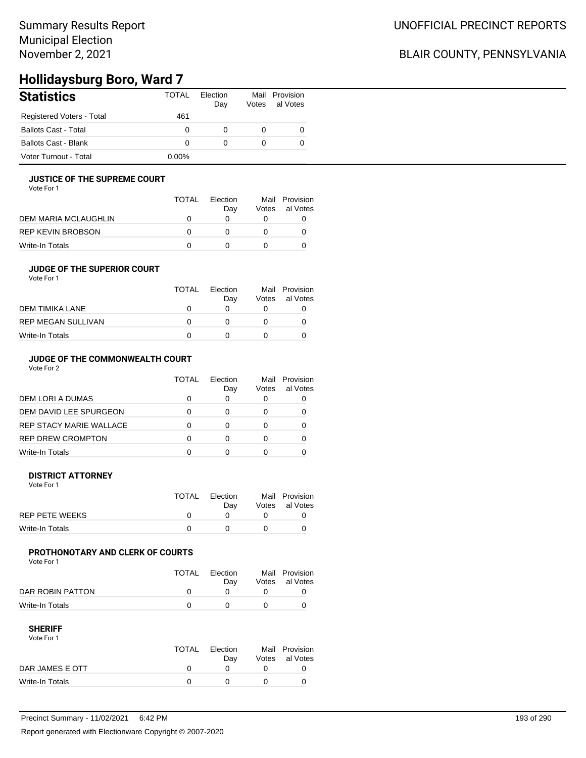Summary Results Report
Municipal Election
November 2, 2021

UNOFFICIAL PRECINCT REPORTS

BLAIR COUNTY, PENNSYLVANIA

# Hollidaysburg Boro, Ward 7

## Statistics

| | TOTAL | Election Day | Mail Votes | Provisional Votes |
|---|---|---|---|---|
| Registered Voters - Total | 461 | | | |
| Ballots Cast - Total | 0 | 0 | 0 | 0 |
| Ballots Cast - Blank | 0 | 0 | 0 | 0 |
| Voter Turnout - Total | 0.00% | | | |

### JUSTICE OF THE SUPREME COURT

Vote For 1

| | TOTAL | Election Day | Mail Votes | Provisional Votes |
|---|---|---|---|---|
| DEM MARIA MCLAUGHLIN | 0 | 0 | 0 | 0 |
| REP KEVIN BROBSON | 0 | 0 | 0 | 0 |
| Write-In Totals | 0 | 0 | 0 | 0 |

### JUDGE OF THE SUPERIOR COURT

Vote For 1

| | TOTAL | Election Day | Mail Votes | Provisional Votes |
|---|---|---|---|---|
| DEM TIMIKA LANE | 0 | 0 | 0 | 0 |
| REP MEGAN SULLIVAN | 0 | 0 | 0 | 0 |
| Write-In Totals | 0 | 0 | 0 | 0 |

### JUDGE OF THE COMMONWEALTH COURT

Vote For 2

| | TOTAL | Election Day | Mail Votes | Provisional Votes |
|---|---|---|---|---|
| DEM LORI A DUMAS | 0 | 0 | 0 | 0 |
| DEM DAVID LEE SPURGEON | 0 | 0 | 0 | 0 |
| REP STACY MARIE WALLACE | 0 | 0 | 0 | 0 |
| REP DREW CROMPTON | 0 | 0 | 0 | 0 |
| Write-In Totals | 0 | 0 | 0 | 0 |

### DISTRICT ATTORNEY

Vote For 1

| | TOTAL | Election Day | Mail Votes | Provisional Votes |
|---|---|---|---|---|
| REP PETE WEEKS | 0 | 0 | 0 | 0 |
| Write-In Totals | 0 | 0 | 0 | 0 |

### PROTHONOTARY AND CLERK OF COURTS

Vote For 1

| | TOTAL | Election Day | Mail Votes | Provisional Votes |
|---|---|---|---|---|
| DAR ROBIN PATTON | 0 | 0 | 0 | 0 |
| Write-In Totals | 0 | 0 | 0 | 0 |

### SHERIFF

Vote For 1

| | TOTAL | Election Day | Mail Votes | Provisional Votes |
|---|---|---|---|---|
| DAR JAMES E OTT | 0 | 0 | 0 | 0 |
| Write-In Totals | 0 | 0 | 0 | 0 |

Precinct Summary - 11/02/2021 6:42 PM

Report generated with Electionware Copyright © 2007-2020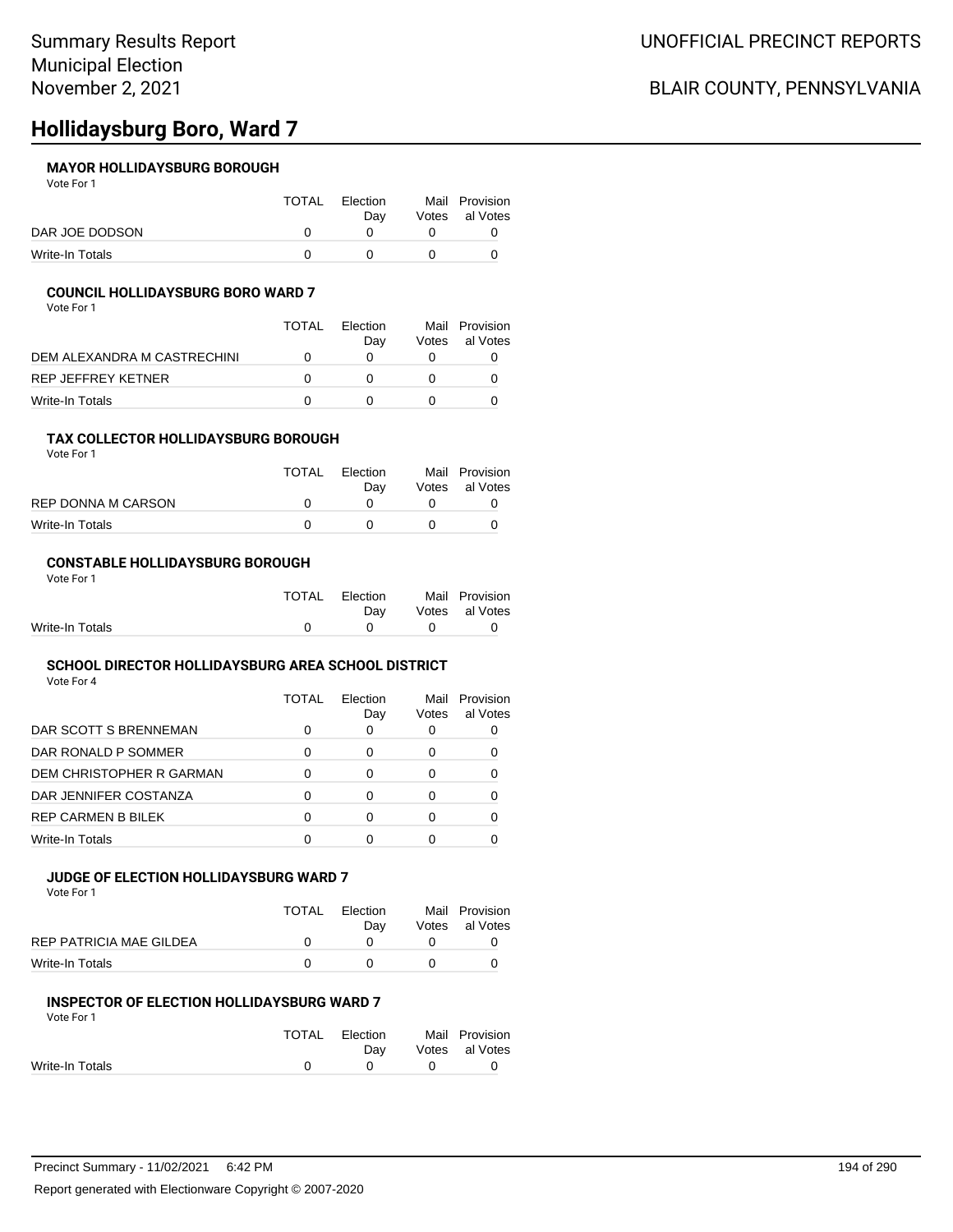Summary Results Report
Municipal Election
November 2, 2021

UNOFFICIAL PRECINCT REPORTS

BLAIR COUNTY, PENNSYLVANIA

# Hollidaysburg Boro, Ward 7

### MAYOR HOLLIDAYSBURG BOROUGH

Vote For 1

| | TOTAL | Election Day | Mail Votes | Provisional Votes |
|---|---|---|---|---|
| DAR JOE DODSON | 0 | 0 | 0 | 0 |
| Write-In Totals | 0 | 0 | 0 | 0 |

### COUNCIL HOLLIDAYSBURG BORO WARD 7

Vote For 1

| | TOTAL | Election Day | Mail Votes | Provisional Votes |
|---|---|---|---|---|
| DEM ALEXANDRA M CASTRECHINI | 0 | 0 | 0 | 0 |
| REP JEFFREY KETNER | 0 | 0 | 0 | 0 |
| Write-In Totals | 0 | 0 | 0 | 0 |

### TAX COLLECTOR HOLLIDAYSBURG BOROUGH

Vote For 1

| | TOTAL | Election Day | Mail Votes | Provisional Votes |
|---|---|---|---|---|
| REP DONNA M CARSON | 0 | 0 | 0 | 0 |
| Write-In Totals | 0 | 0 | 0 | 0 |

### CONSTABLE HOLLIDAYSBURG BOROUGH

Vote For 1

| | TOTAL | Election Day | Mail Votes | Provisional Votes |
|---|---|---|---|---|
| Write-In Totals | 0 | 0 | 0 | 0 |

### SCHOOL DIRECTOR HOLLIDAYSBURG AREA SCHOOL DISTRICT

Vote For 4

| | TOTAL | Election Day | Mail Votes | Provisional Votes |
|---|---|---|---|---|
| DAR SCOTT S BRENNEMAN | 0 | 0 | 0 | 0 |
| DAR RONALD P SOMMER | 0 | 0 | 0 | 0 |
| DEM CHRISTOPHER R GARMAN | 0 | 0 | 0 | 0 |
| DAR JENNIFER COSTANZA | 0 | 0 | 0 | 0 |
| REP CARMEN B BILEK | 0 | 0 | 0 | 0 |
| Write-In Totals | 0 | 0 | 0 | 0 |

### JUDGE OF ELECTION HOLLIDAYSBURG WARD 7

Vote For 1

| | TOTAL | Election Day | Mail Votes | Provisional Votes |
|---|---|---|---|---|
| REP PATRICIA MAE GILDEA | 0 | 0 | 0 | 0 |
| Write-In Totals | 0 | 0 | 0 | 0 |

### INSPECTOR OF ELECTION HOLLIDAYSBURG WARD 7

Vote For 1

| | TOTAL | Election Day | Mail Votes | Provisional Votes |
|---|---|---|---|---|
| Write-In Totals | 0 | 0 | 0 | 0 |

Precinct Summary - 11/02/2021 6:42 PM

Report generated with Electionware Copyright © 2007-2020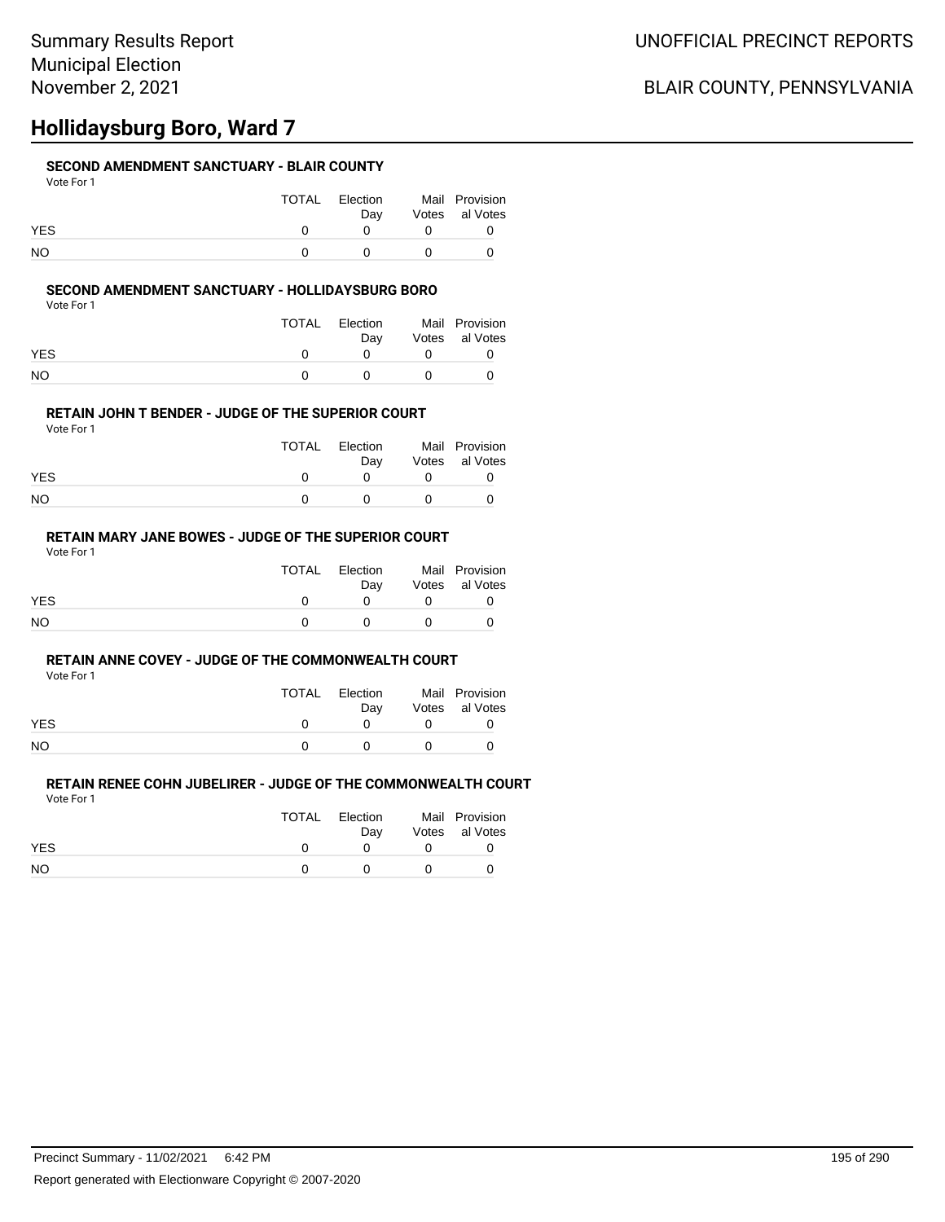Summary Results Report
Municipal Election
November 2, 2021

UNOFFICIAL PRECINCT REPORTS

BLAIR COUNTY, PENNSYLVANIA

# Hollidaysburg Boro, Ward 7

### SECOND AMENDMENT SANCTUARY - BLAIR COUNTY

Vote For 1

| | TOTAL | Election Day | Mail Votes | Provisional Votes |
|---|---|---|---|---|
| YES | 0 | 0 | 0 | 0 |
| NO | 0 | 0 | 0 | 0 |

### SECOND AMENDMENT SANCTUARY - HOLLIDAYSBURG BORO

Vote For 1

| | TOTAL | Election Day | Mail Votes | Provisional Votes |
|---|---|---|---|---|
| YES | 0 | 0 | 0 | 0 |
| NO | 0 | 0 | 0 | 0 |

### RETAIN JOHN T BENDER - JUDGE OF THE SUPERIOR COURT

Vote For 1

| | TOTAL | Election Day | Mail Votes | Provisional Votes |
|---|---|---|---|---|
| YES | 0 | 0 | 0 | 0 |
| NO | 0 | 0 | 0 | 0 |

### RETAIN MARY JANE BOWES - JUDGE OF THE SUPERIOR COURT

Vote For 1

| | TOTAL | Election Day | Mail Votes | Provisional Votes |
|---|---|---|---|---|
| YES | 0 | 0 | 0 | 0 |
| NO | 0 | 0 | 0 | 0 |

### RETAIN ANNE COVEY - JUDGE OF THE COMMONWEALTH COURT

Vote For 1

| | TOTAL | Election Day | Mail Votes | Provisional Votes |
|---|---|---|---|---|
| YES | 0 | 0 | 0 | 0 |
| NO | 0 | 0 | 0 | 0 |

### RETAIN RENEE COHN JUBELIRER - JUDGE OF THE COMMONWEALTH COURT

Vote For 1

| | TOTAL | Election Day | Mail Votes | Provisional Votes |
|---|---|---|---|---|
| YES | 0 | 0 | 0 | 0 |
| NO | 0 | 0 | 0 | 0 |

Precinct Summary - 11/02/2021 6:42 PM

Report generated with Electionware Copyright © 2007-2020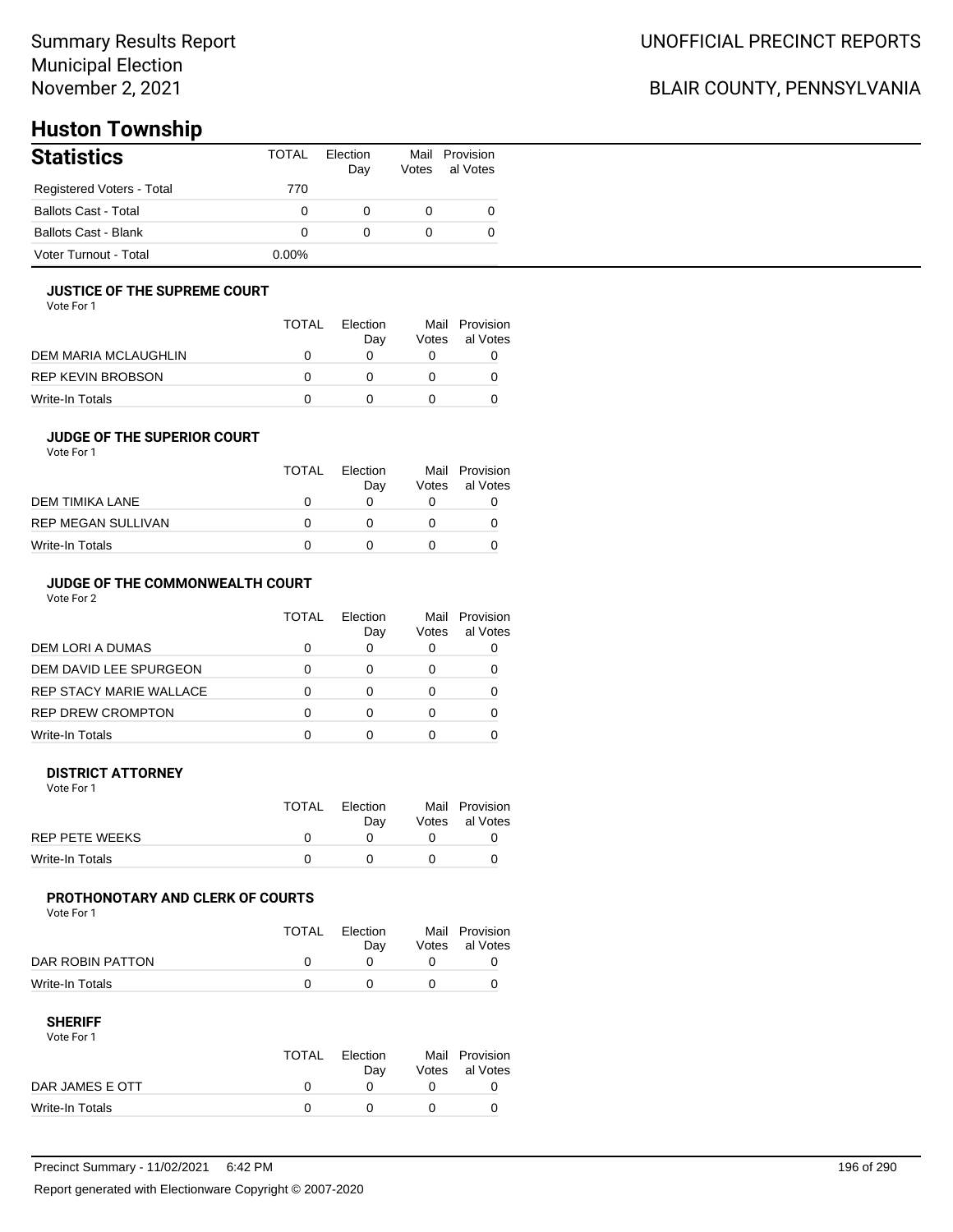Summary Results Report
Municipal Election
November 2, 2021

UNOFFICIAL PRECINCT REPORTS

BLAIR COUNTY, PENNSYLVANIA

# Huston Township

## Statistics

| | TOTAL | Election Day | Mail Votes | Provisional Votes |
|---|---|---|---|---|
| Registered Voters - Total | 770 | | | |
| Ballots Cast - Total | 0 | 0 | 0 | 0 |
| Ballots Cast - Blank | 0 | 0 | 0 | 0 |
| Voter Turnout - Total | 0.00% | | | |

### JUSTICE OF THE SUPREME COURT

Vote For 1

| | TOTAL | Election Day | Mail Votes | Provisional Votes |
|---|---|---|---|---|
| DEM MARIA MCLAUGHLIN | 0 | 0 | 0 | 0 |
| REP KEVIN BROBSON | 0 | 0 | 0 | 0 |
| Write-In Totals | 0 | 0 | 0 | 0 |

### JUDGE OF THE SUPERIOR COURT

Vote For 1

| | TOTAL | Election Day | Mail Votes | Provisional Votes |
|---|---|---|---|---|
| DEM TIMIKA LANE | 0 | 0 | 0 | 0 |
| REP MEGAN SULLIVAN | 0 | 0 | 0 | 0 |
| Write-In Totals | 0 | 0 | 0 | 0 |

### JUDGE OF THE COMMONWEALTH COURT

Vote For 2

| | TOTAL | Election Day | Mail Votes | Provisional Votes |
|---|---|---|---|---|
| DEM LORI A DUMAS | 0 | 0 | 0 | 0 |
| DEM DAVID LEE SPURGEON | 0 | 0 | 0 | 0 |
| REP STACY MARIE WALLACE | 0 | 0 | 0 | 0 |
| REP DREW CROMPTON | 0 | 0 | 0 | 0 |
| Write-In Totals | 0 | 0 | 0 | 0 |

### DISTRICT ATTORNEY

Vote For 1

| | TOTAL | Election Day | Mail Votes | Provisional Votes |
|---|---|---|---|---|
| REP PETE WEEKS | 0 | 0 | 0 | 0 |
| Write-In Totals | 0 | 0 | 0 | 0 |

### PROTHONOTARY AND CLERK OF COURTS

Vote For 1

| | TOTAL | Election Day | Mail Votes | Provisional Votes |
|---|---|---|---|---|
| DAR ROBIN PATTON | 0 | 0 | 0 | 0 |
| Write-In Totals | 0 | 0 | 0 | 0 |

### SHERIFF

Vote For 1

| | TOTAL | Election Day | Mail Votes | Provisional Votes |
|---|---|---|---|---|
| DAR JAMES E OTT | 0 | 0 | 0 | 0 |
| Write-In Totals | 0 | 0 | 0 | 0 |

Precinct Summary - 11/02/2021 6:42 PM

Report generated with Electionware Copyright © 2007-2020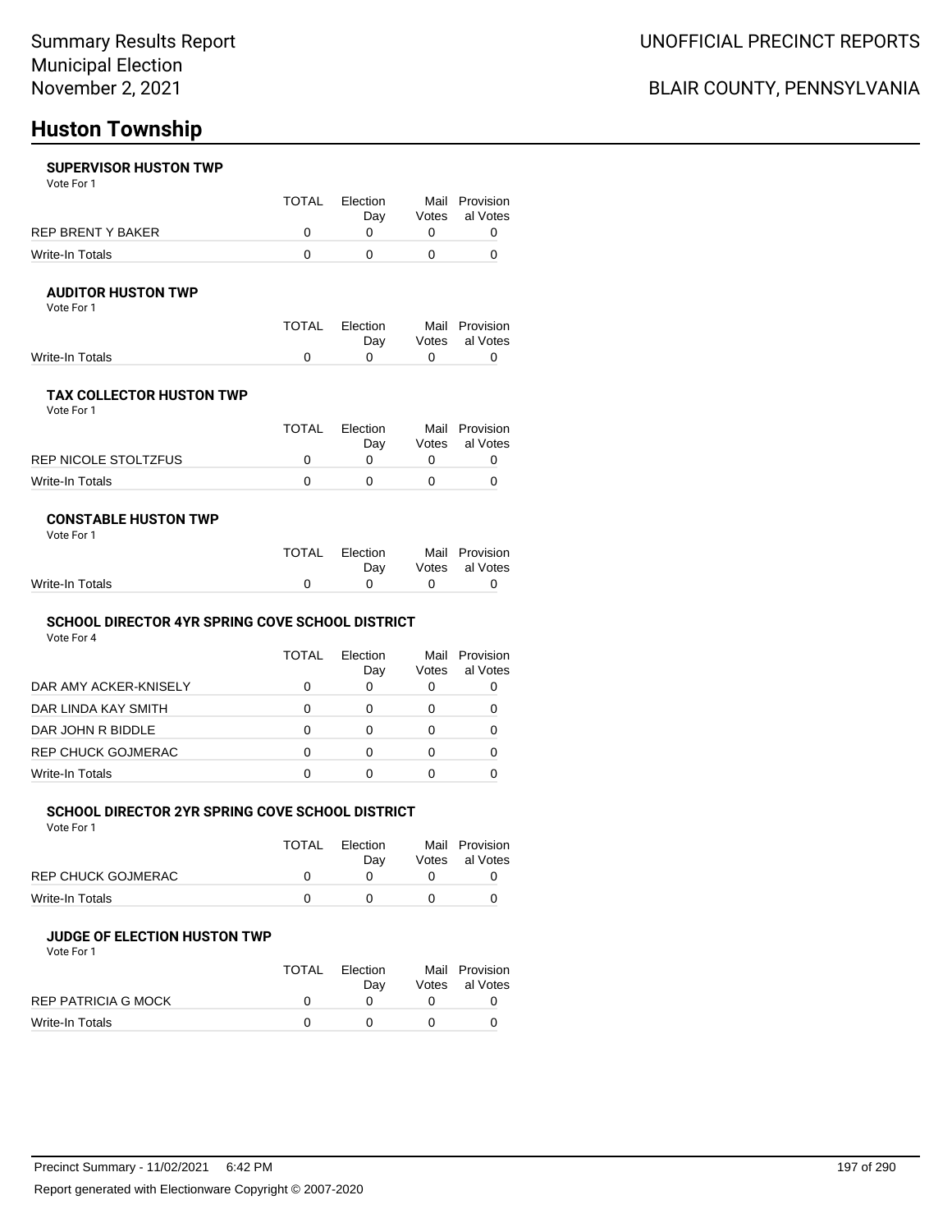Summary Results Report
Municipal Election
November 2, 2021

UNOFFICIAL PRECINCT REPORTS

BLAIR COUNTY, PENNSYLVANIA

# Huston Township

### SUPERVISOR HUSTON TWP

Vote For 1

| | TOTAL | Election Day | Mail Votes | Provisional Votes |
|---|---|---|---|---|
| REP BRENT Y BAKER | 0 | 0 | 0 | 0 |
| Write-In Totals | 0 | 0 | 0 | 0 |

### AUDITOR HUSTON TWP

Vote For 1

| | TOTAL | Election Day | Mail Votes | Provisional Votes |
|---|---|---|---|---|
| Write-In Totals | 0 | 0 | 0 | 0 |

### TAX COLLECTOR HUSTON TWP

Vote For 1

| | TOTAL | Election Day | Mail Votes | Provisional Votes |
|---|---|---|---|---|
| REP NICOLE STOLTZFUS | 0 | 0 | 0 | 0 |
| Write-In Totals | 0 | 0 | 0 | 0 |

### CONSTABLE HUSTON TWP

Vote For 1

| | TOTAL | Election Day | Mail Votes | Provisional Votes |
|---|---|---|---|---|
| Write-In Totals | 0 | 0 | 0 | 0 |

### SCHOOL DIRECTOR 4YR SPRING COVE SCHOOL DISTRICT

Vote For 4

| | TOTAL | Election Day | Mail Votes | Provisional Votes |
|---|---|---|---|---|
| DAR AMY ACKER-KNISELY | 0 | 0 | 0 | 0 |
| DAR LINDA KAY SMITH | 0 | 0 | 0 | 0 |
| DAR JOHN R BIDDLE | 0 | 0 | 0 | 0 |
| REP CHUCK GOJMERAC | 0 | 0 | 0 | 0 |
| Write-In Totals | 0 | 0 | 0 | 0 |

### SCHOOL DIRECTOR 2YR SPRING COVE SCHOOL DISTRICT

Vote For 1

| | TOTAL | Election Day | Mail Votes | Provisional Votes |
|---|---|---|---|---|
| REP CHUCK GOJMERAC | 0 | 0 | 0 | 0 |
| Write-In Totals | 0 | 0 | 0 | 0 |

### JUDGE OF ELECTION HUSTON TWP

Vote For 1

| | TOTAL | Election Day | Mail Votes | Provisional Votes |
|---|---|---|---|---|
| REP PATRICIA G MOCK | 0 | 0 | 0 | 0 |
| Write-In Totals | 0 | 0 | 0 | 0 |

Precinct Summary - 11/02/2021 6:42 PM

Report generated with Electionware Copyright © 2007-2020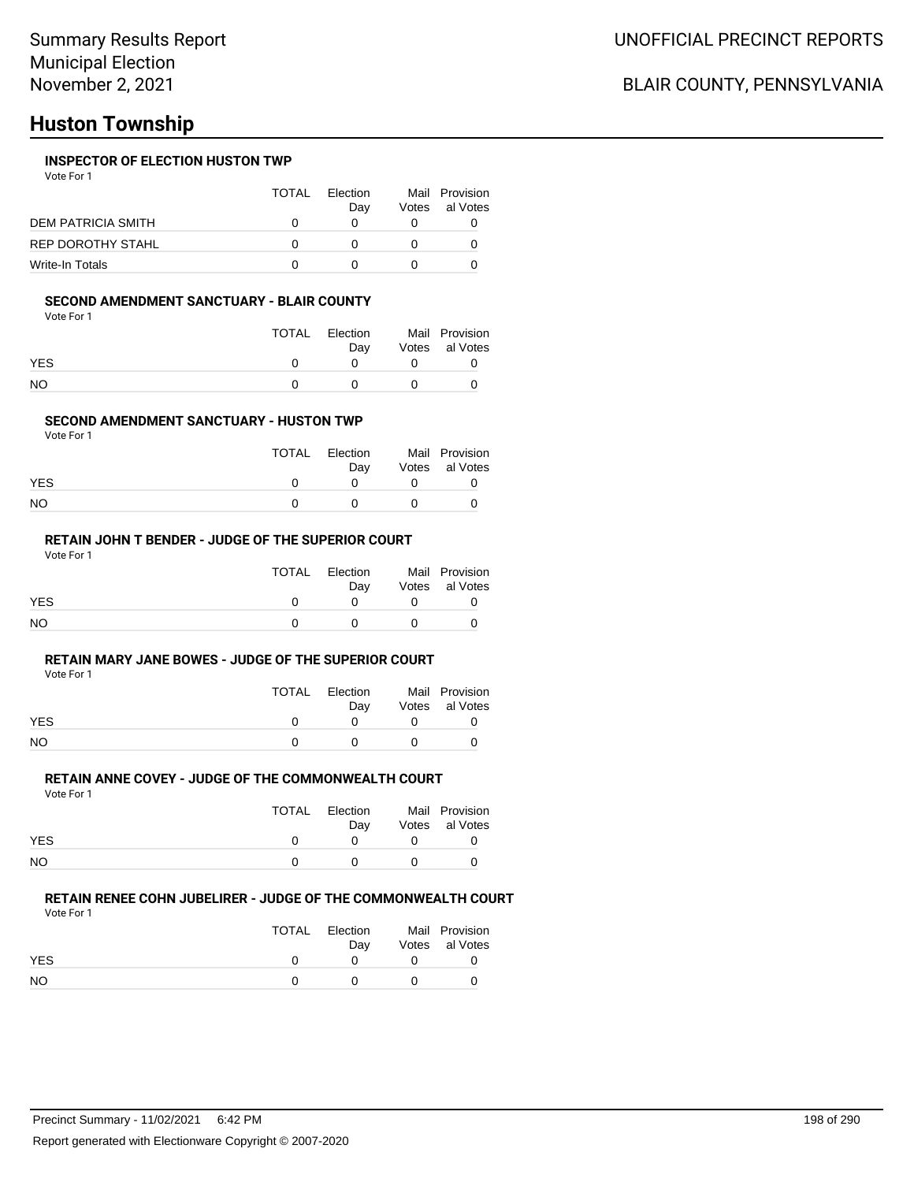Summary Results Report
Municipal Election
November 2, 2021

UNOFFICIAL PRECINCT REPORTS

BLAIR COUNTY, PENNSYLVANIA

# Huston Township

### INSPECTOR OF ELECTION HUSTON TWP

Vote For 1

| | TOTAL | Election Day | Mail Votes | Provisional Votes |
|---|---|---|---|---|
| DEM PATRICIA SMITH | 0 | 0 | 0 | 0 |
| REP DOROTHY STAHL | 0 | 0 | 0 | 0 |
| Write-In Totals | 0 | 0 | 0 | 0 |

### SECOND AMENDMENT SANCTUARY - BLAIR COUNTY

Vote For 1

| | TOTAL | Election Day | Mail Votes | Provisional Votes |
|---|---|---|---|---|
| YES | 0 | 0 | 0 | 0 |
| NO | 0 | 0 | 0 | 0 |

### SECOND AMENDMENT SANCTUARY - HUSTON TWP

Vote For 1

| | TOTAL | Election Day | Mail Votes | Provisional Votes |
|---|---|---|---|---|
| YES | 0 | 0 | 0 | 0 |
| NO | 0 | 0 | 0 | 0 |

### RETAIN JOHN T BENDER - JUDGE OF THE SUPERIOR COURT

Vote For 1

| | TOTAL | Election Day | Mail Votes | Provisional Votes |
|---|---|---|---|---|
| YES | 0 | 0 | 0 | 0 |
| NO | 0 | 0 | 0 | 0 |

### RETAIN MARY JANE BOWES - JUDGE OF THE SUPERIOR COURT

Vote For 1

| | TOTAL | Election Day | Mail Votes | Provisional Votes |
|---|---|---|---|---|
| YES | 0 | 0 | 0 | 0 |
| NO | 0 | 0 | 0 | 0 |

### RETAIN ANNE COVEY - JUDGE OF THE COMMONWEALTH COURT

Vote For 1

| | TOTAL | Election Day | Mail Votes | Provisional Votes |
|---|---|---|---|---|
| YES | 0 | 0 | 0 | 0 |
| NO | 0 | 0 | 0 | 0 |

### RETAIN RENEE COHN JUBELIRER - JUDGE OF THE COMMONWEALTH COURT

Vote For 1

| | TOTAL | Election Day | Mail Votes | Provisional Votes |
|---|---|---|---|---|
| YES | 0 | 0 | 0 | 0 |
| NO | 0 | 0 | 0 | 0 |

Precinct Summary - 11/02/2021 6:42 PM

Report generated with Electionware Copyright © 2007-2020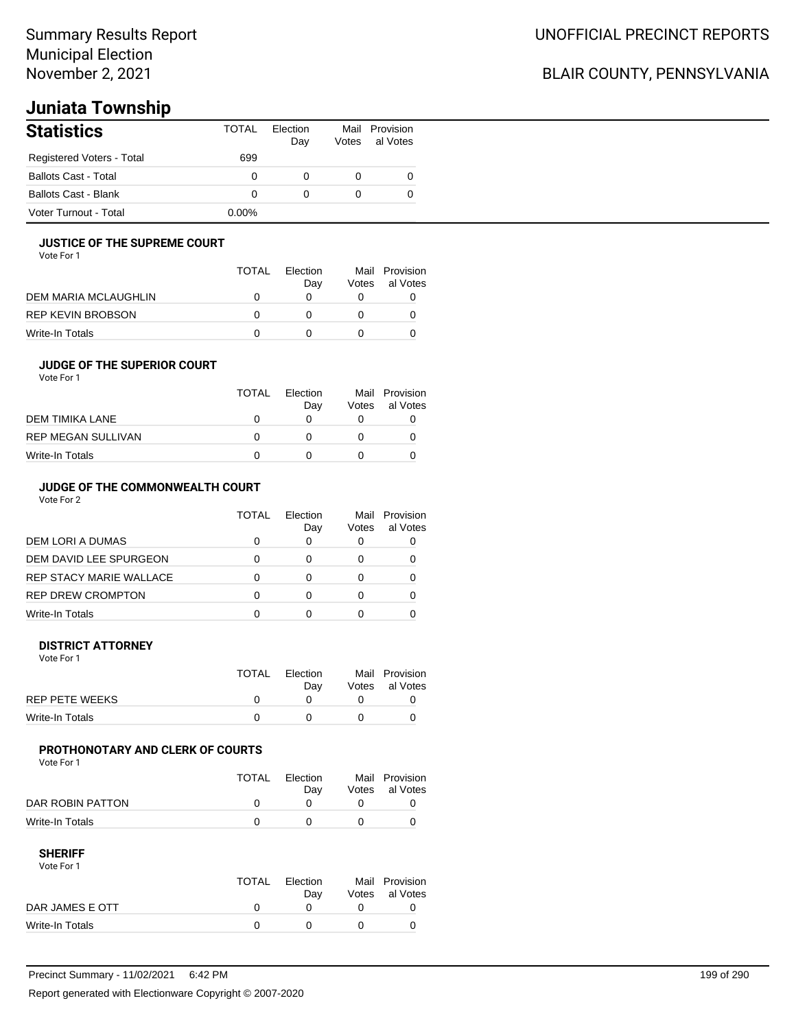Summary Results Report
Municipal Election
November 2, 2021

UNOFFICIAL PRECINCT REPORTS

BLAIR COUNTY, PENNSYLVANIA

# Juniata Township

## Statistics

| | TOTAL | Election Day | Mail Votes | Provisional Votes |
|---|---|---|---|---|
| Registered Voters - Total | 699 | | | |
| Ballots Cast - Total | 0 | 0 | 0 | 0 |
| Ballots Cast - Blank | 0 | 0 | 0 | 0 |
| Voter Turnout - Total | 0.00% | | | |

### JUSTICE OF THE SUPREME COURT

Vote For 1

| | TOTAL | Election Day | Mail Votes | Provisional Votes |
|---|---|---|---|---|
| DEM MARIA MCLAUGHLIN | 0 | 0 | 0 | 0 |
| REP KEVIN BROBSON | 0 | 0 | 0 | 0 |
| Write-In Totals | 0 | 0 | 0 | 0 |

### JUDGE OF THE SUPERIOR COURT

Vote For 1

| | TOTAL | Election Day | Mail Votes | Provisional Votes |
|---|---|---|---|---|
| DEM TIMIKA LANE | 0 | 0 | 0 | 0 |
| REP MEGAN SULLIVAN | 0 | 0 | 0 | 0 |
| Write-In Totals | 0 | 0 | 0 | 0 |

### JUDGE OF THE COMMONWEALTH COURT

Vote For 2

| | TOTAL | Election Day | Mail Votes | Provisional Votes |
|---|---|---|---|---|
| DEM LORI A DUMAS | 0 | 0 | 0 | 0 |
| DEM DAVID LEE SPURGEON | 0 | 0 | 0 | 0 |
| REP STACY MARIE WALLACE | 0 | 0 | 0 | 0 |
| REP DREW CROMPTON | 0 | 0 | 0 | 0 |
| Write-In Totals | 0 | 0 | 0 | 0 |

### DISTRICT ATTORNEY

Vote For 1

| | TOTAL | Election Day | Mail Votes | Provisional Votes |
|---|---|---|---|---|
| REP PETE WEEKS | 0 | 0 | 0 | 0 |
| Write-In Totals | 0 | 0 | 0 | 0 |

### PROTHONOTARY AND CLERK OF COURTS

Vote For 1

| | TOTAL | Election Day | Mail Votes | Provisional Votes |
|---|---|---|---|---|
| DAR ROBIN PATTON | 0 | 0 | 0 | 0 |
| Write-In Totals | 0 | 0 | 0 | 0 |

### SHERIFF

Vote For 1

| | TOTAL | Election Day | Mail Votes | Provisional Votes |
|---|---|---|---|---|
| DAR JAMES E OTT | 0 | 0 | 0 | 0 |
| Write-In Totals | 0 | 0 | 0 | 0 |

Precinct Summary - 11/02/2021 6:42 PM

Report generated with Electionware Copyright © 2007-2020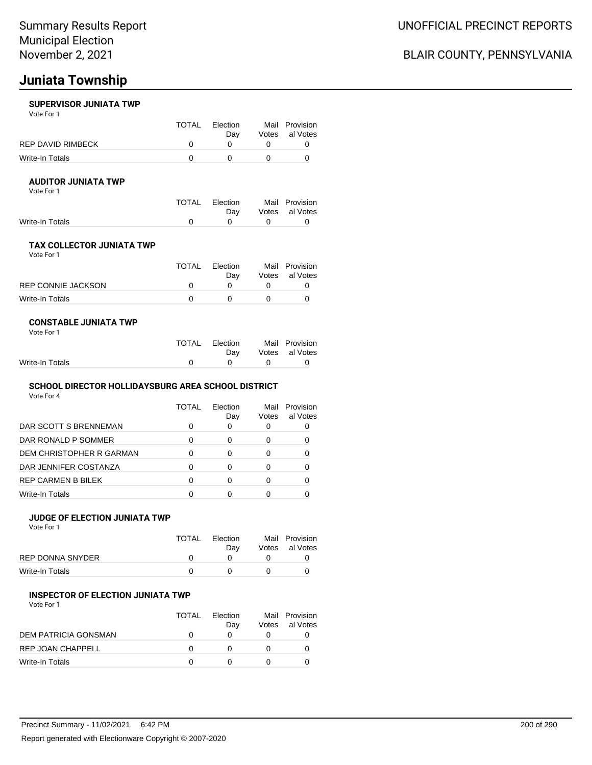# Summary Results Report
Municipal Election
November 2, 2021

UNOFFICIAL PRECINCT REPORTS

BLAIR COUNTY, PENNSYLVANIA

## Juniata Township

### SUPERVISOR JUNIATA TWP

Vote For 1

| | TOTAL | Election Day | Mail Votes | Provisional Votes |
|---|---|---|---|---|
| REP DAVID RIMBECK | 0 | 0 | 0 | 0 |
| Write-In Totals | 0 | 0 | 0 | 0 |

### AUDITOR JUNIATA TWP

Vote For 1

| | TOTAL | Election Day | Mail Votes | Provisional Votes |
|---|---|---|---|---|
| Write-In Totals | 0 | 0 | 0 | 0 |

### TAX COLLECTOR JUNIATA TWP

Vote For 1

| | TOTAL | Election Day | Mail Votes | Provisional Votes |
|---|---|---|---|---|
| REP CONNIE JACKSON | 0 | 0 | 0 | 0 |
| Write-In Totals | 0 | 0 | 0 | 0 |

### CONSTABLE JUNIATA TWP

Vote For 1

| | TOTAL | Election Day | Mail Votes | Provisional Votes |
|---|---|---|---|---|
| Write-In Totals | 0 | 0 | 0 | 0 |

### SCHOOL DIRECTOR HOLLIDAYSBURG AREA SCHOOL DISTRICT

Vote For 4

| | TOTAL | Election Day | Mail Votes | Provisional Votes |
|---|---|---|---|---|
| DAR SCOTT S BRENNEMAN | 0 | 0 | 0 | 0 |
| DAR RONALD P SOMMER | 0 | 0 | 0 | 0 |
| DEM CHRISTOPHER R GARMAN | 0 | 0 | 0 | 0 |
| DAR JENNIFER COSTANZA | 0 | 0 | 0 | 0 |
| REP CARMEN B BILEK | 0 | 0 | 0 | 0 |
| Write-In Totals | 0 | 0 | 0 | 0 |

### JUDGE OF ELECTION JUNIATA TWP

Vote For 1

| | TOTAL | Election Day | Mail Votes | Provisional Votes |
|---|---|---|---|---|
| REP DONNA SNYDER | 0 | 0 | 0 | 0 |
| Write-In Totals | 0 | 0 | 0 | 0 |

### INSPECTOR OF ELECTION JUNIATA TWP

Vote For 1

| | TOTAL | Election Day | Mail Votes | Provisional Votes |
|---|---|---|---|---|
| DEM PATRICIA GONSMAN | 0 | 0 | 0 | 0 |
| REP JOAN CHAPPELL | 0 | 0 | 0 | 0 |
| Write-In Totals | 0 | 0 | 0 | 0 |

Precinct Summary - 11/02/2021 6:42 PM

Report generated with Electionware Copyright © 2007-2020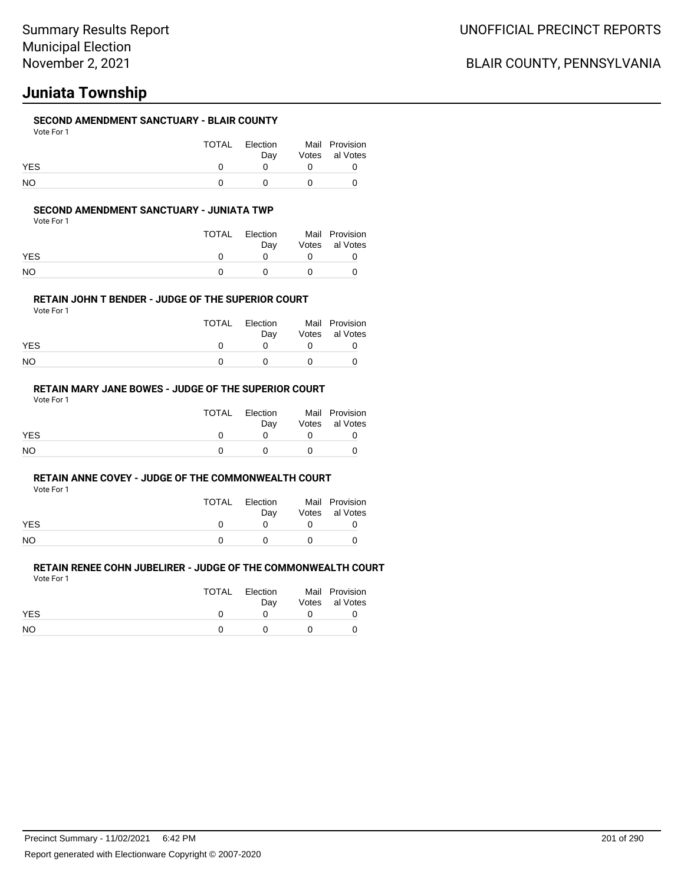Summary Results Report
Municipal Election
November 2, 2021

UNOFFICIAL PRECINCT REPORTS

BLAIR COUNTY, PENNSYLVANIA

# Juniata Township

### SECOND AMENDMENT SANCTUARY - BLAIR COUNTY

Vote For 1

| | TOTAL | Election Day | Mail Votes | Provisional Votes |
|---|---|---|---|---|
| YES | 0 | 0 | 0 | 0 |
| NO | 0 | 0 | 0 | 0 |

### SECOND AMENDMENT SANCTUARY - JUNIATA TWP

Vote For 1

| | TOTAL | Election Day | Mail Votes | Provisional Votes |
|---|---|---|---|---|
| YES | 0 | 0 | 0 | 0 |
| NO | 0 | 0 | 0 | 0 |

### RETAIN JOHN T BENDER - JUDGE OF THE SUPERIOR COURT

Vote For 1

| | TOTAL | Election Day | Mail Votes | Provisional Votes |
|---|---|---|---|---|
| YES | 0 | 0 | 0 | 0 |
| NO | 0 | 0 | 0 | 0 |

### RETAIN MARY JANE BOWES - JUDGE OF THE SUPERIOR COURT

Vote For 1

| | TOTAL | Election Day | Mail Votes | Provisional Votes |
|---|---|---|---|---|
| YES | 0 | 0 | 0 | 0 |
| NO | 0 | 0 | 0 | 0 |

### RETAIN ANNE COVEY - JUDGE OF THE COMMONWEALTH COURT

Vote For 1

| | TOTAL | Election Day | Mail Votes | Provisional Votes |
|---|---|---|---|---|
| YES | 0 | 0 | 0 | 0 |
| NO | 0 | 0 | 0 | 0 |

### RETAIN RENEE COHN JUBELIRER - JUDGE OF THE COMMONWEALTH COURT

Vote For 1

| | TOTAL | Election Day | Mail Votes | Provisional Votes |
|---|---|---|---|---|
| YES | 0 | 0 | 0 | 0 |
| NO | 0 | 0 | 0 | 0 |

Precinct Summary - 11/02/2021 6:42 PM

Report generated with Electionware Copyright © 2007-2020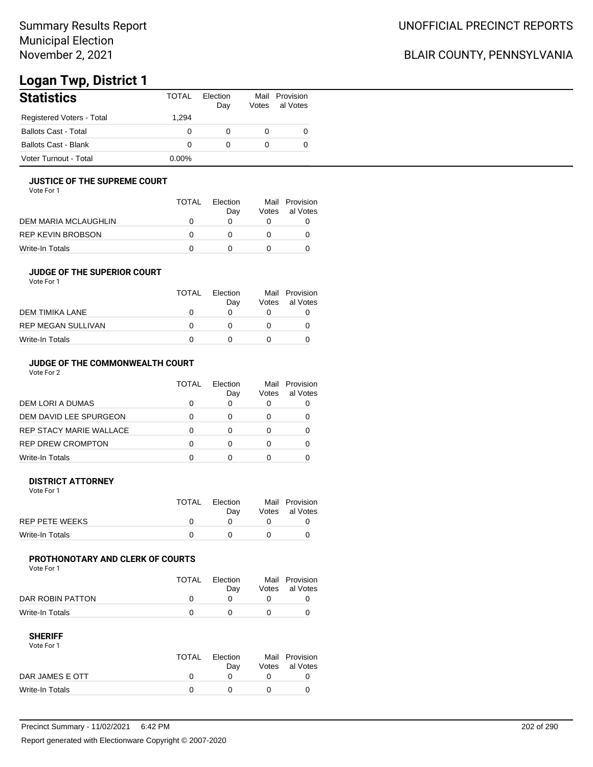Summary Results Report
Municipal Election
November 2, 2021

UNOFFICIAL PRECINCT REPORTS

BLAIR COUNTY, PENNSYLVANIA

# Logan Twp, District 1

## Statistics

| Statistics | TOTAL | Election Day | Mail Votes | Provisional Votes |
|---|---|---|---|---|
| Registered Voters - Total | 1,294 | | | |
| Ballots Cast - Total | 0 | 0 | 0 | 0 |
| Ballots Cast - Blank | 0 | 0 | 0 | 0 |
| Voter Turnout - Total | 0.00% | | | |

### JUSTICE OF THE SUPREME COURT

Vote For 1

| | TOTAL | Election Day | Mail Votes | Provisional Votes |
|---|---|---|---|---|
| DEM MARIA MCLAUGHLIN | 0 | 0 | 0 | 0 |
| REP KEVIN BROBSON | 0 | 0 | 0 | 0 |
| Write-In Totals | 0 | 0 | 0 | 0 |

### JUDGE OF THE SUPERIOR COURT

Vote For 1

| | TOTAL | Election Day | Mail Votes | Provisional Votes |
|---|---|---|---|---|
| DEM TIMIKA LANE | 0 | 0 | 0 | 0 |
| REP MEGAN SULLIVAN | 0 | 0 | 0 | 0 |
| Write-In Totals | 0 | 0 | 0 | 0 |

### JUDGE OF THE COMMONWEALTH COURT

Vote For 2

| | TOTAL | Election Day | Mail Votes | Provisional Votes |
|---|---|---|---|---|
| DEM LORI A DUMAS | 0 | 0 | 0 | 0 |
| DEM DAVID LEE SPURGEON | 0 | 0 | 0 | 0 |
| REP STACY MARIE WALLACE | 0 | 0 | 0 | 0 |
| REP DREW CROMPTON | 0 | 0 | 0 | 0 |
| Write-In Totals | 0 | 0 | 0 | 0 |

### DISTRICT ATTORNEY

Vote For 1

| | TOTAL | Election Day | Mail Votes | Provisional Votes |
|---|---|---|---|---|
| REP PETE WEEKS | 0 | 0 | 0 | 0 |
| Write-In Totals | 0 | 0 | 0 | 0 |

### PROTHONOTARY AND CLERK OF COURTS

Vote For 1

| | TOTAL | Election Day | Mail Votes | Provisional Votes |
|---|---|---|---|---|
| DAR ROBIN PATTON | 0 | 0 | 0 | 0 |
| Write-In Totals | 0 | 0 | 0 | 0 |

### SHERIFF

Vote For 1

| | TOTAL | Election Day | Mail Votes | Provisional Votes |
|---|---|---|---|---|
| DAR JAMES E OTT | 0 | 0 | 0 | 0 |
| Write-In Totals | 0 | 0 | 0 | 0 |

Precinct Summary - 11/02/2021 6:42 PM

Report generated with Electionware Copyright © 2007-2020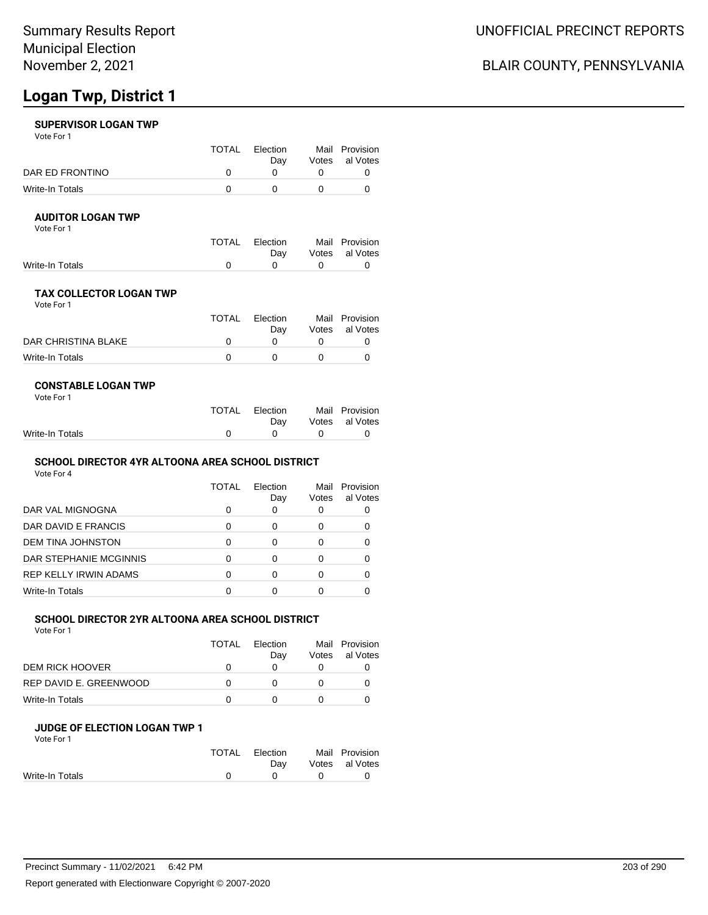Summary Results Report
Municipal Election
November 2, 2021

UNOFFICIAL PRECINCT REPORTS

BLAIR COUNTY, PENNSYLVANIA

# Logan Twp, District 1

### SUPERVISOR LOGAN TWP

Vote For 1

| | TOTAL | Election Day | Mail Votes | Provisional Votes |
|---|---|---|---|---|
| DAR ED FRONTINO | 0 | 0 | 0 | 0 |
| Write-In Totals | 0 | 0 | 0 | 0 |

### AUDITOR LOGAN TWP

Vote For 1

| | TOTAL | Election Day | Mail Votes | Provisional Votes |
|---|---|---|---|---|
| Write-In Totals | 0 | 0 | 0 | 0 |

### TAX COLLECTOR LOGAN TWP

Vote For 1

| | TOTAL | Election Day | Mail Votes | Provisional Votes |
|---|---|---|---|---|
| DAR CHRISTINA BLAKE | 0 | 0 | 0 | 0 |
| Write-In Totals | 0 | 0 | 0 | 0 |

### CONSTABLE LOGAN TWP

Vote For 1

| | TOTAL | Election Day | Mail Votes | Provisional Votes |
|---|---|---|---|---|
| Write-In Totals | 0 | 0 | 0 | 0 |

### SCHOOL DIRECTOR 4YR ALTOONA AREA SCHOOL DISTRICT

Vote For 4

| | TOTAL | Election Day | Mail Votes | Provisional Votes |
|---|---|---|---|---|
| DAR VAL MIGNOGNA | 0 | 0 | 0 | 0 |
| DAR DAVID E FRANCIS | 0 | 0 | 0 | 0 |
| DEM TINA JOHNSTON | 0 | 0 | 0 | 0 |
| DAR STEPHANIE MCGINNIS | 0 | 0 | 0 | 0 |
| REP KELLY IRWIN ADAMS | 0 | 0 | 0 | 0 |
| Write-In Totals | 0 | 0 | 0 | 0 |

### SCHOOL DIRECTOR 2YR ALTOONA AREA SCHOOL DISTRICT

Vote For 1

| | TOTAL | Election Day | Mail Votes | Provisional Votes |
|---|---|---|---|---|
| DEM RICK HOOVER | 0 | 0 | 0 | 0 |
| REP DAVID E. GREENWOOD | 0 | 0 | 0 | 0 |
| Write-In Totals | 0 | 0 | 0 | 0 |

### JUDGE OF ELECTION LOGAN TWP 1

Vote For 1

| | TOTAL | Election Day | Mail Votes | Provisional Votes |
|---|---|---|---|---|
| Write-In Totals | 0 | 0 | 0 | 0 |

Precinct Summary - 11/02/2021 6:42 PM

Report generated with Electionware Copyright © 2007-2020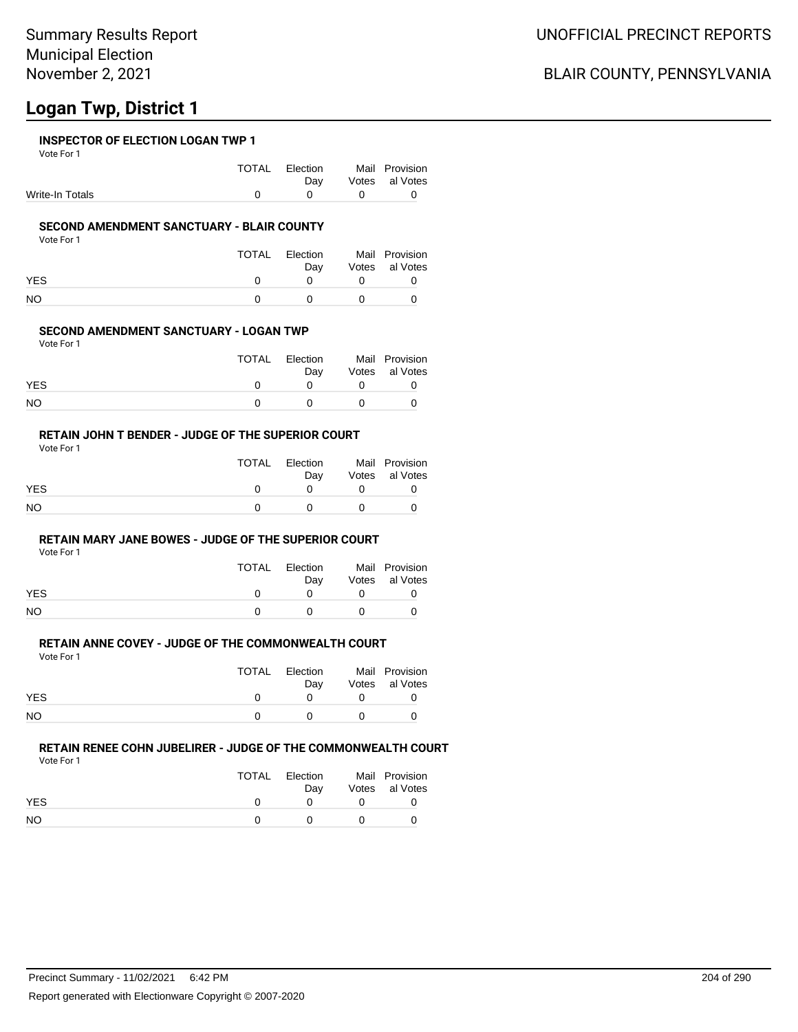Summary Results Report
Municipal Election
November 2, 2021

UNOFFICIAL PRECINCT REPORTS

BLAIR COUNTY, PENNSYLVANIA

# Logan Twp, District 1

### INSPECTOR OF ELECTION LOGAN TWP 1

Vote For 1

| | TOTAL | Election Day | Mail Votes | Provisional Votes |
|---|---|---|---|---|
| Write-In Totals | 0 | 0 | 0 | 0 |

### SECOND AMENDMENT SANCTUARY - BLAIR COUNTY

Vote For 1

| | TOTAL | Election Day | Mail Votes | Provisional Votes |
|---|---|---|---|---|
| YES | 0 | 0 | 0 | 0 |
| NO | 0 | 0 | 0 | 0 |

### SECOND AMENDMENT SANCTUARY - LOGAN TWP

Vote For 1

| | TOTAL | Election Day | Mail Votes | Provisional Votes |
|---|---|---|---|---|
| YES | 0 | 0 | 0 | 0 |
| NO | 0 | 0 | 0 | 0 |

### RETAIN JOHN T BENDER - JUDGE OF THE SUPERIOR COURT

Vote For 1

| | TOTAL | Election Day | Mail Votes | Provisional Votes |
|---|---|---|---|---|
| YES | 0 | 0 | 0 | 0 |
| NO | 0 | 0 | 0 | 0 |

### RETAIN MARY JANE BOWES - JUDGE OF THE SUPERIOR COURT

Vote For 1

| | TOTAL | Election Day | Mail Votes | Provisional Votes |
|---|---|---|---|---|
| YES | 0 | 0 | 0 | 0 |
| NO | 0 | 0 | 0 | 0 |

### RETAIN ANNE COVEY - JUDGE OF THE COMMONWEALTH COURT

Vote For 1

| | TOTAL | Election Day | Mail Votes | Provisional Votes |
|---|---|---|---|---|
| YES | 0 | 0 | 0 | 0 |
| NO | 0 | 0 | 0 | 0 |

### RETAIN RENEE COHN JUBELIRER - JUDGE OF THE COMMONWEALTH COURT

Vote For 1

| | TOTAL | Election Day | Mail Votes | Provisional Votes |
|---|---|---|---|---|
| YES | 0 | 0 | 0 | 0 |
| NO | 0 | 0 | 0 | 0 |

Precinct Summary - 11/02/2021 6:42 PM

Report generated with Electionware Copyright © 2007-2020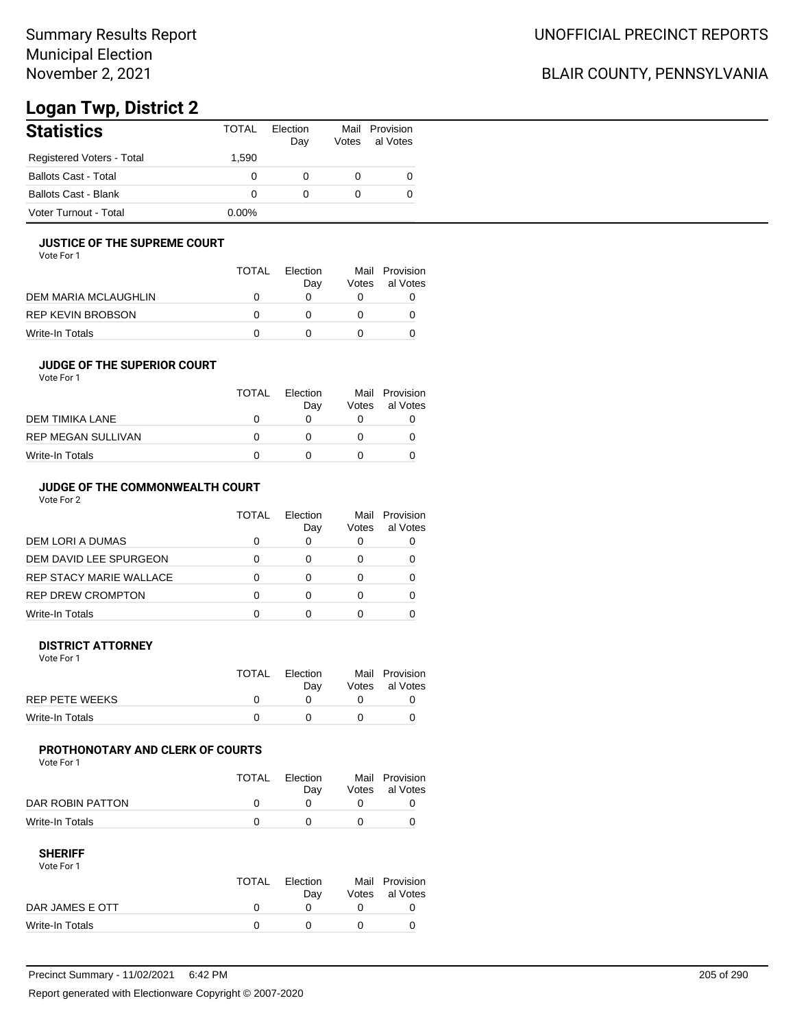Summary Results Report
Municipal Election
November 2, 2021

UNOFFICIAL PRECINCT REPORTS

BLAIR COUNTY, PENNSYLVANIA

# Logan Twp, District 2

## Statistics

| | TOTAL | Election Day | Mail Votes | Provisional Votes |
|---|---|---|---|---|
| Registered Voters - Total | 1,590 | | | |
| Ballots Cast - Total | 0 | 0 | 0 | 0 |
| Ballots Cast - Blank | 0 | 0 | 0 | 0 |
| Voter Turnout - Total | 0.00% | | | |

### JUSTICE OF THE SUPREME COURT

Vote For 1

| | TOTAL | Election Day | Mail Votes | Provisional Votes |
|---|---|---|---|---|
| DEM MARIA MCLAUGHLIN | 0 | 0 | 0 | 0 |
| REP KEVIN BROBSON | 0 | 0 | 0 | 0 |
| Write-In Totals | 0 | 0 | 0 | 0 |

### JUDGE OF THE SUPERIOR COURT

Vote For 1

| | TOTAL | Election Day | Mail Votes | Provisional Votes |
|---|---|---|---|---|
| DEM TIMIKA LANE | 0 | 0 | 0 | 0 |
| REP MEGAN SULLIVAN | 0 | 0 | 0 | 0 |
| Write-In Totals | 0 | 0 | 0 | 0 |

### JUDGE OF THE COMMONWEALTH COURT

Vote For 2

| | TOTAL | Election Day | Mail Votes | Provisional Votes |
|---|---|---|---|---|
| DEM LORI A DUMAS | 0 | 0 | 0 | 0 |
| DEM DAVID LEE SPURGEON | 0 | 0 | 0 | 0 |
| REP STACY MARIE WALLACE | 0 | 0 | 0 | 0 |
| REP DREW CROMPTON | 0 | 0 | 0 | 0 |
| Write-In Totals | 0 | 0 | 0 | 0 |

### DISTRICT ATTORNEY

Vote For 1

| | TOTAL | Election Day | Mail Votes | Provisional Votes |
|---|---|---|---|---|
| REP PETE WEEKS | 0 | 0 | 0 | 0 |
| Write-In Totals | 0 | 0 | 0 | 0 |

### PROTHONOTARY AND CLERK OF COURTS

Vote For 1

| | TOTAL | Election Day | Mail Votes | Provisional Votes |
|---|---|---|---|---|
| DAR ROBIN PATTON | 0 | 0 | 0 | 0 |
| Write-In Totals | 0 | 0 | 0 | 0 |

### SHERIFF

Vote For 1

| | TOTAL | Election Day | Mail Votes | Provisional Votes |
|---|---|---|---|---|
| DAR JAMES E OTT | 0 | 0 | 0 | 0 |
| Write-In Totals | 0 | 0 | 0 | 0 |

Precinct Summary - 11/02/2021 6:42 PM

Report generated with Electionware Copyright © 2007-2020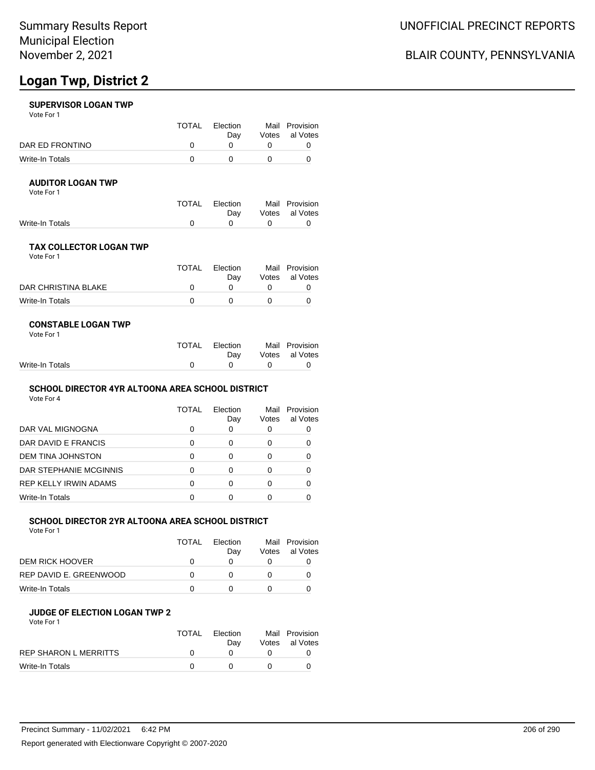# Logan Twp, District 2

### SUPERVISOR LOGAN TWP

Vote For 1

| | TOTAL | Election Day | Mail Votes | Provisional Votes |
|---|---|---|---|---|
| DAR ED FRONTINO | 0 | 0 | 0 | 0 |
| Write-In Totals | 0 | 0 | 0 | 0 |

### AUDITOR LOGAN TWP

Vote For 1

| | TOTAL | Election Day | Mail Votes | Provisional Votes |
|---|---|---|---|---|
| Write-In Totals | 0 | 0 | 0 | 0 |

### TAX COLLECTOR LOGAN TWP

Vote For 1

| | TOTAL | Election Day | Mail Votes | Provisional Votes |
|---|---|---|---|---|
| DAR CHRISTINA BLAKE | 0 | 0 | 0 | 0 |
| Write-In Totals | 0 | 0 | 0 | 0 |

### CONSTABLE LOGAN TWP

Vote For 1

| | TOTAL | Election Day | Mail Votes | Provisional Votes |
|---|---|---|---|---|
| Write-In Totals | 0 | 0 | 0 | 0 |

### SCHOOL DIRECTOR 4YR ALTOONA AREA SCHOOL DISTRICT

Vote For 4

| | TOTAL | Election Day | Mail Votes | Provisional Votes |
|---|---|---|---|---|
| DAR VAL MIGNOGNA | 0 | 0 | 0 | 0 |
| DAR DAVID E FRANCIS | 0 | 0 | 0 | 0 |
| DEM TINA JOHNSTON | 0 | 0 | 0 | 0 |
| DAR STEPHANIE MCGINNIS | 0 | 0 | 0 | 0 |
| REP KELLY IRWIN ADAMS | 0 | 0 | 0 | 0 |
| Write-In Totals | 0 | 0 | 0 | 0 |

### SCHOOL DIRECTOR 2YR ALTOONA AREA SCHOOL DISTRICT

Vote For 1

| | TOTAL | Election Day | Mail Votes | Provisional Votes |
|---|---|---|---|---|
| DEM RICK HOOVER | 0 | 0 | 0 | 0 |
| REP DAVID E. GREENWOOD | 0 | 0 | 0 | 0 |
| Write-In Totals | 0 | 0 | 0 | 0 |

### JUDGE OF ELECTION LOGAN TWP 2

Vote For 1

| | TOTAL | Election Day | Mail Votes | Provisional Votes |
|---|---|---|---|---|
| REP SHARON L MERRITTS | 0 | 0 | 0 | 0 |
| Write-In Totals | 0 | 0 | 0 | 0 |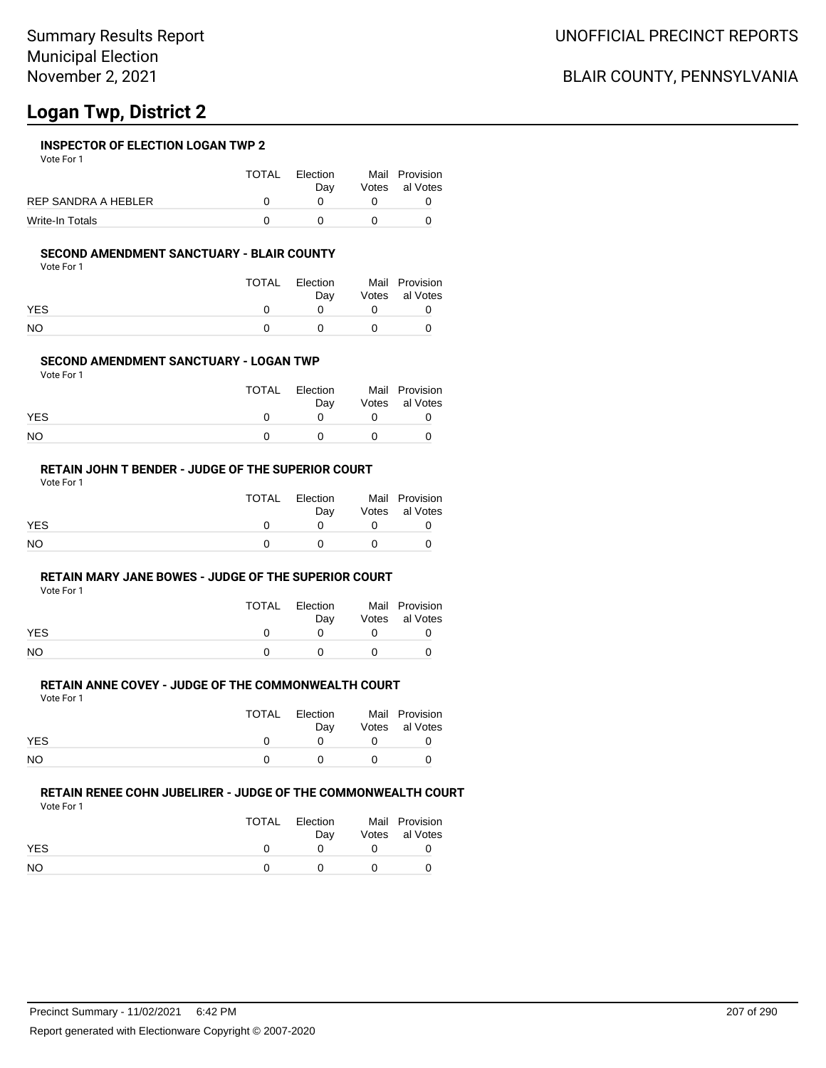Summary Results Report
Municipal Election
November 2, 2021

UNOFFICIAL PRECINCT REPORTS

BLAIR COUNTY, PENNSYLVANIA

# Logan Twp, District 2

### INSPECTOR OF ELECTION LOGAN TWP 2

Vote For 1

| | TOTAL | Election Day | Mail Votes | Provisional Votes |
|---|---|---|---|---|
| REP SANDRA A HEBLER | 0 | 0 | 0 | 0 |
| Write-In Totals | 0 | 0 | 0 | 0 |

### SECOND AMENDMENT SANCTUARY - BLAIR COUNTY

Vote For 1

| | TOTAL | Election Day | Mail Votes | Provisional Votes |
|---|---|---|---|---|
| YES | 0 | 0 | 0 | 0 |
| NO | 0 | 0 | 0 | 0 |

### SECOND AMENDMENT SANCTUARY - LOGAN TWP

Vote For 1

| | TOTAL | Election Day | Mail Votes | Provisional Votes |
|---|---|---|---|---|
| YES | 0 | 0 | 0 | 0 |
| NO | 0 | 0 | 0 | 0 |

### RETAIN JOHN T BENDER - JUDGE OF THE SUPERIOR COURT

Vote For 1

| | TOTAL | Election Day | Mail Votes | Provisional Votes |
|---|---|---|---|---|
| YES | 0 | 0 | 0 | 0 |
| NO | 0 | 0 | 0 | 0 |

### RETAIN MARY JANE BOWES - JUDGE OF THE SUPERIOR COURT

Vote For 1

| | TOTAL | Election Day | Mail Votes | Provisional Votes |
|---|---|---|---|---|
| YES | 0 | 0 | 0 | 0 |
| NO | 0 | 0 | 0 | 0 |

### RETAIN ANNE COVEY - JUDGE OF THE COMMONWEALTH COURT

Vote For 1

| | TOTAL | Election Day | Mail Votes | Provisional Votes |
|---|---|---|---|---|
| YES | 0 | 0 | 0 | 0 |
| NO | 0 | 0 | 0 | 0 |

### RETAIN RENEE COHN JUBELIRER - JUDGE OF THE COMMONWEALTH COURT

Vote For 1

| | TOTAL | Election Day | Mail Votes | Provisional Votes |
|---|---|---|---|---|
| YES | 0 | 0 | 0 | 0 |
| NO | 0 | 0 | 0 | 0 |

Precinct Summary - 11/02/2021 6:42 PM

Report generated with Electionware Copyright © 2007-2020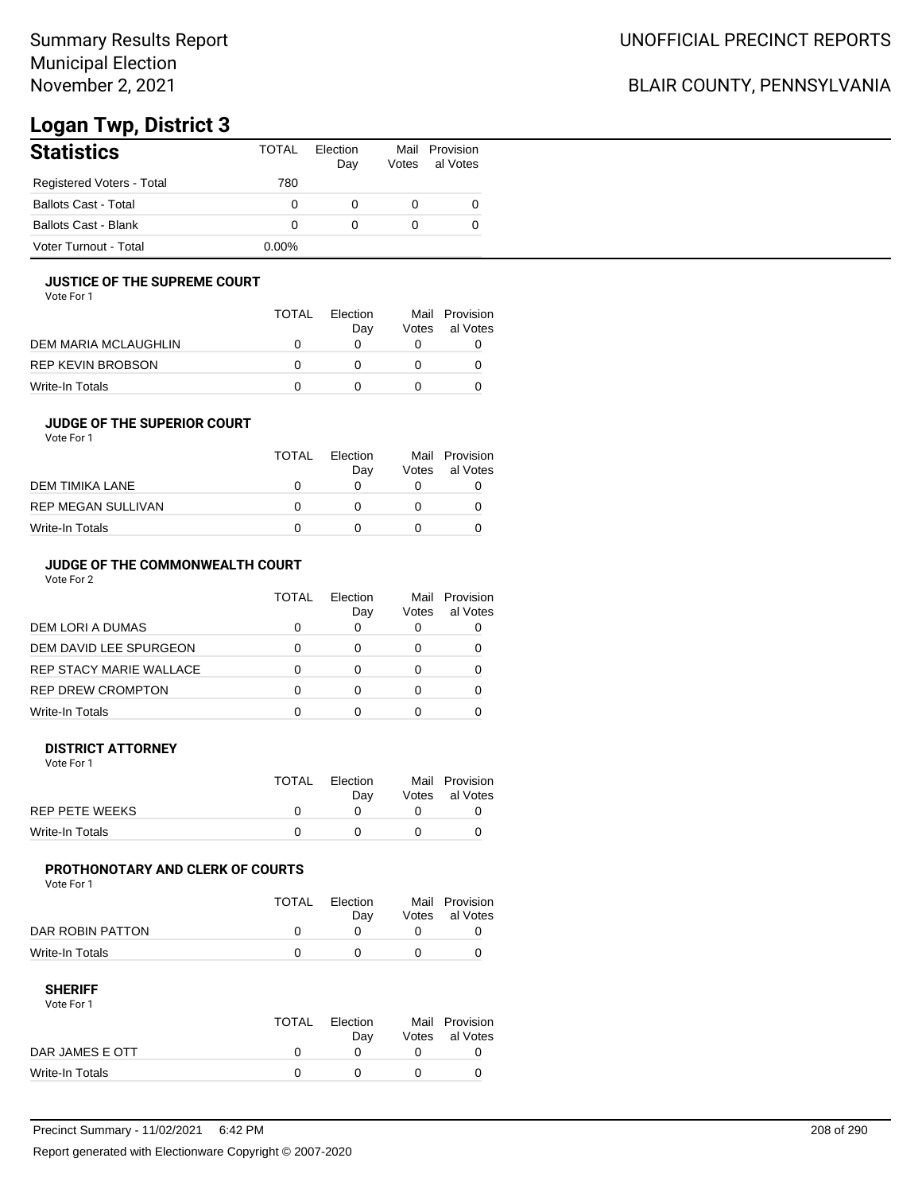Summary Results Report
Municipal Election
November 2, 2021

UNOFFICIAL PRECINCT REPORTS

BLAIR COUNTY, PENNSYLVANIA

# Logan Twp, District 3

## Statistics

| | TOTAL | Election Day | Mail Votes | Provisional Votes |
|---|---|---|---|---|
| Registered Voters - Total | 780 | | | |
| Ballots Cast - Total | 0 | 0 | 0 | 0 |
| Ballots Cast - Blank | 0 | 0 | 0 | 0 |
| Voter Turnout - Total | 0.00% | | | |

### JUSTICE OF THE SUPREME COURT

Vote For 1

| | TOTAL | Election Day | Mail Votes | Provisional Votes |
|---|---|---|---|---|
| DEM MARIA MCLAUGHLIN | 0 | 0 | 0 | 0 |
| REP KEVIN BROBSON | 0 | 0 | 0 | 0 |
| Write-In Totals | 0 | 0 | 0 | 0 |

### JUDGE OF THE SUPERIOR COURT

Vote For 1

| | TOTAL | Election Day | Mail Votes | Provisional Votes |
|---|---|---|---|---|
| DEM TIMIKA LANE | 0 | 0 | 0 | 0 |
| REP MEGAN SULLIVAN | 0 | 0 | 0 | 0 |
| Write-In Totals | 0 | 0 | 0 | 0 |

### JUDGE OF THE COMMONWEALTH COURT

Vote For 2

| | TOTAL | Election Day | Mail Votes | Provisional Votes |
|---|---|---|---|---|
| DEM LORI A DUMAS | 0 | 0 | 0 | 0 |
| DEM DAVID LEE SPURGEON | 0 | 0 | 0 | 0 |
| REP STACY MARIE WALLACE | 0 | 0 | 0 | 0 |
| REP DREW CROMPTON | 0 | 0 | 0 | 0 |
| Write-In Totals | 0 | 0 | 0 | 0 |

### DISTRICT ATTORNEY

Vote For 1

| | TOTAL | Election Day | Mail Votes | Provisional Votes |
|---|---|---|---|---|
| REP PETE WEEKS | 0 | 0 | 0 | 0 |
| Write-In Totals | 0 | 0 | 0 | 0 |

### PROTHONOTARY AND CLERK OF COURTS

Vote For 1

| | TOTAL | Election Day | Mail Votes | Provisional Votes |
|---|---|---|---|---|
| DAR ROBIN PATTON | 0 | 0 | 0 | 0 |
| Write-In Totals | 0 | 0 | 0 | 0 |

### SHERIFF

Vote For 1

| | TOTAL | Election Day | Mail Votes | Provisional Votes |
|---|---|---|---|---|
| DAR JAMES E OTT | 0 | 0 | 0 | 0 |
| Write-In Totals | 0 | 0 | 0 | 0 |

Precinct Summary - 11/02/2021 6:42 PM

Report generated with Electionware Copyright © 2007-2020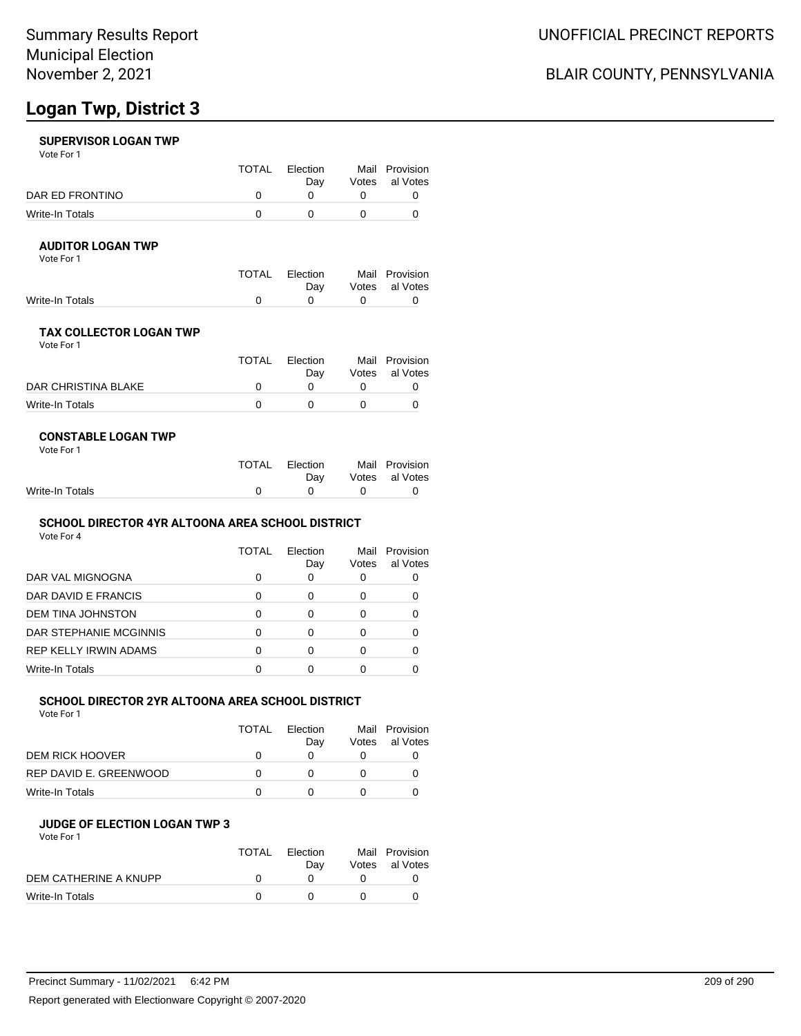Summary Results Report
Municipal Election
November 2, 2021

UNOFFICIAL PRECINCT REPORTS

BLAIR COUNTY, PENNSYLVANIA

# Logan Twp, District 3

### SUPERVISOR LOGAN TWP

Vote For 1

| | TOTAL | Election Day | Mail Votes | Provisional Votes |
|---|---|---|---|---|
| DAR ED FRONTINO | 0 | 0 | 0 | 0 |
| Write-In Totals | 0 | 0 | 0 | 0 |

### AUDITOR LOGAN TWP

Vote For 1

| | TOTAL | Election Day | Mail Votes | Provisional Votes |
|---|---|---|---|---|
| Write-In Totals | 0 | 0 | 0 | 0 |

### TAX COLLECTOR LOGAN TWP

Vote For 1

| | TOTAL | Election Day | Mail Votes | Provisional Votes |
|---|---|---|---|---|
| DAR CHRISTINA BLAKE | 0 | 0 | 0 | 0 |
| Write-In Totals | 0 | 0 | 0 | 0 |

### CONSTABLE LOGAN TWP

Vote For 1

| | TOTAL | Election Day | Mail Votes | Provisional Votes |
|---|---|---|---|---|
| Write-In Totals | 0 | 0 | 0 | 0 |

### SCHOOL DIRECTOR 4YR ALTOONA AREA SCHOOL DISTRICT

Vote For 4

| | TOTAL | Election Day | Mail Votes | Provisional Votes |
|---|---|---|---|---|
| DAR VAL MIGNOGNA | 0 | 0 | 0 | 0 |
| DAR DAVID E FRANCIS | 0 | 0 | 0 | 0 |
| DEM TINA JOHNSTON | 0 | 0 | 0 | 0 |
| DAR STEPHANIE MCGINNIS | 0 | 0 | 0 | 0 |
| REP KELLY IRWIN ADAMS | 0 | 0 | 0 | 0 |
| Write-In Totals | 0 | 0 | 0 | 0 |

### SCHOOL DIRECTOR 2YR ALTOONA AREA SCHOOL DISTRICT

Vote For 1

| | TOTAL | Election Day | Mail Votes | Provisional Votes |
|---|---|---|---|---|
| DEM RICK HOOVER | 0 | 0 | 0 | 0 |
| REP DAVID E. GREENWOOD | 0 | 0 | 0 | 0 |
| Write-In Totals | 0 | 0 | 0 | 0 |

### JUDGE OF ELECTION LOGAN TWP 3

Vote For 1

| | TOTAL | Election Day | Mail Votes | Provisional Votes |
|---|---|---|---|---|
| DEM CATHERINE A KNUPP | 0 | 0 | 0 | 0 |
| Write-In Totals | 0 | 0 | 0 | 0 |

Precinct Summary - 11/02/2021 6:42 PM

Report generated with Electionware Copyright © 2007-2020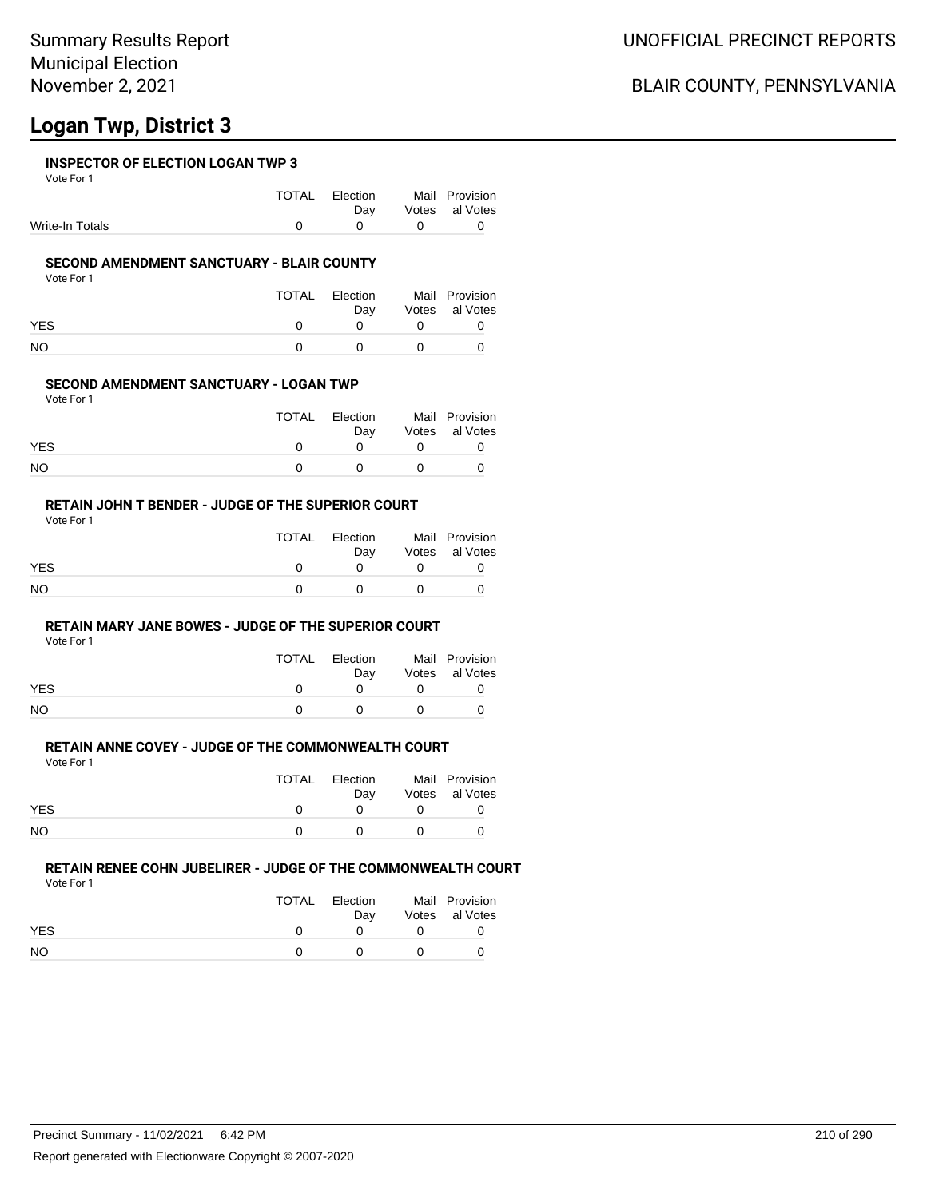Summary Results Report
Municipal Election
November 2, 2021

UNOFFICIAL PRECINCT REPORTS

BLAIR COUNTY, PENNSYLVANIA

# Logan Twp, District 3

### INSPECTOR OF ELECTION LOGAN TWP 3

Vote For 1

| | TOTAL | Election Day | Mail Votes | Provisional Votes |
|---|---|---|---|---|
| Write-In Totals | 0 | 0 | 0 | 0 |

### SECOND AMENDMENT SANCTUARY - BLAIR COUNTY

Vote For 1

| | TOTAL | Election Day | Mail Votes | Provisional Votes |
|---|---|---|---|---|
| YES | 0 | 0 | 0 | 0 |
| NO | 0 | 0 | 0 | 0 |

### SECOND AMENDMENT SANCTUARY - LOGAN TWP

Vote For 1

| | TOTAL | Election Day | Mail Votes | Provisional Votes |
|---|---|---|---|---|
| YES | 0 | 0 | 0 | 0 |
| NO | 0 | 0 | 0 | 0 |

### RETAIN JOHN T BENDER - JUDGE OF THE SUPERIOR COURT

Vote For 1

| | TOTAL | Election Day | Mail Votes | Provisional Votes |
|---|---|---|---|---|
| YES | 0 | 0 | 0 | 0 |
| NO | 0 | 0 | 0 | 0 |

### RETAIN MARY JANE BOWES - JUDGE OF THE SUPERIOR COURT

Vote For 1

| | TOTAL | Election Day | Mail Votes | Provisional Votes |
|---|---|---|---|---|
| YES | 0 | 0 | 0 | 0 |
| NO | 0 | 0 | 0 | 0 |

### RETAIN ANNE COVEY - JUDGE OF THE COMMONWEALTH COURT

Vote For 1

| | TOTAL | Election Day | Mail Votes | Provisional Votes |
|---|---|---|---|---|
| YES | 0 | 0 | 0 | 0 |
| NO | 0 | 0 | 0 | 0 |

### RETAIN RENEE COHN JUBELIRER - JUDGE OF THE COMMONWEALTH COURT

Vote For 1

| | TOTAL | Election Day | Mail Votes | Provisional Votes |
|---|---|---|---|---|
| YES | 0 | 0 | 0 | 0 |
| NO | 0 | 0 | 0 | 0 |

Precinct Summary - 11/02/2021 6:42 PM

Report generated with Electionware Copyright © 2007-2020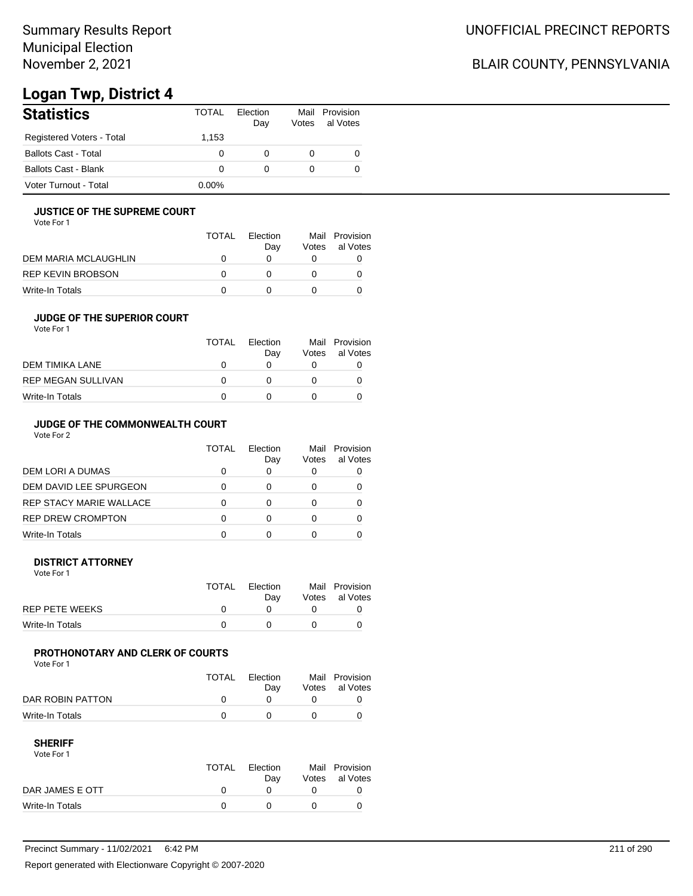Summary Results Report
Municipal Election
November 2, 2021

UNOFFICIAL PRECINCT REPORTS

BLAIR COUNTY, PENNSYLVANIA

# Logan Twp, District 4

## Statistics

| | TOTAL | Election Day | Mail Votes | Provisional Votes |
|---|---|---|---|---|
| Registered Voters - Total | 1,153 | | | |
| Ballots Cast - Total | 0 | 0 | 0 | 0 |
| Ballots Cast - Blank | 0 | 0 | 0 | 0 |
| Voter Turnout - Total | 0.00% | | | |

### JUSTICE OF THE SUPREME COURT

Vote For 1

| | TOTAL | Election Day | Mail Votes | Provisional Votes |
|---|---|---|---|---|
| DEM MARIA MCLAUGHLIN | 0 | 0 | 0 | 0 |
| REP KEVIN BROBSON | 0 | 0 | 0 | 0 |
| Write-In Totals | 0 | 0 | 0 | 0 |

### JUDGE OF THE SUPERIOR COURT

Vote For 1

| | TOTAL | Election Day | Mail Votes | Provisional Votes |
|---|---|---|---|---|
| DEM TIMIKA LANE | 0 | 0 | 0 | 0 |
| REP MEGAN SULLIVAN | 0 | 0 | 0 | 0 |
| Write-In Totals | 0 | 0 | 0 | 0 |

### JUDGE OF THE COMMONWEALTH COURT

Vote For 2

| | TOTAL | Election Day | Mail Votes | Provisional Votes |
|---|---|---|---|---|
| DEM LORI A DUMAS | 0 | 0 | 0 | 0 |
| DEM DAVID LEE SPURGEON | 0 | 0 | 0 | 0 |
| REP STACY MARIE WALLACE | 0 | 0 | 0 | 0 |
| REP DREW CROMPTON | 0 | 0 | 0 | 0 |
| Write-In Totals | 0 | 0 | 0 | 0 |

### DISTRICT ATTORNEY

Vote For 1

| | TOTAL | Election Day | Mail Votes | Provisional Votes |
|---|---|---|---|---|
| REP PETE WEEKS | 0 | 0 | 0 | 0 |
| Write-In Totals | 0 | 0 | 0 | 0 |

### PROTHONOTARY AND CLERK OF COURTS

Vote For 1

| | TOTAL | Election Day | Mail Votes | Provisional Votes |
|---|---|---|---|---|
| DAR ROBIN PATTON | 0 | 0 | 0 | 0 |
| Write-In Totals | 0 | 0 | 0 | 0 |

### SHERIFF

Vote For 1

| | TOTAL | Election Day | Mail Votes | Provisional Votes |
|---|---|---|---|---|
| DAR JAMES E OTT | 0 | 0 | 0 | 0 |
| Write-In Totals | 0 | 0 | 0 | 0 |

Precinct Summary - 11/02/2021 6:42 PM

Report generated with Electionware Copyright © 2007-2020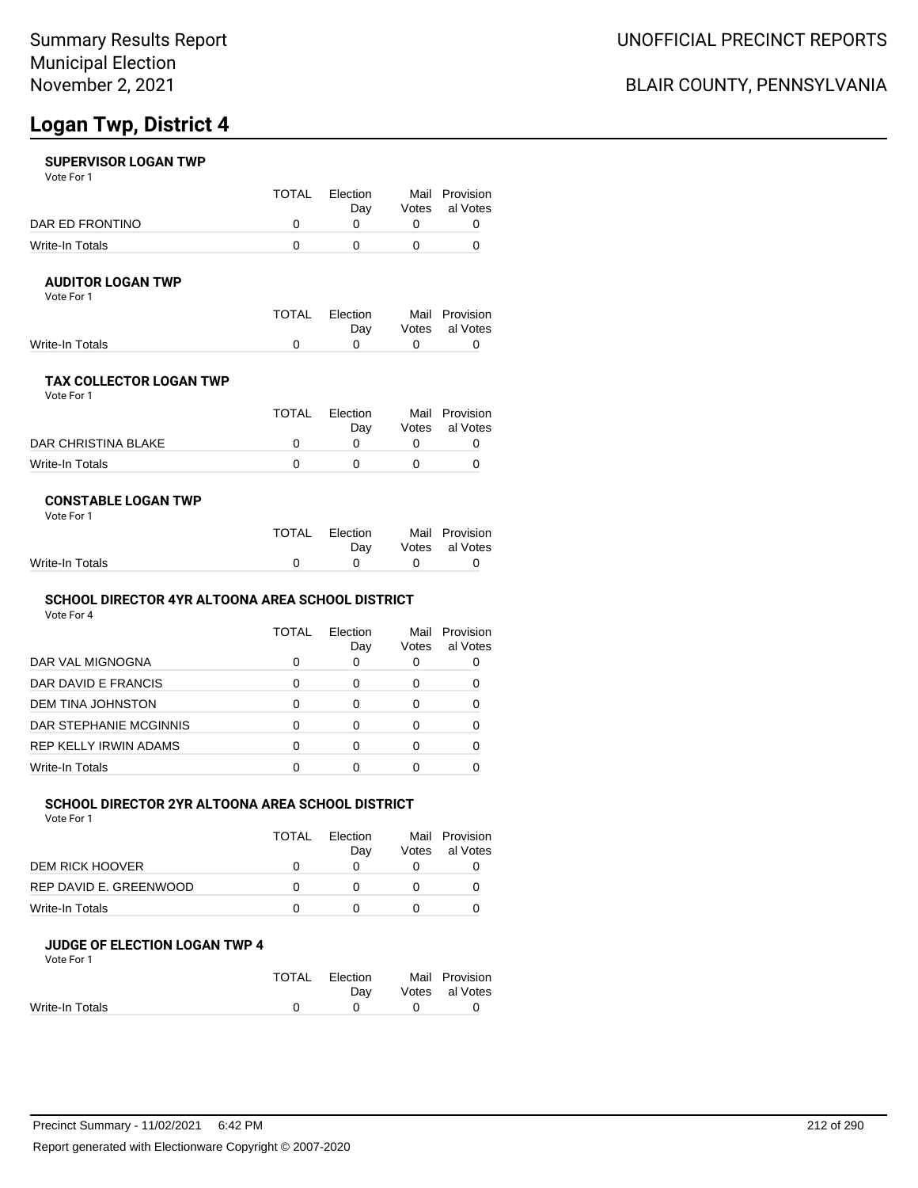Summary Results Report
Municipal Election
November 2, 2021

UNOFFICIAL PRECINCT REPORTS

BLAIR COUNTY, PENNSYLVANIA

# Logan Twp, District 4

### SUPERVISOR LOGAN TWP

Vote For 1

| | TOTAL | Election Day | Mail Votes | Provisional Votes |
|---|---|---|---|---|
| DAR ED FRONTINO | 0 | 0 | 0 | 0 |
| Write-In Totals | 0 | 0 | 0 | 0 |

### AUDITOR LOGAN TWP

Vote For 1

| | TOTAL | Election Day | Mail Votes | Provisional Votes |
|---|---|---|---|---|
| Write-In Totals | 0 | 0 | 0 | 0 |

### TAX COLLECTOR LOGAN TWP

Vote For 1

| | TOTAL | Election Day | Mail Votes | Provisional Votes |
|---|---|---|---|---|
| DAR CHRISTINA BLAKE | 0 | 0 | 0 | 0 |
| Write-In Totals | 0 | 0 | 0 | 0 |

### CONSTABLE LOGAN TWP

Vote For 1

| | TOTAL | Election Day | Mail Votes | Provisional Votes |
|---|---|---|---|---|
| Write-In Totals | 0 | 0 | 0 | 0 |

### SCHOOL DIRECTOR 4YR ALTOONA AREA SCHOOL DISTRICT

Vote For 4

| | TOTAL | Election Day | Mail Votes | Provisional Votes |
|---|---|---|---|---|
| DAR VAL MIGNOGNA | 0 | 0 | 0 | 0 |
| DAR DAVID E FRANCIS | 0 | 0 | 0 | 0 |
| DEM TINA JOHNSTON | 0 | 0 | 0 | 0 |
| DAR STEPHANIE MCGINNIS | 0 | 0 | 0 | 0 |
| REP KELLY IRWIN ADAMS | 0 | 0 | 0 | 0 |
| Write-In Totals | 0 | 0 | 0 | 0 |

### SCHOOL DIRECTOR 2YR ALTOONA AREA SCHOOL DISTRICT

Vote For 1

| | TOTAL | Election Day | Mail Votes | Provisional Votes |
|---|---|---|---|---|
| DEM RICK HOOVER | 0 | 0 | 0 | 0 |
| REP DAVID E. GREENWOOD | 0 | 0 | 0 | 0 |
| Write-In Totals | 0 | 0 | 0 | 0 |

### JUDGE OF ELECTION LOGAN TWP 4

Vote For 1

| | TOTAL | Election Day | Mail Votes | Provisional Votes |
|---|---|---|---|---|
| Write-In Totals | 0 | 0 | 0 | 0 |

Precinct Summary - 11/02/2021 6:42 PM

Report generated with Electionware Copyright © 2007-2020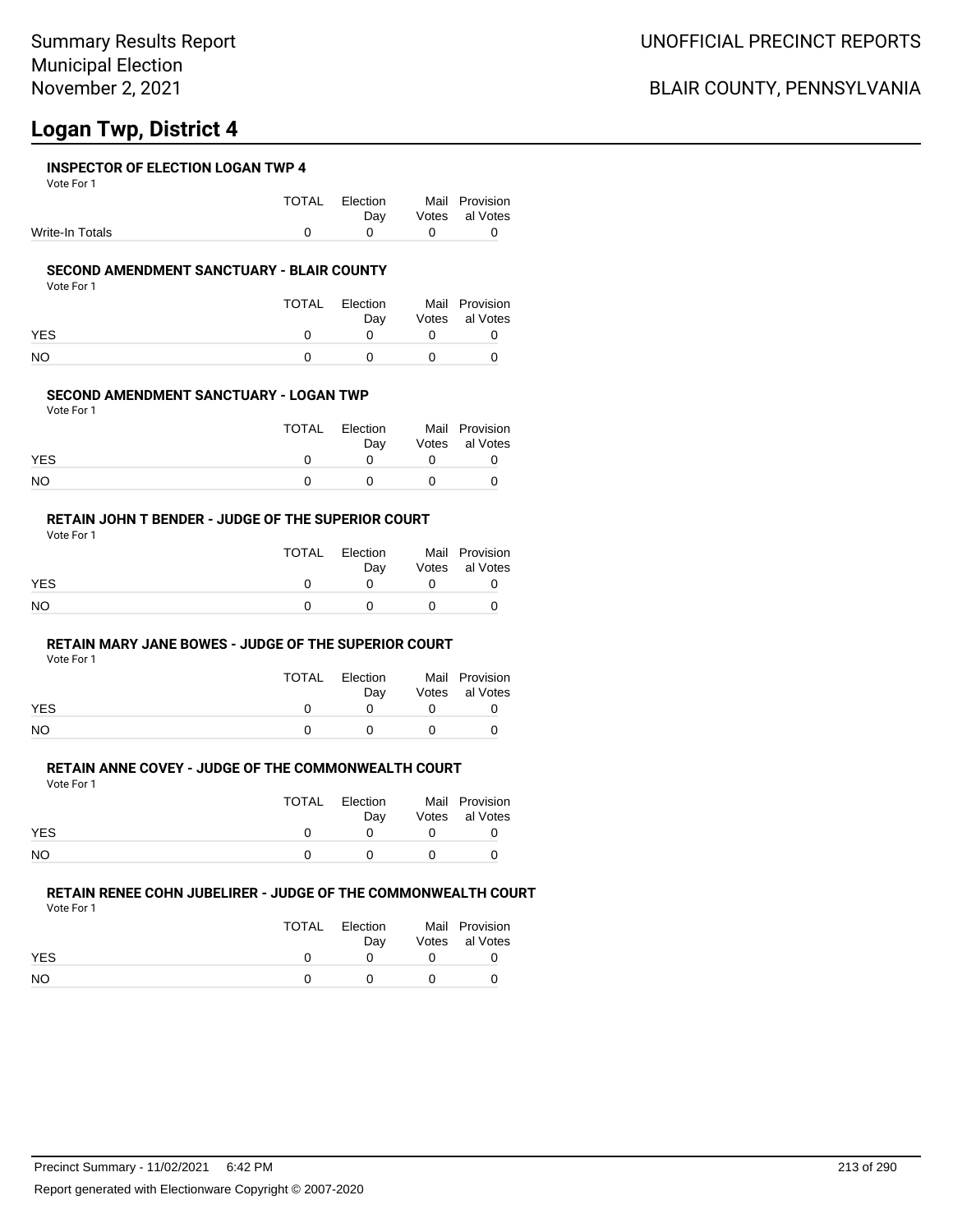Summary Results Report
Municipal Election
November 2, 2021

UNOFFICIAL PRECINCT REPORTS

BLAIR COUNTY, PENNSYLVANIA

# Logan Twp, District 4

### INSPECTOR OF ELECTION LOGAN TWP 4

Vote For 1

| | TOTAL | Election Day | Mail Votes | Provisional Votes |
|---|---|---|---|---|
| Write-In Totals | 0 | 0 | 0 | 0 |

### SECOND AMENDMENT SANCTUARY - BLAIR COUNTY

Vote For 1

| | TOTAL | Election Day | Mail Votes | Provisional Votes |
|---|---|---|---|---|
| YES | 0 | 0 | 0 | 0 |
| NO | 0 | 0 | 0 | 0 |

### SECOND AMENDMENT SANCTUARY - LOGAN TWP

Vote For 1

| | TOTAL | Election Day | Mail Votes | Provisional Votes |
|---|---|---|---|---|
| YES | 0 | 0 | 0 | 0 |
| NO | 0 | 0 | 0 | 0 |

### RETAIN JOHN T BENDER - JUDGE OF THE SUPERIOR COURT

Vote For 1

| | TOTAL | Election Day | Mail Votes | Provisional Votes |
|---|---|---|---|---|
| YES | 0 | 0 | 0 | 0 |
| NO | 0 | 0 | 0 | 0 |

### RETAIN MARY JANE BOWES - JUDGE OF THE SUPERIOR COURT

Vote For 1

| | TOTAL | Election Day | Mail Votes | Provisional Votes |
|---|---|---|---|---|
| YES | 0 | 0 | 0 | 0 |
| NO | 0 | 0 | 0 | 0 |

### RETAIN ANNE COVEY - JUDGE OF THE COMMONWEALTH COURT

Vote For 1

| | TOTAL | Election Day | Mail Votes | Provisional Votes |
|---|---|---|---|---|
| YES | 0 | 0 | 0 | 0 |
| NO | 0 | 0 | 0 | 0 |

### RETAIN RENEE COHN JUBELIRER - JUDGE OF THE COMMONWEALTH COURT

Vote For 1

| | TOTAL | Election Day | Mail Votes | Provisional Votes |
|---|---|---|---|---|
| YES | 0 | 0 | 0 | 0 |
| NO | 0 | 0 | 0 | 0 |

Precinct Summary - 11/02/2021 6:42 PM

Report generated with Electionware Copyright © 2007-2020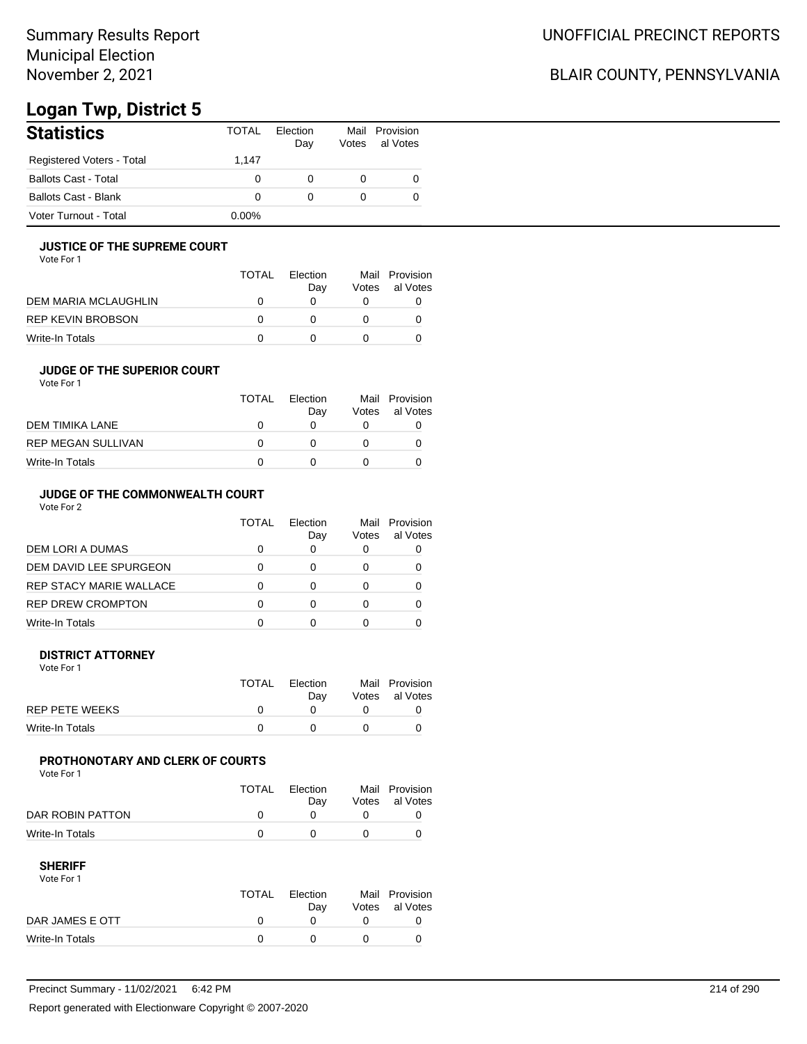Summary Results Report
Municipal Election
November 2, 2021

UNOFFICIAL PRECINCT REPORTS

BLAIR COUNTY, PENNSYLVANIA

# Logan Twp, District 5

## Statistics

| | TOTAL | Election Day | Mail Votes | Provisional Votes |
|---|---|---|---|---|
| Registered Voters - Total | 1,147 | | | |
| Ballots Cast - Total | 0 | 0 | 0 | 0 |
| Ballots Cast - Blank | 0 | 0 | 0 | 0 |
| Voter Turnout - Total | 0.00% | | | |

### JUSTICE OF THE SUPREME COURT

Vote For 1

| | TOTAL | Election Day | Mail Votes | Provisional Votes |
|---|---|---|---|---|
| DEM MARIA MCLAUGHLIN | 0 | 0 | 0 | 0 |
| REP KEVIN BROBSON | 0 | 0 | 0 | 0 |
| Write-In Totals | 0 | 0 | 0 | 0 |

### JUDGE OF THE SUPERIOR COURT

Vote For 1

| | TOTAL | Election Day | Mail Votes | Provisional Votes |
|---|---|---|---|---|
| DEM TIMIKA LANE | 0 | 0 | 0 | 0 |
| REP MEGAN SULLIVAN | 0 | 0 | 0 | 0 |
| Write-In Totals | 0 | 0 | 0 | 0 |

### JUDGE OF THE COMMONWEALTH COURT

Vote For 2

| | TOTAL | Election Day | Mail Votes | Provisional Votes |
|---|---|---|---|---|
| DEM LORI A DUMAS | 0 | 0 | 0 | 0 |
| DEM DAVID LEE SPURGEON | 0 | 0 | 0 | 0 |
| REP STACY MARIE WALLACE | 0 | 0 | 0 | 0 |
| REP DREW CROMPTON | 0 | 0 | 0 | 0 |
| Write-In Totals | 0 | 0 | 0 | 0 |

### DISTRICT ATTORNEY

Vote For 1

| | TOTAL | Election Day | Mail Votes | Provisional Votes |
|---|---|---|---|---|
| REP PETE WEEKS | 0 | 0 | 0 | 0 |
| Write-In Totals | 0 | 0 | 0 | 0 |

### PROTHONOTARY AND CLERK OF COURTS

Vote For 1

| | TOTAL | Election Day | Mail Votes | Provisional Votes |
|---|---|---|---|---|
| DAR ROBIN PATTON | 0 | 0 | 0 | 0 |
| Write-In Totals | 0 | 0 | 0 | 0 |

### SHERIFF

Vote For 1

| | TOTAL | Election Day | Mail Votes | Provisional Votes |
|---|---|---|---|---|
| DAR JAMES E OTT | 0 | 0 | 0 | 0 |
| Write-In Totals | 0 | 0 | 0 | 0 |

Precinct Summary - 11/02/2021 6:42 PM

Report generated with Electionware Copyright © 2007-2020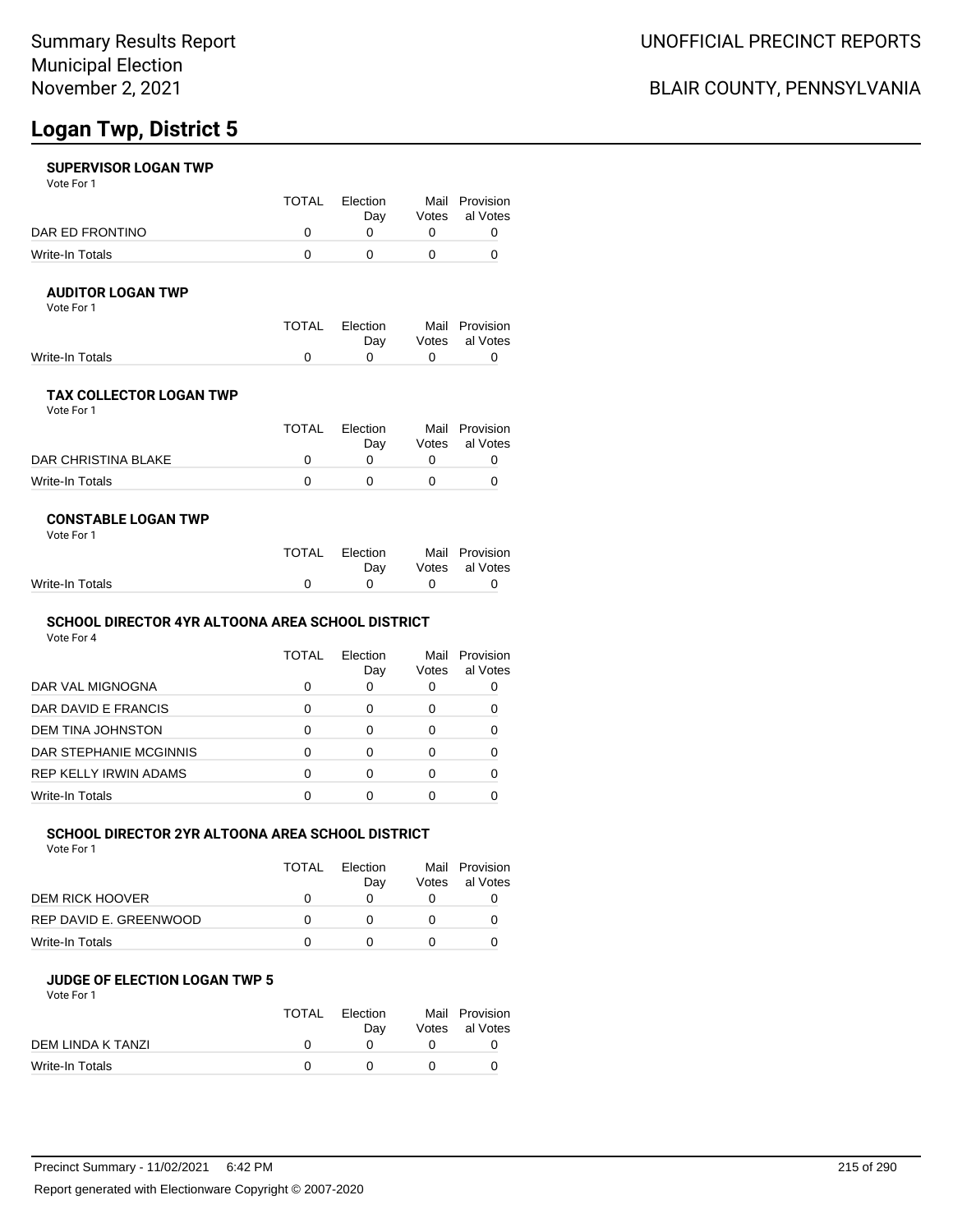Summary Results Report
Municipal Election
November 2, 2021

UNOFFICIAL PRECINCT REPORTS

BLAIR COUNTY, PENNSYLVANIA

# Logan Twp, District 5

### SUPERVISOR LOGAN TWP

Vote For 1

| | TOTAL | Election Day | Mail Votes | Provisional Votes |
|---|---|---|---|---|
| DAR ED FRONTINO | 0 | 0 | 0 | 0 |
| Write-In Totals | 0 | 0 | 0 | 0 |

### AUDITOR LOGAN TWP

Vote For 1

| | TOTAL | Election Day | Mail Votes | Provisional Votes |
|---|---|---|---|---|
| Write-In Totals | 0 | 0 | 0 | 0 |

### TAX COLLECTOR LOGAN TWP

Vote For 1

| | TOTAL | Election Day | Mail Votes | Provisional Votes |
|---|---|---|---|---|
| DAR CHRISTINA BLAKE | 0 | 0 | 0 | 0 |
| Write-In Totals | 0 | 0 | 0 | 0 |

### CONSTABLE LOGAN TWP

Vote For 1

| | TOTAL | Election Day | Mail Votes | Provisional Votes |
|---|---|---|---|---|
| Write-In Totals | 0 | 0 | 0 | 0 |

### SCHOOL DIRECTOR 4YR ALTOONA AREA SCHOOL DISTRICT

Vote For 4

| | TOTAL | Election Day | Mail Votes | Provisional Votes |
|---|---|---|---|---|
| DAR VAL MIGNOGNA | 0 | 0 | 0 | 0 |
| DAR DAVID E FRANCIS | 0 | 0 | 0 | 0 |
| DEM TINA JOHNSTON | 0 | 0 | 0 | 0 |
| DAR STEPHANIE MCGINNIS | 0 | 0 | 0 | 0 |
| REP KELLY IRWIN ADAMS | 0 | 0 | 0 | 0 |
| Write-In Totals | 0 | 0 | 0 | 0 |

### SCHOOL DIRECTOR 2YR ALTOONA AREA SCHOOL DISTRICT

Vote For 1

| | TOTAL | Election Day | Mail Votes | Provisional Votes |
|---|---|---|---|---|
| DEM RICK HOOVER | 0 | 0 | 0 | 0 |
| REP DAVID E. GREENWOOD | 0 | 0 | 0 | 0 |
| Write-In Totals | 0 | 0 | 0 | 0 |

### JUDGE OF ELECTION LOGAN TWP 5

Vote For 1

| | TOTAL | Election Day | Mail Votes | Provisional Votes |
|---|---|---|---|---|
| DEM LINDA K TANZI | 0 | 0 | 0 | 0 |
| Write-In Totals | 0 | 0 | 0 | 0 |

Precinct Summary - 11/02/2021 6:42 PM

Report generated with Electionware Copyright © 2007-2020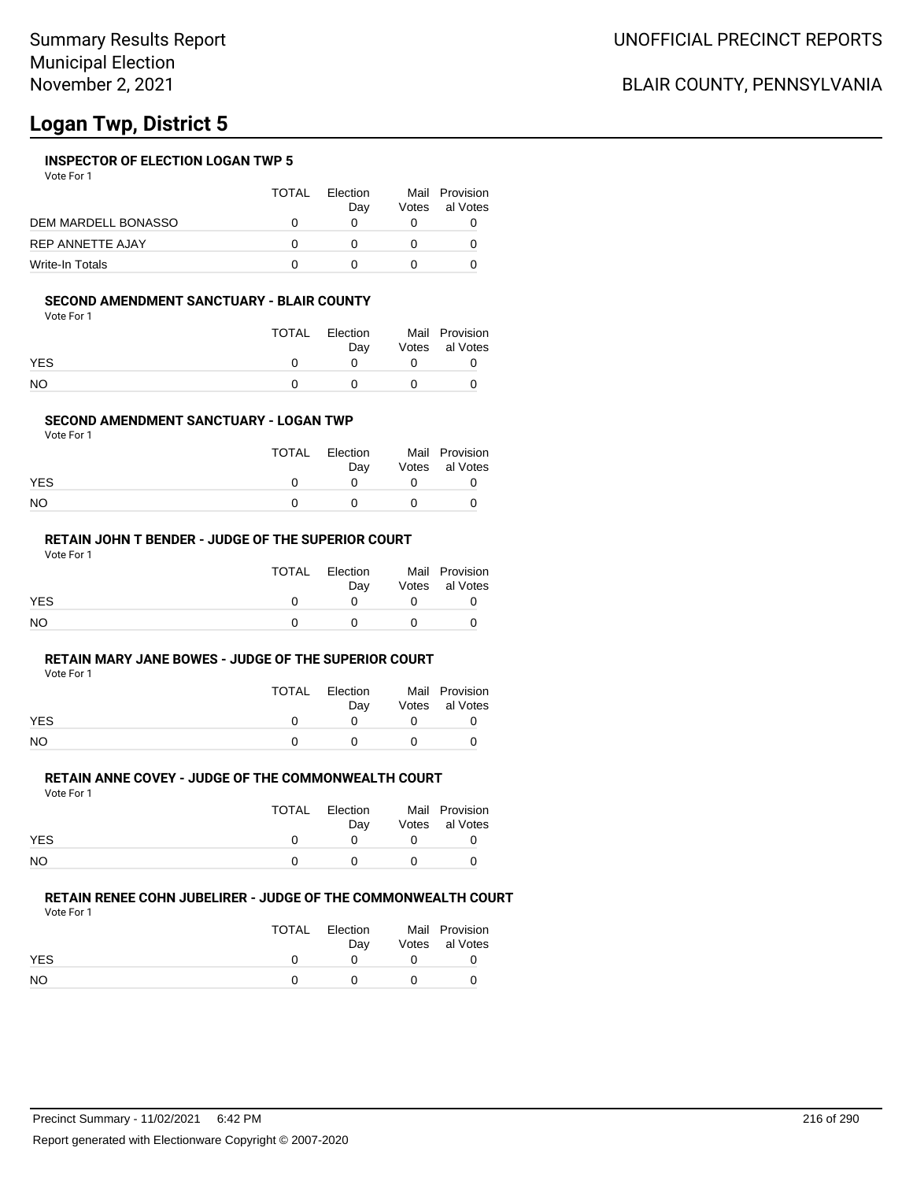# Logan Twp, District 5

### INSPECTOR OF ELECTION LOGAN TWP 5

Vote For 1

| | TOTAL | Election Day | Mail Votes | Provisional Votes |
|---|---|---|---|---|
| DEM MARDELL BONASSO | 0 | 0 | 0 | 0 |
| REP ANNETTE AJAY | 0 | 0 | 0 | 0 |
| Write-In Totals | 0 | 0 | 0 | 0 |

### SECOND AMENDMENT SANCTUARY - BLAIR COUNTY

Vote For 1

| | TOTAL | Election Day | Mail Votes | Provisional Votes |
|---|---|---|---|---|
| YES | 0 | 0 | 0 | 0 |
| NO | 0 | 0 | 0 | 0 |

### SECOND AMENDMENT SANCTUARY - LOGAN TWP

Vote For 1

| | TOTAL | Election Day | Mail Votes | Provisional Votes |
|---|---|---|---|---|
| YES | 0 | 0 | 0 | 0 |
| NO | 0 | 0 | 0 | 0 |

### RETAIN JOHN T BENDER - JUDGE OF THE SUPERIOR COURT

Vote For 1

| | TOTAL | Election Day | Mail Votes | Provisional Votes |
|---|---|---|---|---|
| YES | 0 | 0 | 0 | 0 |
| NO | 0 | 0 | 0 | 0 |

### RETAIN MARY JANE BOWES - JUDGE OF THE SUPERIOR COURT

Vote For 1

| | TOTAL | Election Day | Mail Votes | Provisional Votes |
|---|---|---|---|---|
| YES | 0 | 0 | 0 | 0 |
| NO | 0 | 0 | 0 | 0 |

### RETAIN ANNE COVEY - JUDGE OF THE COMMONWEALTH COURT

Vote For 1

| | TOTAL | Election Day | Mail Votes | Provisional Votes |
|---|---|---|---|---|
| YES | 0 | 0 | 0 | 0 |
| NO | 0 | 0 | 0 | 0 |

### RETAIN RENEE COHN JUBELIRER - JUDGE OF THE COMMONWEALTH COURT

Vote For 1

| | TOTAL | Election Day | Mail Votes | Provisional Votes |
|---|---|---|---|---|
| YES | 0 | 0 | 0 | 0 |
| NO | 0 | 0 | 0 | 0 |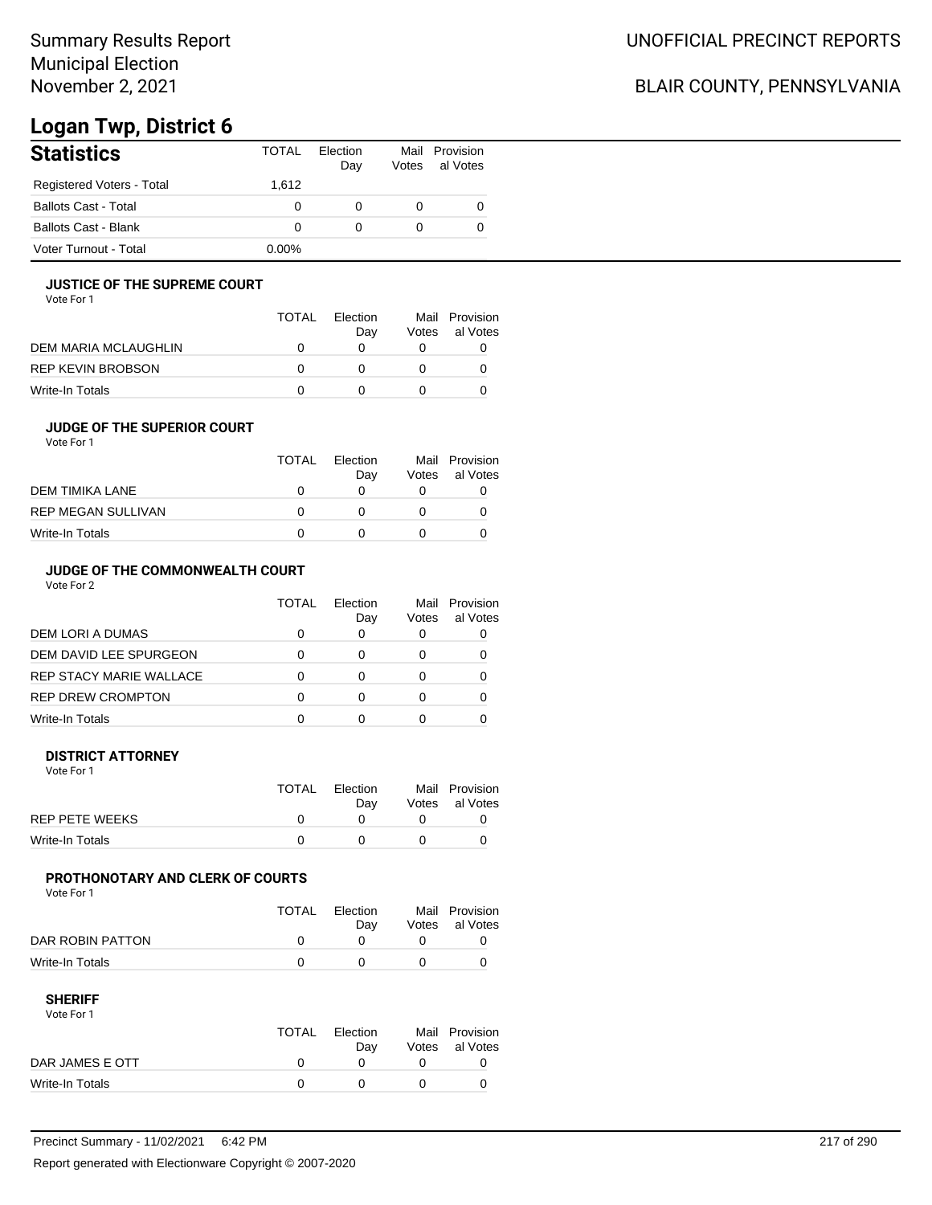Summary Results Report
Municipal Election
November 2, 2021

UNOFFICIAL PRECINCT REPORTS

BLAIR COUNTY, PENNSYLVANIA

# Logan Twp, District 6

## Statistics

| Statistics | TOTAL | Election Day | Mail Votes | Provisional Votes |
|---|---|---|---|---|
| Registered Voters - Total | 1,612 | | | |
| Ballots Cast - Total | 0 | 0 | 0 | 0 |
| Ballots Cast - Blank | 0 | 0 | 0 | 0 |
| Voter Turnout - Total | 0.00% | | | |

### JUSTICE OF THE SUPREME COURT

Vote For 1

| | TOTAL | Election Day | Mail Votes | Provisional Votes |
|---|---|---|---|---|
| DEM MARIA MCLAUGHLIN | 0 | 0 | 0 | 0 |
| REP KEVIN BROBSON | 0 | 0 | 0 | 0 |
| Write-In Totals | 0 | 0 | 0 | 0 |

### JUDGE OF THE SUPERIOR COURT

Vote For 1

| | TOTAL | Election Day | Mail Votes | Provisional Votes |
|---|---|---|---|---|
| DEM TIMIKA LANE | 0 | 0 | 0 | 0 |
| REP MEGAN SULLIVAN | 0 | 0 | 0 | 0 |
| Write-In Totals | 0 | 0 | 0 | 0 |

### JUDGE OF THE COMMONWEALTH COURT

Vote For 2

| | TOTAL | Election Day | Mail Votes | Provisional Votes |
|---|---|---|---|---|
| DEM LORI A DUMAS | 0 | 0 | 0 | 0 |
| DEM DAVID LEE SPURGEON | 0 | 0 | 0 | 0 |
| REP STACY MARIE WALLACE | 0 | 0 | 0 | 0 |
| REP DREW CROMPTON | 0 | 0 | 0 | 0 |
| Write-In Totals | 0 | 0 | 0 | 0 |

### DISTRICT ATTORNEY

Vote For 1

| | TOTAL | Election Day | Mail Votes | Provisional Votes |
|---|---|---|---|---|
| REP PETE WEEKS | 0 | 0 | 0 | 0 |
| Write-In Totals | 0 | 0 | 0 | 0 |

### PROTHONOTARY AND CLERK OF COURTS

Vote For 1

| | TOTAL | Election Day | Mail Votes | Provisional Votes |
|---|---|---|---|---|
| DAR ROBIN PATTON | 0 | 0 | 0 | 0 |
| Write-In Totals | 0 | 0 | 0 | 0 |

### SHERIFF

Vote For 1

| | TOTAL | Election Day | Mail Votes | Provisional Votes |
|---|---|---|---|---|
| DAR JAMES E OTT | 0 | 0 | 0 | 0 |
| Write-In Totals | 0 | 0 | 0 | 0 |

Precinct Summary - 11/02/2021 6:42 PM

Report generated with Electionware Copyright © 2007-2020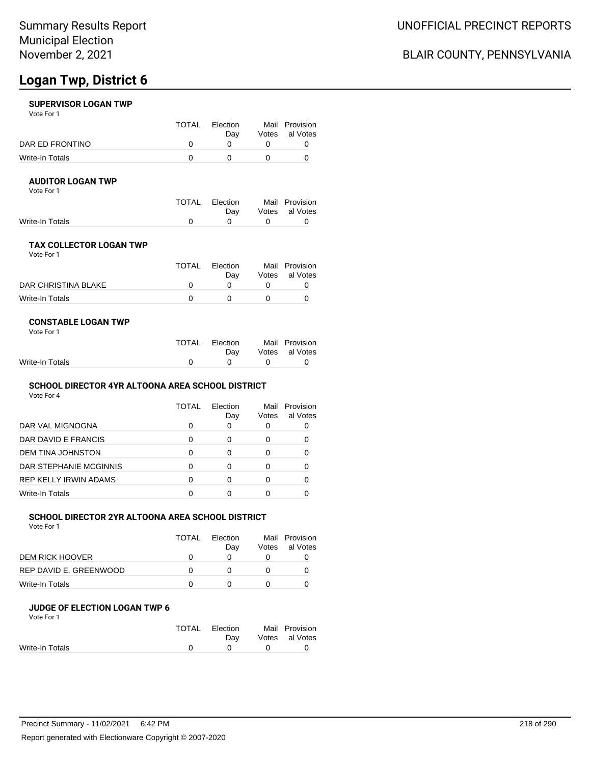# Logan Twp, District 6

### SUPERVISOR LOGAN TWP

Vote For 1

| | TOTAL | Election Day | Mail Votes | Provisional Votes |
|---|---|---|---|---|
| DAR ED FRONTINO | 0 | 0 | 0 | 0 |
| Write-In Totals | 0 | 0 | 0 | 0 |

### AUDITOR LOGAN TWP

Vote For 1

| | TOTAL | Election Day | Mail Votes | Provisional Votes |
|---|---|---|---|---|
| Write-In Totals | 0 | 0 | 0 | 0 |

### TAX COLLECTOR LOGAN TWP

Vote For 1

| | TOTAL | Election Day | Mail Votes | Provisional Votes |
|---|---|---|---|---|
| DAR CHRISTINA BLAKE | 0 | 0 | 0 | 0 |
| Write-In Totals | 0 | 0 | 0 | 0 |

### CONSTABLE LOGAN TWP

Vote For 1

| | TOTAL | Election Day | Mail Votes | Provisional Votes |
|---|---|---|---|---|
| Write-In Totals | 0 | 0 | 0 | 0 |

### SCHOOL DIRECTOR 4YR ALTOONA AREA SCHOOL DISTRICT

Vote For 4

| | TOTAL | Election Day | Mail Votes | Provisional Votes |
|---|---|---|---|---|
| DAR VAL MIGNOGNA | 0 | 0 | 0 | 0 |
| DAR DAVID E FRANCIS | 0 | 0 | 0 | 0 |
| DEM TINA JOHNSTON | 0 | 0 | 0 | 0 |
| DAR STEPHANIE MCGINNIS | 0 | 0 | 0 | 0 |
| REP KELLY IRWIN ADAMS | 0 | 0 | 0 | 0 |
| Write-In Totals | 0 | 0 | 0 | 0 |

### SCHOOL DIRECTOR 2YR ALTOONA AREA SCHOOL DISTRICT

Vote For 1

| | TOTAL | Election Day | Mail Votes | Provisional Votes |
|---|---|---|---|---|
| DEM RICK HOOVER | 0 | 0 | 0 | 0 |
| REP DAVID E. GREENWOOD | 0 | 0 | 0 | 0 |
| Write-In Totals | 0 | 0 | 0 | 0 |

### JUDGE OF ELECTION LOGAN TWP 6

Vote For 1

| | TOTAL | Election Day | Mail Votes | Provisional Votes |
|---|---|---|---|---|
| Write-In Totals | 0 | 0 | 0 | 0 |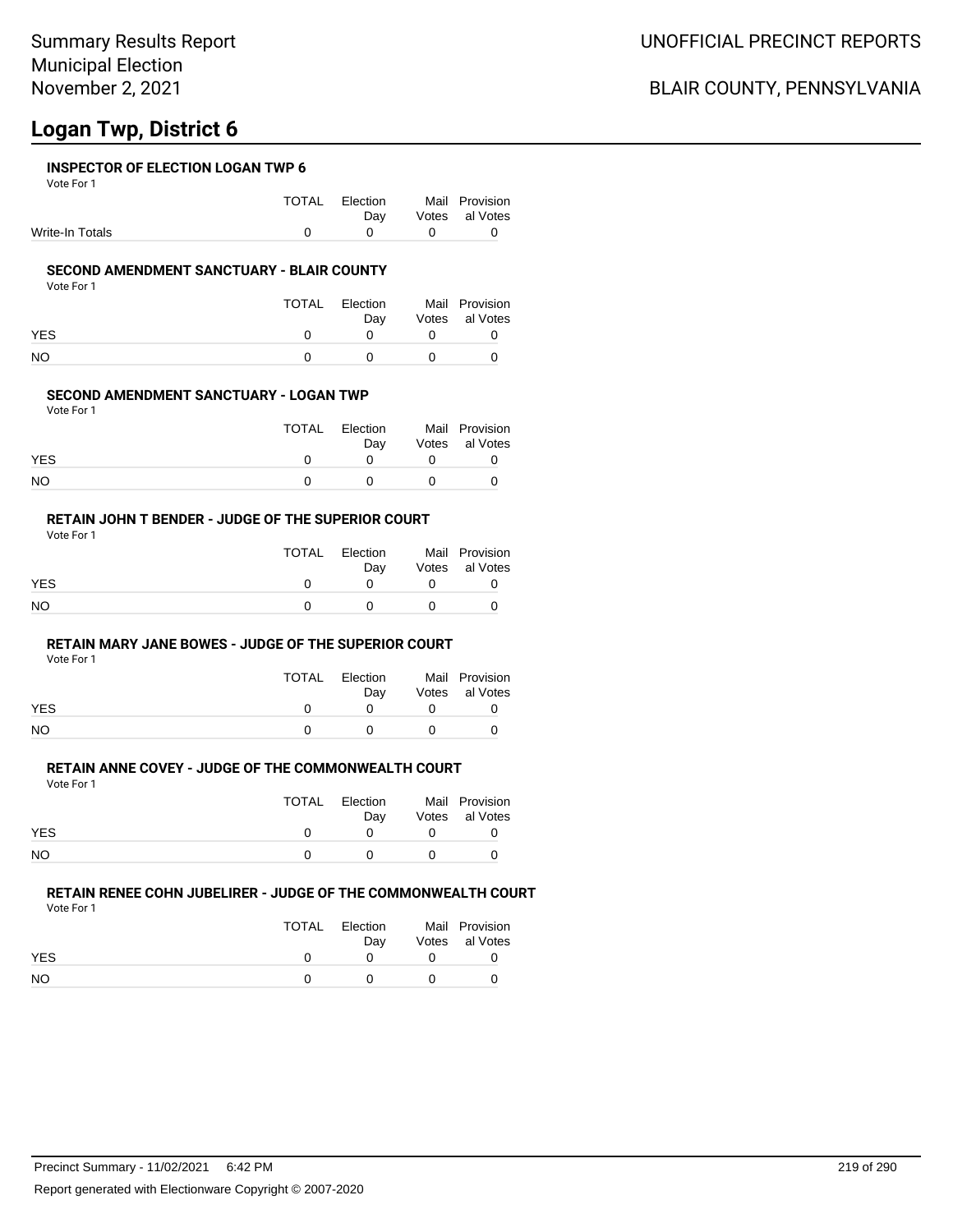# Logan Twp, District 6

### INSPECTOR OF ELECTION LOGAN TWP 6

Vote For 1

| | TOTAL | Election Day | Mail Votes | Provisional Votes |
|---|---|---|---|---|
| Write-In Totals | 0 | 0 | 0 | 0 |

### SECOND AMENDMENT SANCTUARY - BLAIR COUNTY

Vote For 1

| | TOTAL | Election Day | Mail Votes | Provisional Votes |
|---|---|---|---|---|
| YES | 0 | 0 | 0 | 0 |
| NO | 0 | 0 | 0 | 0 |

### SECOND AMENDMENT SANCTUARY - LOGAN TWP

Vote For 1

| | TOTAL | Election Day | Mail Votes | Provisional Votes |
|---|---|---|---|---|
| YES | 0 | 0 | 0 | 0 |
| NO | 0 | 0 | 0 | 0 |

### RETAIN JOHN T BENDER - JUDGE OF THE SUPERIOR COURT

Vote For 1

| | TOTAL | Election Day | Mail Votes | Provisional Votes |
|---|---|---|---|---|
| YES | 0 | 0 | 0 | 0 |
| NO | 0 | 0 | 0 | 0 |

### RETAIN MARY JANE BOWES - JUDGE OF THE SUPERIOR COURT

Vote For 1

| | TOTAL | Election Day | Mail Votes | Provisional Votes |
|---|---|---|---|---|
| YES | 0 | 0 | 0 | 0 |
| NO | 0 | 0 | 0 | 0 |

### RETAIN ANNE COVEY - JUDGE OF THE COMMONWEALTH COURT

Vote For 1

| | TOTAL | Election Day | Mail Votes | Provisional Votes |
|---|---|---|---|---|
| YES | 0 | 0 | 0 | 0 |
| NO | 0 | 0 | 0 | 0 |

### RETAIN RENEE COHN JUBELIRER - JUDGE OF THE COMMONWEALTH COURT

Vote For 1

| | TOTAL | Election Day | Mail Votes | Provisional Votes |
|---|---|---|---|---|
| YES | 0 | 0 | 0 | 0 |
| NO | 0 | 0 | 0 | 0 |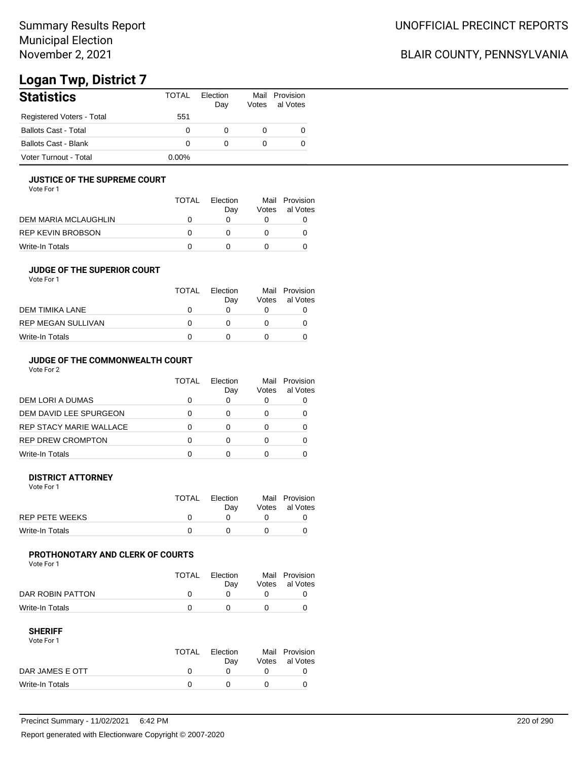Summary Results Report
Municipal Election
November 2, 2021

UNOFFICIAL PRECINCT REPORTS

BLAIR COUNTY, PENNSYLVANIA

# Logan Twp, District 7

## Statistics

| | TOTAL | Election Day | Mail Votes | Provisional Votes |
|---|---|---|---|---|
| Registered Voters - Total | 551 | | | |
| Ballots Cast - Total | 0 | 0 | 0 | 0 |
| Ballots Cast - Blank | 0 | 0 | 0 | 0 |
| Voter Turnout - Total | 0.00% | | | |

### JUSTICE OF THE SUPREME COURT

Vote For 1

| | TOTAL | Election Day | Mail Votes | Provisional Votes |
|---|---|---|---|---|
| DEM MARIA MCLAUGHLIN | 0 | 0 | 0 | 0 |
| REP KEVIN BROBSON | 0 | 0 | 0 | 0 |
| Write-In Totals | 0 | 0 | 0 | 0 |

### JUDGE OF THE SUPERIOR COURT

Vote For 1

| | TOTAL | Election Day | Mail Votes | Provisional Votes |
|---|---|---|---|---|
| DEM TIMIKA LANE | 0 | 0 | 0 | 0 |
| REP MEGAN SULLIVAN | 0 | 0 | 0 | 0 |
| Write-In Totals | 0 | 0 | 0 | 0 |

### JUDGE OF THE COMMONWEALTH COURT

Vote For 2

| | TOTAL | Election Day | Mail Votes | Provisional Votes |
|---|---|---|---|---|
| DEM LORI A DUMAS | 0 | 0 | 0 | 0 |
| DEM DAVID LEE SPURGEON | 0 | 0 | 0 | 0 |
| REP STACY MARIE WALLACE | 0 | 0 | 0 | 0 |
| REP DREW CROMPTON | 0 | 0 | 0 | 0 |
| Write-In Totals | 0 | 0 | 0 | 0 |

### DISTRICT ATTORNEY

Vote For 1

| | TOTAL | Election Day | Mail Votes | Provisional Votes |
|---|---|---|---|---|
| REP PETE WEEKS | 0 | 0 | 0 | 0 |
| Write-In Totals | 0 | 0 | 0 | 0 |

### PROTHONOTARY AND CLERK OF COURTS

Vote For 1

| | TOTAL | Election Day | Mail Votes | Provisional Votes |
|---|---|---|---|---|
| DAR ROBIN PATTON | 0 | 0 | 0 | 0 |
| Write-In Totals | 0 | 0 | 0 | 0 |

### SHERIFF

Vote For 1

| | TOTAL | Election Day | Mail Votes | Provisional Votes |
|---|---|---|---|---|
| DAR JAMES E OTT | 0 | 0 | 0 | 0 |
| Write-In Totals | 0 | 0 | 0 | 0 |

Precinct Summary - 11/02/2021 6:42 PM

Report generated with Electionware Copyright © 2007-2020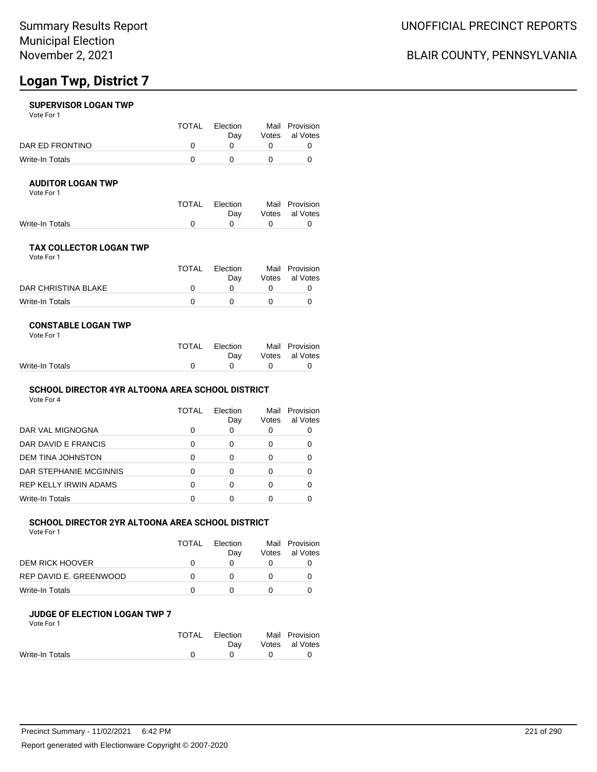Summary Results Report
Municipal Election
November 2, 2021

UNOFFICIAL PRECINCT REPORTS

BLAIR COUNTY, PENNSYLVANIA

# Logan Twp, District 7

### SUPERVISOR LOGAN TWP

Vote For 1

| | TOTAL | Election Day | Mail Votes | Provisional Votes |
|---|---|---|---|---|
| DAR ED FRONTINO | 0 | 0 | 0 | 0 |
| Write-In Totals | 0 | 0 | 0 | 0 |

### AUDITOR LOGAN TWP

Vote For 1

| | TOTAL | Election Day | Mail Votes | Provisional Votes |
|---|---|---|---|---|
| Write-In Totals | 0 | 0 | 0 | 0 |

### TAX COLLECTOR LOGAN TWP

Vote For 1

| | TOTAL | Election Day | Mail Votes | Provisional Votes |
|---|---|---|---|---|
| DAR CHRISTINA BLAKE | 0 | 0 | 0 | 0 |
| Write-In Totals | 0 | 0 | 0 | 0 |

### CONSTABLE LOGAN TWP

Vote For 1

| | TOTAL | Election Day | Mail Votes | Provisional Votes |
|---|---|---|---|---|
| Write-In Totals | 0 | 0 | 0 | 0 |

### SCHOOL DIRECTOR 4YR ALTOONA AREA SCHOOL DISTRICT

Vote For 4

| | TOTAL | Election Day | Mail Votes | Provisional Votes |
|---|---|---|---|---|
| DAR VAL MIGNOGNA | 0 | 0 | 0 | 0 |
| DAR DAVID E FRANCIS | 0 | 0 | 0 | 0 |
| DEM TINA JOHNSTON | 0 | 0 | 0 | 0 |
| DAR STEPHANIE MCGINNIS | 0 | 0 | 0 | 0 |
| REP KELLY IRWIN ADAMS | 0 | 0 | 0 | 0 |
| Write-In Totals | 0 | 0 | 0 | 0 |

### SCHOOL DIRECTOR 2YR ALTOONA AREA SCHOOL DISTRICT

Vote For 1

| | TOTAL | Election Day | Mail Votes | Provisional Votes |
|---|---|---|---|---|
| DEM RICK HOOVER | 0 | 0 | 0 | 0 |
| REP DAVID E. GREENWOOD | 0 | 0 | 0 | 0 |
| Write-In Totals | 0 | 0 | 0 | 0 |

### JUDGE OF ELECTION LOGAN TWP 7

Vote For 1

| | TOTAL | Election Day | Mail Votes | Provisional Votes |
|---|---|---|---|---|
| Write-In Totals | 0 | 0 | 0 | 0 |

Precinct Summary - 11/02/2021 6:42 PM

Report generated with Electionware Copyright © 2007-2020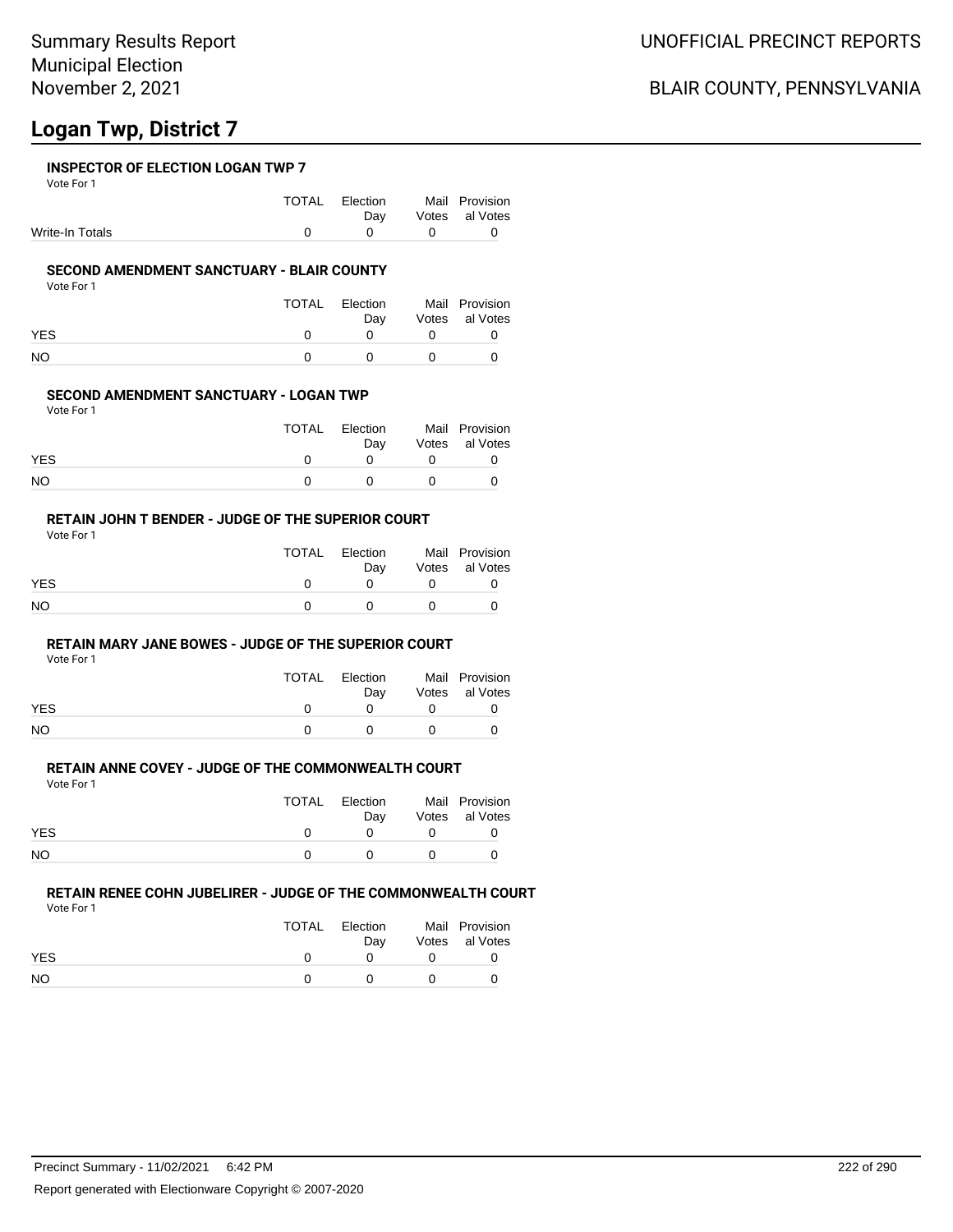Summary Results Report
Municipal Election
November 2, 2021

UNOFFICIAL PRECINCT REPORTS

BLAIR COUNTY, PENNSYLVANIA

# Logan Twp, District 7

### INSPECTOR OF ELECTION LOGAN TWP 7

Vote For 1

| | TOTAL | Election Day | Mail Votes | Provisional Votes |
|---|---|---|---|---|
| Write-In Totals | 0 | 0 | 0 | 0 |

### SECOND AMENDMENT SANCTUARY - BLAIR COUNTY

Vote For 1

| | TOTAL | Election Day | Mail Votes | Provisional Votes |
|---|---|---|---|---|
| YES | 0 | 0 | 0 | 0 |
| NO | 0 | 0 | 0 | 0 |

### SECOND AMENDMENT SANCTUARY - LOGAN TWP

Vote For 1

| | TOTAL | Election Day | Mail Votes | Provisional Votes |
|---|---|---|---|---|
| YES | 0 | 0 | 0 | 0 |
| NO | 0 | 0 | 0 | 0 |

### RETAIN JOHN T BENDER - JUDGE OF THE SUPERIOR COURT

Vote For 1

| | TOTAL | Election Day | Mail Votes | Provisional Votes |
|---|---|---|---|---|
| YES | 0 | 0 | 0 | 0 |
| NO | 0 | 0 | 0 | 0 |

### RETAIN MARY JANE BOWES - JUDGE OF THE SUPERIOR COURT

Vote For 1

| | TOTAL | Election Day | Mail Votes | Provisional Votes |
|---|---|---|---|---|
| YES | 0 | 0 | 0 | 0 |
| NO | 0 | 0 | 0 | 0 |

### RETAIN ANNE COVEY - JUDGE OF THE COMMONWEALTH COURT

Vote For 1

| | TOTAL | Election Day | Mail Votes | Provisional Votes |
|---|---|---|---|---|
| YES | 0 | 0 | 0 | 0 |
| NO | 0 | 0 | 0 | 0 |

### RETAIN RENEE COHN JUBELIRER - JUDGE OF THE COMMONWEALTH COURT

Vote For 1

| | TOTAL | Election Day | Mail Votes | Provisional Votes |
|---|---|---|---|---|
| YES | 0 | 0 | 0 | 0 |
| NO | 0 | 0 | 0 | 0 |

Precinct Summary - 11/02/2021 6:42 PM

Report generated with Electionware Copyright © 2007-2020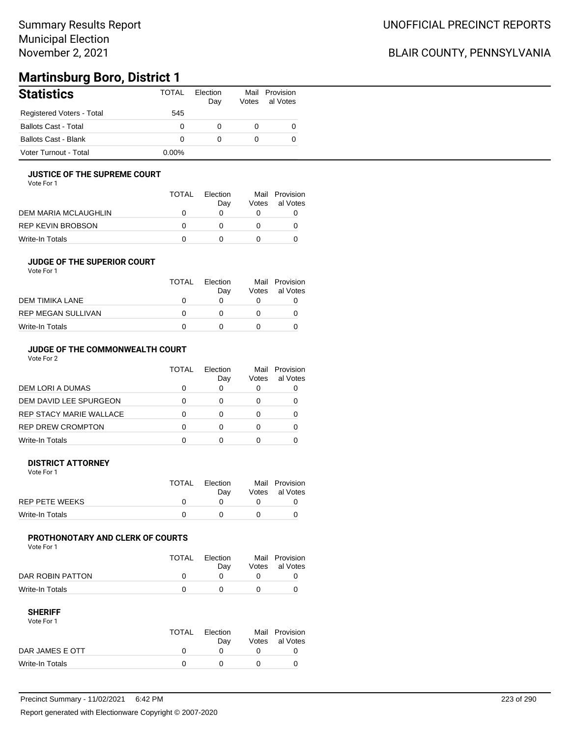Summary Results Report
Municipal Election
November 2, 2021

UNOFFICIAL PRECINCT REPORTS

BLAIR COUNTY, PENNSYLVANIA

# Martinsburg Boro, District 1

| Statistics | TOTAL | Election Day | Mail Votes | Provisional Votes |
|---|---|---|---|---|
| Registered Voters - Total | 545 | | | |
| Ballots Cast - Total | 0 | 0 | 0 | 0 |
| Ballots Cast - Blank | 0 | 0 | 0 | 0 |
| Voter Turnout - Total | 0.00% | | | |

### JUSTICE OF THE SUPREME COURT

Vote For 1

| | TOTAL | Election Day | Mail Votes | Provisional Votes |
|---|---|---|---|---|
| DEM MARIA MCLAUGHLIN | 0 | 0 | 0 | 0 |
| REP KEVIN BROBSON | 0 | 0 | 0 | 0 |
| Write-In Totals | 0 | 0 | 0 | 0 |

### JUDGE OF THE SUPERIOR COURT

Vote For 1

| | TOTAL | Election Day | Mail Votes | Provisional Votes |
|---|---|---|---|---|
| DEM TIMIKA LANE | 0 | 0 | 0 | 0 |
| REP MEGAN SULLIVAN | 0 | 0 | 0 | 0 |
| Write-In Totals | 0 | 0 | 0 | 0 |

### JUDGE OF THE COMMONWEALTH COURT

Vote For 2

| | TOTAL | Election Day | Mail Votes | Provisional Votes |
|---|---|---|---|---|
| DEM LORI A DUMAS | 0 | 0 | 0 | 0 |
| DEM DAVID LEE SPURGEON | 0 | 0 | 0 | 0 |
| REP STACY MARIE WALLACE | 0 | 0 | 0 | 0 |
| REP DREW CROMPTON | 0 | 0 | 0 | 0 |
| Write-In Totals | 0 | 0 | 0 | 0 |

### DISTRICT ATTORNEY

Vote For 1

| | TOTAL | Election Day | Mail Votes | Provisional Votes |
|---|---|---|---|---|
| REP PETE WEEKS | 0 | 0 | 0 | 0 |
| Write-In Totals | 0 | 0 | 0 | 0 |

### PROTHONOTARY AND CLERK OF COURTS

Vote For 1

| | TOTAL | Election Day | Mail Votes | Provisional Votes |
|---|---|---|---|---|
| DAR ROBIN PATTON | 0 | 0 | 0 | 0 |
| Write-In Totals | 0 | 0 | 0 | 0 |

### SHERIFF

Vote For 1

| | TOTAL | Election Day | Mail Votes | Provisional Votes |
|---|---|---|---|---|
| DAR JAMES E OTT | 0 | 0 | 0 | 0 |
| Write-In Totals | 0 | 0 | 0 | 0 |

Precinct Summary - 11/02/2021 6:42 PM

Report generated with Electionware Copyright © 2007-2020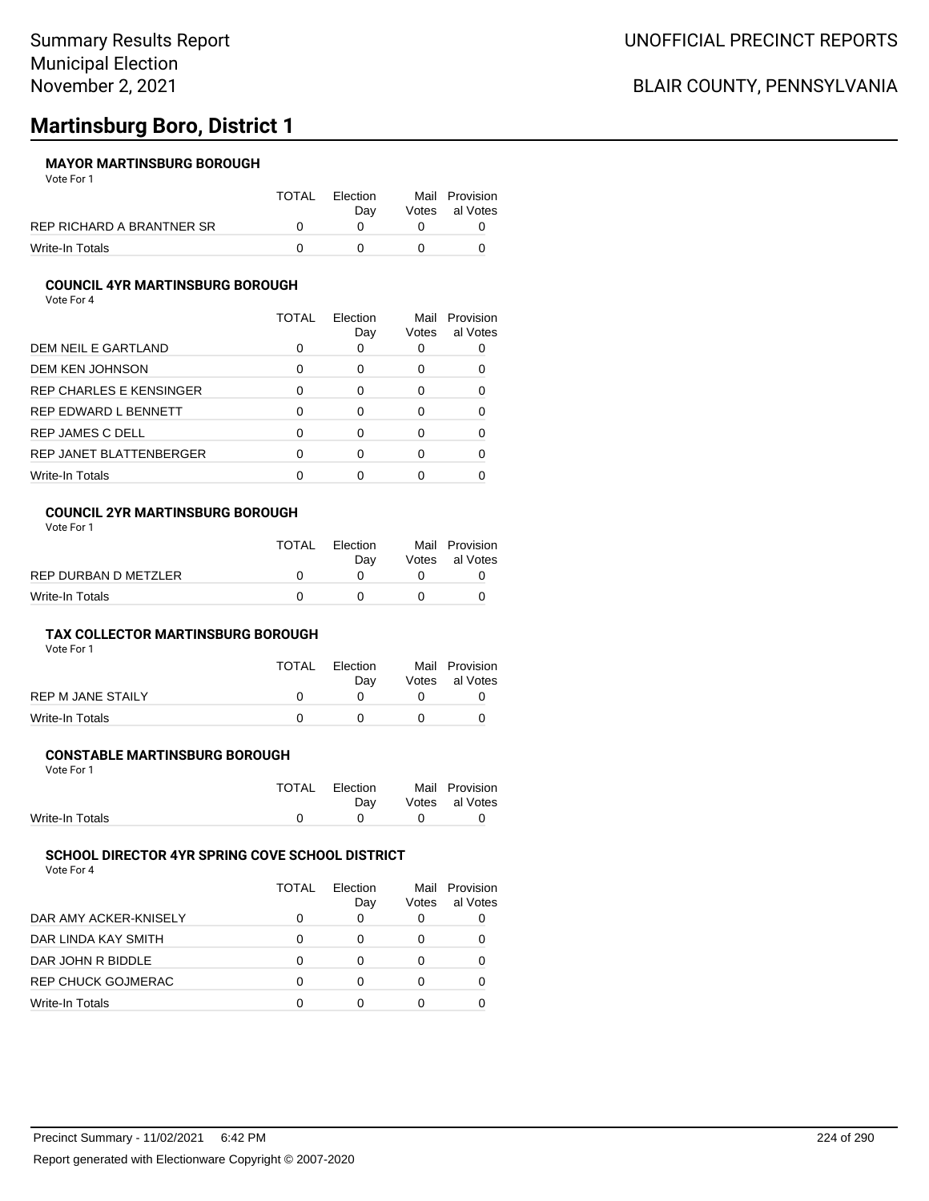Summary Results Report
Municipal Election
November 2, 2021

UNOFFICIAL PRECINCT REPORTS

BLAIR COUNTY, PENNSYLVANIA

# Martinsburg Boro, District 1

### MAYOR MARTINSBURG BOROUGH

Vote For 1

| | TOTAL | Election Day | Mail Votes | Provisional Votes |
|---|---|---|---|---|
| REP RICHARD A BRANTNER SR | 0 | 0 | 0 | 0 |
| Write-In Totals | 0 | 0 | 0 | 0 |

### COUNCIL 4YR MARTINSBURG BOROUGH

Vote For 4

| | TOTAL | Election Day | Mail Votes | Provisional Votes |
|---|---|---|---|---|
| DEM NEIL E GARTLAND | 0 | 0 | 0 | 0 |
| DEM KEN JOHNSON | 0 | 0 | 0 | 0 |
| REP CHARLES E KENSINGER | 0 | 0 | 0 | 0 |
| REP EDWARD L BENNETT | 0 | 0 | 0 | 0 |
| REP JAMES C DELL | 0 | 0 | 0 | 0 |
| REP JANET BLATTENBERGER | 0 | 0 | 0 | 0 |
| Write-In Totals | 0 | 0 | 0 | 0 |

### COUNCIL 2YR MARTINSBURG BOROUGH

Vote For 1

| | TOTAL | Election Day | Mail Votes | Provisional Votes |
|---|---|---|---|---|
| REP DURBAN D METZLER | 0 | 0 | 0 | 0 |
| Write-In Totals | 0 | 0 | 0 | 0 |

### TAX COLLECTOR MARTINSBURG BOROUGH

Vote For 1

| | TOTAL | Election Day | Mail Votes | Provisional Votes |
|---|---|---|---|---|
| REP M JANE STAILY | 0 | 0 | 0 | 0 |
| Write-In Totals | 0 | 0 | 0 | 0 |

### CONSTABLE MARTINSBURG BOROUGH

Vote For 1

| | TOTAL | Election Day | Mail Votes | Provisional Votes |
|---|---|---|---|---|
| Write-In Totals | 0 | 0 | 0 | 0 |

### SCHOOL DIRECTOR 4YR SPRING COVE SCHOOL DISTRICT

Vote For 4

| | TOTAL | Election Day | Mail Votes | Provisional Votes |
|---|---|---|---|---|
| DAR AMY ACKER-KNISELY | 0 | 0 | 0 | 0 |
| DAR LINDA KAY SMITH | 0 | 0 | 0 | 0 |
| DAR JOHN R BIDDLE | 0 | 0 | 0 | 0 |
| REP CHUCK GOJMERAC | 0 | 0 | 0 | 0 |
| Write-In Totals | 0 | 0 | 0 | 0 |

Precinct Summary - 11/02/2021 6:42 PM

Report generated with Electionware Copyright © 2007-2020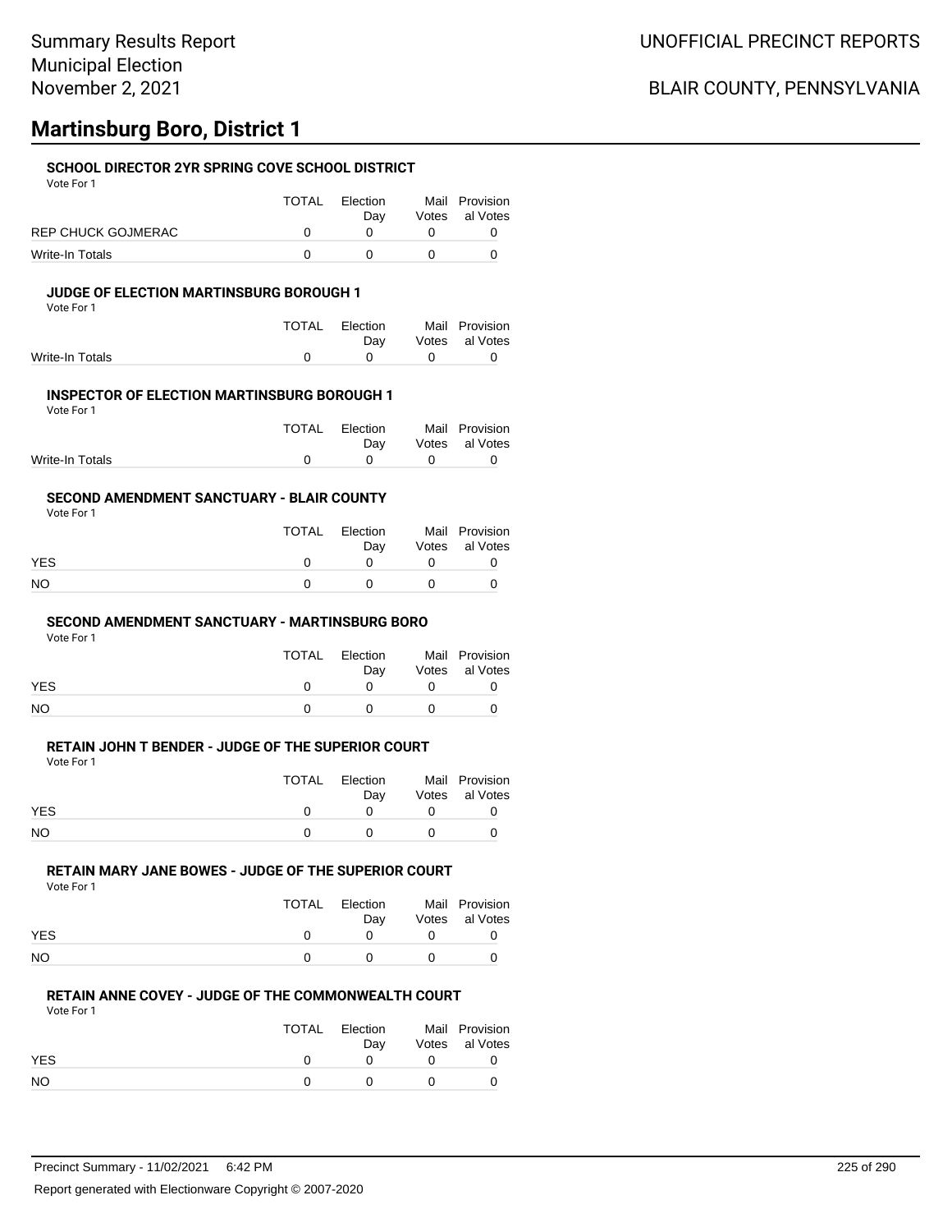Summary Results Report
Municipal Election
November 2, 2021

UNOFFICIAL PRECINCT REPORTS

BLAIR COUNTY, PENNSYLVANIA

# Martinsburg Boro, District 1

### SCHOOL DIRECTOR 2YR SPRING COVE SCHOOL DISTRICT

Vote For 1

| | TOTAL | Election Day | Mail Votes | Provisional Votes |
|---|---|---|---|---|
| REP CHUCK GOJMERAC | 0 | 0 | 0 | 0 |
| Write-In Totals | 0 | 0 | 0 | 0 |

### JUDGE OF ELECTION MARTINSBURG BOROUGH 1

Vote For 1

| | TOTAL | Election Day | Mail Votes | Provisional Votes |
|---|---|---|---|---|
| Write-In Totals | 0 | 0 | 0 | 0 |

### INSPECTOR OF ELECTION MARTINSBURG BOROUGH 1

Vote For 1

| | TOTAL | Election Day | Mail Votes | Provisional Votes |
|---|---|---|---|---|
| Write-In Totals | 0 | 0 | 0 | 0 |

### SECOND AMENDMENT SANCTUARY - BLAIR COUNTY

Vote For 1

| | TOTAL | Election Day | Mail Votes | Provisional Votes |
|---|---|---|---|---|
| YES | 0 | 0 | 0 | 0 |
| NO | 0 | 0 | 0 | 0 |

### SECOND AMENDMENT SANCTUARY - MARTINSBURG BORO

Vote For 1

| | TOTAL | Election Day | Mail Votes | Provisional Votes |
|---|---|---|---|---|
| YES | 0 | 0 | 0 | 0 |
| NO | 0 | 0 | 0 | 0 |

### RETAIN JOHN T BENDER - JUDGE OF THE SUPERIOR COURT

Vote For 1

| | TOTAL | Election Day | Mail Votes | Provisional Votes |
|---|---|---|---|---|
| YES | 0 | 0 | 0 | 0 |
| NO | 0 | 0 | 0 | 0 |

### RETAIN MARY JANE BOWES - JUDGE OF THE SUPERIOR COURT

Vote For 1

| | TOTAL | Election Day | Mail Votes | Provisional Votes |
|---|---|---|---|---|
| YES | 0 | 0 | 0 | 0 |
| NO | 0 | 0 | 0 | 0 |

### RETAIN ANNE COVEY - JUDGE OF THE COMMONWEALTH COURT

Vote For 1

| | TOTAL | Election Day | Mail Votes | Provisional Votes |
|---|---|---|---|---|
| YES | 0 | 0 | 0 | 0 |
| NO | 0 | 0 | 0 | 0 |

Precinct Summary - 11/02/2021 6:42 PM

Report generated with Electionware Copyright © 2007-2020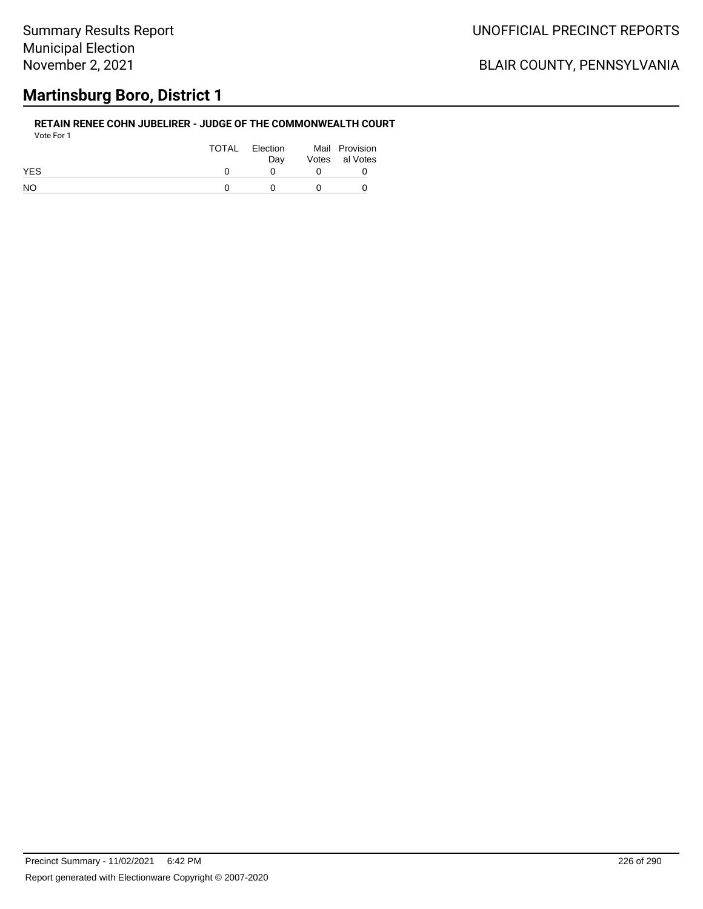# Martinsburg Boro, District 1

**RETAIN RENEE COHN JUBELIRER - JUDGE OF THE COMMONWEALTH COURT**

Vote For 1

| | TOTAL | Election Day | Mail Votes | Provisional Votes |
|---|---|---|---|---|
| YES | 0 | 0 | 0 | 0 |
| NO | 0 | 0 | 0 | 0 |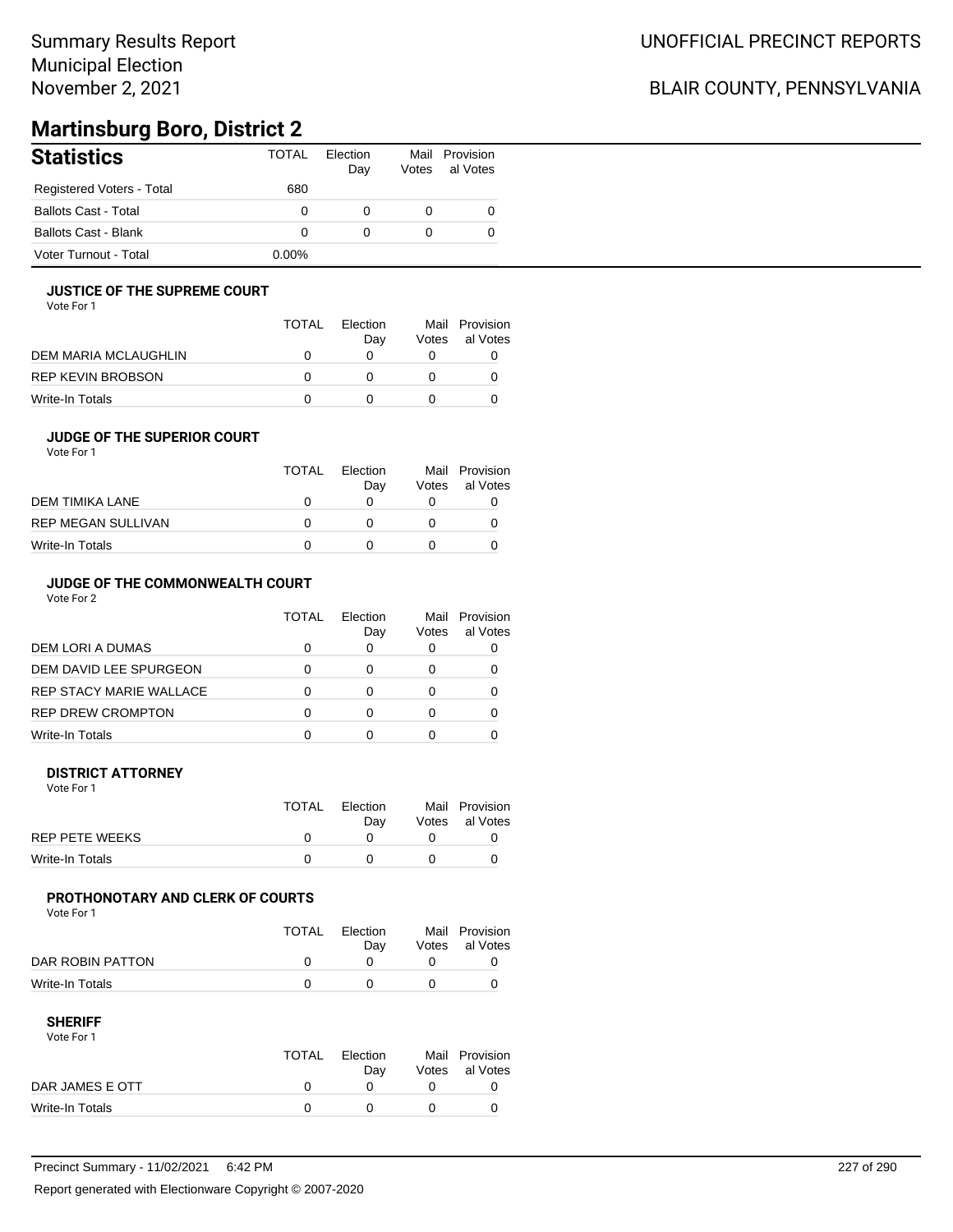Summary Results Report
Municipal Election
November 2, 2021

UNOFFICIAL PRECINCT REPORTS

BLAIR COUNTY, PENNSYLVANIA

# Martinsburg Boro, District 2

| Statistics | TOTAL | Election Day | Mail Votes | Provisional Votes |
|---|---|---|---|---|
| Registered Voters - Total | 680 | | | |
| Ballots Cast - Total | 0 | 0 | 0 | 0 |
| Ballots Cast - Blank | 0 | 0 | 0 | 0 |
| Voter Turnout - Total | 0.00% | | | |

### JUSTICE OF THE SUPREME COURT

Vote For 1

| | TOTAL | Election Day | Mail Votes | Provisional Votes |
|---|---|---|---|---|
| DEM MARIA MCLAUGHLIN | 0 | 0 | 0 | 0 |
| REP KEVIN BROBSON | 0 | 0 | 0 | 0 |
| Write-In Totals | 0 | 0 | 0 | 0 |

### JUDGE OF THE SUPERIOR COURT

Vote For 1

| | TOTAL | Election Day | Mail Votes | Provisional Votes |
|---|---|---|---|---|
| DEM TIMIKA LANE | 0 | 0 | 0 | 0 |
| REP MEGAN SULLIVAN | 0 | 0 | 0 | 0 |
| Write-In Totals | 0 | 0 | 0 | 0 |

### JUDGE OF THE COMMONWEALTH COURT

Vote For 2

| | TOTAL | Election Day | Mail Votes | Provisional Votes |
|---|---|---|---|---|
| DEM LORI A DUMAS | 0 | 0 | 0 | 0 |
| DEM DAVID LEE SPURGEON | 0 | 0 | 0 | 0 |
| REP STACY MARIE WALLACE | 0 | 0 | 0 | 0 |
| REP DREW CROMPTON | 0 | 0 | 0 | 0 |
| Write-In Totals | 0 | 0 | 0 | 0 |

### DISTRICT ATTORNEY

Vote For 1

| | TOTAL | Election Day | Mail Votes | Provisional Votes |
|---|---|---|---|---|
| REP PETE WEEKS | 0 | 0 | 0 | 0 |
| Write-In Totals | 0 | 0 | 0 | 0 |

### PROTHONOTARY AND CLERK OF COURTS

Vote For 1

| | TOTAL | Election Day | Mail Votes | Provisional Votes |
|---|---|---|---|---|
| DAR ROBIN PATTON | 0 | 0 | 0 | 0 |
| Write-In Totals | 0 | 0 | 0 | 0 |

### SHERIFF

Vote For 1

| | TOTAL | Election Day | Mail Votes | Provisional Votes |
|---|---|---|---|---|
| DAR JAMES E OTT | 0 | 0 | 0 | 0 |
| Write-In Totals | 0 | 0 | 0 | 0 |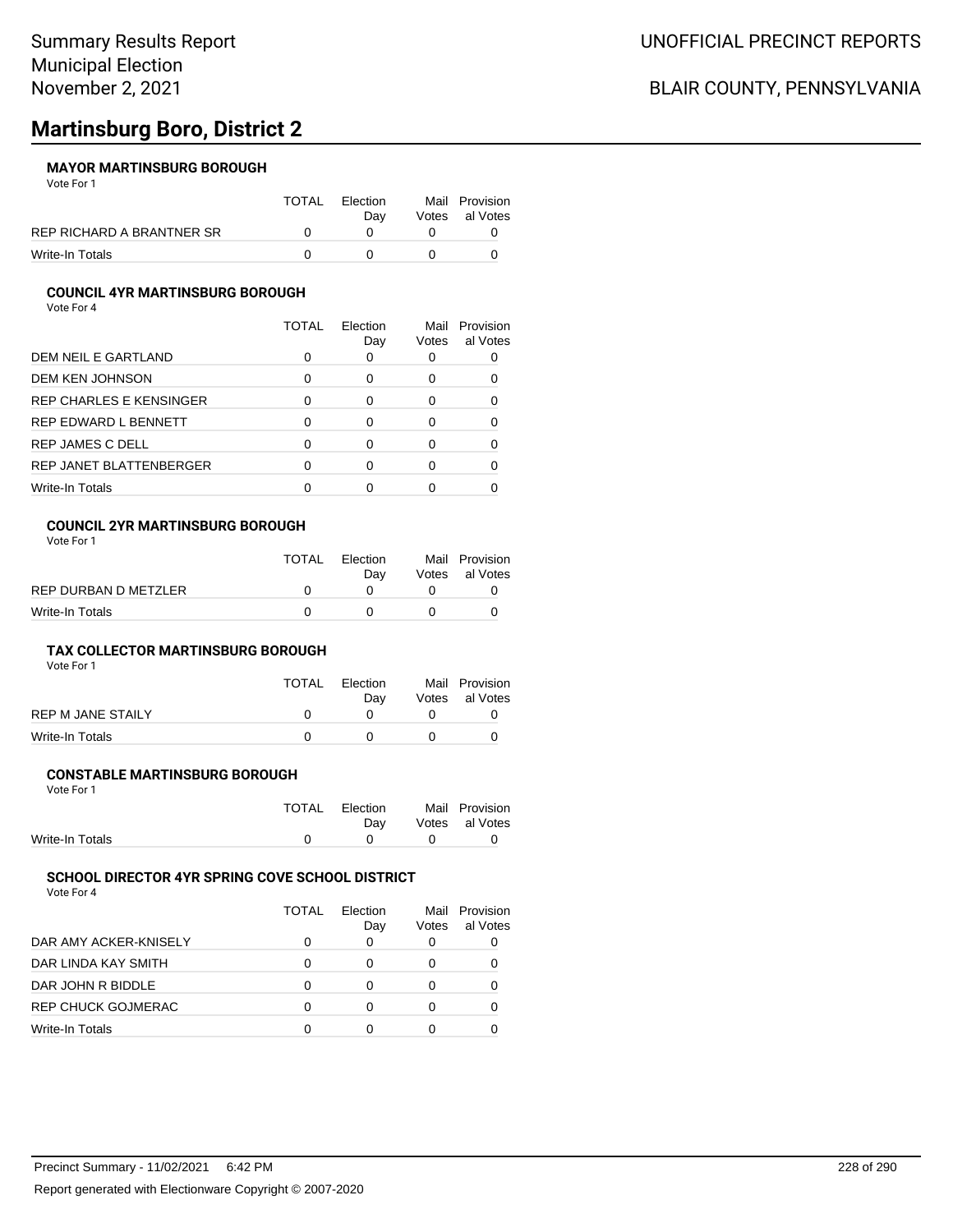Summary Results Report
Municipal Election
November 2, 2021

UNOFFICIAL PRECINCT REPORTS

BLAIR COUNTY, PENNSYLVANIA

# Martinsburg Boro, District 2

### MAYOR MARTINSBURG BOROUGH

Vote For 1

| | TOTAL | Election Day | Mail Votes | Provisional Votes |
|---|---|---|---|---|
| REP RICHARD A BRANTNER SR | 0 | 0 | 0 | 0 |
| Write-In Totals | 0 | 0 | 0 | 0 |

### COUNCIL 4YR MARTINSBURG BOROUGH

Vote For 4

| | TOTAL | Election Day | Mail Votes | Provisional Votes |
|---|---|---|---|---|
| DEM NEIL E GARTLAND | 0 | 0 | 0 | 0 |
| DEM KEN JOHNSON | 0 | 0 | 0 | 0 |
| REP CHARLES E KENSINGER | 0 | 0 | 0 | 0 |
| REP EDWARD L BENNETT | 0 | 0 | 0 | 0 |
| REP JAMES C DELL | 0 | 0 | 0 | 0 |
| REP JANET BLATTENBERGER | 0 | 0 | 0 | 0 |
| Write-In Totals | 0 | 0 | 0 | 0 |

### COUNCIL 2YR MARTINSBURG BOROUGH

Vote For 1

| | TOTAL | Election Day | Mail Votes | Provisional Votes |
|---|---|---|---|---|
| REP DURBAN D METZLER | 0 | 0 | 0 | 0 |
| Write-In Totals | 0 | 0 | 0 | 0 |

### TAX COLLECTOR MARTINSBURG BOROUGH

Vote For 1

| | TOTAL | Election Day | Mail Votes | Provisional Votes |
|---|---|---|---|---|
| REP M JANE STAILY | 0 | 0 | 0 | 0 |
| Write-In Totals | 0 | 0 | 0 | 0 |

### CONSTABLE MARTINSBURG BOROUGH

Vote For 1

| | TOTAL | Election Day | Mail Votes | Provisional Votes |
|---|---|---|---|---|
| Write-In Totals | 0 | 0 | 0 | 0 |

### SCHOOL DIRECTOR 4YR SPRING COVE SCHOOL DISTRICT

Vote For 4

| | TOTAL | Election Day | Mail Votes | Provisional Votes |
|---|---|---|---|---|
| DAR AMY ACKER-KNISELY | 0 | 0 | 0 | 0 |
| DAR LINDA KAY SMITH | 0 | 0 | 0 | 0 |
| DAR JOHN R BIDDLE | 0 | 0 | 0 | 0 |
| REP CHUCK GOJMERAC | 0 | 0 | 0 | 0 |
| Write-In Totals | 0 | 0 | 0 | 0 |

Precinct Summary - 11/02/2021 6:42 PM

Report generated with Electionware Copyright © 2007-2020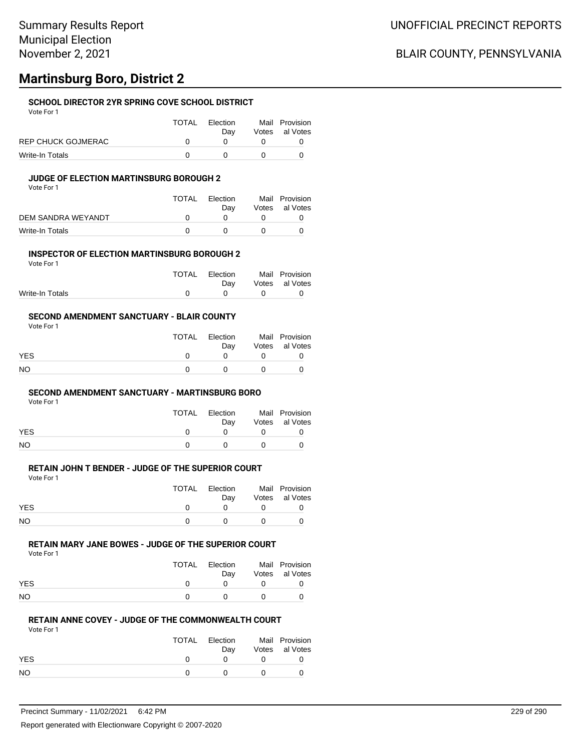Summary Results Report
Municipal Election
November 2, 2021

UNOFFICIAL PRECINCT REPORTS

BLAIR COUNTY, PENNSYLVANIA

# Martinsburg Boro, District 2

### SCHOOL DIRECTOR 2YR SPRING COVE SCHOOL DISTRICT

Vote For 1

| | TOTAL | Election Day | Mail Votes | Provisional Votes |
|---|---|---|---|---|
| REP CHUCK GOJMERAC | 0 | 0 | 0 | 0 |
| Write-In Totals | 0 | 0 | 0 | 0 |

### JUDGE OF ELECTION MARTINSBURG BOROUGH 2

Vote For 1

| | TOTAL | Election Day | Mail Votes | Provisional Votes |
|---|---|---|---|---|
| DEM SANDRA WEYANDT | 0 | 0 | 0 | 0 |
| Write-In Totals | 0 | 0 | 0 | 0 |

### INSPECTOR OF ELECTION MARTINSBURG BOROUGH 2

Vote For 1

| | TOTAL | Election Day | Mail Votes | Provisional Votes |
|---|---|---|---|---|
| Write-In Totals | 0 | 0 | 0 | 0 |

### SECOND AMENDMENT SANCTUARY - BLAIR COUNTY

Vote For 1

| | TOTAL | Election Day | Mail Votes | Provisional Votes |
|---|---|---|---|---|
| YES | 0 | 0 | 0 | 0 |
| NO | 0 | 0 | 0 | 0 |

### SECOND AMENDMENT SANCTUARY - MARTINSBURG BORO

Vote For 1

| | TOTAL | Election Day | Mail Votes | Provisional Votes |
|---|---|---|---|---|
| YES | 0 | 0 | 0 | 0 |
| NO | 0 | 0 | 0 | 0 |

### RETAIN JOHN T BENDER - JUDGE OF THE SUPERIOR COURT

Vote For 1

| | TOTAL | Election Day | Mail Votes | Provisional Votes |
|---|---|---|---|---|
| YES | 0 | 0 | 0 | 0 |
| NO | 0 | 0 | 0 | 0 |

### RETAIN MARY JANE BOWES - JUDGE OF THE SUPERIOR COURT

Vote For 1

| | TOTAL | Election Day | Mail Votes | Provisional Votes |
|---|---|---|---|---|
| YES | 0 | 0 | 0 | 0 |
| NO | 0 | 0 | 0 | 0 |

### RETAIN ANNE COVEY - JUDGE OF THE COMMONWEALTH COURT

Vote For 1

| | TOTAL | Election Day | Mail Votes | Provisional Votes |
|---|---|---|---|---|
| YES | 0 | 0 | 0 | 0 |
| NO | 0 | 0 | 0 | 0 |

Precinct Summary - 11/02/2021 6:42 PM

Report generated with Electionware Copyright © 2007-2020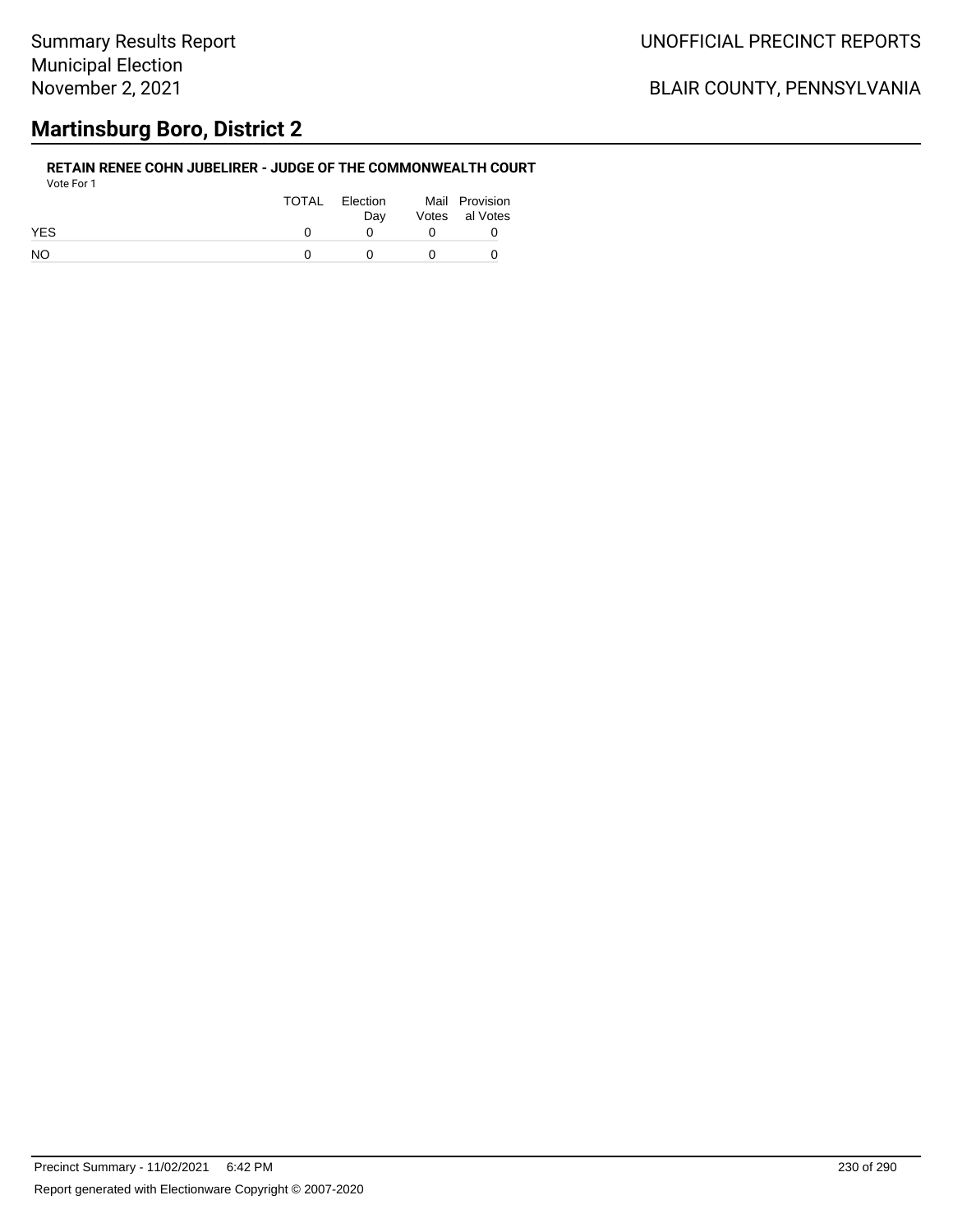# Martinsburg Boro, District 2

### RETAIN RENEE COHN JUBELIRER - JUDGE OF THE COMMONWEALTH COURT

Vote For 1

| | TOTAL | Election Day | Mail Votes | Provisional Votes |
|---|---|---|---|---|
| YES | 0 | 0 | 0 | 0 |
| NO | 0 | 0 | 0 | 0 |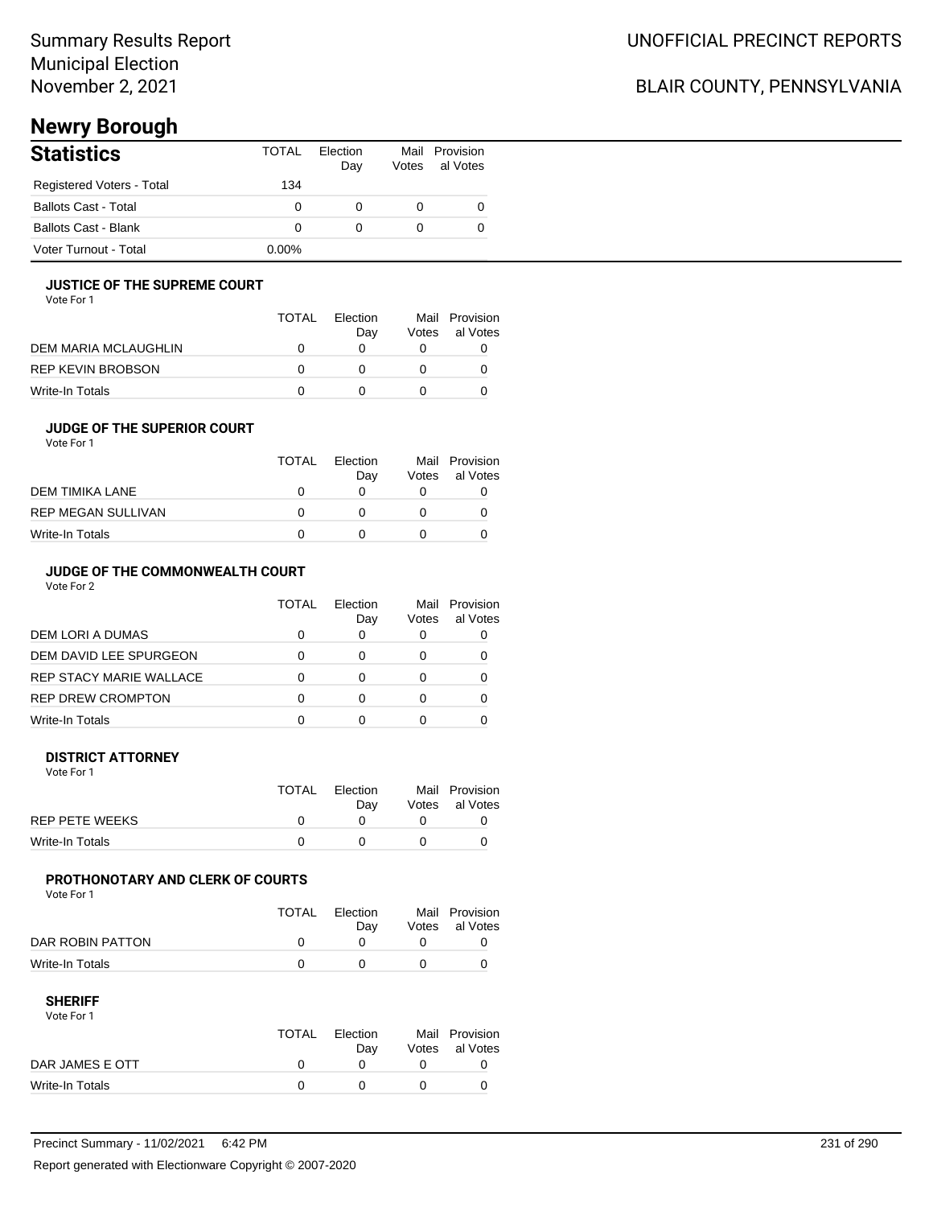Summary Results Report
Municipal Election
November 2, 2021

UNOFFICIAL PRECINCT REPORTS

BLAIR COUNTY, PENNSYLVANIA

# Newry Borough

## Statistics

| | TOTAL | Election Day | Mail Votes | Provisional Votes |
|---|---|---|---|---|
| Registered Voters - Total | 134 | | | |
| Ballots Cast - Total | 0 | 0 | 0 | 0 |
| Ballots Cast - Blank | 0 | 0 | 0 | 0 |
| Voter Turnout - Total | 0.00% | | | |

### JUSTICE OF THE SUPREME COURT

Vote For 1

| | TOTAL | Election Day | Mail Votes | Provisional Votes |
|---|---|---|---|---|
| DEM MARIA MCLAUGHLIN | 0 | 0 | 0 | 0 |
| REP KEVIN BROBSON | 0 | 0 | 0 | 0 |
| Write-In Totals | 0 | 0 | 0 | 0 |

### JUDGE OF THE SUPERIOR COURT

Vote For 1

| | TOTAL | Election Day | Mail Votes | Provisional Votes |
|---|---|---|---|---|
| DEM TIMIKA LANE | 0 | 0 | 0 | 0 |
| REP MEGAN SULLIVAN | 0 | 0 | 0 | 0 |
| Write-In Totals | 0 | 0 | 0 | 0 |

### JUDGE OF THE COMMONWEALTH COURT

Vote For 2

| | TOTAL | Election Day | Mail Votes | Provisional Votes |
|---|---|---|---|---|
| DEM LORI A DUMAS | 0 | 0 | 0 | 0 |
| DEM DAVID LEE SPURGEON | 0 | 0 | 0 | 0 |
| REP STACY MARIE WALLACE | 0 | 0 | 0 | 0 |
| REP DREW CROMPTON | 0 | 0 | 0 | 0 |
| Write-In Totals | 0 | 0 | 0 | 0 |

### DISTRICT ATTORNEY

Vote For 1

| | TOTAL | Election Day | Mail Votes | Provisional Votes |
|---|---|---|---|---|
| REP PETE WEEKS | 0 | 0 | 0 | 0 |
| Write-In Totals | 0 | 0 | 0 | 0 |

### PROTHONOTARY AND CLERK OF COURTS

Vote For 1

| | TOTAL | Election Day | Mail Votes | Provisional Votes |
|---|---|---|---|---|
| DAR ROBIN PATTON | 0 | 0 | 0 | 0 |
| Write-In Totals | 0 | 0 | 0 | 0 |

### SHERIFF

Vote For 1

| | TOTAL | Election Day | Mail Votes | Provisional Votes |
|---|---|---|---|---|
| DAR JAMES E OTT | 0 | 0 | 0 | 0 |
| Write-In Totals | 0 | 0 | 0 | 0 |

Precinct Summary - 11/02/2021 6:42 PM

Report generated with Electionware Copyright © 2007-2020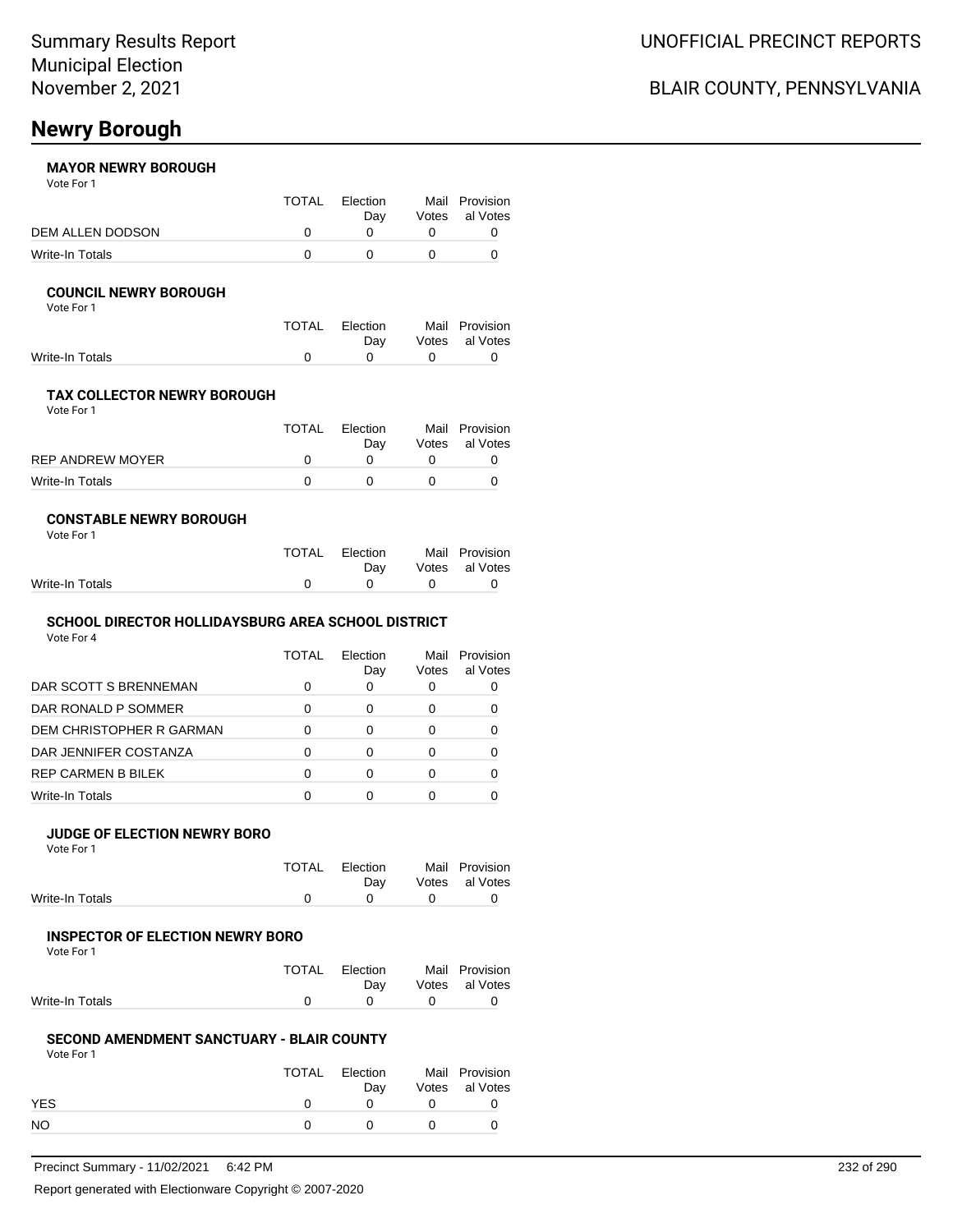Summary Results Report
Municipal Election
November 2, 2021

UNOFFICIAL PRECINCT REPORTS

BLAIR COUNTY, PENNSYLVANIA

# Newry Borough

### MAYOR NEWRY BOROUGH

Vote For 1

| | TOTAL | Election Day | Mail Votes | Provisional Votes |
|---|---|---|---|---|
| DEM ALLEN DODSON | 0 | 0 | 0 | 0 |
| Write-In Totals | 0 | 0 | 0 | 0 |

### COUNCIL NEWRY BOROUGH

Vote For 1

| | TOTAL | Election Day | Mail Votes | Provisional Votes |
|---|---|---|---|---|
| Write-In Totals | 0 | 0 | 0 | 0 |

### TAX COLLECTOR NEWRY BOROUGH

Vote For 1

| | TOTAL | Election Day | Mail Votes | Provisional Votes |
|---|---|---|---|---|
| REP ANDREW MOYER | 0 | 0 | 0 | 0 |
| Write-In Totals | 0 | 0 | 0 | 0 |

### CONSTABLE NEWRY BOROUGH

Vote For 1

| | TOTAL | Election Day | Mail Votes | Provisional Votes |
|---|---|---|---|---|
| Write-In Totals | 0 | 0 | 0 | 0 |

### SCHOOL DIRECTOR HOLLIDAYSBURG AREA SCHOOL DISTRICT

Vote For 4

| | TOTAL | Election Day | Mail Votes | Provisional Votes |
|---|---|---|---|---|
| DAR SCOTT S BRENNEMAN | 0 | 0 | 0 | 0 |
| DAR RONALD P SOMMER | 0 | 0 | 0 | 0 |
| DEM CHRISTOPHER R GARMAN | 0 | 0 | 0 | 0 |
| DAR JENNIFER COSTANZA | 0 | 0 | 0 | 0 |
| REP CARMEN B BILEK | 0 | 0 | 0 | 0 |
| Write-In Totals | 0 | 0 | 0 | 0 |

### JUDGE OF ELECTION NEWRY BORO

Vote For 1

| | TOTAL | Election Day | Mail Votes | Provisional Votes |
|---|---|---|---|---|
| Write-In Totals | 0 | 0 | 0 | 0 |

### INSPECTOR OF ELECTION NEWRY BORO

Vote For 1

| | TOTAL | Election Day | Mail Votes | Provisional Votes |
|---|---|---|---|---|
| Write-In Totals | 0 | 0 | 0 | 0 |

### SECOND AMENDMENT SANCTUARY - BLAIR COUNTY

Vote For 1

| | TOTAL | Election Day | Mail Votes | Provisional Votes |
|---|---|---|---|---|
| YES | 0 | 0 | 0 | 0 |
| NO | 0 | 0 | 0 | 0 |

Precinct Summary - 11/02/2021 6:42 PM

Report generated with Electionware Copyright © 2007-2020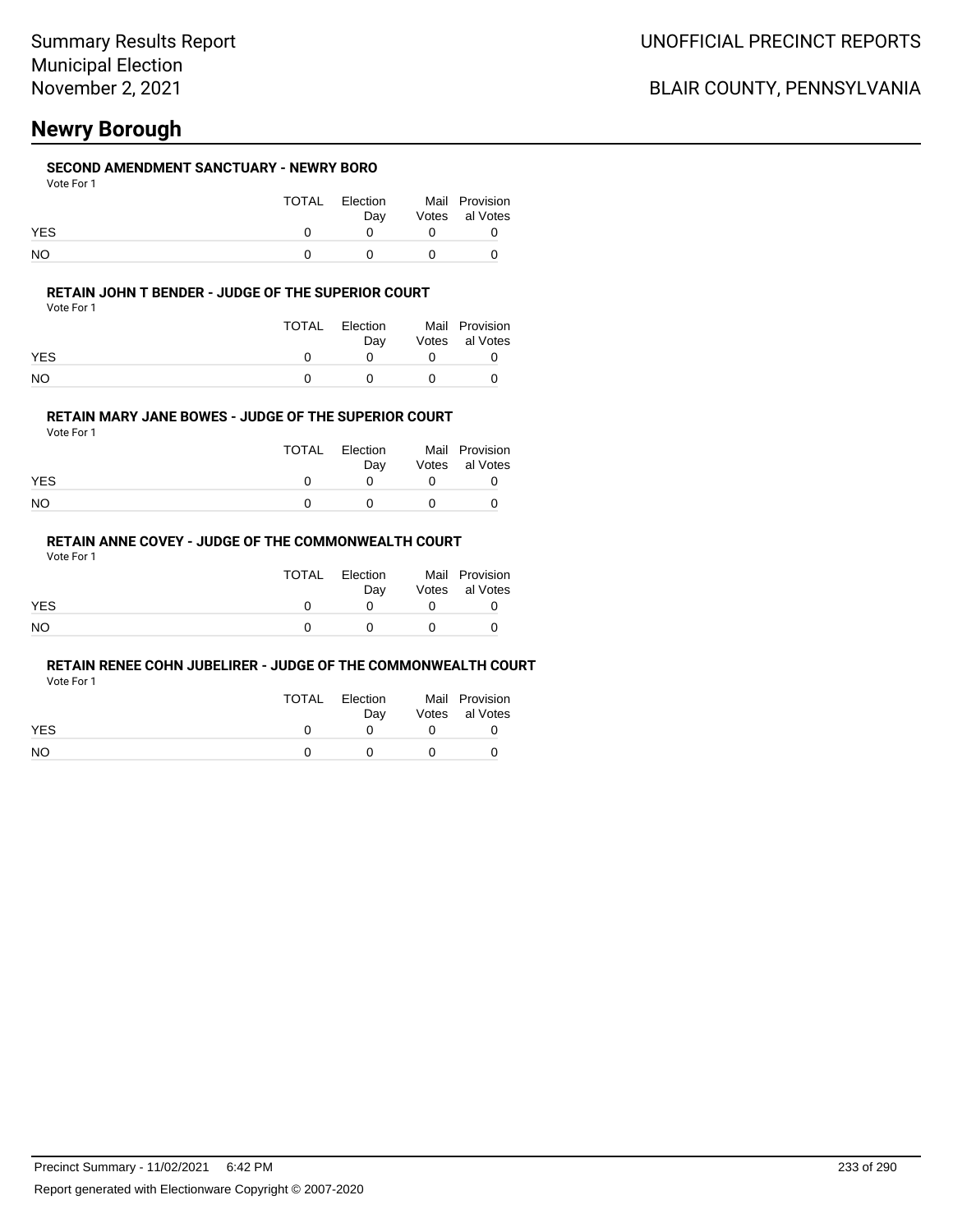Summary Results Report
Municipal Election
November 2, 2021

UNOFFICIAL PRECINCT REPORTS

BLAIR COUNTY, PENNSYLVANIA

# Newry Borough

### SECOND AMENDMENT SANCTUARY - NEWRY BORO

Vote For 1

| | TOTAL | Election Day | Mail Votes | Provisional Votes |
|---|---|---|---|---|
| YES | 0 | 0 | 0 | 0 |
| NO | 0 | 0 | 0 | 0 |

### RETAIN JOHN T BENDER - JUDGE OF THE SUPERIOR COURT

Vote For 1

| | TOTAL | Election Day | Mail Votes | Provisional Votes |
|---|---|---|---|---|
| YES | 0 | 0 | 0 | 0 |
| NO | 0 | 0 | 0 | 0 |

### RETAIN MARY JANE BOWES - JUDGE OF THE SUPERIOR COURT

Vote For 1

| | TOTAL | Election Day | Mail Votes | Provisional Votes |
|---|---|---|---|---|
| YES | 0 | 0 | 0 | 0 |
| NO | 0 | 0 | 0 | 0 |

### RETAIN ANNE COVEY - JUDGE OF THE COMMONWEALTH COURT

Vote For 1

| | TOTAL | Election Day | Mail Votes | Provisional Votes |
|---|---|---|---|---|
| YES | 0 | 0 | 0 | 0 |
| NO | 0 | 0 | 0 | 0 |

### RETAIN RENEE COHN JUBELIRER - JUDGE OF THE COMMONWEALTH COURT

Vote For 1

| | TOTAL | Election Day | Mail Votes | Provisional Votes |
|---|---|---|---|---|
| YES | 0 | 0 | 0 | 0 |
| NO | 0 | 0 | 0 | 0 |

Precinct Summary - 11/02/2021 6:42 PM

Report generated with Electionware Copyright © 2007-2020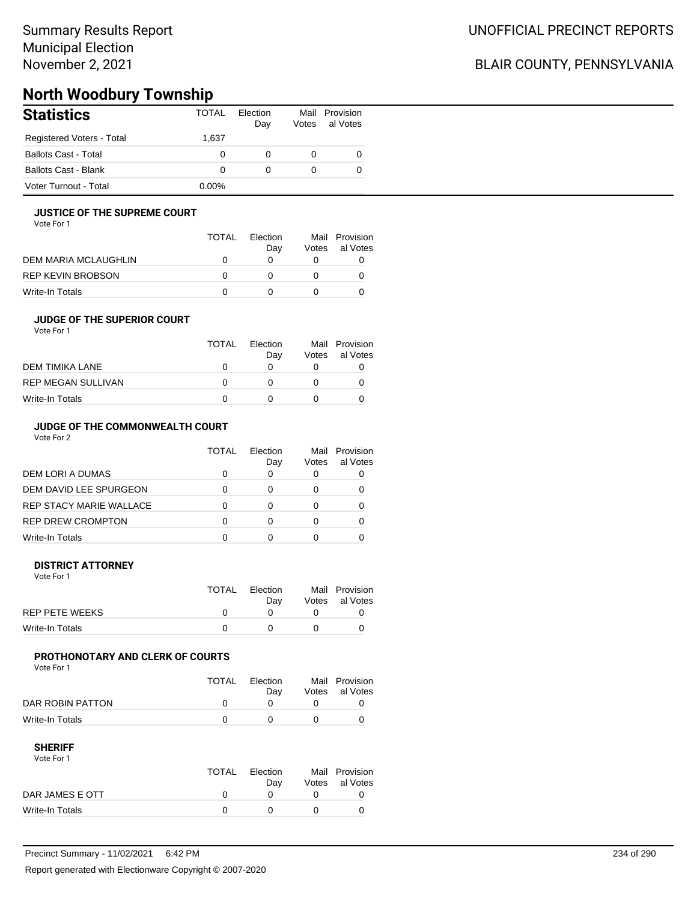Summary Results Report
Municipal Election
November 2, 2021

UNOFFICIAL PRECINCT REPORTS

BLAIR COUNTY, PENNSYLVANIA

# North Woodbury Township

## Statistics

| | TOTAL | Election Day | Mail Votes | Provisional Votes |
|---|---|---|---|---|
| Registered Voters - Total | 1,637 | | | |
| Ballots Cast - Total | 0 | 0 | 0 | 0 |
| Ballots Cast - Blank | 0 | 0 | 0 | 0 |
| Voter Turnout - Total | 0.00% | | | |

### JUSTICE OF THE SUPREME COURT

Vote For 1

| | TOTAL | Election Day | Mail Votes | Provisional Votes |
|---|---|---|---|---|
| DEM MARIA MCLAUGHLIN | 0 | 0 | 0 | 0 |
| REP KEVIN BROBSON | 0 | 0 | 0 | 0 |
| Write-In Totals | 0 | 0 | 0 | 0 |

### JUDGE OF THE SUPERIOR COURT

Vote For 1

| | TOTAL | Election Day | Mail Votes | Provisional Votes |
|---|---|---|---|---|
| DEM TIMIKA LANE | 0 | 0 | 0 | 0 |
| REP MEGAN SULLIVAN | 0 | 0 | 0 | 0 |
| Write-In Totals | 0 | 0 | 0 | 0 |

### JUDGE OF THE COMMONWEALTH COURT

Vote For 2

| | TOTAL | Election Day | Mail Votes | Provisional Votes |
|---|---|---|---|---|
| DEM LORI A DUMAS | 0 | 0 | 0 | 0 |
| DEM DAVID LEE SPURGEON | 0 | 0 | 0 | 0 |
| REP STACY MARIE WALLACE | 0 | 0 | 0 | 0 |
| REP DREW CROMPTON | 0 | 0 | 0 | 0 |
| Write-In Totals | 0 | 0 | 0 | 0 |

### DISTRICT ATTORNEY

Vote For 1

| | TOTAL | Election Day | Mail Votes | Provisional Votes |
|---|---|---|---|---|
| REP PETE WEEKS | 0 | 0 | 0 | 0 |
| Write-In Totals | 0 | 0 | 0 | 0 |

### PROTHONOTARY AND CLERK OF COURTS

Vote For 1

| | TOTAL | Election Day | Mail Votes | Provisional Votes |
|---|---|---|---|---|
| DAR ROBIN PATTON | 0 | 0 | 0 | 0 |
| Write-In Totals | 0 | 0 | 0 | 0 |

### SHERIFF

Vote For 1

| | TOTAL | Election Day | Mail Votes | Provisional Votes |
|---|---|---|---|---|
| DAR JAMES E OTT | 0 | 0 | 0 | 0 |
| Write-In Totals | 0 | 0 | 0 | 0 |

Precinct Summary - 11/02/2021 6:42 PM

Report generated with Electionware Copyright © 2007-2020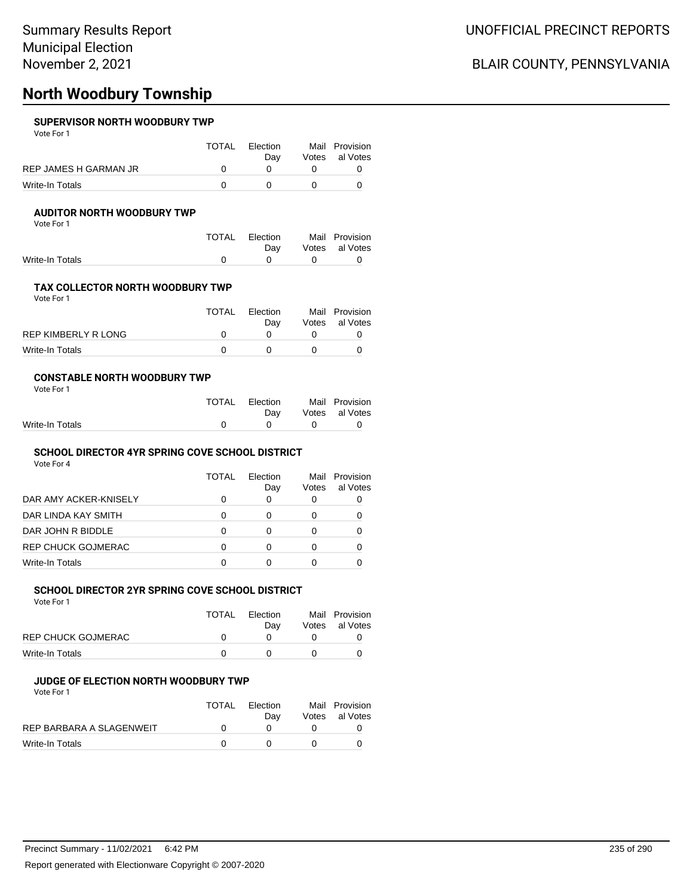# North Woodbury Township

### SUPERVISOR NORTH WOODBURY TWP

Vote For 1

| | TOTAL | Election Day | Mail Votes | Provisional Votes |
|---|---|---|---|---|
| REP JAMES H GARMAN JR | 0 | 0 | 0 | 0 |
| Write-In Totals | 0 | 0 | 0 | 0 |

### AUDITOR NORTH WOODBURY TWP

Vote For 1

| | TOTAL | Election Day | Mail Votes | Provisional Votes |
|---|---|---|---|---|
| Write-In Totals | 0 | 0 | 0 | 0 |

### TAX COLLECTOR NORTH WOODBURY TWP

Vote For 1

| | TOTAL | Election Day | Mail Votes | Provisional Votes |
|---|---|---|---|---|
| REP KIMBERLY R LONG | 0 | 0 | 0 | 0 |
| Write-In Totals | 0 | 0 | 0 | 0 |

### CONSTABLE NORTH WOODBURY TWP

Vote For 1

| | TOTAL | Election Day | Mail Votes | Provisional Votes |
|---|---|---|---|---|
| Write-In Totals | 0 | 0 | 0 | 0 |

### SCHOOL DIRECTOR 4YR SPRING COVE SCHOOL DISTRICT

Vote For 4

| | TOTAL | Election Day | Mail Votes | Provisional Votes |
|---|---|---|---|---|
| DAR AMY ACKER-KNISELY | 0 | 0 | 0 | 0 |
| DAR LINDA KAY SMITH | 0 | 0 | 0 | 0 |
| DAR JOHN R BIDDLE | 0 | 0 | 0 | 0 |
| REP CHUCK GOJMERAC | 0 | 0 | 0 | 0 |
| Write-In Totals | 0 | 0 | 0 | 0 |

### SCHOOL DIRECTOR 2YR SPRING COVE SCHOOL DISTRICT

Vote For 1

| | TOTAL | Election Day | Mail Votes | Provisional Votes |
|---|---|---|---|---|
| REP CHUCK GOJMERAC | 0 | 0 | 0 | 0 |
| Write-In Totals | 0 | 0 | 0 | 0 |

### JUDGE OF ELECTION NORTH WOODBURY TWP

Vote For 1

| | TOTAL | Election Day | Mail Votes | Provisional Votes |
|---|---|---|---|---|
| REP BARBARA A SLAGENWEIT | 0 | 0 | 0 | 0 |
| Write-In Totals | 0 | 0 | 0 | 0 |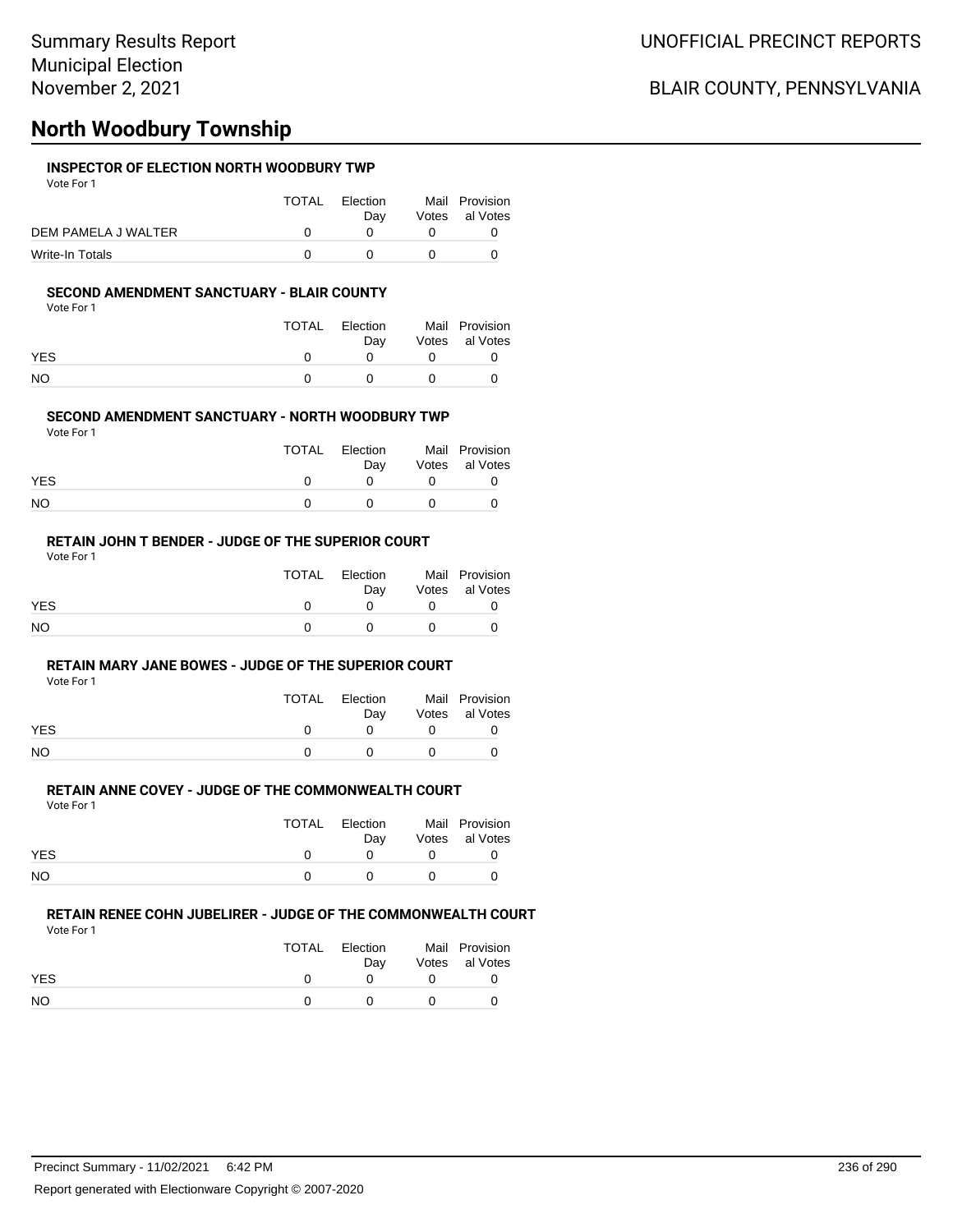Summary Results Report
Municipal Election
November 2, 2021

UNOFFICIAL PRECINCT REPORTS

BLAIR COUNTY, PENNSYLVANIA

# North Woodbury Township

### INSPECTOR OF ELECTION NORTH WOODBURY TWP

Vote For 1

| | TOTAL | Election Day | Mail Votes | Provisional Votes |
|---|---|---|---|---|
| DEM PAMELA J WALTER | 0 | 0 | 0 | 0 |
| Write-In Totals | 0 | 0 | 0 | 0 |

### SECOND AMENDMENT SANCTUARY - BLAIR COUNTY

Vote For 1

| | TOTAL | Election Day | Mail Votes | Provisional Votes |
|---|---|---|---|---|
| YES | 0 | 0 | 0 | 0 |
| NO | 0 | 0 | 0 | 0 |

### SECOND AMENDMENT SANCTUARY - NORTH WOODBURY TWP

Vote For 1

| | TOTAL | Election Day | Mail Votes | Provisional Votes |
|---|---|---|---|---|
| YES | 0 | 0 | 0 | 0 |
| NO | 0 | 0 | 0 | 0 |

### RETAIN JOHN T BENDER - JUDGE OF THE SUPERIOR COURT

Vote For 1

| | TOTAL | Election Day | Mail Votes | Provisional Votes |
|---|---|---|---|---|
| YES | 0 | 0 | 0 | 0 |
| NO | 0 | 0 | 0 | 0 |

### RETAIN MARY JANE BOWES - JUDGE OF THE SUPERIOR COURT

Vote For 1

| | TOTAL | Election Day | Mail Votes | Provisional Votes |
|---|---|---|---|---|
| YES | 0 | 0 | 0 | 0 |
| NO | 0 | 0 | 0 | 0 |

### RETAIN ANNE COVEY - JUDGE OF THE COMMONWEALTH COURT

Vote For 1

| | TOTAL | Election Day | Mail Votes | Provisional Votes |
|---|---|---|---|---|
| YES | 0 | 0 | 0 | 0 |
| NO | 0 | 0 | 0 | 0 |

### RETAIN RENEE COHN JUBELIRER - JUDGE OF THE COMMONWEALTH COURT

Vote For 1

| | TOTAL | Election Day | Mail Votes | Provisional Votes |
|---|---|---|---|---|
| YES | 0 | 0 | 0 | 0 |
| NO | 0 | 0 | 0 | 0 |

Precinct Summary - 11/02/2021 6:42 PM

Report generated with Electionware Copyright © 2007-2020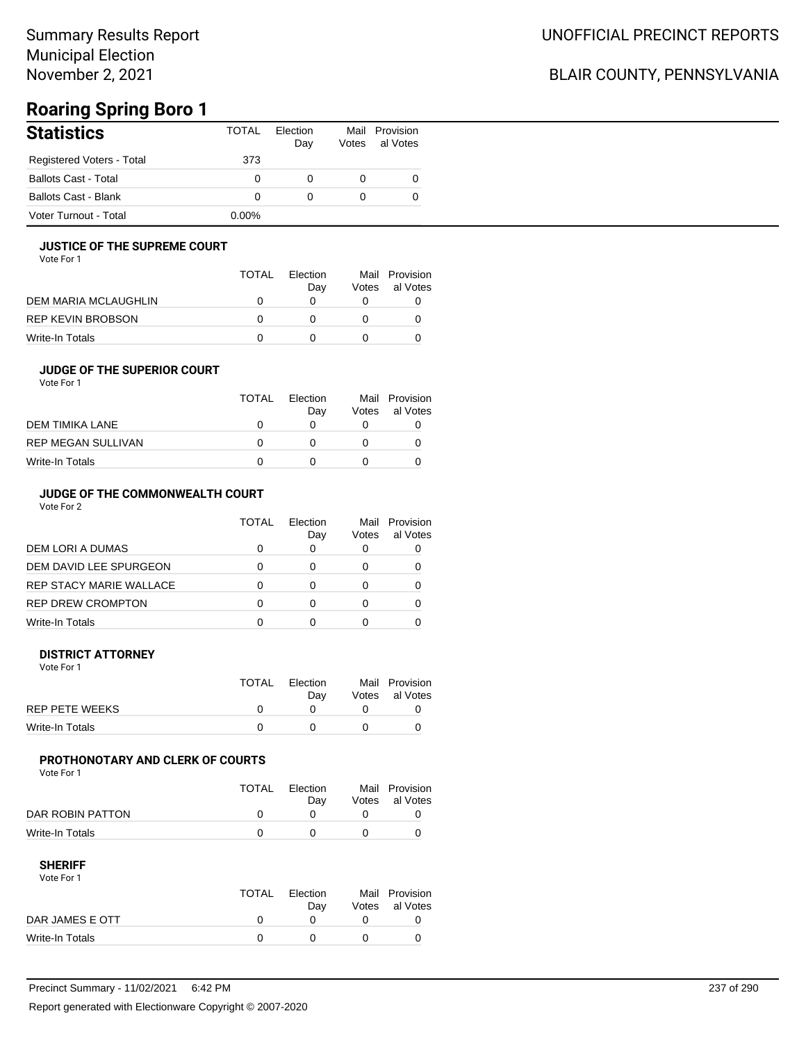Summary Results Report
Municipal Election
November 2, 2021

UNOFFICIAL PRECINCT REPORTS

BLAIR COUNTY, PENNSYLVANIA

# Roaring Spring Boro 1

## Statistics

| | TOTAL | Election Day | Mail Votes | Provisional Votes |
|---|---|---|---|---|
| Registered Voters - Total | 373 | | | |
| Ballots Cast - Total | 0 | 0 | 0 | 0 |
| Ballots Cast - Blank | 0 | 0 | 0 | 0 |
| Voter Turnout - Total | 0.00% | | | |

### JUSTICE OF THE SUPREME COURT

Vote For 1

| | TOTAL | Election Day | Mail Votes | Provisional Votes |
|---|---|---|---|---|
| DEM MARIA MCLAUGHLIN | 0 | 0 | 0 | 0 |
| REP KEVIN BROBSON | 0 | 0 | 0 | 0 |
| Write-In Totals | 0 | 0 | 0 | 0 |

### JUDGE OF THE SUPERIOR COURT

Vote For 1

| | TOTAL | Election Day | Mail Votes | Provisional Votes |
|---|---|---|---|---|
| DEM TIMIKA LANE | 0 | 0 | 0 | 0 |
| REP MEGAN SULLIVAN | 0 | 0 | 0 | 0 |
| Write-In Totals | 0 | 0 | 0 | 0 |

### JUDGE OF THE COMMONWEALTH COURT

Vote For 2

| | TOTAL | Election Day | Mail Votes | Provisional Votes |
|---|---|---|---|---|
| DEM LORI A DUMAS | 0 | 0 | 0 | 0 |
| DEM DAVID LEE SPURGEON | 0 | 0 | 0 | 0 |
| REP STACY MARIE WALLACE | 0 | 0 | 0 | 0 |
| REP DREW CROMPTON | 0 | 0 | 0 | 0 |
| Write-In Totals | 0 | 0 | 0 | 0 |

### DISTRICT ATTORNEY

Vote For 1

| | TOTAL | Election Day | Mail Votes | Provisional Votes |
|---|---|---|---|---|
| REP PETE WEEKS | 0 | 0 | 0 | 0 |
| Write-In Totals | 0 | 0 | 0 | 0 |

### PROTHONOTARY AND CLERK OF COURTS

Vote For 1

| | TOTAL | Election Day | Mail Votes | Provisional Votes |
|---|---|---|---|---|
| DAR ROBIN PATTON | 0 | 0 | 0 | 0 |
| Write-In Totals | 0 | 0 | 0 | 0 |

### SHERIFF

Vote For 1

| | TOTAL | Election Day | Mail Votes | Provisional Votes |
|---|---|---|---|---|
| DAR JAMES E OTT | 0 | 0 | 0 | 0 |
| Write-In Totals | 0 | 0 | 0 | 0 |

Precinct Summary - 11/02/2021 6:42 PM

Report generated with Electionware Copyright © 2007-2020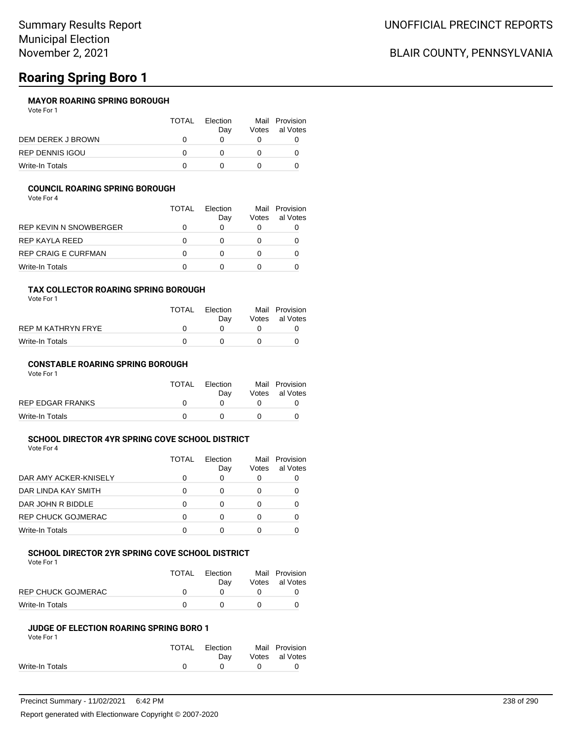Summary Results Report
Municipal Election
November 2, 2021

UNOFFICIAL PRECINCT REPORTS

BLAIR COUNTY, PENNSYLVANIA

# Roaring Spring Boro 1

### MAYOR ROARING SPRING BOROUGH

Vote For 1

| | TOTAL | Election Day | Mail Votes | Provisional Votes |
|---|---|---|---|---|
| DEM DEREK J BROWN | 0 | 0 | 0 | 0 |
| REP DENNIS IGOU | 0 | 0 | 0 | 0 |
| Write-In Totals | 0 | 0 | 0 | 0 |

### COUNCIL ROARING SPRING BOROUGH

Vote For 4

| | TOTAL | Election Day | Mail Votes | Provisional Votes |
|---|---|---|---|---|
| REP KEVIN N SNOWBERGER | 0 | 0 | 0 | 0 |
| REP KAYLA REED | 0 | 0 | 0 | 0 |
| REP CRAIG E CURFMAN | 0 | 0 | 0 | 0 |
| Write-In Totals | 0 | 0 | 0 | 0 |

### TAX COLLECTOR ROARING SPRING BOROUGH

Vote For 1

| | TOTAL | Election Day | Mail Votes | Provisional Votes |
|---|---|---|---|---|
| REP M KATHRYN FRYE | 0 | 0 | 0 | 0 |
| Write-In Totals | 0 | 0 | 0 | 0 |

### CONSTABLE ROARING SPRING BOROUGH

Vote For 1

| | TOTAL | Election Day | Mail Votes | Provisional Votes |
|---|---|---|---|---|
| REP EDGAR FRANKS | 0 | 0 | 0 | 0 |
| Write-In Totals | 0 | 0 | 0 | 0 |

### SCHOOL DIRECTOR 4YR SPRING COVE SCHOOL DISTRICT

Vote For 4

| | TOTAL | Election Day | Mail Votes | Provisional Votes |
|---|---|---|---|---|
| DAR AMY ACKER-KNISELY | 0 | 0 | 0 | 0 |
| DAR LINDA KAY SMITH | 0 | 0 | 0 | 0 |
| DAR JOHN R BIDDLE | 0 | 0 | 0 | 0 |
| REP CHUCK GOJMERAC | 0 | 0 | 0 | 0 |
| Write-In Totals | 0 | 0 | 0 | 0 |

### SCHOOL DIRECTOR 2YR SPRING COVE SCHOOL DISTRICT

Vote For 1

| | TOTAL | Election Day | Mail Votes | Provisional Votes |
|---|---|---|---|---|
| REP CHUCK GOJMERAC | 0 | 0 | 0 | 0 |
| Write-In Totals | 0 | 0 | 0 | 0 |

### JUDGE OF ELECTION ROARING SPRING BORO 1

Vote For 1

| | TOTAL | Election Day | Mail Votes | Provisional Votes |
|---|---|---|---|---|
| Write-In Totals | 0 | 0 | 0 | 0 |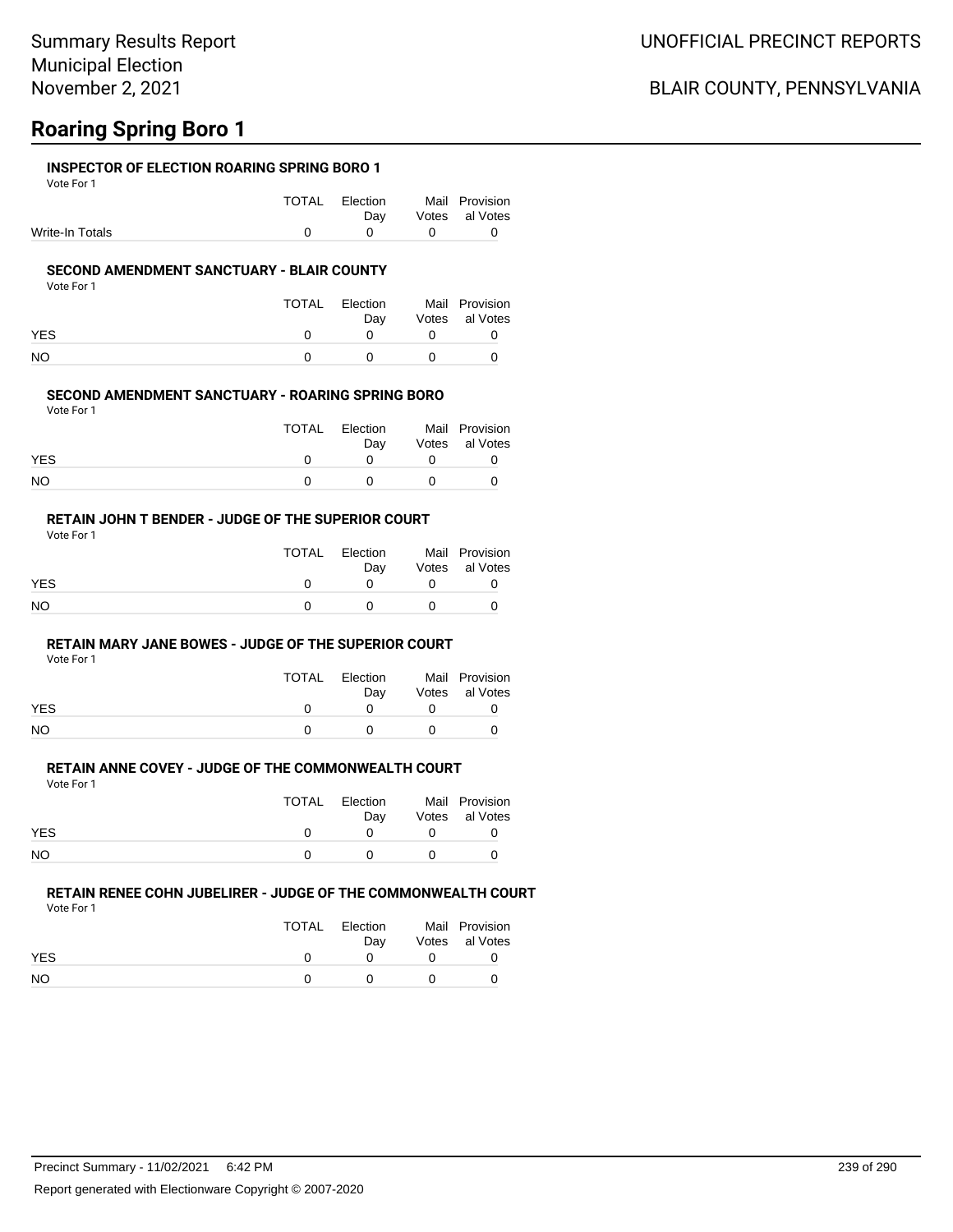Summary Results Report
Municipal Election
November 2, 2021

UNOFFICIAL PRECINCT REPORTS

BLAIR COUNTY, PENNSYLVANIA

# Roaring Spring Boro 1

### INSPECTOR OF ELECTION ROARING SPRING BORO 1

Vote For 1

| | TOTAL | Election Day | Mail Votes | Provisional Votes |
|---|---|---|---|---|
| Write-In Totals | 0 | 0 | 0 | 0 |

### SECOND AMENDMENT SANCTUARY - BLAIR COUNTY

Vote For 1

| | TOTAL | Election Day | Mail Votes | Provisional Votes |
|---|---|---|---|---|
| YES | 0 | 0 | 0 | 0 |
| NO | 0 | 0 | 0 | 0 |

### SECOND AMENDMENT SANCTUARY - ROARING SPRING BORO

Vote For 1

| | TOTAL | Election Day | Mail Votes | Provisional Votes |
|---|---|---|---|---|
| YES | 0 | 0 | 0 | 0 |
| NO | 0 | 0 | 0 | 0 |

### RETAIN JOHN T BENDER - JUDGE OF THE SUPERIOR COURT

Vote For 1

| | TOTAL | Election Day | Mail Votes | Provisional Votes |
|---|---|---|---|---|
| YES | 0 | 0 | 0 | 0 |
| NO | 0 | 0 | 0 | 0 |

### RETAIN MARY JANE BOWES - JUDGE OF THE SUPERIOR COURT

Vote For 1

| | TOTAL | Election Day | Mail Votes | Provisional Votes |
|---|---|---|---|---|
| YES | 0 | 0 | 0 | 0 |
| NO | 0 | 0 | 0 | 0 |

### RETAIN ANNE COVEY - JUDGE OF THE COMMONWEALTH COURT

Vote For 1

| | TOTAL | Election Day | Mail Votes | Provisional Votes |
|---|---|---|---|---|
| YES | 0 | 0 | 0 | 0 |
| NO | 0 | 0 | 0 | 0 |

### RETAIN RENEE COHN JUBELIRER - JUDGE OF THE COMMONWEALTH COURT

Vote For 1

| | TOTAL | Election Day | Mail Votes | Provisional Votes |
|---|---|---|---|---|
| YES | 0 | 0 | 0 | 0 |
| NO | 0 | 0 | 0 | 0 |

Precinct Summary - 11/02/2021 6:42 PM

Report generated with Electionware Copyright © 2007-2020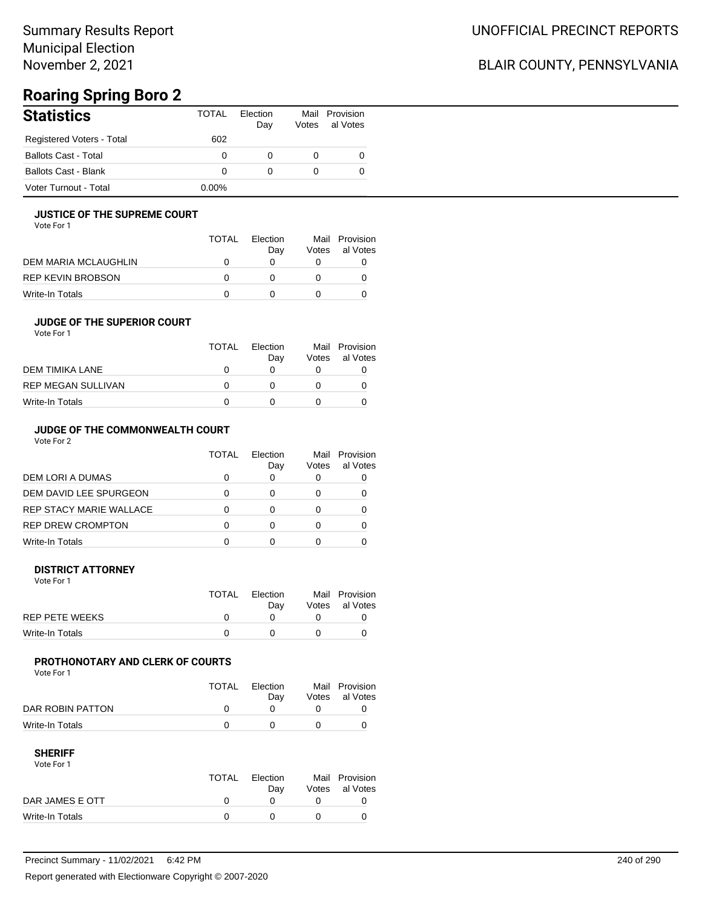Summary Results Report
Municipal Election
November 2, 2021

UNOFFICIAL PRECINCT REPORTS

BLAIR COUNTY, PENNSYLVANIA

# Roaring Spring Boro 2

## Statistics

| | TOTAL | Election Day | Mail Votes | Provisional Votes |
|---|---|---|---|---|
| Registered Voters - Total | 602 | | | |
| Ballots Cast - Total | 0 | 0 | 0 | 0 |
| Ballots Cast - Blank | 0 | 0 | 0 | 0 |
| Voter Turnout - Total | 0.00% | | | |

### JUSTICE OF THE SUPREME COURT

Vote For 1

| | TOTAL | Election Day | Mail Votes | Provisional Votes |
|---|---|---|---|---|
| DEM MARIA MCLAUGHLIN | 0 | 0 | 0 | 0 |
| REP KEVIN BROBSON | 0 | 0 | 0 | 0 |
| Write-In Totals | 0 | 0 | 0 | 0 |

### JUDGE OF THE SUPERIOR COURT

Vote For 1

| | TOTAL | Election Day | Mail Votes | Provisional Votes |
|---|---|---|---|---|
| DEM TIMIKA LANE | 0 | 0 | 0 | 0 |
| REP MEGAN SULLIVAN | 0 | 0 | 0 | 0 |
| Write-In Totals | 0 | 0 | 0 | 0 |

### JUDGE OF THE COMMONWEALTH COURT

Vote For 2

| | TOTAL | Election Day | Mail Votes | Provisional Votes |
|---|---|---|---|---|
| DEM LORI A DUMAS | 0 | 0 | 0 | 0 |
| DEM DAVID LEE SPURGEON | 0 | 0 | 0 | 0 |
| REP STACY MARIE WALLACE | 0 | 0 | 0 | 0 |
| REP DREW CROMPTON | 0 | 0 | 0 | 0 |
| Write-In Totals | 0 | 0 | 0 | 0 |

### DISTRICT ATTORNEY

Vote For 1

| | TOTAL | Election Day | Mail Votes | Provisional Votes |
|---|---|---|---|---|
| REP PETE WEEKS | 0 | 0 | 0 | 0 |
| Write-In Totals | 0 | 0 | 0 | 0 |

### PROTHONOTARY AND CLERK OF COURTS

Vote For 1

| | TOTAL | Election Day | Mail Votes | Provisional Votes |
|---|---|---|---|---|
| DAR ROBIN PATTON | 0 | 0 | 0 | 0 |
| Write-In Totals | 0 | 0 | 0 | 0 |

### SHERIFF

Vote For 1

| | TOTAL | Election Day | Mail Votes | Provisional Votes |
|---|---|---|---|---|
| DAR JAMES E OTT | 0 | 0 | 0 | 0 |
| Write-In Totals | 0 | 0 | 0 | 0 |

Precinct Summary - 11/02/2021 6:42 PM

Report generated with Electionware Copyright © 2007-2020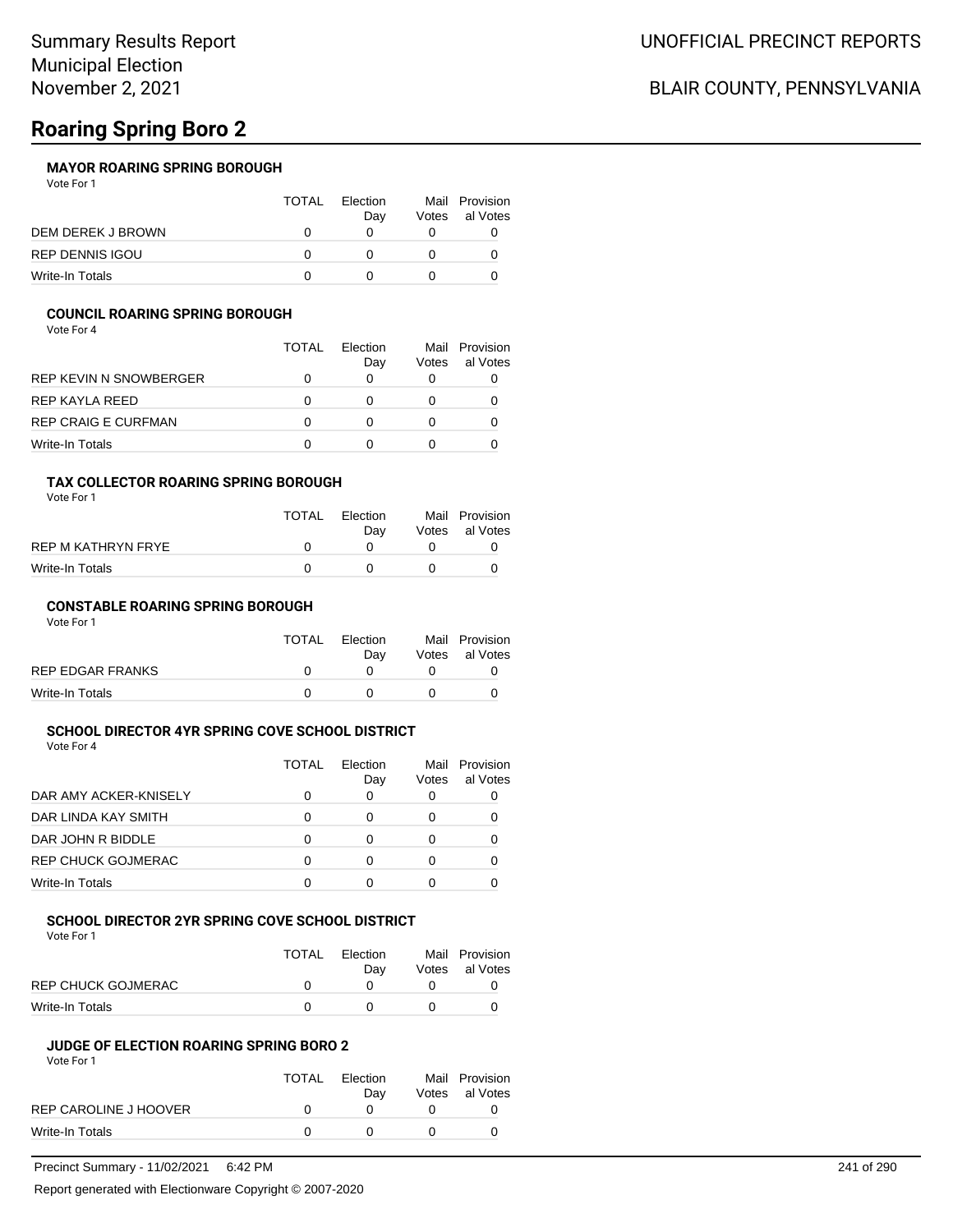Summary Results Report
Municipal Election
November 2, 2021

UNOFFICIAL PRECINCT REPORTS

BLAIR COUNTY, PENNSYLVANIA

# Roaring Spring Boro 2

### MAYOR ROARING SPRING BOROUGH

Vote For 1

| | TOTAL | Election Day | Mail Votes | Provisional Votes |
|---|---|---|---|---|
| DEM DEREK J BROWN | 0 | 0 | 0 | 0 |
| REP DENNIS IGOU | 0 | 0 | 0 | 0 |
| Write-In Totals | 0 | 0 | 0 | 0 |

### COUNCIL ROARING SPRING BOROUGH

Vote For 4

| | TOTAL | Election Day | Mail Votes | Provisional Votes |
|---|---|---|---|---|
| REP KEVIN N SNOWBERGER | 0 | 0 | 0 | 0 |
| REP KAYLA REED | 0 | 0 | 0 | 0 |
| REP CRAIG E CURFMAN | 0 | 0 | 0 | 0 |
| Write-In Totals | 0 | 0 | 0 | 0 |

### TAX COLLECTOR ROARING SPRING BOROUGH

Vote For 1

| | TOTAL | Election Day | Mail Votes | Provisional Votes |
|---|---|---|---|---|
| REP M KATHRYN FRYE | 0 | 0 | 0 | 0 |
| Write-In Totals | 0 | 0 | 0 | 0 |

### CONSTABLE ROARING SPRING BOROUGH

Vote For 1

| | TOTAL | Election Day | Mail Votes | Provisional Votes |
|---|---|---|---|---|
| REP EDGAR FRANKS | 0 | 0 | 0 | 0 |
| Write-In Totals | 0 | 0 | 0 | 0 |

### SCHOOL DIRECTOR 4YR SPRING COVE SCHOOL DISTRICT

Vote For 4

| | TOTAL | Election Day | Mail Votes | Provisional Votes |
|---|---|---|---|---|
| DAR AMY ACKER-KNISELY | 0 | 0 | 0 | 0 |
| DAR LINDA KAY SMITH | 0 | 0 | 0 | 0 |
| DAR JOHN R BIDDLE | 0 | 0 | 0 | 0 |
| REP CHUCK GOJMERAC | 0 | 0 | 0 | 0 |
| Write-In Totals | 0 | 0 | 0 | 0 |

### SCHOOL DIRECTOR 2YR SPRING COVE SCHOOL DISTRICT

Vote For 1

| | TOTAL | Election Day | Mail Votes | Provisional Votes |
|---|---|---|---|---|
| REP CHUCK GOJMERAC | 0 | 0 | 0 | 0 |
| Write-In Totals | 0 | 0 | 0 | 0 |

### JUDGE OF ELECTION ROARING SPRING BORO 2

Vote For 1

| | TOTAL | Election Day | Mail Votes | Provisional Votes |
|---|---|---|---|---|
| REP CAROLINE J HOOVER | 0 | 0 | 0 | 0 |
| Write-In Totals | 0 | 0 | 0 | 0 |

Precinct Summary - 11/02/2021 6:42 PM

Report generated with Electionware Copyright © 2007-2020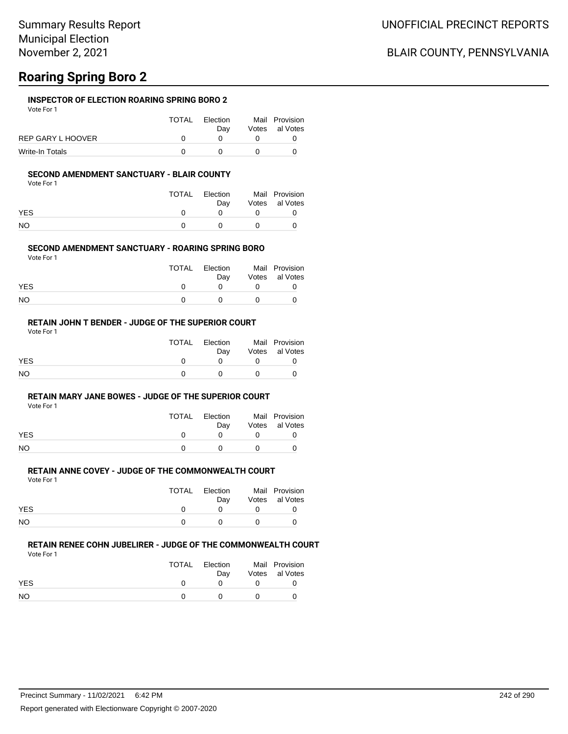# Roaring Spring Boro 2

### INSPECTOR OF ELECTION ROARING SPRING BORO 2

Vote For 1

| | TOTAL | Election Day | Mail Votes | Provisional Votes |
|---|---|---|---|---|
| REP GARY L HOOVER | 0 | 0 | 0 | 0 |
| Write-In Totals | 0 | 0 | 0 | 0 |

### SECOND AMENDMENT SANCTUARY - BLAIR COUNTY

Vote For 1

| | TOTAL | Election Day | Mail Votes | Provisional Votes |
|---|---|---|---|---|
| YES | 0 | 0 | 0 | 0 |
| NO | 0 | 0 | 0 | 0 |

### SECOND AMENDMENT SANCTUARY - ROARING SPRING BORO

Vote For 1

| | TOTAL | Election Day | Mail Votes | Provisional Votes |
|---|---|---|---|---|
| YES | 0 | 0 | 0 | 0 |
| NO | 0 | 0 | 0 | 0 |

### RETAIN JOHN T BENDER - JUDGE OF THE SUPERIOR COURT

Vote For 1

| | TOTAL | Election Day | Mail Votes | Provisional Votes |
|---|---|---|---|---|
| YES | 0 | 0 | 0 | 0 |
| NO | 0 | 0 | 0 | 0 |

### RETAIN MARY JANE BOWES - JUDGE OF THE SUPERIOR COURT

Vote For 1

| | TOTAL | Election Day | Mail Votes | Provisional Votes |
|---|---|---|---|---|
| YES | 0 | 0 | 0 | 0 |
| NO | 0 | 0 | 0 | 0 |

### RETAIN ANNE COVEY - JUDGE OF THE COMMONWEALTH COURT

Vote For 1

| | TOTAL | Election Day | Mail Votes | Provisional Votes |
|---|---|---|---|---|
| YES | 0 | 0 | 0 | 0 |
| NO | 0 | 0 | 0 | 0 |

### RETAIN RENEE COHN JUBELIRER - JUDGE OF THE COMMONWEALTH COURT

Vote For 1

| | TOTAL | Election Day | Mail Votes | Provisional Votes |
|---|---|---|---|---|
| YES | 0 | 0 | 0 | 0 |
| NO | 0 | 0 | 0 | 0 |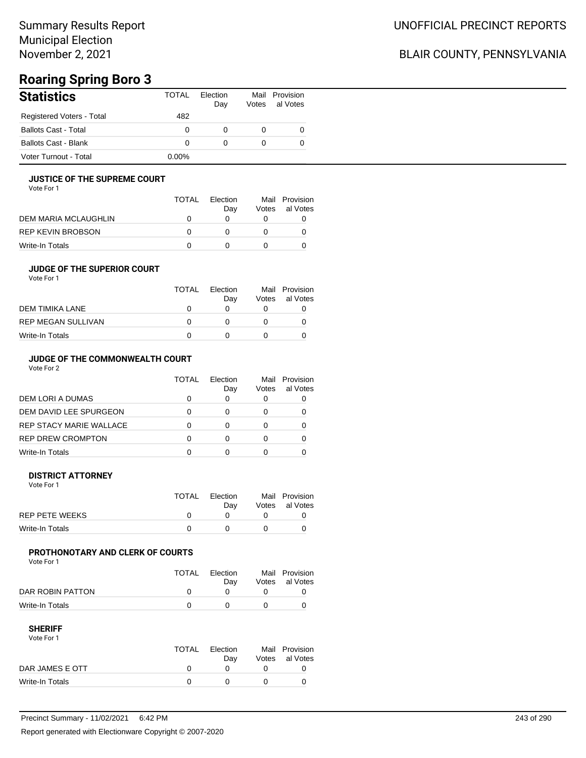Summary Results Report
Municipal Election
November 2, 2021

UNOFFICIAL PRECINCT REPORTS

BLAIR COUNTY, PENNSYLVANIA

# Roaring Spring Boro 3

## Statistics

| | TOTAL | Election Day | Mail Votes | Provisional Votes |
|---|---|---|---|---|
| Registered Voters - Total | 482 | | | |
| Ballots Cast - Total | 0 | 0 | 0 | 0 |
| Ballots Cast - Blank | 0 | 0 | 0 | 0 |
| Voter Turnout - Total | 0.00% | | | |

### JUSTICE OF THE SUPREME COURT

Vote For 1

| | TOTAL | Election Day | Mail Votes | Provisional Votes |
|---|---|---|---|---|
| DEM MARIA MCLAUGHLIN | 0 | 0 | 0 | 0 |
| REP KEVIN BROBSON | 0 | 0 | 0 | 0 |
| Write-In Totals | 0 | 0 | 0 | 0 |

### JUDGE OF THE SUPERIOR COURT

Vote For 1

| | TOTAL | Election Day | Mail Votes | Provisional Votes |
|---|---|---|---|---|
| DEM TIMIKA LANE | 0 | 0 | 0 | 0 |
| REP MEGAN SULLIVAN | 0 | 0 | 0 | 0 |
| Write-In Totals | 0 | 0 | 0 | 0 |

### JUDGE OF THE COMMONWEALTH COURT

Vote For 2

| | TOTAL | Election Day | Mail Votes | Provisional Votes |
|---|---|---|---|---|
| DEM LORI A DUMAS | 0 | 0 | 0 | 0 |
| DEM DAVID LEE SPURGEON | 0 | 0 | 0 | 0 |
| REP STACY MARIE WALLACE | 0 | 0 | 0 | 0 |
| REP DREW CROMPTON | 0 | 0 | 0 | 0 |
| Write-In Totals | 0 | 0 | 0 | 0 |

### DISTRICT ATTORNEY

Vote For 1

| | TOTAL | Election Day | Mail Votes | Provisional Votes |
|---|---|---|---|---|
| REP PETE WEEKS | 0 | 0 | 0 | 0 |
| Write-In Totals | 0 | 0 | 0 | 0 |

### PROTHONOTARY AND CLERK OF COURTS

Vote For 1

| | TOTAL | Election Day | Mail Votes | Provisional Votes |
|---|---|---|---|---|
| DAR ROBIN PATTON | 0 | 0 | 0 | 0 |
| Write-In Totals | 0 | 0 | 0 | 0 |

### SHERIFF

Vote For 1

| | TOTAL | Election Day | Mail Votes | Provisional Votes |
|---|---|---|---|---|
| DAR JAMES E OTT | 0 | 0 | 0 | 0 |
| Write-In Totals | 0 | 0 | 0 | 0 |

Precinct Summary - 11/02/2021 6:42 PM

Report generated with Electionware Copyright © 2007-2020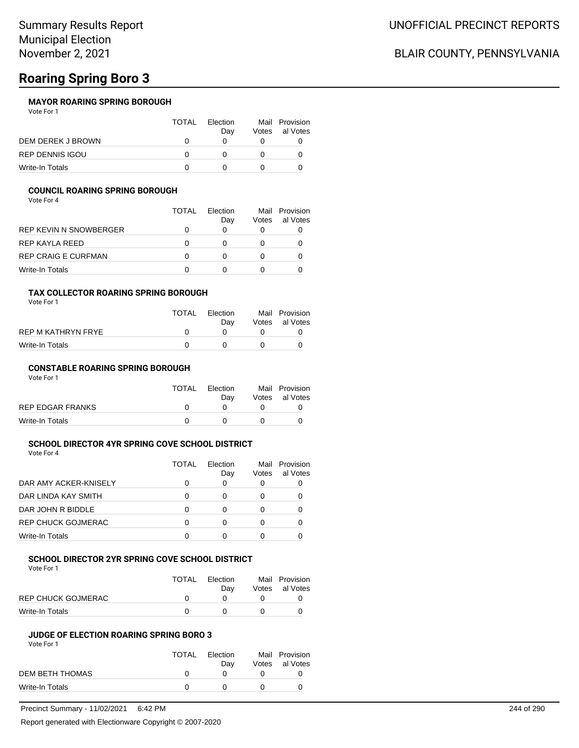Summary Results Report
Municipal Election
November 2, 2021

UNOFFICIAL PRECINCT REPORTS

BLAIR COUNTY, PENNSYLVANIA

# Roaring Spring Boro 3

### MAYOR ROARING SPRING BOROUGH

Vote For 1

| | TOTAL | Election Day | Mail Votes | Provisional Votes |
|---|---|---|---|---|
| DEM DEREK J BROWN | 0 | 0 | 0 | 0 |
| REP DENNIS IGOU | 0 | 0 | 0 | 0 |
| Write-In Totals | 0 | 0 | 0 | 0 |

### COUNCIL ROARING SPRING BOROUGH

Vote For 4

| | TOTAL | Election Day | Mail Votes | Provisional Votes |
|---|---|---|---|---|
| REP KEVIN N SNOWBERGER | 0 | 0 | 0 | 0 |
| REP KAYLA REED | 0 | 0 | 0 | 0 |
| REP CRAIG E CURFMAN | 0 | 0 | 0 | 0 |
| Write-In Totals | 0 | 0 | 0 | 0 |

### TAX COLLECTOR ROARING SPRING BOROUGH

Vote For 1

| | TOTAL | Election Day | Mail Votes | Provisional Votes |
|---|---|---|---|---|
| REP M KATHRYN FRYE | 0 | 0 | 0 | 0 |
| Write-In Totals | 0 | 0 | 0 | 0 |

### CONSTABLE ROARING SPRING BOROUGH

Vote For 1

| | TOTAL | Election Day | Mail Votes | Provisional Votes |
|---|---|---|---|---|
| REP EDGAR FRANKS | 0 | 0 | 0 | 0 |
| Write-In Totals | 0 | 0 | 0 | 0 |

### SCHOOL DIRECTOR 4YR SPRING COVE SCHOOL DISTRICT

Vote For 4

| | TOTAL | Election Day | Mail Votes | Provisional Votes |
|---|---|---|---|---|
| DAR AMY ACKER-KNISELY | 0 | 0 | 0 | 0 |
| DAR LINDA KAY SMITH | 0 | 0 | 0 | 0 |
| DAR JOHN R BIDDLE | 0 | 0 | 0 | 0 |
| REP CHUCK GOJMERAC | 0 | 0 | 0 | 0 |
| Write-In Totals | 0 | 0 | 0 | 0 |

### SCHOOL DIRECTOR 2YR SPRING COVE SCHOOL DISTRICT

Vote For 1

| | TOTAL | Election Day | Mail Votes | Provisional Votes |
|---|---|---|---|---|
| REP CHUCK GOJMERAC | 0 | 0 | 0 | 0 |
| Write-In Totals | 0 | 0 | 0 | 0 |

### JUDGE OF ELECTION ROARING SPRING BORO 3

Vote For 1

| | TOTAL | Election Day | Mail Votes | Provisional Votes |
|---|---|---|---|---|
| DEM BETH THOMAS | 0 | 0 | 0 | 0 |
| Write-In Totals | 0 | 0 | 0 | 0 |

Precinct Summary - 11/02/2021 6:42 PM

Report generated with Electionware Copyright © 2007-2020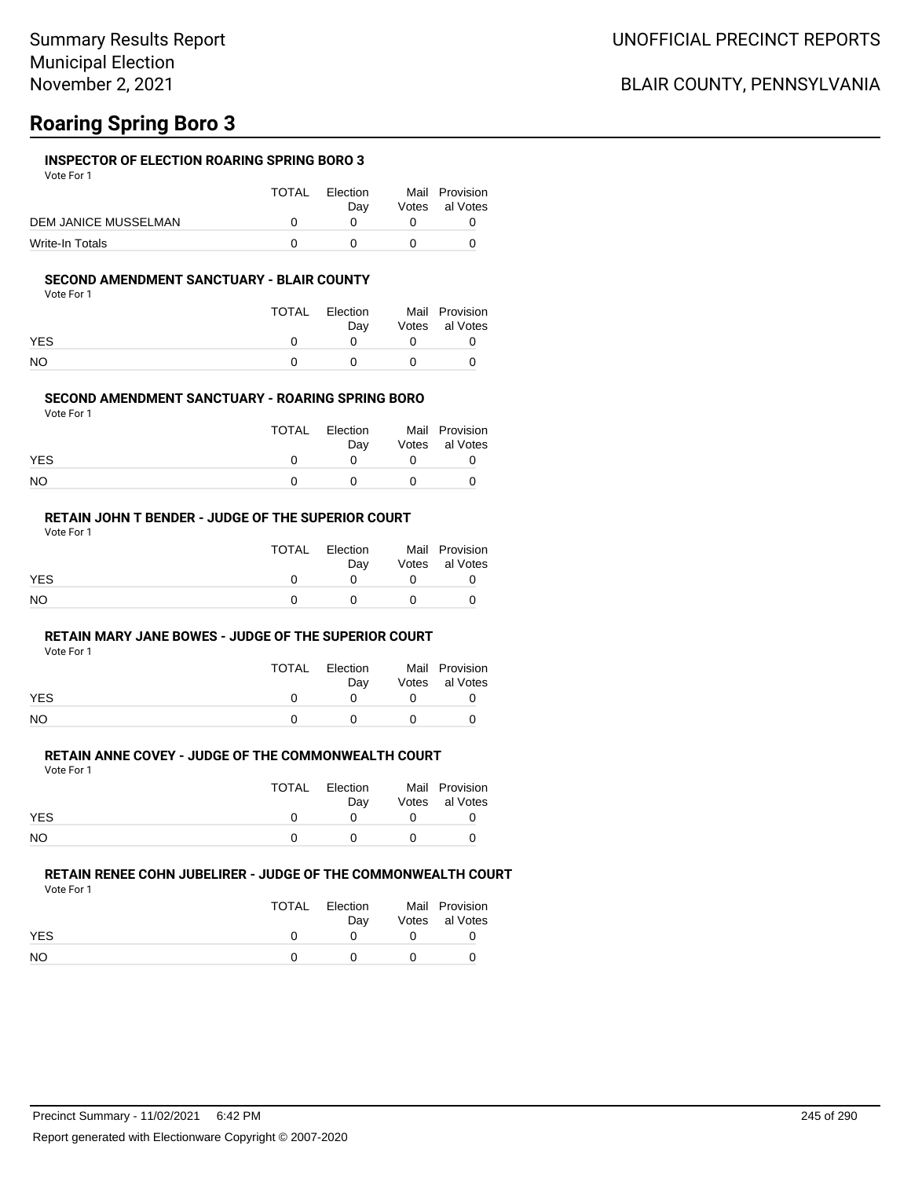# Roaring Spring Boro 3

### INSPECTOR OF ELECTION ROARING SPRING BORO 3

Vote For 1

| | TOTAL | Election Day | Mail Votes | Provisional Votes |
|---|---|---|---|---|
| DEM JANICE MUSSELMAN | 0 | 0 | 0 | 0 |
| Write-In Totals | 0 | 0 | 0 | 0 |

### SECOND AMENDMENT SANCTUARY - BLAIR COUNTY

Vote For 1

| | TOTAL | Election Day | Mail Votes | Provisional Votes |
|---|---|---|---|---|
| YES | 0 | 0 | 0 | 0 |
| NO | 0 | 0 | 0 | 0 |

### SECOND AMENDMENT SANCTUARY - ROARING SPRING BORO

Vote For 1

| | TOTAL | Election Day | Mail Votes | Provisional Votes |
|---|---|---|---|---|
| YES | 0 | 0 | 0 | 0 |
| NO | 0 | 0 | 0 | 0 |

### RETAIN JOHN T BENDER - JUDGE OF THE SUPERIOR COURT

Vote For 1

| | TOTAL | Election Day | Mail Votes | Provisional Votes |
|---|---|---|---|---|
| YES | 0 | 0 | 0 | 0 |
| NO | 0 | 0 | 0 | 0 |

### RETAIN MARY JANE BOWES - JUDGE OF THE SUPERIOR COURT

Vote For 1

| | TOTAL | Election Day | Mail Votes | Provisional Votes |
|---|---|---|---|---|
| YES | 0 | 0 | 0 | 0 |
| NO | 0 | 0 | 0 | 0 |

### RETAIN ANNE COVEY - JUDGE OF THE COMMONWEALTH COURT

Vote For 1

| | TOTAL | Election Day | Mail Votes | Provisional Votes |
|---|---|---|---|---|
| YES | 0 | 0 | 0 | 0 |
| NO | 0 | 0 | 0 | 0 |

### RETAIN RENEE COHN JUBELIRER - JUDGE OF THE COMMONWEALTH COURT

Vote For 1

| | TOTAL | Election Day | Mail Votes | Provisional Votes |
|---|---|---|---|---|
| YES | 0 | 0 | 0 | 0 |
| NO | 0 | 0 | 0 | 0 |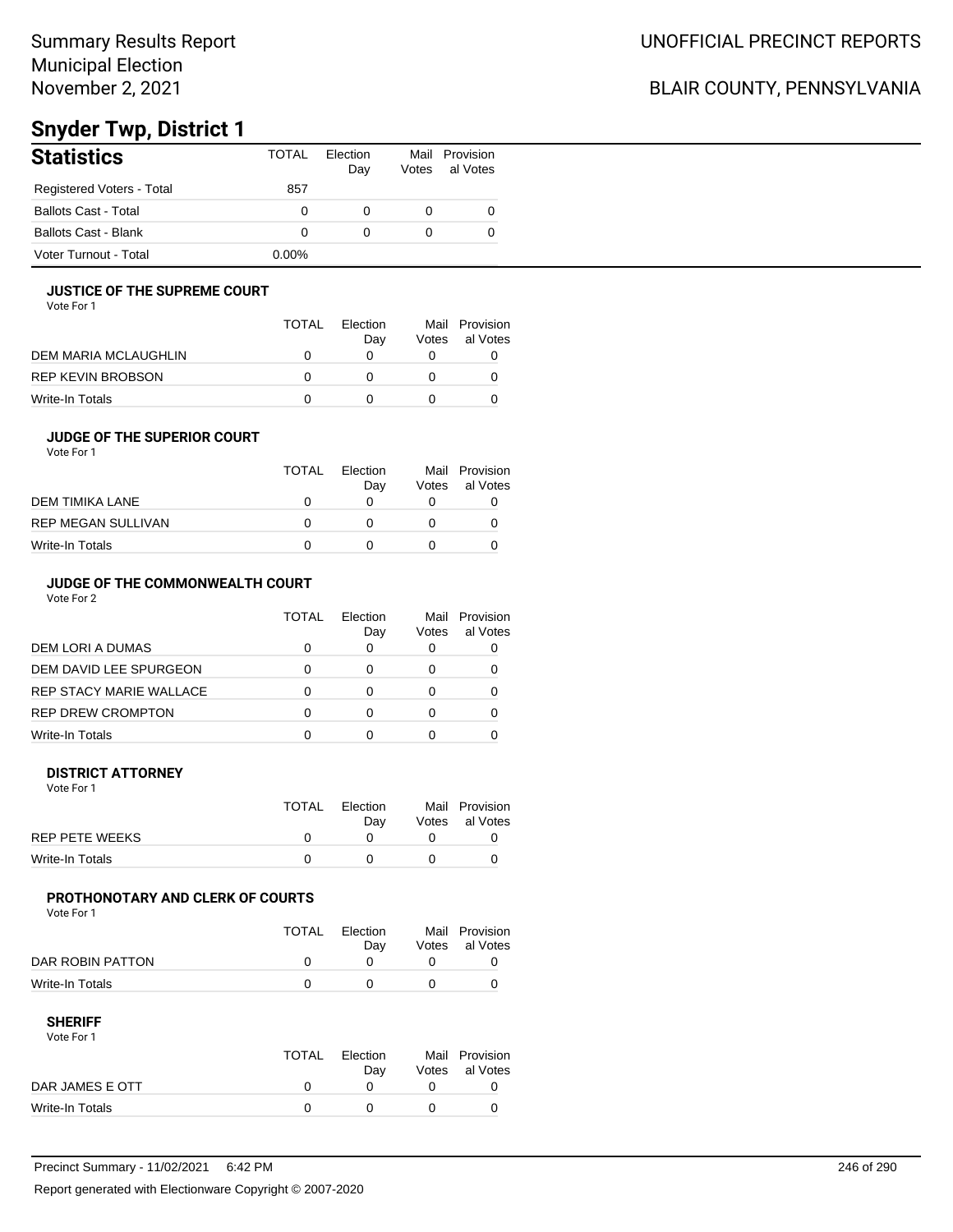Summary Results Report
Municipal Election
November 2, 2021

UNOFFICIAL PRECINCT REPORTS

BLAIR COUNTY, PENNSYLVANIA

# Snyder Twp, District 1

## Statistics

| | TOTAL | Election Day | Mail Votes | Provisional Votes |
|---|---|---|---|---|
| Registered Voters - Total | 857 | | | |
| Ballots Cast - Total | 0 | 0 | 0 | 0 |
| Ballots Cast - Blank | 0 | 0 | 0 | 0 |
| Voter Turnout - Total | 0.00% | | | |

### JUSTICE OF THE SUPREME COURT

Vote For 1

| | TOTAL | Election Day | Mail Votes | Provisional Votes |
|---|---|---|---|---|
| DEM MARIA MCLAUGHLIN | 0 | 0 | 0 | 0 |
| REP KEVIN BROBSON | 0 | 0 | 0 | 0 |
| Write-In Totals | 0 | 0 | 0 | 0 |

### JUDGE OF THE SUPERIOR COURT

Vote For 1

| | TOTAL | Election Day | Mail Votes | Provisional Votes |
|---|---|---|---|---|
| DEM TIMIKA LANE | 0 | 0 | 0 | 0 |
| REP MEGAN SULLIVAN | 0 | 0 | 0 | 0 |
| Write-In Totals | 0 | 0 | 0 | 0 |

### JUDGE OF THE COMMONWEALTH COURT

Vote For 2

| | TOTAL | Election Day | Mail Votes | Provisional Votes |
|---|---|---|---|---|
| DEM LORI A DUMAS | 0 | 0 | 0 | 0 |
| DEM DAVID LEE SPURGEON | 0 | 0 | 0 | 0 |
| REP STACY MARIE WALLACE | 0 | 0 | 0 | 0 |
| REP DREW CROMPTON | 0 | 0 | 0 | 0 |
| Write-In Totals | 0 | 0 | 0 | 0 |

### DISTRICT ATTORNEY

Vote For 1

| | TOTAL | Election Day | Mail Votes | Provisional Votes |
|---|---|---|---|---|
| REP PETE WEEKS | 0 | 0 | 0 | 0 |
| Write-In Totals | 0 | 0 | 0 | 0 |

### PROTHONOTARY AND CLERK OF COURTS

Vote For 1

| | TOTAL | Election Day | Mail Votes | Provisional Votes |
|---|---|---|---|---|
| DAR ROBIN PATTON | 0 | 0 | 0 | 0 |
| Write-In Totals | 0 | 0 | 0 | 0 |

### SHERIFF

Vote For 1

| | TOTAL | Election Day | Mail Votes | Provisional Votes |
|---|---|---|---|---|
| DAR JAMES E OTT | 0 | 0 | 0 | 0 |
| Write-In Totals | 0 | 0 | 0 | 0 |

Precinct Summary - 11/02/2021 6:42 PM

Report generated with Electionware Copyright © 2007-2020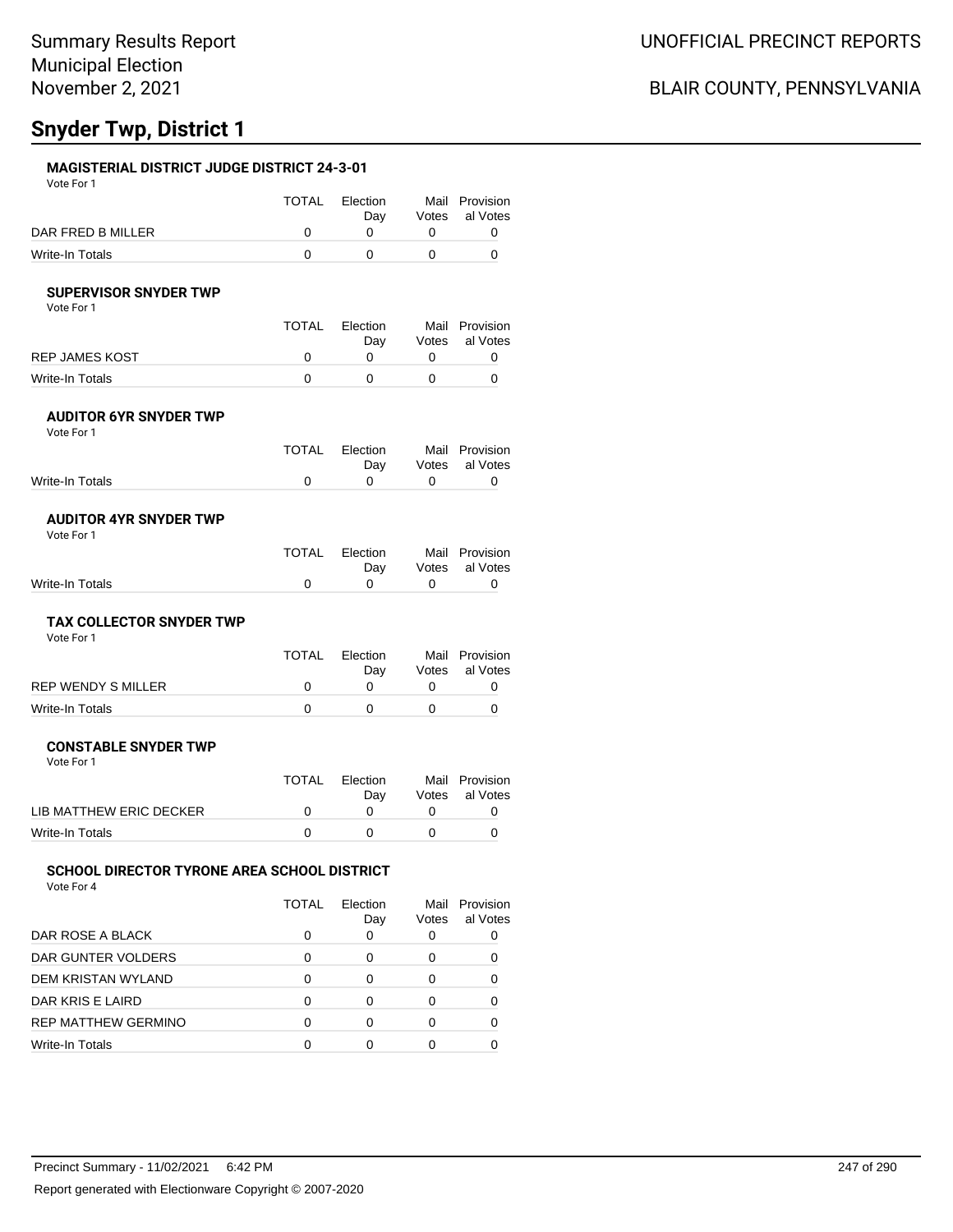# Snyder Twp, District 1

### MAGISTERIAL DISTRICT JUDGE DISTRICT 24-3-01

Vote For 1

| | TOTAL | Election Day | Mail Votes | Provisional Votes |
|---|---|---|---|---|
| DAR FRED B MILLER | 0 | 0 | 0 | 0 |
| Write-In Totals | 0 | 0 | 0 | 0 |

### SUPERVISOR SNYDER TWP

Vote For 1

| | TOTAL | Election Day | Mail Votes | Provisional Votes |
|---|---|---|---|---|
| REP JAMES KOST | 0 | 0 | 0 | 0 |
| Write-In Totals | 0 | 0 | 0 | 0 |

### AUDITOR 6YR SNYDER TWP

Vote For 1

| | TOTAL | Election Day | Mail Votes | Provisional Votes |
|---|---|---|---|---|
| Write-In Totals | 0 | 0 | 0 | 0 |

### AUDITOR 4YR SNYDER TWP

Vote For 1

| | TOTAL | Election Day | Mail Votes | Provisional Votes |
|---|---|---|---|---|
| Write-In Totals | 0 | 0 | 0 | 0 |

### TAX COLLECTOR SNYDER TWP

Vote For 1

| | TOTAL | Election Day | Mail Votes | Provisional Votes |
|---|---|---|---|---|
| REP WENDY S MILLER | 0 | 0 | 0 | 0 |
| Write-In Totals | 0 | 0 | 0 | 0 |

### CONSTABLE SNYDER TWP

Vote For 1

| | TOTAL | Election Day | Mail Votes | Provisional Votes |
|---|---|---|---|---|
| LIB MATTHEW ERIC DECKER | 0 | 0 | 0 | 0 |
| Write-In Totals | 0 | 0 | 0 | 0 |

### SCHOOL DIRECTOR TYRONE AREA SCHOOL DISTRICT

Vote For 4

| | TOTAL | Election Day | Mail Votes | Provisional Votes |
|---|---|---|---|---|
| DAR ROSE A BLACK | 0 | 0 | 0 | 0 |
| DAR GUNTER VOLDERS | 0 | 0 | 0 | 0 |
| DEM KRISTAN WYLAND | 0 | 0 | 0 | 0 |
| DAR KRIS E LAIRD | 0 | 0 | 0 | 0 |
| REP MATTHEW GERMINO | 0 | 0 | 0 | 0 |
| Write-In Totals | 0 | 0 | 0 | 0 |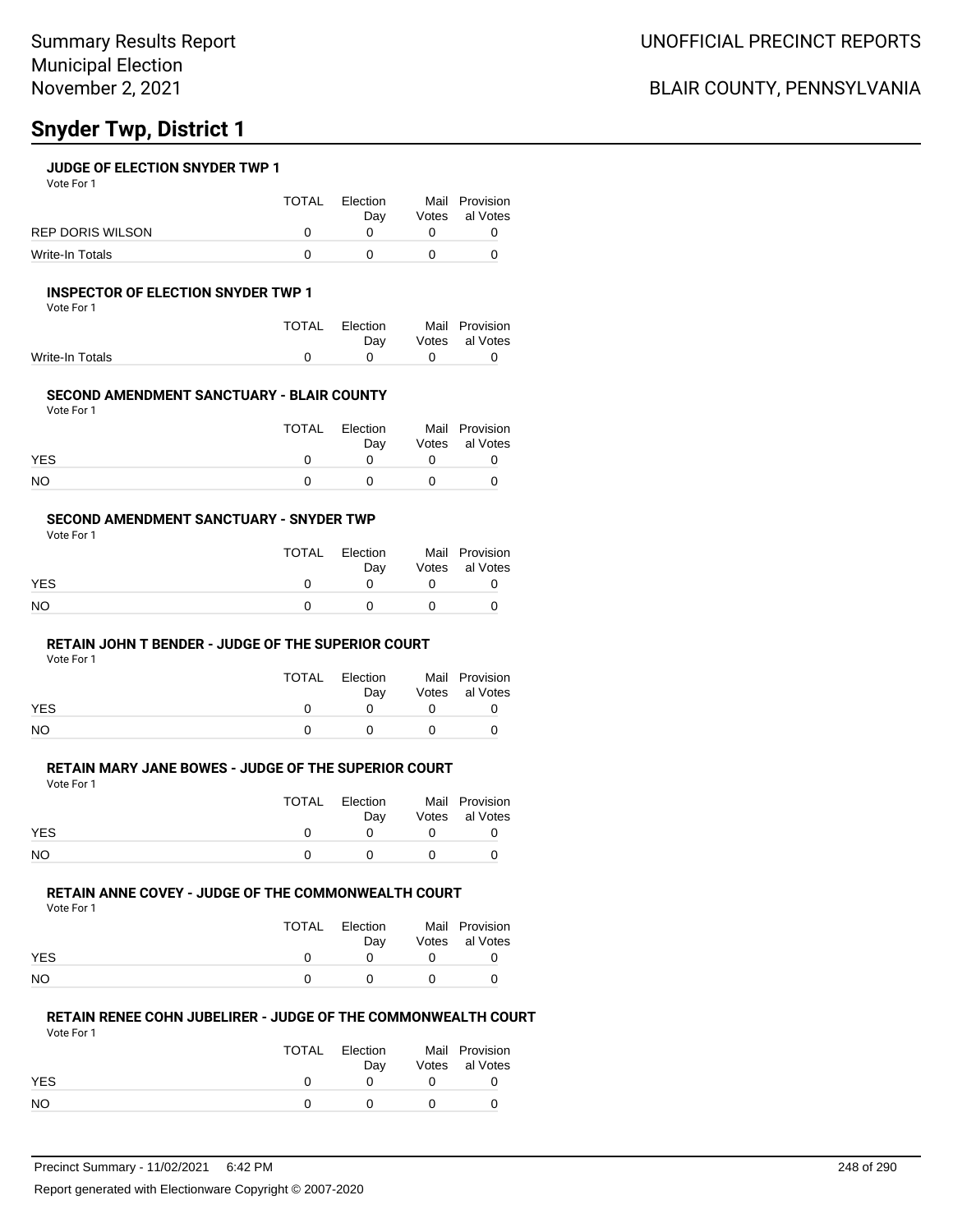Summary Results Report
Municipal Election
November 2, 2021

UNOFFICIAL PRECINCT REPORTS

BLAIR COUNTY, PENNSYLVANIA

# Snyder Twp, District 1

### JUDGE OF ELECTION SNYDER TWP 1

Vote For 1

| | TOTAL | Election Day | Mail Votes | Provisional Votes |
|---|---|---|---|---|
| REP DORIS WILSON | 0 | 0 | 0 | 0 |
| Write-In Totals | 0 | 0 | 0 | 0 |

### INSPECTOR OF ELECTION SNYDER TWP 1

Vote For 1

| | TOTAL | Election Day | Mail Votes | Provisional Votes |
|---|---|---|---|---|
| Write-In Totals | 0 | 0 | 0 | 0 |

### SECOND AMENDMENT SANCTUARY - BLAIR COUNTY

Vote For 1

| | TOTAL | Election Day | Mail Votes | Provisional Votes |
|---|---|---|---|---|
| YES | 0 | 0 | 0 | 0 |
| NO | 0 | 0 | 0 | 0 |

### SECOND AMENDMENT SANCTUARY - SNYDER TWP

Vote For 1

| | TOTAL | Election Day | Mail Votes | Provisional Votes |
|---|---|---|---|---|
| YES | 0 | 0 | 0 | 0 |
| NO | 0 | 0 | 0 | 0 |

### RETAIN JOHN T BENDER - JUDGE OF THE SUPERIOR COURT

Vote For 1

| | TOTAL | Election Day | Mail Votes | Provisional Votes |
|---|---|---|---|---|
| YES | 0 | 0 | 0 | 0 |
| NO | 0 | 0 | 0 | 0 |

### RETAIN MARY JANE BOWES - JUDGE OF THE SUPERIOR COURT

Vote For 1

| | TOTAL | Election Day | Mail Votes | Provisional Votes |
|---|---|---|---|---|
| YES | 0 | 0 | 0 | 0 |
| NO | 0 | 0 | 0 | 0 |

### RETAIN ANNE COVEY - JUDGE OF THE COMMONWEALTH COURT

Vote For 1

| | TOTAL | Election Day | Mail Votes | Provisional Votes |
|---|---|---|---|---|
| YES | 0 | 0 | 0 | 0 |
| NO | 0 | 0 | 0 | 0 |

### RETAIN RENEE COHN JUBELIRER - JUDGE OF THE COMMONWEALTH COURT

Vote For 1

| | TOTAL | Election Day | Mail Votes | Provisional Votes |
|---|---|---|---|---|
| YES | 0 | 0 | 0 | 0 |
| NO | 0 | 0 | 0 | 0 |

Precinct Summary - 11/02/2021 6:42 PM

Report generated with Electionware Copyright © 2007-2020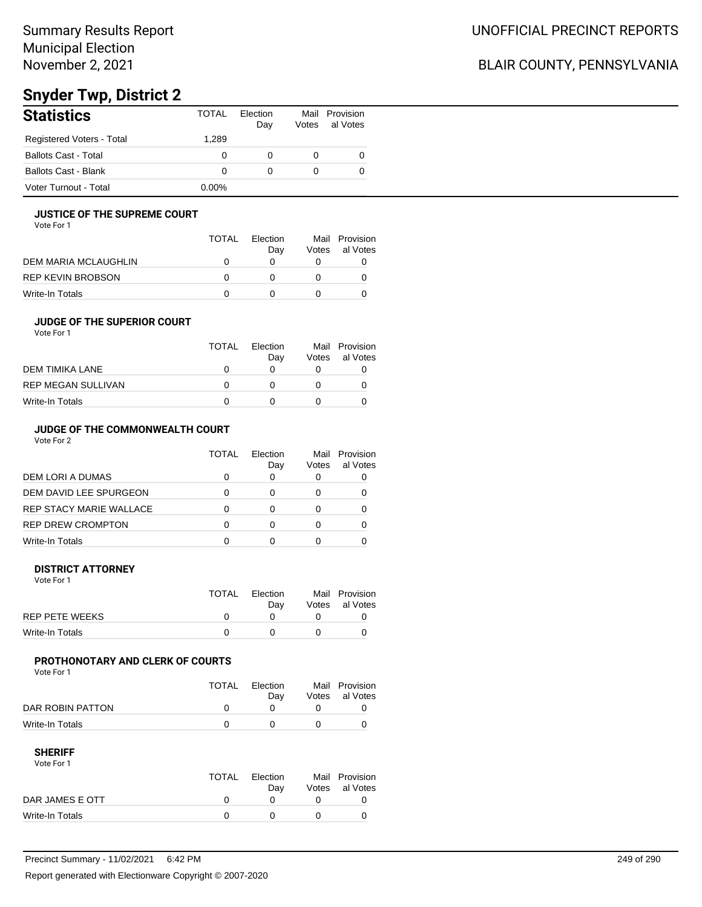Summary Results Report
Municipal Election
November 2, 2021

UNOFFICIAL PRECINCT REPORTS

BLAIR COUNTY, PENNSYLVANIA

# Snyder Twp, District 2

## Statistics

| | TOTAL | Election Day | Mail Votes | Provisional Votes |
|---|---|---|---|---|
| Registered Voters - Total | 1,289 | | | |
| Ballots Cast - Total | 0 | 0 | 0 | 0 |
| Ballots Cast - Blank | 0 | 0 | 0 | 0 |
| Voter Turnout - Total | 0.00% | | | |

### JUSTICE OF THE SUPREME COURT

Vote For 1

| | TOTAL | Election Day | Mail Votes | Provisional Votes |
|---|---|---|---|---|
| DEM MARIA MCLAUGHLIN | 0 | 0 | 0 | 0 |
| REP KEVIN BROBSON | 0 | 0 | 0 | 0 |
| Write-In Totals | 0 | 0 | 0 | 0 |

### JUDGE OF THE SUPERIOR COURT

Vote For 1

| | TOTAL | Election Day | Mail Votes | Provisional Votes |
|---|---|---|---|---|
| DEM TIMIKA LANE | 0 | 0 | 0 | 0 |
| REP MEGAN SULLIVAN | 0 | 0 | 0 | 0 |
| Write-In Totals | 0 | 0 | 0 | 0 |

### JUDGE OF THE COMMONWEALTH COURT

Vote For 2

| | TOTAL | Election Day | Mail Votes | Provisional Votes |
|---|---|---|---|---|
| DEM LORI A DUMAS | 0 | 0 | 0 | 0 |
| DEM DAVID LEE SPURGEON | 0 | 0 | 0 | 0 |
| REP STACY MARIE WALLACE | 0 | 0 | 0 | 0 |
| REP DREW CROMPTON | 0 | 0 | 0 | 0 |
| Write-In Totals | 0 | 0 | 0 | 0 |

### DISTRICT ATTORNEY

Vote For 1

| | TOTAL | Election Day | Mail Votes | Provisional Votes |
|---|---|---|---|---|
| REP PETE WEEKS | 0 | 0 | 0 | 0 |
| Write-In Totals | 0 | 0 | 0 | 0 |

### PROTHONOTARY AND CLERK OF COURTS

Vote For 1

| | TOTAL | Election Day | Mail Votes | Provisional Votes |
|---|---|---|---|---|
| DAR ROBIN PATTON | 0 | 0 | 0 | 0 |
| Write-In Totals | 0 | 0 | 0 | 0 |

### SHERIFF

Vote For 1

| | TOTAL | Election Day | Mail Votes | Provisional Votes |
|---|---|---|---|---|
| DAR JAMES E OTT | 0 | 0 | 0 | 0 |
| Write-In Totals | 0 | 0 | 0 | 0 |

Precinct Summary - 11/02/2021 6:42 PM

Report generated with Electionware Copyright © 2007-2020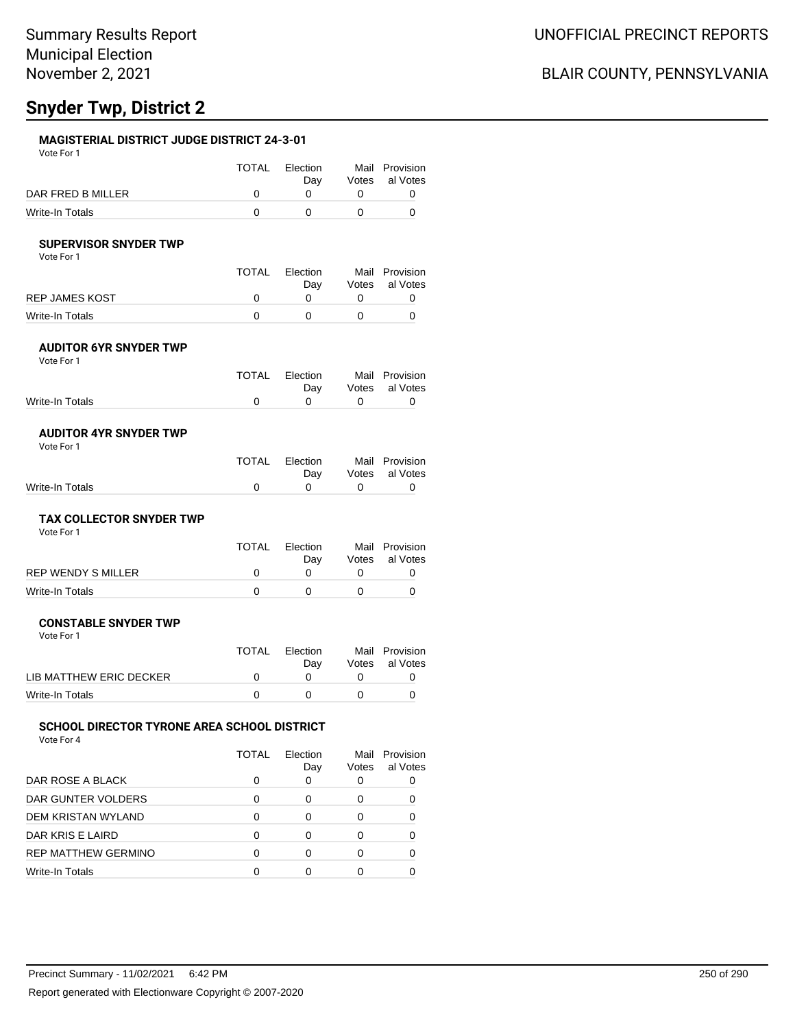Summary Results Report
Municipal Election
November 2, 2021

UNOFFICIAL PRECINCT REPORTS

BLAIR COUNTY, PENNSYLVANIA

# Snyder Twp, District 2

### MAGISTERIAL DISTRICT JUDGE DISTRICT 24-3-01

Vote For 1

| | TOTAL | Election Day | Mail Votes | Provisional Votes |
|---|---|---|---|---|
| DAR FRED B MILLER | 0 | 0 | 0 | 0 |
| Write-In Totals | 0 | 0 | 0 | 0 |

### SUPERVISOR SNYDER TWP

Vote For 1

| | TOTAL | Election Day | Mail Votes | Provisional Votes |
|---|---|---|---|---|
| REP JAMES KOST | 0 | 0 | 0 | 0 |
| Write-In Totals | 0 | 0 | 0 | 0 |

### AUDITOR 6YR SNYDER TWP

Vote For 1

| | TOTAL | Election Day | Mail Votes | Provisional Votes |
|---|---|---|---|---|
| Write-In Totals | 0 | 0 | 0 | 0 |

### AUDITOR 4YR SNYDER TWP

Vote For 1

| | TOTAL | Election Day | Mail Votes | Provisional Votes |
|---|---|---|---|---|
| Write-In Totals | 0 | 0 | 0 | 0 |

### TAX COLLECTOR SNYDER TWP

Vote For 1

| | TOTAL | Election Day | Mail Votes | Provisional Votes |
|---|---|---|---|---|
| REP WENDY S MILLER | 0 | 0 | 0 | 0 |
| Write-In Totals | 0 | 0 | 0 | 0 |

### CONSTABLE SNYDER TWP

Vote For 1

| | TOTAL | Election Day | Mail Votes | Provisional Votes |
|---|---|---|---|---|
| LIB MATTHEW ERIC DECKER | 0 | 0 | 0 | 0 |
| Write-In Totals | 0 | 0 | 0 | 0 |

### SCHOOL DIRECTOR TYRONE AREA SCHOOL DISTRICT

Vote For 4

| | TOTAL | Election Day | Mail Votes | Provisional Votes |
|---|---|---|---|---|
| DAR ROSE A BLACK | 0 | 0 | 0 | 0 |
| DAR GUNTER VOLDERS | 0 | 0 | 0 | 0 |
| DEM KRISTAN WYLAND | 0 | 0 | 0 | 0 |
| DAR KRIS E LAIRD | 0 | 0 | 0 | 0 |
| REP MATTHEW GERMINO | 0 | 0 | 0 | 0 |
| Write-In Totals | 0 | 0 | 0 | 0 |

Precinct Summary - 11/02/2021 6:42 PM

Report generated with Electionware Copyright © 2007-2020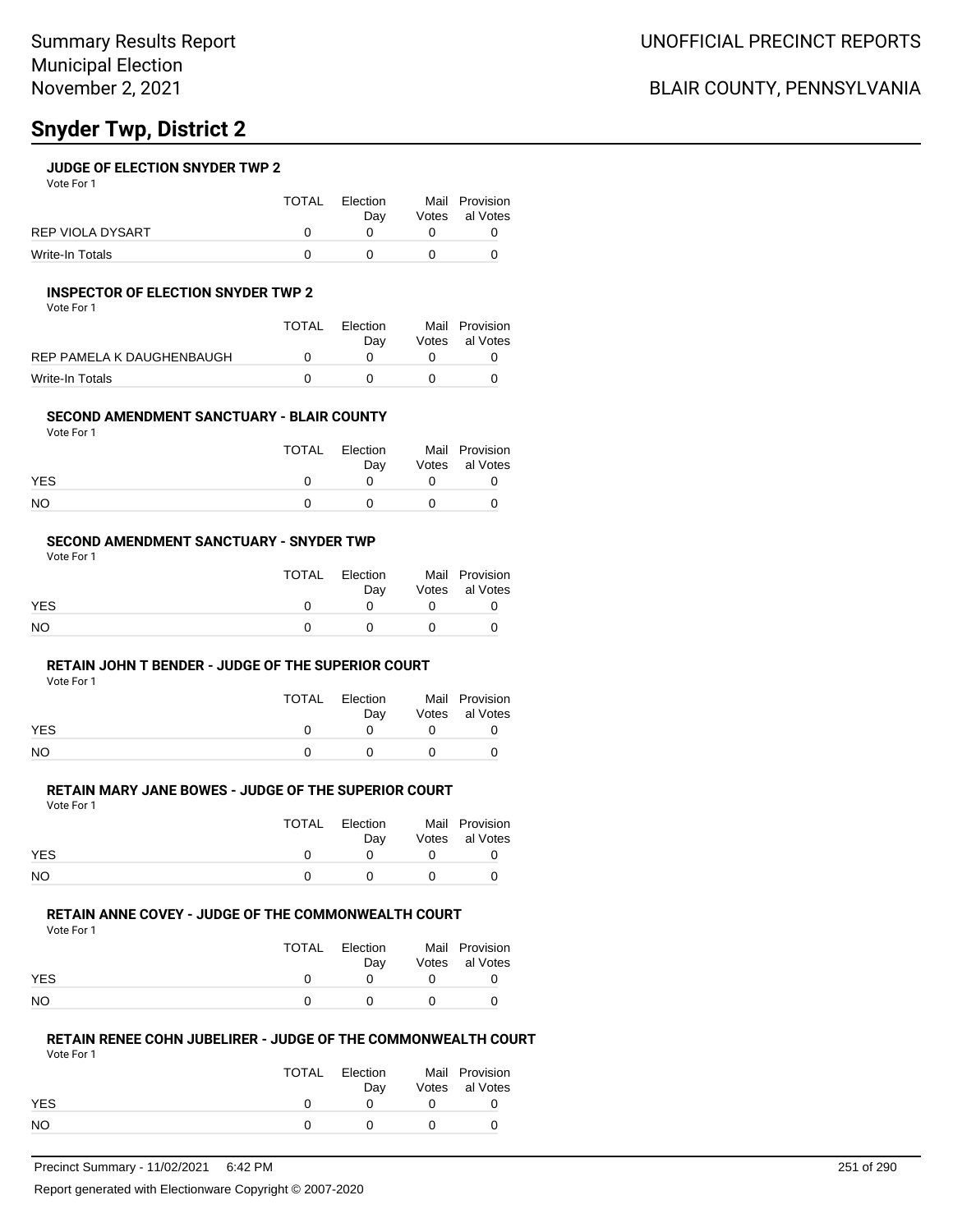Summary Results Report
Municipal Election
November 2, 2021

UNOFFICIAL PRECINCT REPORTS

BLAIR COUNTY, PENNSYLVANIA

# Snyder Twp, District 2

### JUDGE OF ELECTION SNYDER TWP 2

Vote For 1

| | TOTAL | Election Day | Mail Votes | Provisional Votes |
|---|---|---|---|---|
| REP VIOLA DYSART | 0 | 0 | 0 | 0 |
| Write-In Totals | 0 | 0 | 0 | 0 |

### INSPECTOR OF ELECTION SNYDER TWP 2

Vote For 1

| | TOTAL | Election Day | Mail Votes | Provisional Votes |
|---|---|---|---|---|
| REP PAMELA K DAUGHENBAUGH | 0 | 0 | 0 | 0 |
| Write-In Totals | 0 | 0 | 0 | 0 |

### SECOND AMENDMENT SANCTUARY - BLAIR COUNTY

Vote For 1

| | TOTAL | Election Day | Mail Votes | Provisional Votes |
|---|---|---|---|---|
| YES | 0 | 0 | 0 | 0 |
| NO | 0 | 0 | 0 | 0 |

### SECOND AMENDMENT SANCTUARY - SNYDER TWP

Vote For 1

| | TOTAL | Election Day | Mail Votes | Provisional Votes |
|---|---|---|---|---|
| YES | 0 | 0 | 0 | 0 |
| NO | 0 | 0 | 0 | 0 |

### RETAIN JOHN T BENDER - JUDGE OF THE SUPERIOR COURT

Vote For 1

| | TOTAL | Election Day | Mail Votes | Provisional Votes |
|---|---|---|---|---|
| YES | 0 | 0 | 0 | 0 |
| NO | 0 | 0 | 0 | 0 |

### RETAIN MARY JANE BOWES - JUDGE OF THE SUPERIOR COURT

Vote For 1

| | TOTAL | Election Day | Mail Votes | Provisional Votes |
|---|---|---|---|---|
| YES | 0 | 0 | 0 | 0 |
| NO | 0 | 0 | 0 | 0 |

### RETAIN ANNE COVEY - JUDGE OF THE COMMONWEALTH COURT

Vote For 1

| | TOTAL | Election Day | Mail Votes | Provisional Votes |
|---|---|---|---|---|
| YES | 0 | 0 | 0 | 0 |
| NO | 0 | 0 | 0 | 0 |

### RETAIN RENEE COHN JUBELIRER - JUDGE OF THE COMMONWEALTH COURT

Vote For 1

| | TOTAL | Election Day | Mail Votes | Provisional Votes |
|---|---|---|---|---|
| YES | 0 | 0 | 0 | 0 |
| NO | 0 | 0 | 0 | 0 |

Precinct Summary - 11/02/2021 6:42 PM

Report generated with Electionware Copyright © 2007-2020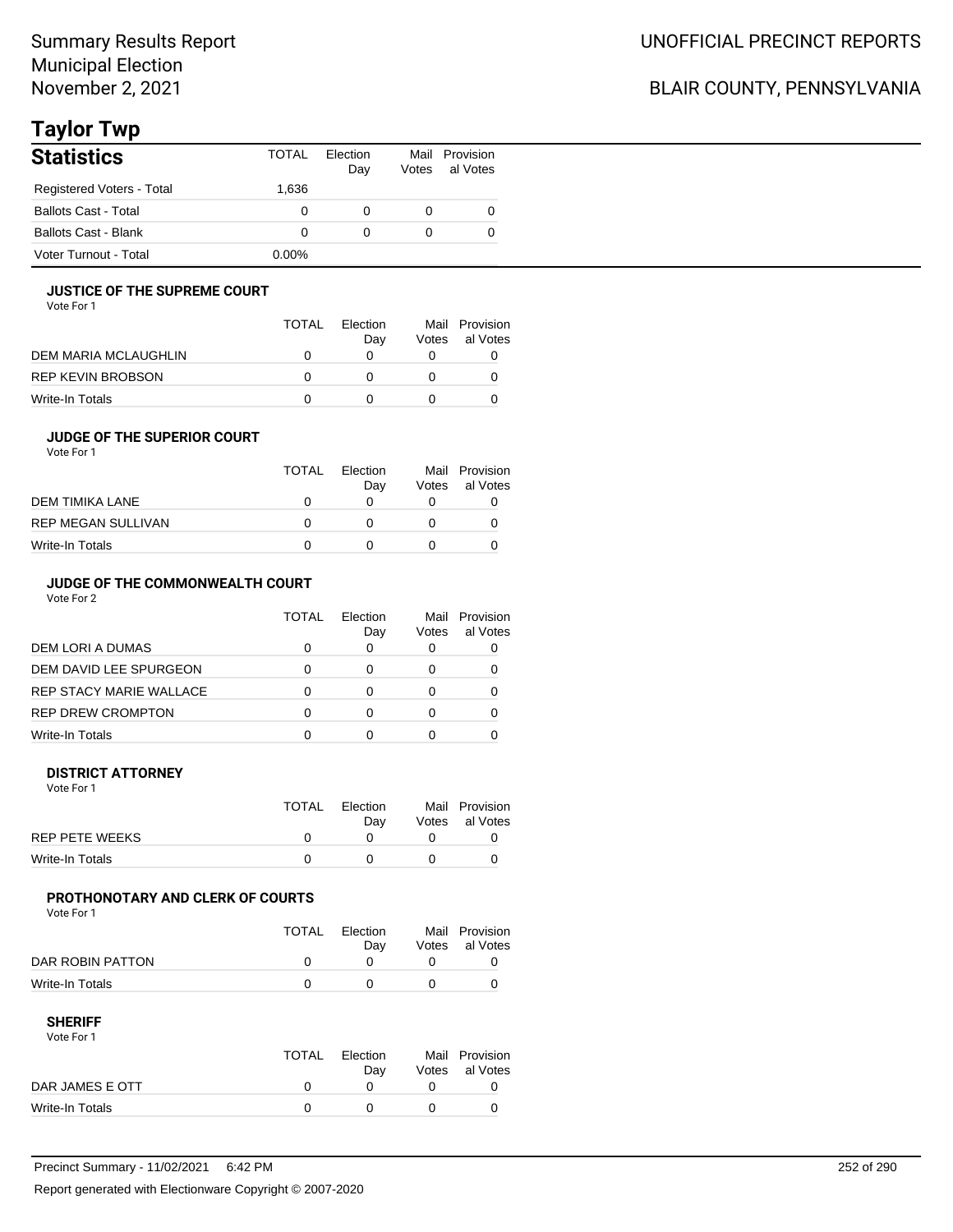# Taylor Twp

## Statistics

| Statistics | TOTAL | Election Day | Mail Votes | Provisional Votes |
|---|---|---|---|---|
| Registered Voters - Total | 1,636 | | | |
| Ballots Cast - Total | 0 | 0 | 0 | 0 |
| Ballots Cast - Blank | 0 | 0 | 0 | 0 |
| Voter Turnout - Total | 0.00% | | | |

### JUSTICE OF THE SUPREME COURT

Vote For 1

| | TOTAL | Election Day | Mail Votes | Provisional Votes |
|---|---|---|---|---|
| DEM MARIA MCLAUGHLIN | 0 | 0 | 0 | 0 |
| REP KEVIN BROBSON | 0 | 0 | 0 | 0 |
| Write-In Totals | 0 | 0 | 0 | 0 |

### JUDGE OF THE SUPERIOR COURT

Vote For 1

| | TOTAL | Election Day | Mail Votes | Provisional Votes |
|---|---|---|---|---|
| DEM TIMIKA LANE | 0 | 0 | 0 | 0 |
| REP MEGAN SULLIVAN | 0 | 0 | 0 | 0 |
| Write-In Totals | 0 | 0 | 0 | 0 |

### JUDGE OF THE COMMONWEALTH COURT

Vote For 2

| | TOTAL | Election Day | Mail Votes | Provisional Votes |
|---|---|---|---|---|
| DEM LORI A DUMAS | 0 | 0 | 0 | 0 |
| DEM DAVID LEE SPURGEON | 0 | 0 | 0 | 0 |
| REP STACY MARIE WALLACE | 0 | 0 | 0 | 0 |
| REP DREW CROMPTON | 0 | 0 | 0 | 0 |
| Write-In Totals | 0 | 0 | 0 | 0 |

### DISTRICT ATTORNEY

Vote For 1

| | TOTAL | Election Day | Mail Votes | Provisional Votes |
|---|---|---|---|---|
| REP PETE WEEKS | 0 | 0 | 0 | 0 |
| Write-In Totals | 0 | 0 | 0 | 0 |

### PROTHONOTARY AND CLERK OF COURTS

Vote For 1

| | TOTAL | Election Day | Mail Votes | Provisional Votes |
|---|---|---|---|---|
| DAR ROBIN PATTON | 0 | 0 | 0 | 0 |
| Write-In Totals | 0 | 0 | 0 | 0 |

### SHERIFF

Vote For 1

| | TOTAL | Election Day | Mail Votes | Provisional Votes |
|---|---|---|---|---|
| DAR JAMES E OTT | 0 | 0 | 0 | 0 |
| Write-In Totals | 0 | 0 | 0 | 0 |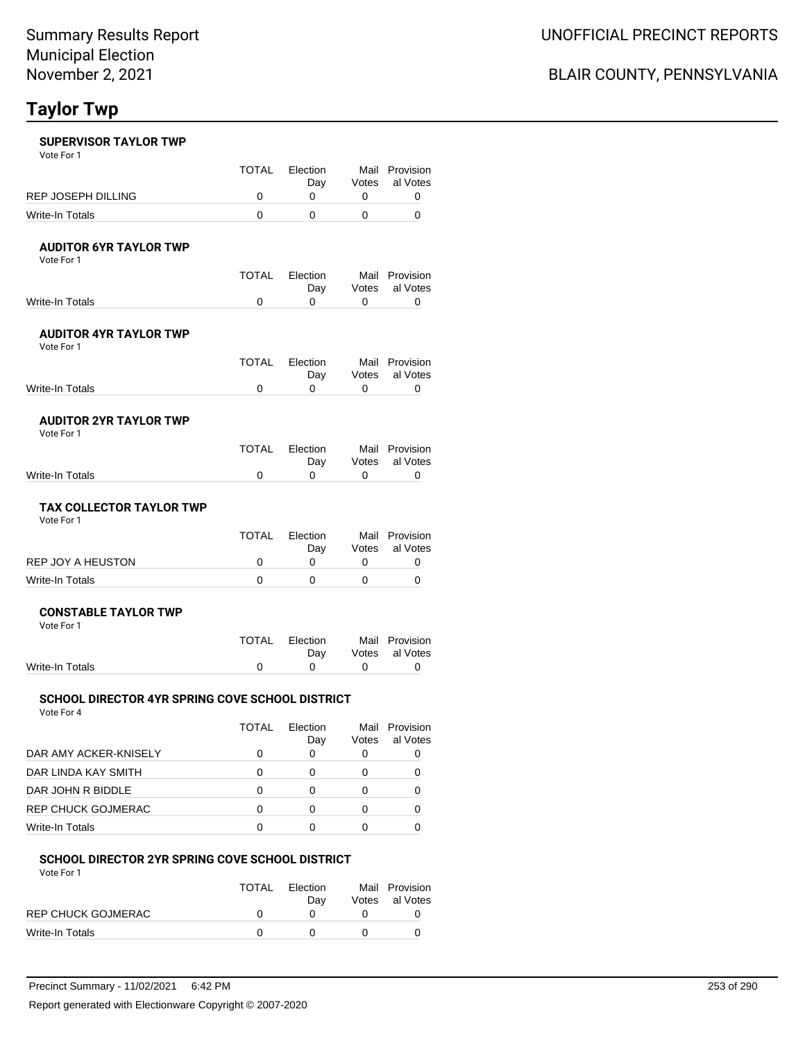# Taylor Twp

### SUPERVISOR TAYLOR TWP

Vote For 1

| | TOTAL | Election Day | Mail Votes | Provisional Votes |
|---|---|---|---|---|
| REP JOSEPH DILLING | 0 | 0 | 0 | 0 |
| Write-In Totals | 0 | 0 | 0 | 0 |

### AUDITOR 6YR TAYLOR TWP

Vote For 1

| | TOTAL | Election Day | Mail Votes | Provisional Votes |
|---|---|---|---|---|
| Write-In Totals | 0 | 0 | 0 | 0 |

### AUDITOR 4YR TAYLOR TWP

Vote For 1

| | TOTAL | Election Day | Mail Votes | Provisional Votes |
|---|---|---|---|---|
| Write-In Totals | 0 | 0 | 0 | 0 |

### AUDITOR 2YR TAYLOR TWP

Vote For 1

| | TOTAL | Election Day | Mail Votes | Provisional Votes |
|---|---|---|---|---|
| Write-In Totals | 0 | 0 | 0 | 0 |

### TAX COLLECTOR TAYLOR TWP

Vote For 1

| | TOTAL | Election Day | Mail Votes | Provisional Votes |
|---|---|---|---|---|
| REP JOY A HEUSTON | 0 | 0 | 0 | 0 |
| Write-In Totals | 0 | 0 | 0 | 0 |

### CONSTABLE TAYLOR TWP

Vote For 1

| | TOTAL | Election Day | Mail Votes | Provisional Votes |
|---|---|---|---|---|
| Write-In Totals | 0 | 0 | 0 | 0 |

### SCHOOL DIRECTOR 4YR SPRING COVE SCHOOL DISTRICT

Vote For 4

| | TOTAL | Election Day | Mail Votes | Provisional Votes |
|---|---|---|---|---|
| DAR AMY ACKER-KNISELY | 0 | 0 | 0 | 0 |
| DAR LINDA KAY SMITH | 0 | 0 | 0 | 0 |
| DAR JOHN R BIDDLE | 0 | 0 | 0 | 0 |
| REP CHUCK GOJMERAC | 0 | 0 | 0 | 0 |
| Write-In Totals | 0 | 0 | 0 | 0 |

### SCHOOL DIRECTOR 2YR SPRING COVE SCHOOL DISTRICT

Vote For 1

| | TOTAL | Election Day | Mail Votes | Provisional Votes |
|---|---|---|---|---|
| REP CHUCK GOJMERAC | 0 | 0 | 0 | 0 |
| Write-In Totals | 0 | 0 | 0 | 0 |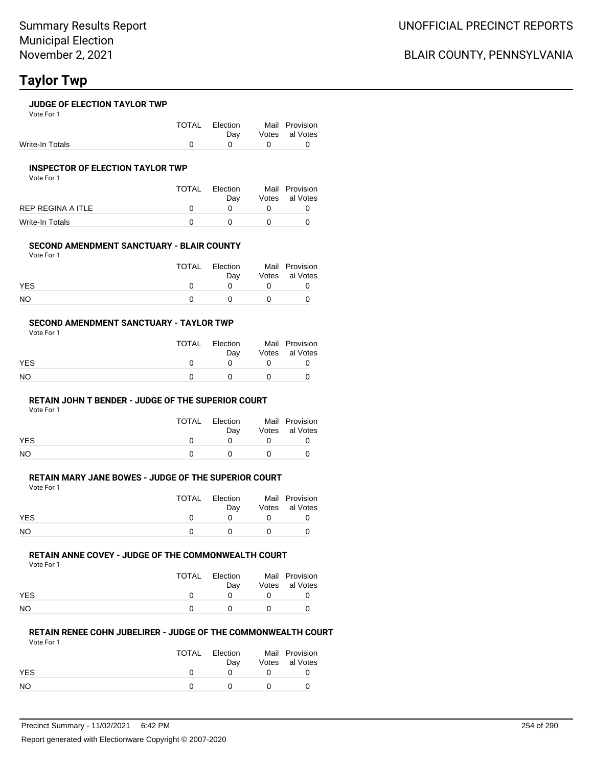Summary Results Report
Municipal Election
November 2, 2021

UNOFFICIAL PRECINCT REPORTS

BLAIR COUNTY, PENNSYLVANIA

# Taylor Twp

### JUDGE OF ELECTION TAYLOR TWP

Vote For 1

| | TOTAL | Election Day | Mail Votes | Provisional Votes |
|---|---|---|---|---|
| Write-In Totals | 0 | 0 | 0 | 0 |

### INSPECTOR OF ELECTION TAYLOR TWP

Vote For 1

| | TOTAL | Election Day | Mail Votes | Provisional Votes |
|---|---|---|---|---|
| REP REGINA A ITLE | 0 | 0 | 0 | 0 |
| Write-In Totals | 0 | 0 | 0 | 0 |

### SECOND AMENDMENT SANCTUARY - BLAIR COUNTY

Vote For 1

| | TOTAL | Election Day | Mail Votes | Provisional Votes |
|---|---|---|---|---|
| YES | 0 | 0 | 0 | 0 |
| NO | 0 | 0 | 0 | 0 |

### SECOND AMENDMENT SANCTUARY - TAYLOR TWP

Vote For 1

| | TOTAL | Election Day | Mail Votes | Provisional Votes |
|---|---|---|---|---|
| YES | 0 | 0 | 0 | 0 |
| NO | 0 | 0 | 0 | 0 |

### RETAIN JOHN T BENDER - JUDGE OF THE SUPERIOR COURT

Vote For 1

| | TOTAL | Election Day | Mail Votes | Provisional Votes |
|---|---|---|---|---|
| YES | 0 | 0 | 0 | 0 |
| NO | 0 | 0 | 0 | 0 |

### RETAIN MARY JANE BOWES - JUDGE OF THE SUPERIOR COURT

Vote For 1

| | TOTAL | Election Day | Mail Votes | Provisional Votes |
|---|---|---|---|---|
| YES | 0 | 0 | 0 | 0 |
| NO | 0 | 0 | 0 | 0 |

### RETAIN ANNE COVEY - JUDGE OF THE COMMONWEALTH COURT

Vote For 1

| | TOTAL | Election Day | Mail Votes | Provisional Votes |
|---|---|---|---|---|
| YES | 0 | 0 | 0 | 0 |
| NO | 0 | 0 | 0 | 0 |

### RETAIN RENEE COHN JUBELIRER - JUDGE OF THE COMMONWEALTH COURT

Vote For 1

| | TOTAL | Election Day | Mail Votes | Provisional Votes |
|---|---|---|---|---|
| YES | 0 | 0 | 0 | 0 |
| NO | 0 | 0 | 0 | 0 |

Precinct Summary - 11/02/2021 6:42 PM

Report generated with Electionware Copyright © 2007-2020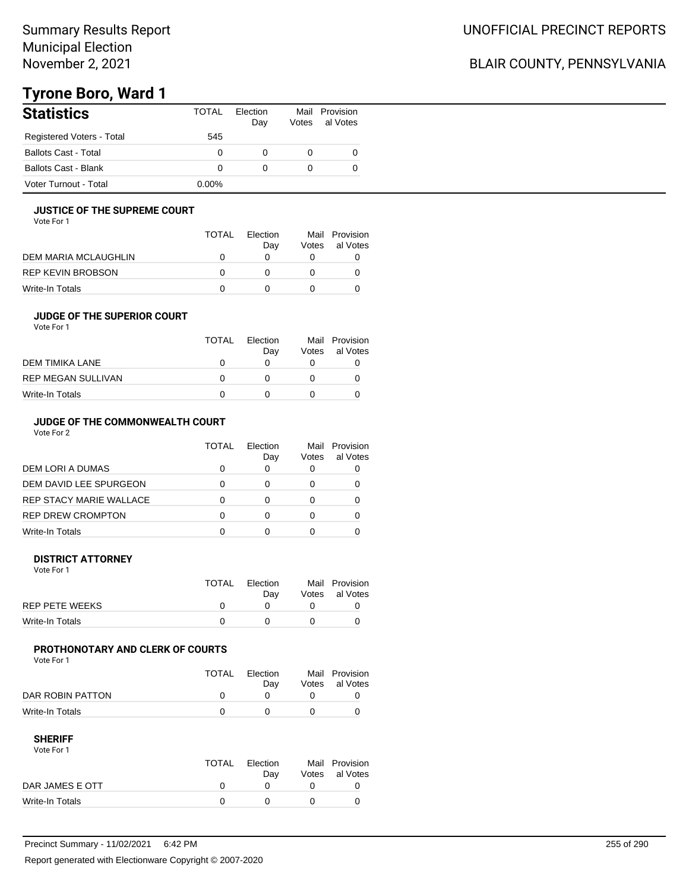Summary Results Report
Municipal Election
November 2, 2021

UNOFFICIAL PRECINCT REPORTS

BLAIR COUNTY, PENNSYLVANIA

# Tyrone Boro, Ward 1

## Statistics

| | TOTAL | Election Day | Mail Votes | Provisional Votes |
|---|---|---|---|---|
| Registered Voters - Total | 545 | | | |
| Ballots Cast - Total | 0 | 0 | 0 | 0 |
| Ballots Cast - Blank | 0 | 0 | 0 | 0 |
| Voter Turnout - Total | 0.00% | | | |

### JUSTICE OF THE SUPREME COURT

Vote For 1

| | TOTAL | Election Day | Mail Votes | Provisional Votes |
|---|---|---|---|---|
| DEM MARIA MCLAUGHLIN | 0 | 0 | 0 | 0 |
| REP KEVIN BROBSON | 0 | 0 | 0 | 0 |
| Write-In Totals | 0 | 0 | 0 | 0 |

### JUDGE OF THE SUPERIOR COURT

Vote For 1

| | TOTAL | Election Day | Mail Votes | Provisional Votes |
|---|---|---|---|---|
| DEM TIMIKA LANE | 0 | 0 | 0 | 0 |
| REP MEGAN SULLIVAN | 0 | 0 | 0 | 0 |
| Write-In Totals | 0 | 0 | 0 | 0 |

### JUDGE OF THE COMMONWEALTH COURT

Vote For 2

| | TOTAL | Election Day | Mail Votes | Provisional Votes |
|---|---|---|---|---|
| DEM LORI A DUMAS | 0 | 0 | 0 | 0 |
| DEM DAVID LEE SPURGEON | 0 | 0 | 0 | 0 |
| REP STACY MARIE WALLACE | 0 | 0 | 0 | 0 |
| REP DREW CROMPTON | 0 | 0 | 0 | 0 |
| Write-In Totals | 0 | 0 | 0 | 0 |

### DISTRICT ATTORNEY

Vote For 1

| | TOTAL | Election Day | Mail Votes | Provisional Votes |
|---|---|---|---|---|
| REP PETE WEEKS | 0 | 0 | 0 | 0 |
| Write-In Totals | 0 | 0 | 0 | 0 |

### PROTHONOTARY AND CLERK OF COURTS

Vote For 1

| | TOTAL | Election Day | Mail Votes | Provisional Votes |
|---|---|---|---|---|
| DAR ROBIN PATTON | 0 | 0 | 0 | 0 |
| Write-In Totals | 0 | 0 | 0 | 0 |

### SHERIFF

Vote For 1

| | TOTAL | Election Day | Mail Votes | Provisional Votes |
|---|---|---|---|---|
| DAR JAMES E OTT | 0 | 0 | 0 | 0 |
| Write-In Totals | 0 | 0 | 0 | 0 |

Precinct Summary - 11/02/2021 6:42 PM

Report generated with Electionware Copyright © 2007-2020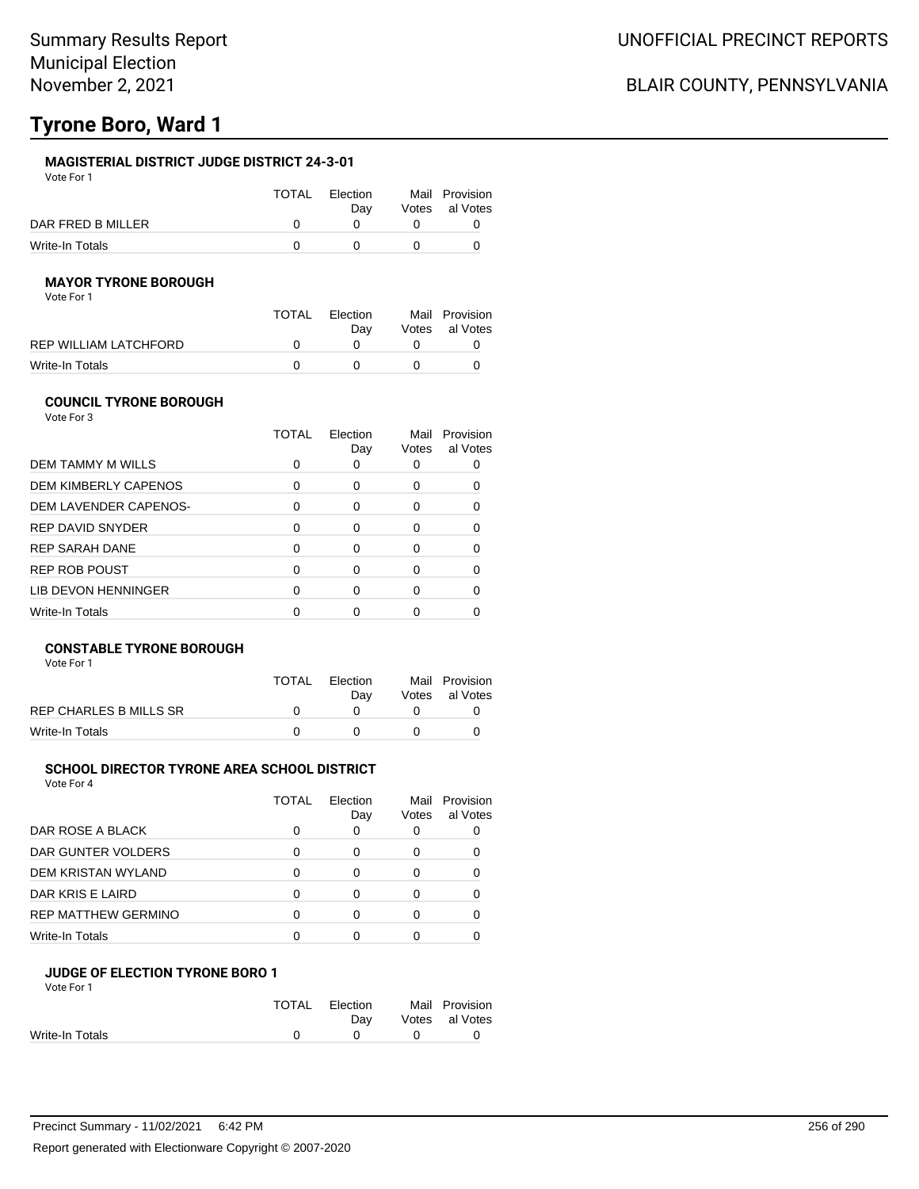Summary Results Report
Municipal Election
November 2, 2021

UNOFFICIAL PRECINCT REPORTS

BLAIR COUNTY, PENNSYLVANIA

# Tyrone Boro, Ward 1

### MAGISTERIAL DISTRICT JUDGE DISTRICT 24-3-01

Vote For 1

| | TOTAL | Election Day | Mail Votes | Provisional Votes |
|---|---|---|---|---|
| DAR FRED B MILLER | 0 | 0 | 0 | 0 |
| Write-In Totals | 0 | 0 | 0 | 0 |

### MAYOR TYRONE BOROUGH

Vote For 1

| | TOTAL | Election Day | Mail Votes | Provisional Votes |
|---|---|---|---|---|
| REP WILLIAM LATCHFORD | 0 | 0 | 0 | 0 |
| Write-In Totals | 0 | 0 | 0 | 0 |

### COUNCIL TYRONE BOROUGH

Vote For 3

| | TOTAL | Election Day | Mail Votes | Provisional Votes |
|---|---|---|---|---|
| DEM TAMMY M WILLS | 0 | 0 | 0 | 0 |
| DEM KIMBERLY CAPENOS | 0 | 0 | 0 | 0 |
| DEM LAVENDER CAPENOS- | 0 | 0 | 0 | 0 |
| REP DAVID SNYDER | 0 | 0 | 0 | 0 |
| REP SARAH DANE | 0 | 0 | 0 | 0 |
| REP ROB POUST | 0 | 0 | 0 | 0 |
| LIB DEVON HENNINGER | 0 | 0 | 0 | 0 |
| Write-In Totals | 0 | 0 | 0 | 0 |

### CONSTABLE TYRONE BOROUGH

Vote For 1

| | TOTAL | Election Day | Mail Votes | Provisional Votes |
|---|---|---|---|---|
| REP CHARLES B MILLS SR | 0 | 0 | 0 | 0 |
| Write-In Totals | 0 | 0 | 0 | 0 |

### SCHOOL DIRECTOR TYRONE AREA SCHOOL DISTRICT

Vote For 4

| | TOTAL | Election Day | Mail Votes | Provisional Votes |
|---|---|---|---|---|
| DAR ROSE A BLACK | 0 | 0 | 0 | 0 |
| DAR GUNTER VOLDERS | 0 | 0 | 0 | 0 |
| DEM KRISTAN WYLAND | 0 | 0 | 0 | 0 |
| DAR KRIS E LAIRD | 0 | 0 | 0 | 0 |
| REP MATTHEW GERMINO | 0 | 0 | 0 | 0 |
| Write-In Totals | 0 | 0 | 0 | 0 |

### JUDGE OF ELECTION TYRONE BORO 1

Vote For 1

| | TOTAL | Election Day | Mail Votes | Provisional Votes |
|---|---|---|---|---|
| Write-In Totals | 0 | 0 | 0 | 0 |

Precinct Summary - 11/02/2021 6:42 PM

Report generated with Electionware Copyright © 2007-2020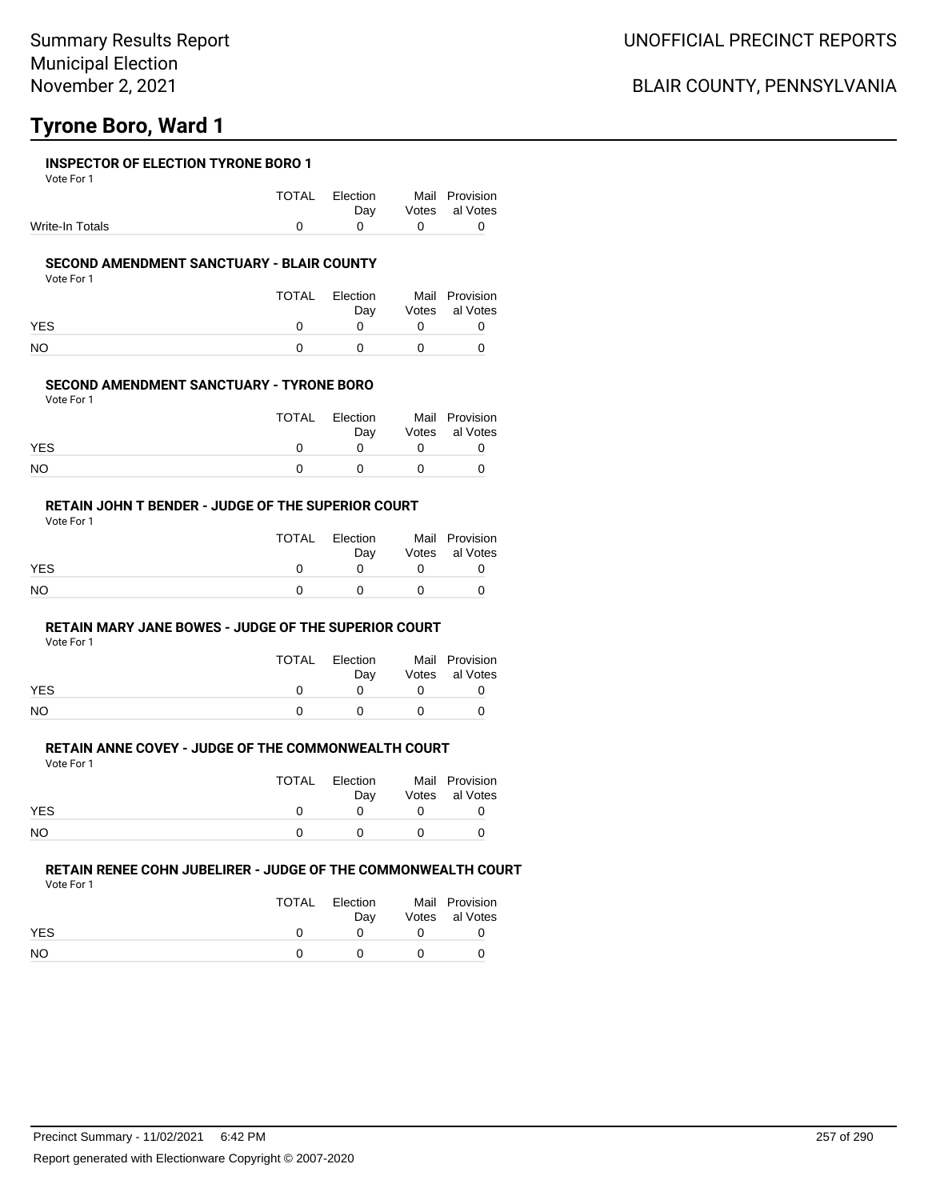Summary Results Report
Municipal Election
November 2, 2021

UNOFFICIAL PRECINCT REPORTS

BLAIR COUNTY, PENNSYLVANIA

# Tyrone Boro, Ward 1

### INSPECTOR OF ELECTION TYRONE BORO 1

Vote For 1

| | TOTAL | Election Day | Mail Votes | Provisional Votes |
|---|---|---|---|---|
| Write-In Totals | 0 | 0 | 0 | 0 |

### SECOND AMENDMENT SANCTUARY - BLAIR COUNTY

Vote For 1

| | TOTAL | Election Day | Mail Votes | Provisional Votes |
|---|---|---|---|---|
| YES | 0 | 0 | 0 | 0 |
| NO | 0 | 0 | 0 | 0 |

### SECOND AMENDMENT SANCTUARY - TYRONE BORO

Vote For 1

| | TOTAL | Election Day | Mail Votes | Provisional Votes |
|---|---|---|---|---|
| YES | 0 | 0 | 0 | 0 |
| NO | 0 | 0 | 0 | 0 |

### RETAIN JOHN T BENDER - JUDGE OF THE SUPERIOR COURT

Vote For 1

| | TOTAL | Election Day | Mail Votes | Provisional Votes |
|---|---|---|---|---|
| YES | 0 | 0 | 0 | 0 |
| NO | 0 | 0 | 0 | 0 |

### RETAIN MARY JANE BOWES - JUDGE OF THE SUPERIOR COURT

Vote For 1

| | TOTAL | Election Day | Mail Votes | Provisional Votes |
|---|---|---|---|---|
| YES | 0 | 0 | 0 | 0 |
| NO | 0 | 0 | 0 | 0 |

### RETAIN ANNE COVEY - JUDGE OF THE COMMONWEALTH COURT

Vote For 1

| | TOTAL | Election Day | Mail Votes | Provisional Votes |
|---|---|---|---|---|
| YES | 0 | 0 | 0 | 0 |
| NO | 0 | 0 | 0 | 0 |

### RETAIN RENEE COHN JUBELIRER - JUDGE OF THE COMMONWEALTH COURT

Vote For 1

| | TOTAL | Election Day | Mail Votes | Provisional Votes |
|---|---|---|---|---|
| YES | 0 | 0 | 0 | 0 |
| NO | 0 | 0 | 0 | 0 |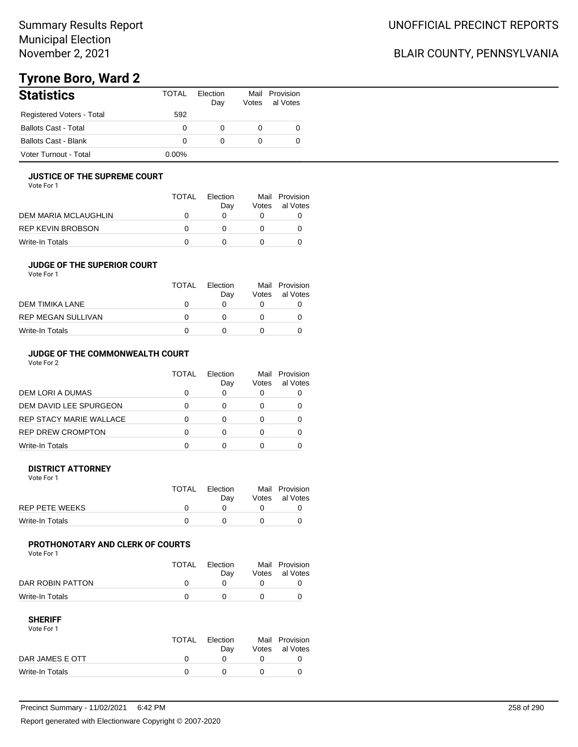Summary Results Report
Municipal Election
November 2, 2021

UNOFFICIAL PRECINCT REPORTS

BLAIR COUNTY, PENNSYLVANIA

# Tyrone Boro, Ward 2

## Statistics

| | TOTAL | Election Day | Mail Votes | Provisional Votes |
|---|---|---|---|---|
| Registered Voters - Total | 592 | | | |
| Ballots Cast - Total | 0 | 0 | 0 | 0 |
| Ballots Cast - Blank | 0 | 0 | 0 | 0 |
| Voter Turnout - Total | 0.00% | | | |

### JUSTICE OF THE SUPREME COURT

Vote For 1

| | TOTAL | Election Day | Mail Votes | Provisional Votes |
|---|---|---|---|---|
| DEM MARIA MCLAUGHLIN | 0 | 0 | 0 | 0 |
| REP KEVIN BROBSON | 0 | 0 | 0 | 0 |
| Write-In Totals | 0 | 0 | 0 | 0 |

### JUDGE OF THE SUPERIOR COURT

Vote For 1

| | TOTAL | Election Day | Mail Votes | Provisional Votes |
|---|---|---|---|---|
| DEM TIMIKA LANE | 0 | 0 | 0 | 0 |
| REP MEGAN SULLIVAN | 0 | 0 | 0 | 0 |
| Write-In Totals | 0 | 0 | 0 | 0 |

### JUDGE OF THE COMMONWEALTH COURT

Vote For 2

| | TOTAL | Election Day | Mail Votes | Provisional Votes |
|---|---|---|---|---|
| DEM LORI A DUMAS | 0 | 0 | 0 | 0 |
| DEM DAVID LEE SPURGEON | 0 | 0 | 0 | 0 |
| REP STACY MARIE WALLACE | 0 | 0 | 0 | 0 |
| REP DREW CROMPTON | 0 | 0 | 0 | 0 |
| Write-In Totals | 0 | 0 | 0 | 0 |

### DISTRICT ATTORNEY

Vote For 1

| | TOTAL | Election Day | Mail Votes | Provisional Votes |
|---|---|---|---|---|
| REP PETE WEEKS | 0 | 0 | 0 | 0 |
| Write-In Totals | 0 | 0 | 0 | 0 |

### PROTHONOTARY AND CLERK OF COURTS

Vote For 1

| | TOTAL | Election Day | Mail Votes | Provisional Votes |
|---|---|---|---|---|
| DAR ROBIN PATTON | 0 | 0 | 0 | 0 |
| Write-In Totals | 0 | 0 | 0 | 0 |

### SHERIFF

Vote For 1

| | TOTAL | Election Day | Mail Votes | Provisional Votes |
|---|---|---|---|---|
| DAR JAMES E OTT | 0 | 0 | 0 | 0 |
| Write-In Totals | 0 | 0 | 0 | 0 |

Precinct Summary - 11/02/2021 6:42 PM

Report generated with Electionware Copyright © 2007-2020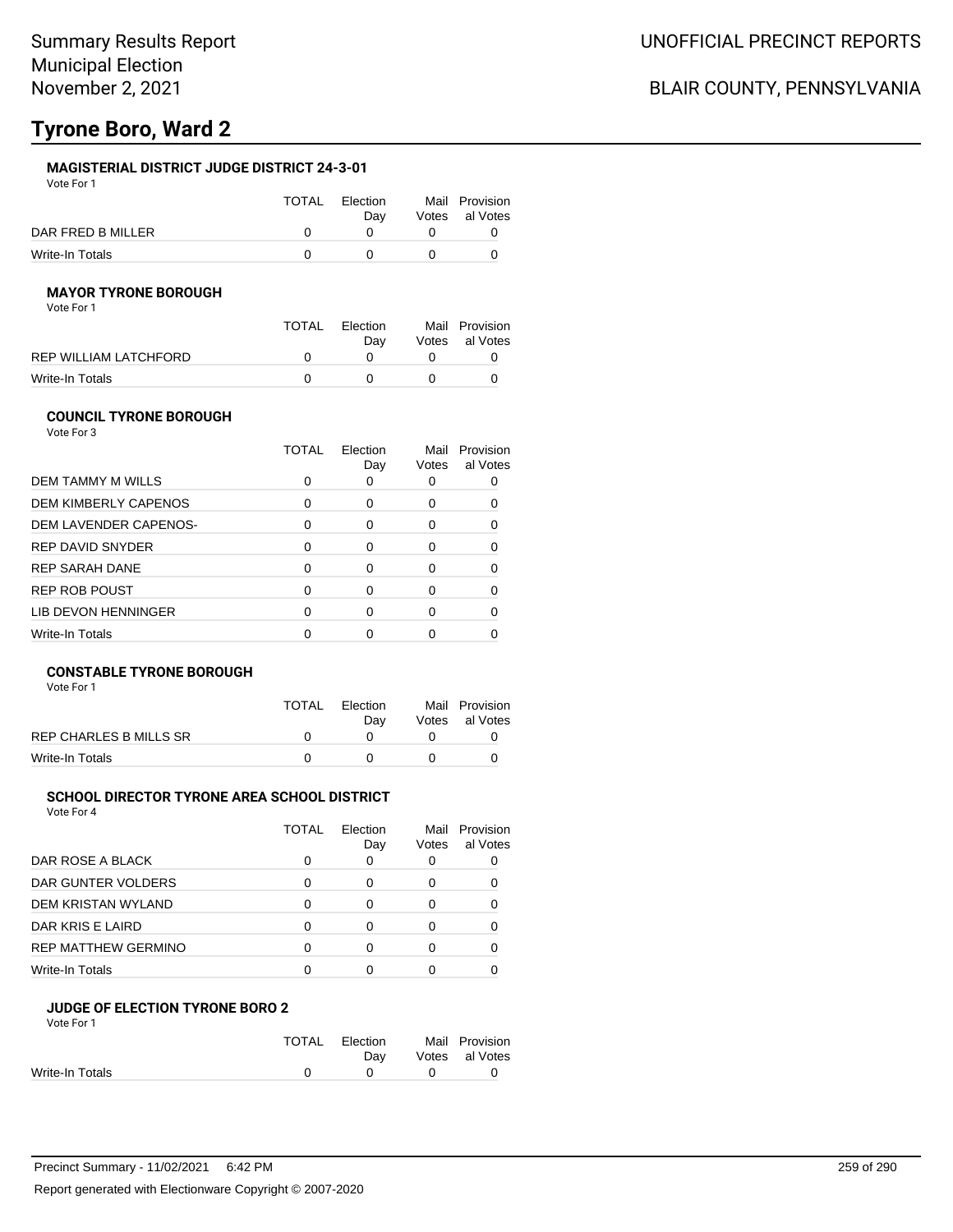Summary Results Report
Municipal Election
November 2, 2021

UNOFFICIAL PRECINCT REPORTS

BLAIR COUNTY, PENNSYLVANIA

# Tyrone Boro, Ward 2

### MAGISTERIAL DISTRICT JUDGE DISTRICT 24-3-01

Vote For 1

| | TOTAL | Election Day | Mail Votes | Provisional Votes |
|---|---|---|---|---|
| DAR FRED B MILLER | 0 | 0 | 0 | 0 |
| Write-In Totals | 0 | 0 | 0 | 0 |

### MAYOR TYRONE BOROUGH

Vote For 1

| | TOTAL | Election Day | Mail Votes | Provisional Votes |
|---|---|---|---|---|
| REP WILLIAM LATCHFORD | 0 | 0 | 0 | 0 |
| Write-In Totals | 0 | 0 | 0 | 0 |

### COUNCIL TYRONE BOROUGH

Vote For 3

| | TOTAL | Election Day | Mail Votes | Provisional Votes |
|---|---|---|---|---|
| DEM TAMMY M WILLS | 0 | 0 | 0 | 0 |
| DEM KIMBERLY CAPENOS | 0 | 0 | 0 | 0 |
| DEM LAVENDER CAPENOS- | 0 | 0 | 0 | 0 |
| REP DAVID SNYDER | 0 | 0 | 0 | 0 |
| REP SARAH DANE | 0 | 0 | 0 | 0 |
| REP ROB POUST | 0 | 0 | 0 | 0 |
| LIB DEVON HENNINGER | 0 | 0 | 0 | 0 |
| Write-In Totals | 0 | 0 | 0 | 0 |

### CONSTABLE TYRONE BOROUGH

Vote For 1

| | TOTAL | Election Day | Mail Votes | Provisional Votes |
|---|---|---|---|---|
| REP CHARLES B MILLS SR | 0 | 0 | 0 | 0 |
| Write-In Totals | 0 | 0 | 0 | 0 |

### SCHOOL DIRECTOR TYRONE AREA SCHOOL DISTRICT

Vote For 4

| | TOTAL | Election Day | Mail Votes | Provisional Votes |
|---|---|---|---|---|
| DAR ROSE A BLACK | 0 | 0 | 0 | 0 |
| DAR GUNTER VOLDERS | 0 | 0 | 0 | 0 |
| DEM KRISTAN WYLAND | 0 | 0 | 0 | 0 |
| DAR KRIS E LAIRD | 0 | 0 | 0 | 0 |
| REP MATTHEW GERMINO | 0 | 0 | 0 | 0 |
| Write-In Totals | 0 | 0 | 0 | 0 |

### JUDGE OF ELECTION TYRONE BORO 2

Vote For 1

| | TOTAL | Election Day | Mail Votes | Provisional Votes |
|---|---|---|---|---|
| Write-In Totals | 0 | 0 | 0 | 0 |

Precinct Summary - 11/02/2021 6:42 PM

Report generated with Electionware Copyright © 2007-2020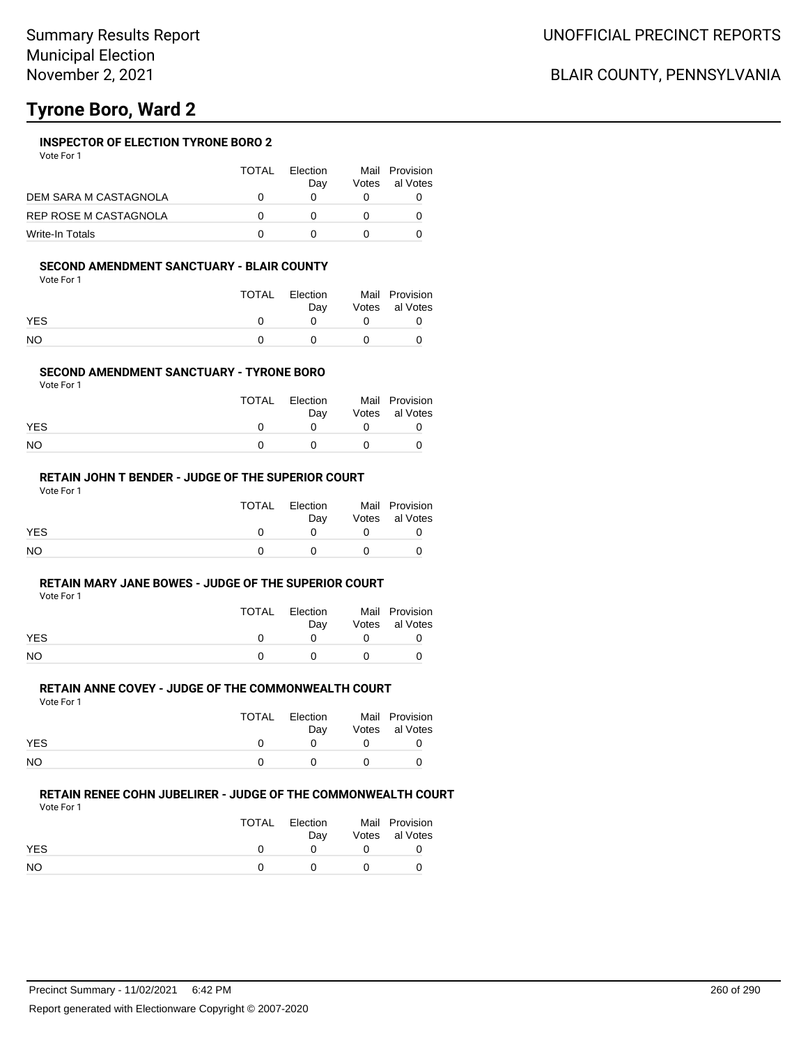# Tyrone Boro, Ward 2

### INSPECTOR OF ELECTION TYRONE BORO 2

Vote For 1

| | TOTAL | Election Day | Mail Votes | Provisional Votes |
|---|---|---|---|---|
| DEM SARA M CASTAGNOLA | 0 | 0 | 0 | 0 |
| REP ROSE M CASTAGNOLA | 0 | 0 | 0 | 0 |
| Write-In Totals | 0 | 0 | 0 | 0 |

### SECOND AMENDMENT SANCTUARY - BLAIR COUNTY

Vote For 1

| | TOTAL | Election Day | Mail Votes | Provisional Votes |
|---|---|---|---|---|
| YES | 0 | 0 | 0 | 0 |
| NO | 0 | 0 | 0 | 0 |

### SECOND AMENDMENT SANCTUARY - TYRONE BORO

Vote For 1

| | TOTAL | Election Day | Mail Votes | Provisional Votes |
|---|---|---|---|---|
| YES | 0 | 0 | 0 | 0 |
| NO | 0 | 0 | 0 | 0 |

### RETAIN JOHN T BENDER - JUDGE OF THE SUPERIOR COURT

Vote For 1

| | TOTAL | Election Day | Mail Votes | Provisional Votes |
|---|---|---|---|---|
| YES | 0 | 0 | 0 | 0 |
| NO | 0 | 0 | 0 | 0 |

### RETAIN MARY JANE BOWES - JUDGE OF THE SUPERIOR COURT

Vote For 1

| | TOTAL | Election Day | Mail Votes | Provisional Votes |
|---|---|---|---|---|
| YES | 0 | 0 | 0 | 0 |
| NO | 0 | 0 | 0 | 0 |

### RETAIN ANNE COVEY - JUDGE OF THE COMMONWEALTH COURT

Vote For 1

| | TOTAL | Election Day | Mail Votes | Provisional Votes |
|---|---|---|---|---|
| YES | 0 | 0 | 0 | 0 |
| NO | 0 | 0 | 0 | 0 |

### RETAIN RENEE COHN JUBELIRER - JUDGE OF THE COMMONWEALTH COURT

Vote For 1

| | TOTAL | Election Day | Mail Votes | Provisional Votes |
|---|---|---|---|---|
| YES | 0 | 0 | 0 | 0 |
| NO | 0 | 0 | 0 | 0 |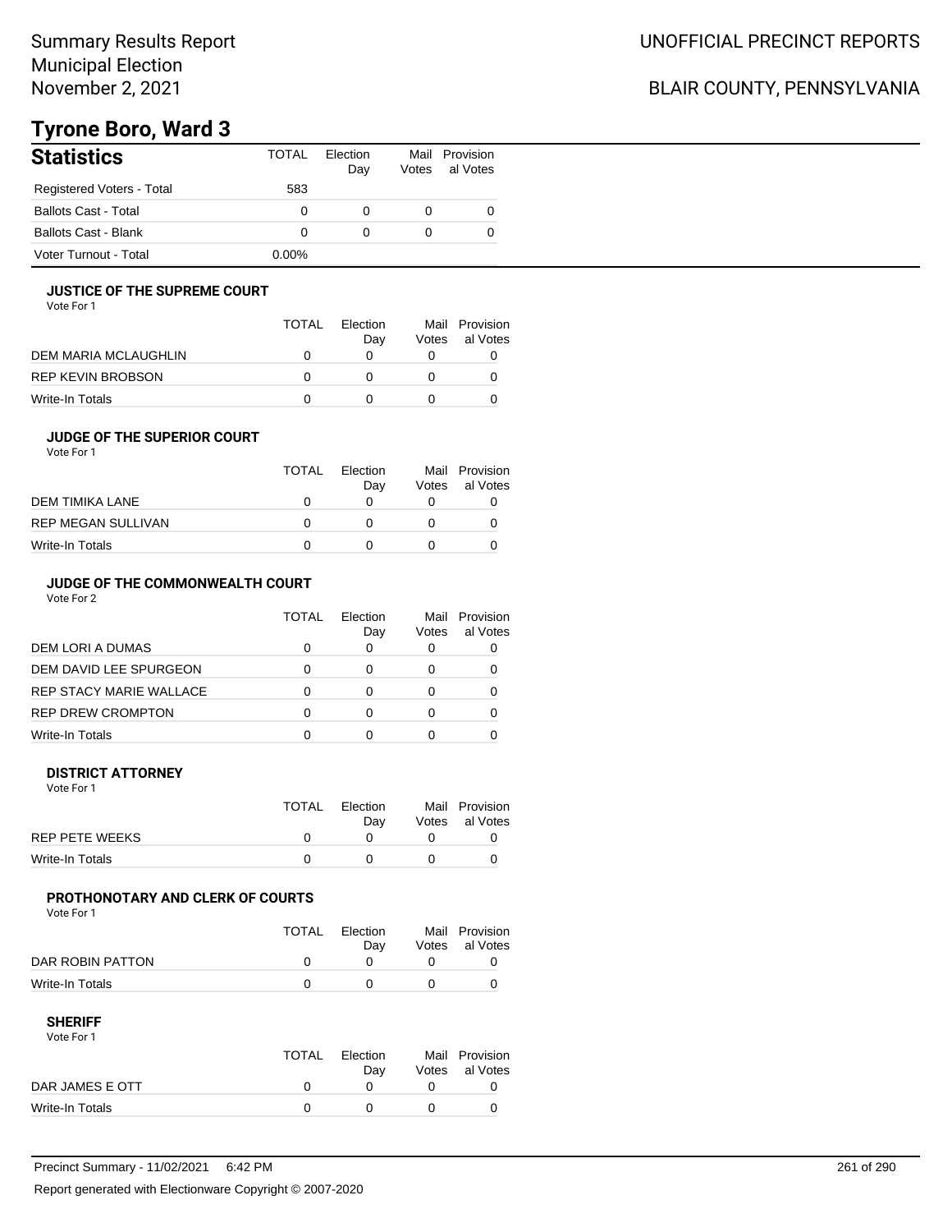Summary Results Report
Municipal Election
November 2, 2021

UNOFFICIAL PRECINCT REPORTS

BLAIR COUNTY, PENNSYLVANIA

# Tyrone Boro, Ward 3

## Statistics

| | TOTAL | Election Day | Mail Votes | Provisional Votes |
|---|---|---|---|---|
| Registered Voters - Total | 583 | | | |
| Ballots Cast - Total | 0 | 0 | 0 | 0 |
| Ballots Cast - Blank | 0 | 0 | 0 | 0 |
| Voter Turnout - Total | 0.00% | | | |

### JUSTICE OF THE SUPREME COURT

Vote For 1

| | TOTAL | Election Day | Mail Votes | Provisional Votes |
|---|---|---|---|---|
| DEM MARIA MCLAUGHLIN | 0 | 0 | 0 | 0 |
| REP KEVIN BROBSON | 0 | 0 | 0 | 0 |
| Write-In Totals | 0 | 0 | 0 | 0 |

### JUDGE OF THE SUPERIOR COURT

Vote For 1

| | TOTAL | Election Day | Mail Votes | Provisional Votes |
|---|---|---|---|---|
| DEM TIMIKA LANE | 0 | 0 | 0 | 0 |
| REP MEGAN SULLIVAN | 0 | 0 | 0 | 0 |
| Write-In Totals | 0 | 0 | 0 | 0 |

### JUDGE OF THE COMMONWEALTH COURT

Vote For 2

| | TOTAL | Election Day | Mail Votes | Provisional Votes |
|---|---|---|---|---|
| DEM LORI A DUMAS | 0 | 0 | 0 | 0 |
| DEM DAVID LEE SPURGEON | 0 | 0 | 0 | 0 |
| REP STACY MARIE WALLACE | 0 | 0 | 0 | 0 |
| REP DREW CROMPTON | 0 | 0 | 0 | 0 |
| Write-In Totals | 0 | 0 | 0 | 0 |

### DISTRICT ATTORNEY

Vote For 1

| | TOTAL | Election Day | Mail Votes | Provisional Votes |
|---|---|---|---|---|
| REP PETE WEEKS | 0 | 0 | 0 | 0 |
| Write-In Totals | 0 | 0 | 0 | 0 |

### PROTHONOTARY AND CLERK OF COURTS

Vote For 1

| | TOTAL | Election Day | Mail Votes | Provisional Votes |
|---|---|---|---|---|
| DAR ROBIN PATTON | 0 | 0 | 0 | 0 |
| Write-In Totals | 0 | 0 | 0 | 0 |

### SHERIFF

Vote For 1

| | TOTAL | Election Day | Mail Votes | Provisional Votes |
|---|---|---|---|---|
| DAR JAMES E OTT | 0 | 0 | 0 | 0 |
| Write-In Totals | 0 | 0 | 0 | 0 |

Precinct Summary - 11/02/2021 6:42 PM

Report generated with Electionware Copyright © 2007-2020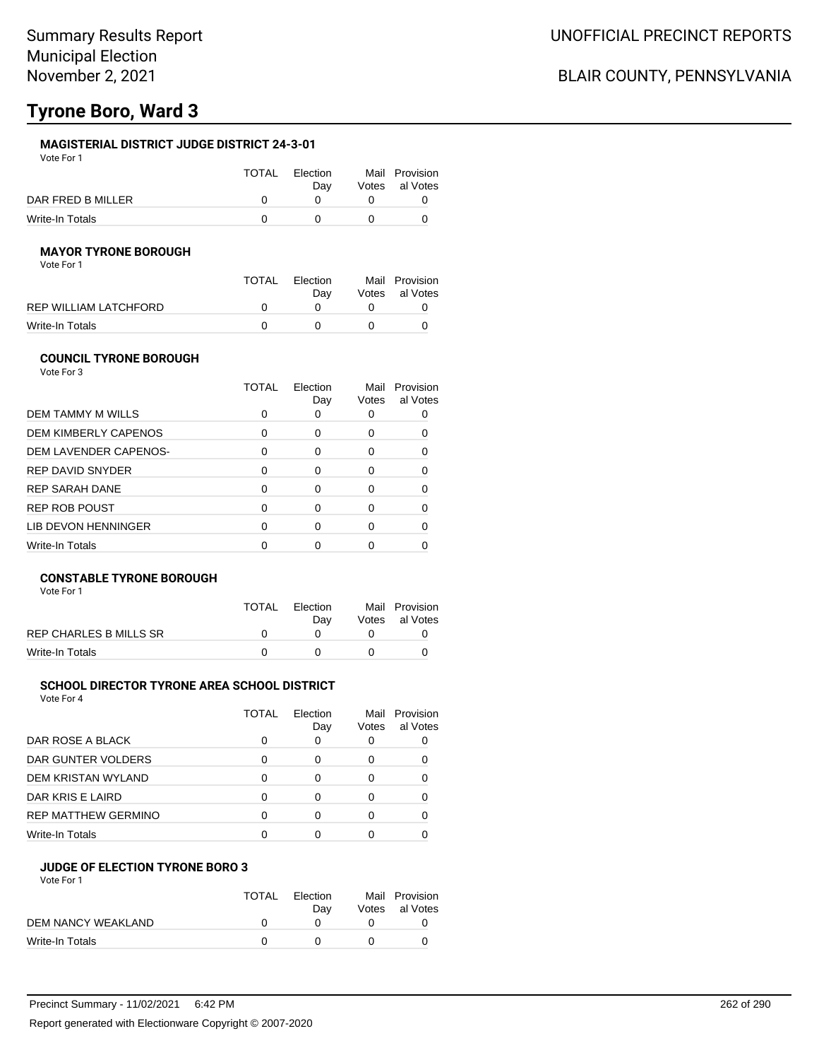Summary Results Report
Municipal Election
November 2, 2021

UNOFFICIAL PRECINCT REPORTS

BLAIR COUNTY, PENNSYLVANIA

# Tyrone Boro, Ward 3

### MAGISTERIAL DISTRICT JUDGE DISTRICT 24-3-01

Vote For 1

| | TOTAL | Election Day | Mail Votes | Provisional Votes |
|---|---|---|---|---|
| DAR FRED B MILLER | 0 | 0 | 0 | 0 |
| Write-In Totals | 0 | 0 | 0 | 0 |

### MAYOR TYRONE BOROUGH

Vote For 1

| | TOTAL | Election Day | Mail Votes | Provisional Votes |
|---|---|---|---|---|
| REP WILLIAM LATCHFORD | 0 | 0 | 0 | 0 |
| Write-In Totals | 0 | 0 | 0 | 0 |

### COUNCIL TYRONE BOROUGH

Vote For 3

| | TOTAL | Election Day | Mail Votes | Provisional Votes |
|---|---|---|---|---|
| DEM TAMMY M WILLS | 0 | 0 | 0 | 0 |
| DEM KIMBERLY CAPENOS | 0 | 0 | 0 | 0 |
| DEM LAVENDER CAPENOS- | 0 | 0 | 0 | 0 |
| REP DAVID SNYDER | 0 | 0 | 0 | 0 |
| REP SARAH DANE | 0 | 0 | 0 | 0 |
| REP ROB POUST | 0 | 0 | 0 | 0 |
| LIB DEVON HENNINGER | 0 | 0 | 0 | 0 |
| Write-In Totals | 0 | 0 | 0 | 0 |

### CONSTABLE TYRONE BOROUGH

Vote For 1

| | TOTAL | Election Day | Mail Votes | Provisional Votes |
|---|---|---|---|---|
| REP CHARLES B MILLS SR | 0 | 0 | 0 | 0 |
| Write-In Totals | 0 | 0 | 0 | 0 |

### SCHOOL DIRECTOR TYRONE AREA SCHOOL DISTRICT

Vote For 4

| | TOTAL | Election Day | Mail Votes | Provisional Votes |
|---|---|---|---|---|
| DAR ROSE A BLACK | 0 | 0 | 0 | 0 |
| DAR GUNTER VOLDERS | 0 | 0 | 0 | 0 |
| DEM KRISTAN WYLAND | 0 | 0 | 0 | 0 |
| DAR KRIS E LAIRD | 0 | 0 | 0 | 0 |
| REP MATTHEW GERMINO | 0 | 0 | 0 | 0 |
| Write-In Totals | 0 | 0 | 0 | 0 |

### JUDGE OF ELECTION TYRONE BORO 3

Vote For 1

| | TOTAL | Election Day | Mail Votes | Provisional Votes |
|---|---|---|---|---|
| DEM NANCY WEAKLAND | 0 | 0 | 0 | 0 |
| Write-In Totals | 0 | 0 | 0 | 0 |

Precinct Summary - 11/02/2021 6:42 PM

Report generated with Electionware Copyright © 2007-2020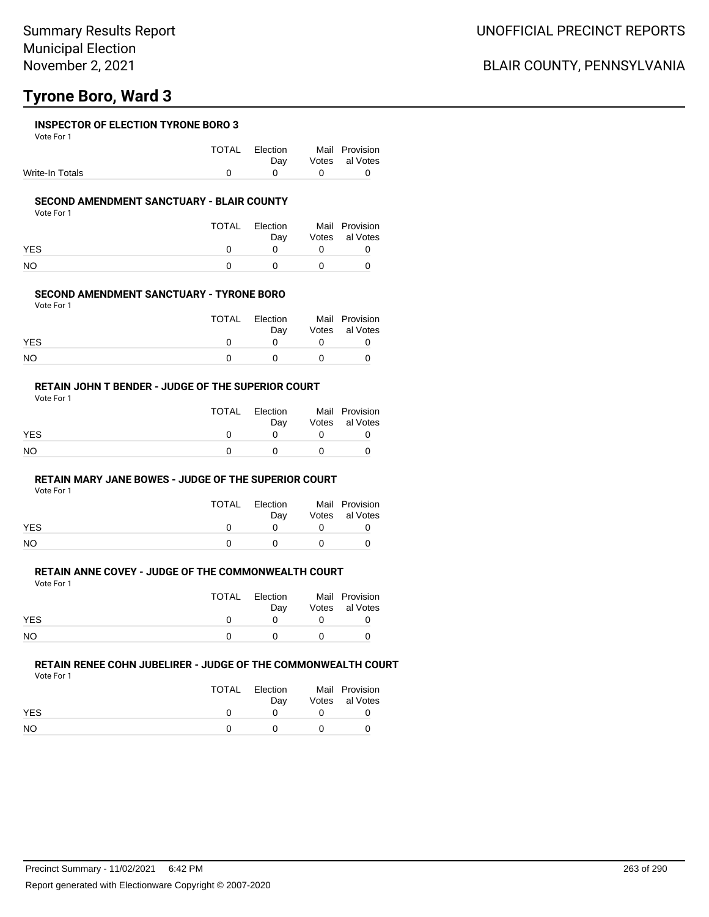Summary Results Report
Municipal Election
November 2, 2021

UNOFFICIAL PRECINCT REPORTS

BLAIR COUNTY, PENNSYLVANIA

# Tyrone Boro, Ward 3

### INSPECTOR OF ELECTION TYRONE BORO 3

Vote For 1

| | TOTAL | Election Day | Mail Votes | Provisional Votes |
|---|---|---|---|---|
| Write-In Totals | 0 | 0 | 0 | 0 |

### SECOND AMENDMENT SANCTUARY - BLAIR COUNTY

Vote For 1

| | TOTAL | Election Day | Mail Votes | Provisional Votes |
|---|---|---|---|---|
| YES | 0 | 0 | 0 | 0 |
| NO | 0 | 0 | 0 | 0 |

### SECOND AMENDMENT SANCTUARY - TYRONE BORO

Vote For 1

| | TOTAL | Election Day | Mail Votes | Provisional Votes |
|---|---|---|---|---|
| YES | 0 | 0 | 0 | 0 |
| NO | 0 | 0 | 0 | 0 |

### RETAIN JOHN T BENDER - JUDGE OF THE SUPERIOR COURT

Vote For 1

| | TOTAL | Election Day | Mail Votes | Provisional Votes |
|---|---|---|---|---|
| YES | 0 | 0 | 0 | 0 |
| NO | 0 | 0 | 0 | 0 |

### RETAIN MARY JANE BOWES - JUDGE OF THE SUPERIOR COURT

Vote For 1

| | TOTAL | Election Day | Mail Votes | Provisional Votes |
|---|---|---|---|---|
| YES | 0 | 0 | 0 | 0 |
| NO | 0 | 0 | 0 | 0 |

### RETAIN ANNE COVEY - JUDGE OF THE COMMONWEALTH COURT

Vote For 1

| | TOTAL | Election Day | Mail Votes | Provisional Votes |
|---|---|---|---|---|
| YES | 0 | 0 | 0 | 0 |
| NO | 0 | 0 | 0 | 0 |

### RETAIN RENEE COHN JUBELIRER - JUDGE OF THE COMMONWEALTH COURT

Vote For 1

| | TOTAL | Election Day | Mail Votes | Provisional Votes |
|---|---|---|---|---|
| YES | 0 | 0 | 0 | 0 |
| NO | 0 | 0 | 0 | 0 |

Precinct Summary - 11/02/2021 6:42 PM

Report generated with Electionware Copyright © 2007-2020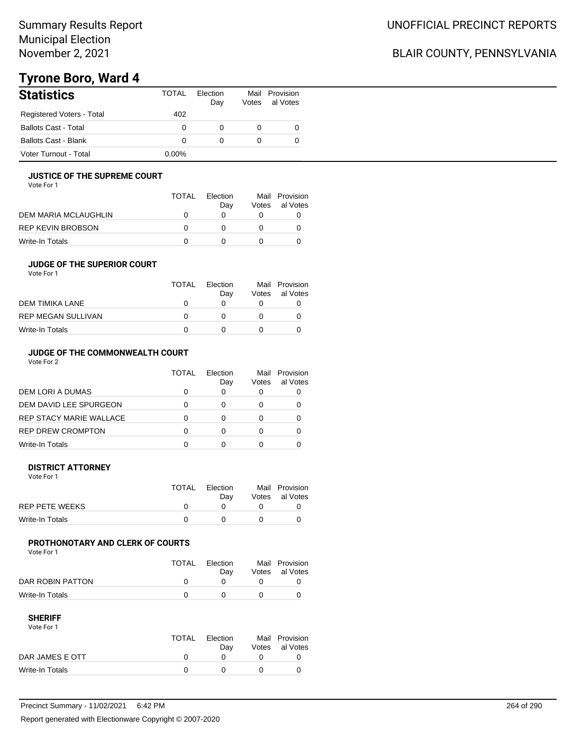Summary Results Report
Municipal Election
November 2, 2021

UNOFFICIAL PRECINCT REPORTS

BLAIR COUNTY, PENNSYLVANIA

# Tyrone Boro, Ward 4

## Statistics

| | TOTAL | Election Day | Mail Votes | Provisional Votes |
|---|---|---|---|---|
| Registered Voters - Total | 402 | | | |
| Ballots Cast - Total | 0 | 0 | 0 | 0 |
| Ballots Cast - Blank | 0 | 0 | 0 | 0 |
| Voter Turnout - Total | 0.00% | | | |

### JUSTICE OF THE SUPREME COURT

Vote For 1

| | TOTAL | Election Day | Mail Votes | Provisional Votes |
|---|---|---|---|---|
| DEM MARIA MCLAUGHLIN | 0 | 0 | 0 | 0 |
| REP KEVIN BROBSON | 0 | 0 | 0 | 0 |
| Write-In Totals | 0 | 0 | 0 | 0 |

### JUDGE OF THE SUPERIOR COURT

Vote For 1

| | TOTAL | Election Day | Mail Votes | Provisional Votes |
|---|---|---|---|---|
| DEM TIMIKA LANE | 0 | 0 | 0 | 0 |
| REP MEGAN SULLIVAN | 0 | 0 | 0 | 0 |
| Write-In Totals | 0 | 0 | 0 | 0 |

### JUDGE OF THE COMMONWEALTH COURT

Vote For 2

| | TOTAL | Election Day | Mail Votes | Provisional Votes |
|---|---|---|---|---|
| DEM LORI A DUMAS | 0 | 0 | 0 | 0 |
| DEM DAVID LEE SPURGEON | 0 | 0 | 0 | 0 |
| REP STACY MARIE WALLACE | 0 | 0 | 0 | 0 |
| REP DREW CROMPTON | 0 | 0 | 0 | 0 |
| Write-In Totals | 0 | 0 | 0 | 0 |

### DISTRICT ATTORNEY

Vote For 1

| | TOTAL | Election Day | Mail Votes | Provisional Votes |
|---|---|---|---|---|
| REP PETE WEEKS | 0 | 0 | 0 | 0 |
| Write-In Totals | 0 | 0 | 0 | 0 |

### PROTHONOTARY AND CLERK OF COURTS

Vote For 1

| | TOTAL | Election Day | Mail Votes | Provisional Votes |
|---|---|---|---|---|
| DAR ROBIN PATTON | 0 | 0 | 0 | 0 |
| Write-In Totals | 0 | 0 | 0 | 0 |

### SHERIFF

Vote For 1

| | TOTAL | Election Day | Mail Votes | Provisional Votes |
|---|---|---|---|---|
| DAR JAMES E OTT | 0 | 0 | 0 | 0 |
| Write-In Totals | 0 | 0 | 0 | 0 |

Precinct Summary - 11/02/2021 6:42 PM

Report generated with Electionware Copyright © 2007-2020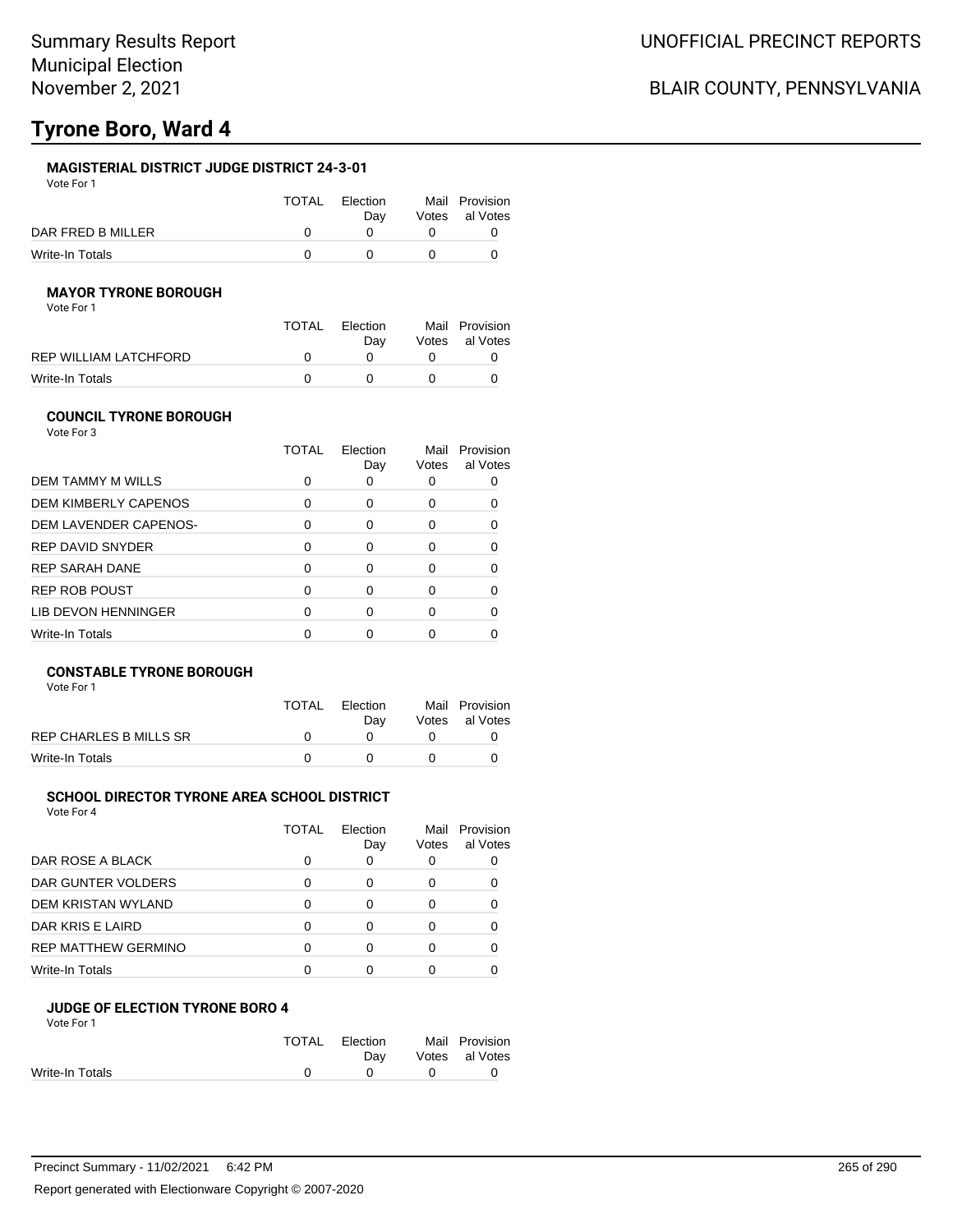# Tyrone Boro, Ward 4

### MAGISTERIAL DISTRICT JUDGE DISTRICT 24-3-01

Vote For 1

| | TOTAL | Election Day | Mail Votes | Provisional Votes |
|---|---|---|---|---|
| DAR FRED B MILLER | 0 | 0 | 0 | 0 |
| Write-In Totals | 0 | 0 | 0 | 0 |

### MAYOR TYRONE BOROUGH

Vote For 1

| | TOTAL | Election Day | Mail Votes | Provisional Votes |
|---|---|---|---|---|
| REP WILLIAM LATCHFORD | 0 | 0 | 0 | 0 |
| Write-In Totals | 0 | 0 | 0 | 0 |

### COUNCIL TYRONE BOROUGH

Vote For 3

| | TOTAL | Election Day | Mail Votes | Provisional Votes |
|---|---|---|---|---|
| DEM TAMMY M WILLS | 0 | 0 | 0 | 0 |
| DEM KIMBERLY CAPENOS | 0 | 0 | 0 | 0 |
| DEM LAVENDER CAPENOS- | 0 | 0 | 0 | 0 |
| REP DAVID SNYDER | 0 | 0 | 0 | 0 |
| REP SARAH DANE | 0 | 0 | 0 | 0 |
| REP ROB POUST | 0 | 0 | 0 | 0 |
| LIB DEVON HENNINGER | 0 | 0 | 0 | 0 |
| Write-In Totals | 0 | 0 | 0 | 0 |

### CONSTABLE TYRONE BOROUGH

Vote For 1

| | TOTAL | Election Day | Mail Votes | Provisional Votes |
|---|---|---|---|---|
| REP CHARLES B MILLS SR | 0 | 0 | 0 | 0 |
| Write-In Totals | 0 | 0 | 0 | 0 |

### SCHOOL DIRECTOR TYRONE AREA SCHOOL DISTRICT

Vote For 4

| | TOTAL | Election Day | Mail Votes | Provisional Votes |
|---|---|---|---|---|
| DAR ROSE A BLACK | 0 | 0 | 0 | 0 |
| DAR GUNTER VOLDERS | 0 | 0 | 0 | 0 |
| DEM KRISTAN WYLAND | 0 | 0 | 0 | 0 |
| DAR KRIS E LAIRD | 0 | 0 | 0 | 0 |
| REP MATTHEW GERMINO | 0 | 0 | 0 | 0 |
| Write-In Totals | 0 | 0 | 0 | 0 |

### JUDGE OF ELECTION TYRONE BORO 4

Vote For 1

| | TOTAL | Election Day | Mail Votes | Provisional Votes |
|---|---|---|---|---|
| Write-In Totals | 0 | 0 | 0 | 0 |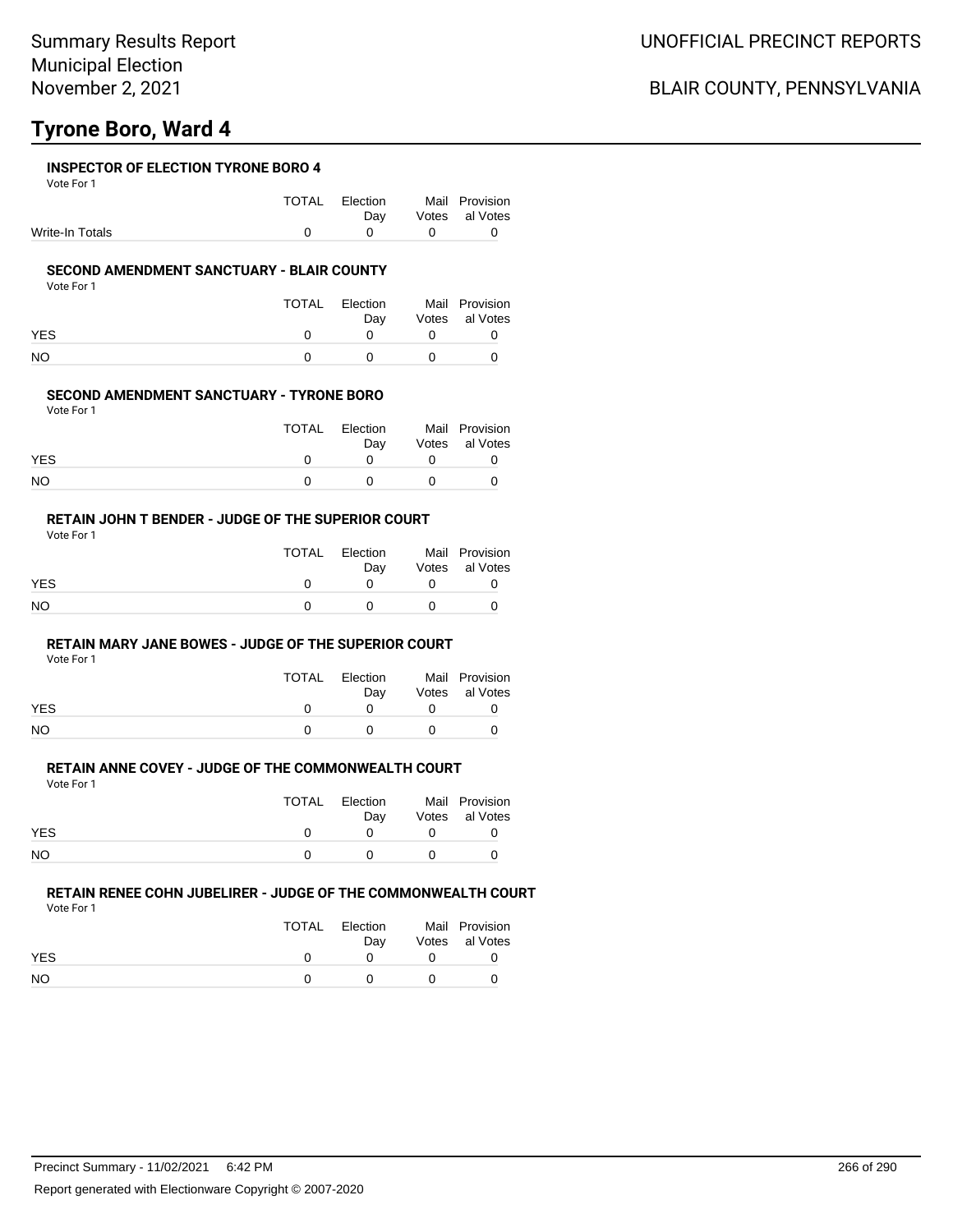Summary Results Report
Municipal Election
November 2, 2021

UNOFFICIAL PRECINCT REPORTS

BLAIR COUNTY, PENNSYLVANIA

# Tyrone Boro, Ward 4

### INSPECTOR OF ELECTION TYRONE BORO 4

Vote For 1

| | TOTAL | Election Day | Mail Votes | Provisional Votes |
|---|---|---|---|---|
| Write-In Totals | 0 | 0 | 0 | 0 |

### SECOND AMENDMENT SANCTUARY - BLAIR COUNTY

Vote For 1

| | TOTAL | Election Day | Mail Votes | Provisional Votes |
|---|---|---|---|---|
| YES | 0 | 0 | 0 | 0 |
| NO | 0 | 0 | 0 | 0 |

### SECOND AMENDMENT SANCTUARY - TYRONE BORO

Vote For 1

| | TOTAL | Election Day | Mail Votes | Provisional Votes |
|---|---|---|---|---|
| YES | 0 | 0 | 0 | 0 |
| NO | 0 | 0 | 0 | 0 |

### RETAIN JOHN T BENDER - JUDGE OF THE SUPERIOR COURT

Vote For 1

| | TOTAL | Election Day | Mail Votes | Provisional Votes |
|---|---|---|---|---|
| YES | 0 | 0 | 0 | 0 |
| NO | 0 | 0 | 0 | 0 |

### RETAIN MARY JANE BOWES - JUDGE OF THE SUPERIOR COURT

Vote For 1

| | TOTAL | Election Day | Mail Votes | Provisional Votes |
|---|---|---|---|---|
| YES | 0 | 0 | 0 | 0 |
| NO | 0 | 0 | 0 | 0 |

### RETAIN ANNE COVEY - JUDGE OF THE COMMONWEALTH COURT

Vote For 1

| | TOTAL | Election Day | Mail Votes | Provisional Votes |
|---|---|---|---|---|
| YES | 0 | 0 | 0 | 0 |
| NO | 0 | 0 | 0 | 0 |

### RETAIN RENEE COHN JUBELIRER - JUDGE OF THE COMMONWEALTH COURT

Vote For 1

| | TOTAL | Election Day | Mail Votes | Provisional Votes |
|---|---|---|---|---|
| YES | 0 | 0 | 0 | 0 |
| NO | 0 | 0 | 0 | 0 |

Precinct Summary - 11/02/2021 6:42 PM

Report generated with Electionware Copyright © 2007-2020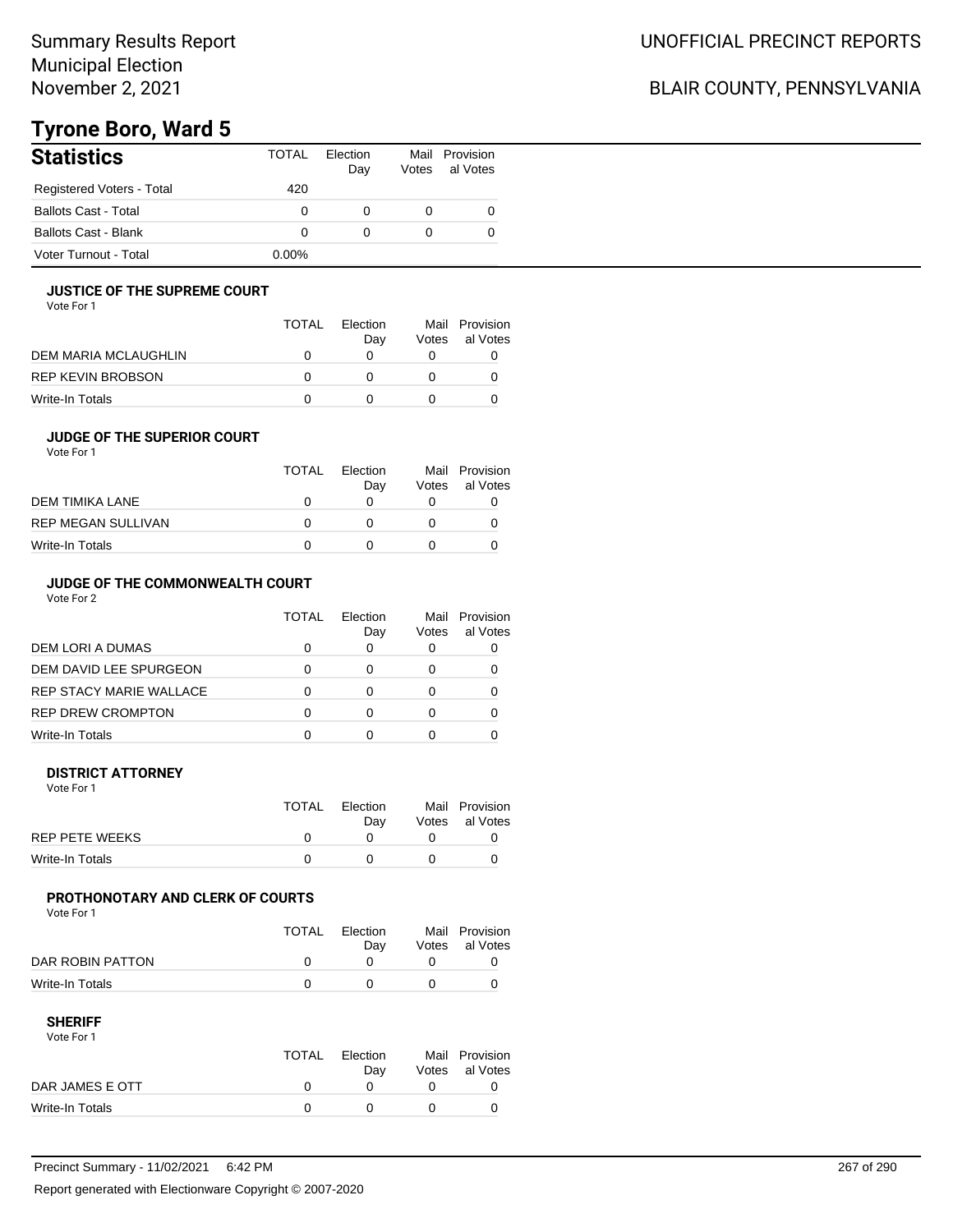Summary Results Report
Municipal Election
November 2, 2021

UNOFFICIAL PRECINCT REPORTS

BLAIR COUNTY, PENNSYLVANIA

# Tyrone Boro, Ward 5

## Statistics

| | TOTAL | Election Day | Mail Votes | Provisional Votes |
|---|---|---|---|---|
| Registered Voters - Total | 420 | | | |
| Ballots Cast - Total | 0 | 0 | 0 | 0 |
| Ballots Cast - Blank | 0 | 0 | 0 | 0 |
| Voter Turnout - Total | 0.00% | | | |

### JUSTICE OF THE SUPREME COURT

Vote For 1

| | TOTAL | Election Day | Mail Votes | Provisional Votes |
|---|---|---|---|---|
| DEM MARIA MCLAUGHLIN | 0 | 0 | 0 | 0 |
| REP KEVIN BROBSON | 0 | 0 | 0 | 0 |
| Write-In Totals | 0 | 0 | 0 | 0 |

### JUDGE OF THE SUPERIOR COURT

Vote For 1

| | TOTAL | Election Day | Mail Votes | Provisional Votes |
|---|---|---|---|---|
| DEM TIMIKA LANE | 0 | 0 | 0 | 0 |
| REP MEGAN SULLIVAN | 0 | 0 | 0 | 0 |
| Write-In Totals | 0 | 0 | 0 | 0 |

### JUDGE OF THE COMMONWEALTH COURT

Vote For 2

| | TOTAL | Election Day | Mail Votes | Provisional Votes |
|---|---|---|---|---|
| DEM LORI A DUMAS | 0 | 0 | 0 | 0 |
| DEM DAVID LEE SPURGEON | 0 | 0 | 0 | 0 |
| REP STACY MARIE WALLACE | 0 | 0 | 0 | 0 |
| REP DREW CROMPTON | 0 | 0 | 0 | 0 |
| Write-In Totals | 0 | 0 | 0 | 0 |

### DISTRICT ATTORNEY

Vote For 1

| | TOTAL | Election Day | Mail Votes | Provisional Votes |
|---|---|---|---|---|
| REP PETE WEEKS | 0 | 0 | 0 | 0 |
| Write-In Totals | 0 | 0 | 0 | 0 |

### PROTHONOTARY AND CLERK OF COURTS

Vote For 1

| | TOTAL | Election Day | Mail Votes | Provisional Votes |
|---|---|---|---|---|
| DAR ROBIN PATTON | 0 | 0 | 0 | 0 |
| Write-In Totals | 0 | 0 | 0 | 0 |

### SHERIFF

Vote For 1

| | TOTAL | Election Day | Mail Votes | Provisional Votes |
|---|---|---|---|---|
| DAR JAMES E OTT | 0 | 0 | 0 | 0 |
| Write-In Totals | 0 | 0 | 0 | 0 |

Precinct Summary - 11/02/2021 6:42 PM

Report generated with Electionware Copyright © 2007-2020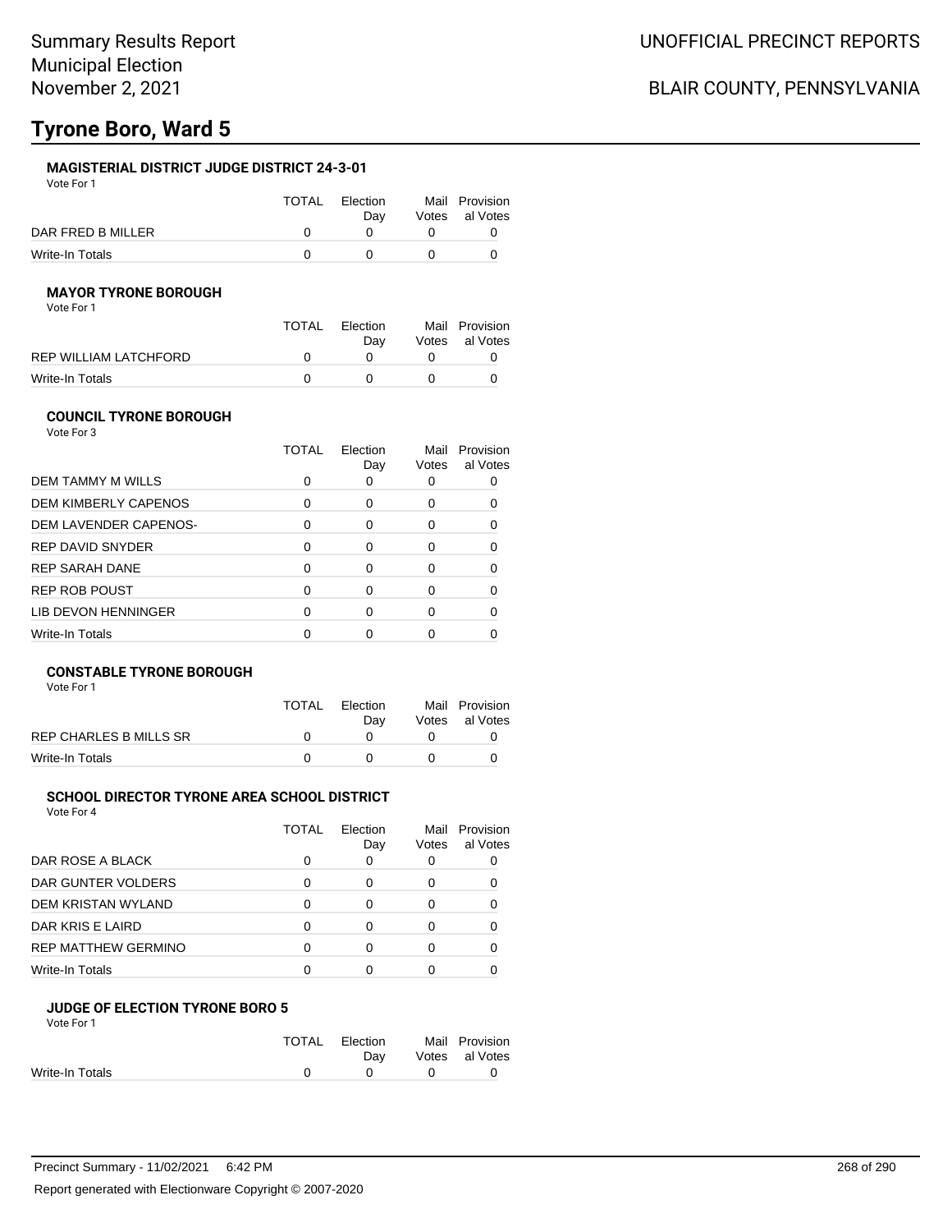Summary Results Report
Municipal Election
November 2, 2021

UNOFFICIAL PRECINCT REPORTS

BLAIR COUNTY, PENNSYLVANIA

# Tyrone Boro, Ward 5

### MAGISTERIAL DISTRICT JUDGE DISTRICT 24-3-01

Vote For 1

| | TOTAL | Election Day | Mail Votes | Provisional Votes |
|---|---|---|---|---|
| DAR FRED B MILLER | 0 | 0 | 0 | 0 |
| Write-In Totals | 0 | 0 | 0 | 0 |

### MAYOR TYRONE BOROUGH

Vote For 1

| | TOTAL | Election Day | Mail Votes | Provisional Votes |
|---|---|---|---|---|
| REP WILLIAM LATCHFORD | 0 | 0 | 0 | 0 |
| Write-In Totals | 0 | 0 | 0 | 0 |

### COUNCIL TYRONE BOROUGH

Vote For 3

| | TOTAL | Election Day | Mail Votes | Provisional Votes |
|---|---|---|---|---|
| DEM TAMMY M WILLS | 0 | 0 | 0 | 0 |
| DEM KIMBERLY CAPENOS | 0 | 0 | 0 | 0 |
| DEM LAVENDER CAPENOS- | 0 | 0 | 0 | 0 |
| REP DAVID SNYDER | 0 | 0 | 0 | 0 |
| REP SARAH DANE | 0 | 0 | 0 | 0 |
| REP ROB POUST | 0 | 0 | 0 | 0 |
| LIB DEVON HENNINGER | 0 | 0 | 0 | 0 |
| Write-In Totals | 0 | 0 | 0 | 0 |

### CONSTABLE TYRONE BOROUGH

Vote For 1

| | TOTAL | Election Day | Mail Votes | Provisional Votes |
|---|---|---|---|---|
| REP CHARLES B MILLS SR | 0 | 0 | 0 | 0 |
| Write-In Totals | 0 | 0 | 0 | 0 |

### SCHOOL DIRECTOR TYRONE AREA SCHOOL DISTRICT

Vote For 4

| | TOTAL | Election Day | Mail Votes | Provisional Votes |
|---|---|---|---|---|
| DAR ROSE A BLACK | 0 | 0 | 0 | 0 |
| DAR GUNTER VOLDERS | 0 | 0 | 0 | 0 |
| DEM KRISTAN WYLAND | 0 | 0 | 0 | 0 |
| DAR KRIS E LAIRD | 0 | 0 | 0 | 0 |
| REP MATTHEW GERMINO | 0 | 0 | 0 | 0 |
| Write-In Totals | 0 | 0 | 0 | 0 |

### JUDGE OF ELECTION TYRONE BORO 5

Vote For 1

| | TOTAL | Election Day | Mail Votes | Provisional Votes |
|---|---|---|---|---|
| Write-In Totals | 0 | 0 | 0 | 0 |

Precinct Summary - 11/02/2021 6:42 PM

Report generated with Electionware Copyright © 2007-2020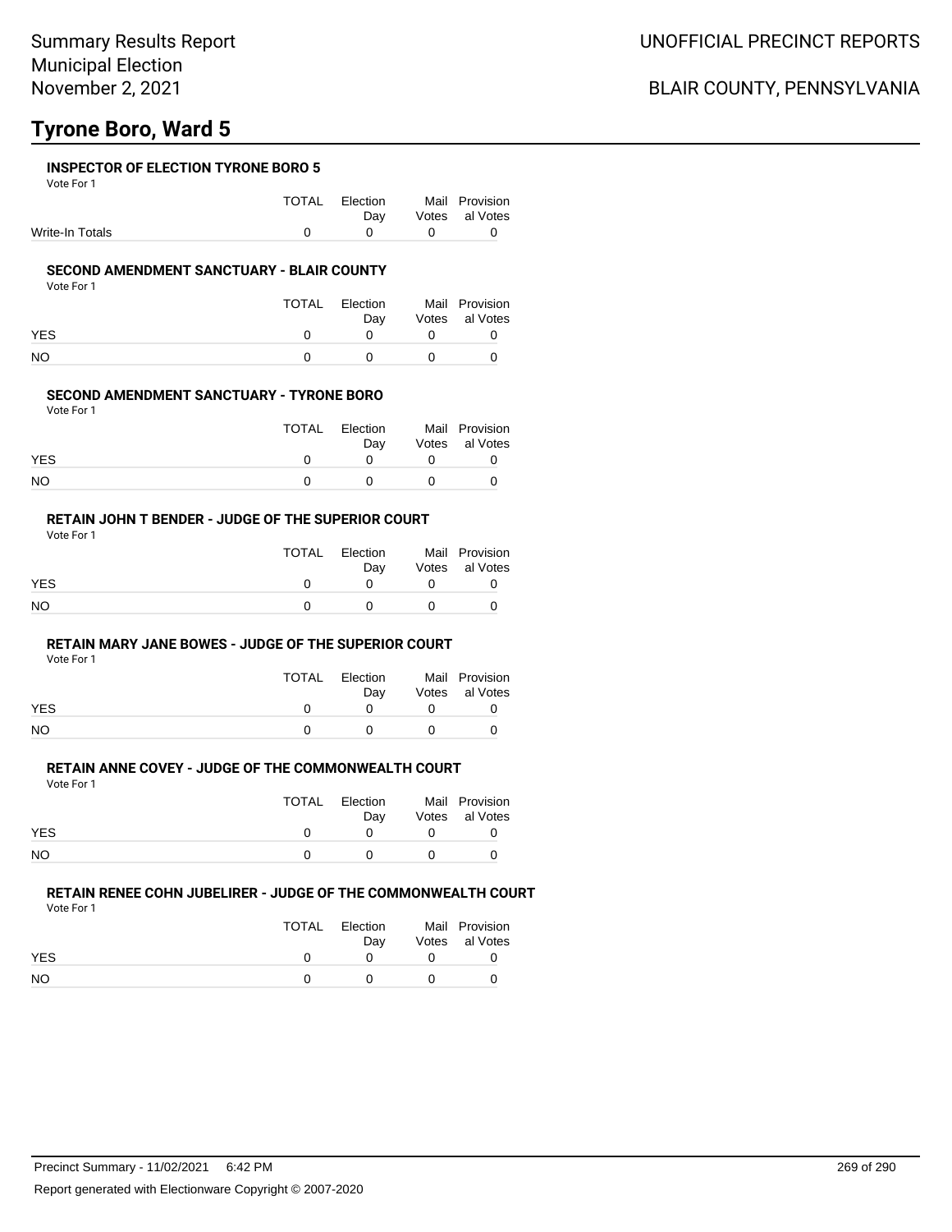Summary Results Report
Municipal Election
November 2, 2021

UNOFFICIAL PRECINCT REPORTS

BLAIR COUNTY, PENNSYLVANIA

# Tyrone Boro, Ward 5

### INSPECTOR OF ELECTION TYRONE BORO 5

Vote For 1

| | TOTAL | Election Day | Mail Votes | Provisional Votes |
|---|---|---|---|---|
| Write-In Totals | 0 | 0 | 0 | 0 |

### SECOND AMENDMENT SANCTUARY - BLAIR COUNTY

Vote For 1

| | TOTAL | Election Day | Mail Votes | Provisional Votes |
|---|---|---|---|---|
| YES | 0 | 0 | 0 | 0 |
| NO | 0 | 0 | 0 | 0 |

### SECOND AMENDMENT SANCTUARY - TYRONE BORO

Vote For 1

| | TOTAL | Election Day | Mail Votes | Provisional Votes |
|---|---|---|---|---|
| YES | 0 | 0 | 0 | 0 |
| NO | 0 | 0 | 0 | 0 |

### RETAIN JOHN T BENDER - JUDGE OF THE SUPERIOR COURT

Vote For 1

| | TOTAL | Election Day | Mail Votes | Provisional Votes |
|---|---|---|---|---|
| YES | 0 | 0 | 0 | 0 |
| NO | 0 | 0 | 0 | 0 |

### RETAIN MARY JANE BOWES - JUDGE OF THE SUPERIOR COURT

Vote For 1

| | TOTAL | Election Day | Mail Votes | Provisional Votes |
|---|---|---|---|---|
| YES | 0 | 0 | 0 | 0 |
| NO | 0 | 0 | 0 | 0 |

### RETAIN ANNE COVEY - JUDGE OF THE COMMONWEALTH COURT

Vote For 1

| | TOTAL | Election Day | Mail Votes | Provisional Votes |
|---|---|---|---|---|
| YES | 0 | 0 | 0 | 0 |
| NO | 0 | 0 | 0 | 0 |

### RETAIN RENEE COHN JUBELIRER - JUDGE OF THE COMMONWEALTH COURT

Vote For 1

| | TOTAL | Election Day | Mail Votes | Provisional Votes |
|---|---|---|---|---|
| YES | 0 | 0 | 0 | 0 |
| NO | 0 | 0 | 0 | 0 |

Precinct Summary - 11/02/2021 6:42 PM

Report generated with Electionware Copyright © 2007-2020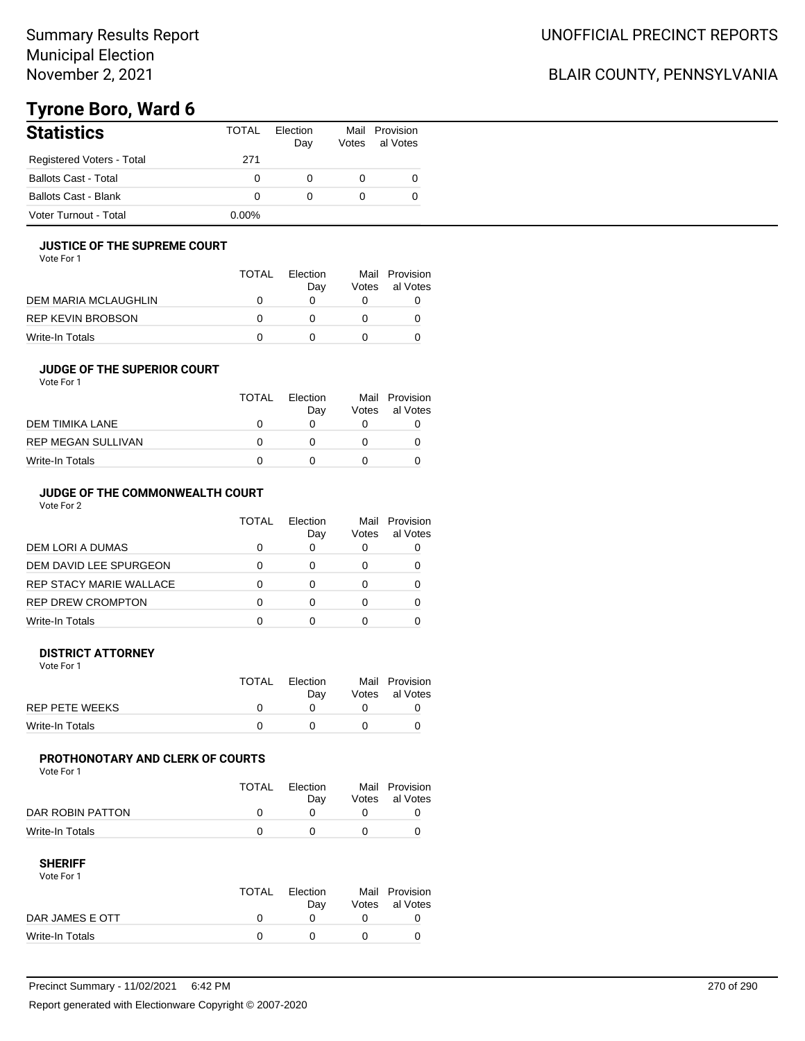Summary Results Report
Municipal Election
November 2, 2021

UNOFFICIAL PRECINCT REPORTS

BLAIR COUNTY, PENNSYLVANIA

# Tyrone Boro, Ward 6

## Statistics

| | TOTAL | Election Day | Mail Votes | Provisional Votes |
|---|---|---|---|---|
| Registered Voters - Total | 271 | | | |
| Ballots Cast - Total | 0 | 0 | 0 | 0 |
| Ballots Cast - Blank | 0 | 0 | 0 | 0 |
| Voter Turnout - Total | 0.00% | | | |

### JUSTICE OF THE SUPREME COURT

Vote For 1

| | TOTAL | Election Day | Mail Votes | Provisional Votes |
|---|---|---|---|---|
| DEM MARIA MCLAUGHLIN | 0 | 0 | 0 | 0 |
| REP KEVIN BROBSON | 0 | 0 | 0 | 0 |
| Write-In Totals | 0 | 0 | 0 | 0 |

### JUDGE OF THE SUPERIOR COURT

Vote For 1

| | TOTAL | Election Day | Mail Votes | Provisional Votes |
|---|---|---|---|---|
| DEM TIMIKA LANE | 0 | 0 | 0 | 0 |
| REP MEGAN SULLIVAN | 0 | 0 | 0 | 0 |
| Write-In Totals | 0 | 0 | 0 | 0 |

### JUDGE OF THE COMMONWEALTH COURT

Vote For 2

| | TOTAL | Election Day | Mail Votes | Provisional Votes |
|---|---|---|---|---|
| DEM LORI A DUMAS | 0 | 0 | 0 | 0 |
| DEM DAVID LEE SPURGEON | 0 | 0 | 0 | 0 |
| REP STACY MARIE WALLACE | 0 | 0 | 0 | 0 |
| REP DREW CROMPTON | 0 | 0 | 0 | 0 |
| Write-In Totals | 0 | 0 | 0 | 0 |

### DISTRICT ATTORNEY

Vote For 1

| | TOTAL | Election Day | Mail Votes | Provisional Votes |
|---|---|---|---|---|
| REP PETE WEEKS | 0 | 0 | 0 | 0 |
| Write-In Totals | 0 | 0 | 0 | 0 |

### PROTHONOTARY AND CLERK OF COURTS

Vote For 1

| | TOTAL | Election Day | Mail Votes | Provisional Votes |
|---|---|---|---|---|
| DAR ROBIN PATTON | 0 | 0 | 0 | 0 |
| Write-In Totals | 0 | 0 | 0 | 0 |

### SHERIFF

Vote For 1

| | TOTAL | Election Day | Mail Votes | Provisional Votes |
|---|---|---|---|---|
| DAR JAMES E OTT | 0 | 0 | 0 | 0 |
| Write-In Totals | 0 | 0 | 0 | 0 |

Precinct Summary - 11/02/2021 6:42 PM

Report generated with Electionware Copyright © 2007-2020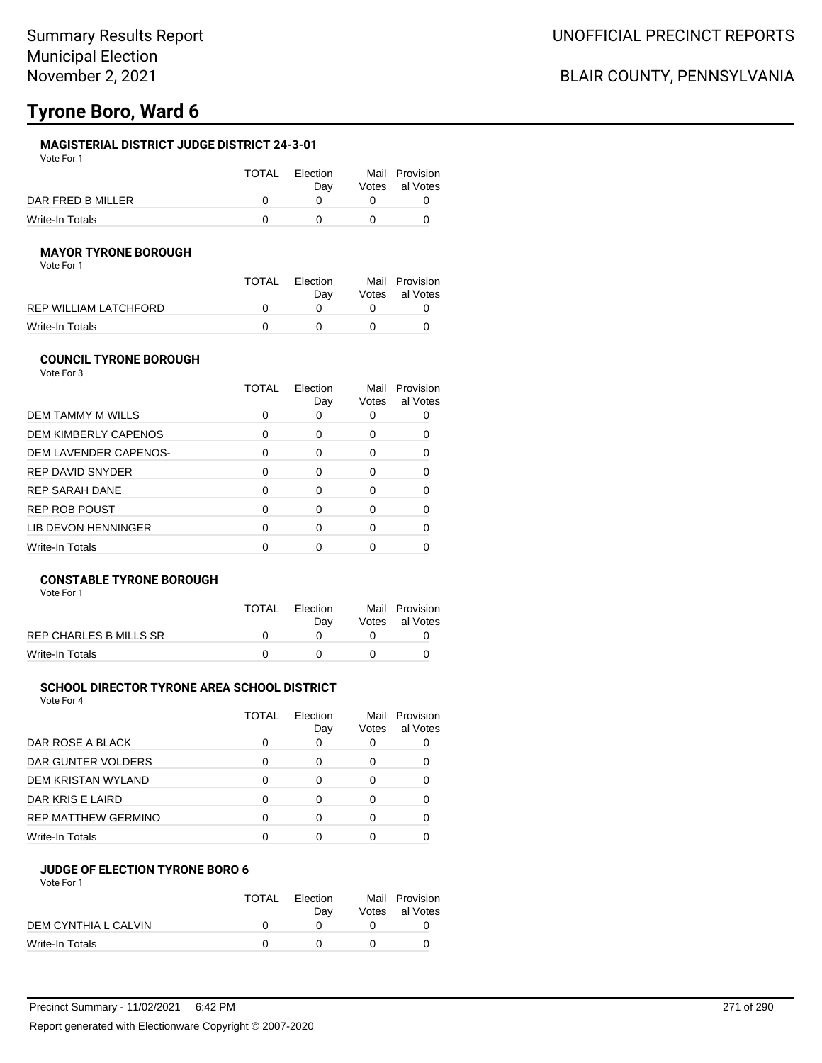# Tyrone Boro, Ward 6

### MAGISTERIAL DISTRICT JUDGE DISTRICT 24-3-01

Vote For 1

| | TOTAL | Election Day | Mail Votes | Provisional Votes |
|---|---|---|---|---|
| DAR FRED B MILLER | 0 | 0 | 0 | 0 |
| Write-In Totals | 0 | 0 | 0 | 0 |

### MAYOR TYRONE BOROUGH

Vote For 1

| | TOTAL | Election Day | Mail Votes | Provisional Votes |
|---|---|---|---|---|
| REP WILLIAM LATCHFORD | 0 | 0 | 0 | 0 |
| Write-In Totals | 0 | 0 | 0 | 0 |

### COUNCIL TYRONE BOROUGH

Vote For 3

| | TOTAL | Election Day | Mail Votes | Provisional Votes |
|---|---|---|---|---|
| DEM TAMMY M WILLS | 0 | 0 | 0 | 0 |
| DEM KIMBERLY CAPENOS | 0 | 0 | 0 | 0 |
| DEM LAVENDER CAPENOS- | 0 | 0 | 0 | 0 |
| REP DAVID SNYDER | 0 | 0 | 0 | 0 |
| REP SARAH DANE | 0 | 0 | 0 | 0 |
| REP ROB POUST | 0 | 0 | 0 | 0 |
| LIB DEVON HENNINGER | 0 | 0 | 0 | 0 |
| Write-In Totals | 0 | 0 | 0 | 0 |

### CONSTABLE TYRONE BOROUGH

Vote For 1

| | TOTAL | Election Day | Mail Votes | Provisional Votes |
|---|---|---|---|---|
| REP CHARLES B MILLS SR | 0 | 0 | 0 | 0 |
| Write-In Totals | 0 | 0 | 0 | 0 |

### SCHOOL DIRECTOR TYRONE AREA SCHOOL DISTRICT

Vote For 4

| | TOTAL | Election Day | Mail Votes | Provisional Votes |
|---|---|---|---|---|
| DAR ROSE A BLACK | 0 | 0 | 0 | 0 |
| DAR GUNTER VOLDERS | 0 | 0 | 0 | 0 |
| DEM KRISTAN WYLAND | 0 | 0 | 0 | 0 |
| DAR KRIS E LAIRD | 0 | 0 | 0 | 0 |
| REP MATTHEW GERMINO | 0 | 0 | 0 | 0 |
| Write-In Totals | 0 | 0 | 0 | 0 |

### JUDGE OF ELECTION TYRONE BORO 6

Vote For 1

| | TOTAL | Election Day | Mail Votes | Provisional Votes |
|---|---|---|---|---|
| DEM CYNTHIA L CALVIN | 0 | 0 | 0 | 0 |
| Write-In Totals | 0 | 0 | 0 | 0 |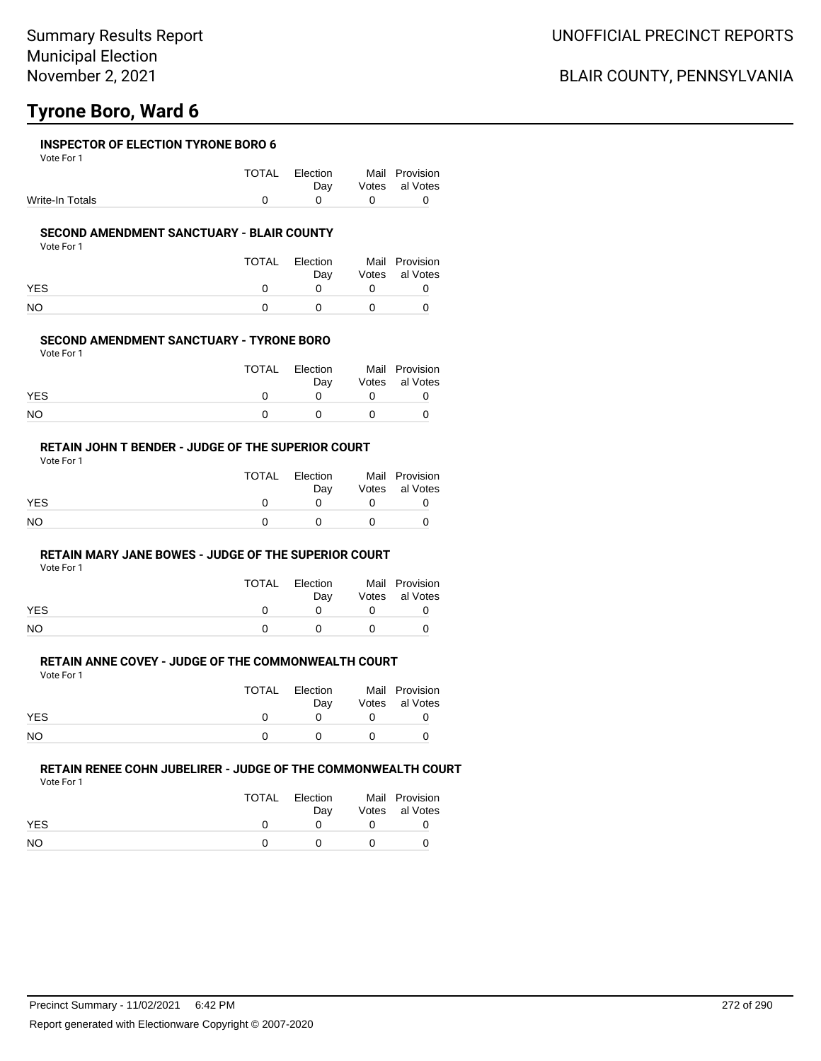Summary Results Report
Municipal Election
November 2, 2021

UNOFFICIAL PRECINCT REPORTS

BLAIR COUNTY, PENNSYLVANIA

# Tyrone Boro, Ward 6

### INSPECTOR OF ELECTION TYRONE BORO 6

Vote For 1

| | TOTAL | Election Day | Mail Votes | Provisional Votes |
|---|---|---|---|---|
| Write-In Totals | 0 | 0 | 0 | 0 |

### SECOND AMENDMENT SANCTUARY - BLAIR COUNTY

Vote For 1

| | TOTAL | Election Day | Mail Votes | Provisional Votes |
|---|---|---|---|---|
| YES | 0 | 0 | 0 | 0 |
| NO | 0 | 0 | 0 | 0 |

### SECOND AMENDMENT SANCTUARY - TYRONE BORO

Vote For 1

| | TOTAL | Election Day | Mail Votes | Provisional Votes |
|---|---|---|---|---|
| YES | 0 | 0 | 0 | 0 |
| NO | 0 | 0 | 0 | 0 |

### RETAIN JOHN T BENDER - JUDGE OF THE SUPERIOR COURT

Vote For 1

| | TOTAL | Election Day | Mail Votes | Provisional Votes |
|---|---|---|---|---|
| YES | 0 | 0 | 0 | 0 |
| NO | 0 | 0 | 0 | 0 |

### RETAIN MARY JANE BOWES - JUDGE OF THE SUPERIOR COURT

Vote For 1

| | TOTAL | Election Day | Mail Votes | Provisional Votes |
|---|---|---|---|---|
| YES | 0 | 0 | 0 | 0 |
| NO | 0 | 0 | 0 | 0 |

### RETAIN ANNE COVEY - JUDGE OF THE COMMONWEALTH COURT

Vote For 1

| | TOTAL | Election Day | Mail Votes | Provisional Votes |
|---|---|---|---|---|
| YES | 0 | 0 | 0 | 0 |
| NO | 0 | 0 | 0 | 0 |

### RETAIN RENEE COHN JUBELIRER - JUDGE OF THE COMMONWEALTH COURT

Vote For 1

| | TOTAL | Election Day | Mail Votes | Provisional Votes |
|---|---|---|---|---|
| YES | 0 | 0 | 0 | 0 |
| NO | 0 | 0 | 0 | 0 |

Precinct Summary - 11/02/2021 6:42 PM

Report generated with Electionware Copyright © 2007-2020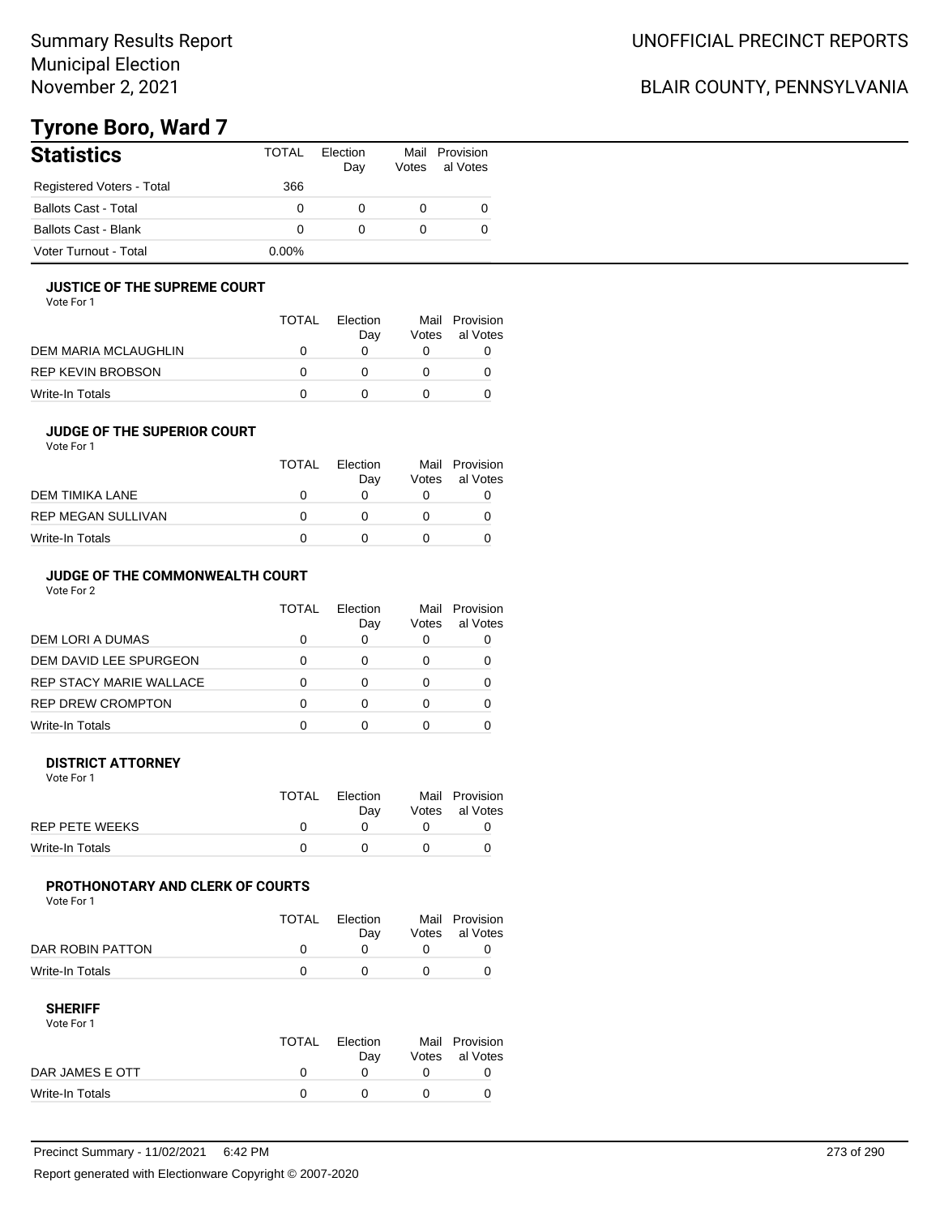# Summary Results Report
Municipal Election
November 2, 2021

UNOFFICIAL PRECINCT REPORTS

BLAIR COUNTY, PENNSYLVANIA

## Tyrone Boro, Ward 7

### Statistics

| | TOTAL | Election Day | Mail Votes | Provisional Votes |
|---|---|---|---|---|
| Registered Voters - Total | 366 | | | |
| Ballots Cast - Total | 0 | 0 | 0 | 0 |
| Ballots Cast - Blank | 0 | 0 | 0 | 0 |
| Voter Turnout - Total | 0.00% | | | |

#### JUSTICE OF THE SUPREME COURT
Vote For 1

| | TOTAL | Election Day | Mail Votes | Provisional Votes |
|---|---|---|---|---|
| DEM MARIA MCLAUGHLIN | 0 | 0 | 0 | 0 |
| REP KEVIN BROBSON | 0 | 0 | 0 | 0 |
| Write-In Totals | 0 | 0 | 0 | 0 |

#### JUDGE OF THE SUPERIOR COURT
Vote For 1

| | TOTAL | Election Day | Mail Votes | Provisional Votes |
|---|---|---|---|---|
| DEM TIMIKA LANE | 0 | 0 | 0 | 0 |
| REP MEGAN SULLIVAN | 0 | 0 | 0 | 0 |
| Write-In Totals | 0 | 0 | 0 | 0 |

#### JUDGE OF THE COMMONWEALTH COURT
Vote For 2

| | TOTAL | Election Day | Mail Votes | Provisional Votes |
|---|---|---|---|---|
| DEM LORI A DUMAS | 0 | 0 | 0 | 0 |
| DEM DAVID LEE SPURGEON | 0 | 0 | 0 | 0 |
| REP STACY MARIE WALLACE | 0 | 0 | 0 | 0 |
| REP DREW CROMPTON | 0 | 0 | 0 | 0 |
| Write-In Totals | 0 | 0 | 0 | 0 |

#### DISTRICT ATTORNEY
Vote For 1

| | TOTAL | Election Day | Mail Votes | Provisional Votes |
|---|---|---|---|---|
| REP PETE WEEKS | 0 | 0 | 0 | 0 |
| Write-In Totals | 0 | 0 | 0 | 0 |

#### PROTHONOTARY AND CLERK OF COURTS
Vote For 1

| | TOTAL | Election Day | Mail Votes | Provisional Votes |
|---|---|---|---|---|
| DAR ROBIN PATTON | 0 | 0 | 0 | 0 |
| Write-In Totals | 0 | 0 | 0 | 0 |

#### SHERIFF
Vote For 1

| | TOTAL | Election Day | Mail Votes | Provisional Votes |
|---|---|---|---|---|
| DAR JAMES E OTT | 0 | 0 | 0 | 0 |
| Write-In Totals | 0 | 0 | 0 | 0 |

Precinct Summary - 11/02/2021 6:42 PM

Report generated with Electionware Copyright © 2007-2020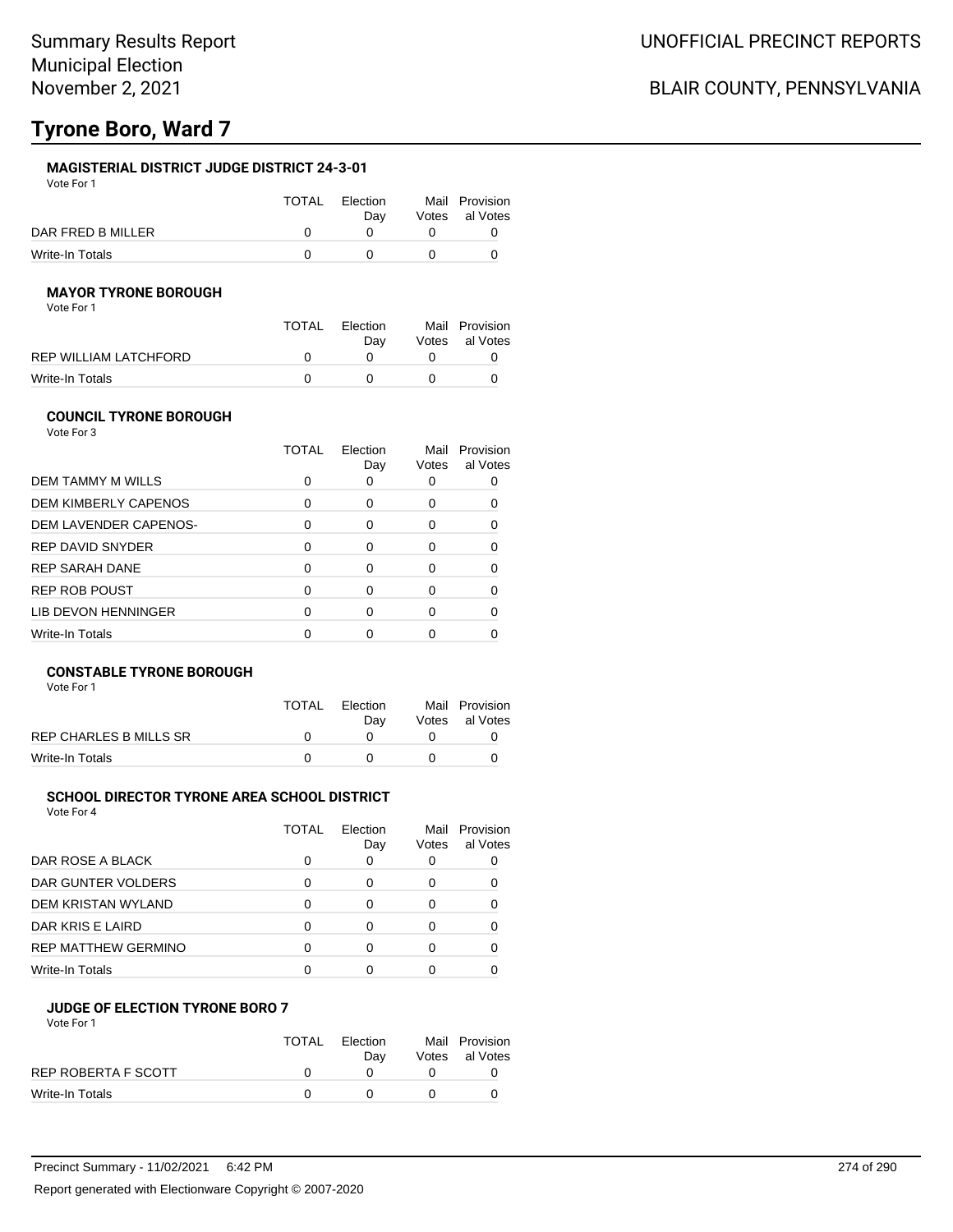Summary Results Report
Municipal Election
November 2, 2021

UNOFFICIAL PRECINCT REPORTS

BLAIR COUNTY, PENNSYLVANIA

# Tyrone Boro, Ward 7

### MAGISTERIAL DISTRICT JUDGE DISTRICT 24-3-01

Vote For 1

| | TOTAL | Election Day | Mail Votes | Provisional Votes |
|---|---|---|---|---|
| DAR FRED B MILLER | 0 | 0 | 0 | 0 |
| Write-In Totals | 0 | 0 | 0 | 0 |

### MAYOR TYRONE BOROUGH

Vote For 1

| | TOTAL | Election Day | Mail Votes | Provisional Votes |
|---|---|---|---|---|
| REP WILLIAM LATCHFORD | 0 | 0 | 0 | 0 |
| Write-In Totals | 0 | 0 | 0 | 0 |

### COUNCIL TYRONE BOROUGH

Vote For 3

| | TOTAL | Election Day | Mail Votes | Provisional Votes |
|---|---|---|---|---|
| DEM TAMMY M WILLS | 0 | 0 | 0 | 0 |
| DEM KIMBERLY CAPENOS | 0 | 0 | 0 | 0 |
| DEM LAVENDER CAPENOS- | 0 | 0 | 0 | 0 |
| REP DAVID SNYDER | 0 | 0 | 0 | 0 |
| REP SARAH DANE | 0 | 0 | 0 | 0 |
| REP ROB POUST | 0 | 0 | 0 | 0 |
| LIB DEVON HENNINGER | 0 | 0 | 0 | 0 |
| Write-In Totals | 0 | 0 | 0 | 0 |

### CONSTABLE TYRONE BOROUGH

Vote For 1

| | TOTAL | Election Day | Mail Votes | Provisional Votes |
|---|---|---|---|---|
| REP CHARLES B MILLS SR | 0 | 0 | 0 | 0 |
| Write-In Totals | 0 | 0 | 0 | 0 |

### SCHOOL DIRECTOR TYRONE AREA SCHOOL DISTRICT

Vote For 4

| | TOTAL | Election Day | Mail Votes | Provisional Votes |
|---|---|---|---|---|
| DAR ROSE A BLACK | 0 | 0 | 0 | 0 |
| DAR GUNTER VOLDERS | 0 | 0 | 0 | 0 |
| DEM KRISTAN WYLAND | 0 | 0 | 0 | 0 |
| DAR KRIS E LAIRD | 0 | 0 | 0 | 0 |
| REP MATTHEW GERMINO | 0 | 0 | 0 | 0 |
| Write-In Totals | 0 | 0 | 0 | 0 |

### JUDGE OF ELECTION TYRONE BORO 7

Vote For 1

| | TOTAL | Election Day | Mail Votes | Provisional Votes |
|---|---|---|---|---|
| REP ROBERTA F SCOTT | 0 | 0 | 0 | 0 |
| Write-In Totals | 0 | 0 | 0 | 0 |

Precinct Summary - 11/02/2021 6:42 PM

Report generated with Electionware Copyright © 2007-2020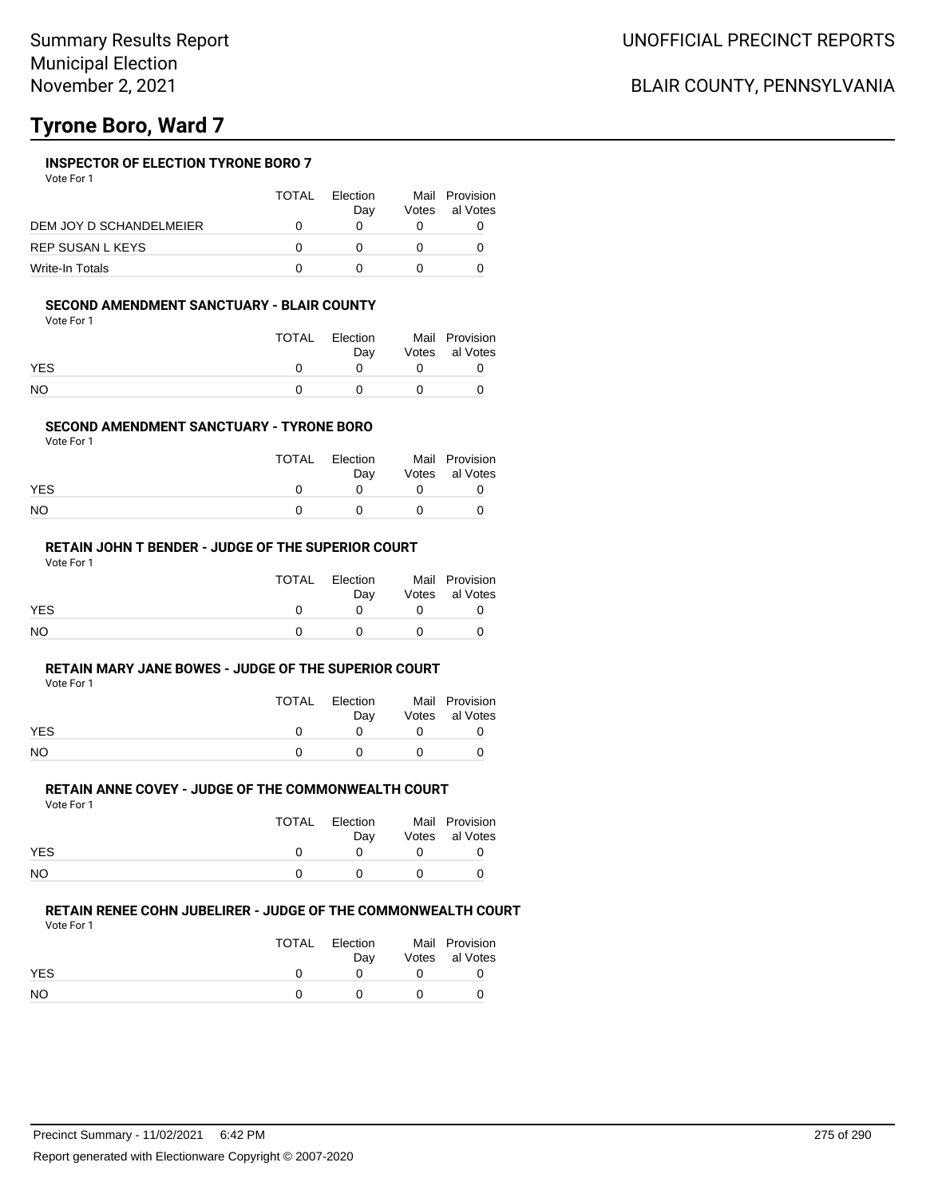# Tyrone Boro, Ward 7

### INSPECTOR OF ELECTION TYRONE BORO 7

Vote For 1

| | TOTAL | Election Day | Mail Votes | Provisional Votes |
|---|---|---|---|---|
| DEM JOY D SCHANDELMEIER | 0 | 0 | 0 | 0 |
| REP SUSAN L KEYS | 0 | 0 | 0 | 0 |
| Write-In Totals | 0 | 0 | 0 | 0 |

### SECOND AMENDMENT SANCTUARY - BLAIR COUNTY

Vote For 1

| | TOTAL | Election Day | Mail Votes | Provisional Votes |
|---|---|---|---|---|
| YES | 0 | 0 | 0 | 0 |
| NO | 0 | 0 | 0 | 0 |

### SECOND AMENDMENT SANCTUARY - TYRONE BORO

Vote For 1

| | TOTAL | Election Day | Mail Votes | Provisional Votes |
|---|---|---|---|---|
| YES | 0 | 0 | 0 | 0 |
| NO | 0 | 0 | 0 | 0 |

### RETAIN JOHN T BENDER - JUDGE OF THE SUPERIOR COURT

Vote For 1

| | TOTAL | Election Day | Mail Votes | Provisional Votes |
|---|---|---|---|---|
| YES | 0 | 0 | 0 | 0 |
| NO | 0 | 0 | 0 | 0 |

### RETAIN MARY JANE BOWES - JUDGE OF THE SUPERIOR COURT

Vote For 1

| | TOTAL | Election Day | Mail Votes | Provisional Votes |
|---|---|---|---|---|
| YES | 0 | 0 | 0 | 0 |
| NO | 0 | 0 | 0 | 0 |

### RETAIN ANNE COVEY - JUDGE OF THE COMMONWEALTH COURT

Vote For 1

| | TOTAL | Election Day | Mail Votes | Provisional Votes |
|---|---|---|---|---|
| YES | 0 | 0 | 0 | 0 |
| NO | 0 | 0 | 0 | 0 |

### RETAIN RENEE COHN JUBELIRER - JUDGE OF THE COMMONWEALTH COURT

Vote For 1

| | TOTAL | Election Day | Mail Votes | Provisional Votes |
|---|---|---|---|---|
| YES | 0 | 0 | 0 | 0 |
| NO | 0 | 0 | 0 | 0 |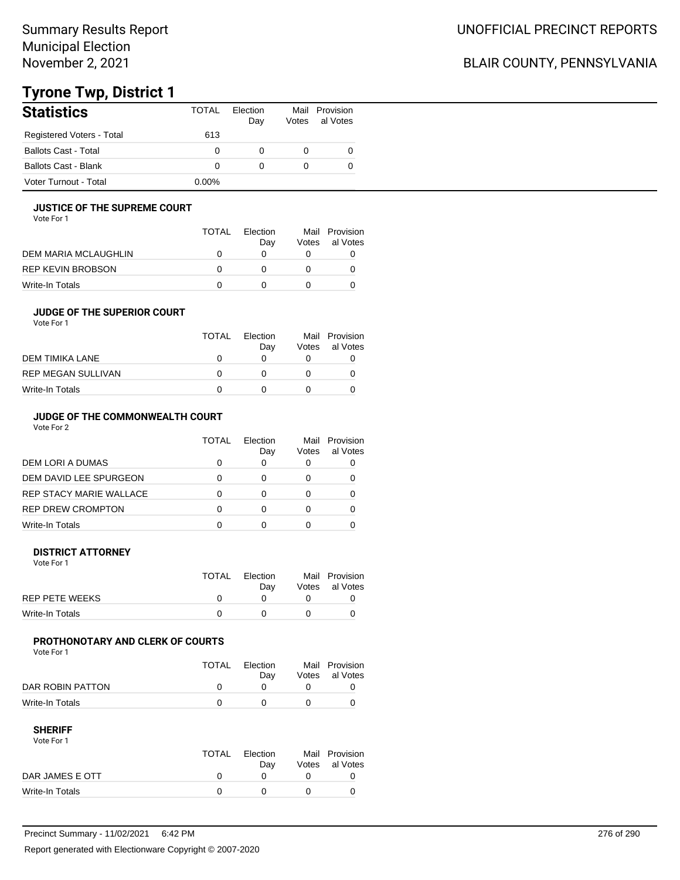Summary Results Report
Municipal Election
November 2, 2021

UNOFFICIAL PRECINCT REPORTS

BLAIR COUNTY, PENNSYLVANIA

# Tyrone Twp, District 1

## Statistics

| Statistics | TOTAL | Election Day | Mail Votes | Provisional Votes |
|---|---|---|---|---|
| Registered Voters - Total | 613 | | | |
| Ballots Cast - Total | 0 | 0 | 0 | 0 |
| Ballots Cast - Blank | 0 | 0 | 0 | 0 |
| Voter Turnout - Total | 0.00% | | | |

### JUSTICE OF THE SUPREME COURT

Vote For 1

| | TOTAL | Election Day | Mail Votes | Provisional Votes |
|---|---|---|---|---|
| DEM MARIA MCLAUGHLIN | 0 | 0 | 0 | 0 |
| REP KEVIN BROBSON | 0 | 0 | 0 | 0 |
| Write-In Totals | 0 | 0 | 0 | 0 |

### JUDGE OF THE SUPERIOR COURT

Vote For 1

| | TOTAL | Election Day | Mail Votes | Provisional Votes |
|---|---|---|---|---|
| DEM TIMIKA LANE | 0 | 0 | 0 | 0 |
| REP MEGAN SULLIVAN | 0 | 0 | 0 | 0 |
| Write-In Totals | 0 | 0 | 0 | 0 |

### JUDGE OF THE COMMONWEALTH COURT

Vote For 2

| | TOTAL | Election Day | Mail Votes | Provisional Votes |
|---|---|---|---|---|
| DEM LORI A DUMAS | 0 | 0 | 0 | 0 |
| DEM DAVID LEE SPURGEON | 0 | 0 | 0 | 0 |
| REP STACY MARIE WALLACE | 0 | 0 | 0 | 0 |
| REP DREW CROMPTON | 0 | 0 | 0 | 0 |
| Write-In Totals | 0 | 0 | 0 | 0 |

### DISTRICT ATTORNEY

Vote For 1

| | TOTAL | Election Day | Mail Votes | Provisional Votes |
|---|---|---|---|---|
| REP PETE WEEKS | 0 | 0 | 0 | 0 |
| Write-In Totals | 0 | 0 | 0 | 0 |

### PROTHONOTARY AND CLERK OF COURTS

Vote For 1

| | TOTAL | Election Day | Mail Votes | Provisional Votes |
|---|---|---|---|---|
| DAR ROBIN PATTON | 0 | 0 | 0 | 0 |
| Write-In Totals | 0 | 0 | 0 | 0 |

### SHERIFF

Vote For 1

| | TOTAL | Election Day | Mail Votes | Provisional Votes |
|---|---|---|---|---|
| DAR JAMES E OTT | 0 | 0 | 0 | 0 |
| Write-In Totals | 0 | 0 | 0 | 0 |

Precinct Summary - 11/02/2021 6:42 PM

Report generated with Electionware Copyright © 2007-2020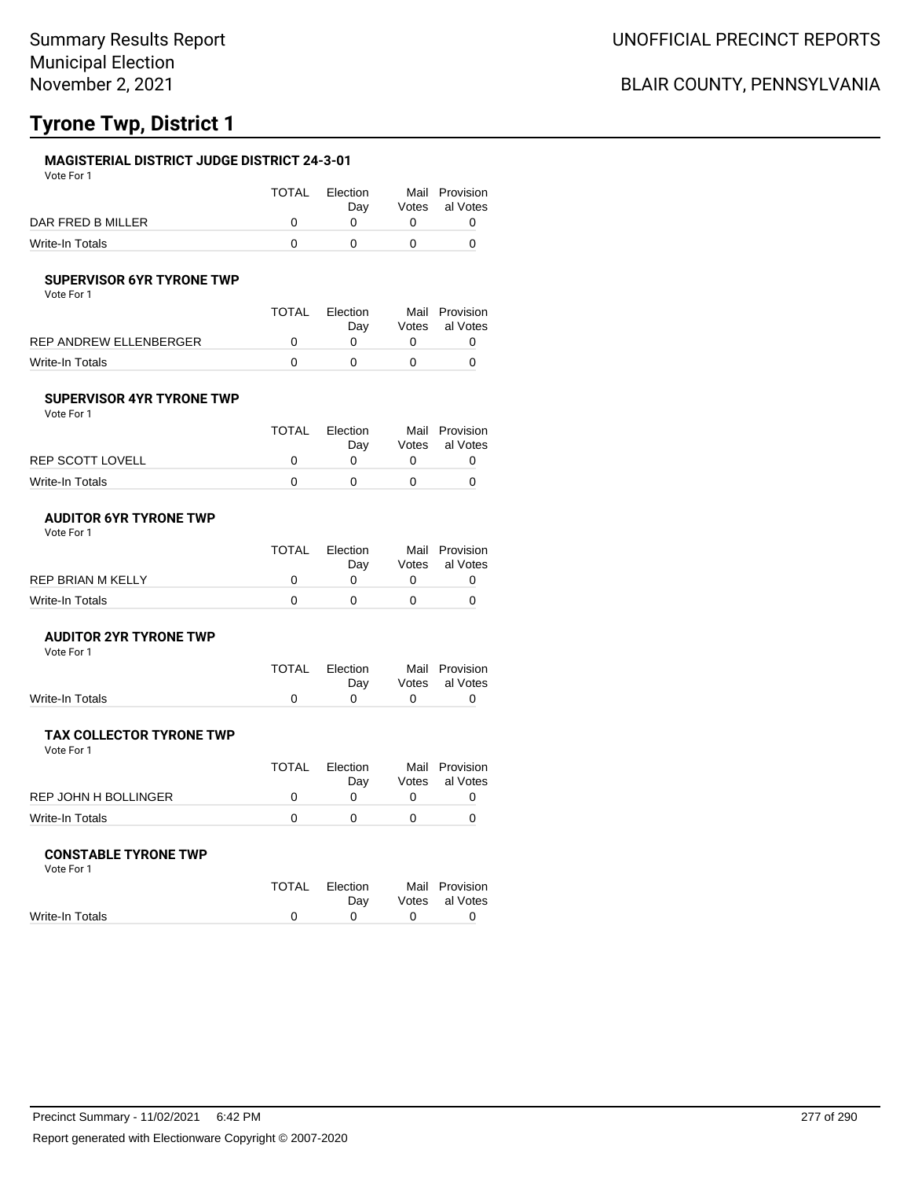Summary Results Report
Municipal Election
November 2, 2021

UNOFFICIAL PRECINCT REPORTS

BLAIR COUNTY, PENNSYLVANIA

# Tyrone Twp, District 1

### MAGISTERIAL DISTRICT JUDGE DISTRICT 24-3-01

Vote For 1

| | TOTAL | Election Day | Mail Votes | Provisional Votes |
|---|---|---|---|---|
| DAR FRED B MILLER | 0 | 0 | 0 | 0 |
| Write-In Totals | 0 | 0 | 0 | 0 |

### SUPERVISOR 6YR TYRONE TWP

Vote For 1

| | TOTAL | Election Day | Mail Votes | Provisional Votes |
|---|---|---|---|---|
| REP ANDREW ELLENBERGER | 0 | 0 | 0 | 0 |
| Write-In Totals | 0 | 0 | 0 | 0 |

### SUPERVISOR 4YR TYRONE TWP

Vote For 1

| | TOTAL | Election Day | Mail Votes | Provisional Votes |
|---|---|---|---|---|
| REP SCOTT LOVELL | 0 | 0 | 0 | 0 |
| Write-In Totals | 0 | 0 | 0 | 0 |

### AUDITOR 6YR TYRONE TWP

Vote For 1

| | TOTAL | Election Day | Mail Votes | Provisional Votes |
|---|---|---|---|---|
| REP BRIAN M KELLY | 0 | 0 | 0 | 0 |
| Write-In Totals | 0 | 0 | 0 | 0 |

### AUDITOR 2YR TYRONE TWP

Vote For 1

| | TOTAL | Election Day | Mail Votes | Provisional Votes |
|---|---|---|---|---|
| Write-In Totals | 0 | 0 | 0 | 0 |

### TAX COLLECTOR TYRONE TWP

Vote For 1

| | TOTAL | Election Day | Mail Votes | Provisional Votes |
|---|---|---|---|---|
| REP JOHN H BOLLINGER | 0 | 0 | 0 | 0 |
| Write-In Totals | 0 | 0 | 0 | 0 |

### CONSTABLE TYRONE TWP

Vote For 1

| | TOTAL | Election Day | Mail Votes | Provisional Votes |
|---|---|---|---|---|
| Write-In Totals | 0 | 0 | 0 | 0 |

Precinct Summary - 11/02/2021 6:42 PM

Report generated with Electionware Copyright © 2007-2020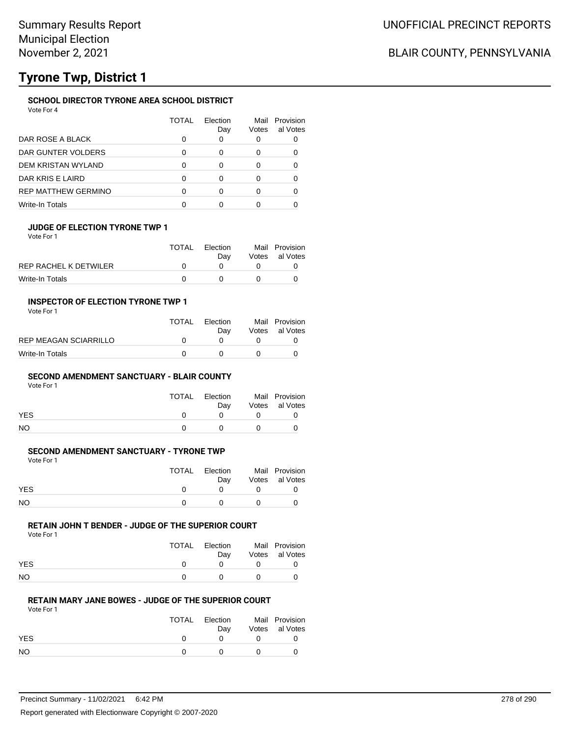Summary Results Report
Municipal Election
November 2, 2021

UNOFFICIAL PRECINCT REPORTS

BLAIR COUNTY, PENNSYLVANIA

# Tyrone Twp, District 1

### SCHOOL DIRECTOR TYRONE AREA SCHOOL DISTRICT

Vote For 4

| | TOTAL | Election Day | Mail Votes | Provisional Votes |
|---|---|---|---|---|
| DAR ROSE A BLACK | 0 | 0 | 0 | 0 |
| DAR GUNTER VOLDERS | 0 | 0 | 0 | 0 |
| DEM KRISTAN WYLAND | 0 | 0 | 0 | 0 |
| DAR KRIS E LAIRD | 0 | 0 | 0 | 0 |
| REP MATTHEW GERMINO | 0 | 0 | 0 | 0 |
| Write-In Totals | 0 | 0 | 0 | 0 |

### JUDGE OF ELECTION TYRONE TWP 1

Vote For 1

| | TOTAL | Election Day | Mail Votes | Provisional Votes |
|---|---|---|---|---|
| REP RACHEL K DETWILER | 0 | 0 | 0 | 0 |
| Write-In Totals | 0 | 0 | 0 | 0 |

### INSPECTOR OF ELECTION TYRONE TWP 1

Vote For 1

| | TOTAL | Election Day | Mail Votes | Provisional Votes |
|---|---|---|---|---|
| REP MEAGAN SCIARRILLO | 0 | 0 | 0 | 0 |
| Write-In Totals | 0 | 0 | 0 | 0 |

### SECOND AMENDMENT SANCTUARY - BLAIR COUNTY

Vote For 1

| | TOTAL | Election Day | Mail Votes | Provisional Votes |
|---|---|---|---|---|
| YES | 0 | 0 | 0 | 0 |
| NO | 0 | 0 | 0 | 0 |

### SECOND AMENDMENT SANCTUARY - TYRONE TWP

Vote For 1

| | TOTAL | Election Day | Mail Votes | Provisional Votes |
|---|---|---|---|---|
| YES | 0 | 0 | 0 | 0 |
| NO | 0 | 0 | 0 | 0 |

### RETAIN JOHN T BENDER - JUDGE OF THE SUPERIOR COURT

Vote For 1

| | TOTAL | Election Day | Mail Votes | Provisional Votes |
|---|---|---|---|---|
| YES | 0 | 0 | 0 | 0 |
| NO | 0 | 0 | 0 | 0 |

### RETAIN MARY JANE BOWES - JUDGE OF THE SUPERIOR COURT

Vote For 1

| | TOTAL | Election Day | Mail Votes | Provisional Votes |
|---|---|---|---|---|
| YES | 0 | 0 | 0 | 0 |
| NO | 0 | 0 | 0 | 0 |

Precinct Summary - 11/02/2021 6:42 PM

Report generated with Electionware Copyright © 2007-2020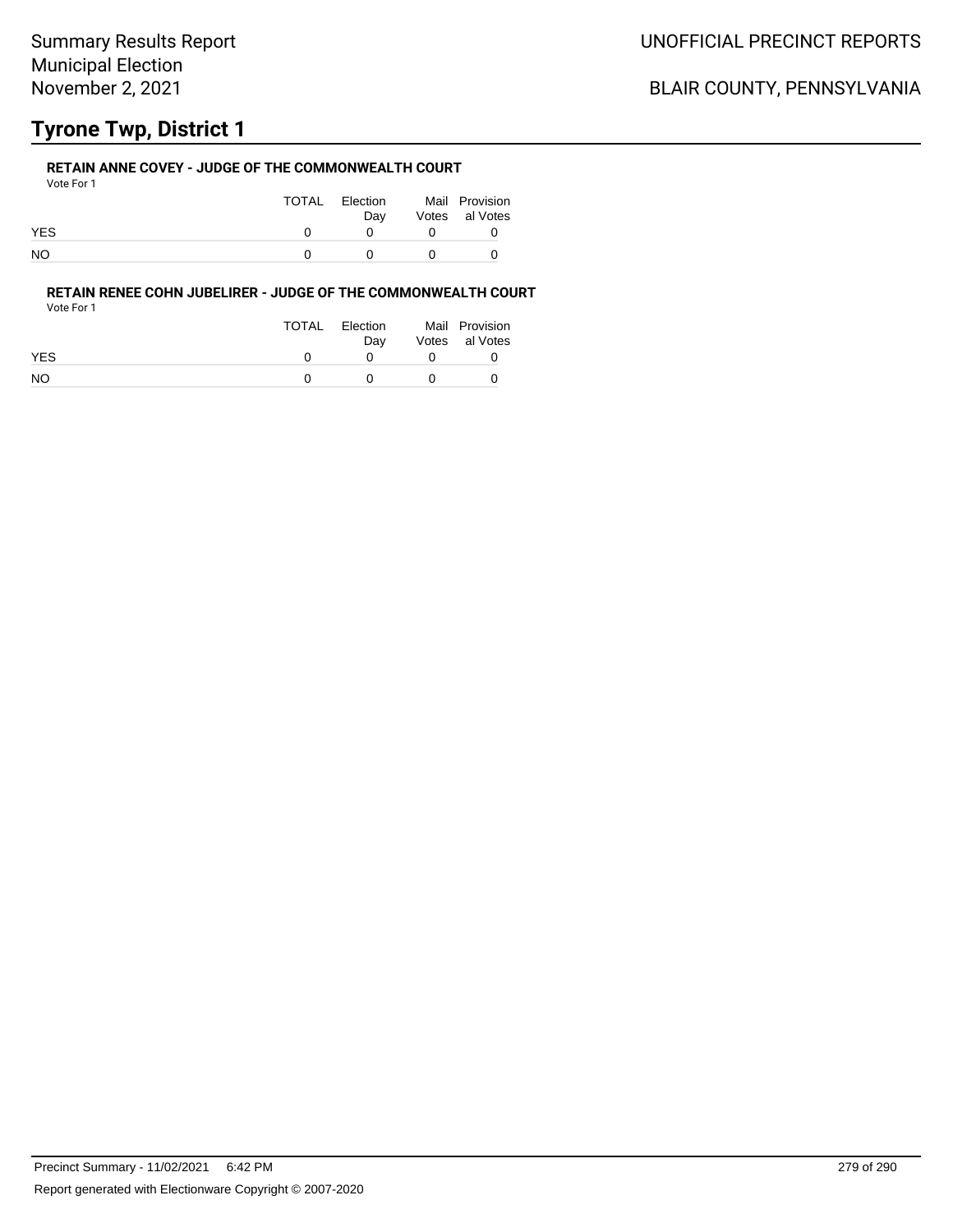Summary Results Report
Municipal Election
November 2, 2021

UNOFFICIAL PRECINCT REPORTS

BLAIR COUNTY, PENNSYLVANIA

# Tyrone Twp, District 1

### RETAIN ANNE COVEY - JUDGE OF THE COMMONWEALTH COURT

Vote For 1

| | TOTAL | Election Day | Mail Votes | Provisional Votes |
|---|---|---|---|---|
| YES | 0 | 0 | 0 | 0 |
| NO | 0 | 0 | 0 | 0 |

### RETAIN RENEE COHN JUBELIRER - JUDGE OF THE COMMONWEALTH COURT

Vote For 1

| | TOTAL | Election Day | Mail Votes | Provisional Votes |
|---|---|---|---|---|
| YES | 0 | 0 | 0 | 0 |
| NO | 0 | 0 | 0 | 0 |

Precinct Summary - 11/02/2021 6:42 PM

Report generated with Electionware Copyright © 2007-2020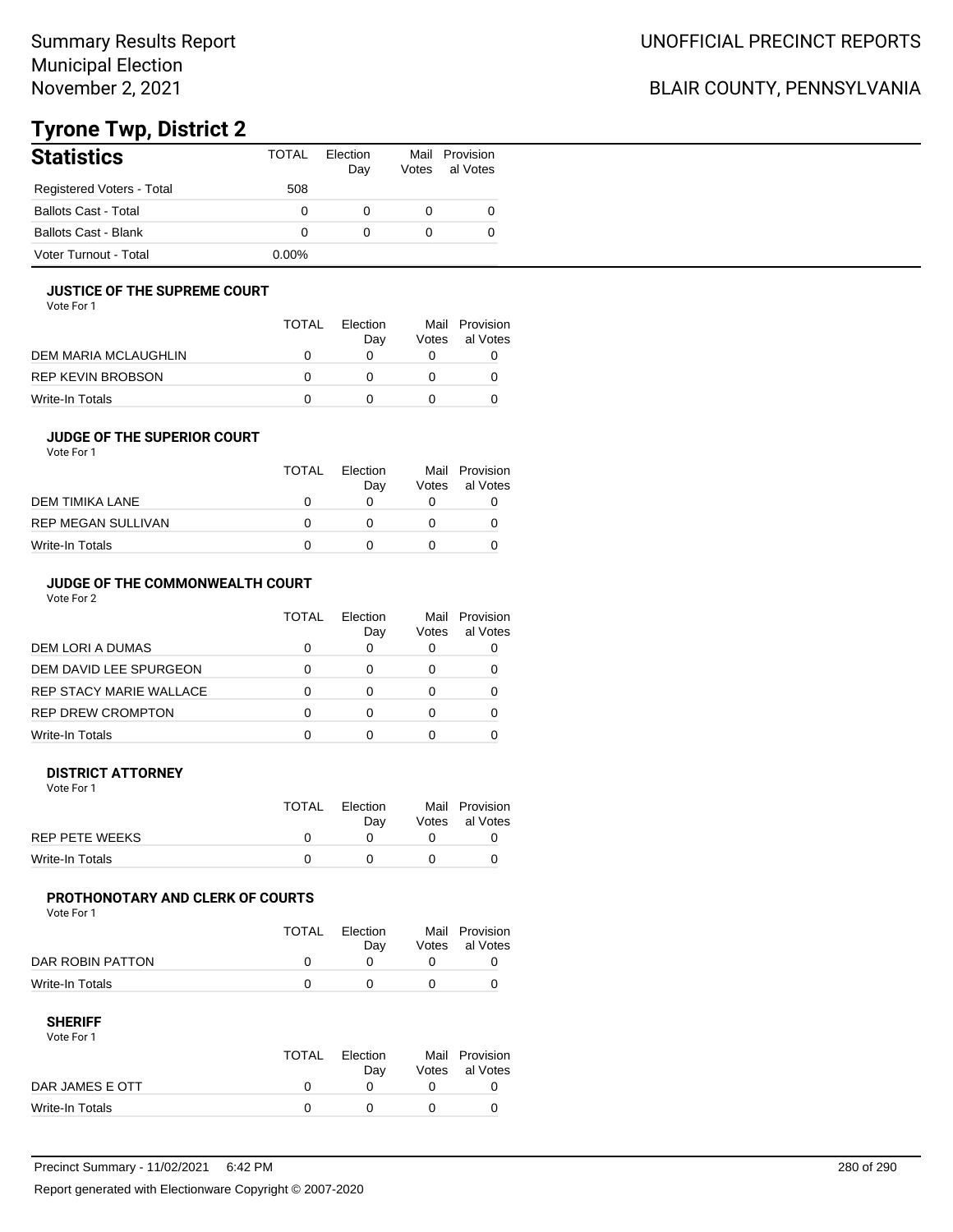Summary Results Report
Municipal Election
November 2, 2021

UNOFFICIAL PRECINCT REPORTS

BLAIR COUNTY, PENNSYLVANIA

# Tyrone Twp, District 2

## Statistics

| | TOTAL | Election Day | Mail Votes | Provisional Votes |
|---|---|---|---|---|
| Registered Voters - Total | 508 | | | |
| Ballots Cast - Total | 0 | 0 | 0 | 0 |
| Ballots Cast - Blank | 0 | 0 | 0 | 0 |
| Voter Turnout - Total | 0.00% | | | |

### JUSTICE OF THE SUPREME COURT

Vote For 1

| | TOTAL | Election Day | Mail Votes | Provisional Votes |
|---|---|---|---|---|
| DEM MARIA MCLAUGHLIN | 0 | 0 | 0 | 0 |
| REP KEVIN BROBSON | 0 | 0 | 0 | 0 |
| Write-In Totals | 0 | 0 | 0 | 0 |

### JUDGE OF THE SUPERIOR COURT

Vote For 1

| | TOTAL | Election Day | Mail Votes | Provisional Votes |
|---|---|---|---|---|
| DEM TIMIKA LANE | 0 | 0 | 0 | 0 |
| REP MEGAN SULLIVAN | 0 | 0 | 0 | 0 |
| Write-In Totals | 0 | 0 | 0 | 0 |

### JUDGE OF THE COMMONWEALTH COURT

Vote For 2

| | TOTAL | Election Day | Mail Votes | Provisional Votes |
|---|---|---|---|---|
| DEM LORI A DUMAS | 0 | 0 | 0 | 0 |
| DEM DAVID LEE SPURGEON | 0 | 0 | 0 | 0 |
| REP STACY MARIE WALLACE | 0 | 0 | 0 | 0 |
| REP DREW CROMPTON | 0 | 0 | 0 | 0 |
| Write-In Totals | 0 | 0 | 0 | 0 |

### DISTRICT ATTORNEY

Vote For 1

| | TOTAL | Election Day | Mail Votes | Provisional Votes |
|---|---|---|---|---|
| REP PETE WEEKS | 0 | 0 | 0 | 0 |
| Write-In Totals | 0 | 0 | 0 | 0 |

### PROTHONOTARY AND CLERK OF COURTS

Vote For 1

| | TOTAL | Election Day | Mail Votes | Provisional Votes |
|---|---|---|---|---|
| DAR ROBIN PATTON | 0 | 0 | 0 | 0 |
| Write-In Totals | 0 | 0 | 0 | 0 |

### SHERIFF

Vote For 1

| | TOTAL | Election Day | Mail Votes | Provisional Votes |
|---|---|---|---|---|
| DAR JAMES E OTT | 0 | 0 | 0 | 0 |
| Write-In Totals | 0 | 0 | 0 | 0 |

Precinct Summary - 11/02/2021 6:42 PM

Report generated with Electionware Copyright © 2007-2020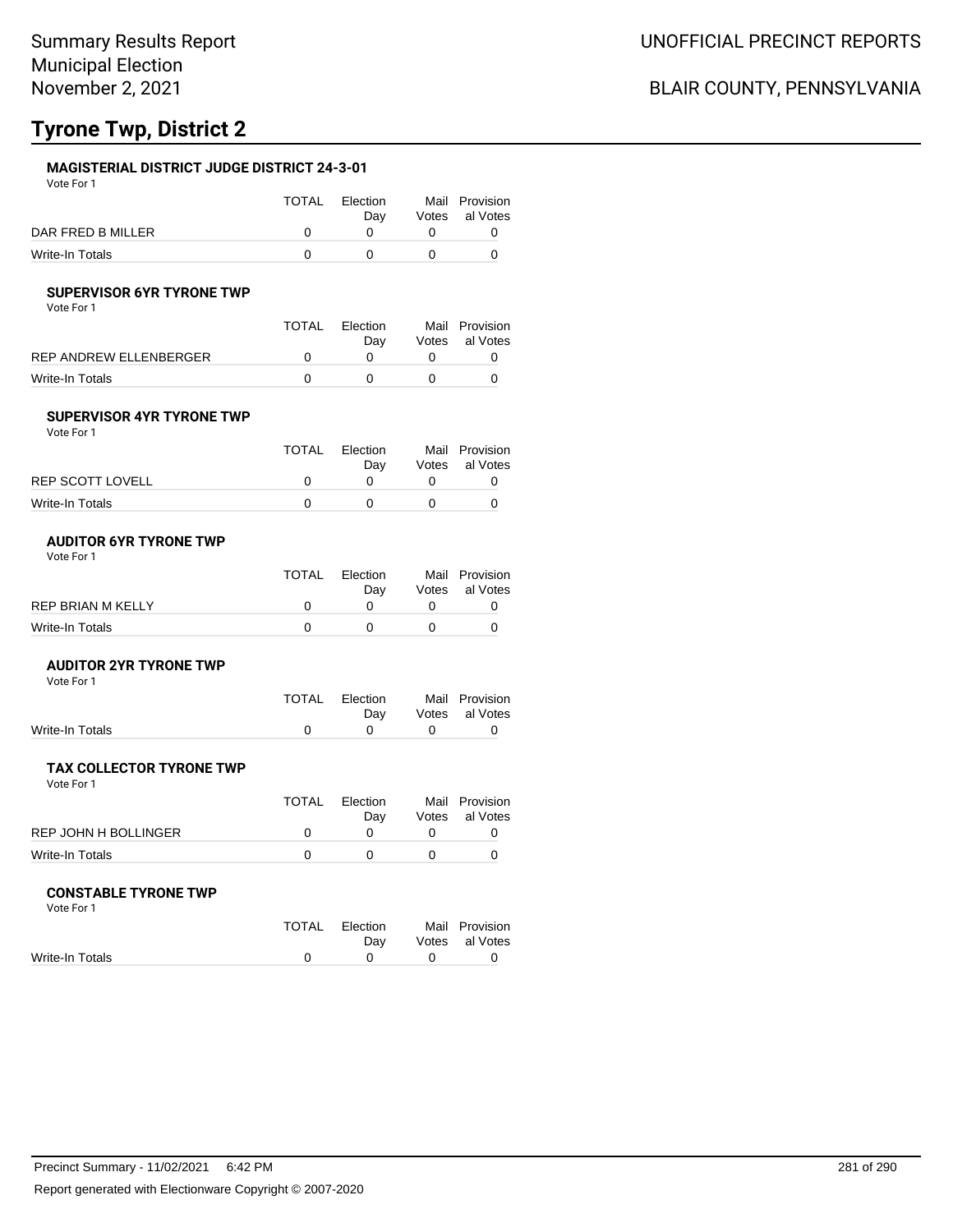# Tyrone Twp, District 2

### MAGISTERIAL DISTRICT JUDGE DISTRICT 24-3-01

Vote For 1

| | TOTAL | Election Day | Mail Votes | Provisional Votes |
|---|---|---|---|---|
| DAR FRED B MILLER | 0 | 0 | 0 | 0 |
| Write-In Totals | 0 | 0 | 0 | 0 |

### SUPERVISOR 6YR TYRONE TWP

Vote For 1

| | TOTAL | Election Day | Mail Votes | Provisional Votes |
|---|---|---|---|---|
| REP ANDREW ELLENBERGER | 0 | 0 | 0 | 0 |
| Write-In Totals | 0 | 0 | 0 | 0 |

### SUPERVISOR 4YR TYRONE TWP

Vote For 1

| | TOTAL | Election Day | Mail Votes | Provisional Votes |
|---|---|---|---|---|
| REP SCOTT LOVELL | 0 | 0 | 0 | 0 |
| Write-In Totals | 0 | 0 | 0 | 0 |

### AUDITOR 6YR TYRONE TWP

Vote For 1

| | TOTAL | Election Day | Mail Votes | Provisional Votes |
|---|---|---|---|---|
| REP BRIAN M KELLY | 0 | 0 | 0 | 0 |
| Write-In Totals | 0 | 0 | 0 | 0 |

### AUDITOR 2YR TYRONE TWP

Vote For 1

| | TOTAL | Election Day | Mail Votes | Provisional Votes |
|---|---|---|---|---|
| Write-In Totals | 0 | 0 | 0 | 0 |

### TAX COLLECTOR TYRONE TWP

Vote For 1

| | TOTAL | Election Day | Mail Votes | Provisional Votes |
|---|---|---|---|---|
| REP JOHN H BOLLINGER | 0 | 0 | 0 | 0 |
| Write-In Totals | 0 | 0 | 0 | 0 |

### CONSTABLE TYRONE TWP

Vote For 1

| | TOTAL | Election Day | Mail Votes | Provisional Votes |
|---|---|---|---|---|
| Write-In Totals | 0 | 0 | 0 | 0 |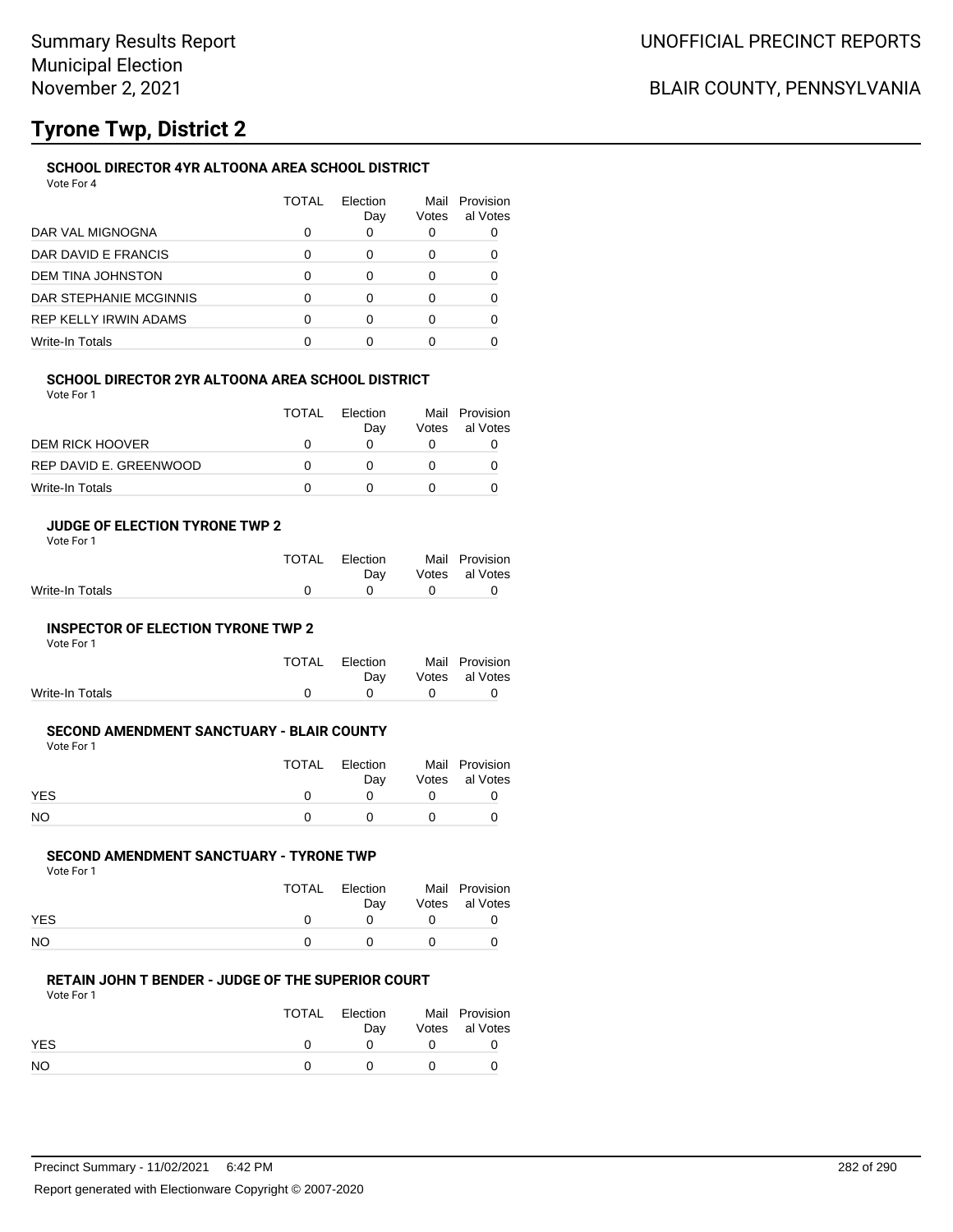# Tyrone Twp, District 2

### SCHOOL DIRECTOR 4YR ALTOONA AREA SCHOOL DISTRICT

Vote For 4

| | TOTAL | Election Day | Mail Votes | Provisional Votes |
|---|---|---|---|---|
| DAR VAL MIGNOGNA | 0 | 0 | 0 | 0 |
| DAR DAVID E FRANCIS | 0 | 0 | 0 | 0 |
| DEM TINA JOHNSTON | 0 | 0 | 0 | 0 |
| DAR STEPHANIE MCGINNIS | 0 | 0 | 0 | 0 |
| REP KELLY IRWIN ADAMS | 0 | 0 | 0 | 0 |
| Write-In Totals | 0 | 0 | 0 | 0 |

### SCHOOL DIRECTOR 2YR ALTOONA AREA SCHOOL DISTRICT

Vote For 1

| | TOTAL | Election Day | Mail Votes | Provisional Votes |
|---|---|---|---|---|
| DEM RICK HOOVER | 0 | 0 | 0 | 0 |
| REP DAVID E. GREENWOOD | 0 | 0 | 0 | 0 |
| Write-In Totals | 0 | 0 | 0 | 0 |

### JUDGE OF ELECTION TYRONE TWP 2

Vote For 1

| | TOTAL | Election Day | Mail Votes | Provisional Votes |
|---|---|---|---|---|
| Write-In Totals | 0 | 0 | 0 | 0 |

### INSPECTOR OF ELECTION TYRONE TWP 2

Vote For 1

| | TOTAL | Election Day | Mail Votes | Provisional Votes |
|---|---|---|---|---|
| Write-In Totals | 0 | 0 | 0 | 0 |

### SECOND AMENDMENT SANCTUARY - BLAIR COUNTY

Vote For 1

| | TOTAL | Election Day | Mail Votes | Provisional Votes |
|---|---|---|---|---|
| YES | 0 | 0 | 0 | 0 |
| NO | 0 | 0 | 0 | 0 |

### SECOND AMENDMENT SANCTUARY - TYRONE TWP

Vote For 1

| | TOTAL | Election Day | Mail Votes | Provisional Votes |
|---|---|---|---|---|
| YES | 0 | 0 | 0 | 0 |
| NO | 0 | 0 | 0 | 0 |

### RETAIN JOHN T BENDER - JUDGE OF THE SUPERIOR COURT

Vote For 1

| | TOTAL | Election Day | Mail Votes | Provisional Votes |
|---|---|---|---|---|
| YES | 0 | 0 | 0 | 0 |
| NO | 0 | 0 | 0 | 0 |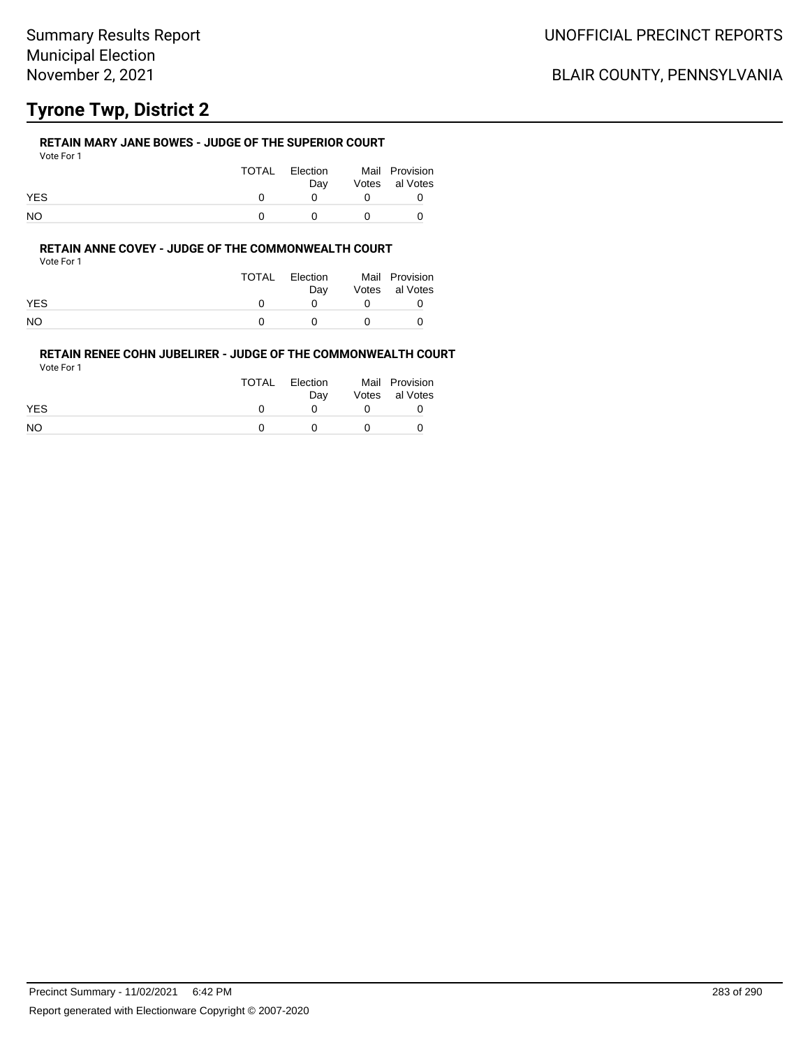# Tyrone Twp, District 2

### RETAIN MARY JANE BOWES - JUDGE OF THE SUPERIOR COURT

Vote For 1

| | TOTAL | Election Day | Mail Votes | Provisional Votes |
|---|---|---|---|---|
| YES | 0 | 0 | 0 | 0 |
| NO | 0 | 0 | 0 | 0 |

### RETAIN ANNE COVEY - JUDGE OF THE COMMONWEALTH COURT

Vote For 1

| | TOTAL | Election Day | Mail Votes | Provisional Votes |
|---|---|---|---|---|
| YES | 0 | 0 | 0 | 0 |
| NO | 0 | 0 | 0 | 0 |

### RETAIN RENEE COHN JUBELIRER - JUDGE OF THE COMMONWEALTH COURT

Vote For 1

| | TOTAL | Election Day | Mail Votes | Provisional Votes |
|---|---|---|---|---|
| YES | 0 | 0 | 0 | 0 |
| NO | 0 | 0 | 0 | 0 |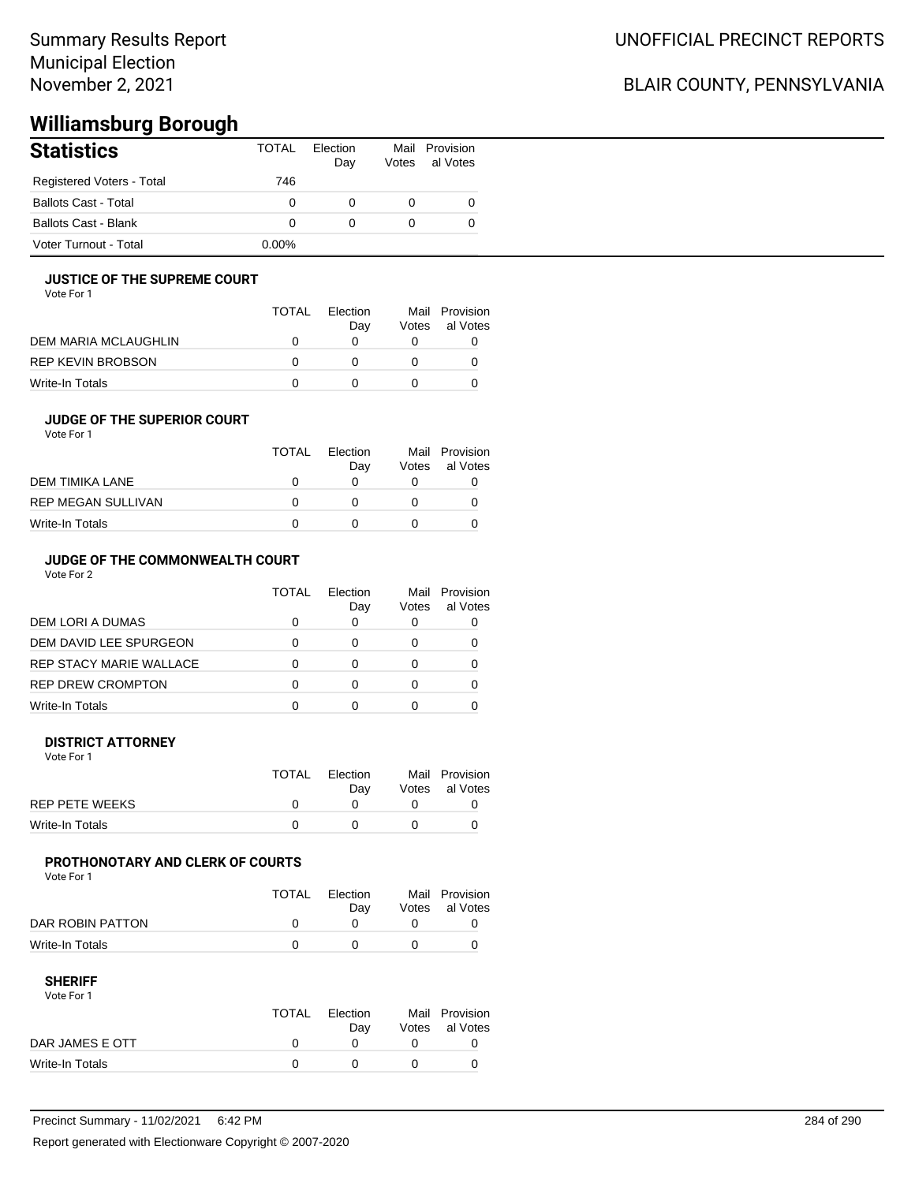Summary Results Report
Municipal Election
November 2, 2021

UNOFFICIAL PRECINCT REPORTS

BLAIR COUNTY, PENNSYLVANIA

# Williamsburg Borough

## Statistics

| | TOTAL | Election Day | Mail Votes | Provisional Votes |
|---|---|---|---|---|
| Registered Voters - Total | 746 | | | |
| Ballots Cast - Total | 0 | 0 | 0 | 0 |
| Ballots Cast - Blank | 0 | 0 | 0 | 0 |
| Voter Turnout - Total | 0.00% | | | |

### JUSTICE OF THE SUPREME COURT

Vote For 1

| | TOTAL | Election Day | Mail Votes | Provisional Votes |
|---|---|---|---|---|
| DEM MARIA MCLAUGHLIN | 0 | 0 | 0 | 0 |
| REP KEVIN BROBSON | 0 | 0 | 0 | 0 |
| Write-In Totals | 0 | 0 | 0 | 0 |

### JUDGE OF THE SUPERIOR COURT

Vote For 1

| | TOTAL | Election Day | Mail Votes | Provisional Votes |
|---|---|---|---|---|
| DEM TIMIKA LANE | 0 | 0 | 0 | 0 |
| REP MEGAN SULLIVAN | 0 | 0 | 0 | 0 |
| Write-In Totals | 0 | 0 | 0 | 0 |

### JUDGE OF THE COMMONWEALTH COURT

Vote For 2

| | TOTAL | Election Day | Mail Votes | Provisional Votes |
|---|---|---|---|---|
| DEM LORI A DUMAS | 0 | 0 | 0 | 0 |
| DEM DAVID LEE SPURGEON | 0 | 0 | 0 | 0 |
| REP STACY MARIE WALLACE | 0 | 0 | 0 | 0 |
| REP DREW CROMPTON | 0 | 0 | 0 | 0 |
| Write-In Totals | 0 | 0 | 0 | 0 |

### DISTRICT ATTORNEY

Vote For 1

| | TOTAL | Election Day | Mail Votes | Provisional Votes |
|---|---|---|---|---|
| REP PETE WEEKS | 0 | 0 | 0 | 0 |
| Write-In Totals | 0 | 0 | 0 | 0 |

### PROTHONOTARY AND CLERK OF COURTS

Vote For 1

| | TOTAL | Election Day | Mail Votes | Provisional Votes |
|---|---|---|---|---|
| DAR ROBIN PATTON | 0 | 0 | 0 | 0 |
| Write-In Totals | 0 | 0 | 0 | 0 |

### SHERIFF

Vote For 1

| | TOTAL | Election Day | Mail Votes | Provisional Votes |
|---|---|---|---|---|
| DAR JAMES E OTT | 0 | 0 | 0 | 0 |
| Write-In Totals | 0 | 0 | 0 | 0 |

Precinct Summary - 11/02/2021 6:42 PM

Report generated with Electionware Copyright © 2007-2020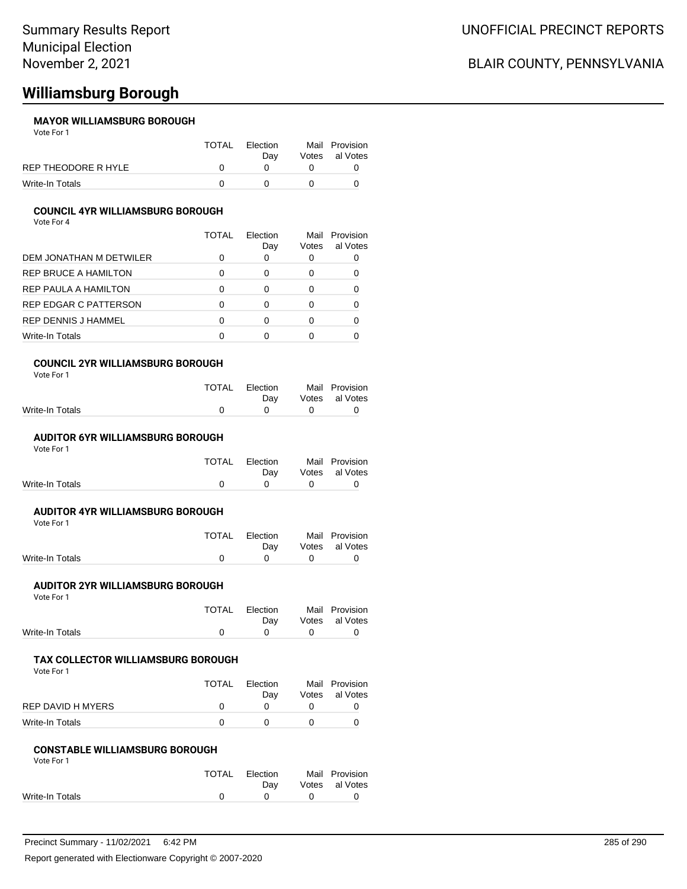Summary Results Report
Municipal Election
November 2, 2021

UNOFFICIAL PRECINCT REPORTS

BLAIR COUNTY, PENNSYLVANIA

# Williamsburg Borough

### MAYOR WILLIAMSBURG BOROUGH

Vote For 1

| | TOTAL | Election Day | Mail Votes | Provisional Votes |
|---|---|---|---|---|
| REP THEODORE R HYLE | 0 | 0 | 0 | 0 |
| Write-In Totals | 0 | 0 | 0 | 0 |

### COUNCIL 4YR WILLIAMSBURG BOROUGH

Vote For 4

| | TOTAL | Election Day | Mail Votes | Provisional Votes |
|---|---|---|---|---|
| DEM JONATHAN M DETWILER | 0 | 0 | 0 | 0 |
| REP BRUCE A HAMILTON | 0 | 0 | 0 | 0 |
| REP PAULA A HAMILTON | 0 | 0 | 0 | 0 |
| REP EDGAR C PATTERSON | 0 | 0 | 0 | 0 |
| REP DENNIS J HAMMEL | 0 | 0 | 0 | 0 |
| Write-In Totals | 0 | 0 | 0 | 0 |

### COUNCIL 2YR WILLIAMSBURG BOROUGH

Vote For 1

| | TOTAL | Election Day | Mail Votes | Provisional Votes |
|---|---|---|---|---|
| Write-In Totals | 0 | 0 | 0 | 0 |

### AUDITOR 6YR WILLIAMSBURG BOROUGH

Vote For 1

| | TOTAL | Election Day | Mail Votes | Provisional Votes |
|---|---|---|---|---|
| Write-In Totals | 0 | 0 | 0 | 0 |

### AUDITOR 4YR WILLIAMSBURG BOROUGH

Vote For 1

| | TOTAL | Election Day | Mail Votes | Provisional Votes |
|---|---|---|---|---|
| Write-In Totals | 0 | 0 | 0 | 0 |

### AUDITOR 2YR WILLIAMSBURG BOROUGH

Vote For 1

| | TOTAL | Election Day | Mail Votes | Provisional Votes |
|---|---|---|---|---|
| Write-In Totals | 0 | 0 | 0 | 0 |

### TAX COLLECTOR WILLIAMSBURG BOROUGH

Vote For 1

| | TOTAL | Election Day | Mail Votes | Provisional Votes |
|---|---|---|---|---|
| REP DAVID H MYERS | 0 | 0 | 0 | 0 |
| Write-In Totals | 0 | 0 | 0 | 0 |

### CONSTABLE WILLIAMSBURG BOROUGH

Vote For 1

| | TOTAL | Election Day | Mail Votes | Provisional Votes |
|---|---|---|---|---|
| Write-In Totals | 0 | 0 | 0 | 0 |

Precinct Summary - 11/02/2021 6:42 PM

Report generated with Electionware Copyright © 2007-2020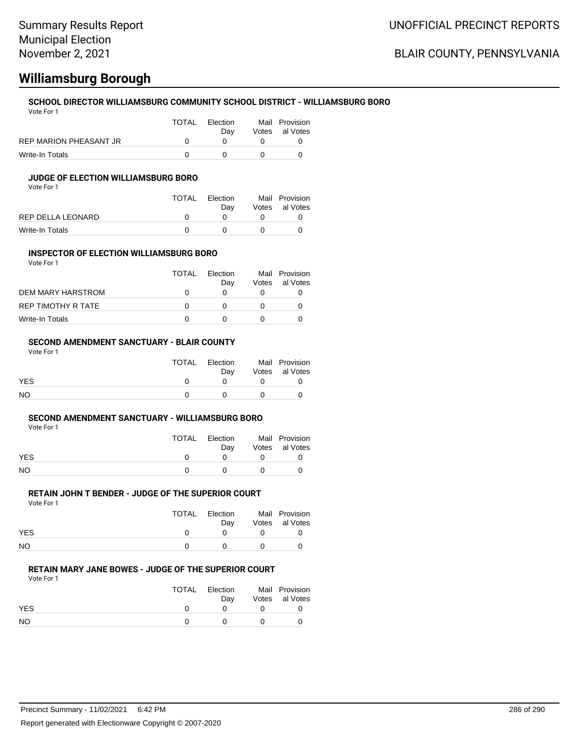Summary Results Report
Municipal Election
November 2, 2021

UNOFFICIAL PRECINCT REPORTS

BLAIR COUNTY, PENNSYLVANIA

# Williamsburg Borough

### SCHOOL DIRECTOR WILLIAMSBURG COMMUNITY SCHOOL DISTRICT - WILLIAMSBURG BORO

Vote For 1

| | TOTAL | Election Day | Mail Votes | Provisional Votes |
|---|---|---|---|---|
| REP MARION PHEASANT JR | 0 | 0 | 0 | 0 |
| Write-In Totals | 0 | 0 | 0 | 0 |

### JUDGE OF ELECTION WILLIAMSBURG BORO

Vote For 1

| | TOTAL | Election Day | Mail Votes | Provisional Votes |
|---|---|---|---|---|
| REP DELLA LEONARD | 0 | 0 | 0 | 0 |
| Write-In Totals | 0 | 0 | 0 | 0 |

### INSPECTOR OF ELECTION WILLIAMSBURG BORO

Vote For 1

| | TOTAL | Election Day | Mail Votes | Provisional Votes |
|---|---|---|---|---|
| DEM MARY HARSTROM | 0 | 0 | 0 | 0 |
| REP TIMOTHY R TATE | 0 | 0 | 0 | 0 |
| Write-In Totals | 0 | 0 | 0 | 0 |

### SECOND AMENDMENT SANCTUARY - BLAIR COUNTY

Vote For 1

| | TOTAL | Election Day | Mail Votes | Provisional Votes |
|---|---|---|---|---|
| YES | 0 | 0 | 0 | 0 |
| NO | 0 | 0 | 0 | 0 |

### SECOND AMENDMENT SANCTUARY - WILLIAMSBURG BORO

Vote For 1

| | TOTAL | Election Day | Mail Votes | Provisional Votes |
|---|---|---|---|---|
| YES | 0 | 0 | 0 | 0 |
| NO | 0 | 0 | 0 | 0 |

### RETAIN JOHN T BENDER - JUDGE OF THE SUPERIOR COURT

Vote For 1

| | TOTAL | Election Day | Mail Votes | Provisional Votes |
|---|---|---|---|---|
| YES | 0 | 0 | 0 | 0 |
| NO | 0 | 0 | 0 | 0 |

### RETAIN MARY JANE BOWES - JUDGE OF THE SUPERIOR COURT

Vote For 1

| | TOTAL | Election Day | Mail Votes | Provisional Votes |
|---|---|---|---|---|
| YES | 0 | 0 | 0 | 0 |
| NO | 0 | 0 | 0 | 0 |

Precinct Summary - 11/02/2021 6:42 PM

Report generated with Electionware Copyright © 2007-2020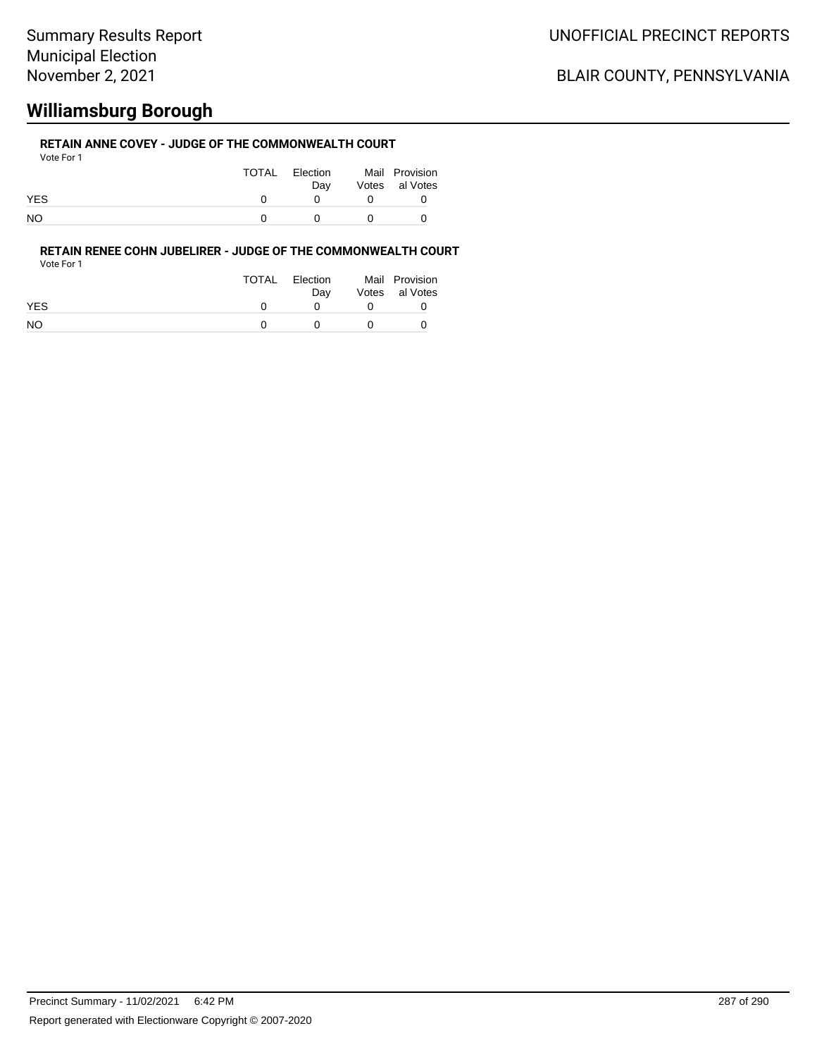# Williamsburg Borough

### RETAIN ANNE COVEY - JUDGE OF THE COMMONWEALTH COURT

Vote For 1

| | TOTAL | Election Day | Mail Votes | Provisional Votes |
|---|---|---|---|---|
| YES | 0 | 0 | 0 | 0 |
| NO | 0 | 0 | 0 | 0 |

### RETAIN RENEE COHN JUBELIRER - JUDGE OF THE COMMONWEALTH COURT

Vote For 1

| | TOTAL | Election Day | Mail Votes | Provisional Votes |
|---|---|---|---|---|
| YES | 0 | 0 | 0 | 0 |
| NO | 0 | 0 | 0 | 0 |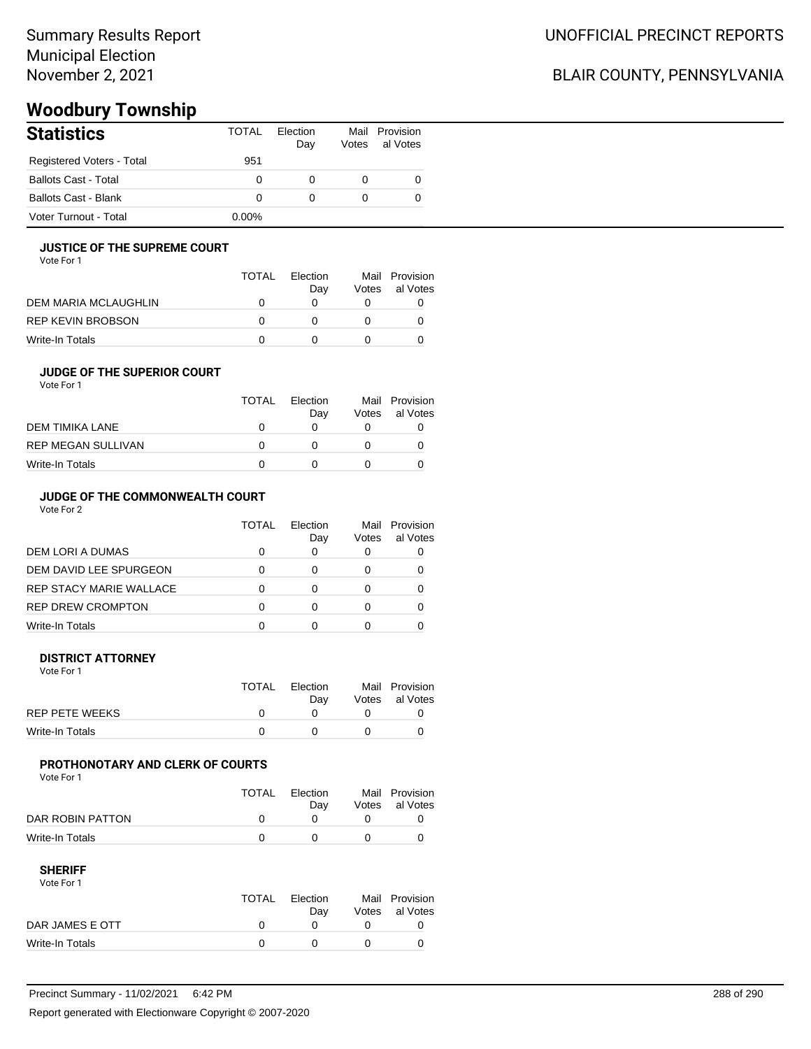Summary Results Report
Municipal Election
November 2, 2021

UNOFFICIAL PRECINCT REPORTS

BLAIR COUNTY, PENNSYLVANIA

# Woodbury Township

## Statistics

| | TOTAL | Election Day | Mail Votes | Provisional Votes |
|---|---|---|---|---|
| Registered Voters - Total | 951 | | | |
| Ballots Cast - Total | 0 | 0 | 0 | 0 |
| Ballots Cast - Blank | 0 | 0 | 0 | 0 |
| Voter Turnout - Total | 0.00% | | | |

### JUSTICE OF THE SUPREME COURT

Vote For 1

| | TOTAL | Election Day | Mail Votes | Provisional Votes |
|---|---|---|---|---|
| DEM MARIA MCLAUGHLIN | 0 | 0 | 0 | 0 |
| REP KEVIN BROBSON | 0 | 0 | 0 | 0 |
| Write-In Totals | 0 | 0 | 0 | 0 |

### JUDGE OF THE SUPERIOR COURT

Vote For 1

| | TOTAL | Election Day | Mail Votes | Provisional Votes |
|---|---|---|---|---|
| DEM TIMIKA LANE | 0 | 0 | 0 | 0 |
| REP MEGAN SULLIVAN | 0 | 0 | 0 | 0 |
| Write-In Totals | 0 | 0 | 0 | 0 |

### JUDGE OF THE COMMONWEALTH COURT

Vote For 2

| | TOTAL | Election Day | Mail Votes | Provisional Votes |
|---|---|---|---|---|
| DEM LORI A DUMAS | 0 | 0 | 0 | 0 |
| DEM DAVID LEE SPURGEON | 0 | 0 | 0 | 0 |
| REP STACY MARIE WALLACE | 0 | 0 | 0 | 0 |
| REP DREW CROMPTON | 0 | 0 | 0 | 0 |
| Write-In Totals | 0 | 0 | 0 | 0 |

### DISTRICT ATTORNEY

Vote For 1

| | TOTAL | Election Day | Mail Votes | Provisional Votes |
|---|---|---|---|---|
| REP PETE WEEKS | 0 | 0 | 0 | 0 |
| Write-In Totals | 0 | 0 | 0 | 0 |

### PROTHONOTARY AND CLERK OF COURTS

Vote For 1

| | TOTAL | Election Day | Mail Votes | Provisional Votes |
|---|---|---|---|---|
| DAR ROBIN PATTON | 0 | 0 | 0 | 0 |
| Write-In Totals | 0 | 0 | 0 | 0 |

### SHERIFF

Vote For 1

| | TOTAL | Election Day | Mail Votes | Provisional Votes |
|---|---|---|---|---|
| DAR JAMES E OTT | 0 | 0 | 0 | 0 |
| Write-In Totals | 0 | 0 | 0 | 0 |

Precinct Summary - 11/02/2021 6:42 PM

Report generated with Electionware Copyright © 2007-2020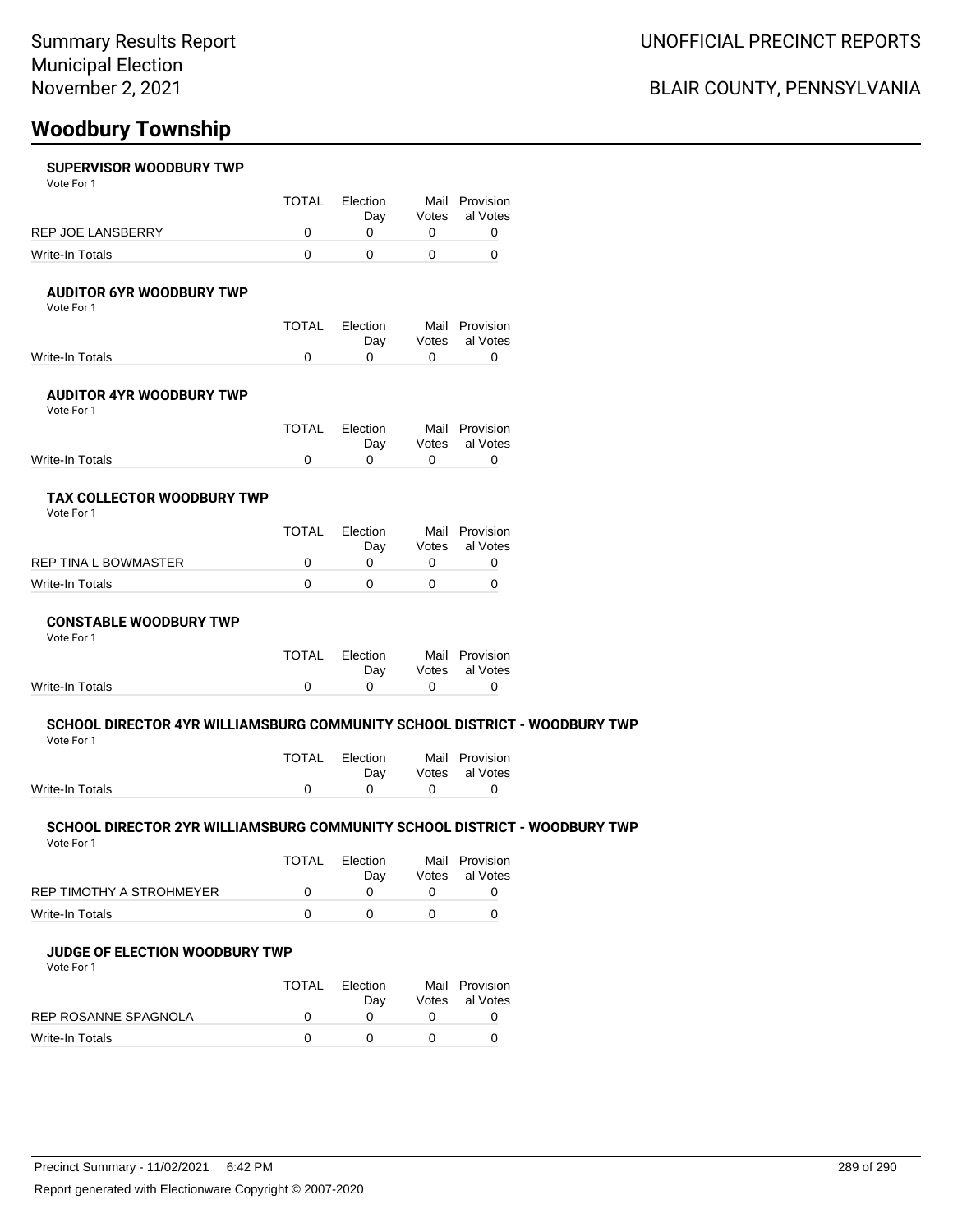Summary Results Report
Municipal Election
November 2, 2021

UNOFFICIAL PRECINCT REPORTS

BLAIR COUNTY, PENNSYLVANIA

# Woodbury Township

### SUPERVISOR WOODBURY TWP

Vote For 1

| | TOTAL | Election Day | Mail Votes | Provisional Votes |
|---|---|---|---|---|
| REP JOE LANSBERRY | 0 | 0 | 0 | 0 |
| Write-In Totals | 0 | 0 | 0 | 0 |

### AUDITOR 6YR WOODBURY TWP

Vote For 1

| | TOTAL | Election Day | Mail Votes | Provisional Votes |
|---|---|---|---|---|
| Write-In Totals | 0 | 0 | 0 | 0 |

### AUDITOR 4YR WOODBURY TWP

Vote For 1

| | TOTAL | Election Day | Mail Votes | Provisional Votes |
|---|---|---|---|---|
| Write-In Totals | 0 | 0 | 0 | 0 |

### TAX COLLECTOR WOODBURY TWP

Vote For 1

| | TOTAL | Election Day | Mail Votes | Provisional Votes |
|---|---|---|---|---|
| REP TINA L BOWMASTER | 0 | 0 | 0 | 0 |
| Write-In Totals | 0 | 0 | 0 | 0 |

### CONSTABLE WOODBURY TWP

Vote For 1

| | TOTAL | Election Day | Mail Votes | Provisional Votes |
|---|---|---|---|---|
| Write-In Totals | 0 | 0 | 0 | 0 |

### SCHOOL DIRECTOR 4YR WILLIAMSBURG COMMUNITY SCHOOL DISTRICT - WOODBURY TWP

Vote For 1

| | TOTAL | Election Day | Mail Votes | Provisional Votes |
|---|---|---|---|---|
| Write-In Totals | 0 | 0 | 0 | 0 |

### SCHOOL DIRECTOR 2YR WILLIAMSBURG COMMUNITY SCHOOL DISTRICT - WOODBURY TWP

Vote For 1

| | TOTAL | Election Day | Mail Votes | Provisional Votes |
|---|---|---|---|---|
| REP TIMOTHY A STROHMEYER | 0 | 0 | 0 | 0 |
| Write-In Totals | 0 | 0 | 0 | 0 |

### JUDGE OF ELECTION WOODBURY TWP

Vote For 1

| | TOTAL | Election Day | Mail Votes | Provisional Votes |
|---|---|---|---|---|
| REP ROSANNE SPAGNOLA | 0 | 0 | 0 | 0 |
| Write-In Totals | 0 | 0 | 0 | 0 |

Precinct Summary - 11/02/2021 6:42 PM

Report generated with Electionware Copyright © 2007-2020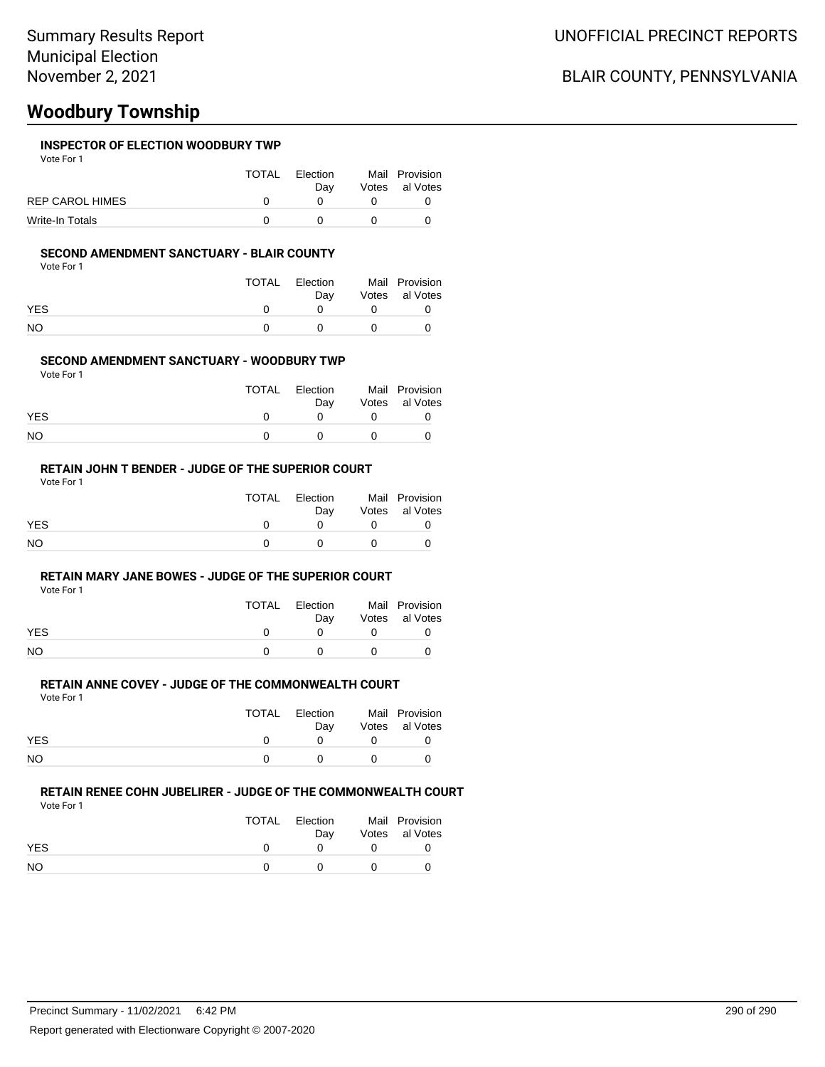# Woodbury Township

### INSPECTOR OF ELECTION WOODBURY TWP

Vote For 1

| | TOTAL | Election Day | Mail Votes | Provisional Votes |
|---|---|---|---|---|
| REP CAROL HIMES | 0 | 0 | 0 | 0 |
| Write-In Totals | 0 | 0 | 0 | 0 |

### SECOND AMENDMENT SANCTUARY - BLAIR COUNTY

Vote For 1

| | TOTAL | Election Day | Mail Votes | Provisional Votes |
|---|---|---|---|---|
| YES | 0 | 0 | 0 | 0 |
| NO | 0 | 0 | 0 | 0 |

### SECOND AMENDMENT SANCTUARY - WOODBURY TWP

Vote For 1

| | TOTAL | Election Day | Mail Votes | Provisional Votes |
|---|---|---|---|---|
| YES | 0 | 0 | 0 | 0 |
| NO | 0 | 0 | 0 | 0 |

### RETAIN JOHN T BENDER - JUDGE OF THE SUPERIOR COURT

Vote For 1

| | TOTAL | Election Day | Mail Votes | Provisional Votes |
|---|---|---|---|---|
| YES | 0 | 0 | 0 | 0 |
| NO | 0 | 0 | 0 | 0 |

### RETAIN MARY JANE BOWES - JUDGE OF THE SUPERIOR COURT

Vote For 1

| | TOTAL | Election Day | Mail Votes | Provisional Votes |
|---|---|---|---|---|
| YES | 0 | 0 | 0 | 0 |
| NO | 0 | 0 | 0 | 0 |

### RETAIN ANNE COVEY - JUDGE OF THE COMMONWEALTH COURT

Vote For 1

| | TOTAL | Election Day | Mail Votes | Provisional Votes |
|---|---|---|---|---|
| YES | 0 | 0 | 0 | 0 |
| NO | 0 | 0 | 0 | 0 |

### RETAIN RENEE COHN JUBELIRER - JUDGE OF THE COMMONWEALTH COURT

Vote For 1

| | TOTAL | Election Day | Mail Votes | Provisional Votes |
|---|---|---|---|---|
| YES | 0 | 0 | 0 | 0 |
| NO | 0 | 0 | 0 | 0 |